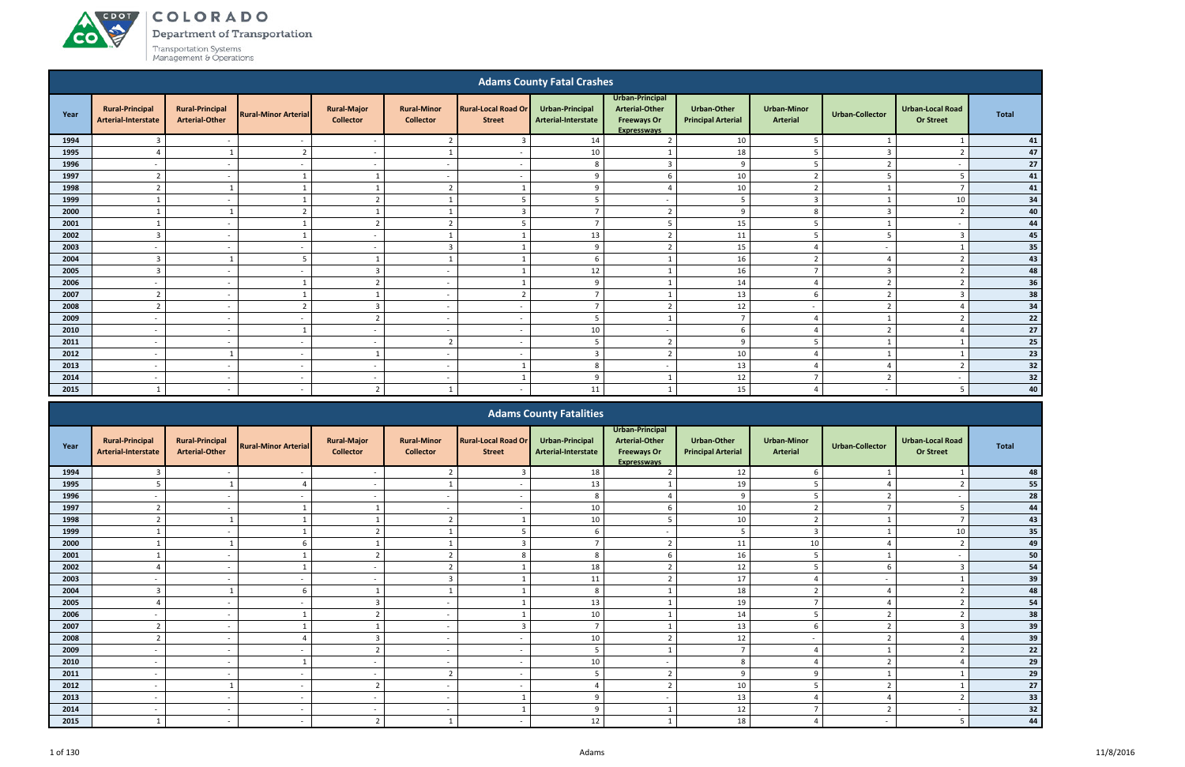## Adams County Fatal Crashes

| Year | Rural-Principal Arterial-Interstate | Rural-Principal Arterial-Other | Rural-Minor Arterial | Rural-Major Collector | Rural-Minor Collector | Rural-Local Road Or Street | Urban-Principal Arterial-Interstate | Urban-Principal Arterial-Other Freeways Or Expressways | Urban-Other Principal Arterial | Urban-Minor Arterial | Urban-Collector | Urban-Local Road Or Street | Total |
|---|---|---|---|---|---|---|---|---|---|---|---|---|---|
| **1994** | 3 | - | - | - | 2 | 3 | 14 | 2 | 10 | 5 | 1 | 1 | **41** |
| **1995** | 4 | 1 | 2 | - | 1 | - | 10 | 1 | 18 | 5 | 3 | 2 | **47** |
| **1996** | - | - | - | - | - | - | 8 | 3 | 9 | 5 | 2 | - | **27** |
| **1997** | 2 | - | 1 | 1 | - | - | 9 | 6 | 10 | 2 | 5 | 5 | **41** |
| **1998** | 2 | 1 | 1 | 1 | 2 | 1 | 9 | 4 | 10 | 2 | 1 | 7 | **41** |
| **1999** | 1 | - | 1 | 2 | 1 | 5 | 5 | - | 5 | 3 | 1 | 10 | **34** |
| **2000** | 1 | 1 | 2 | 1 | 1 | 3 | 7 | 2 | 9 | 8 | 3 | 2 | **40** |
| **2001** | 1 | - | 1 | 2 | 2 | 5 | 7 | 5 | 15 | 5 | 1 | - | **44** |
| **2002** | 3 | - | 1 | - | 1 | 1 | 13 | 2 | 11 | 5 | 5 | 3 | **45** |
| **2003** | - | - | - | - | 3 | 1 | 9 | 2 | 15 | 4 | - | 1 | **35** |
| **2004** | 3 | 1 | 5 | 1 | 1 | 1 | 6 | 1 | 16 | 2 | 4 | 2 | **43** |
| **2005** | 3 | - | - | 3 | - | 1 | 12 | 1 | 16 | 7 | 3 | 2 | **48** |
| **2006** | - | - | 1 | 2 | - | 1 | 9 | 1 | 14 | 4 | 2 | 2 | **36** |
| **2007** | 2 | - | 1 | 1 | - | 2 | 7 | 1 | 13 | 6 | 2 | 3 | **38** |
| **2008** | 2 | - | 2 | 3 | - | - | 7 | 2 | 12 | - | 2 | 4 | **34** |
| **2009** | - | - | - | 2 | - | - | 5 | 1 | 7 | 4 | 1 | 2 | **22** |
| **2010** | - | - | 1 | - | - | - | 10 | - | 6 | 4 | 2 | 4 | **27** |
| **2011** | - | - | - | - | 2 | - | 5 | 2 | 9 | 5 | 1 | 1 | **25** |
| **2012** | - | 1 | - | 1 | - | - | 3 | 2 | 10 | 4 | 1 | 1 | **23** |
| **2013** | - | - | - | - | - | 1 | 8 | - | 13 | 4 | 4 | 2 | **32** |
| **2014** | - | - | - | - | - | 1 | 9 | 1 | 12 | 7 | 2 | - | **32** |
| **2015** | 1 | - | - | 2 | 1 | - | 11 | 1 | 15 | 4 | - | 5 | **40** |

## Adams County Fatalities

| Year | Rural-Principal Arterial-Interstate | Rural-Principal Arterial-Other | Rural-Minor Arterial | Rural-Major Collector | Rural-Minor Collector | Rural-Local Road Or Street | Urban-Principal Arterial-Interstate | Urban-Principal Arterial-Other Freeways Or Expressways | Urban-Other Principal Arterial | Urban-Minor Arterial | Urban-Collector | Urban-Local Road Or Street | Total |
|---|---|---|---|---|---|---|---|---|---|---|---|---|---|
| **1994** | 3 | - | - | - | 2 | 3 | 18 | 2 | 12 | 6 | 1 | 1 | **48** |
| **1995** | 5 | 1 | 4 | - | 1 | - | 13 | 1 | 19 | 5 | 4 | 2 | **55** |
| **1996** | - | - | - | - | - | - | 8 | 4 | 9 | 5 | 2 | - | **28** |
| **1997** | 2 | - | 1 | 1 | - | - | 10 | 6 | 10 | 2 | 7 | 5 | **44** |
| **1998** | 2 | 1 | 1 | 1 | 2 | 1 | 10 | 5 | 10 | 2 | 1 | 7 | **43** |
| **1999** | 1 | - | 1 | 2 | 1 | 5 | 6 | - | 5 | 3 | 1 | 10 | **35** |
| **2000** | 1 | 1 | 6 | 1 | 1 | 3 | 7 | 2 | 11 | 10 | 4 | 2 | **49** |
| **2001** | 1 | - | 1 | 2 | 2 | 8 | 8 | 6 | 16 | 5 | 1 | - | **50** |
| **2002** | 4 | - | 1 | - | 2 | 1 | 18 | 2 | 12 | 5 | 6 | 3 | **54** |
| **2003** | - | - | - | - | 3 | 1 | 11 | 2 | 17 | 4 | - | 1 | **39** |
| **2004** | 3 | 1 | 6 | 1 | 1 | 1 | 8 | 1 | 18 | 2 | 4 | 2 | **48** |
| **2005** | 4 | - | - | 3 | - | 1 | 13 | 1 | 19 | 7 | 4 | 2 | **54** |
| **2006** | - | - | 1 | 2 | - | 1 | 10 | 1 | 14 | 5 | 2 | 2 | **38** |
| **2007** | 2 | - | 1 | 1 | - | 3 | 7 | 1 | 13 | 6 | 2 | 3 | **39** |
| **2008** | 2 | - | 4 | 3 | - | - | 10 | 2 | 12 | - | 2 | 4 | **39** |
| **2009** | - | - | - | 2 | - | - | 5 | 1 | 7 | 4 | 1 | 2 | **22** |
| **2010** | - | - | 1 | - | - | - | 10 | - | 8 | 4 | 2 | 4 | **29** |
| **2011** | - | - | - | - | 2 | - | 5 | 2 | 9 | 9 | 1 | 1 | **29** |
| **2012** | - | 1 | - | 2 | - | - | 4 | 2 | 10 | 5 | 2 | 1 | **27** |
| **2013** | - | - | - | - | - | 1 | 9 | - | 13 | 4 | 4 | 2 | **33** |
| **2014** | - | - | - | - | - | 1 | 9 | 1 | 12 | 7 | 2 | - | **32** |
| **2015** | 1 | - | - | 2 | 1 | - | 12 | 1 | 18 | 4 | - | 5 | **44** |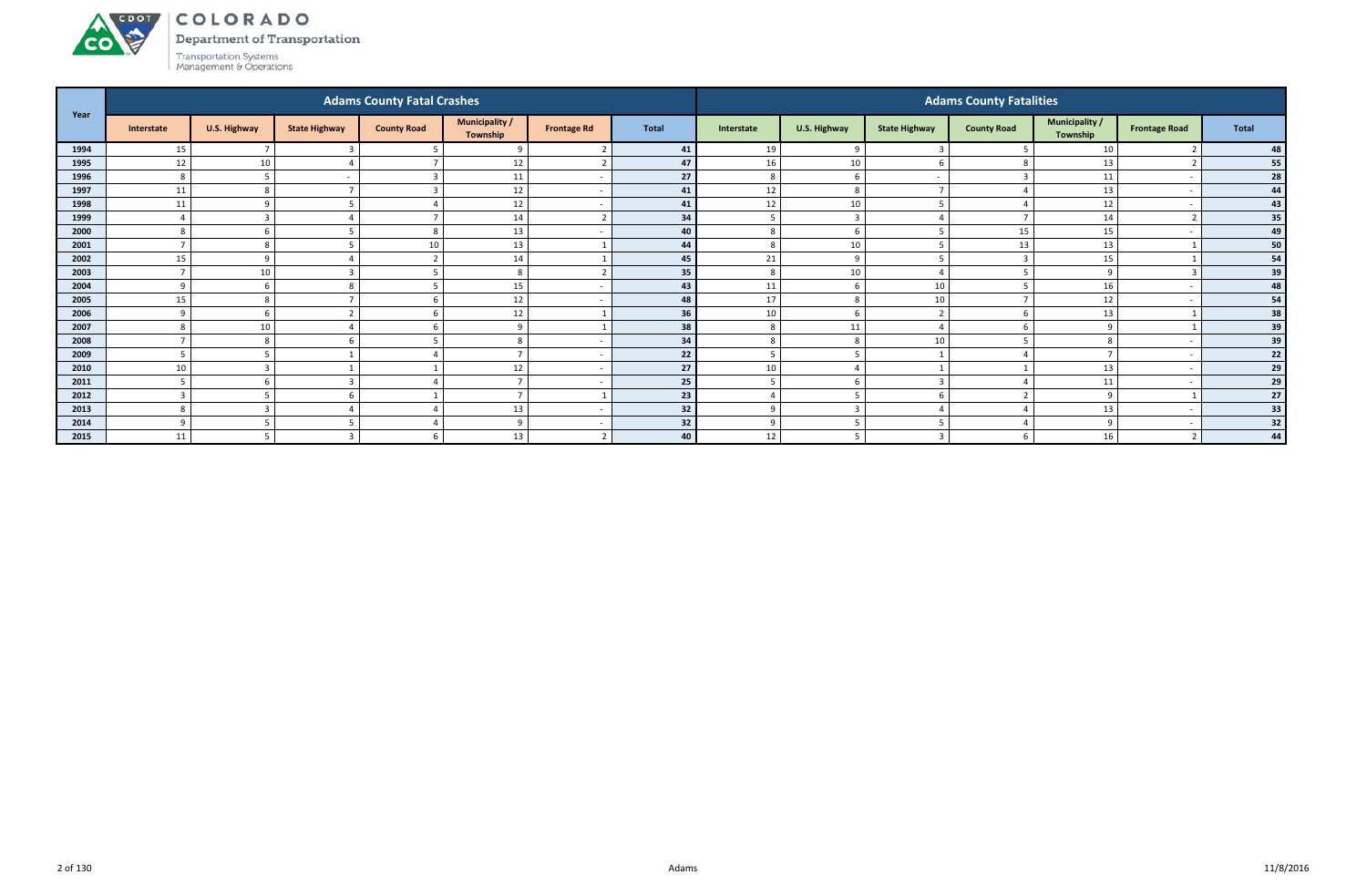# COLORADO

Department of Transportation

Transportation Systems Management & Operations

| Year | Adams County Fatal Crashes | | | | | | | Adams County Fatalities | | | | | | |
|---|---|---|---|---|---|---|---|---|---|---|---|---|---|---|
| | Interstate | U.S. Highway | State Highway | County Road | Municipality / Township | Frontage Rd | Total | Interstate | U.S. Highway | State Highway | County Road | Municipality / Township | Frontage Road | Total |
| 1994 | 15 | 7 | 3 | 5 | 9 | 2 | 41 | 19 | 9 | 3 | 5 | 10 | 2 | 48 |
| 1995 | 12 | 10 | 4 | 7 | 12 | 2 | 47 | 16 | 10 | 6 | 8 | 13 | 2 | 55 |
| 1996 | 8 | 5 | - | 3 | 11 | - | 27 | 8 | 6 | - | 3 | 11 | - | 28 |
| 1997 | 11 | 8 | 7 | 3 | 12 | - | 41 | 12 | 8 | 7 | 4 | 13 | - | 44 |
| 1998 | 11 | 9 | 5 | 4 | 12 | - | 41 | 12 | 10 | 5 | 4 | 12 | - | 43 |
| 1999 | 4 | 3 | 4 | 7 | 14 | 2 | 34 | 5 | 3 | 4 | 7 | 14 | 2 | 35 |
| 2000 | 8 | 6 | 5 | 8 | 13 | - | 40 | 8 | 6 | 5 | 15 | 15 | - | 49 |
| 2001 | 7 | 8 | 5 | 10 | 13 | 1 | 44 | 8 | 10 | 5 | 13 | 13 | 1 | 50 |
| 2002 | 15 | 9 | 4 | 2 | 14 | 1 | 45 | 21 | 9 | 5 | 3 | 15 | 1 | 54 |
| 2003 | 7 | 10 | 3 | 5 | 8 | 2 | 35 | 8 | 10 | 4 | 5 | 9 | 3 | 39 |
| 2004 | 9 | 6 | 8 | 5 | 15 | - | 43 | 11 | 6 | 10 | 5 | 16 | - | 48 |
| 2005 | 15 | 8 | 7 | 6 | 12 | - | 48 | 17 | 8 | 10 | 7 | 12 | - | 54 |
| 2006 | 9 | 6 | 2 | 6 | 12 | 1 | 36 | 10 | 6 | 2 | 6 | 13 | 1 | 38 |
| 2007 | 8 | 10 | 4 | 6 | 9 | 1 | 38 | 8 | 11 | 4 | 6 | 9 | 1 | 39 |
| 2008 | 7 | 8 | 6 | 5 | 8 | - | 34 | 8 | 8 | 10 | 5 | 8 | - | 39 |
| 2009 | 5 | 5 | 1 | 4 | 7 | - | 22 | 5 | 5 | 1 | 4 | 7 | - | 22 |
| 2010 | 10 | 3 | 1 | 1 | 12 | - | 27 | 10 | 4 | 1 | 1 | 13 | - | 29 |
| 2011 | 5 | 6 | 3 | 4 | 7 | - | 25 | 5 | 6 | 3 | 4 | 11 | - | 29 |
| 2012 | 3 | 5 | 6 | 1 | 7 | 1 | 23 | 4 | 5 | 6 | 2 | 9 | 1 | 27 |
| 2013 | 8 | 3 | 4 | 4 | 13 | - | 32 | 9 | 3 | 4 | 4 | 13 | - | 33 |
| 2014 | 9 | 5 | 5 | 4 | 9 | - | 32 | 9 | 5 | 5 | 4 | 9 | - | 32 |
| 2015 | 11 | 5 | 3 | 6 | 13 | 2 | 40 | 12 | 5 | 3 | 6 | 16 | 2 | 44 |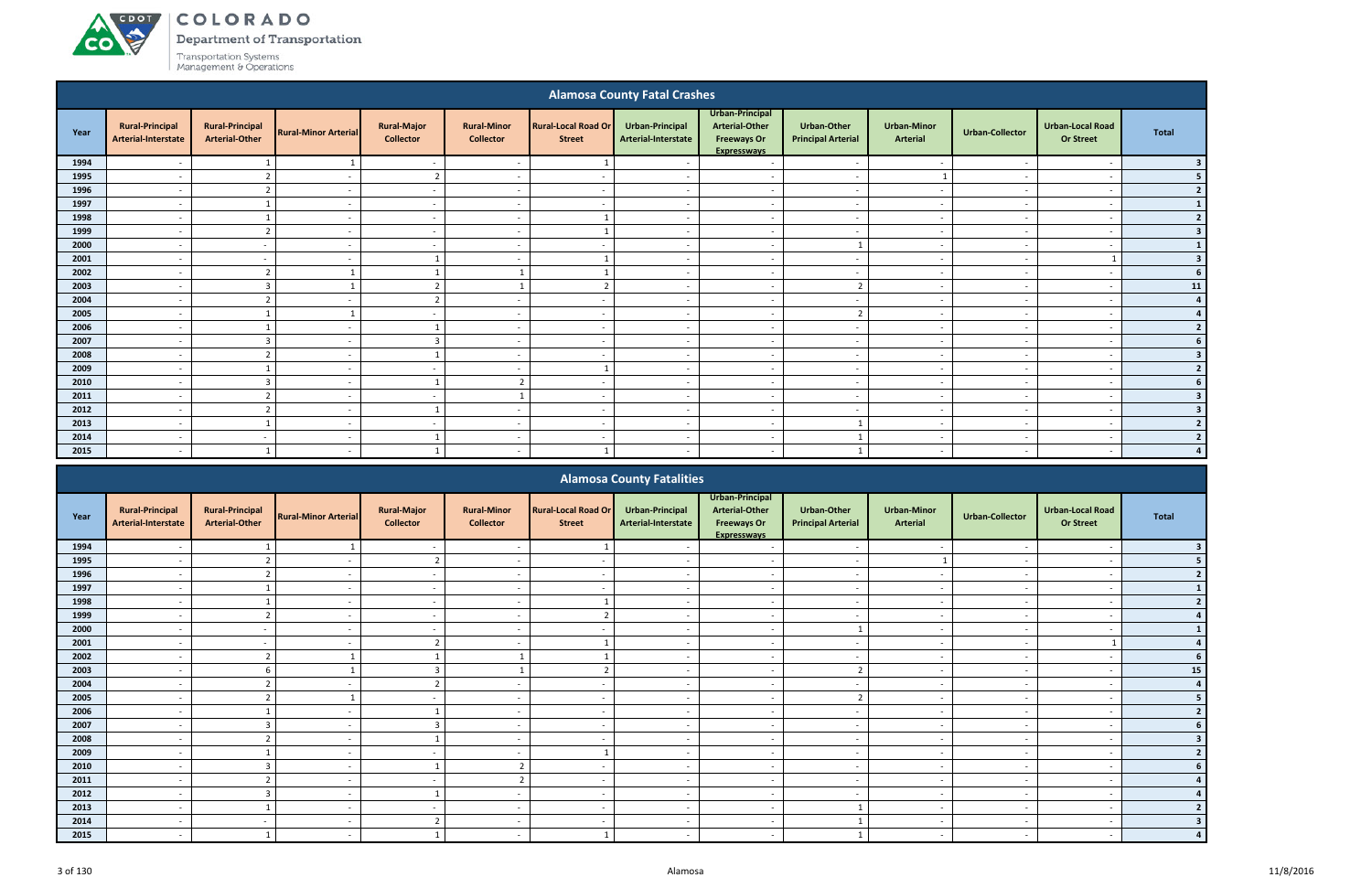# COLORADO Department of Transportation

Transportation Systems Management & Operations

## Alamosa County Fatal Crashes

| Year | Rural-Principal Arterial-Interstate | Rural-Principal Arterial-Other | Rural-Minor Arterial | Rural-Major Collector | Rural-Minor Collector | Rural-Local Road Or Street | Urban-Principal Arterial-Interstate | Urban-Principal Arterial-Other Freeways Or Expressways | Urban-Other Principal Arterial | Urban-Minor Arterial | Urban-Collector | Urban-Local Road Or Street | Total |
|---|---|---|---|---|---|---|---|---|---|---|---|---|---|
| 1994 | - | 1 | 1 | - | - | 1 | - | - | - | - | - | - | 3 |
| 1995 | - | 2 | - | 2 | - | - | - | - | - | 1 | - | - | 5 |
| 1996 | - | 2 | - | - | - | - | - | - | - | - | - | - | 2 |
| 1997 | - | 1 | - | - | - | - | - | - | - | - | - | - | 1 |
| 1998 | - | 1 | - | - | - | 1 | - | - | - | - | - | - | 2 |
| 1999 | - | 2 | - | - | - | 1 | - | - | - | - | - | - | 3 |
| 2000 | - | - | - | - | - | - | - | - | 1 | - | - | - | 1 |
| 2001 | - | - | - | 1 | - | 1 | - | - | - | - | - | 1 | 3 |
| 2002 | - | 2 | 1 | 1 | 1 | 1 | - | - | - | - | - | - | 6 |
| 2003 | - | 3 | 1 | 2 | 1 | 2 | - | - | 2 | - | - | - | 11 |
| 2004 | - | 2 | - | 2 | - | - | - | - | - | - | - | - | 4 |
| 2005 | - | 1 | 1 | - | - | - | - | - | 2 | - | - | - | 4 |
| 2006 | - | 1 | - | 1 | - | - | - | - | - | - | - | - | 2 |
| 2007 | - | 3 | - | 3 | - | - | - | - | - | - | - | - | 6 |
| 2008 | - | 2 | - | 1 | - | - | - | - | - | - | - | - | 3 |
| 2009 | - | 1 | - | - | - | 1 | - | - | - | - | - | - | 2 |
| 2010 | - | 3 | - | 1 | 2 | - | - | - | - | - | - | - | 6 |
| 2011 | - | 2 | - | - | 1 | - | - | - | - | - | - | - | 3 |
| 2012 | - | 2 | - | 1 | - | - | - | - | - | - | - | - | 3 |
| 2013 | - | 1 | - | - | - | - | - | - | 1 | - | - | - | 2 |
| 2014 | - | - | - | 1 | - | - | - | - | 1 | - | - | - | 2 |
| 2015 | - | 1 | - | 1 | - | 1 | - | - | 1 | - | - | - | 4 |

## Alamosa County Fatalities

| Year | Rural-Principal Arterial-Interstate | Rural-Principal Arterial-Other | Rural-Minor Arterial | Rural-Major Collector | Rural-Minor Collector | Rural-Local Road Or Street | Urban-Principal Arterial-Interstate | Urban-Principal Arterial-Other Freeways Or Expressways | Urban-Other Principal Arterial | Urban-Minor Arterial | Urban-Collector | Urban-Local Road Or Street | Total |
|---|---|---|---|---|---|---|---|---|---|---|---|---|---|
| 1994 | - | 1 | 1 | - | - | 1 | - | - | - | - | - | - | 3 |
| 1995 | - | 2 | - | 2 | - | - | - | - | - | 1 | - | - | 5 |
| 1996 | - | 2 | - | - | - | - | - | - | - | - | - | - | 2 |
| 1997 | - | 1 | - | - | - | - | - | - | - | - | - | - | 1 |
| 1998 | - | 1 | - | - | - | 1 | - | - | - | - | - | - | 2 |
| 1999 | - | 2 | - | - | - | 2 | - | - | - | - | - | - | 4 |
| 2000 | - | - | - | - | - | - | - | - | 1 | - | - | - | 1 |
| 2001 | - | - | - | 2 | - | 1 | - | - | - | - | - | 1 | 4 |
| 2002 | - | 2 | 1 | 1 | 1 | 1 | - | - | - | - | - | - | 6 |
| 2003 | - | 6 | 1 | 3 | 1 | 2 | - | - | 2 | - | - | - | 15 |
| 2004 | - | 2 | - | 2 | - | - | - | - | - | - | - | - | 4 |
| 2005 | - | 2 | 1 | - | - | - | - | - | 2 | - | - | - | 5 |
| 2006 | - | 1 | - | 1 | - | - | - | - | - | - | - | - | 2 |
| 2007 | - | 3 | - | 3 | - | - | - | - | - | - | - | - | 6 |
| 2008 | - | 2 | - | 1 | - | - | - | - | - | - | - | - | 3 |
| 2009 | - | 1 | - | - | - | 1 | - | - | - | - | - | - | 2 |
| 2010 | - | 3 | - | 1 | 2 | - | - | - | - | - | - | - | 6 |
| 2011 | - | 2 | - | - | 2 | - | - | - | - | - | - | - | 4 |
| 2012 | - | 3 | - | 1 | - | - | - | - | - | - | - | - | 4 |
| 2013 | - | 1 | - | - | - | - | - | - | 1 | - | - | - | 2 |
| 2014 | - | - | - | 2 | - | - | - | - | 1 | - | - | - | 3 |
| 2015 | - | 1 | - | 1 | - | 1 | - | - | 1 | - | - | - | 4 |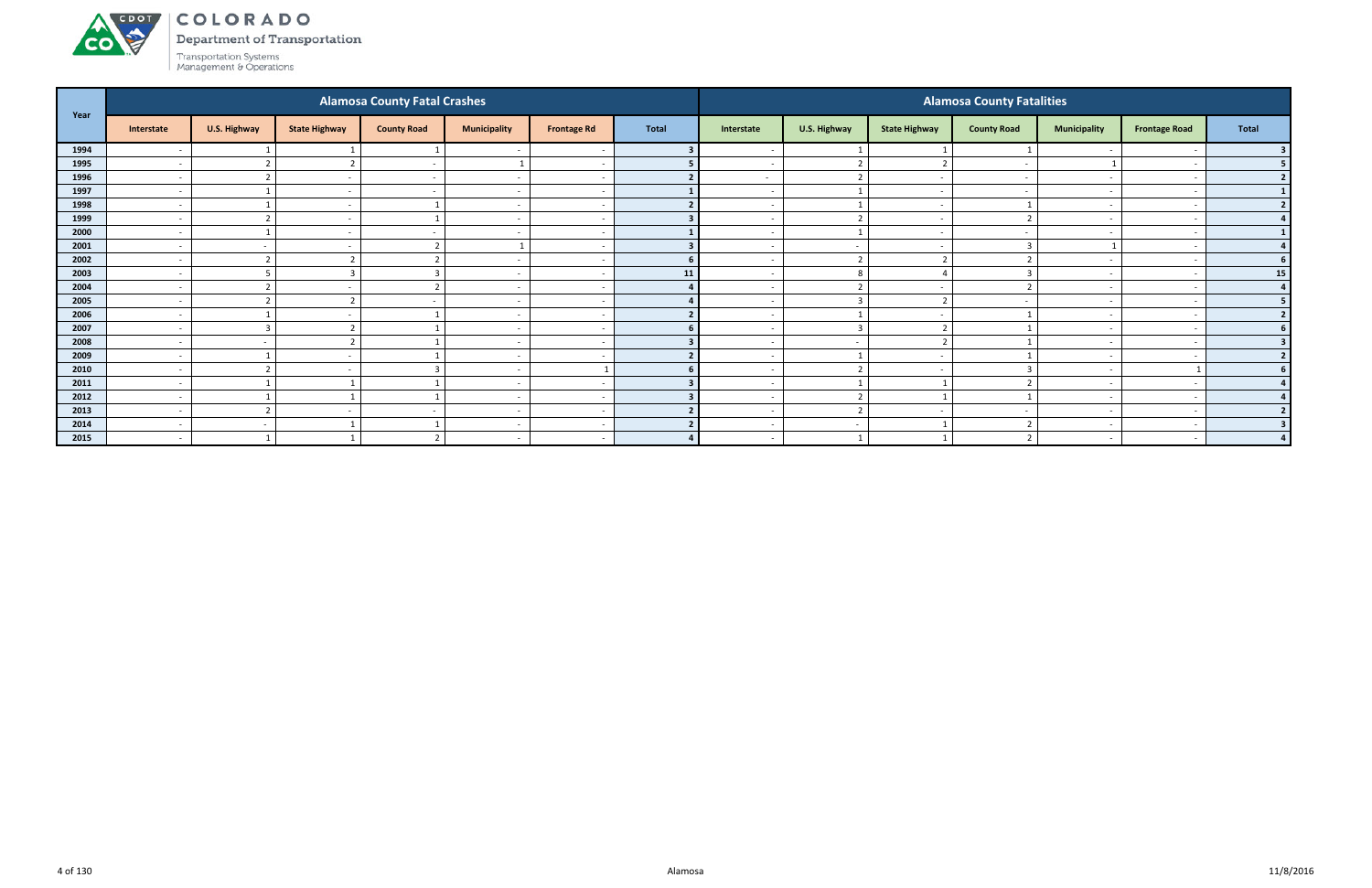# COLORADO

Department of Transportation

Transportation Systems Management & Operations

| Year | Alamosa County Fatal Crashes | | | | | | | Alamosa County Fatalities | | | | | | |
|---|---|---|---|---|---|---|---|---|---|---|---|---|---|---|
| | Interstate | U.S. Highway | State Highway | County Road | Municipality | Frontage Rd | Total | Interstate | U.S. Highway | State Highway | County Road | Municipality | Frontage Road | Total |
| 1994 | - | 1 | 1 | 1 | - | - | 3 | - | 1 | 1 | 1 | - | - | 3 |
| 1995 | - | 2 | 2 | - | 1 | - | 5 | - | 2 | 2 | - | 1 | - | 5 |
| 1996 | - | 2 | - | - | - | - | 2 | - | 2 | - | - | - | - | 2 |
| 1997 | - | 1 | - | - | - | - | 1 | - | 1 | - | - | - | - | 1 |
| 1998 | - | 1 | - | 1 | - | - | 2 | - | 1 | - | 1 | - | - | 2 |
| 1999 | - | 2 | - | 1 | - | - | 3 | - | 2 | - | 2 | - | - | 4 |
| 2000 | - | 1 | - | - | - | - | 1 | - | 1 | - | - | - | - | 1 |
| 2001 | - | - | - | 2 | 1 | - | 3 | - | - | - | 3 | 1 | - | 4 |
| 2002 | - | 2 | 2 | 2 | - | - | 6 | - | 2 | 2 | 2 | - | - | 6 |
| 2003 | - | 5 | 3 | 3 | - | - | 11 | - | 8 | 4 | 3 | - | - | 15 |
| 2004 | - | 2 | - | 2 | - | - | 4 | - | 2 | - | 2 | - | - | 4 |
| 2005 | - | 2 | 2 | - | - | - | 4 | - | 3 | 2 | - | - | - | 5 |
| 2006 | - | 1 | - | 1 | - | - | 2 | - | 1 | - | 1 | - | - | 2 |
| 2007 | - | 3 | 2 | 1 | - | - | 6 | - | 3 | 2 | 1 | - | - | 6 |
| 2008 | - | - | 2 | 1 | - | - | 3 | - | - | 2 | 1 | - | - | 3 |
| 2009 | - | 1 | - | 1 | - | - | 2 | - | 1 | - | 1 | - | - | 2 |
| 2010 | - | 2 | - | 3 | - | 1 | 6 | - | 2 | - | 3 | - | 1 | 6 |
| 2011 | - | 1 | 1 | 1 | - | - | 3 | - | 1 | 1 | 2 | - | - | 4 |
| 2012 | - | 1 | 1 | 1 | - | - | 3 | - | 2 | 1 | 1 | - | - | 4 |
| 2013 | - | 2 | - | - | - | - | 2 | - | 2 | - | - | - | - | 2 |
| 2014 | - | - | 1 | 1 | - | - | 2 | - | - | 1 | 2 | - | - | 3 |
| 2015 | - | 1 | 1 | 2 | - | - | 4 | - | 1 | 1 | 2 | - | - | 4 |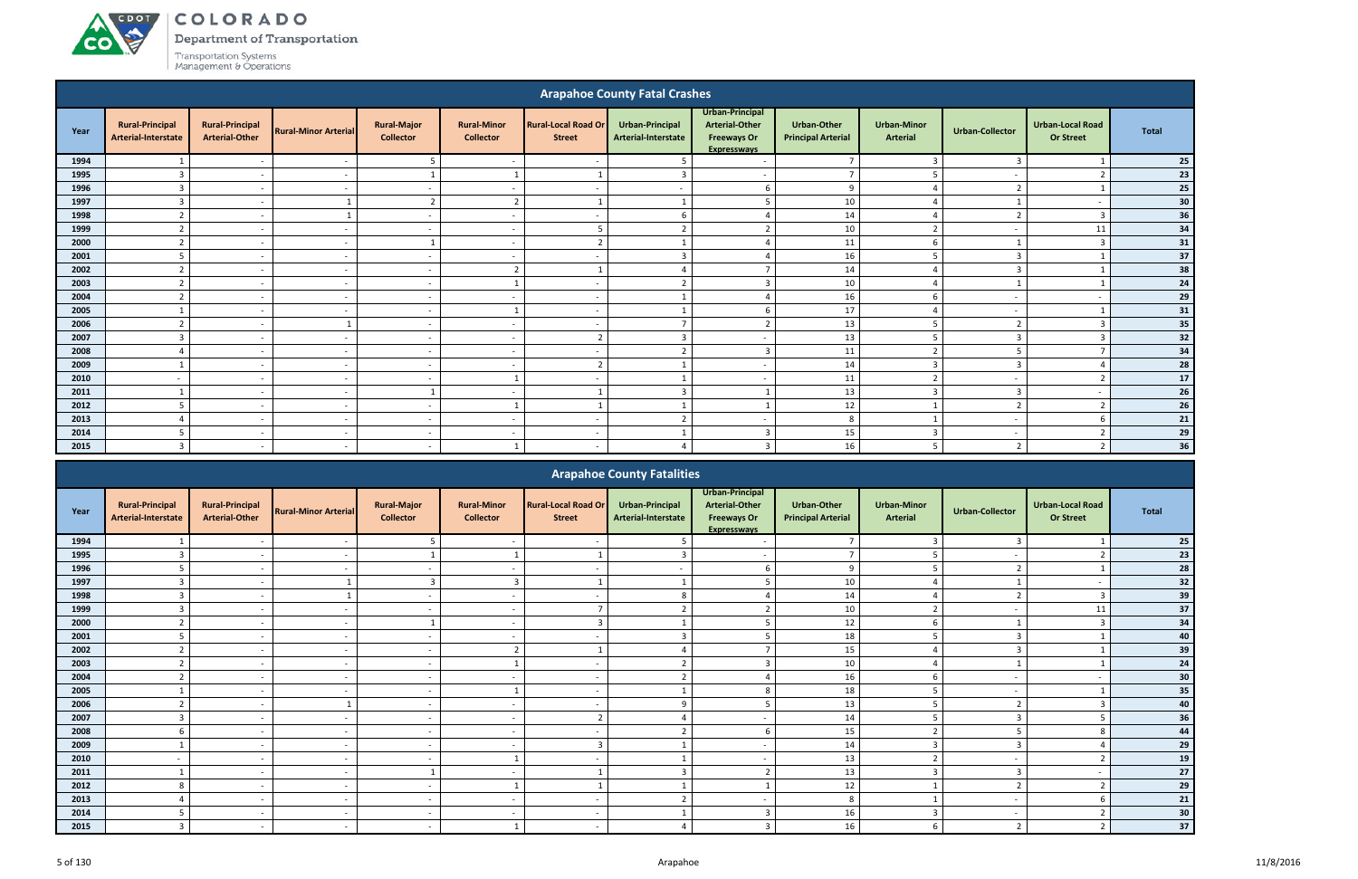## Arapahoe County Fatal Crashes

| Year | Rural-Principal Arterial-Interstate | Rural-Principal Arterial-Other | Rural-Minor Arterial | Rural-Major Collector | Rural-Minor Collector | Rural-Local Road Or Street | Urban-Principal Arterial-Interstate | Urban-Principal Arterial-Other Freeways Or Expressways | Urban-Other Principal Arterial | Urban-Minor Arterial | Urban-Collector | Urban-Local Road Or Street | Total |
|---|---|---|---|---|---|---|---|---|---|---|---|---|---|
| 1994 | 1 | - | - | 5 | - | - | 5 | - | 7 | 3 | 3 | 1 | 25 |
| 1995 | 3 | - | - | 1 | 1 | 1 | 3 | - | 7 | 5 | - | 2 | 23 |
| 1996 | 3 | - | - | - | - | - | - | 6 | 9 | 4 | 2 | 1 | 25 |
| 1997 | 3 | - | 1 | 2 | 2 | 1 | 1 | 5 | 10 | 4 | 1 | - | 30 |
| 1998 | 2 | - | 1 | - | - | - | 6 | 4 | 14 | 4 | 2 | 3 | 36 |
| 1999 | 2 | - | - | - | - | 5 | 2 | 2 | 10 | 2 | - | 11 | 34 |
| 2000 | 2 | - | - | 1 | - | 2 | 1 | 4 | 11 | 6 | 1 | 3 | 31 |
| 2001 | 5 | - | - | - | - | - | 3 | 4 | 16 | 5 | 3 | 1 | 37 |
| 2002 | 2 | - | - | - | 2 | 1 | 4 | 7 | 14 | 4 | 3 | 1 | 38 |
| 2003 | 2 | - | - | - | 1 | - | 2 | 3 | 10 | 4 | 1 | 1 | 24 |
| 2004 | 2 | - | - | - | - | - | 1 | 4 | 16 | 6 | - | - | 29 |
| 2005 | 1 | - | - | - | 1 | - | 1 | 6 | 17 | 4 | - | 1 | 31 |
| 2006 | 2 | - | 1 | - | - | - | 7 | 2 | 13 | 5 | 2 | 3 | 35 |
| 2007 | 3 | - | - | - | - | 2 | 3 | - | 13 | 5 | 3 | 3 | 32 |
| 2008 | 4 | - | - | - | - | - | 2 | 3 | 11 | 2 | 5 | 7 | 34 |
| 2009 | 1 | - | - | - | - | 2 | 1 | - | 14 | 3 | 3 | 4 | 28 |
| 2010 | - | - | - | - | 1 | - | 1 | - | 11 | 2 | - | 2 | 17 |
| 2011 | 1 | - | - | 1 | - | 1 | 3 | 1 | 13 | 3 | 3 | - | 26 |
| 2012 | 5 | - | - | - | 1 | 1 | 1 | 1 | 12 | 1 | 2 | 2 | 26 |
| 2013 | 4 | - | - | - | - | - | 2 | - | 8 | 1 | - | 6 | 21 |
| 2014 | 5 | - | - | - | - | - | 1 | 3 | 15 | 3 | - | 2 | 29 |
| 2015 | 3 | - | - | - | 1 | - | 4 | 3 | 16 | 5 | 2 | 2 | 36 |

## Arapahoe County Fatalities

| Year | Rural-Principal Arterial-Interstate | Rural-Principal Arterial-Other | Rural-Minor Arterial | Rural-Major Collector | Rural-Minor Collector | Rural-Local Road Or Street | Urban-Principal Arterial-Interstate | Urban-Principal Arterial-Other Freeways Or Expressways | Urban-Other Principal Arterial | Urban-Minor Arterial | Urban-Collector | Urban-Local Road Or Street | Total |
|---|---|---|---|---|---|---|---|---|---|---|---|---|---|
| 1994 | 1 | - | - | 5 | - | - | 5 | - | 7 | 3 | 3 | 1 | 25 |
| 1995 | 3 | - | - | 1 | 1 | 1 | 3 | - | 7 | 5 | - | 2 | 23 |
| 1996 | 5 | - | - | - | - | - | - | 6 | 9 | 5 | 2 | 1 | 28 |
| 1997 | 3 | - | 1 | 3 | 3 | 1 | 1 | 5 | 10 | 4 | 1 | - | 32 |
| 1998 | 3 | - | 1 | - | - | - | 8 | 4 | 14 | 4 | 2 | 3 | 39 |
| 1999 | 3 | - | - | - | - | 7 | 2 | 2 | 10 | 2 | - | 11 | 37 |
| 2000 | 2 | - | - | 1 | - | 3 | 1 | 5 | 12 | 6 | 1 | 3 | 34 |
| 2001 | 5 | - | - | - | - | - | 3 | 5 | 18 | 5 | 3 | 1 | 40 |
| 2002 | 2 | - | - | - | 2 | 1 | 4 | 7 | 15 | 4 | 3 | 1 | 39 |
| 2003 | 2 | - | - | - | 1 | - | 2 | 3 | 10 | 4 | 1 | 1 | 24 |
| 2004 | 2 | - | - | - | - | - | 2 | 4 | 16 | 6 | - | - | 30 |
| 2005 | 1 | - | - | - | 1 | - | 1 | 8 | 18 | 5 | - | 1 | 35 |
| 2006 | 2 | - | 1 | - | - | - | 9 | 5 | 13 | 5 | 2 | 3 | 40 |
| 2007 | 3 | - | - | - | - | 2 | 4 | - | 14 | 5 | 3 | 5 | 36 |
| 2008 | 6 | - | - | - | - | - | 2 | 6 | 15 | 2 | 5 | 8 | 44 |
| 2009 | 1 | - | - | - | - | 3 | 1 | - | 14 | 3 | 3 | 4 | 29 |
| 2010 | - | - | - | - | 1 | - | 1 | - | 13 | 2 | - | 2 | 19 |
| 2011 | 1 | - | - | 1 | - | 1 | 3 | 2 | 13 | 3 | 3 | - | 27 |
| 2012 | 8 | - | - | - | 1 | 1 | 1 | 1 | 12 | 1 | 2 | 2 | 29 |
| 2013 | 4 | - | - | - | - | - | 2 | - | 8 | 1 | - | 6 | 21 |
| 2014 | 5 | - | - | - | - | - | 1 | 3 | 16 | 3 | - | 2 | 30 |
| 2015 | 3 | - | - | - | 1 | - | 4 | 3 | 16 | 6 | 2 | 2 | 37 |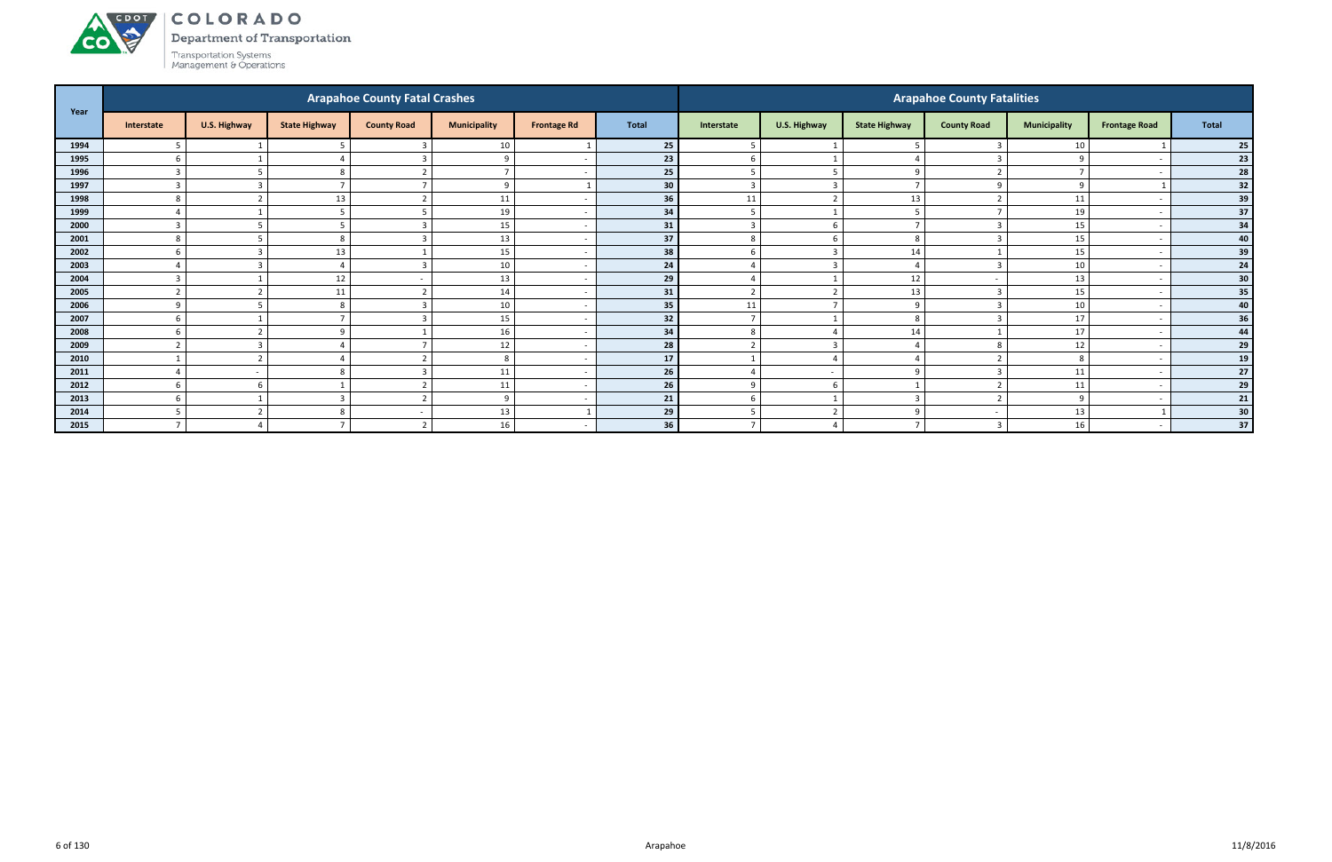# COLORADO

Department of Transportation

Transportation Systems Management & Operations

| Year | Arapahoe County Fatal Crashes | | | | | | | Arapahoe County Fatalities | | | | | | |
|---|---|---|---|---|---|---|---|---|---|---|---|---|---|---|
| | Interstate | U.S. Highway | State Highway | County Road | Municipality | Frontage Rd | Total | Interstate | U.S. Highway | State Highway | County Road | Municipality | Frontage Road | Total |
| **1994** | 5 | 1 | 5 | 3 | 10 | 1 | **25** | 5 | 1 | 5 | 3 | 10 | 1 | **25** |
| **1995** | 6 | 1 | 4 | 3 | 9 | - | **23** | 6 | 1 | 4 | 3 | 9 | - | **23** |
| **1996** | 3 | 5 | 8 | 2 | 7 | - | **25** | 5 | 5 | 9 | 2 | 7 | - | **28** |
| **1997** | 3 | 3 | 7 | 7 | 9 | 1 | **30** | 3 | 3 | 7 | 9 | 9 | 1 | **32** |
| **1998** | 8 | 2 | 13 | 2 | 11 | - | **36** | 11 | 2 | 13 | 2 | 11 | - | **39** |
| **1999** | 4 | 1 | 5 | 5 | 19 | - | **34** | 5 | 1 | 5 | 7 | 19 | - | **37** |
| **2000** | 3 | 5 | 5 | 3 | 15 | - | **31** | 3 | 6 | 7 | 3 | 15 | - | **34** |
| **2001** | 8 | 5 | 8 | 3 | 13 | - | **37** | 8 | 6 | 8 | 3 | 15 | - | **40** |
| **2002** | 6 | 3 | 13 | 1 | 15 | - | **38** | 6 | 3 | 14 | 1 | 15 | - | **39** |
| **2003** | 4 | 3 | 4 | 3 | 10 | - | **24** | 4 | 3 | 4 | 3 | 10 | - | **24** |
| **2004** | 3 | 1 | 12 | - | 13 | - | **29** | 4 | 1 | 12 | - | 13 | - | **30** |
| **2005** | 2 | 2 | 11 | 2 | 14 | - | **31** | 2 | 2 | 13 | 3 | 15 | - | **35** |
| **2006** | 9 | 5 | 8 | 3 | 10 | - | **35** | 11 | 7 | 9 | 3 | 10 | - | **40** |
| **2007** | 6 | 1 | 7 | 3 | 15 | - | **32** | 7 | 1 | 8 | 3 | 17 | - | **36** |
| **2008** | 6 | 2 | 9 | 1 | 16 | - | **34** | 8 | 4 | 14 | 1 | 17 | - | **44** |
| **2009** | 2 | 3 | 4 | 7 | 12 | - | **28** | 2 | 3 | 4 | 8 | 12 | - | **29** |
| **2010** | 1 | 2 | 4 | 2 | 8 | - | **17** | 1 | 4 | 4 | 2 | 8 | - | **19** |
| **2011** | 4 | - | 8 | 3 | 11 | - | **26** | 4 | - | 9 | 3 | 11 | - | **27** |
| **2012** | 6 | 6 | 1 | 2 | 11 | - | **26** | 9 | 6 | 1 | 2 | 11 | - | **29** |
| **2013** | 6 | 1 | 3 | 2 | 9 | - | **21** | 6 | 1 | 3 | 2 | 9 | - | **21** |
| **2014** | 5 | 2 | 8 | - | 13 | 1 | **29** | 5 | 2 | 9 | - | 13 | 1 | **30** |
| **2015** | 7 | 4 | 7 | 2 | 16 | - | **36** | 7 | 4 | 7 | 3 | 16 | - | **37** |

Arapahoe

11/8/2016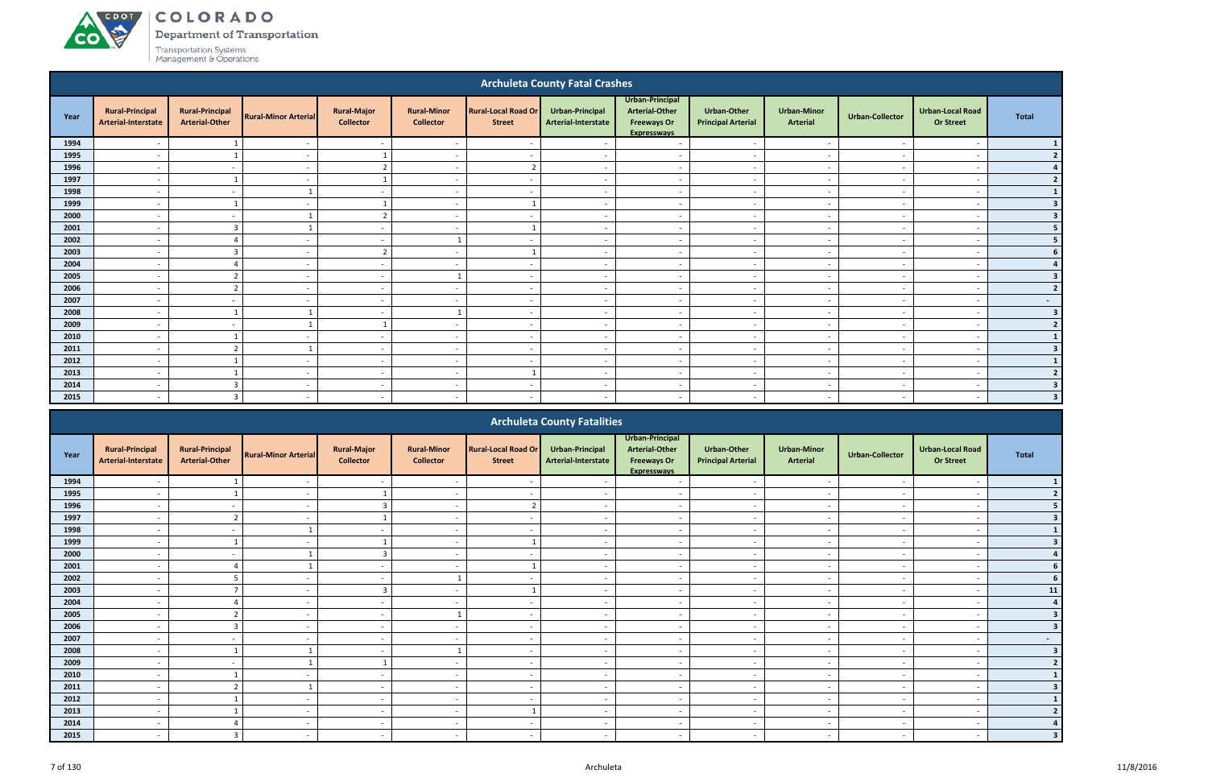## Archuleta County Fatal Crashes

| Year | Rural-Principal Arterial-Interstate | Rural-Principal Arterial-Other | Rural-Minor Arterial | Rural-Major Collector | Rural-Minor Collector | Rural-Local Road Or Street | Urban-Principal Arterial-Interstate | Urban-Principal Arterial-Other Freeways Or Expressways | Urban-Other Principal Arterial | Urban-Minor Arterial | Urban-Collector | Urban-Local Road Or Street | Total |
|---|---|---|---|---|---|---|---|---|---|---|---|---|---|
| 1994 | - | 1 | - | - | - | - | - | - | - | - | - | - | 1 |
| 1995 | - | 1 | - | 1 | - | - | - | - | - | - | - | - | 2 |
| 1996 | - | - | - | 2 | - | 2 | - | - | - | - | - | - | 4 |
| 1997 | - | 1 | - | 1 | - | - | - | - | - | - | - | - | 2 |
| 1998 | - | - | 1 | - | - | - | - | - | - | - | - | - | 1 |
| 1999 | - | 1 | - | 1 | - | 1 | - | - | - | - | - | - | 3 |
| 2000 | - | - | 1 | 2 | - | - | - | - | - | - | - | - | 3 |
| 2001 | - | 3 | 1 | - | - | 1 | - | - | - | - | - | - | 5 |
| 2002 | - | 4 | - | - | 1 | - | - | - | - | - | - | - | 5 |
| 2003 | - | 3 | - | 2 | - | 1 | - | - | - | - | - | - | 6 |
| 2004 | - | 4 | - | - | - | - | - | - | - | - | - | - | 4 |
| 2005 | - | 2 | - | - | 1 | - | - | - | - | - | - | - | 3 |
| 2006 | - | 2 | - | - | - | - | - | - | - | - | - | - | 2 |
| 2007 | - | - | - | - | - | - | - | - | - | - | - | - | - |
| 2008 | - | 1 | 1 | - | 1 | - | - | - | - | - | - | - | 3 |
| 2009 | - | - | 1 | 1 | - | - | - | - | - | - | - | - | 2 |
| 2010 | - | 1 | - | - | - | - | - | - | - | - | - | - | 1 |
| 2011 | - | 2 | 1 | - | - | - | - | - | - | - | - | - | 3 |
| 2012 | - | 1 | - | - | - | - | - | - | - | - | - | - | 1 |
| 2013 | - | 1 | - | - | - | 1 | - | - | - | - | - | - | 2 |
| 2014 | - | 3 | - | - | - | - | - | - | - | - | - | - | 3 |
| 2015 | - | 3 | - | - | - | - | - | - | - | - | - | - | 3 |

## Archuleta County Fatalities

| Year | Rural-Principal Arterial-Interstate | Rural-Principal Arterial-Other | Rural-Minor Arterial | Rural-Major Collector | Rural-Minor Collector | Rural-Local Road Or Street | Urban-Principal Arterial-Interstate | Urban-Principal Arterial-Other Freeways Or Expressways | Urban-Other Principal Arterial | Urban-Minor Arterial | Urban-Collector | Urban-Local Road Or Street | Total |
|---|---|---|---|---|---|---|---|---|---|---|---|---|---|
| 1994 | - | 1 | - | - | - | - | - | - | - | - | - | - | 1 |
| 1995 | - | 1 | - | 1 | - | - | - | - | - | - | - | - | 2 |
| 1996 | - | - | - | 3 | - | 2 | - | - | - | - | - | - | 5 |
| 1997 | - | 2 | - | 1 | - | - | - | - | - | - | - | - | 3 |
| 1998 | - | - | 1 | - | - | - | - | - | - | - | - | - | 1 |
| 1999 | - | 1 | - | 1 | - | 1 | - | - | - | - | - | - | 3 |
| 2000 | - | - | 1 | 3 | - | - | - | - | - | - | - | - | 4 |
| 2001 | - | 4 | 1 | - | - | 1 | - | - | - | - | - | - | 6 |
| 2002 | - | 5 | - | - | 1 | - | - | - | - | - | - | - | 6 |
| 2003 | - | 7 | - | 3 | - | 1 | - | - | - | - | - | - | 11 |
| 2004 | - | 4 | - | - | - | - | - | - | - | - | - | - | 4 |
| 2005 | - | 2 | - | - | 1 | - | - | - | - | - | - | - | 3 |
| 2006 | - | 3 | - | - | - | - | - | - | - | - | - | - | 3 |
| 2007 | - | - | - | - | - | - | - | - | - | - | - | - | - |
| 2008 | - | 1 | 1 | - | 1 | - | - | - | - | - | - | - | 3 |
| 2009 | - | - | 1 | 1 | - | - | - | - | - | - | - | - | 2 |
| 2010 | - | 1 | - | - | - | - | - | - | - | - | - | - | 1 |
| 2011 | - | 2 | 1 | - | - | - | - | - | - | - | - | - | 3 |
| 2012 | - | 1 | - | - | - | - | - | - | - | - | - | - | 1 |
| 2013 | - | 1 | - | - | - | 1 | - | - | - | - | - | - | 2 |
| 2014 | - | 4 | - | - | - | - | - | - | - | - | - | - | 4 |
| 2015 | - | 3 | - | - | - | - | - | - | - | - | - | - | 3 |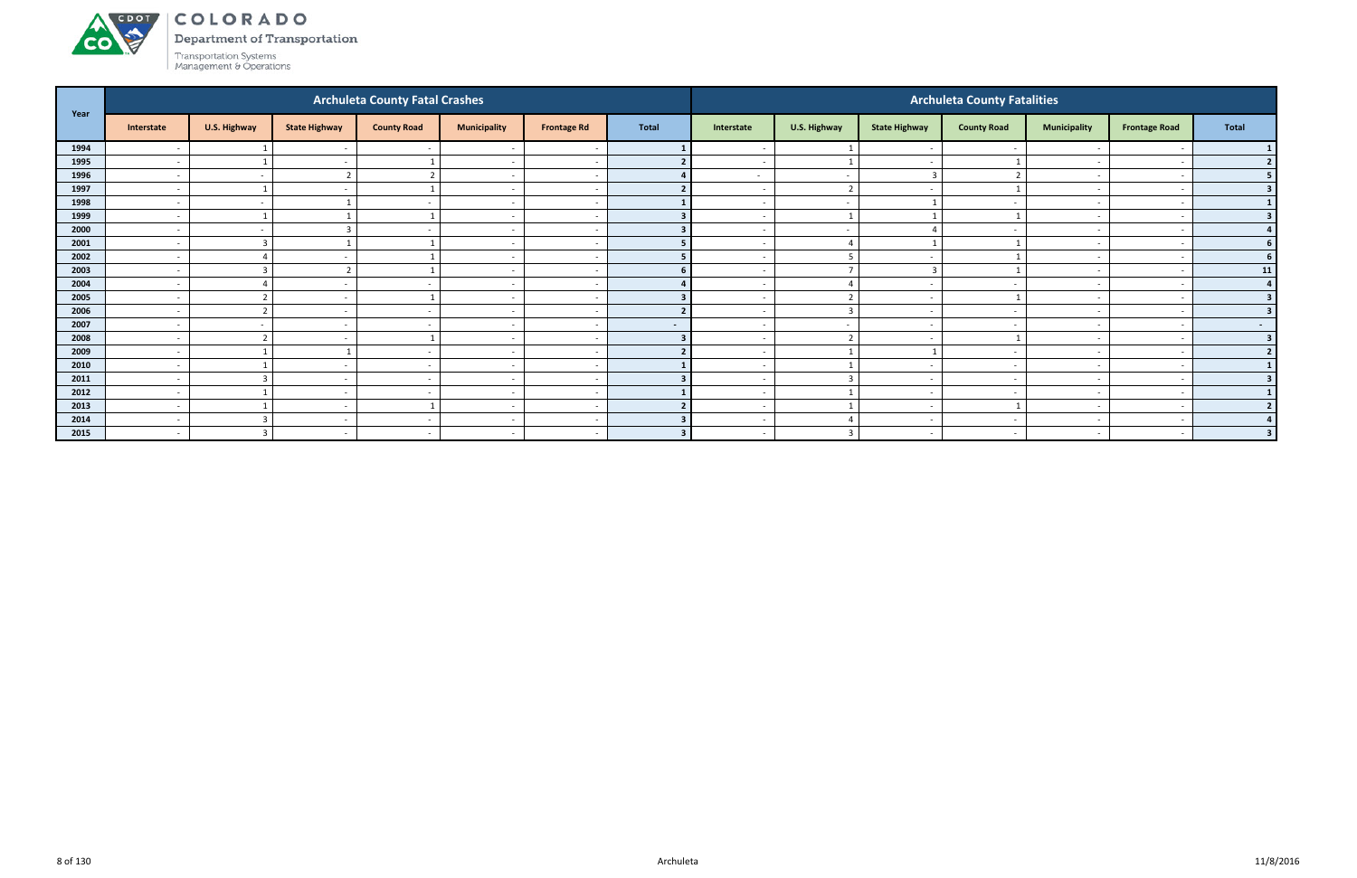# COLORADO

Department of Transportation

Transportation Systems Management & Operations

| Year | Archuleta County Fatal Crashes | | | | | | | Archuleta County Fatalities | | | | | | |
|---|---|---|---|---|---|---|---|---|---|---|---|---|---|---|
| | Interstate | U.S. Highway | State Highway | County Road | Municipality | Frontage Rd | Total | Interstate | U.S. Highway | State Highway | County Road | Municipality | Frontage Road | Total |
| 1994 | - | 1 | - | - | - | - | 1 | - | 1 | - | - | - | - | 1 |
| 1995 | - | 1 | - | 1 | - | - | 2 | - | 1 | - | 1 | - | - | 2 |
| 1996 | - | - | 2 | 2 | - | - | 4 | - | - | 3 | 2 | - | - | 5 |
| 1997 | - | 1 | - | 1 | - | - | 2 | - | 2 | - | 1 | - | - | 3 |
| 1998 | - | - | 1 | - | - | - | 1 | - | - | 1 | - | - | - | 1 |
| 1999 | - | 1 | 1 | 1 | - | - | 3 | - | 1 | 1 | 1 | - | - | 3 |
| 2000 | - | - | 3 | - | - | - | 3 | - | - | 4 | - | - | - | 4 |
| 2001 | - | 3 | 1 | 1 | - | - | 5 | - | 4 | 1 | 1 | - | - | 6 |
| 2002 | - | 4 | - | 1 | - | - | 5 | - | 5 | - | 1 | - | - | 6 |
| 2003 | - | 3 | 2 | 1 | - | - | 6 | - | 7 | 3 | 1 | - | - | 11 |
| 2004 | - | 4 | - | - | - | - | 4 | - | 4 | - | - | - | - | 4 |
| 2005 | - | 2 | - | 1 | - | - | 3 | - | 2 | - | 1 | - | - | 3 |
| 2006 | - | 2 | - | - | - | - | 2 | - | 3 | - | - | - | - | 3 |
| 2007 | - | - | - | - | - | - | - | - | - | - | - | - | - | - |
| 2008 | - | 2 | - | 1 | - | - | 3 | - | 2 | - | 1 | - | - | 3 |
| 2009 | - | 1 | 1 | - | - | - | 2 | - | 1 | 1 | - | - | - | 2 |
| 2010 | - | 1 | - | - | - | - | 1 | - | 1 | - | - | - | - | 1 |
| 2011 | - | 3 | - | - | - | - | 3 | - | 3 | - | - | - | - | 3 |
| 2012 | - | 1 | - | - | - | - | 1 | - | 1 | - | - | - | - | 1 |
| 2013 | - | 1 | - | 1 | - | - | 2 | - | 1 | - | 1 | - | - | 2 |
| 2014 | - | 3 | - | - | - | - | 3 | - | 4 | - | - | - | - | 4 |
| 2015 | - | 3 | - | - | - | - | 3 | - | 3 | - | - | - | - | 3 |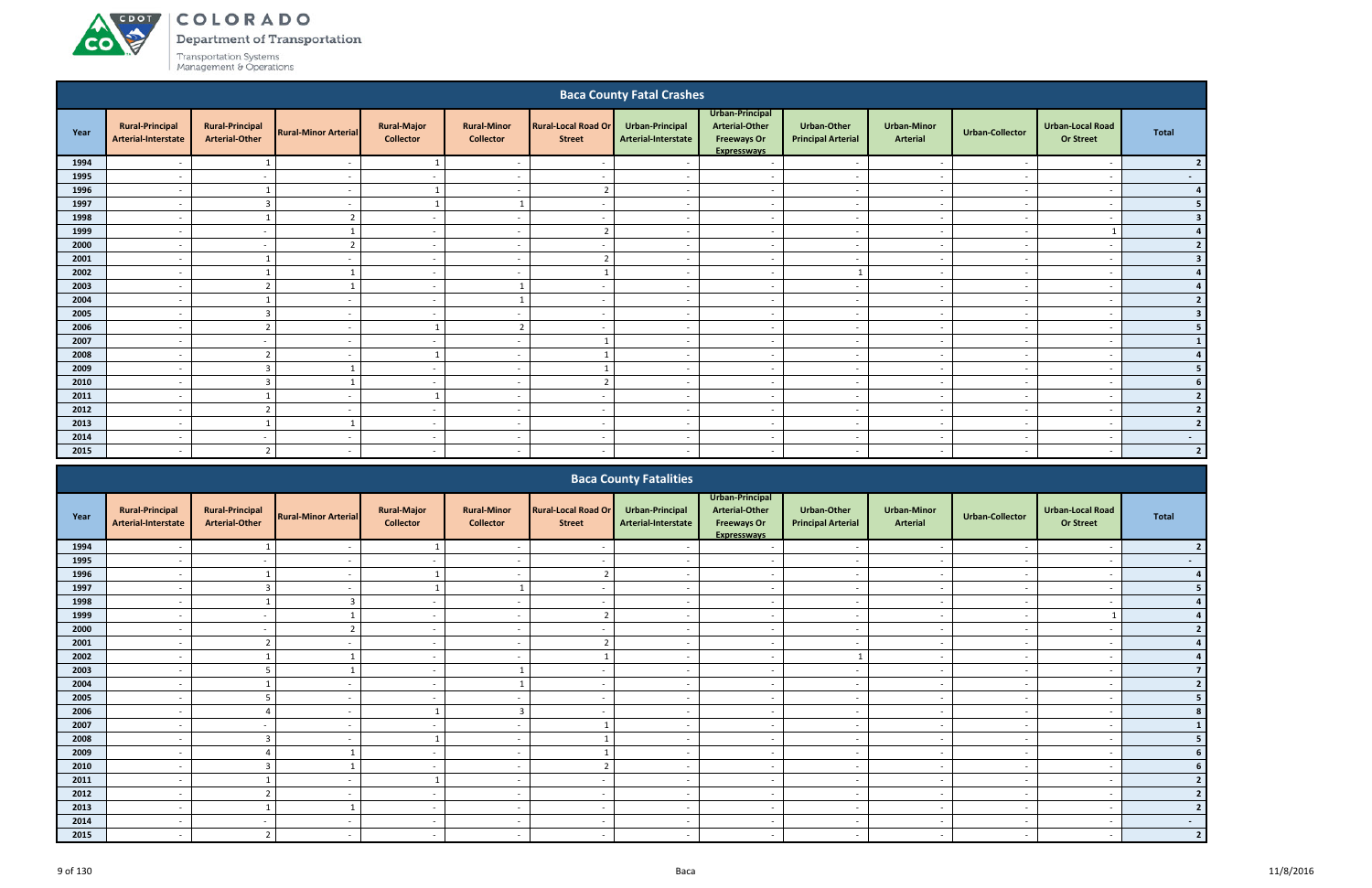## Baca County Fatal Crashes

| Year | Rural-Principal Arterial-Interstate | Rural-Principal Arterial-Other | Rural-Minor Arterial | Rural-Major Collector | Rural-Minor Collector | Rural-Local Road Or Street | Urban-Principal Arterial-Interstate | Urban-Principal Arterial-Other Freeways Or Expressways | Urban-Other Principal Arterial | Urban-Minor Arterial | Urban-Collector | Urban-Local Road Or Street | Total |
|---|---|---|---|---|---|---|---|---|---|---|---|---|---|
| 1994 | - | 1 | - | 1 | - | - | - | - | - | - | - | - | 2 |
| 1995 | - | - | - | - | - | - | - | - | - | - | - | - | - |
| 1996 | - | 1 | - | 1 | - | 2 | - | - | - | - | - | - | 4 |
| 1997 | - | 3 | - | 1 | 1 | - | - | - | - | - | - | - | 5 |
| 1998 | - | 1 | 2 | - | - | - | - | - | - | - | - | - | 3 |
| 1999 | - | - | 1 | - | - | 2 | - | - | - | - | - | 1 | 4 |
| 2000 | - | - | 2 | - | - | - | - | - | - | - | - | - | 2 |
| 2001 | - | 1 | - | - | - | 2 | - | - | - | - | - | - | 3 |
| 2002 | - | 1 | 1 | - | - | 1 | - | - | 1 | - | - | - | 4 |
| 2003 | - | 2 | 1 | - | 1 | - | - | - | - | - | - | - | 4 |
| 2004 | - | 1 | - | - | 1 | - | - | - | - | - | - | - | 2 |
| 2005 | - | 3 | - | - | - | - | - | - | - | - | - | - | 3 |
| 2006 | - | 2 | - | 1 | 2 | - | - | - | - | - | - | - | 5 |
| 2007 | - | - | - | - | - | 1 | - | - | - | - | - | - | 1 |
| 2008 | - | 2 | - | 1 | - | 1 | - | - | - | - | - | - | 4 |
| 2009 | - | 3 | 1 | - | - | 1 | - | - | - | - | - | - | 5 |
| 2010 | - | 3 | 1 | - | - | 2 | - | - | - | - | - | - | 6 |
| 2011 | - | 1 | - | 1 | - | - | - | - | - | - | - | - | 2 |
| 2012 | - | 2 | - | - | - | - | - | - | - | - | - | - | 2 |
| 2013 | - | 1 | 1 | - | - | - | - | - | - | - | - | - | 2 |
| 2014 | - | - | - | - | - | - | - | - | - | - | - | - | - |
| 2015 | - | 2 | - | - | - | - | - | - | - | - | - | - | 2 |

## Baca County Fatalities

| Year | Rural-Principal Arterial-Interstate | Rural-Principal Arterial-Other | Rural-Minor Arterial | Rural-Major Collector | Rural-Minor Collector | Rural-Local Road Or Street | Urban-Principal Arterial-Interstate | Urban-Principal Arterial-Other Freeways Or Expressways | Urban-Other Principal Arterial | Urban-Minor Arterial | Urban-Collector | Urban-Local Road Or Street | Total |
|---|---|---|---|---|---|---|---|---|---|---|---|---|---|
| 1994 | - | 1 | - | 1 | - | - | - | - | - | - | - | - | 2 |
| 1995 | - | - | - | - | - | - | - | - | - | - | - | - | - |
| 1996 | - | 1 | - | 1 | - | 2 | - | - | - | - | - | - | 4 |
| 1997 | - | 3 | - | 1 | 1 | - | - | - | - | - | - | - | 5 |
| 1998 | - | 1 | 3 | - | - | - | - | - | - | - | - | - | 4 |
| 1999 | - | - | 1 | - | - | 2 | - | - | - | - | - | 1 | 4 |
| 2000 | - | - | 2 | - | - | - | - | - | - | - | - | - | 2 |
| 2001 | - | 2 | - | - | - | 2 | - | - | - | - | - | - | 4 |
| 2002 | - | 1 | 1 | - | - | 1 | - | - | 1 | - | - | - | 4 |
| 2003 | - | 5 | 1 | - | 1 | - | - | - | - | - | - | - | 7 |
| 2004 | - | 1 | - | - | 1 | - | - | - | - | - | - | - | 2 |
| 2005 | - | 5 | - | - | - | - | - | - | - | - | - | - | 5 |
| 2006 | - | 4 | - | 1 | 3 | - | - | - | - | - | - | - | 8 |
| 2007 | - | - | - | - | - | 1 | - | - | - | - | - | - | 1 |
| 2008 | - | 3 | - | 1 | - | 1 | - | - | - | - | - | - | 5 |
| 2009 | - | 4 | 1 | - | - | 1 | - | - | - | - | - | - | 6 |
| 2010 | - | 3 | 1 | - | - | 2 | - | - | - | - | - | - | 6 |
| 2011 | - | 1 | - | 1 | - | - | - | - | - | - | - | - | 2 |
| 2012 | - | 2 | - | - | - | - | - | - | - | - | - | - | 2 |
| 2013 | - | 1 | 1 | - | - | - | - | - | - | - | - | - | 2 |
| 2014 | - | - | - | - | - | - | - | - | - | - | - | - | - |
| 2015 | - | 2 | - | - | - | - | - | - | - | - | - | - | 2 |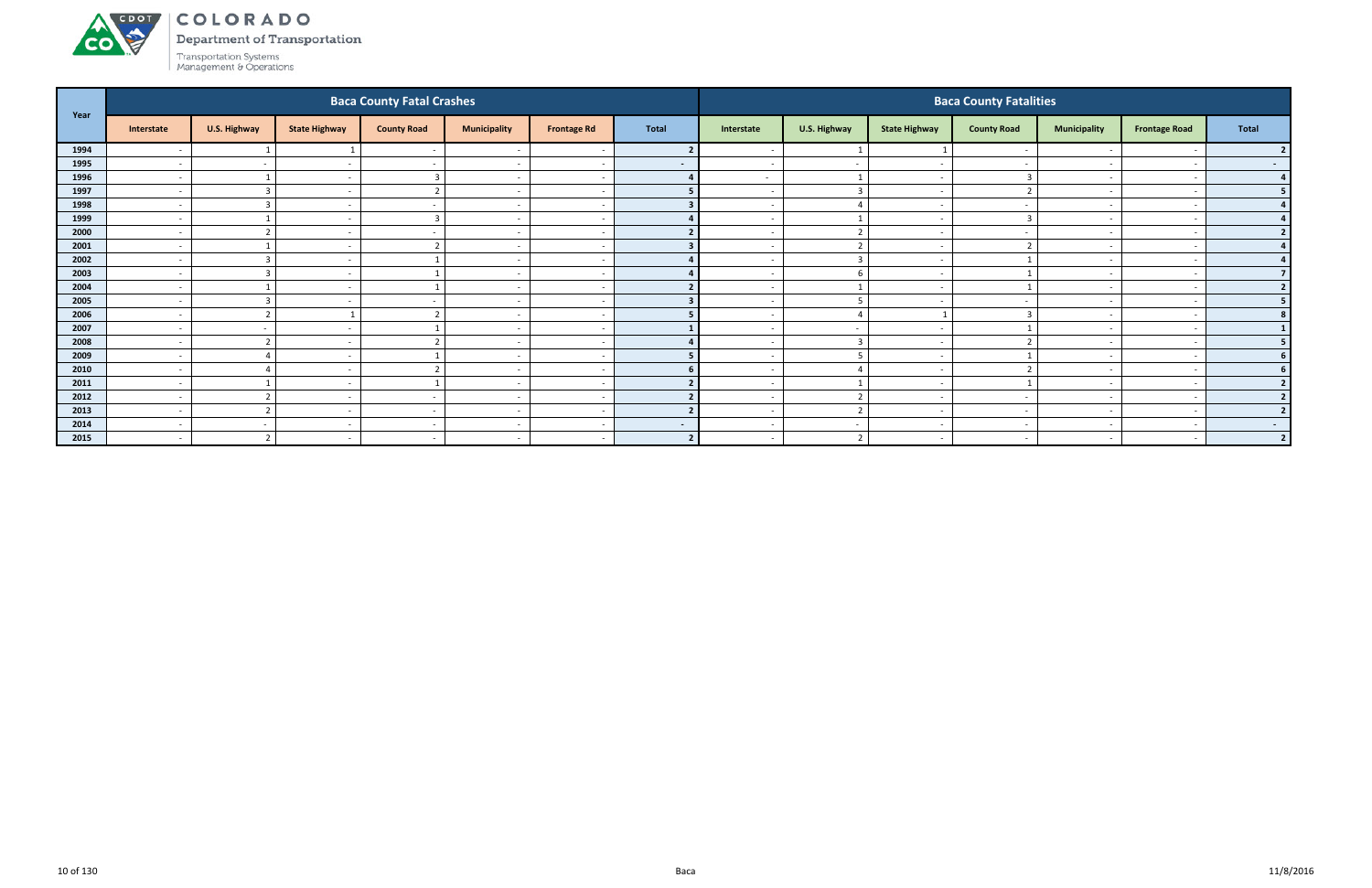# COLORADO

Department of Transportation

Transportation Systems Management & Operations

| Year | Baca County Fatal Crashes | | | | | | | Baca County Fatalities | | | | | | |
|---|---|---|---|---|---|---|---|---|---|---|---|---|---|---|
| | Interstate | U.S. Highway | State Highway | County Road | Municipality | Frontage Rd | Total | Interstate | U.S. Highway | State Highway | County Road | Municipality | Frontage Road | Total |
| 1994 | - | 1 | 1 | - | - | - | 2 | - | 1 | 1 | - | - | - | 2 |
| 1995 | - | - | - | - | - | - | - | - | - | - | - | - | - | - |
| 1996 | - | 1 | - | 3 | - | - | 4 | - | 1 | - | 3 | - | - | 4 |
| 1997 | - | 3 | - | 2 | - | - | 5 | - | 3 | - | 2 | - | - | 5 |
| 1998 | - | 3 | - | - | - | - | 3 | - | 4 | - | - | - | - | 4 |
| 1999 | - | 1 | - | 3 | - | - | 4 | - | 1 | - | 3 | - | - | 4 |
| 2000 | - | 2 | - | - | - | - | 2 | - | 2 | - | - | - | - | 2 |
| 2001 | - | 1 | - | 2 | - | - | 3 | - | 2 | - | 2 | - | - | 4 |
| 2002 | - | 3 | - | 1 | - | - | 4 | - | 3 | - | 1 | - | - | 4 |
| 2003 | - | 3 | - | 1 | - | - | 4 | - | 6 | - | 1 | - | - | 7 |
| 2004 | - | 1 | - | 1 | - | - | 2 | - | 1 | - | 1 | - | - | 2 |
| 2005 | - | 3 | - | - | - | - | 3 | - | 5 | - | - | - | - | 5 |
| 2006 | - | 2 | 1 | 2 | - | - | 5 | - | 4 | 1 | 3 | - | - | 8 |
| 2007 | - | - | - | 1 | - | - | 1 | - | - | - | 1 | - | - | 1 |
| 2008 | - | 2 | - | 2 | - | - | 4 | - | 3 | - | 2 | - | - | 5 |
| 2009 | - | 4 | - | 1 | - | - | 5 | - | 5 | - | 1 | - | - | 6 |
| 2010 | - | 4 | - | 2 | - | - | 6 | - | 4 | - | 2 | - | - | 6 |
| 2011 | - | 1 | - | 1 | - | - | 2 | - | 1 | - | 1 | - | - | 2 |
| 2012 | - | 2 | - | - | - | - | 2 | - | 2 | - | - | - | - | 2 |
| 2013 | - | 2 | - | - | - | - | 2 | - | 2 | - | - | - | - | 2 |
| 2014 | - | - | - | - | - | - | - | - | - | - | - | - | - | - |
| 2015 | - | 2 | - | - | - | - | 2 | - | 2 | - | - | - | - | 2 |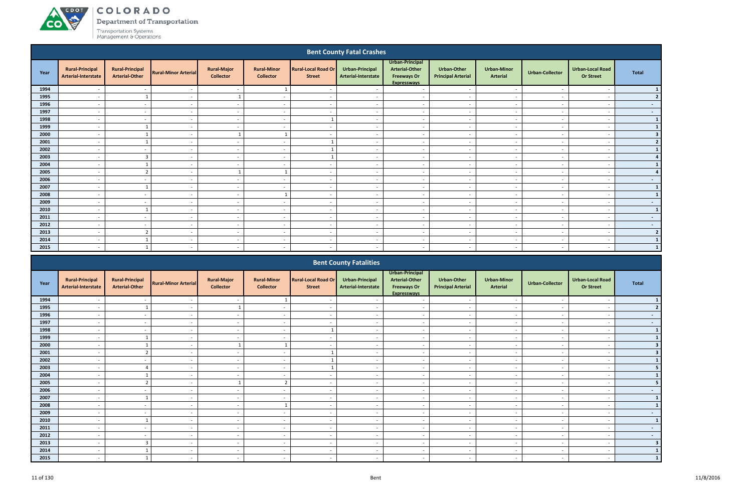## Bent County Fatal Crashes

| Year | Rural-Principal Arterial-Interstate | Rural-Principal Arterial-Other | Rural-Minor Arterial | Rural-Major Collector | Rural-Minor Collector | Rural-Local Road Or Street | Urban-Principal Arterial-Interstate | Urban-Principal Arterial-Other Freeways Or Expressways | Urban-Other Principal Arterial | Urban-Minor Arterial | Urban-Collector | Urban-Local Road Or Street | Total |
|---|---|---|---|---|---|---|---|---|---|---|---|---|---|
| 1994 | - | - | - | - | 1 | - | - | - | - | - | - | - | 1 |
| 1995 | - | 1 | - | 1 | - | - | - | - | - | - | - | - | 2 |
| 1996 | - | - | - | - | - | - | - | - | - | - | - | - | - |
| 1997 | - | - | - | - | - | - | - | - | - | - | - | - | - |
| 1998 | - | - | - | - | - | 1 | - | - | - | - | - | - | 1 |
| 1999 | - | 1 | - | - | - | - | - | - | - | - | - | - | 1 |
| 2000 | - | 1 | - | 1 | 1 | - | - | - | - | - | - | - | 3 |
| 2001 | - | 1 | - | - | - | 1 | - | - | - | - | - | - | 2 |
| 2002 | - | - | - | - | - | 1 | - | - | - | - | - | - | 1 |
| 2003 | - | 3 | - | - | - | 1 | - | - | - | - | - | - | 4 |
| 2004 | - | 1 | - | - | - | - | - | - | - | - | - | - | 1 |
| 2005 | - | 2 | - | 1 | 1 | - | - | - | - | - | - | - | 4 |
| 2006 | - | - | - | - | - | - | - | - | - | - | - | - | - |
| 2007 | - | 1 | - | - | - | - | - | - | - | - | - | - | 1 |
| 2008 | - | - | - | - | 1 | - | - | - | - | - | - | - | 1 |
| 2009 | - | - | - | - | - | - | - | - | - | - | - | - | - |
| 2010 | - | 1 | - | - | - | - | - | - | - | - | - | - | 1 |
| 2011 | - | - | - | - | - | - | - | - | - | - | - | - | - |
| 2012 | - | - | - | - | - | - | - | - | - | - | - | - | - |
| 2013 | - | 2 | - | - | - | - | - | - | - | - | - | - | 2 |
| 2014 | - | 1 | - | - | - | - | - | - | - | - | - | - | 1 |
| 2015 | - | 1 | - | - | - | - | - | - | - | - | - | - | 1 |

## Bent County Fatalities

| Year | Rural-Principal Arterial-Interstate | Rural-Principal Arterial-Other | Rural-Minor Arterial | Rural-Major Collector | Rural-Minor Collector | Rural-Local Road Or Street | Urban-Principal Arterial-Interstate | Urban-Principal Arterial-Other Freeways Or Expressways | Urban-Other Principal Arterial | Urban-Minor Arterial | Urban-Collector | Urban-Local Road Or Street | Total |
|---|---|---|---|---|---|---|---|---|---|---|---|---|---|
| 1994 | - | - | - | - | 1 | - | - | - | - | - | - | - | 1 |
| 1995 | - | 1 | - | 1 | - | - | - | - | - | - | - | - | 2 |
| 1996 | - | - | - | - | - | - | - | - | - | - | - | - | - |
| 1997 | - | - | - | - | - | - | - | - | - | - | - | - | - |
| 1998 | - | - | - | - | - | 1 | - | - | - | - | - | - | 1 |
| 1999 | - | 1 | - | - | - | - | - | - | - | - | - | - | 1 |
| 2000 | - | 1 | - | 1 | 1 | - | - | - | - | - | - | - | 3 |
| 2001 | - | 2 | - | - | - | 1 | - | - | - | - | - | - | 3 |
| 2002 | - | - | - | - | - | 1 | - | - | - | - | - | - | 1 |
| 2003 | - | 4 | - | - | - | 1 | - | - | - | - | - | - | 5 |
| 2004 | - | 1 | - | - | - | - | - | - | - | - | - | - | 1 |
| 2005 | - | 2 | - | 1 | 2 | - | - | - | - | - | - | - | 5 |
| 2006 | - | - | - | - | - | - | - | - | - | - | - | - | - |
| 2007 | - | 1 | - | - | - | - | - | - | - | - | - | - | 1 |
| 2008 | - | - | - | - | 1 | - | - | - | - | - | - | - | 1 |
| 2009 | - | - | - | - | - | - | - | - | - | - | - | - | - |
| 2010 | - | 1 | - | - | - | - | - | - | - | - | - | - | 1 |
| 2011 | - | - | - | - | - | - | - | - | - | - | - | - | - |
| 2012 | - | - | - | - | - | - | - | - | - | - | - | - | - |
| 2013 | - | 3 | - | - | - | - | - | - | - | - | - | - | 3 |
| 2014 | - | 1 | - | - | - | - | - | - | - | - | - | - | 1 |
| 2015 | - | 1 | - | - | - | - | - | - | - | - | - | - | 1 |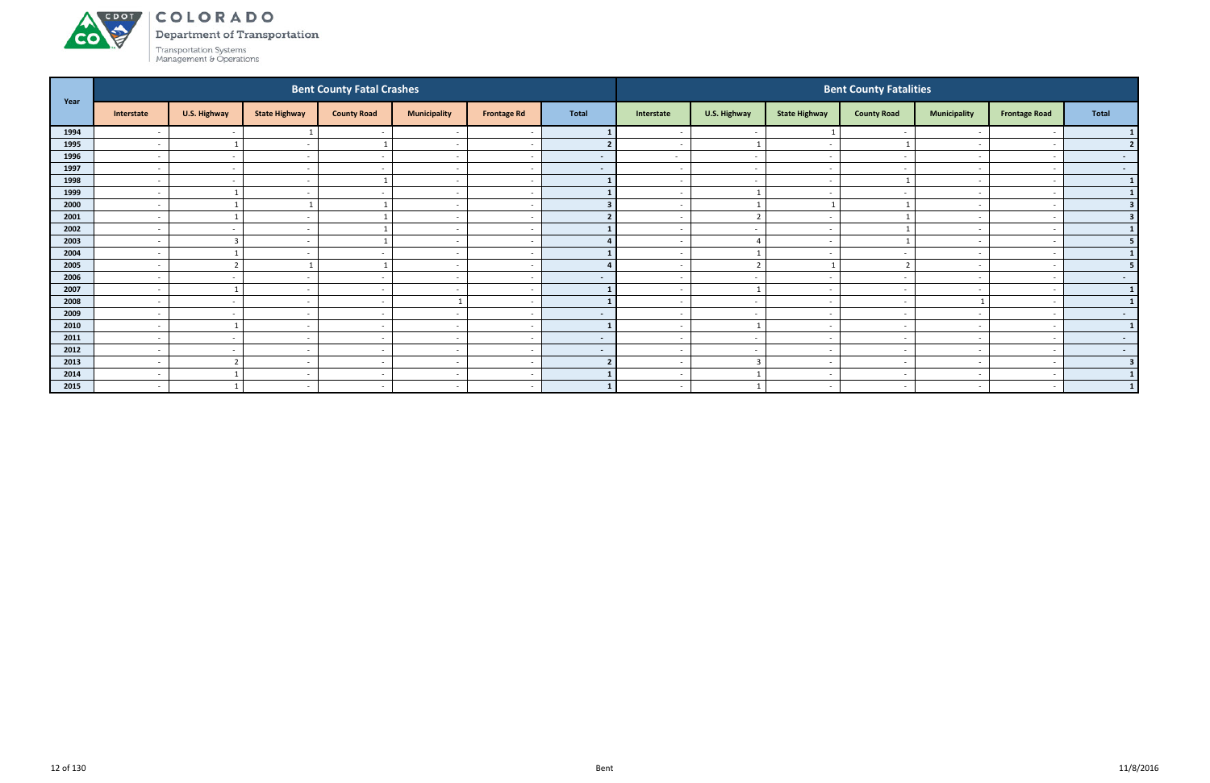# COLORADO

Department of Transportation

Transportation Systems Management & Operations

| Year | Bent County Fatal Crashes | | | | | | | Bent County Fatalities | | | | | | |
|---|---|---|---|---|---|---|---|---|---|---|---|---|---|---|
| | Interstate | U.S. Highway | State Highway | County Road | Municipality | Frontage Rd | Total | Interstate | U.S. Highway | State Highway | County Road | Municipality | Frontage Road | Total |
| 1994 | - | - | 1 | - | - | - | 1 | - | - | 1 | - | - | - | 1 |
| 1995 | - | 1 | - | 1 | - | - | 2 | - | 1 | - | 1 | - | - | 2 |
| 1996 | - | - | - | - | - | - | - | - | - | - | - | - | - | - |
| 1997 | - | - | - | - | - | - | - | - | - | - | - | - | - | - |
| 1998 | - | - | - | 1 | - | - | 1 | - | - | - | 1 | - | - | 1 |
| 1999 | - | 1 | - | - | - | - | 1 | - | 1 | - | - | - | - | 1 |
| 2000 | - | 1 | 1 | 1 | - | - | 3 | - | 1 | 1 | 1 | - | - | 3 |
| 2001 | - | 1 | - | 1 | - | - | 2 | - | 2 | - | 1 | - | - | 3 |
| 2002 | - | - | - | 1 | - | - | 1 | - | - | - | 1 | - | - | 1 |
| 2003 | - | 3 | - | 1 | - | - | 4 | - | 4 | - | 1 | - | - | 5 |
| 2004 | - | 1 | - | - | - | - | 1 | - | 1 | - | - | - | - | 1 |
| 2005 | - | 2 | 1 | 1 | - | - | 4 | - | 2 | 1 | 2 | - | - | 5 |
| 2006 | - | - | - | - | - | - | - | - | - | - | - | - | - | - |
| 2007 | - | 1 | - | - | - | - | 1 | - | 1 | - | - | - | - | 1 |
| 2008 | - | - | - | - | 1 | - | 1 | - | - | - | - | 1 | - | 1 |
| 2009 | - | - | - | - | - | - | - | - | - | - | - | - | - | - |
| 2010 | - | 1 | - | - | - | - | 1 | - | 1 | - | - | - | - | 1 |
| 2011 | - | - | - | - | - | - | - | - | - | - | - | - | - | - |
| 2012 | - | - | - | - | - | - | - | - | - | - | - | - | - | - |
| 2013 | - | 2 | - | - | - | - | 2 | - | 3 | - | - | - | - | 3 |
| 2014 | - | 1 | - | - | - | - | 1 | - | 1 | - | - | - | - | 1 |
| 2015 | - | 1 | - | - | - | - | 1 | - | 1 | - | - | - | - | 1 |

Bent

11/8/2016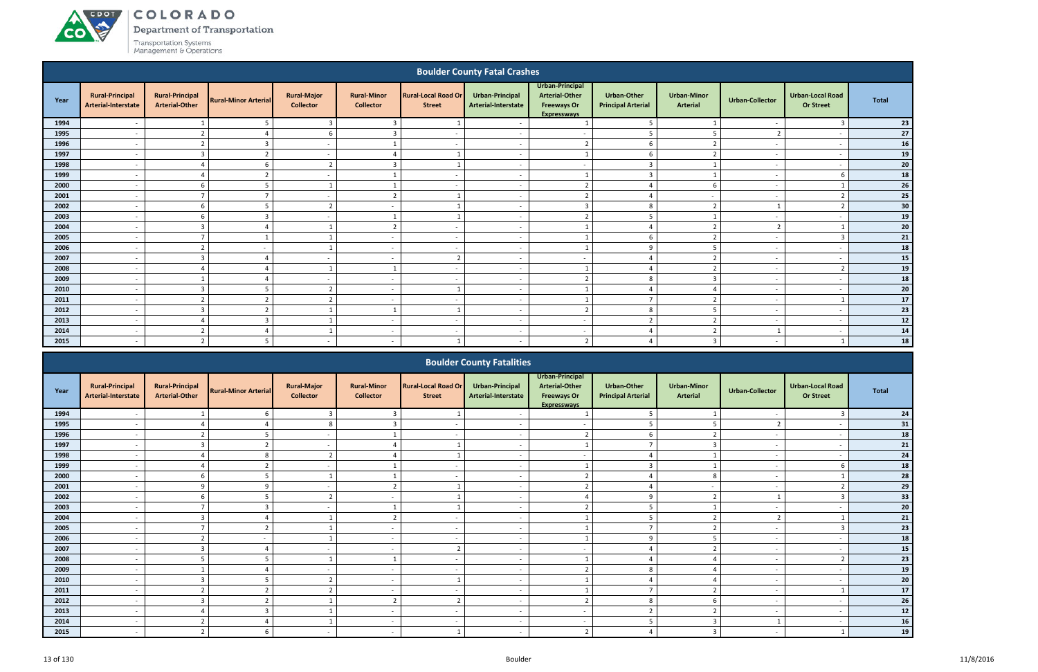## Boulder County Fatal Crashes

| Year | Rural-Principal Arterial-Interstate | Rural-Principal Arterial-Other | Rural-Minor Arterial | Rural-Major Collector | Rural-Minor Collector | Rural-Local Road Or Street | Urban-Principal Arterial-Interstate | Urban-Principal Arterial-Other Freeways Or Expressways | Urban-Other Principal Arterial | Urban-Minor Arterial | Urban-Collector | Urban-Local Road Or Street | Total |
|---|---|---|---|---|---|---|---|---|---|---|---|---|---|
| 1994 | - | 1 | 5 | 3 | 3 | 1 | - | 1 | 5 | 1 | - | 3 | 23 |
| 1995 | - | 2 | 4 | 6 | 3 | - | - | - | 5 | 5 | 2 | - | 27 |
| 1996 | - | 2 | 3 | - | 1 | - | - | 2 | 6 | 2 | - | - | 16 |
| 1997 | - | 3 | 2 | - | 4 | 1 | - | 1 | 6 | 2 | - | - | 19 |
| 1998 | - | 4 | 6 | 2 | 3 | 1 | - | - | 3 | 1 | - | - | 20 |
| 1999 | - | 4 | 2 | - | 1 | - | - | 1 | 3 | 1 | - | 6 | 18 |
| 2000 | - | 6 | 5 | 1 | 1 | - | - | 2 | 4 | 6 | - | 1 | 26 |
| 2001 | - | 7 | 7 | - | 2 | 1 | - | 2 | 4 | - | - | 2 | 25 |
| 2002 | - | 6 | 5 | 2 | - | 1 | - | 3 | 8 | 2 | 1 | 2 | 30 |
| 2003 | - | 6 | 3 | - | 1 | 1 | - | 2 | 5 | 1 | - | - | 19 |
| 2004 | - | 3 | 4 | 1 | 2 | - | - | 1 | 4 | 2 | 2 | 1 | 20 |
| 2005 | - | 7 | 1 | 1 | - | - | - | 1 | 6 | 2 | - | 3 | 21 |
| 2006 | - | 2 | - | 1 | - | - | - | 1 | 9 | 5 | - | - | 18 |
| 2007 | - | 3 | 4 | - | - | 2 | - | - | 4 | 2 | - | - | 15 |
| 2008 | - | 4 | 4 | 1 | 1 | - | - | 1 | 4 | 2 | - | 2 | 19 |
| 2009 | - | 1 | 4 | - | - | - | - | 2 | 8 | 3 | - | - | 18 |
| 2010 | - | 3 | 5 | 2 | - | 1 | - | 1 | 4 | 4 | - | - | 20 |
| 2011 | - | 2 | 2 | 2 | - | - | - | 1 | 7 | 2 | - | 1 | 17 |
| 2012 | - | 3 | 2 | 1 | 1 | 1 | - | 2 | 8 | 5 | - | - | 23 |
| 2013 | - | 4 | 3 | 1 | - | - | - | - | 2 | 2 | - | - | 12 |
| 2014 | - | 2 | 4 | 1 | - | - | - | - | 4 | 2 | 1 | - | 14 |
| 2015 | - | 2 | 5 | - | - | 1 | - | 2 | 4 | 3 | - | 1 | 18 |

## Boulder County Fatalities

| Year | Rural-Principal Arterial-Interstate | Rural-Principal Arterial-Other | Rural-Minor Arterial | Rural-Major Collector | Rural-Minor Collector | Rural-Local Road Or Street | Urban-Principal Arterial-Interstate | Urban-Principal Arterial-Other Freeways Or Expressways | Urban-Other Principal Arterial | Urban-Minor Arterial | Urban-Collector | Urban-Local Road Or Street | Total |
|---|---|---|---|---|---|---|---|---|---|---|---|---|---|
| 1994 | - | 1 | 6 | 3 | 3 | 1 | - | 1 | 5 | 1 | - | 3 | 24 |
| 1995 | - | 4 | 4 | 8 | 3 | - | - | - | 5 | 5 | 2 | - | 31 |
| 1996 | - | 2 | 5 | - | 1 | - | - | 2 | 6 | 2 | - | - | 18 |
| 1997 | - | 3 | 2 | - | 4 | 1 | - | 1 | 7 | 3 | - | - | 21 |
| 1998 | - | 4 | 8 | 2 | 4 | 1 | - | - | 4 | 1 | - | - | 24 |
| 1999 | - | 4 | 2 | - | 1 | - | - | 1 | 3 | 1 | - | 6 | 18 |
| 2000 | - | 6 | 5 | 1 | 1 | - | - | 2 | 4 | 8 | - | 1 | 28 |
| 2001 | - | 9 | 9 | - | 2 | 1 | - | 2 | 4 | - | - | 2 | 29 |
| 2002 | - | 6 | 5 | 2 | - | 1 | - | 4 | 9 | 2 | 1 | 3 | 33 |
| 2003 | - | 7 | 3 | - | 1 | 1 | - | 2 | 5 | 1 | - | - | 20 |
| 2004 | - | 3 | 4 | 1 | 2 | - | - | 1 | 5 | 2 | 2 | 1 | 21 |
| 2005 | - | 7 | 2 | 1 | - | - | - | 1 | 7 | 2 | - | 3 | 23 |
| 2006 | - | 2 | - | 1 | - | - | - | 1 | 9 | 5 | - | - | 18 |
| 2007 | - | 3 | 4 | - | - | 2 | - | - | 4 | 2 | - | - | 15 |
| 2008 | - | 5 | 5 | 1 | 1 | - | - | 1 | 4 | 4 | - | 2 | 23 |
| 2009 | - | 1 | 4 | - | - | - | - | 2 | 8 | 4 | - | - | 19 |
| 2010 | - | 3 | 5 | 2 | - | 1 | - | 1 | 4 | 4 | - | - | 20 |
| 2011 | - | 2 | 2 | 2 | - | - | - | 1 | 7 | 2 | - | 1 | 17 |
| 2012 | - | 3 | 2 | 1 | 2 | 2 | - | 2 | 8 | 6 | - | - | 26 |
| 2013 | - | 4 | 3 | 1 | - | - | - | - | 2 | 2 | - | - | 12 |
| 2014 | - | 2 | 4 | 1 | - | - | - | - | 5 | 3 | 1 | - | 16 |
| 2015 | - | 2 | 6 | - | - | 1 | - | 2 | 4 | 3 | - | 1 | 19 |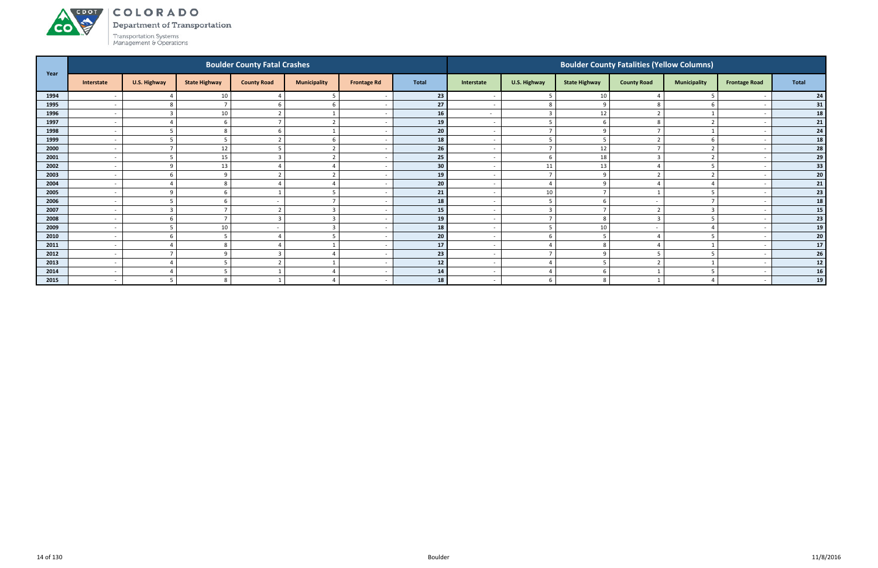# COLORADO

Department of Transportation

Transportation Systems Management & Operations

| Year | Boulder County Fatal Crashes | | | | | | | Boulder County Fatalities (Yellow Columns) | | | | | | |
|---|---|---|---|---|---|---|---|---|---|---|---|---|---|---|
| | Interstate | U.S. Highway | State Highway | County Road | Municipality | Frontage Rd | Total | Interstate | U.S. Highway | State Highway | County Road | Municipality | Frontage Road | Total |
| **1994** | - | 4 | 10 | 4 | 5 | - | **23** | - | 5 | 10 | 4 | 5 | - | **24** |
| **1995** | - | 8 | 7 | 6 | 6 | - | **27** | - | 8 | 9 | 8 | 6 | - | **31** |
| **1996** | - | 3 | 10 | 2 | 1 | - | **16** | - | 3 | 12 | 2 | 1 | - | **18** |
| **1997** | - | 4 | 6 | 7 | 2 | - | **19** | - | 5 | 6 | 8 | 2 | - | **21** |
| **1998** | - | 5 | 8 | 6 | 1 | - | **20** | - | 7 | 9 | 7 | 1 | - | **24** |
| **1999** | - | 5 | 5 | 2 | 6 | - | **18** | - | 5 | 5 | 2 | 6 | - | **18** |
| **2000** | - | 7 | 12 | 5 | 2 | - | **26** | - | 7 | 12 | 7 | 2 | - | **28** |
| **2001** | - | 5 | 15 | 3 | 2 | - | **25** | - | 6 | 18 | 3 | 2 | - | **29** |
| **2002** | - | 9 | 13 | 4 | 4 | - | **30** | - | 11 | 13 | 4 | 5 | - | **33** |
| **2003** | - | 6 | 9 | 2 | 2 | - | **19** | - | 7 | 9 | 2 | 2 | - | **20** |
| **2004** | - | 4 | 8 | 4 | 4 | - | **20** | - | 4 | 9 | 4 | 4 | - | **21** |
| **2005** | - | 9 | 6 | 1 | 5 | - | **21** | - | 10 | 7 | 1 | 5 | - | **23** |
| **2006** | - | 5 | 6 | - | 7 | - | **18** | - | 5 | 6 | - | 7 | - | **18** |
| **2007** | - | 3 | 7 | 2 | 3 | - | **15** | - | 3 | 7 | 2 | 3 | - | **15** |
| **2008** | - | 6 | 7 | 3 | 3 | - | **19** | - | 7 | 8 | 3 | 5 | - | **23** |
| **2009** | - | 5 | 10 | - | 3 | - | **18** | - | 5 | 10 | - | 4 | - | **19** |
| **2010** | - | 6 | 5 | 4 | 5 | - | **20** | - | 6 | 5 | 4 | 5 | - | **20** |
| **2011** | - | 4 | 8 | 4 | 1 | - | **17** | - | 4 | 8 | 4 | 1 | - | **17** |
| **2012** | - | 7 | 9 | 3 | 4 | - | **23** | - | 7 | 9 | 5 | 5 | - | **26** |
| **2013** | - | 4 | 5 | 2 | 1 | - | **12** | - | 4 | 5 | 2 | 1 | - | **12** |
| **2014** | - | 4 | 5 | 1 | 4 | - | **14** | - | 4 | 6 | 1 | 5 | - | **16** |
| **2015** | - | 5 | 8 | 1 | 4 | - | **18** | - | 6 | 8 | 1 | 4 | - | **19** |

Boulder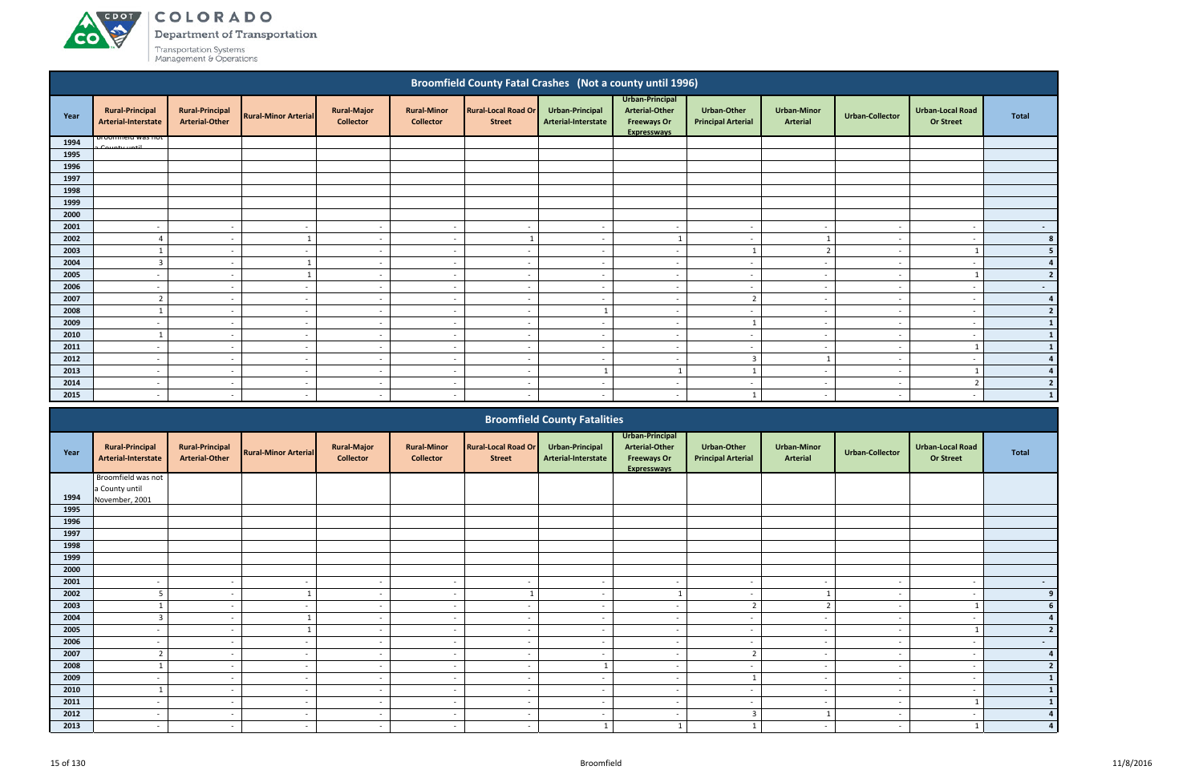## Broomfield County Fatal Crashes (Not a county until 1996)

| Year | Rural-Principal Arterial-Interstate | Rural-Principal Arterial-Other | Rural-Minor Arterial | Rural-Major Collector | Rural-Minor Collector | Rural-Local Road Or Street | Urban-Principal Arterial-Interstate | Urban-Principal Arterial-Other Freeways Or Expressways | Urban-Other Principal Arterial | Urban-Minor Arterial | Urban-Collector | Urban-Local Road Or Street | Total |
|---|---|---|---|---|---|---|---|---|---|---|---|---|---|
| 1994 | Broomfield was not a County until | | | | | | | | | | | | |
| 1995 | | | | | | | | | | | | | |
| 1996 | | | | | | | | | | | | | |
| 1997 | | | | | | | | | | | | | |
| 1998 | | | | | | | | | | | | | |
| 1999 | | | | | | | | | | | | | |
| 2000 | | | | | | | | | | | | | |
| 2001 | - | - | - | - | - | - | - | - | - | - | - | - | - |
| 2002 | 4 | - | 1 | - | - | 1 | - | 1 | - | 1 | - | - | 8 |
| 2003 | 1 | - | - | - | - | - | - | - | 1 | 2 | - | 1 | 5 |
| 2004 | 3 | - | 1 | - | - | - | - | - | - | - | - | - | 4 |
| 2005 | - | - | 1 | - | - | - | - | - | - | - | - | 1 | 2 |
| 2006 | - | - | - | - | - | - | - | - | - | - | - | - | - |
| 2007 | 2 | - | - | - | - | - | - | - | 2 | - | - | - | 4 |
| 2008 | 1 | - | - | - | - | - | 1 | - | - | - | - | - | 2 |
| 2009 | - | - | - | - | - | - | - | - | 1 | - | - | - | 1 |
| 2010 | 1 | - | - | - | - | - | - | - | - | - | - | - | 1 |
| 2011 | - | - | - | - | - | - | - | - | - | - | - | 1 | 1 |
| 2012 | - | - | - | - | - | - | - | - | 3 | 1 | - | - | 4 |
| 2013 | - | - | - | - | - | - | 1 | 1 | 1 | - | - | 1 | 4 |
| 2014 | - | - | - | - | - | - | - | - | - | - | - | 2 | 2 |
| 2015 | - | - | - | - | - | - | - | - | 1 | - | - | - | 1 |

## Broomfield County Fatalities

| Year | Rural-Principal Arterial-Interstate | Rural-Principal Arterial-Other | Rural-Minor Arterial | Rural-Major Collector | Rural-Minor Collector | Rural-Local Road Or Street | Urban-Principal Arterial-Interstate | Urban-Principal Arterial-Other Freeways Or Expressways | Urban-Other Principal Arterial | Urban-Minor Arterial | Urban-Collector | Urban-Local Road Or Street | Total |
|---|---|---|---|---|---|---|---|---|---|---|---|---|---|
| 1994 | Broomfield was not a County until November, 2001 | | | | | | | | | | | | |
| 1995 | | | | | | | | | | | | | |
| 1996 | | | | | | | | | | | | | |
| 1997 | | | | | | | | | | | | | |
| 1998 | | | | | | | | | | | | | |
| 1999 | | | | | | | | | | | | | |
| 2000 | | | | | | | | | | | | | |
| 2001 | - | - | - | - | - | - | - | - | - | - | - | - | - |
| 2002 | 5 | - | 1 | - | - | 1 | - | 1 | - | 1 | - | - | 9 |
| 2003 | 1 | - | - | - | - | - | - | - | 2 | 2 | - | 1 | 6 |
| 2004 | 3 | - | 1 | - | - | - | - | - | - | - | - | - | 4 |
| 2005 | - | - | 1 | - | - | - | - | - | - | - | - | 1 | 2 |
| 2006 | - | - | - | - | - | - | - | - | - | - | - | - | - |
| 2007 | 2 | - | - | - | - | - | - | - | 2 | - | - | - | 4 |
| 2008 | 1 | - | - | - | - | - | 1 | - | - | - | - | - | 2 |
| 2009 | - | - | - | - | - | - | - | - | 1 | - | - | - | 1 |
| 2010 | 1 | - | - | - | - | - | - | - | - | - | - | - | 1 |
| 2011 | - | - | - | - | - | - | - | - | - | - | - | 1 | 1 |
| 2012 | - | - | - | - | - | - | - | - | 3 | 1 | - | - | 4 |
| 2013 | - | - | - | - | - | - | 1 | 1 | 1 | - | - | 1 | 4 |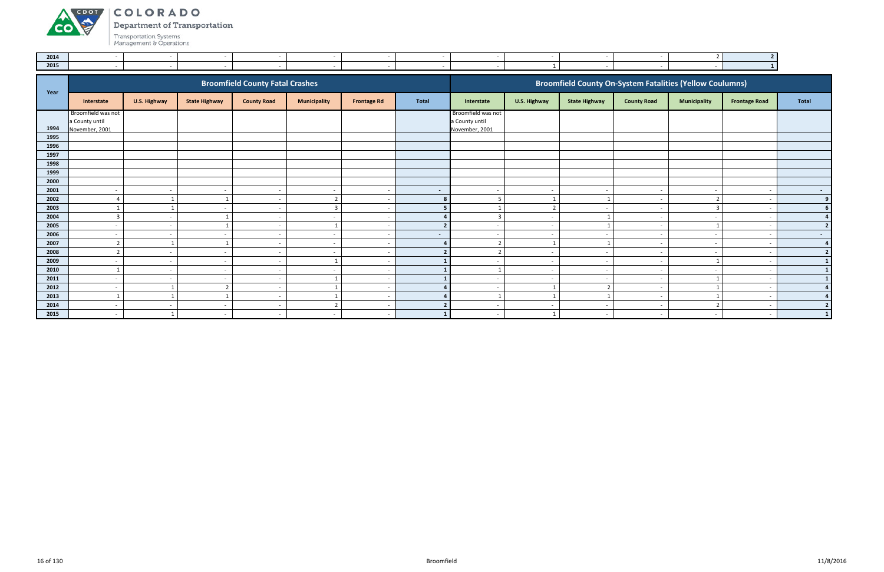# COLORADO

Department of Transportation

Transportation Systems Management & Operations

| 2014 | - | - | - | - | - | - | - | - | - | - | - | 2 | 2 |
|---|---|---|---|---|---|---|---|---|---|---|---|---|---|
| 2015 | - | - | - | - | - | - | - | - | 1 | - | - | - | 1 |

| Year | Broomfield County Fatal Crashes | | | | | | | Broomfield County On-System Fatalities (Yellow Coulumns) | | | | | | |
|---|---|---|---|---|---|---|---|---|---|---|---|---|---|---|
| | Interstate | U.S. Highway | State Highway | County Road | Municipality | Frontage Rd | Total | Interstate | U.S. Highway | State Highway | County Road | Municipality | Frontage Road | Total |
| 1994 | Broomfield was not a County until November, 2001 | | | | | | | Broomfield was not a County until November, 2001 | | | | | | |
| 1995 | | | | | | | | | | | | | | |
| 1996 | | | | | | | | | | | | | | |
| 1997 | | | | | | | | | | | | | | |
| 1998 | | | | | | | | | | | | | | |
| 1999 | | | | | | | | | | | | | | |
| 2000 | | | | | | | | | | | | | | |
| 2001 | - | - | - | - | - | - | - | - | - | - | - | - | - | - |
| 2002 | 4 | 1 | 1 | - | 2 | - | 8 | 5 | 1 | 1 | - | 2 | - | 9 |
| 2003 | 1 | 1 | - | - | 3 | - | 5 | 1 | 2 | - | - | 3 | - | 6 |
| 2004 | 3 | - | 1 | - | - | - | 4 | 3 | - | 1 | - | - | - | 4 |
| 2005 | - | - | 1 | - | 1 | - | 2 | - | - | 1 | - | 1 | - | 2 |
| 2006 | - | - | - | - | - | - | - | - | - | - | - | - | - | - |
| 2007 | 2 | 1 | 1 | - | - | - | 4 | 2 | 1 | 1 | - | - | - | 4 |
| 2008 | 2 | - | - | - | - | - | 2 | 2 | - | - | - | - | - | 2 |
| 2009 | - | - | - | - | 1 | - | 1 | - | - | - | - | 1 | - | 1 |
| 2010 | 1 | - | - | - | - | - | 1 | 1 | - | - | - | - | - | 1 |
| 2011 | - | - | - | - | 1 | - | 1 | - | - | - | - | 1 | - | 1 |
| 2012 | - | 1 | 2 | - | 1 | - | 4 | - | 1 | 2 | - | 1 | - | 4 |
| 2013 | 1 | 1 | 1 | - | 1 | - | 4 | 1 | 1 | 1 | - | 1 | - | 4 |
| 2014 | - | - | - | - | 2 | - | 2 | - | - | - | - | 2 | - | 2 |
| 2015 | - | 1 | - | - | - | - | 1 | - | 1 | - | - | - | - | 1 |

Broomfield

11/8/2016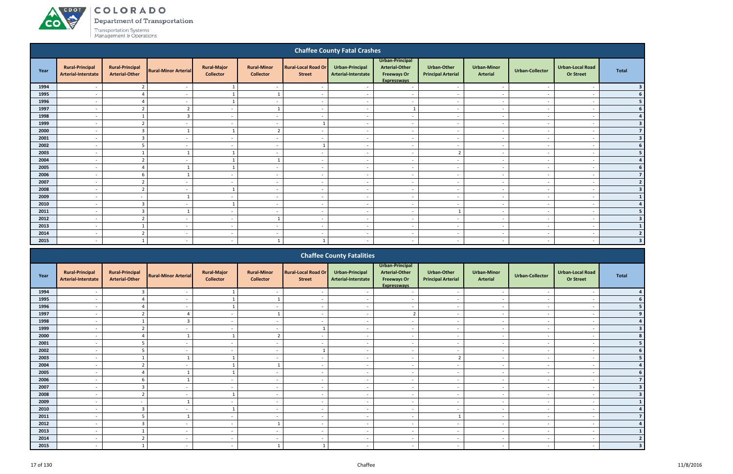## Chaffee County Fatal Crashes

| Year | Rural-Principal Arterial-Interstate | Rural-Principal Arterial-Other | Rural-Minor Arterial | Rural-Major Collector | Rural-Minor Collector | Rural-Local Road Or Street | Urban-Principal Arterial-Interstate | Urban-Principal Arterial-Other Freeways Or Expressways | Urban-Other Principal Arterial | Urban-Minor Arterial | Urban-Collector | Urban-Local Road Or Street | Total |
|---|---|---|---|---|---|---|---|---|---|---|---|---|---|
| 1994 | - | 2 | - | 1 | - | - | - | - | - | - | - | - | 3 |
| 1995 | - | 4 | - | 1 | 1 | - | - | - | - | - | - | - | 6 |
| 1996 | - | 4 | - | 1 | - | - | - | - | - | - | - | - | 5 |
| 1997 | - | 2 | 2 | - | 1 | - | - | 1 | - | - | - | - | 6 |
| 1998 | - | 1 | 3 | - | - | - | - | - | - | - | - | - | 4 |
| 1999 | - | 2 | - | - | - | 1 | - | - | - | - | - | - | 3 |
| 2000 | - | 3 | 1 | 1 | 2 | - | - | - | - | - | - | - | 7 |
| 2001 | - | 3 | - | - | - | - | - | - | - | - | - | - | 3 |
| 2002 | - | 5 | - | - | - | 1 | - | - | - | - | - | - | 6 |
| 2003 | - | 1 | 1 | 1 | - | - | - | - | 2 | - | - | - | 5 |
| 2004 | - | 2 | - | 1 | 1 | - | - | - | - | - | - | - | 4 |
| 2005 | - | 4 | 1 | 1 | - | - | - | - | - | - | - | - | 6 |
| 2006 | - | 6 | 1 | - | - | - | - | - | - | - | - | - | 7 |
| 2007 | - | 2 | - | - | - | - | - | - | - | - | - | - | 2 |
| 2008 | - | 2 | - | 1 | - | - | - | - | - | - | - | - | 3 |
| 2009 | - | - | 1 | - | - | - | - | - | - | - | - | - | 1 |
| 2010 | - | 3 | - | 1 | - | - | - | - | - | - | - | - | 4 |
| 2011 | - | 3 | 1 | - | - | - | - | - | 1 | - | - | - | 5 |
| 2012 | - | 2 | - | - | 1 | - | - | - | - | - | - | - | 3 |
| 2013 | - | 1 | - | - | - | - | - | - | - | - | - | - | 1 |
| 2014 | - | 2 | - | - | - | - | - | - | - | - | - | - | 2 |
| 2015 | - | 1 | - | - | 1 | 1 | - | - | - | - | - | - | 3 |

## Chaffee County Fatalities

| Year | Rural-Principal Arterial-Interstate | Rural-Principal Arterial-Other | Rural-Minor Arterial | Rural-Major Collector | Rural-Minor Collector | Rural-Local Road Or Street | Urban-Principal Arterial-Interstate | Urban-Principal Arterial-Other Freeways Or Expressways | Urban-Other Principal Arterial | Urban-Minor Arterial | Urban-Collector | Urban-Local Road Or Street | Total |
|---|---|---|---|---|---|---|---|---|---|---|---|---|---|
| 1994 | - | 3 | - | 1 | - | - | - | - | - | - | - | - | 4 |
| 1995 | - | 4 | - | 1 | 1 | - | - | - | - | - | - | - | 6 |
| 1996 | - | 4 | - | 1 | - | - | - | - | - | - | - | - | 5 |
| 1997 | - | 2 | 4 | - | 1 | - | - | 2 | - | - | - | - | 9 |
| 1998 | - | 1 | 3 | - | - | - | - | - | - | - | - | - | 4 |
| 1999 | - | 2 | - | - | - | 1 | - | - | - | - | - | - | 3 |
| 2000 | - | 4 | 1 | 1 | 2 | - | - | - | - | - | - | - | 8 |
| 2001 | - | 5 | - | - | - | - | - | - | - | - | - | - | 5 |
| 2002 | - | 5 | - | - | - | 1 | - | - | - | - | - | - | 6 |
| 2003 | - | 1 | 1 | 1 | - | - | - | - | 2 | - | - | - | 5 |
| 2004 | - | 2 | - | 1 | 1 | - | - | - | - | - | - | - | 4 |
| 2005 | - | 4 | 1 | 1 | - | - | - | - | - | - | - | - | 6 |
| 2006 | - | 6 | 1 | - | - | - | - | - | - | - | - | - | 7 |
| 2007 | - | 3 | - | - | - | - | - | - | - | - | - | - | 3 |
| 2008 | - | 2 | - | 1 | - | - | - | - | - | - | - | - | 3 |
| 2009 | - | - | 1 | - | - | - | - | - | - | - | - | - | 1 |
| 2010 | - | 3 | - | 1 | - | - | - | - | - | - | - | - | 4 |
| 2011 | - | 5 | 1 | - | - | - | - | - | 1 | - | - | - | 7 |
| 2012 | - | 3 | - | - | 1 | - | - | - | - | - | - | - | 4 |
| 2013 | - | 1 | - | - | - | - | - | - | - | - | - | - | 1 |
| 2014 | - | 2 | - | - | - | - | - | - | - | - | - | - | 2 |
| 2015 | - | 1 | - | - | 1 | 1 | - | - | - | - | - | - | 3 |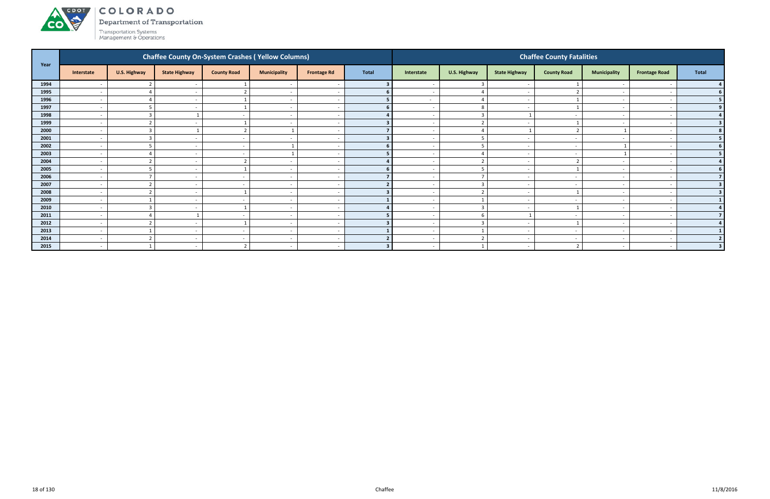# COLORADO

Department of Transportation

Transportation Systems Management & Operations

| Year | Chaffee County On-System Crashes ( Yellow Columns) | | | | | | | Chaffee County Fatalities | | | | | | |
|---|---|---|---|---|---|---|---|---|---|---|---|---|---|---|
| | Interstate | U.S. Highway | State Highway | County Road | Municipality | Frontage Rd | Total | Interstate | U.S. Highway | State Highway | County Road | Municipality | Frontage Road | Total |
| 1994 | - | 2 | - | 1 | - | - | 3 | - | 3 | - | 1 | - | - | 4 |
| 1995 | - | 4 | - | 2 | - | - | 6 | - | 4 | - | 2 | - | - | 6 |
| 1996 | - | 4 | - | 1 | - | - | 5 | - | 4 | - | 1 | - | - | 5 |
| 1997 | - | 5 | - | 1 | - | - | 6 | - | 8 | - | 1 | - | - | 9 |
| 1998 | - | 3 | 1 | - | - | - | 4 | - | 3 | 1 | - | - | - | 4 |
| 1999 | - | 2 | - | 1 | - | - | 3 | - | 2 | - | 1 | - | - | 3 |
| 2000 | - | 3 | 1 | 2 | 1 | - | 7 | - | 4 | 1 | 2 | 1 | - | 8 |
| 2001 | - | 3 | - | - | - | - | 3 | - | 5 | - | - | - | - | 5 |
| 2002 | - | 5 | - | - | 1 | - | 6 | - | 5 | - | - | 1 | - | 6 |
| 2003 | - | 4 | - | - | 1 | - | 5 | - | 4 | - | - | 1 | - | 5 |
| 2004 | - | 2 | - | 2 | - | - | 4 | - | 2 | - | 2 | - | - | 4 |
| 2005 | - | 5 | - | 1 | - | - | 6 | - | 5 | - | 1 | - | - | 6 |
| 2006 | - | 7 | - | - | - | - | 7 | - | 7 | - | - | - | - | 7 |
| 2007 | - | 2 | - | - | - | - | 2 | - | 3 | - | - | - | - | 3 |
| 2008 | - | 2 | - | 1 | - | - | 3 | - | 2 | - | 1 | - | - | 3 |
| 2009 | - | 1 | - | - | - | - | 1 | - | 1 | - | - | - | - | 1 |
| 2010 | - | 3 | - | 1 | - | - | 4 | - | 3 | - | 1 | - | - | 4 |
| 2011 | - | 4 | 1 | - | - | - | 5 | - | 6 | 1 | - | - | - | 7 |
| 2012 | - | 2 | - | 1 | - | - | 3 | - | 3 | - | 1 | - | - | 4 |
| 2013 | - | 1 | - | - | - | - | 1 | - | 1 | - | - | - | - | 1 |
| 2014 | - | 2 | - | - | - | - | 2 | - | 2 | - | - | - | - | 2 |
| 2015 | - | 1 | - | 2 | - | - | 3 | - | 1 | - | 2 | - | - | 3 |

Chaffee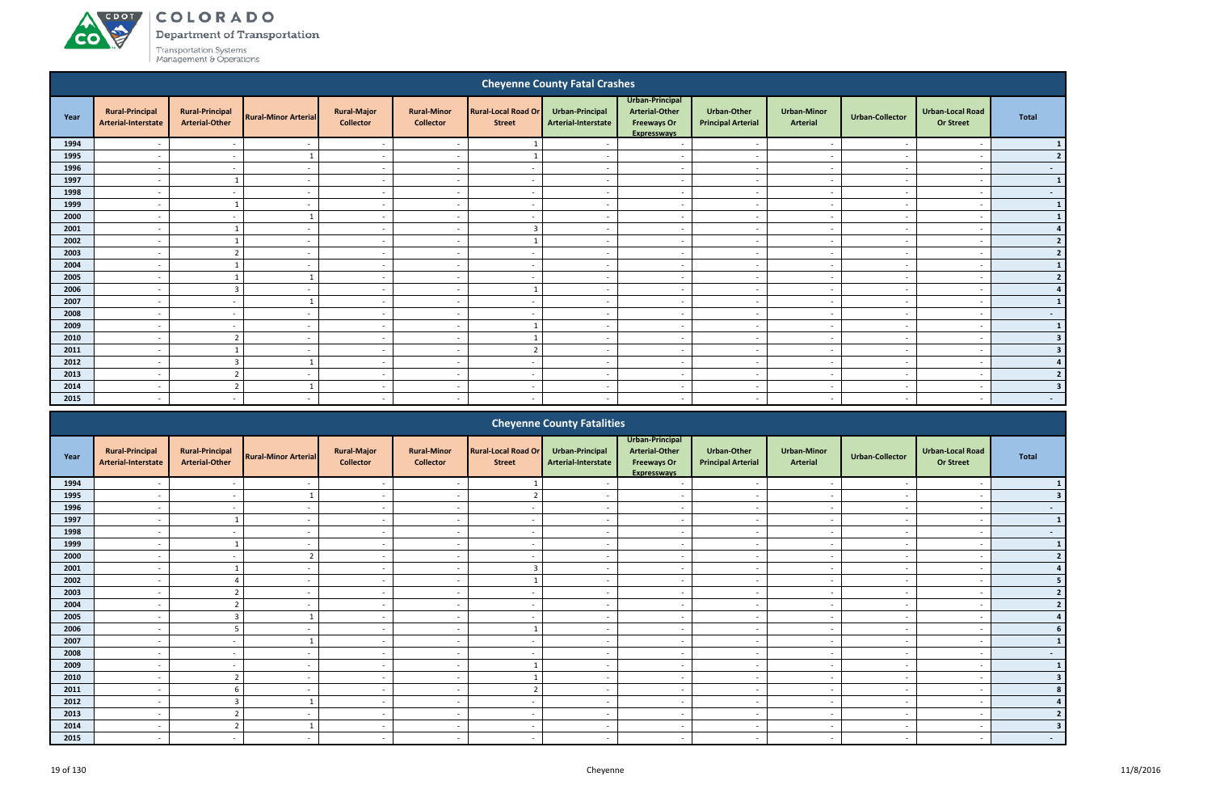# COLORADO

Department of Transportation

Transportation Systems Management & Operations

## Cheyenne County Fatal Crashes

| Year | Rural-Principal Arterial-Interstate | Rural-Principal Arterial-Other | Rural-Minor Arterial | Rural-Major Collector | Rural-Minor Collector | Rural-Local Road Or Street | Urban-Principal Arterial-Interstate | Urban-Principal Arterial-Other Freeways Or Expressways | Urban-Other Principal Arterial | Urban-Minor Arterial | Urban-Collector | Urban-Local Road Or Street | Total |
|---|---|---|---|---|---|---|---|---|---|---|---|---|---|
| 1994 | - | - | - | - | - | 1 | - | - | - | - | - | - | 1 |
| 1995 | - | - | 1 | - | - | 1 | - | - | - | - | - | - | 2 |
| 1996 | - | - | - | - | - | - | - | - | - | - | - | - | - |
| 1997 | - | 1 | - | - | - | - | - | - | - | - | - | - | 1 |
| 1998 | - | - | - | - | - | - | - | - | - | - | - | - | - |
| 1999 | - | 1 | - | - | - | - | - | - | - | - | - | - | 1 |
| 2000 | - | - | 1 | - | - | - | - | - | - | - | - | - | 1 |
| 2001 | - | 1 | - | - | - | 3 | - | - | - | - | - | - | 4 |
| 2002 | - | 1 | - | - | - | 1 | - | - | - | - | - | - | 2 |
| 2003 | - | 2 | - | - | - | - | - | - | - | - | - | - | 2 |
| 2004 | - | 1 | - | - | - | - | - | - | - | - | - | - | 1 |
| 2005 | - | 1 | 1 | - | - | - | - | - | - | - | - | - | 2 |
| 2006 | - | 3 | - | - | - | 1 | - | - | - | - | - | - | 4 |
| 2007 | - | - | 1 | - | - | - | - | - | - | - | - | - | 1 |
| 2008 | - | - | - | - | - | - | - | - | - | - | - | - | - |
| 2009 | - | - | - | - | - | 1 | - | - | - | - | - | - | 1 |
| 2010 | - | 2 | - | - | - | 1 | - | - | - | - | - | - | 3 |
| 2011 | - | 1 | - | - | - | 2 | - | - | - | - | - | - | 3 |
| 2012 | - | 3 | 1 | - | - | - | - | - | - | - | - | - | 4 |
| 2013 | - | 2 | - | - | - | - | - | - | - | - | - | - | 2 |
| 2014 | - | 2 | 1 | - | - | - | - | - | - | - | - | - | 3 |
| 2015 | - | - | - | - | - | - | - | - | - | - | - | - | - |

## Cheyenne County Fatalities

| Year | Rural-Principal Arterial-Interstate | Rural-Principal Arterial-Other | Rural-Minor Arterial | Rural-Major Collector | Rural-Minor Collector | Rural-Local Road Or Street | Urban-Principal Arterial-Interstate | Urban-Principal Arterial-Other Freeways Or Expressways | Urban-Other Principal Arterial | Urban-Minor Arterial | Urban-Collector | Urban-Local Road Or Street | Total |
|---|---|---|---|---|---|---|---|---|---|---|---|---|---|
| 1994 | - | - | - | - | - | 1 | - | - | - | - | - | - | 1 |
| 1995 | - | - | 1 | - | - | 2 | - | - | - | - | - | - | 3 |
| 1996 | - | - | - | - | - | - | - | - | - | - | - | - | - |
| 1997 | - | 1 | - | - | - | - | - | - | - | - | - | - | 1 |
| 1998 | - | - | - | - | - | - | - | - | - | - | - | - | - |
| 1999 | - | 1 | - | - | - | - | - | - | - | - | - | - | 1 |
| 2000 | - | - | 2 | - | - | - | - | - | - | - | - | - | 2 |
| 2001 | - | 1 | - | - | - | 3 | - | - | - | - | - | - | 4 |
| 2002 | - | 4 | - | - | - | 1 | - | - | - | - | - | - | 5 |
| 2003 | - | 2 | - | - | - | - | - | - | - | - | - | - | 2 |
| 2004 | - | 2 | - | - | - | - | - | - | - | - | - | - | 2 |
| 2005 | - | 3 | 1 | - | - | - | - | - | - | - | - | - | 4 |
| 2006 | - | 5 | - | - | - | 1 | - | - | - | - | - | - | 6 |
| 2007 | - | - | 1 | - | - | - | - | - | - | - | - | - | 1 |
| 2008 | - | - | - | - | - | - | - | - | - | - | - | - | - |
| 2009 | - | - | - | - | - | 1 | - | - | - | - | - | - | 1 |
| 2010 | - | 2 | - | - | - | 1 | - | - | - | - | - | - | 3 |
| 2011 | - | 6 | - | - | - | 2 | - | - | - | - | - | - | 8 |
| 2012 | - | 3 | 1 | - | - | - | - | - | - | - | - | - | 4 |
| 2013 | - | 2 | - | - | - | - | - | - | - | - | - | - | 2 |
| 2014 | - | 2 | 1 | - | - | - | - | - | - | - | - | - | 3 |
| 2015 | - | - | - | - | - | - | - | - | - | - | - | - | - |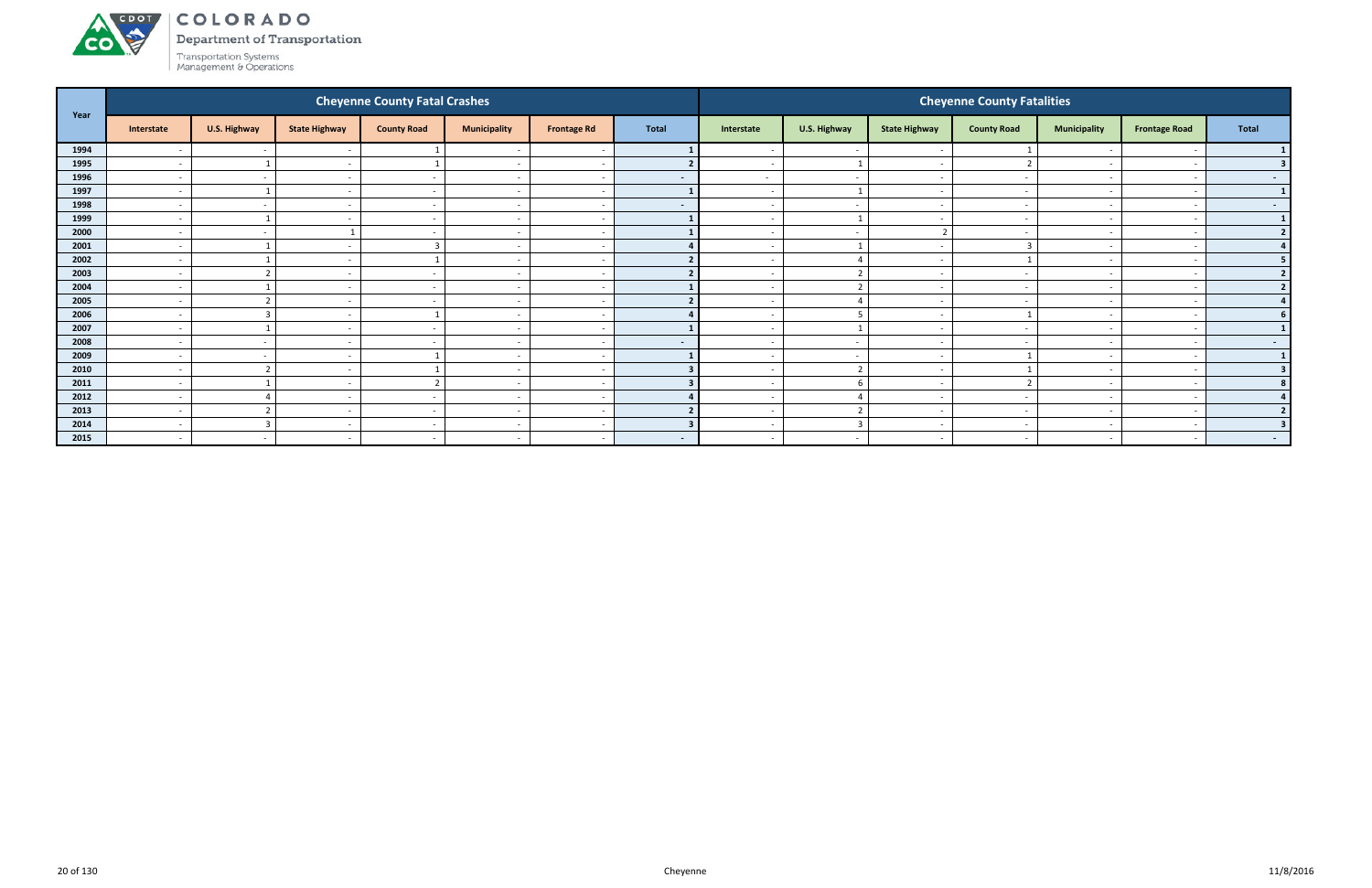# COLORADO

Department of Transportation

Transportation Systems Management & Operations

| Year | Cheyenne County Fatal Crashes | | | | | | | Cheyenne County Fatalities | | | | | | |
|---|---|---|---|---|---|---|---|---|---|---|---|---|---|---|
| | Interstate | U.S. Highway | State Highway | County Road | Municipality | Frontage Rd | Total | Interstate | U.S. Highway | State Highway | County Road | Municipality | Frontage Road | Total |
| 1994 | - | - | - | 1 | - | - | 1 | - | - | - | 1 | - | - | 1 |
| 1995 | - | 1 | - | 1 | - | - | 2 | - | 1 | - | 2 | - | - | 3 |
| 1996 | - | - | - | - | - | - | - | - | - | - | - | - | - | - |
| 1997 | - | 1 | - | - | - | - | 1 | - | 1 | - | - | - | - | 1 |
| 1998 | - | - | - | - | - | - | - | - | - | - | - | - | - | - |
| 1999 | - | 1 | - | - | - | - | 1 | - | 1 | - | - | - | - | 1 |
| 2000 | - | - | 1 | - | - | - | 1 | - | - | 2 | - | - | - | 2 |
| 2001 | - | 1 | - | 3 | - | - | 4 | - | 1 | - | 3 | - | - | 4 |
| 2002 | - | 1 | - | 1 | - | - | 2 | - | 4 | - | 1 | - | - | 5 |
| 2003 | - | 2 | - | - | - | - | 2 | - | 2 | - | - | - | - | 2 |
| 2004 | - | 1 | - | - | - | - | 1 | - | 2 | - | - | - | - | 2 |
| 2005 | - | 2 | - | - | - | - | 2 | - | 4 | - | - | - | - | 4 |
| 2006 | - | 3 | - | 1 | - | - | 4 | - | 5 | - | 1 | - | - | 6 |
| 2007 | - | 1 | - | - | - | - | 1 | - | 1 | - | - | - | - | 1 |
| 2008 | - | - | - | - | - | - | - | - | - | - | - | - | - | - |
| 2009 | - | - | - | 1 | - | - | 1 | - | - | - | 1 | - | - | 1 |
| 2010 | - | 2 | - | 1 | - | - | 3 | - | 2 | - | 1 | - | - | 3 |
| 2011 | - | 1 | - | 2 | - | - | 3 | - | 6 | - | 2 | - | - | 8 |
| 2012 | - | 4 | - | - | - | - | 4 | - | 4 | - | - | - | - | 4 |
| 2013 | - | 2 | - | - | - | - | 2 | - | 2 | - | - | - | - | 2 |
| 2014 | - | 3 | - | - | - | - | 3 | - | 3 | - | - | - | - | 3 |
| 2015 | - | - | - | - | - | - | - | - | - | - | - | - | - | - |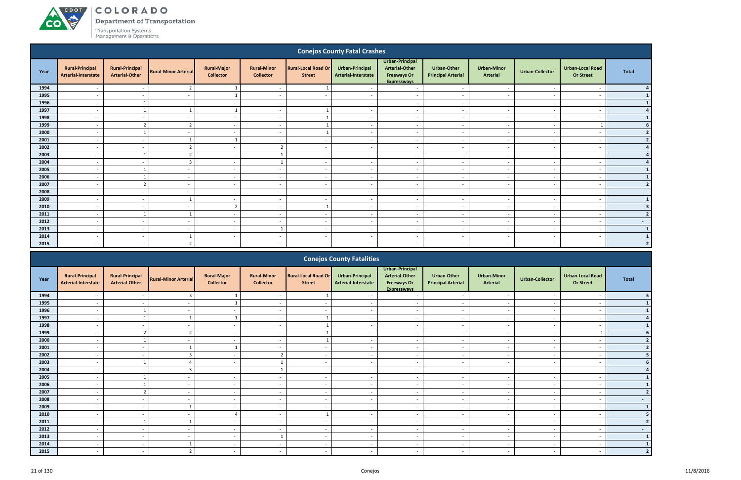# COLORADO

Department of Transportation

Transportation Systems Management & Operations

## Conejos County Fatal Crashes

| Year | Rural-Principal Arterial-Interstate | Rural-Principal Arterial-Other | Rural-Minor Arterial | Rural-Major Collector | Rural-Minor Collector | Rural-Local Road Or Street | Urban-Principal Arterial-Interstate | Urban-Principal Arterial-Other Freeways Or Expressways | Urban-Other Principal Arterial | Urban-Minor Arterial | Urban-Collector | Urban-Local Road Or Street | Total |
|---|---|---|---|---|---|---|---|---|---|---|---|---|---|
| 1994 | - | - | 2 | 1 | - | 1 | - | - | - | - | - | - | 4 |
| 1995 | - | - | - | 1 | - | - | - | - | - | - | - | - | 1 |
| 1996 | - | 1 | - | - | - | - | - | - | - | - | - | - | 1 |
| 1997 | - | 1 | 1 | 1 | - | 1 | - | - | - | - | - | - | 4 |
| 1998 | - | - | - | - | - | 1 | - | - | - | - | - | - | 1 |
| 1999 | - | 2 | 2 | - | - | 1 | - | - | - | - | - | 1 | 6 |
| 2000 | - | 1 | - | - | - | 1 | - | - | - | - | - | - | 2 |
| 2001 | - | - | 1 | 1 | - | - | - | - | - | - | - | - | 2 |
| 2002 | - | - | 2 | - | 2 | - | - | - | - | - | - | - | 4 |
| 2003 | - | 1 | 2 | - | 1 | - | - | - | - | - | - | - | 4 |
| 2004 | - | - | 3 | - | 1 | - | - | - | - | - | - | - | 4 |
| 2005 | - | 1 | - | - | - | - | - | - | - | - | - | - | 1 |
| 2006 | - | 1 | - | - | - | - | - | - | - | - | - | - | 1 |
| 2007 | - | 2 | - | - | - | - | - | - | - | - | - | - | 2 |
| 2008 | - | - | - | - | - | - | - | - | - | - | - | - | - |
| 2009 | - | - | 1 | - | - | - | - | - | - | - | - | - | 1 |
| 2010 | - | - | - | 2 | - | 1 | - | - | - | - | - | - | 3 |
| 2011 | - | 1 | 1 | - | - | - | - | - | - | - | - | - | 2 |
| 2012 | - | - | - | - | - | - | - | - | - | - | - | - | - |
| 2013 | - | - | - | - | 1 | - | - | - | - | - | - | - | 1 |
| 2014 | - | - | 1 | - | - | - | - | - | - | - | - | - | 1 |
| 2015 | - | - | 2 | - | - | - | - | - | - | - | - | - | 2 |

## Conejos County Fatalities

| Year | Rural-Principal Arterial-Interstate | Rural-Principal Arterial-Other | Rural-Minor Arterial | Rural-Major Collector | Rural-Minor Collector | Rural-Local Road Or Street | Urban-Principal Arterial-Interstate | Urban-Principal Arterial-Other Freeways Or Expressways | Urban-Other Principal Arterial | Urban-Minor Arterial | Urban-Collector | Urban-Local Road Or Street | Total |
|---|---|---|---|---|---|---|---|---|---|---|---|---|---|
| 1994 | - | - | 3 | 1 | - | 1 | - | - | - | - | - | - | 5 |
| 1995 | - | - | - | 1 | - | - | - | - | - | - | - | - | 1 |
| 1996 | - | 1 | - | - | - | - | - | - | - | - | - | - | 1 |
| 1997 | - | 1 | 1 | 1 | - | 1 | - | - | - | - | - | - | 4 |
| 1998 | - | - | - | - | - | 1 | - | - | - | - | - | - | 1 |
| 1999 | - | 2 | 2 | - | - | 1 | - | - | - | - | - | 1 | 6 |
| 2000 | - | 1 | - | - | - | 1 | - | - | - | - | - | - | 2 |
| 2001 | - | - | 1 | 1 | - | - | - | - | - | - | - | - | 2 |
| 2002 | - | - | 3 | - | 2 | - | - | - | - | - | - | - | 5 |
| 2003 | - | 1 | 4 | - | 1 | - | - | - | - | - | - | - | 6 |
| 2004 | - | - | 3 | - | 1 | - | - | - | - | - | - | - | 4 |
| 2005 | - | 1 | - | - | - | - | - | - | - | - | - | - | 1 |
| 2006 | - | 1 | - | - | - | - | - | - | - | - | - | - | 1 |
| 2007 | - | 2 | - | - | - | - | - | - | - | - | - | - | 2 |
| 2008 | - | - | - | - | - | - | - | - | - | - | - | - | - |
| 2009 | - | - | 1 | - | - | - | - | - | - | - | - | - | 1 |
| 2010 | - | - | - | 4 | - | 1 | - | - | - | - | - | - | 5 |
| 2011 | - | 1 | 1 | - | - | - | - | - | - | - | - | - | 2 |
| 2012 | - | - | - | - | - | - | - | - | - | - | - | - | - |
| 2013 | - | - | - | - | 1 | - | - | - | - | - | - | - | 1 |
| 2014 | - | - | 1 | - | - | - | - | - | - | - | - | - | 1 |
| 2015 | - | - | 2 | - | - | - | - | - | - | - | - | - | 2 |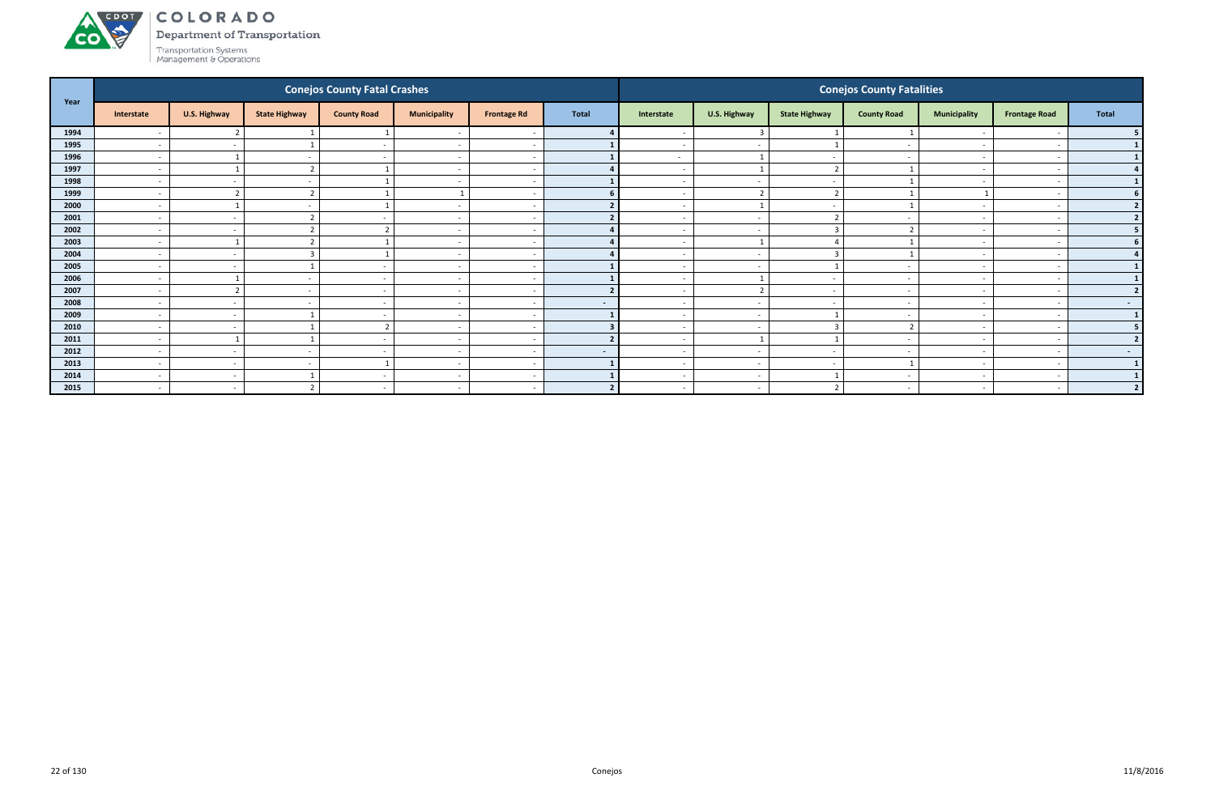# COLORADO
Department of Transportation

Transportation Systems Management & Operations

| Year | Conejos County Fatal Crashes | | | | | | | Conejos County Fatalities | | | | | | |
|---|---|---|---|---|---|---|---|---|---|---|---|---|---|---|
| | Interstate | U.S. Highway | State Highway | County Road | Municipality | Frontage Rd | Total | Interstate | U.S. Highway | State Highway | County Road | Municipality | Frontage Road | Total |
| 1994 | - | 2 | 1 | 1 | - | - | 4 | - | 3 | 1 | 1 | - | - | 5 |
| 1995 | - | - | 1 | - | - | - | 1 | - | - | 1 | - | - | - | 1 |
| 1996 | - | 1 | - | - | - | - | 1 | - | 1 | - | - | - | - | 1 |
| 1997 | - | 1 | 2 | 1 | - | - | 4 | - | 1 | 2 | 1 | - | - | 4 |
| 1998 | - | - | - | 1 | - | - | 1 | - | - | - | 1 | - | - | 1 |
| 1999 | - | 2 | 2 | 1 | 1 | - | 6 | - | 2 | 2 | 1 | 1 | - | 6 |
| 2000 | - | 1 | - | 1 | - | - | 2 | - | 1 | - | 1 | - | - | 2 |
| 2001 | - | - | 2 | - | - | - | 2 | - | - | 2 | - | - | - | 2 |
| 2002 | - | - | 2 | 2 | - | - | 4 | - | - | 3 | 2 | - | - | 5 |
| 2003 | - | 1 | 2 | 1 | - | - | 4 | - | 1 | 4 | 1 | - | - | 6 |
| 2004 | - | - | 3 | 1 | - | - | 4 | - | - | 3 | 1 | - | - | 4 |
| 2005 | - | - | 1 | - | - | - | 1 | - | - | 1 | - | - | - | 1 |
| 2006 | - | 1 | - | - | - | - | 1 | - | 1 | - | - | - | - | 1 |
| 2007 | - | 2 | - | - | - | - | 2 | - | 2 | - | - | - | - | 2 |
| 2008 | - | - | - | - | - | - | - | - | - | - | - | - | - | - |
| 2009 | - | - | 1 | - | - | - | 1 | - | - | 1 | - | - | - | 1 |
| 2010 | - | - | 1 | 2 | - | - | 3 | - | - | 3 | 2 | - | - | 5 |
| 2011 | - | 1 | 1 | - | - | - | 2 | - | 1 | 1 | - | - | - | 2 |
| 2012 | - | - | - | - | - | - | - | - | - | - | - | - | - | - |
| 2013 | - | - | - | 1 | - | - | 1 | - | - | - | 1 | - | - | 1 |
| 2014 | - | - | 1 | - | - | - | 1 | - | - | 1 | - | - | - | 1 |
| 2015 | - | - | 2 | - | - | - | 2 | - | - | 2 | - | - | - | 2 |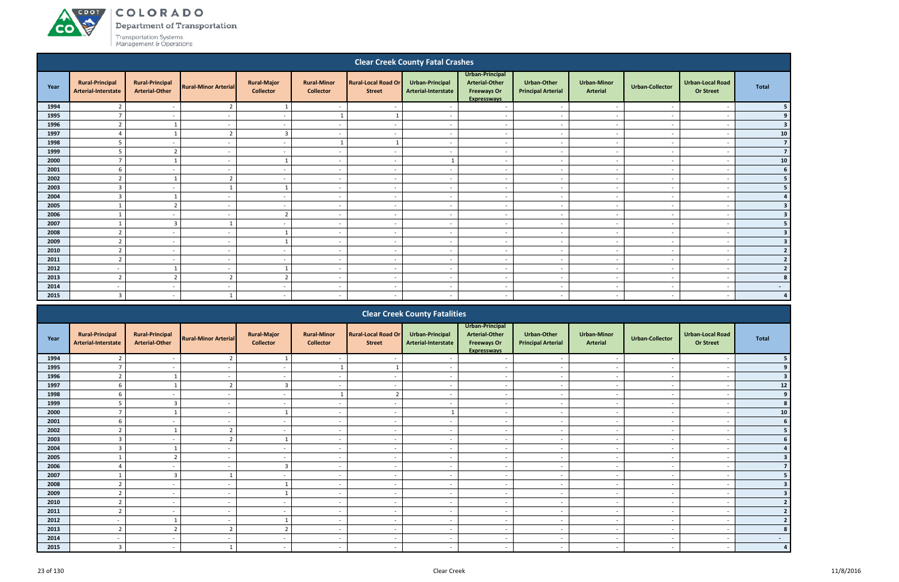## Clear Creek County Fatal Crashes

| Year | Rural-Principal Arterial-Interstate | Rural-Principal Arterial-Other | Rural-Minor Arterial | Rural-Major Collector | Rural-Minor Collector | Rural-Local Road Or Street | Urban-Principal Arterial-Interstate | Urban-Principal Arterial-Other Freeways Or Expressways | Urban-Other Principal Arterial | Urban-Minor Arterial | Urban-Collector | Urban-Local Road Or Street | Total |
|---|---|---|---|---|---|---|---|---|---|---|---|---|---|
| 1994 | 2 | - | 2 | 1 | - | - | - | - | - | - | - | - | 5 |
| 1995 | 7 | - | - | - | 1 | 1 | - | - | - | - | - | - | 9 |
| 1996 | 2 | 1 | - | - | - | - | - | - | - | - | - | - | 3 |
| 1997 | 4 | 1 | 2 | 3 | - | - | - | - | - | - | - | - | 10 |
| 1998 | 5 | - | - | - | 1 | 1 | - | - | - | - | - | - | 7 |
| 1999 | 5 | 2 | - | - | - | - | - | - | - | - | - | - | 7 |
| 2000 | 7 | 1 | - | 1 | - | - | 1 | - | - | - | - | - | 10 |
| 2001 | 6 | - | - | - | - | - | - | - | - | - | - | - | 6 |
| 2002 | 2 | 1 | 2 | - | - | - | - | - | - | - | - | - | 5 |
| 2003 | 3 | - | 1 | 1 | - | - | - | - | - | - | - | - | 5 |
| 2004 | 3 | 1 | - | - | - | - | - | - | - | - | - | - | 4 |
| 2005 | 1 | 2 | - | - | - | - | - | - | - | - | - | - | 3 |
| 2006 | 1 | - | - | 2 | - | - | - | - | - | - | - | - | 3 |
| 2007 | 1 | 3 | 1 | - | - | - | - | - | - | - | - | - | 5 |
| 2008 | 2 | - | - | 1 | - | - | - | - | - | - | - | - | 3 |
| 2009 | 2 | - | - | 1 | - | - | - | - | - | - | - | - | 3 |
| 2010 | 2 | - | - | - | - | - | - | - | - | - | - | - | 2 |
| 2011 | 2 | - | - | - | - | - | - | - | - | - | - | - | 2 |
| 2012 | - | 1 | - | 1 | - | - | - | - | - | - | - | - | 2 |
| 2013 | 2 | 2 | 2 | 2 | - | - | - | - | - | - | - | - | 8 |
| 2014 | - | - | - | - | - | - | - | - | - | - | - | - | - |
| 2015 | 3 | - | 1 | - | - | - | - | - | - | - | - | - | 4 |

## Clear Creek County Fatalities

| Year | Rural-Principal Arterial-Interstate | Rural-Principal Arterial-Other | Rural-Minor Arterial | Rural-Major Collector | Rural-Minor Collector | Rural-Local Road Or Street | Urban-Principal Arterial-Interstate | Urban-Principal Arterial-Other Freeways Or Expressways | Urban-Other Principal Arterial | Urban-Minor Arterial | Urban-Collector | Urban-Local Road Or Street | Total |
|---|---|---|---|---|---|---|---|---|---|---|---|---|---|
| 1994 | 2 | - | 2 | 1 | - | - | - | - | - | - | - | - | 5 |
| 1995 | 7 | - | - | - | 1 | 1 | - | - | - | - | - | - | 9 |
| 1996 | 2 | 1 | - | - | - | - | - | - | - | - | - | - | 3 |
| 1997 | 6 | 1 | 2 | 3 | - | - | - | - | - | - | - | - | 12 |
| 1998 | 6 | - | - | - | 1 | 2 | - | - | - | - | - | - | 9 |
| 1999 | 5 | 3 | - | - | - | - | - | - | - | - | - | - | 8 |
| 2000 | 7 | 1 | - | 1 | - | - | 1 | - | - | - | - | - | 10 |
| 2001 | 6 | - | - | - | - | - | - | - | - | - | - | - | 6 |
| 2002 | 2 | 1 | 2 | - | - | - | - | - | - | - | - | - | 5 |
| 2003 | 3 | - | 2 | 1 | - | - | - | - | - | - | - | - | 6 |
| 2004 | 3 | 1 | - | - | - | - | - | - | - | - | - | - | 4 |
| 2005 | 1 | 2 | - | - | - | - | - | - | - | - | - | - | 3 |
| 2006 | 4 | - | - | 3 | - | - | - | - | - | - | - | - | 7 |
| 2007 | 1 | 3 | 1 | - | - | - | - | - | - | - | - | - | 5 |
| 2008 | 2 | - | - | 1 | - | - | - | - | - | - | - | - | 3 |
| 2009 | 2 | - | - | 1 | - | - | - | - | - | - | - | - | 3 |
| 2010 | 2 | - | - | - | - | - | - | - | - | - | - | - | 2 |
| 2011 | 2 | - | - | - | - | - | - | - | - | - | - | - | 2 |
| 2012 | - | 1 | - | 1 | - | - | - | - | - | - | - | - | 2 |
| 2013 | 2 | 2 | 2 | 2 | - | - | - | - | - | - | - | - | 8 |
| 2014 | - | - | - | - | - | - | - | - | - | - | - | - | - |
| 2015 | 3 | - | 1 | - | - | - | - | - | - | - | - | - | 4 |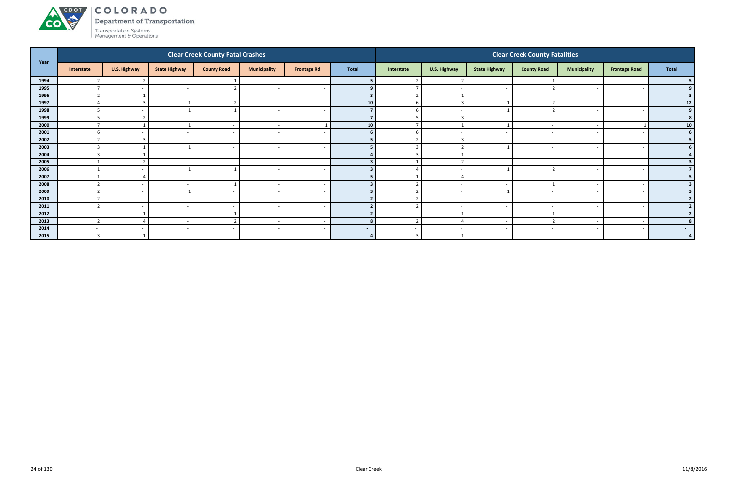| Year | Clear Creek County Fatal Crashes | | | | | | | Clear Creek County Fatalities | | | | | | |
|---|---|---|---|---|---|---|---|---|---|---|---|---|---|---|
| | Interstate | U.S. Highway | State Highway | County Road | Municipality | Frontage Rd | Total | Interstate | U.S. Highway | State Highway | County Road | Municipality | Frontage Road | Total |
| 1994 | 2 | 2 | - | 1 | - | - | 5 | 2 | 2 | - | 1 | - | - | 5 |
| 1995 | 7 | - | - | 2 | - | - | 9 | 7 | - | - | 2 | - | - | 9 |
| 1996 | 2 | 1 | - | - | - | - | 3 | 2 | 1 | - | - | - | - | 3 |
| 1997 | 4 | 3 | 1 | 2 | - | - | 10 | 6 | 3 | 1 | 2 | - | - | 12 |
| 1998 | 5 | - | 1 | 1 | - | - | 7 | 6 | - | 1 | 2 | - | - | 9 |
| 1999 | 5 | 2 | - | - | - | - | 7 | 5 | 3 | - | - | - | - | 8 |
| 2000 | 7 | 1 | 1 | - | - | 1 | 10 | 7 | 1 | 1 | - | - | 1 | 10 |
| 2001 | 6 | - | - | - | - | - | 6 | 6 | - | - | - | - | - | 6 |
| 2002 | 2 | 3 | - | - | - | - | 5 | 2 | 3 | - | - | - | - | 5 |
| 2003 | 3 | 1 | 1 | - | - | - | 5 | 3 | 2 | 1 | - | - | - | 6 |
| 2004 | 3 | 1 | - | - | - | - | 4 | 3 | 1 | - | - | - | - | 4 |
| 2005 | 1 | 2 | - | - | - | - | 3 | 1 | 2 | - | - | - | - | 3 |
| 2006 | 1 | - | 1 | 1 | - | - | 3 | 4 | - | 1 | 2 | - | - | 7 |
| 2007 | 1 | 4 | - | - | - | - | 5 | 1 | 4 | - | - | - | - | 5 |
| 2008 | 2 | - | - | 1 | - | - | 3 | 2 | - | - | 1 | - | - | 3 |
| 2009 | 2 | - | 1 | - | - | - | 3 | 2 | - | 1 | - | - | - | 3 |
| 2010 | 2 | - | - | - | - | - | 2 | 2 | - | - | - | - | - | 2 |
| 2011 | 2 | - | - | - | - | - | 2 | 2 | - | - | - | - | - | 2 |
| 2012 | - | 1 | - | 1 | - | - | 2 | - | 1 | - | 1 | - | - | 2 |
| 2013 | 2 | 4 | - | 2 | - | - | 8 | 2 | 4 | - | 2 | - | - | 8 |
| 2014 | - | - | - | - | - | - | - | - | - | - | - | - | - | - |
| 2015 | 3 | 1 | - | - | - | - | 4 | 3 | 1 | - | - | - | - | 4 |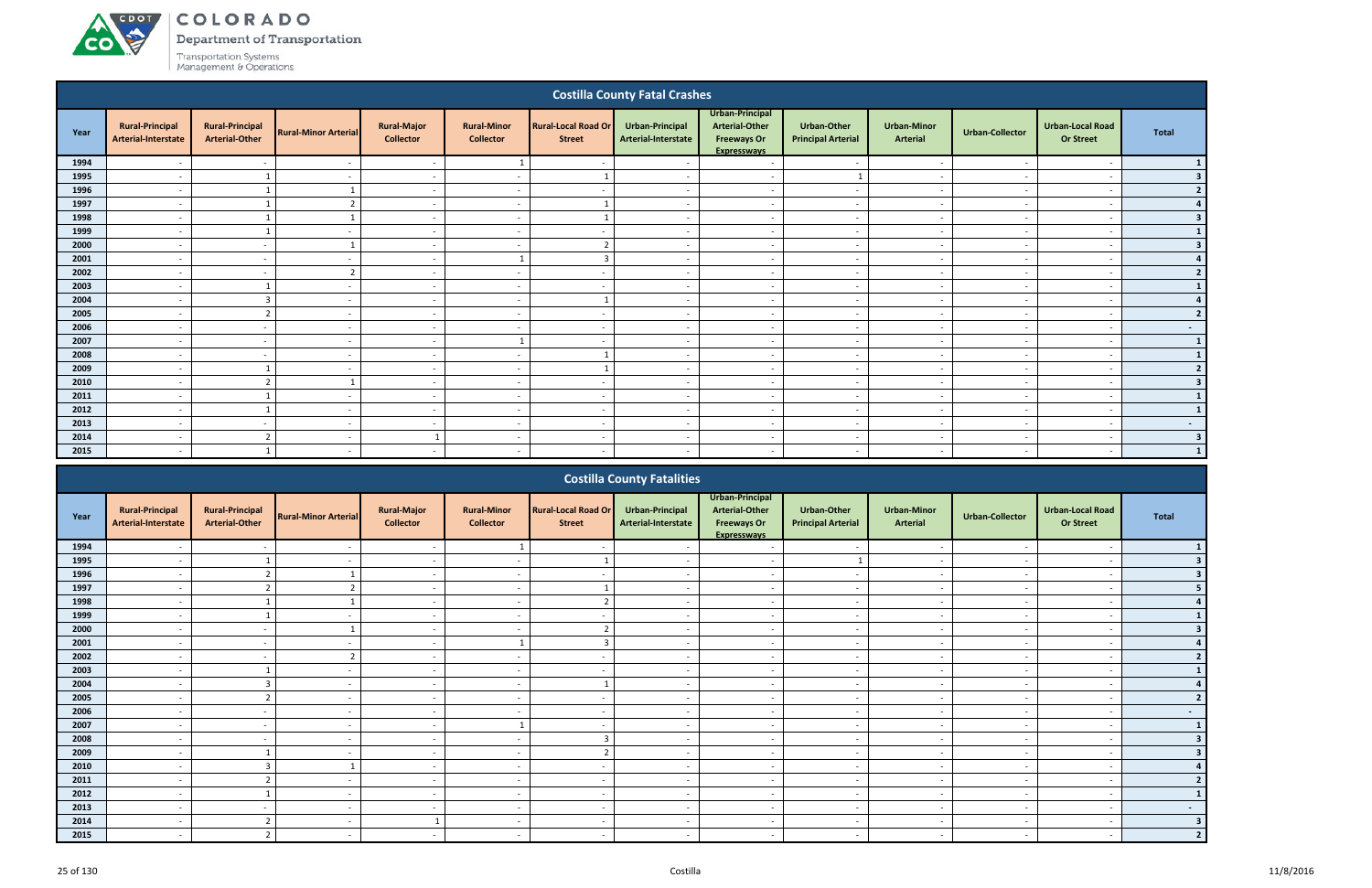## Costilla County Fatal Crashes

| Year | Rural-Principal Arterial-Interstate | Rural-Principal Arterial-Other | Rural-Minor Arterial | Rural-Major Collector | Rural-Minor Collector | Rural-Local Road Or Street | Urban-Principal Arterial-Interstate | Urban-Principal Arterial-Other Freeways Or Expressways | Urban-Other Principal Arterial | Urban-Minor Arterial | Urban-Collector | Urban-Local Road Or Street | Total |
|---|---|---|---|---|---|---|---|---|---|---|---|---|---|
| 1994 | - | - | - | - | 1 | - | - | - | - | - | - | - | 1 |
| 1995 | - | 1 | - | - | - | 1 | - | - | 1 | - | - | - | 3 |
| 1996 | - | 1 | 1 | - | - | - | - | - | - | - | - | - | 2 |
| 1997 | - | 1 | 2 | - | - | 1 | - | - | - | - | - | - | 4 |
| 1998 | - | 1 | 1 | - | - | 1 | - | - | - | - | - | - | 3 |
| 1999 | - | 1 | - | - | - | - | - | - | - | - | - | - | 1 |
| 2000 | - | - | 1 | - | - | 2 | - | - | - | - | - | - | 3 |
| 2001 | - | - | - | - | 1 | 3 | - | - | - | - | - | - | 4 |
| 2002 | - | - | 2 | - | - | - | - | - | - | - | - | - | 2 |
| 2003 | - | 1 | - | - | - | - | - | - | - | - | - | - | 1 |
| 2004 | - | 3 | - | - | - | 1 | - | - | - | - | - | - | 4 |
| 2005 | - | 2 | - | - | - | - | - | - | - | - | - | - | 2 |
| 2006 | - | - | - | - | - | - | - | - | - | - | - | - | - |
| 2007 | - | - | - | - | 1 | - | - | - | - | - | - | - | 1 |
| 2008 | - | - | - | - | - | 1 | - | - | - | - | - | - | 1 |
| 2009 | - | 1 | - | - | - | 1 | - | - | - | - | - | - | 2 |
| 2010 | - | 2 | 1 | - | - | - | - | - | - | - | - | - | 3 |
| 2011 | - | 1 | - | - | - | - | - | - | - | - | - | - | 1 |
| 2012 | - | 1 | - | - | - | - | - | - | - | - | - | - | 1 |
| 2013 | - | - | - | - | - | - | - | - | - | - | - | - | - |
| 2014 | - | 2 | - | 1 | - | - | - | - | - | - | - | - | 3 |
| 2015 | - | 1 | - | - | - | - | - | - | - | - | - | - | 1 |

## Costilla County Fatalities

| Year | Rural-Principal Arterial-Interstate | Rural-Principal Arterial-Other | Rural-Minor Arterial | Rural-Major Collector | Rural-Minor Collector | Rural-Local Road Or Street | Urban-Principal Arterial-Interstate | Urban-Principal Arterial-Other Freeways Or Expressways | Urban-Other Principal Arterial | Urban-Minor Arterial | Urban-Collector | Urban-Local Road Or Street | Total |
|---|---|---|---|---|---|---|---|---|---|---|---|---|---|
| 1994 | - | - | - | - | 1 | - | - | - | - | - | - | - | 1 |
| 1995 | - | 1 | - | - | - | 1 | - | - | 1 | - | - | - | 3 |
| 1996 | - | 2 | 1 | - | - | - | - | - | - | - | - | - | 3 |
| 1997 | - | 2 | 2 | - | - | 1 | - | - | - | - | - | - | 5 |
| 1998 | - | 1 | 1 | - | - | 2 | - | - | - | - | - | - | 4 |
| 1999 | - | 1 | - | - | - | - | - | - | - | - | - | - | 1 |
| 2000 | - | - | 1 | - | - | 2 | - | - | - | - | - | - | 3 |
| 2001 | - | - | - | - | 1 | 3 | - | - | - | - | - | - | 4 |
| 2002 | - | - | 2 | - | - | - | - | - | - | - | - | - | 2 |
| 2003 | - | 1 | - | - | - | - | - | - | - | - | - | - | 1 |
| 2004 | - | 3 | - | - | - | 1 | - | - | - | - | - | - | 4 |
| 2005 | - | 2 | - | - | - | - | - | - | - | - | - | - | 2 |
| 2006 | - | - | - | - | - | - | - | - | - | - | - | - | - |
| 2007 | - | - | - | - | 1 | - | - | - | - | - | - | - | 1 |
| 2008 | - | - | - | - | - | 3 | - | - | - | - | - | - | 3 |
| 2009 | - | 1 | - | - | - | 2 | - | - | - | - | - | - | 3 |
| 2010 | - | 3 | 1 | - | - | - | - | - | - | - | - | - | 4 |
| 2011 | - | 2 | - | - | - | - | - | - | - | - | - | - | 2 |
| 2012 | - | 1 | - | - | - | - | - | - | - | - | - | - | 1 |
| 2013 | - | - | - | - | - | - | - | - | - | - | - | - | - |
| 2014 | - | 2 | - | 1 | - | - | - | - | - | - | - | - | 3 |
| 2015 | - | 2 | - | - | - | - | - | - | - | - | - | - | 2 |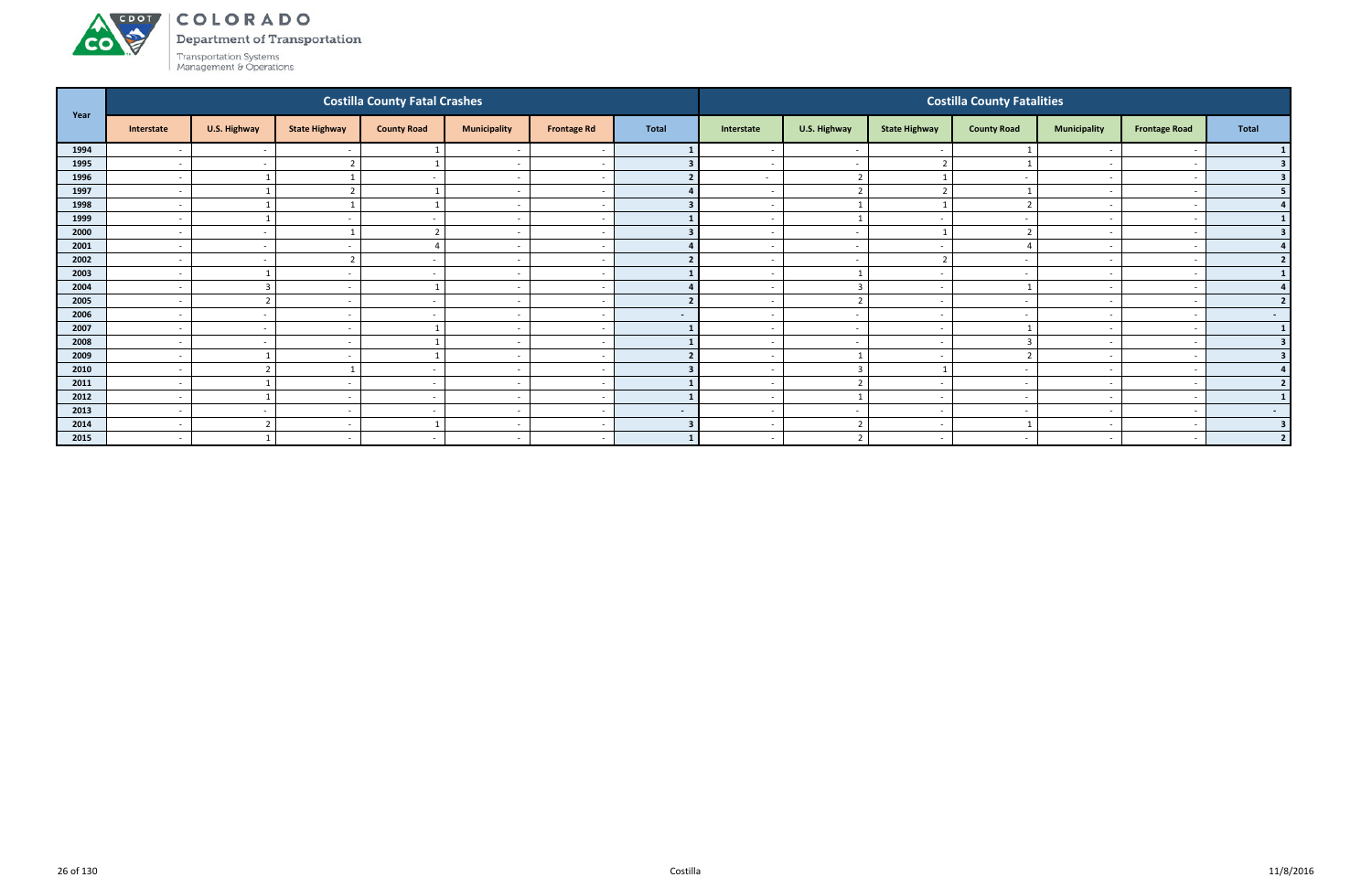# COLORADO
## Department of Transportation
Transportation Systems Management & Operations

| Year | Costilla County Fatal Crashes | | | | | | | Costilla County Fatalities | | | | | | |
|---|---|---|---|---|---|---|---|---|---|---|---|---|---|---|
| | Interstate | U.S. Highway | State Highway | County Road | Municipality | Frontage Rd | Total | Interstate | U.S. Highway | State Highway | County Road | Municipality | Frontage Road | Total |
| 1994 | - | - | - | 1 | - | - | 1 | - | - | - | 1 | - | - | 1 |
| 1995 | - | - | 2 | 1 | - | - | 3 | - | - | 2 | 1 | - | - | 3 |
| 1996 | - | 1 | 1 | - | - | - | 2 | - | 2 | 1 | - | - | - | 3 |
| 1997 | - | 1 | 2 | 1 | - | - | 4 | - | 2 | 2 | 1 | - | - | 5 |
| 1998 | - | 1 | 1 | 1 | - | - | 3 | - | 1 | 1 | 2 | - | - | 4 |
| 1999 | - | 1 | - | - | - | - | 1 | - | 1 | - | - | - | - | 1 |
| 2000 | - | - | 1 | 2 | - | - | 3 | - | - | 1 | 2 | - | - | 3 |
| 2001 | - | - | - | 4 | - | - | 4 | - | - | - | 4 | - | - | 4 |
| 2002 | - | - | 2 | - | - | - | 2 | - | - | 2 | - | - | - | 2 |
| 2003 | - | 1 | - | - | - | - | 1 | - | 1 | - | - | - | - | 1 |
| 2004 | - | 3 | - | 1 | - | - | 4 | - | 3 | - | 1 | - | - | 4 |
| 2005 | - | 2 | - | - | - | - | 2 | - | 2 | - | - | - | - | 2 |
| 2006 | - | - | - | - | - | - | - | - | - | - | - | - | - | - |
| 2007 | - | - | - | 1 | - | - | 1 | - | - | - | 1 | - | - | 1 |
| 2008 | - | - | - | 1 | - | - | 1 | - | - | - | 3 | - | - | 3 |
| 2009 | - | 1 | - | 1 | - | - | 2 | - | 1 | - | 2 | - | - | 3 |
| 2010 | - | 2 | 1 | - | - | - | 3 | - | 3 | 1 | - | - | - | 4 |
| 2011 | - | 1 | - | - | - | - | 1 | - | 2 | - | - | - | - | 2 |
| 2012 | - | 1 | - | - | - | - | 1 | - | 1 | - | - | - | - | 1 |
| 2013 | - | - | - | - | - | - | - | - | - | - | - | - | - | - |
| 2014 | - | 2 | - | 1 | - | - | 3 | - | 2 | - | 1 | - | - | 3 |
| 2015 | - | 1 | - | - | - | - | 1 | - | 2 | - | - | - | - | 2 |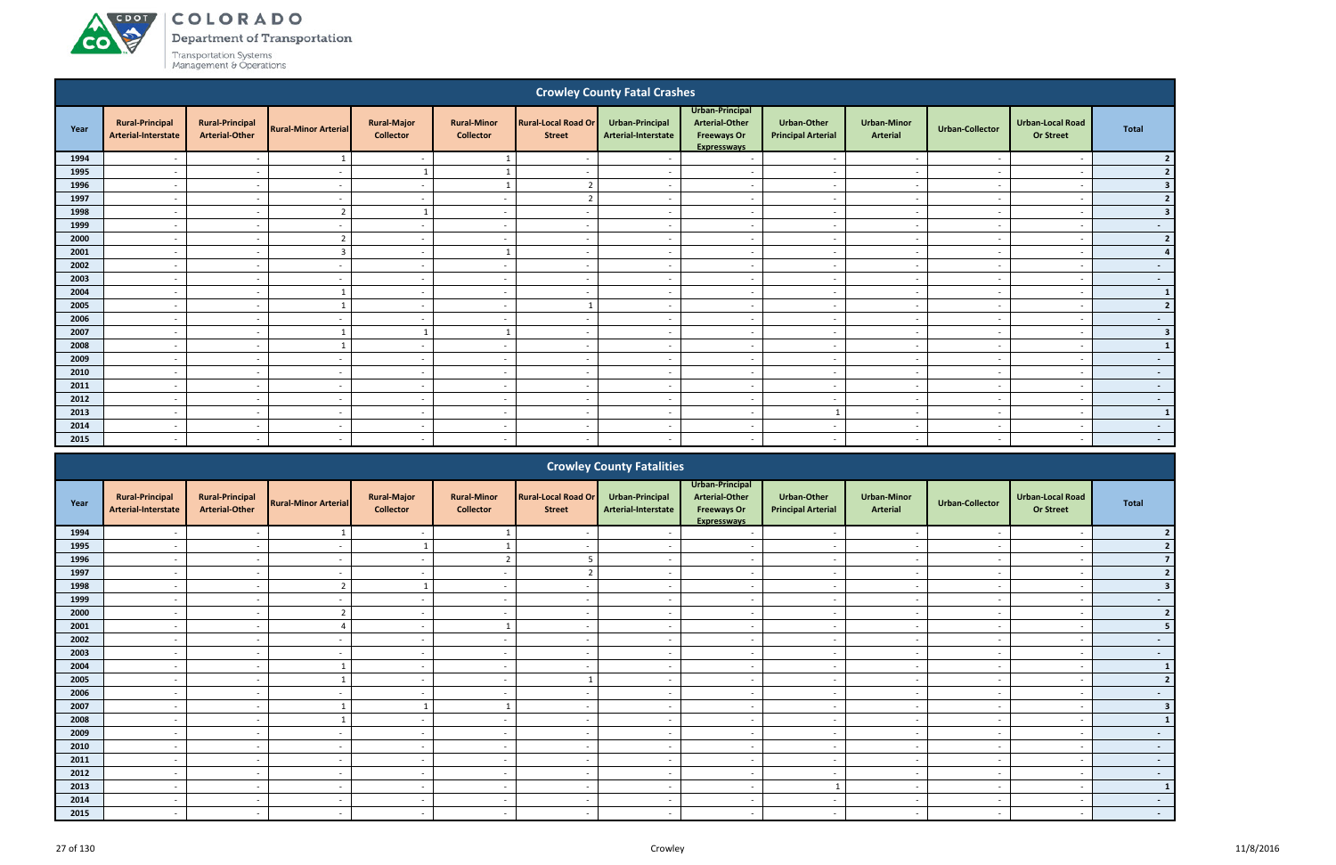## Crowley County Fatal Crashes

| Year | Rural-Principal Arterial-Interstate | Rural-Principal Arterial-Other | Rural-Minor Arterial | Rural-Major Collector | Rural-Minor Collector | Rural-Local Road Or Street | Urban-Principal Arterial-Interstate | Urban-Principal Arterial-Other Freeways Or Expressways | Urban-Other Principal Arterial | Urban-Minor Arterial | Urban-Collector | Urban-Local Road Or Street | Total |
|---|---|---|---|---|---|---|---|---|---|---|---|---|---|
| 1994 | - | - | 1 | - | 1 | - | - | - | - | - | - | - | 2 |
| 1995 | - | - | - | 1 | 1 | - | - | - | - | - | - | - | 2 |
| 1996 | - | - | - | - | 1 | 2 | - | - | - | - | - | - | 3 |
| 1997 | - | - | - | - | - | 2 | - | - | - | - | - | - | 2 |
| 1998 | - | - | 2 | 1 | - | - | - | - | - | - | - | - | 3 |
| 1999 | - | - | - | - | - | - | - | - | - | - | - | - | - |
| 2000 | - | - | 2 | - | - | - | - | - | - | - | - | - | 2 |
| 2001 | - | - | 3 | - | 1 | - | - | - | - | - | - | - | 4 |
| 2002 | - | - | - | - | - | - | - | - | - | - | - | - | - |
| 2003 | - | - | - | - | - | - | - | - | - | - | - | - | - |
| 2004 | - | - | 1 | - | - | - | - | - | - | - | - | - | 1 |
| 2005 | - | - | 1 | - | - | 1 | - | - | - | - | - | - | 2 |
| 2006 | - | - | - | - | - | - | - | - | - | - | - | - | - |
| 2007 | - | - | 1 | 1 | 1 | - | - | - | - | - | - | - | 3 |
| 2008 | - | - | 1 | - | - | - | - | - | - | - | - | - | 1 |
| 2009 | - | - | - | - | - | - | - | - | - | - | - | - | - |
| 2010 | - | - | - | - | - | - | - | - | - | - | - | - | - |
| 2011 | - | - | - | - | - | - | - | - | - | - | - | - | - |
| 2012 | - | - | - | - | - | - | - | - | - | - | - | - | - |
| 2013 | - | - | - | - | - | - | - | - | 1 | - | - | - | 1 |
| 2014 | - | - | - | - | - | - | - | - | - | - | - | - | - |
| 2015 | - | - | - | - | - | - | - | - | - | - | - | - | - |

## Crowley County Fatalities

| Year | Rural-Principal Arterial-Interstate | Rural-Principal Arterial-Other | Rural-Minor Arterial | Rural-Major Collector | Rural-Minor Collector | Rural-Local Road Or Street | Urban-Principal Arterial-Interstate | Urban-Principal Arterial-Other Freeways Or Expressways | Urban-Other Principal Arterial | Urban-Minor Arterial | Urban-Collector | Urban-Local Road Or Street | Total |
|---|---|---|---|---|---|---|---|---|---|---|---|---|---|
| 1994 | - | - | 1 | - | 1 | - | - | - | - | - | - | - | 2 |
| 1995 | - | - | - | 1 | 1 | - | - | - | - | - | - | - | 2 |
| 1996 | - | - | - | - | 2 | 5 | - | - | - | - | - | - | 7 |
| 1997 | - | - | - | - | - | 2 | - | - | - | - | - | - | 2 |
| 1998 | - | - | 2 | 1 | - | - | - | - | - | - | - | - | 3 |
| 1999 | - | - | - | - | - | - | - | - | - | - | - | - | - |
| 2000 | - | - | 2 | - | - | - | - | - | - | - | - | - | 2 |
| 2001 | - | - | 4 | - | 1 | - | - | - | - | - | - | - | 5 |
| 2002 | - | - | - | - | - | - | - | - | - | - | - | - | - |
| 2003 | - | - | - | - | - | - | - | - | - | - | - | - | - |
| 2004 | - | - | 1 | - | - | - | - | - | - | - | - | - | 1 |
| 2005 | - | - | 1 | - | - | 1 | - | - | - | - | - | - | 2 |
| 2006 | - | - | - | - | - | - | - | - | - | - | - | - | - |
| 2007 | - | - | 1 | 1 | 1 | - | - | - | - | - | - | - | 3 |
| 2008 | - | - | 1 | - | - | - | - | - | - | - | - | - | 1 |
| 2009 | - | - | - | - | - | - | - | - | - | - | - | - | - |
| 2010 | - | - | - | - | - | - | - | - | - | - | - | - | - |
| 2011 | - | - | - | - | - | - | - | - | - | - | - | - | - |
| 2012 | - | - | - | - | - | - | - | - | - | - | - | - | - |
| 2013 | - | - | - | - | - | - | - | - | 1 | - | - | - | 1 |
| 2014 | - | - | - | - | - | - | - | - | - | - | - | - | - |
| 2015 | - | - | - | - | - | - | - | - | - | - | - | - | - |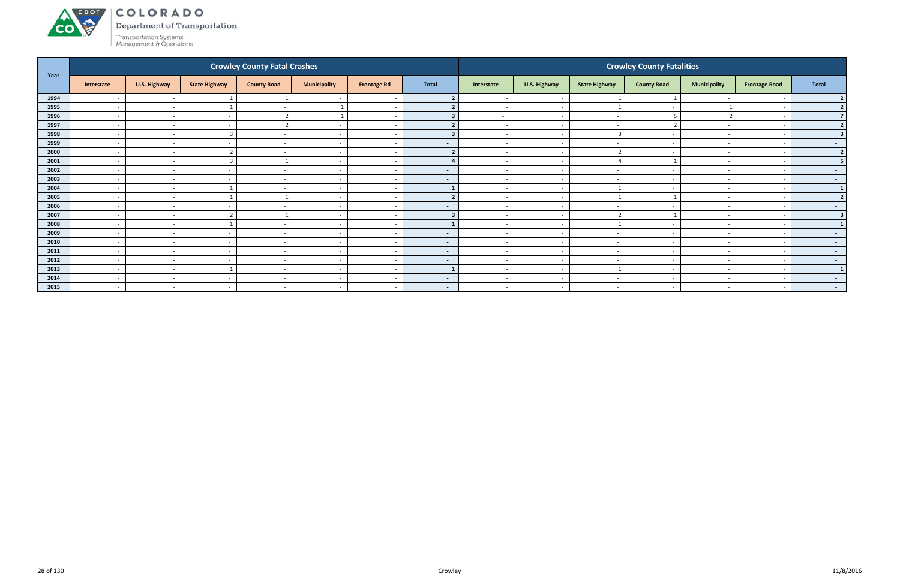# COLORADO
Department of Transportation
Transportation Systems Management & Operations

| Year | Crowley County Fatal Crashes | | | | | | | Crowley County Fatalities | | | | | | |
|---|---|---|---|---|---|---|---|---|---|---|---|---|---|---|
| | Interstate | U.S. Highway | State Highway | County Road | Municipality | Frontage Rd | Total | Interstate | U.S. Highway | State Highway | County Road | Municipality | Frontage Road | Total |
| 1994 | - | - | 1 | 1 | - | - | 2 | - | - | 1 | 1 | - | - | 2 |
| 1995 | - | - | 1 | - | 1 | - | 2 | - | - | 1 | - | 1 | - | 2 |
| 1996 | - | - | - | 2 | 1 | - | 3 | - | - | - | 5 | 2 | - | 7 |
| 1997 | - | - | - | 2 | - | - | 2 | - | - | - | 2 | - | - | 2 |
| 1998 | - | - | 3 | - | - | - | 3 | - | - | 3 | - | - | - | 3 |
| 1999 | - | - | - | - | - | - | - | - | - | - | - | - | - | - |
| 2000 | - | - | 2 | - | - | - | 2 | - | - | 2 | - | - | - | 2 |
| 2001 | - | - | 3 | 1 | - | - | 4 | - | - | 4 | 1 | - | - | 5 |
| 2002 | - | - | - | - | - | - | - | - | - | - | - | - | - | - |
| 2003 | - | - | - | - | - | - | - | - | - | - | - | - | - | - |
| 2004 | - | - | 1 | - | - | - | 1 | - | - | 1 | - | - | - | 1 |
| 2005 | - | - | 1 | 1 | - | - | 2 | - | - | 1 | 1 | - | - | 2 |
| 2006 | - | - | - | - | - | - | - | - | - | - | - | - | - | - |
| 2007 | - | - | 2 | 1 | - | - | 3 | - | - | 2 | 1 | - | - | 3 |
| 2008 | - | - | 1 | - | - | - | 1 | - | - | 1 | - | - | - | 1 |
| 2009 | - | - | - | - | - | - | - | - | - | - | - | - | - | - |
| 2010 | - | - | - | - | - | - | - | - | - | - | - | - | - | - |
| 2011 | - | - | - | - | - | - | - | - | - | - | - | - | - | - |
| 2012 | - | - | - | - | - | - | - | - | - | - | - | - | - | - |
| 2013 | - | - | 1 | - | - | - | 1 | - | - | 1 | - | - | - | 1 |
| 2014 | - | - | - | - | - | - | - | - | - | - | - | - | - | - |
| 2015 | - | - | - | - | - | - | - | - | - | - | - | - | - | - |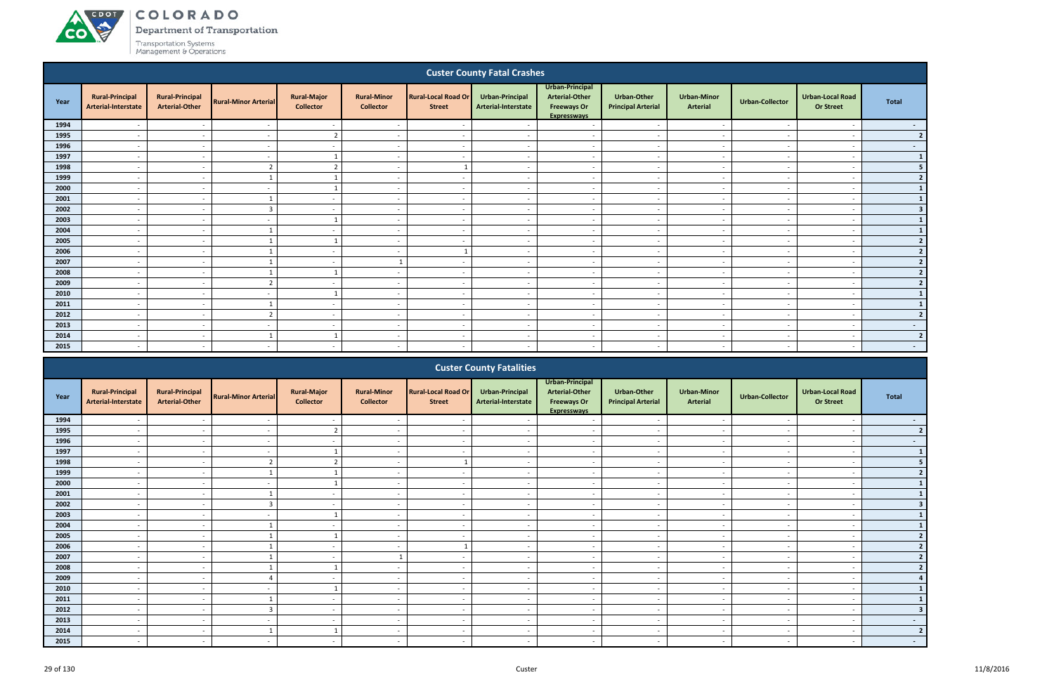## Custer County Fatal Crashes

| Year | Rural-Principal Arterial-Interstate | Rural-Principal Arterial-Other | Rural-Minor Arterial | Rural-Major Collector | Rural-Minor Collector | Rural-Local Road Or Street | Urban-Principal Arterial-Interstate | Urban-Principal Arterial-Other Freeways Or Expressways | Urban-Other Principal Arterial | Urban-Minor Arterial | Urban-Collector | Urban-Local Road Or Street | Total |
|---|---|---|---|---|---|---|---|---|---|---|---|---|---|
| 1994 | - | - | - | - | - | - | - | - | - | - | - | - | - |
| 1995 | - | - | - | 2 | - | - | - | - | - | - | - | - | 2 |
| 1996 | - | - | - | - | - | - | - | - | - | - | - | - | - |
| 1997 | - | - | - | 1 | - | - | - | - | - | - | - | - | 1 |
| 1998 | - | - | 2 | 2 | - | 1 | - | - | - | - | - | - | 5 |
| 1999 | - | - | 1 | 1 | - | - | - | - | - | - | - | - | 2 |
| 2000 | - | - | - | 1 | - | - | - | - | - | - | - | - | 1 |
| 2001 | - | - | 1 | - | - | - | - | - | - | - | - | - | 1 |
| 2002 | - | - | 3 | - | - | - | - | - | - | - | - | - | 3 |
| 2003 | - | - | - | 1 | - | - | - | - | - | - | - | - | 1 |
| 2004 | - | - | 1 | - | - | - | - | - | - | - | - | - | 1 |
| 2005 | - | - | 1 | 1 | - | - | - | - | - | - | - | - | 2 |
| 2006 | - | - | 1 | - | - | 1 | - | - | - | - | - | - | 2 |
| 2007 | - | - | 1 | - | 1 | - | - | - | - | - | - | - | 2 |
| 2008 | - | - | 1 | 1 | - | - | - | - | - | - | - | - | 2 |
| 2009 | - | - | 2 | - | - | - | - | - | - | - | - | - | 2 |
| 2010 | - | - | - | 1 | - | - | - | - | - | - | - | - | 1 |
| 2011 | - | - | 1 | - | - | - | - | - | - | - | - | - | 1 |
| 2012 | - | - | 2 | - | - | - | - | - | - | - | - | - | 2 |
| 2013 | - | - | - | - | - | - | - | - | - | - | - | - | - |
| 2014 | - | - | 1 | 1 | - | - | - | - | - | - | - | - | 2 |
| 2015 | - | - | - | - | - | - | - | - | - | - | - | - | - |

## Custer County Fatalities

| Year | Rural-Principal Arterial-Interstate | Rural-Principal Arterial-Other | Rural-Minor Arterial | Rural-Major Collector | Rural-Minor Collector | Rural-Local Road Or Street | Urban-Principal Arterial-Interstate | Urban-Principal Arterial-Other Freeways Or Expressways | Urban-Other Principal Arterial | Urban-Minor Arterial | Urban-Collector | Urban-Local Road Or Street | Total |
|---|---|---|---|---|---|---|---|---|---|---|---|---|---|
| 1994 | - | - | - | - | - | - | - | - | - | - | - | - | - |
| 1995 | - | - | - | 2 | - | - | - | - | - | - | - | - | 2 |
| 1996 | - | - | - | - | - | - | - | - | - | - | - | - | - |
| 1997 | - | - | - | 1 | - | - | - | - | - | - | - | - | 1 |
| 1998 | - | - | 2 | 2 | - | 1 | - | - | - | - | - | - | 5 |
| 1999 | - | - | 1 | 1 | - | - | - | - | - | - | - | - | 2 |
| 2000 | - | - | - | 1 | - | - | - | - | - | - | - | - | 1 |
| 2001 | - | - | 1 | - | - | - | - | - | - | - | - | - | 1 |
| 2002 | - | - | 3 | - | - | - | - | - | - | - | - | - | 3 |
| 2003 | - | - | - | 1 | - | - | - | - | - | - | - | - | 1 |
| 2004 | - | - | 1 | - | - | - | - | - | - | - | - | - | 1 |
| 2005 | - | - | 1 | 1 | - | - | - | - | - | - | - | - | 2 |
| 2006 | - | - | 1 | - | - | 1 | - | - | - | - | - | - | 2 |
| 2007 | - | - | 1 | - | 1 | - | - | - | - | - | - | - | 2 |
| 2008 | - | - | 1 | 1 | - | - | - | - | - | - | - | - | 2 |
| 2009 | - | - | 4 | - | - | - | - | - | - | - | - | - | 4 |
| 2010 | - | - | - | 1 | - | - | - | - | - | - | - | - | 1 |
| 2011 | - | - | 1 | - | - | - | - | - | - | - | - | - | 1 |
| 2012 | - | - | 3 | - | - | - | - | - | - | - | - | - | 3 |
| 2013 | - | - | - | - | - | - | - | - | - | - | - | - | - |
| 2014 | - | - | 1 | 1 | - | - | - | - | - | - | - | - | 2 |
| 2015 | - | - | - | - | - | - | - | - | - | - | - | - | - |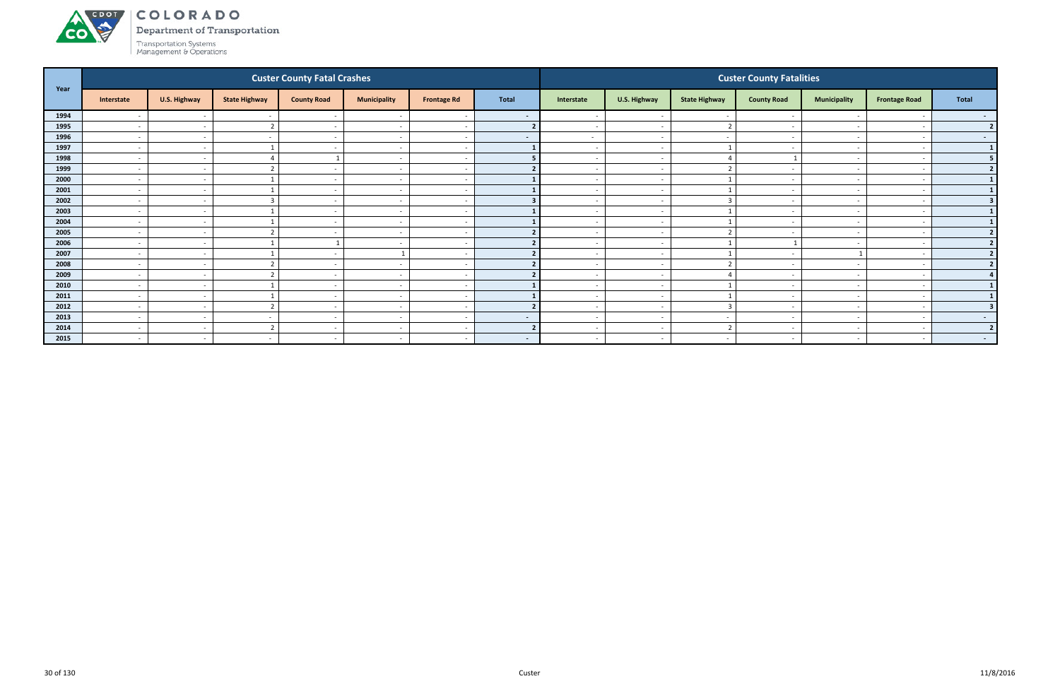# COLORADO

Department of Transportation

Transportation Systems Management & Operations

| Year | Custer County Fatal Crashes | | | | | | | Custer County Fatalities | | | | | | |
|---|---|---|---|---|---|---|---|---|---|---|---|---|---|---|
| | Interstate | U.S. Highway | State Highway | County Road | Municipality | Frontage Rd | Total | Interstate | U.S. Highway | State Highway | County Road | Municipality | Frontage Road | Total |
| 1994 | - | - | - | - | - | - | - | - | - | - | - | - | - | - |
| 1995 | - | - | 2 | - | - | - | 2 | - | - | 2 | - | - | - | 2 |
| 1996 | - | - | - | - | - | - | - | - | - | - | - | - | - | - |
| 1997 | - | - | 1 | - | - | - | 1 | - | - | 1 | - | - | - | 1 |
| 1998 | - | - | 4 | 1 | - | - | 5 | - | - | 4 | 1 | - | - | 5 |
| 1999 | - | - | 2 | - | - | - | 2 | - | - | 2 | - | - | - | 2 |
| 2000 | - | - | 1 | - | - | - | 1 | - | - | 1 | - | - | - | 1 |
| 2001 | - | - | 1 | - | - | - | 1 | - | - | 1 | - | - | - | 1 |
| 2002 | - | - | 3 | - | - | - | 3 | - | - | 3 | - | - | - | 3 |
| 2003 | - | - | 1 | - | - | - | 1 | - | - | 1 | - | - | - | 1 |
| 2004 | - | - | 1 | - | - | - | 1 | - | - | 1 | - | - | - | 1 |
| 2005 | - | - | 2 | - | - | - | 2 | - | - | 2 | - | - | - | 2 |
| 2006 | - | - | 1 | 1 | - | - | 2 | - | - | 1 | 1 | - | - | 2 |
| 2007 | - | - | 1 | - | 1 | - | 2 | - | - | 1 | - | 1 | - | 2 |
| 2008 | - | - | 2 | - | - | - | 2 | - | - | 2 | - | - | - | 2 |
| 2009 | - | - | 2 | - | - | - | 2 | - | - | 4 | - | - | - | 4 |
| 2010 | - | - | 1 | - | - | - | 1 | - | - | 1 | - | - | - | 1 |
| 2011 | - | - | 1 | - | - | - | 1 | - | - | 1 | - | - | - | 1 |
| 2012 | - | - | 2 | - | - | - | 2 | - | - | 3 | - | - | - | 3 |
| 2013 | - | - | - | - | - | - | - | - | - | - | - | - | - | - |
| 2014 | - | - | 2 | - | - | - | 2 | - | - | 2 | - | - | - | 2 |
| 2015 | - | - | - | - | - | - | - | - | - | - | - | - | - | - |

Custer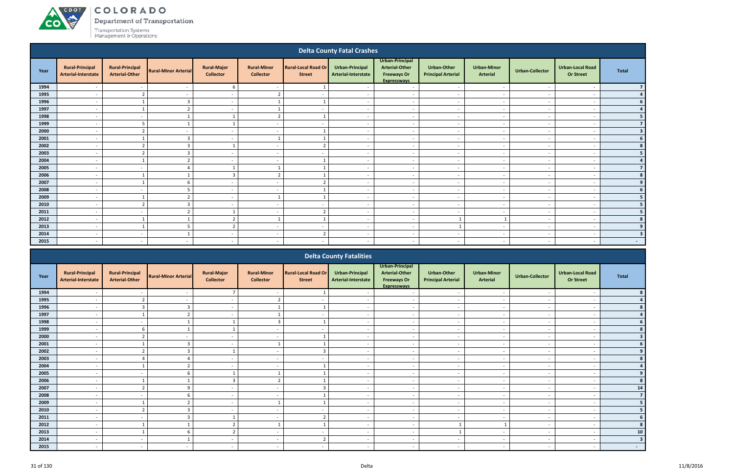# COLORADO Department of Transportation

Transportation Systems Management & Operations

## Delta County Fatal Crashes

| Year | Rural-Principal Arterial-Interstate | Rural-Principal Arterial-Other | Rural-Minor Arterial | Rural-Major Collector | Rural-Minor Collector | Rural-Local Road Or Street | Urban-Principal Arterial-Interstate | Urban-Principal Arterial-Other Freeways Or Expressways | Urban-Other Principal Arterial | Urban-Minor Arterial | Urban-Collector | Urban-Local Road Or Street | Total |
|---|---|---|---|---|---|---|---|---|---|---|---|---|---|
| 1994 | - | - | - | 6 | - | 1 | - | - | - | - | - | - | 7 |
| 1995 | - | 2 | - | - | 2 | - | - | - | - | - | - | - | 4 |
| 1996 | - | 1 | 3 | - | 1 | 1 | - | - | - | - | - | - | 6 |
| 1997 | - | 1 | 2 | - | 1 | - | - | - | - | - | - | - | 4 |
| 1998 | - | - | 1 | 1 | 2 | 1 | - | - | - | - | - | - | 5 |
| 1999 | - | 5 | 1 | 1 | - | - | - | - | - | - | - | - | 7 |
| 2000 | - | 2 | - | - | - | 1 | - | - | - | - | - | - | 3 |
| 2001 | - | 1 | 3 | - | 1 | 1 | - | - | - | - | - | - | 6 |
| 2002 | - | 2 | 3 | 1 | - | 2 | - | - | - | - | - | - | 8 |
| 2003 | - | 2 | 3 | - | - | - | - | - | - | - | - | - | 5 |
| 2004 | - | 1 | 2 | - | - | 1 | - | - | - | - | - | - | 4 |
| 2005 | - | - | 4 | 1 | 1 | 1 | - | - | - | - | - | - | 7 |
| 2006 | - | 1 | 1 | 3 | 2 | 1 | - | - | - | - | - | - | 8 |
| 2007 | - | 1 | 6 | - | - | 2 | - | - | - | - | - | - | 9 |
| 2008 | - | - | 5 | - | - | 1 | - | - | - | - | - | - | 6 |
| 2009 | - | 1 | 2 | - | 1 | 1 | - | - | - | - | - | - | 5 |
| 2010 | - | 2 | 3 | - | - | - | - | - | - | - | - | - | 5 |
| 2011 | - | - | 2 | 1 | - | 2 | - | - | - | - | - | - | 5 |
| 2012 | - | 1 | 1 | 2 | 1 | 1 | - | - | 1 | 1 | - | - | 8 |
| 2013 | - | 1 | 5 | 2 | - | - | - | - | 1 | - | - | - | 9 |
| 2014 | - | - | 1 | - | - | 2 | - | - | - | - | - | - | 3 |
| 2015 | - | - | - | - | - | - | - | - | - | - | - | - | - |

## Delta County Fatalities

| Year | Rural-Principal Arterial-Interstate | Rural-Principal Arterial-Other | Rural-Minor Arterial | Rural-Major Collector | Rural-Minor Collector | Rural-Local Road Or Street | Urban-Principal Arterial-Interstate | Urban-Principal Arterial-Other Freeways Or Expressways | Urban-Other Principal Arterial | Urban-Minor Arterial | Urban-Collector | Urban-Local Road Or Street | Total |
|---|---|---|---|---|---|---|---|---|---|---|---|---|---|
| 1994 | - | - | - | 7 | - | 1 | - | - | - | - | - | - | 8 |
| 1995 | - | 2 | - | - | 2 | - | - | - | - | - | - | - | 4 |
| 1996 | - | 3 | 3 | - | 1 | 1 | - | - | - | - | - | - | 8 |
| 1997 | - | 1 | 2 | - | 1 | - | - | - | - | - | - | - | 4 |
| 1998 | - | - | 1 | 1 | 3 | 1 | - | - | - | - | - | - | 6 |
| 1999 | - | 6 | 1 | 1 | - | - | - | - | - | - | - | - | 8 |
| 2000 | - | 2 | - | - | - | 1 | - | - | - | - | - | - | 3 |
| 2001 | - | 1 | 3 | - | 1 | 1 | - | - | - | - | - | - | 6 |
| 2002 | - | 2 | 3 | 1 | - | 3 | - | - | - | - | - | - | 9 |
| 2003 | - | 4 | 4 | - | - | - | - | - | - | - | - | - | 8 |
| 2004 | - | 1 | 2 | - | - | 1 | - | - | - | - | - | - | 4 |
| 2005 | - | - | 6 | 1 | 1 | 1 | - | - | - | - | - | - | 9 |
| 2006 | - | 1 | 1 | 3 | 2 | 1 | - | - | - | - | - | - | 8 |
| 2007 | - | 2 | 9 | - | - | 3 | - | - | - | - | - | - | 14 |
| 2008 | - | - | 6 | - | - | 1 | - | - | - | - | - | - | 7 |
| 2009 | - | 1 | 2 | - | 1 | 1 | - | - | - | - | - | - | 5 |
| 2010 | - | 2 | 3 | - | - | - | - | - | - | - | - | - | 5 |
| 2011 | - | - | 3 | 1 | - | 2 | - | - | - | - | - | - | 6 |
| 2012 | - | 1 | 1 | 2 | 1 | 1 | - | - | 1 | 1 | - | - | 8 |
| 2013 | - | 1 | 6 | 2 | - | - | - | - | 1 | - | - | - | 10 |
| 2014 | - | - | 1 | - | - | 2 | - | - | - | - | - | - | 3 |
| 2015 | - | - | - | - | - | - | - | - | - | - | - | - | - |

Delta

11/8/2016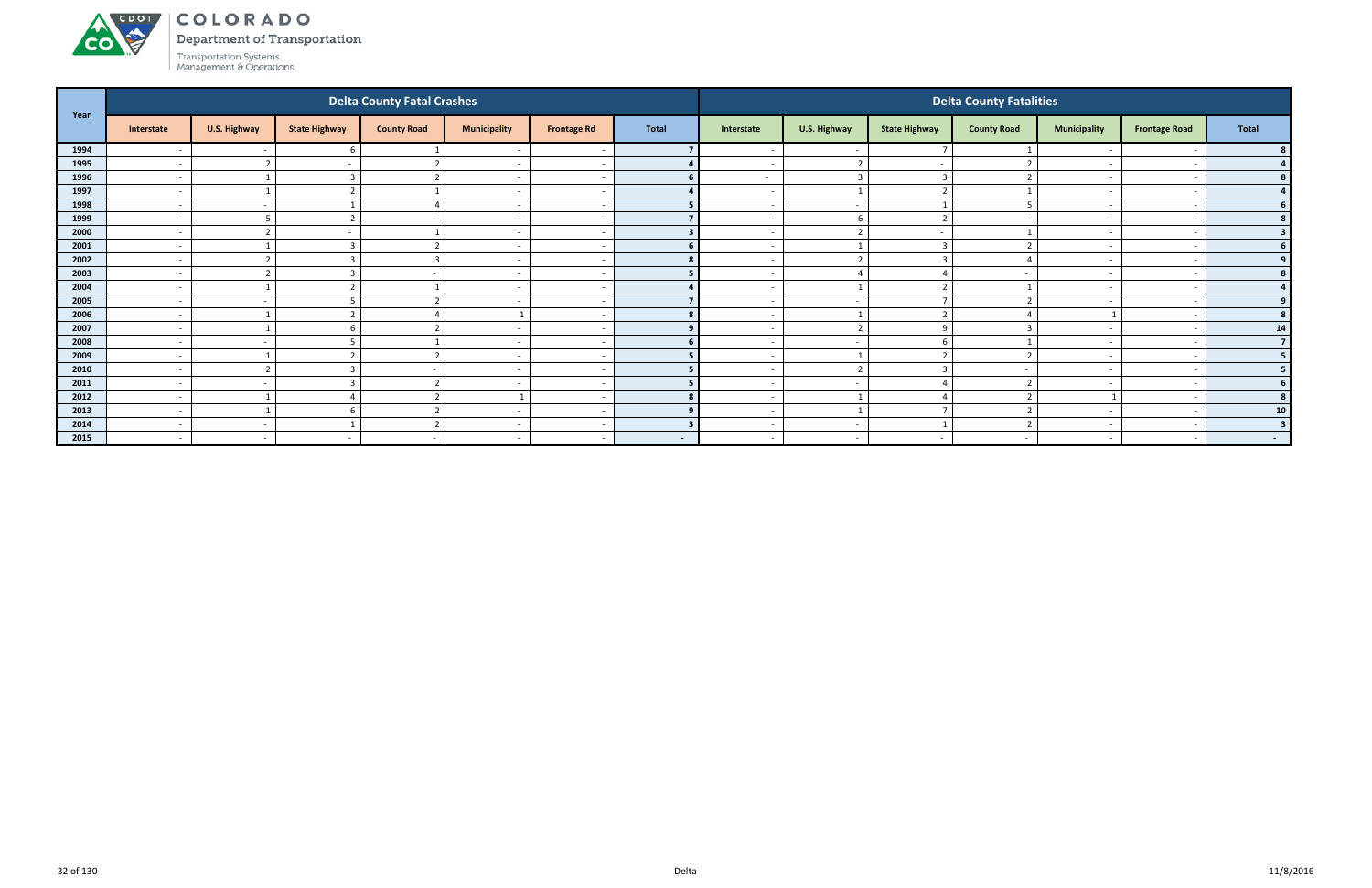# COLORADO
## Department of Transportation
Transportation Systems Management & Operations

| Year | Delta County Fatal Crashes | | | | | | | Delta County Fatalities | | | | | | |
|---|---|---|---|---|---|---|---|---|---|---|---|---|---|---|
| | Interstate | U.S. Highway | State Highway | County Road | Municipality | Frontage Rd | Total | Interstate | U.S. Highway | State Highway | County Road | Municipality | Frontage Road | Total |
| 1994 | - | - | 6 | 1 | - | - | 7 | - | - | 7 | 1 | - | - | 8 |
| 1995 | - | 2 | - | 2 | - | - | 4 | - | 2 | - | 2 | - | - | 4 |
| 1996 | - | 1 | 3 | 2 | - | - | 6 | - | 3 | 3 | 2 | - | - | 8 |
| 1997 | - | 1 | 2 | 1 | - | - | 4 | - | 1 | 2 | 1 | - | - | 4 |
| 1998 | - | - | 1 | 4 | - | - | 5 | - | - | 1 | 5 | - | - | 6 |
| 1999 | - | 5 | 2 | - | - | - | 7 | - | 6 | 2 | - | - | - | 8 |
| 2000 | - | 2 | - | 1 | - | - | 3 | - | 2 | - | 1 | - | - | 3 |
| 2001 | - | 1 | 3 | 2 | - | - | 6 | - | 1 | 3 | 2 | - | - | 6 |
| 2002 | - | 2 | 3 | 3 | - | - | 8 | - | 2 | 3 | 4 | - | - | 9 |
| 2003 | - | 2 | 3 | - | - | - | 5 | - | 4 | 4 | - | - | - | 8 |
| 2004 | - | 1 | 2 | 1 | - | - | 4 | - | 1 | 2 | 1 | - | - | 4 |
| 2005 | - | - | 5 | 2 | - | - | 7 | - | - | 7 | 2 | - | - | 9 |
| 2006 | - | 1 | 2 | 4 | 1 | - | 8 | - | 1 | 2 | 4 | 1 | - | 8 |
| 2007 | - | 1 | 6 | 2 | - | - | 9 | - | 2 | 9 | 3 | - | - | 14 |
| 2008 | - | - | 5 | 1 | - | - | 6 | - | - | 6 | 1 | - | - | 7 |
| 2009 | - | 1 | 2 | 2 | - | - | 5 | - | 1 | 2 | 2 | - | - | 5 |
| 2010 | - | 2 | 3 | - | - | - | 5 | - | 2 | 3 | - | - | - | 5 |
| 2011 | - | - | 3 | 2 | - | - | 5 | - | - | 4 | 2 | - | - | 6 |
| 2012 | - | 1 | 4 | 2 | 1 | - | 8 | - | 1 | 4 | 2 | 1 | - | 8 |
| 2013 | - | 1 | 6 | 2 | - | - | 9 | - | 1 | 7 | 2 | - | - | 10 |
| 2014 | - | - | 1 | 2 | - | - | 3 | - | - | 1 | 2 | - | - | 3 |
| 2015 | - | - | - | - | - | - | - | - | - | - | - | - | - | - |

Delta

11/8/2016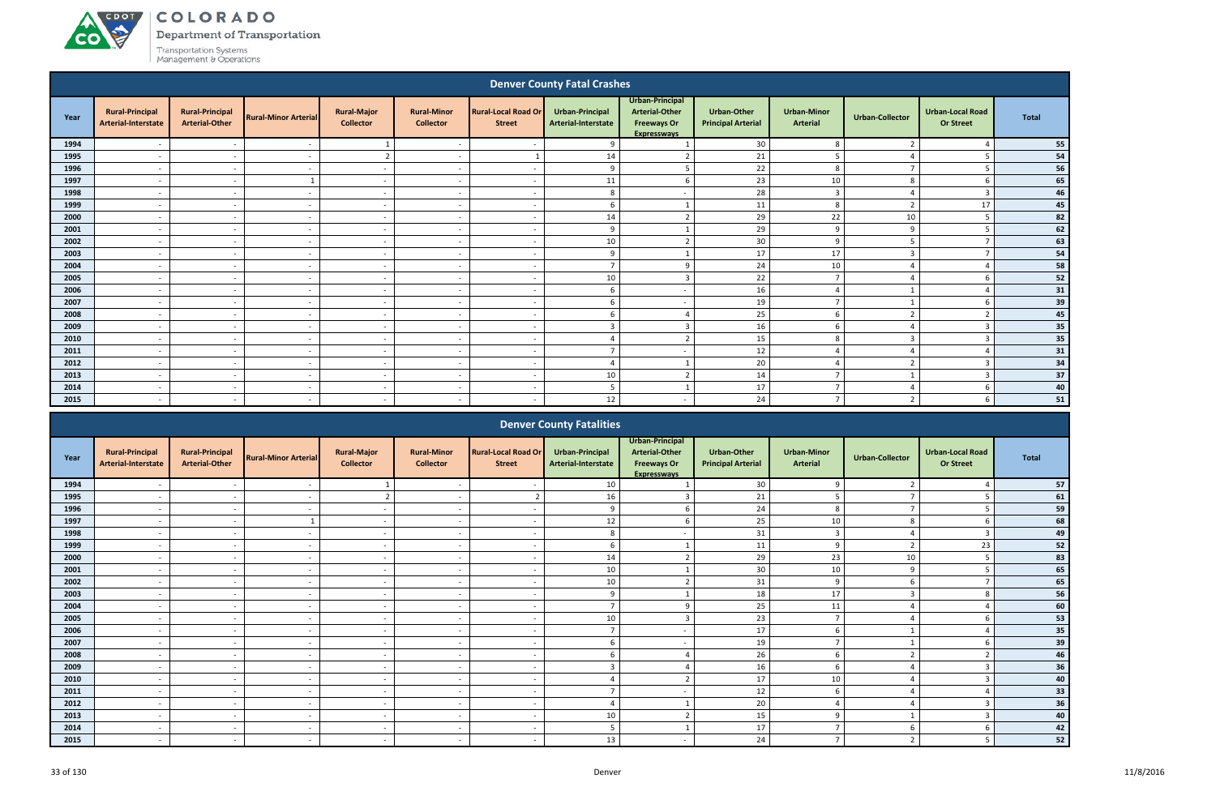## Denver County Fatal Crashes

| Year | Rural-Principal Arterial-Interstate | Rural-Principal Arterial-Other | Rural-Minor Arterial | Rural-Major Collector | Rural-Minor Collector | Rural-Local Road Or Street | Urban-Principal Arterial-Interstate | Urban-Principal Arterial-Other Freeways Or Expressways | Urban-Other Principal Arterial | Urban-Minor Arterial | Urban-Collector | Urban-Local Road Or Street | Total |
|---|---|---|---|---|---|---|---|---|---|---|---|---|---|
| 1994 | - | - | - | 1 | - | - | 9 | 1 | 30 | 8 | 2 | 4 | 55 |
| 1995 | - | - | - | 2 | - | 1 | 14 | 2 | 21 | 5 | 4 | 5 | 54 |
| 1996 | - | - | - | - | - | - | 9 | 5 | 22 | 8 | 7 | 5 | 56 |
| 1997 | - | - | 1 | - | - | - | 11 | 6 | 23 | 10 | 8 | 6 | 65 |
| 1998 | - | - | - | - | - | - | 8 | - | 28 | 3 | 4 | 3 | 46 |
| 1999 | - | - | - | - | - | - | 6 | 1 | 11 | 8 | 2 | 17 | 45 |
| 2000 | - | - | - | - | - | - | 14 | 2 | 29 | 22 | 10 | 5 | 82 |
| 2001 | - | - | - | - | - | - | 9 | 1 | 29 | 9 | 9 | 5 | 62 |
| 2002 | - | - | - | - | - | - | 10 | 2 | 30 | 9 | 5 | 7 | 63 |
| 2003 | - | - | - | - | - | - | 9 | 1 | 17 | 17 | 3 | 7 | 54 |
| 2004 | - | - | - | - | - | - | 7 | 9 | 24 | 10 | 4 | 4 | 58 |
| 2005 | - | - | - | - | - | - | 10 | 3 | 22 | 7 | 4 | 6 | 52 |
| 2006 | - | - | - | - | - | - | 6 | - | 16 | 4 | 1 | 4 | 31 |
| 2007 | - | - | - | - | - | - | 6 | - | 19 | 7 | 1 | 6 | 39 |
| 2008 | - | - | - | - | - | - | 6 | 4 | 25 | 6 | 2 | 2 | 45 |
| 2009 | - | - | - | - | - | - | 3 | 3 | 16 | 6 | 4 | 3 | 35 |
| 2010 | - | - | - | - | - | - | 4 | 2 | 15 | 8 | 3 | 3 | 35 |
| 2011 | - | - | - | - | - | - | 7 | - | 12 | 4 | 4 | 4 | 31 |
| 2012 | - | - | - | - | - | - | 4 | 1 | 20 | 4 | 2 | 3 | 34 |
| 2013 | - | - | - | - | - | - | 10 | 2 | 14 | 7 | 1 | 3 | 37 |
| 2014 | - | - | - | - | - | - | 5 | 1 | 17 | 7 | 4 | 6 | 40 |
| 2015 | - | - | - | - | - | - | 12 | - | 24 | 7 | 2 | 6 | 51 |

## Denver County Fatalities

| Year | Rural-Principal Arterial-Interstate | Rural-Principal Arterial-Other | Rural-Minor Arterial | Rural-Major Collector | Rural-Minor Collector | Rural-Local Road Or Street | Urban-Principal Arterial-Interstate | Urban-Principal Arterial-Other Freeways Or Expressways | Urban-Other Principal Arterial | Urban-Minor Arterial | Urban-Collector | Urban-Local Road Or Street | Total |
|---|---|---|---|---|---|---|---|---|---|---|---|---|---|
| 1994 | - | - | - | 1 | - | - | 10 | 1 | 30 | 9 | 2 | 4 | 57 |
| 1995 | - | - | - | 2 | - | 2 | 16 | 3 | 21 | 5 | 7 | 5 | 61 |
| 1996 | - | - | - | - | - | - | 9 | 6 | 24 | 8 | 7 | 5 | 59 |
| 1997 | - | - | 1 | - | - | - | 12 | 6 | 25 | 10 | 8 | 6 | 68 |
| 1998 | - | - | - | - | - | - | 8 | - | 31 | 3 | 4 | 3 | 49 |
| 1999 | - | - | - | - | - | - | 6 | 1 | 11 | 9 | 2 | 23 | 52 |
| 2000 | - | - | - | - | - | - | 14 | 2 | 29 | 23 | 10 | 5 | 83 |
| 2001 | - | - | - | - | - | - | 10 | 1 | 30 | 10 | 9 | 5 | 65 |
| 2002 | - | - | - | - | - | - | 10 | 2 | 31 | 9 | 6 | 7 | 65 |
| 2003 | - | - | - | - | - | - | 9 | 1 | 18 | 17 | 3 | 8 | 56 |
| 2004 | - | - | - | - | - | - | 7 | 9 | 25 | 11 | 4 | 4 | 60 |
| 2005 | - | - | - | - | - | - | 10 | 3 | 23 | 7 | 4 | 6 | 53 |
| 2006 | - | - | - | - | - | - | 7 | - | 17 | 6 | 1 | 4 | 35 |
| 2007 | - | - | - | - | - | - | 6 | - | 19 | 7 | 1 | 6 | 39 |
| 2008 | - | - | - | - | - | - | 6 | 4 | 26 | 6 | 2 | 2 | 46 |
| 2009 | - | - | - | - | - | - | 3 | 4 | 16 | 6 | 4 | 3 | 36 |
| 2010 | - | - | - | - | - | - | 4 | 2 | 17 | 10 | 4 | 3 | 40 |
| 2011 | - | - | - | - | - | - | 7 | - | 12 | 6 | 4 | 4 | 33 |
| 2012 | - | - | - | - | - | - | 4 | 1 | 20 | 4 | 4 | 3 | 36 |
| 2013 | - | - | - | - | - | - | 10 | 2 | 15 | 9 | 1 | 3 | 40 |
| 2014 | - | - | - | - | - | - | 5 | 1 | 17 | 7 | 6 | 6 | 42 |
| 2015 | - | - | - | - | - | - | 13 | - | 24 | 7 | 2 | 5 | 52 |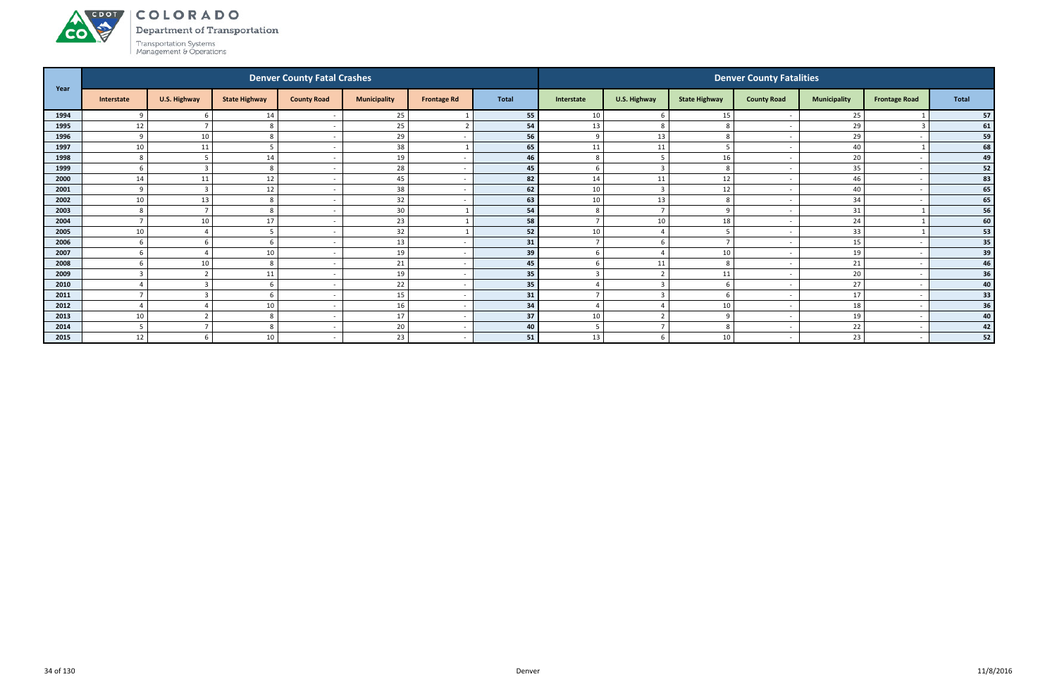# COLORADO

Department of Transportation

Transportation Systems Management & Operations

| Year | Denver County Fatal Crashes | | | | | | | Denver County Fatalities | | | | | | |
|---|---|---|---|---|---|---|---|---|---|---|---|---|---|---|
| | Interstate | U.S. Highway | State Highway | County Road | Municipality | Frontage Rd | Total | Interstate | U.S. Highway | State Highway | County Road | Municipality | Frontage Road | Total |
| 1994 | 9 | 6 | 14 | - | 25 | 1 | 55 | 10 | 6 | 15 | - | 25 | 1 | 57 |
| 1995 | 12 | 7 | 8 | - | 25 | 2 | 54 | 13 | 8 | 8 | - | 29 | 3 | 61 |
| 1996 | 9 | 10 | 8 | - | 29 | - | 56 | 9 | 13 | 8 | - | 29 | - | 59 |
| 1997 | 10 | 11 | 5 | - | 38 | 1 | 65 | 11 | 11 | 5 | - | 40 | 1 | 68 |
| 1998 | 8 | 5 | 14 | - | 19 | - | 46 | 8 | 5 | 16 | - | 20 | - | 49 |
| 1999 | 6 | 3 | 8 | - | 28 | - | 45 | 6 | 3 | 8 | - | 35 | - | 52 |
| 2000 | 14 | 11 | 12 | - | 45 | - | 82 | 14 | 11 | 12 | - | 46 | - | 83 |
| 2001 | 9 | 3 | 12 | - | 38 | - | 62 | 10 | 3 | 12 | - | 40 | - | 65 |
| 2002 | 10 | 13 | 8 | - | 32 | - | 63 | 10 | 13 | 8 | - | 34 | - | 65 |
| 2003 | 8 | 7 | 8 | - | 30 | 1 | 54 | 8 | 7 | 9 | - | 31 | 1 | 56 |
| 2004 | 7 | 10 | 17 | - | 23 | 1 | 58 | 7 | 10 | 18 | - | 24 | 1 | 60 |
| 2005 | 10 | 4 | 5 | - | 32 | 1 | 52 | 10 | 4 | 5 | - | 33 | 1 | 53 |
| 2006 | 6 | 6 | 6 | - | 13 | - | 31 | 7 | 6 | 7 | - | 15 | - | 35 |
| 2007 | 6 | 4 | 10 | - | 19 | - | 39 | 6 | 4 | 10 | - | 19 | - | 39 |
| 2008 | 6 | 10 | 8 | - | 21 | - | 45 | 6 | 11 | 8 | - | 21 | - | 46 |
| 2009 | 3 | 2 | 11 | - | 19 | - | 35 | 3 | 2 | 11 | - | 20 | - | 36 |
| 2010 | 4 | 3 | 6 | - | 22 | - | 35 | 4 | 3 | 6 | - | 27 | - | 40 |
| 2011 | 7 | 3 | 6 | - | 15 | - | 31 | 7 | 3 | 6 | - | 17 | - | 33 |
| 2012 | 4 | 4 | 10 | - | 16 | - | 34 | 4 | 4 | 10 | - | 18 | - | 36 |
| 2013 | 10 | 2 | 8 | - | 17 | - | 37 | 10 | 2 | 9 | - | 19 | - | 40 |
| 2014 | 5 | 7 | 8 | - | 20 | - | 40 | 5 | 7 | 8 | - | 22 | - | 42 |
| 2015 | 12 | 6 | 10 | - | 23 | - | 51 | 13 | 6 | 10 | - | 23 | - | 52 |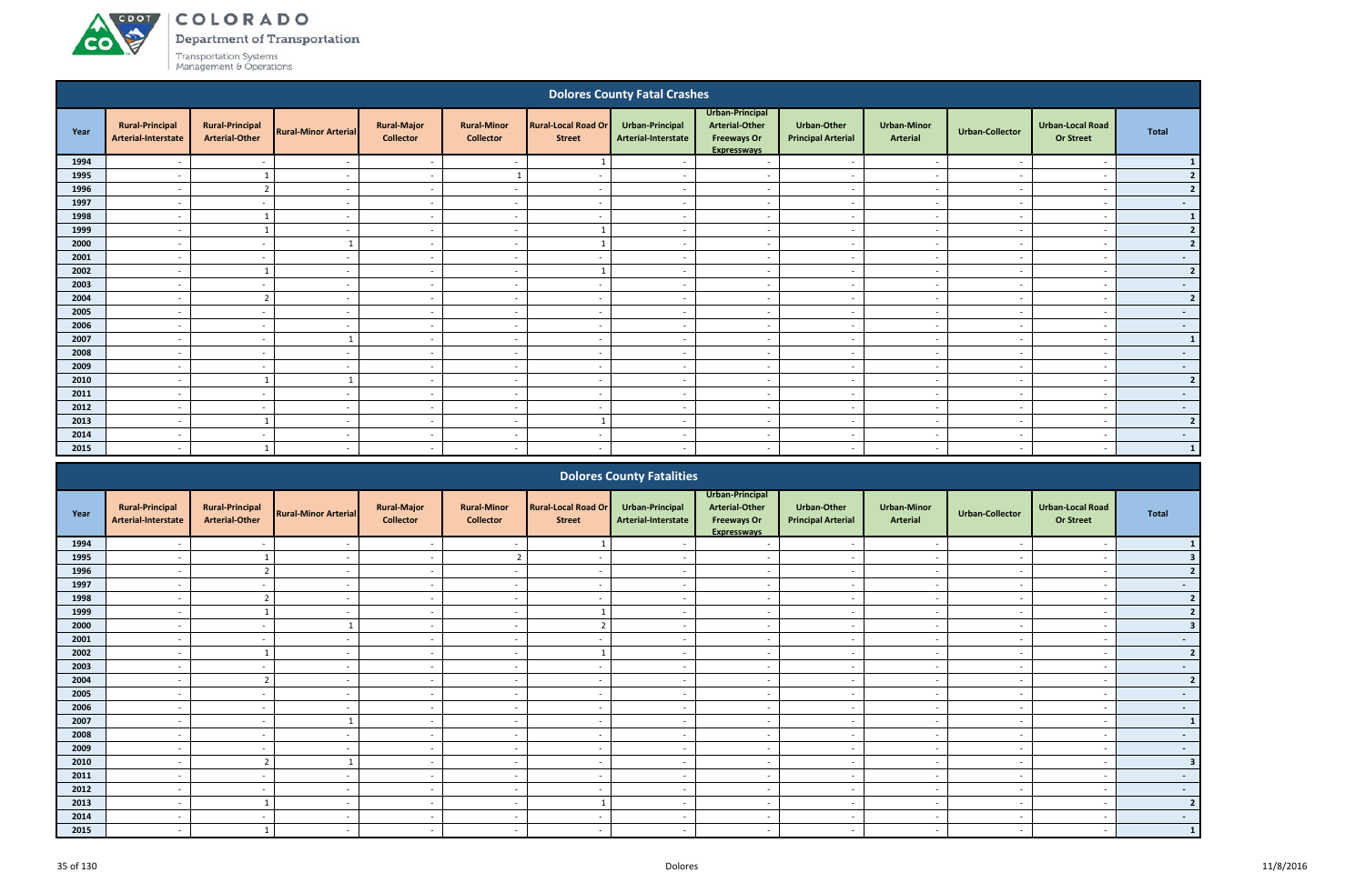# Dolores County Fatal Crashes

| Year | Rural-Principal Arterial-Interstate | Rural-Principal Arterial-Other | Rural-Minor Arterial | Rural-Major Collector | Rural-Minor Collector | Rural-Local Road Or Street | Urban-Principal Arterial-Interstate | Urban-Principal Arterial-Other Freeways Or Expressways | Urban-Other Principal Arterial | Urban-Minor Arterial | Urban-Collector | Urban-Local Road Or Street | Total |
|---|---|---|---|---|---|---|---|---|---|---|---|---|---|
| 1994 | - | - | - | - | - | 1 | - | - | - | - | - | - | 1 |
| 1995 | - | 1 | - | - | 1 | - | - | - | - | - | - | - | 2 |
| 1996 | - | 2 | - | - | - | - | - | - | - | - | - | - | 2 |
| 1997 | - | - | - | - | - | - | - | - | - | - | - | - | - |
| 1998 | - | 1 | - | - | - | - | - | - | - | - | - | - | 1 |
| 1999 | - | 1 | - | - | - | 1 | - | - | - | - | - | - | 2 |
| 2000 | - | - | 1 | - | - | 1 | - | - | - | - | - | - | 2 |
| 2001 | - | - | - | - | - | - | - | - | - | - | - | - | - |
| 2002 | - | 1 | - | - | - | 1 | - | - | - | - | - | - | 2 |
| 2003 | - | - | - | - | - | - | - | - | - | - | - | - | - |
| 2004 | - | 2 | - | - | - | - | - | - | - | - | - | - | 2 |
| 2005 | - | - | - | - | - | - | - | - | - | - | - | - | - |
| 2006 | - | - | - | - | - | - | - | - | - | - | - | - | - |
| 2007 | - | - | 1 | - | - | - | - | - | - | - | - | - | 1 |
| 2008 | - | - | - | - | - | - | - | - | - | - | - | - | - |
| 2009 | - | - | - | - | - | - | - | - | - | - | - | - | - |
| 2010 | - | 1 | 1 | - | - | - | - | - | - | - | - | - | 2 |
| 2011 | - | - | - | - | - | - | - | - | - | - | - | - | - |
| 2012 | - | - | - | - | - | - | - | - | - | - | - | - | - |
| 2013 | - | 1 | - | - | - | 1 | - | - | - | - | - | - | 2 |
| 2014 | - | - | - | - | - | - | - | - | - | - | - | - | - |
| 2015 | - | 1 | - | - | - | - | - | - | - | - | - | - | 1 |

# Dolores County Fatalities

| Year | Rural-Principal Arterial-Interstate | Rural-Principal Arterial-Other | Rural-Minor Arterial | Rural-Major Collector | Rural-Minor Collector | Rural-Local Road Or Street | Urban-Principal Arterial-Interstate | Urban-Principal Arterial-Other Freeways Or Expressways | Urban-Other Principal Arterial | Urban-Minor Arterial | Urban-Collector | Urban-Local Road Or Street | Total |
|---|---|---|---|---|---|---|---|---|---|---|---|---|---|
| 1994 | - | - | - | - | - | 1 | - | - | - | - | - | - | 1 |
| 1995 | - | 1 | - | - | 2 | - | - | - | - | - | - | - | 3 |
| 1996 | - | 2 | - | - | - | - | - | - | - | - | - | - | 2 |
| 1997 | - | - | - | - | - | - | - | - | - | - | - | - | - |
| 1998 | - | 2 | - | - | - | - | - | - | - | - | - | - | 2 |
| 1999 | - | 1 | - | - | - | 1 | - | - | - | - | - | - | 2 |
| 2000 | - | - | 1 | - | - | 2 | - | - | - | - | - | - | 3 |
| 2001 | - | - | - | - | - | - | - | - | - | - | - | - | - |
| 2002 | - | 1 | - | - | - | 1 | - | - | - | - | - | - | 2 |
| 2003 | - | - | - | - | - | - | - | - | - | - | - | - | - |
| 2004 | - | 2 | - | - | - | - | - | - | - | - | - | - | 2 |
| 2005 | - | - | - | - | - | - | - | - | - | - | - | - | - |
| 2006 | - | - | - | - | - | - | - | - | - | - | - | - | - |
| 2007 | - | - | 1 | - | - | - | - | - | - | - | - | - | 1 |
| 2008 | - | - | - | - | - | - | - | - | - | - | - | - | - |
| 2009 | - | - | - | - | - | - | - | - | - | - | - | - | - |
| 2010 | - | 2 | 1 | - | - | - | - | - | - | - | - | - | 3 |
| 2011 | - | - | - | - | - | - | - | - | - | - | - | - | - |
| 2012 | - | - | - | - | - | - | - | - | - | - | - | - | - |
| 2013 | - | 1 | - | - | - | 1 | - | - | - | - | - | - | 2 |
| 2014 | - | - | - | - | - | - | - | - | - | - | - | - | - |
| 2015 | - | 1 | - | - | - | - | - | - | - | - | - | - | 1 |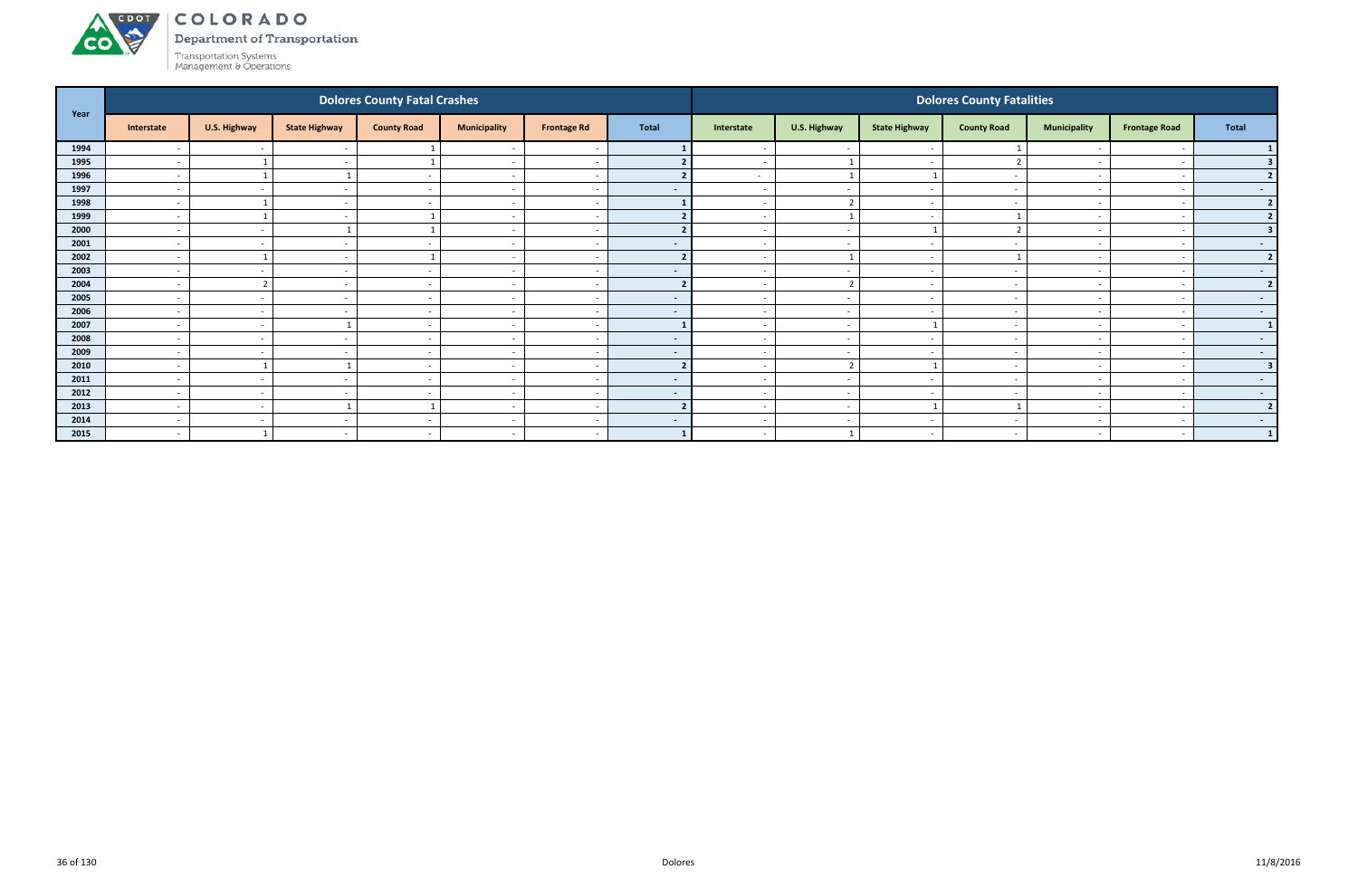# COLORADO

Department of Transportation

Transportation Systems Management & Operations

| Year | Dolores County Fatal Crashes | | | | | | | Dolores County Fatalities | | | | | | |
|---|---|---|---|---|---|---|---|---|---|---|---|---|---|---|
| | Interstate | U.S. Highway | State Highway | County Road | Municipality | Frontage Rd | Total | Interstate | U.S. Highway | State Highway | County Road | Municipality | Frontage Road | Total |
| 1994 | - | - | - | 1 | - | - | 1 | - | - | - | 1 | - | - | 1 |
| 1995 | - | 1 | - | 1 | - | - | 2 | - | 1 | - | 2 | - | - | 3 |
| 1996 | - | 1 | 1 | - | - | - | 2 | - | 1 | 1 | - | - | - | 2 |
| 1997 | - | - | - | - | - | - | - | - | - | - | - | - | - | - |
| 1998 | - | 1 | - | - | - | - | 1 | - | 2 | - | - | - | - | 2 |
| 1999 | - | 1 | - | 1 | - | - | 2 | - | 1 | - | 1 | - | - | 2 |
| 2000 | - | - | 1 | 1 | - | - | 2 | - | - | 1 | 2 | - | - | 3 |
| 2001 | - | - | - | - | - | - | - | - | - | - | - | - | - | - |
| 2002 | - | 1 | - | 1 | - | - | 2 | - | 1 | - | 1 | - | - | 2 |
| 2003 | - | - | - | - | - | - | - | - | - | - | - | - | - | - |
| 2004 | - | 2 | - | - | - | - | 2 | - | 2 | - | - | - | - | 2 |
| 2005 | - | - | - | - | - | - | - | - | - | - | - | - | - | - |
| 2006 | - | - | - | - | - | - | - | - | - | - | - | - | - | - |
| 2007 | - | - | 1 | - | - | - | 1 | - | - | 1 | - | - | - | 1 |
| 2008 | - | - | - | - | - | - | - | - | - | - | - | - | - | - |
| 2009 | - | - | - | - | - | - | - | - | - | - | - | - | - | - |
| 2010 | - | 1 | 1 | - | - | - | 2 | - | 2 | 1 | - | - | - | 3 |
| 2011 | - | - | - | - | - | - | - | - | - | - | - | - | - | - |
| 2012 | - | - | - | - | - | - | - | - | - | - | - | - | - | - |
| 2013 | - | - | 1 | 1 | - | - | 2 | - | - | 1 | 1 | - | - | 2 |
| 2014 | - | - | - | - | - | - | - | - | - | - | - | - | - | - |
| 2015 | - | 1 | - | - | - | - | 1 | - | 1 | - | - | - | - | 1 |

Dolores

11/8/2016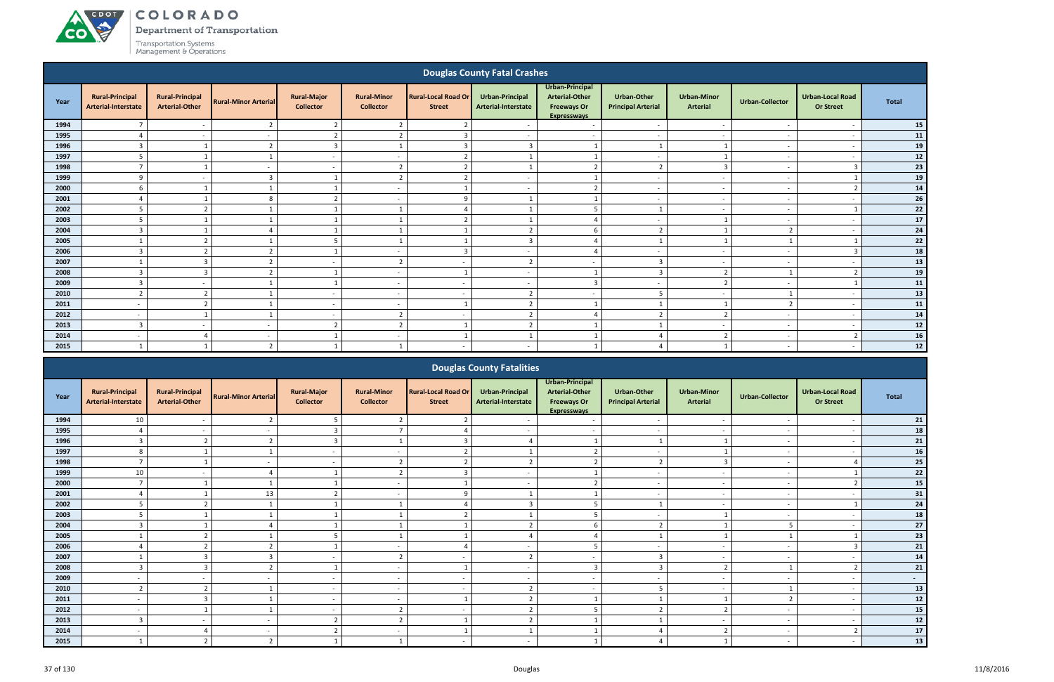## Douglas County Fatal Crashes

| Year | Rural-Principal Arterial-Interstate | Rural-Principal Arterial-Other | Rural-Minor Arterial | Rural-Major Collector | Rural-Minor Collector | Rural-Local Road Or Street | Urban-Principal Arterial-Interstate | Urban-Principal Arterial-Other Freeways Or Expressways | Urban-Other Principal Arterial | Urban-Minor Arterial | Urban-Collector | Urban-Local Road Or Street | Total |
|---|---|---|---|---|---|---|---|---|---|---|---|---|---|
| 1994 | 7 | - | 2 | 2 | 2 | 2 | - | - | - | - | - | - | 15 |
| 1995 | 4 | - | - | 2 | 2 | 3 | - | - | - | - | - | - | 11 |
| 1996 | 3 | 1 | 2 | 3 | 1 | 3 | 3 | 1 | 1 | 1 | - | - | 19 |
| 1997 | 5 | 1 | 1 | - | - | 2 | 1 | 1 | - | 1 | - | - | 12 |
| 1998 | 7 | 1 | - | - | 2 | 2 | 1 | 2 | 2 | 3 | - | 3 | 23 |
| 1999 | 9 | - | 3 | 1 | 2 | 2 | - | 1 | - | - | - | 1 | 19 |
| 2000 | 6 | 1 | 1 | 1 | - | 1 | - | 2 | - | - | - | 2 | 14 |
| 2001 | 4 | 1 | 8 | 2 | - | 9 | 1 | 1 | - | - | - | - | 26 |
| 2002 | 5 | 2 | 1 | 1 | 1 | 4 | 1 | 5 | 1 | - | - | 1 | 22 |
| 2003 | 5 | 1 | 1 | 1 | 1 | 2 | 1 | 4 | - | 1 | - | - | 17 |
| 2004 | 3 | 1 | 4 | 1 | 1 | 1 | 2 | 6 | 2 | 1 | 2 | - | 24 |
| 2005 | 1 | 2 | 1 | 5 | 1 | 1 | 3 | 4 | 1 | 1 | 1 | 1 | 22 |
| 2006 | 3 | 2 | 2 | 1 | - | 3 | - | 4 | - | - | - | 3 | 18 |
| 2007 | 1 | 3 | 2 | - | 2 | - | 2 | - | 3 | - | - | - | 13 |
| 2008 | 3 | 3 | 2 | 1 | - | 1 | - | 1 | 3 | 2 | 1 | 2 | 19 |
| 2009 | 3 | - | 1 | 1 | - | - | - | 3 | - | 2 | - | 1 | 11 |
| 2010 | 2 | 2 | 1 | - | - | - | 2 | - | 5 | - | 1 | - | 13 |
| 2011 | - | 2 | 1 | - | - | 1 | 2 | 1 | 1 | 1 | 2 | - | 11 |
| 2012 | - | 1 | 1 | - | 2 | - | 2 | 4 | 2 | 2 | - | - | 14 |
| 2013 | 3 | - | - | 2 | 2 | 1 | 2 | 1 | 1 | - | - | - | 12 |
| 2014 | - | 4 | - | 1 | - | 1 | 1 | 1 | 4 | 2 | - | 2 | 16 |
| 2015 | 1 | 1 | 2 | 1 | 1 | - | - | 1 | 4 | 1 | - | - | 12 |

## Douglas County Fatalities

| Year | Rural-Principal Arterial-Interstate | Rural-Principal Arterial-Other | Rural-Minor Arterial | Rural-Major Collector | Rural-Minor Collector | Rural-Local Road Or Street | Urban-Principal Arterial-Interstate | Urban-Principal Arterial-Other Freeways Or Expressways | Urban-Other Principal Arterial | Urban-Minor Arterial | Urban-Collector | Urban-Local Road Or Street | Total |
|---|---|---|---|---|---|---|---|---|---|---|---|---|---|
| 1994 | 10 | - | 2 | 5 | 2 | 2 | - | - | - | - | - | - | 21 |
| 1995 | 4 | - | - | 3 | 7 | 4 | - | - | - | - | - | - | 18 |
| 1996 | 3 | 2 | 2 | 3 | 1 | 3 | 4 | 1 | 1 | 1 | - | - | 21 |
| 1997 | 8 | 1 | 1 | - | - | 2 | 1 | 2 | - | 1 | - | - | 16 |
| 1998 | 7 | 1 | - | - | 2 | 2 | 2 | 2 | 2 | 3 | - | 4 | 25 |
| 1999 | 10 | - | 4 | 1 | 2 | 3 | - | 1 | - | - | - | 1 | 22 |
| 2000 | 7 | 1 | 1 | 1 | - | 1 | - | 2 | - | - | - | 2 | 15 |
| 2001 | 4 | 1 | 13 | 2 | - | 9 | 1 | 1 | - | - | - | - | 31 |
| 2002 | 5 | 2 | 1 | 1 | 1 | 4 | 3 | 5 | 1 | - | - | 1 | 24 |
| 2003 | 5 | 1 | 1 | 1 | 1 | 2 | 1 | 5 | - | 1 | - | - | 18 |
| 2004 | 3 | 1 | 4 | 1 | 1 | 1 | 2 | 6 | 2 | 1 | 5 | - | 27 |
| 2005 | 1 | 2 | 1 | 5 | 1 | 1 | 4 | 4 | 1 | 1 | 1 | 1 | 23 |
| 2006 | 4 | 2 | 2 | 1 | - | 4 | - | 5 | - | - | - | 3 | 21 |
| 2007 | 1 | 3 | 3 | - | 2 | - | 2 | - | 3 | - | - | - | 14 |
| 2008 | 3 | 3 | 2 | 1 | - | 1 | - | 3 | 3 | 2 | 1 | 2 | 21 |
| 2009 | - | - | - | - | - | - | - | - | - | - | - | - | - |
| 2010 | 2 | 2 | 1 | - | - | - | 2 | - | 5 | - | 1 | - | 13 |
| 2011 | - | 3 | 1 | - | - | 1 | 2 | 1 | 1 | 1 | 2 | - | 12 |
| 2012 | - | 1 | 1 | - | 2 | - | 2 | 5 | 2 | 2 | - | - | 15 |
| 2013 | 3 | - | - | 2 | 2 | 1 | 2 | 1 | 1 | - | - | - | 12 |
| 2014 | - | 4 | - | 2 | - | 1 | 1 | 1 | 4 | 2 | - | 2 | 17 |
| 2015 | 1 | 2 | 2 | 1 | 1 | - | - | 1 | 4 | 1 | - | - | 13 |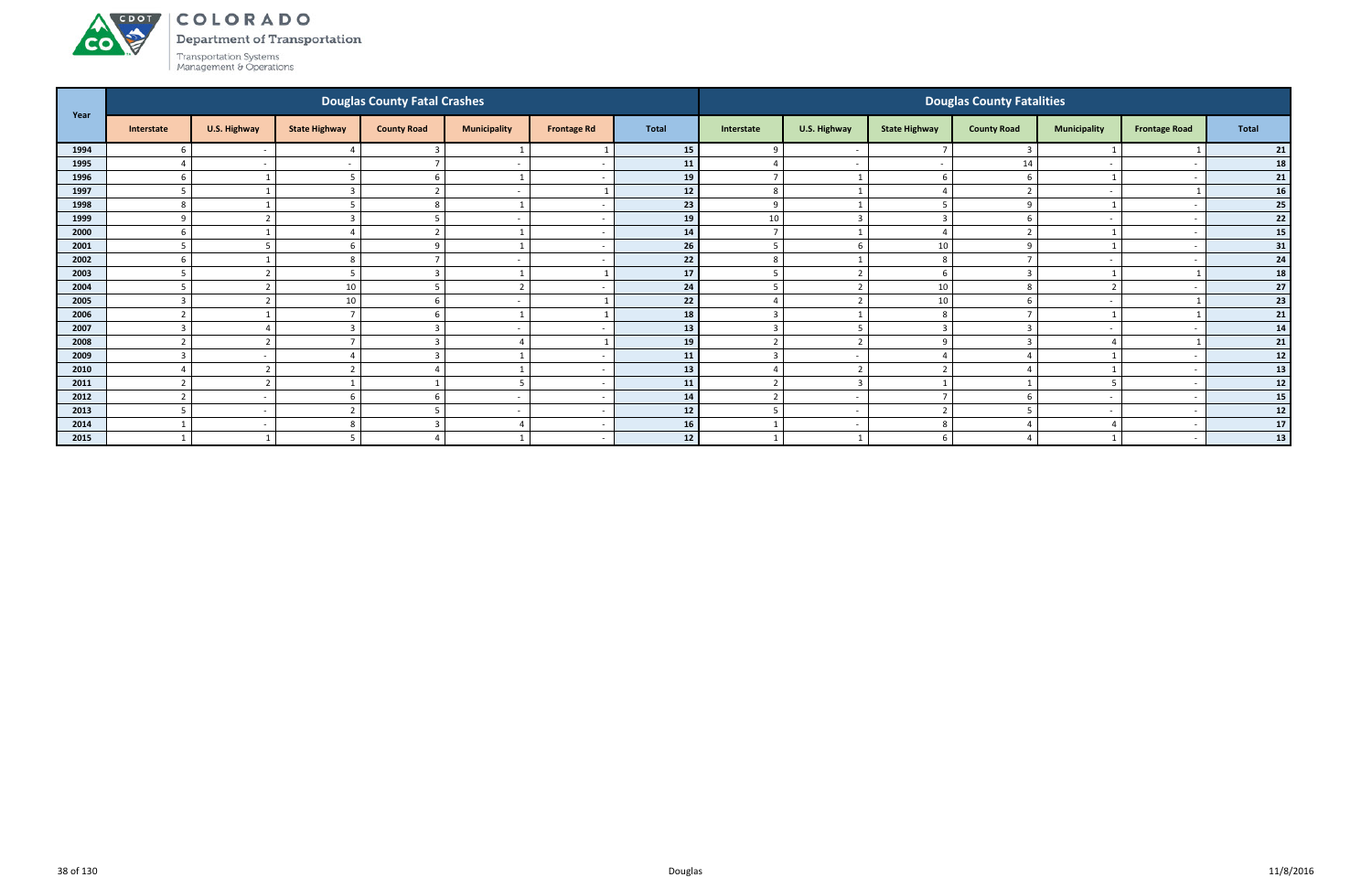# COLORADO

Department of Transportation

Transportation Systems Management & Operations

| Year | Douglas County Fatal Crashes | | | | | | | Douglas County Fatalities | | | | | | |
|---|---|---|---|---|---|---|---|---|---|---|---|---|---|---|
| | Interstate | U.S. Highway | State Highway | County Road | Municipality | Frontage Rd | Total | Interstate | U.S. Highway | State Highway | County Road | Municipality | Frontage Road | Total |
| 1994 | 6 | - | 4 | 3 | 1 | 1 | 15 | 9 | - | 7 | 3 | 1 | 1 | 21 |
| 1995 | 4 | - | - | 7 | - | - | 11 | 4 | - | - | 14 | - | - | 18 |
| 1996 | 6 | 1 | 5 | 6 | 1 | - | 19 | 7 | 1 | 6 | 6 | 1 | - | 21 |
| 1997 | 5 | 1 | 3 | 2 | - | 1 | 12 | 8 | 1 | 4 | 2 | - | 1 | 16 |
| 1998 | 8 | 1 | 5 | 8 | 1 | - | 23 | 9 | 1 | 5 | 9 | 1 | - | 25 |
| 1999 | 9 | 2 | 3 | 5 | - | - | 19 | 10 | 3 | 3 | 6 | - | - | 22 |
| 2000 | 6 | 1 | 4 | 2 | 1 | - | 14 | 7 | 1 | 4 | 2 | 1 | - | 15 |
| 2001 | 5 | 5 | 6 | 9 | 1 | - | 26 | 5 | 6 | 10 | 9 | 1 | - | 31 |
| 2002 | 6 | 1 | 8 | 7 | - | - | 22 | 8 | 1 | 8 | 7 | - | - | 24 |
| 2003 | 5 | 2 | 5 | 3 | 1 | 1 | 17 | 5 | 2 | 6 | 3 | 1 | 1 | 18 |
| 2004 | 5 | 2 | 10 | 5 | 2 | - | 24 | 5 | 2 | 10 | 8 | 2 | - | 27 |
| 2005 | 3 | 2 | 10 | 6 | - | 1 | 22 | 4 | 2 | 10 | 6 | - | 1 | 23 |
| 2006 | 2 | 1 | 7 | 6 | 1 | 1 | 18 | 3 | 1 | 8 | 7 | 1 | 1 | 21 |
| 2007 | 3 | 4 | 3 | 3 | - | - | 13 | 3 | 5 | 3 | 3 | - | - | 14 |
| 2008 | 2 | 2 | 7 | 3 | 4 | 1 | 19 | 2 | 2 | 9 | 3 | 4 | 1 | 21 |
| 2009 | 3 | - | 4 | 3 | 1 | - | 11 | 3 | - | 4 | 4 | 1 | - | 12 |
| 2010 | 4 | 2 | 2 | 4 | 1 | - | 13 | 4 | 2 | 2 | 4 | 1 | - | 13 |
| 2011 | 2 | 2 | 1 | 1 | 5 | - | 11 | 2 | 3 | 1 | 1 | 5 | - | 12 |
| 2012 | 2 | - | 6 | 6 | - | - | 14 | 2 | - | 7 | 6 | - | - | 15 |
| 2013 | 5 | - | 2 | 5 | - | - | 12 | 5 | - | 2 | 5 | - | - | 12 |
| 2014 | 1 | - | 8 | 3 | 4 | - | 16 | 1 | - | 8 | 4 | 4 | - | 17 |
| 2015 | 1 | 1 | 5 | 4 | 1 | - | 12 | 1 | 1 | 6 | 4 | 1 | - | 13 |

Douglas

11/8/2016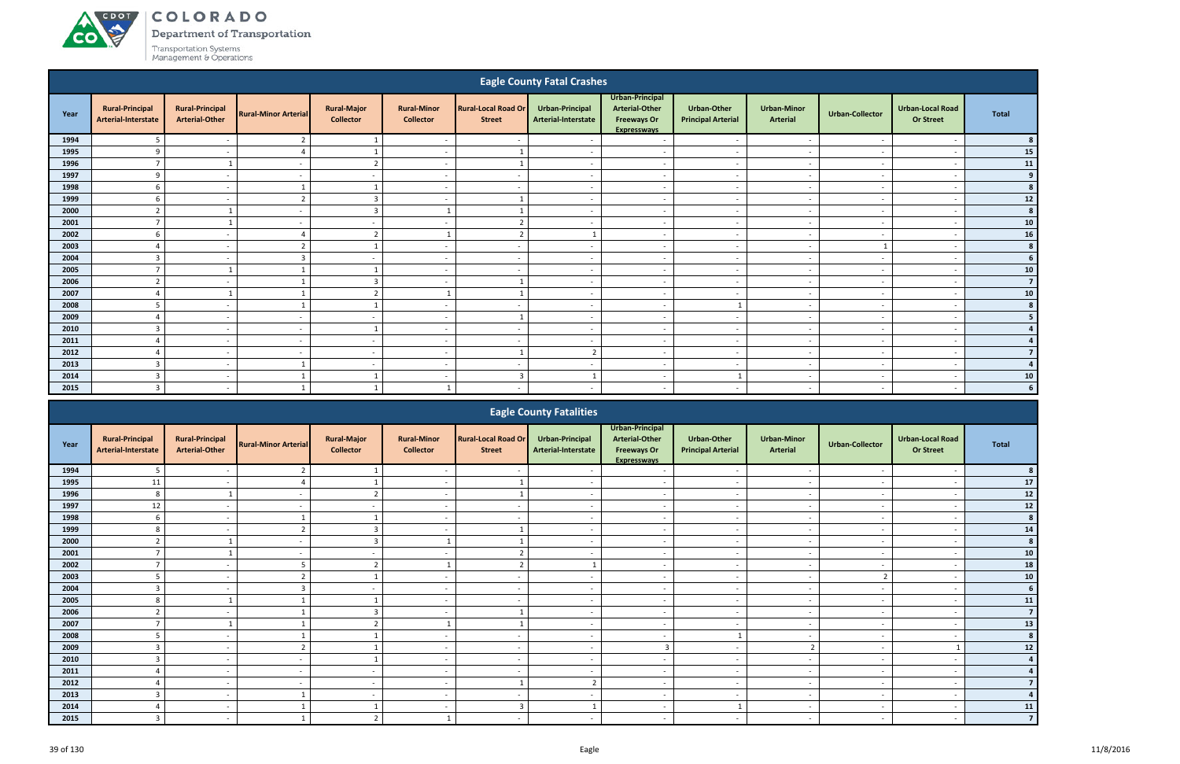## Eagle County Fatal Crashes

| Year | Rural-Principal Arterial-Interstate | Rural-Principal Arterial-Other | Rural-Minor Arterial | Rural-Major Collector | Rural-Minor Collector | Rural-Local Road Or Street | Urban-Principal Arterial-Interstate | Urban-Principal Arterial-Other Freeways Or Expressways | Urban-Other Principal Arterial | Urban-Minor Arterial | Urban-Collector | Urban-Local Road Or Street | Total |
|---|---|---|---|---|---|---|---|---|---|---|---|---|---|
| 1994 | 5 | - | 2 | 1 | - | - | - | - | - | - | - | - | 8 |
| 1995 | 9 | - | 4 | 1 | - | 1 | - | - | - | - | - | - | 15 |
| 1996 | 7 | 1 | - | 2 | - | 1 | - | - | - | - | - | - | 11 |
| 1997 | 9 | - | - | - | - | - | - | - | - | - | - | - | 9 |
| 1998 | 6 | - | 1 | 1 | - | - | - | - | - | - | - | - | 8 |
| 1999 | 6 | - | 2 | 3 | - | 1 | - | - | - | - | - | - | 12 |
| 2000 | 2 | 1 | - | 3 | 1 | 1 | - | - | - | - | - | - | 8 |
| 2001 | 7 | 1 | - | - | - | 2 | - | - | - | - | - | - | 10 |
| 2002 | 6 | - | 4 | 2 | 1 | 2 | 1 | - | - | - | - | - | 16 |
| 2003 | 4 | - | 2 | 1 | - | - | - | - | - | - | 1 | - | 8 |
| 2004 | 3 | - | 3 | - | - | - | - | - | - | - | - | - | 6 |
| 2005 | 7 | 1 | 1 | 1 | - | - | - | - | - | - | - | - | 10 |
| 2006 | 2 | - | 1 | 3 | - | 1 | - | - | - | - | - | - | 7 |
| 2007 | 4 | 1 | 1 | 2 | 1 | 1 | - | - | - | - | - | - | 10 |
| 2008 | 5 | - | 1 | 1 | - | - | - | - | 1 | - | - | - | 8 |
| 2009 | 4 | - | - | - | - | 1 | - | - | - | - | - | - | 5 |
| 2010 | 3 | - | - | 1 | - | - | - | - | - | - | - | - | 4 |
| 2011 | 4 | - | - | - | - | - | - | - | - | - | - | - | 4 |
| 2012 | 4 | - | - | - | - | 1 | 2 | - | - | - | - | - | 7 |
| 2013 | 3 | - | 1 | - | - | - | - | - | - | - | - | - | 4 |
| 2014 | 3 | - | 1 | 1 | - | 3 | 1 | - | 1 | - | - | - | 10 |
| 2015 | 3 | - | 1 | 1 | 1 | - | - | - | - | - | - | - | 6 |

## Eagle County Fatalities

| Year | Rural-Principal Arterial-Interstate | Rural-Principal Arterial-Other | Rural-Minor Arterial | Rural-Major Collector | Rural-Minor Collector | Rural-Local Road Or Street | Urban-Principal Arterial-Interstate | Urban-Principal Arterial-Other Freeways Or Expressways | Urban-Other Principal Arterial | Urban-Minor Arterial | Urban-Collector | Urban-Local Road Or Street | Total |
|---|---|---|---|---|---|---|---|---|---|---|---|---|---|
| 1994 | 5 | - | 2 | 1 | - | - | - | - | - | - | - | - | 8 |
| 1995 | 11 | - | 4 | 1 | - | 1 | - | - | - | - | - | - | 17 |
| 1996 | 8 | 1 | - | 2 | - | 1 | - | - | - | - | - | - | 12 |
| 1997 | 12 | - | - | - | - | - | - | - | - | - | - | - | 12 |
| 1998 | 6 | - | 1 | 1 | - | - | - | - | - | - | - | - | 8 |
| 1999 | 8 | - | 2 | 3 | - | 1 | - | - | - | - | - | - | 14 |
| 2000 | 2 | 1 | - | 3 | 1 | 1 | - | - | - | - | - | - | 8 |
| 2001 | 7 | 1 | - | - | - | 2 | - | - | - | - | - | - | 10 |
| 2002 | 7 | - | 5 | 2 | 1 | 2 | 1 | - | - | - | - | - | 18 |
| 2003 | 5 | - | 2 | 1 | - | - | - | - | - | - | 2 | - | 10 |
| 2004 | 3 | - | 3 | - | - | - | - | - | - | - | - | - | 6 |
| 2005 | 8 | 1 | 1 | 1 | - | - | - | - | - | - | - | - | 11 |
| 2006 | 2 | - | 1 | 3 | - | 1 | - | - | - | - | - | - | 7 |
| 2007 | 7 | 1 | 1 | 2 | 1 | 1 | - | - | - | - | - | - | 13 |
| 2008 | 5 | - | 1 | 1 | - | - | - | - | 1 | - | - | - | 8 |
| 2009 | 3 | - | 2 | 1 | - | - | - | 3 | - | 2 | - | 1 | 12 |
| 2010 | 3 | - | - | 1 | - | - | - | - | - | - | - | - | 4 |
| 2011 | 4 | - | - | - | - | - | - | - | - | - | - | - | 4 |
| 2012 | 4 | - | - | - | - | 1 | 2 | - | - | - | - | - | 7 |
| 2013 | 3 | - | 1 | - | - | - | - | - | - | - | - | - | 4 |
| 2014 | 4 | - | 1 | 1 | - | 3 | 1 | - | 1 | - | - | - | 11 |
| 2015 | 3 | - | 1 | 2 | 1 | - | - | - | - | - | - | - | 7 |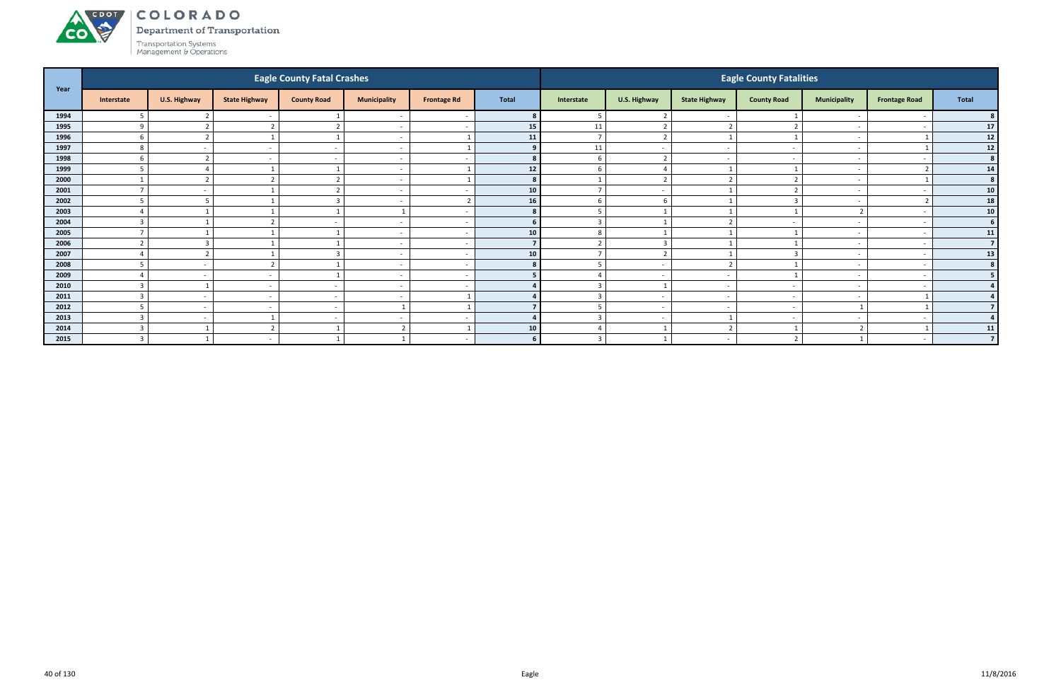# COLORADO

Department of Transportation

Transportation Systems Management & Operations

| Year | Eagle County Fatal Crashes | | | | | | | Eagle County Fatalities | | | | | | |
|---|---|---|---|---|---|---|---|---|---|---|---|---|---|---|
| | Interstate | U.S. Highway | State Highway | County Road | Municipality | Frontage Rd | Total | Interstate | U.S. Highway | State Highway | County Road | Municipality | Frontage Road | Total |
| 1994 | 5 | 2 | - | 1 | - | - | 8 | 5 | 2 | - | 1 | - | - | 8 |
| 1995 | 9 | 2 | 2 | 2 | - | - | 15 | 11 | 2 | 2 | 2 | - | - | 17 |
| 1996 | 6 | 2 | 1 | 1 | - | 1 | 11 | 7 | 2 | 1 | 1 | - | 1 | 12 |
| 1997 | 8 | - | - | - | - | 1 | 9 | 11 | - | - | - | - | 1 | 12 |
| 1998 | 6 | 2 | - | - | - | - | 8 | 6 | 2 | - | - | - | - | 8 |
| 1999 | 5 | 4 | 1 | 1 | - | 1 | 12 | 6 | 4 | 1 | 1 | - | 2 | 14 |
| 2000 | 1 | 2 | 2 | 2 | - | 1 | 8 | 1 | 2 | 2 | 2 | - | 1 | 8 |
| 2001 | 7 | - | 1 | 2 | - | - | 10 | 7 | - | 1 | 2 | - | - | 10 |
| 2002 | 5 | 5 | 1 | 3 | - | 2 | 16 | 6 | 6 | 1 | 3 | - | 2 | 18 |
| 2003 | 4 | 1 | 1 | 1 | 1 | - | 8 | 5 | 1 | 1 | 1 | 2 | - | 10 |
| 2004 | 3 | 1 | 2 | - | - | - | 6 | 3 | 1 | 2 | - | - | - | 6 |
| 2005 | 7 | 1 | 1 | 1 | - | - | 10 | 8 | 1 | 1 | 1 | - | - | 11 |
| 2006 | 2 | 3 | 1 | 1 | - | - | 7 | 2 | 3 | 1 | 1 | - | - | 7 |
| 2007 | 4 | 2 | 1 | 3 | - | - | 10 | 7 | 2 | 1 | 3 | - | - | 13 |
| 2008 | 5 | - | 2 | 1 | - | - | 8 | 5 | - | 2 | 1 | - | - | 8 |
| 2009 | 4 | - | - | 1 | - | - | 5 | 4 | - | - | 1 | - | - | 5 |
| 2010 | 3 | 1 | - | - | - | - | 4 | 3 | 1 | - | - | - | - | 4 |
| 2011 | 3 | - | - | - | - | 1 | 4 | 3 | - | - | - | - | 1 | 4 |
| 2012 | 5 | - | - | - | 1 | 1 | 7 | 5 | - | - | - | 1 | 1 | 7 |
| 2013 | 3 | - | 1 | - | - | - | 4 | 3 | - | 1 | - | - | - | 4 |
| 2014 | 3 | 1 | 2 | 1 | 2 | 1 | 10 | 4 | 1 | 2 | 1 | 2 | 1 | 11 |
| 2015 | 3 | 1 | - | 1 | 1 | - | 6 | 3 | 1 | - | 2 | 1 | - | 7 |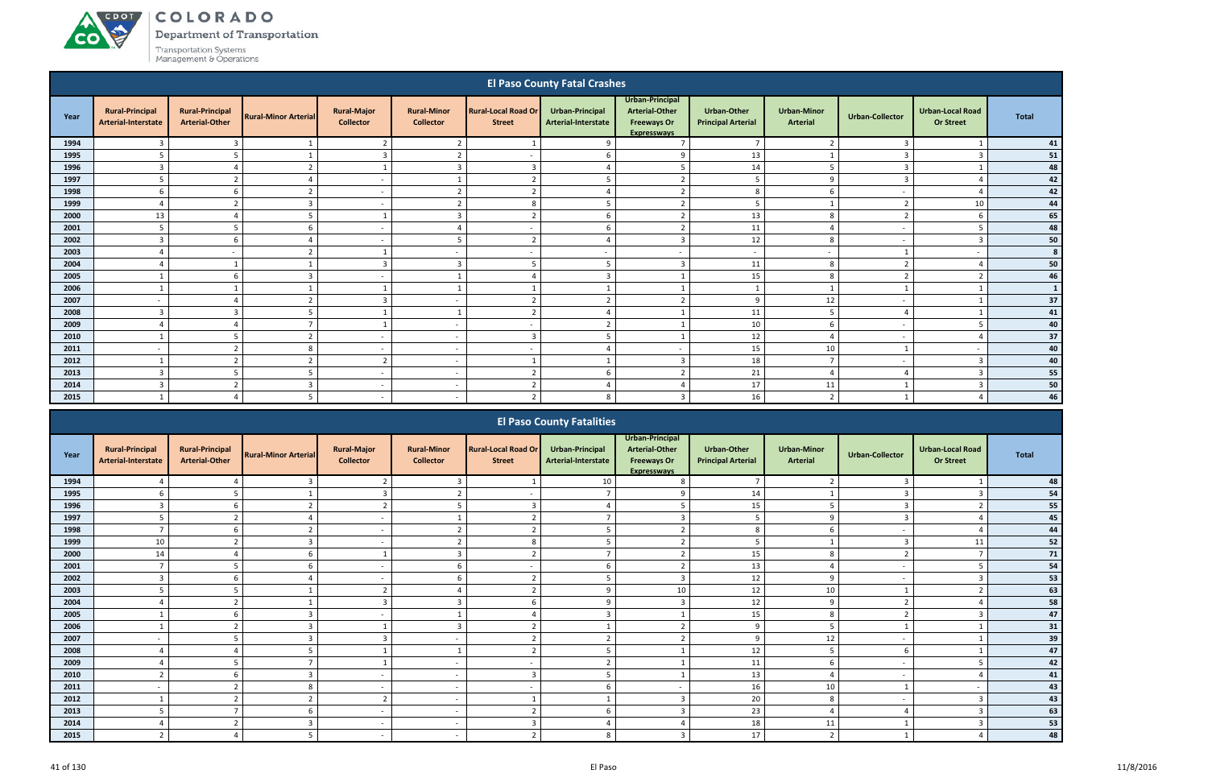## El Paso County Fatal Crashes

| Year | Rural-Principal Arterial-Interstate | Rural-Principal Arterial-Other | Rural-Minor Arterial | Rural-Major Collector | Rural-Minor Collector | Rural-Local Road Or Street | Urban-Principal Arterial-Interstate | Urban-Principal Arterial-Other Freeways Or Expressways | Urban-Other Principal Arterial | Urban-Minor Arterial | Urban-Collector | Urban-Local Road Or Street | Total |
|---|---|---|---|---|---|---|---|---|---|---|---|---|---|
| 1994 | 3 | 3 | 1 | 2 | 2 | 1 | 9 | 7 | 7 | 2 | 3 | 1 | 41 |
| 1995 | 5 | 5 | 1 | 3 | 2 | - | 6 | 9 | 13 | 1 | 3 | 3 | 51 |
| 1996 | 3 | 4 | 2 | 1 | 3 | 3 | 4 | 5 | 14 | 5 | 3 | 1 | 48 |
| 1997 | 5 | 2 | 4 | - | 1 | 2 | 5 | 2 | 5 | 9 | 3 | 4 | 42 |
| 1998 | 6 | 6 | 2 | - | 2 | 2 | 4 | 2 | 8 | 6 | - | 4 | 42 |
| 1999 | 4 | 2 | 3 | - | 2 | 8 | 5 | 2 | 5 | 1 | 2 | 10 | 44 |
| 2000 | 13 | 4 | 5 | 1 | 3 | 2 | 6 | 2 | 13 | 8 | 2 | 6 | 65 |
| 2001 | 5 | 5 | 6 | - | 4 | - | 6 | 2 | 11 | 4 | - | 5 | 48 |
| 2002 | 3 | 6 | 4 | - | 5 | 2 | 4 | 3 | 12 | 8 | - | 3 | 50 |
| 2003 | 4 | - | 2 | 1 | - | - | - | - | - | - | 1 | - | 8 |
| 2004 | 4 | 1 | 1 | 3 | 3 | 5 | 5 | 3 | 11 | 8 | 2 | 4 | 50 |
| 2005 | 1 | 6 | 3 | - | 1 | 4 | 3 | 1 | 15 | 8 | 2 | 2 | 46 |
| 2006 | 1 | 1 | 1 | 1 | 1 | 1 | 1 | 1 | 1 | 1 | 1 | 1 | 1 |
| 2007 | - | 4 | 2 | 3 | - | 2 | 2 | 2 | 9 | 12 | - | 1 | 37 |
| 2008 | 3 | 3 | 5 | 1 | 1 | 2 | 4 | 1 | 11 | 5 | 4 | 1 | 41 |
| 2009 | 4 | 4 | 7 | 1 | - | - | 2 | 1 | 10 | 6 | - | 5 | 40 |
| 2010 | 1 | 5 | 2 | - | - | 3 | 5 | 1 | 12 | 4 | - | 4 | 37 |
| 2011 | - | 2 | 8 | - | - | - | 4 | - | 15 | 10 | 1 | - | 40 |
| 2012 | 1 | 2 | 2 | 2 | - | 1 | 1 | 3 | 18 | 7 | - | 3 | 40 |
| 2013 | 3 | 5 | 5 | - | - | 2 | 6 | 2 | 21 | 4 | 4 | 3 | 55 |
| 2014 | 3 | 2 | 3 | - | - | 2 | 4 | 4 | 17 | 11 | 1 | 3 | 50 |
| 2015 | 1 | 4 | 5 | - | - | 2 | 8 | 3 | 16 | 2 | 1 | 4 | 46 |

## El Paso County Fatalities

| Year | Rural-Principal Arterial-Interstate | Rural-Principal Arterial-Other | Rural-Minor Arterial | Rural-Major Collector | Rural-Minor Collector | Rural-Local Road Or Street | Urban-Principal Arterial-Interstate | Urban-Principal Arterial-Other Freeways Or Expressways | Urban-Other Principal Arterial | Urban-Minor Arterial | Urban-Collector | Urban-Local Road Or Street | Total |
|---|---|---|---|---|---|---|---|---|---|---|---|---|---|
| 1994 | 4 | 4 | 3 | 2 | 3 | 1 | 10 | 8 | 7 | 2 | 3 | 1 | 48 |
| 1995 | 6 | 5 | 1 | 3 | 2 | - | 7 | 9 | 14 | 1 | 3 | 3 | 54 |
| 1996 | 3 | 6 | 2 | 2 | 5 | 3 | 4 | 5 | 15 | 5 | 3 | 2 | 55 |
| 1997 | 5 | 2 | 4 | - | 1 | 2 | 7 | 3 | 5 | 9 | 3 | 4 | 45 |
| 1998 | 7 | 6 | 2 | - | 2 | 2 | 5 | 2 | 8 | 6 | - | 4 | 44 |
| 1999 | 10 | 2 | 3 | - | 2 | 8 | 5 | 2 | 5 | 1 | 3 | 11 | 52 |
| 2000 | 14 | 4 | 6 | 1 | 3 | 2 | 7 | 2 | 15 | 8 | 2 | 7 | 71 |
| 2001 | 7 | 5 | 6 | - | 6 | - | 6 | 2 | 13 | 4 | - | 5 | 54 |
| 2002 | 3 | 6 | 4 | - | 6 | 2 | 5 | 3 | 12 | 9 | - | 3 | 53 |
| 2003 | 5 | 5 | 1 | 2 | 4 | 2 | 9 | 10 | 12 | 10 | 1 | 2 | 63 |
| 2004 | 4 | 2 | 1 | 3 | 3 | 6 | 9 | 3 | 12 | 9 | 2 | 4 | 58 |
| 2005 | 1 | 6 | 3 | - | 1 | 4 | 3 | 1 | 15 | 8 | 2 | 3 | 47 |
| 2006 | 1 | 2 | 3 | 1 | 3 | 2 | 1 | 2 | 9 | 5 | 1 | 1 | 31 |
| 2007 | - | 5 | 3 | 3 | - | 2 | 2 | 2 | 9 | 12 | - | 1 | 39 |
| 2008 | 4 | 4 | 5 | 1 | 1 | 2 | 5 | 1 | 12 | 5 | 6 | 1 | 47 |
| 2009 | 4 | 5 | 7 | 1 | - | - | 2 | 1 | 11 | 6 | - | 5 | 42 |
| 2010 | 2 | 6 | 3 | - | - | 3 | 5 | 1 | 13 | 4 | - | 4 | 41 |
| 2011 | - | 2 | 8 | - | - | - | 6 | - | 16 | 10 | 1 | - | 43 |
| 2012 | 1 | 2 | 2 | 2 | - | 1 | 1 | 3 | 20 | 8 | - | 3 | 43 |
| 2013 | 5 | 7 | 6 | - | - | 2 | 6 | 3 | 23 | 4 | 4 | 3 | 63 |
| 2014 | 4 | 2 | 3 | - | - | 3 | 4 | 4 | 18 | 11 | 1 | 3 | 53 |
| 2015 | 2 | 4 | 5 | - | - | 2 | 8 | 3 | 17 | 2 | 1 | 4 | 48 |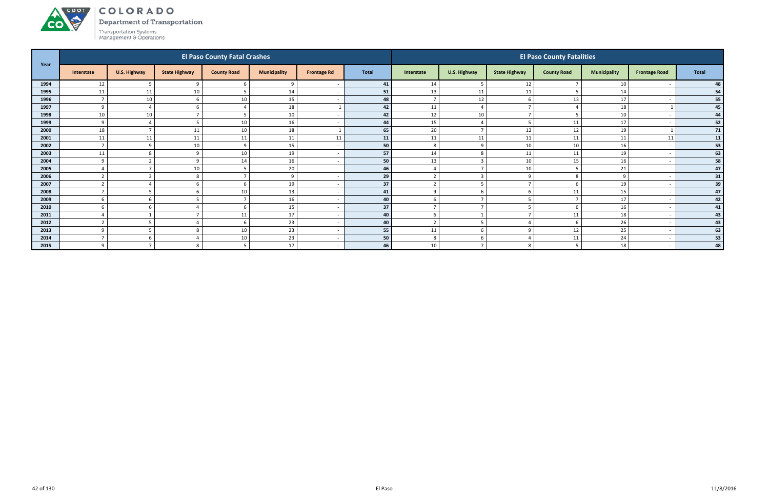COLORADO
Department of Transportation
Transportation Systems Management & Operations

| Year | El Paso County Fatal Crashes | | | | | | | El Paso County Fatalities | | | | | | |
|---|---|---|---|---|---|---|---|---|---|---|---|---|---|---|
| | Interstate | U.S. Highway | State Highway | County Road | Municipality | Frontage Rd | Total | Interstate | U.S. Highway | State Highway | County Road | Municipality | Frontage Road | Total |
| 1994 | 12 | 5 | 9 | 6 | 9 | - | 41 | 14 | 5 | 12 | 7 | 10 | - | 48 |
| 1995 | 11 | 11 | 10 | 5 | 14 | - | 51 | 13 | 11 | 11 | 5 | 14 | - | 54 |
| 1996 | 7 | 10 | 6 | 10 | 15 | - | 48 | 7 | 12 | 6 | 13 | 17 | - | 55 |
| 1997 | 9 | 4 | 6 | 4 | 18 | 1 | 42 | 11 | 4 | 7 | 4 | 18 | 1 | 45 |
| 1998 | 10 | 10 | 7 | 5 | 10 | - | 42 | 12 | 10 | 7 | 5 | 10 | - | 44 |
| 1999 | 9 | 4 | 5 | 10 | 16 | - | 44 | 15 | 4 | 5 | 11 | 17 | - | 52 |
| 2000 | 18 | 7 | 11 | 10 | 18 | 1 | 65 | 20 | 7 | 12 | 12 | 19 | 1 | 71 |
| 2001 | 11 | 11 | 11 | 11 | 11 | 11 | 11 | 11 | 11 | 11 | 11 | 11 | 11 | 11 |
| 2002 | 7 | 9 | 10 | 9 | 15 | - | 50 | 8 | 9 | 10 | 10 | 16 | - | 53 |
| 2003 | 11 | 8 | 9 | 10 | 19 | - | 57 | 14 | 8 | 11 | 11 | 19 | - | 63 |
| 2004 | 9 | 2 | 9 | 14 | 16 | - | 50 | 13 | 3 | 10 | 15 | 16 | - | 58 |
| 2005 | 4 | 7 | 10 | 5 | 20 | - | 46 | 4 | 7 | 10 | 5 | 21 | - | 47 |
| 2006 | 2 | 3 | 8 | 7 | 9 | - | 29 | 2 | 3 | 9 | 8 | 9 | - | 31 |
| 2007 | 2 | 4 | 6 | 6 | 19 | - | 37 | 2 | 5 | 7 | 6 | 19 | - | 39 |
| 2008 | 7 | 5 | 6 | 10 | 13 | - | 41 | 9 | 6 | 6 | 11 | 15 | - | 47 |
| 2009 | 6 | 6 | 5 | 7 | 16 | - | 40 | 6 | 7 | 5 | 7 | 17 | - | 42 |
| 2010 | 6 | 6 | 4 | 6 | 15 | - | 37 | 7 | 7 | 5 | 6 | 16 | - | 41 |
| 2011 | 4 | 1 | 7 | 11 | 17 | - | 40 | 6 | 1 | 7 | 11 | 18 | - | 43 |
| 2012 | 2 | 5 | 4 | 6 | 23 | - | 40 | 2 | 5 | 4 | 6 | 26 | - | 43 |
| 2013 | 9 | 5 | 8 | 10 | 23 | - | 55 | 11 | 6 | 9 | 12 | 25 | - | 63 |
| 2014 | 7 | 6 | 4 | 10 | 23 | - | 50 | 8 | 6 | 4 | 11 | 24 | - | 53 |
| 2015 | 9 | 7 | 8 | 5 | 17 | - | 46 | 10 | 7 | 8 | 5 | 18 | - | 48 |

El Paso

11/8/2016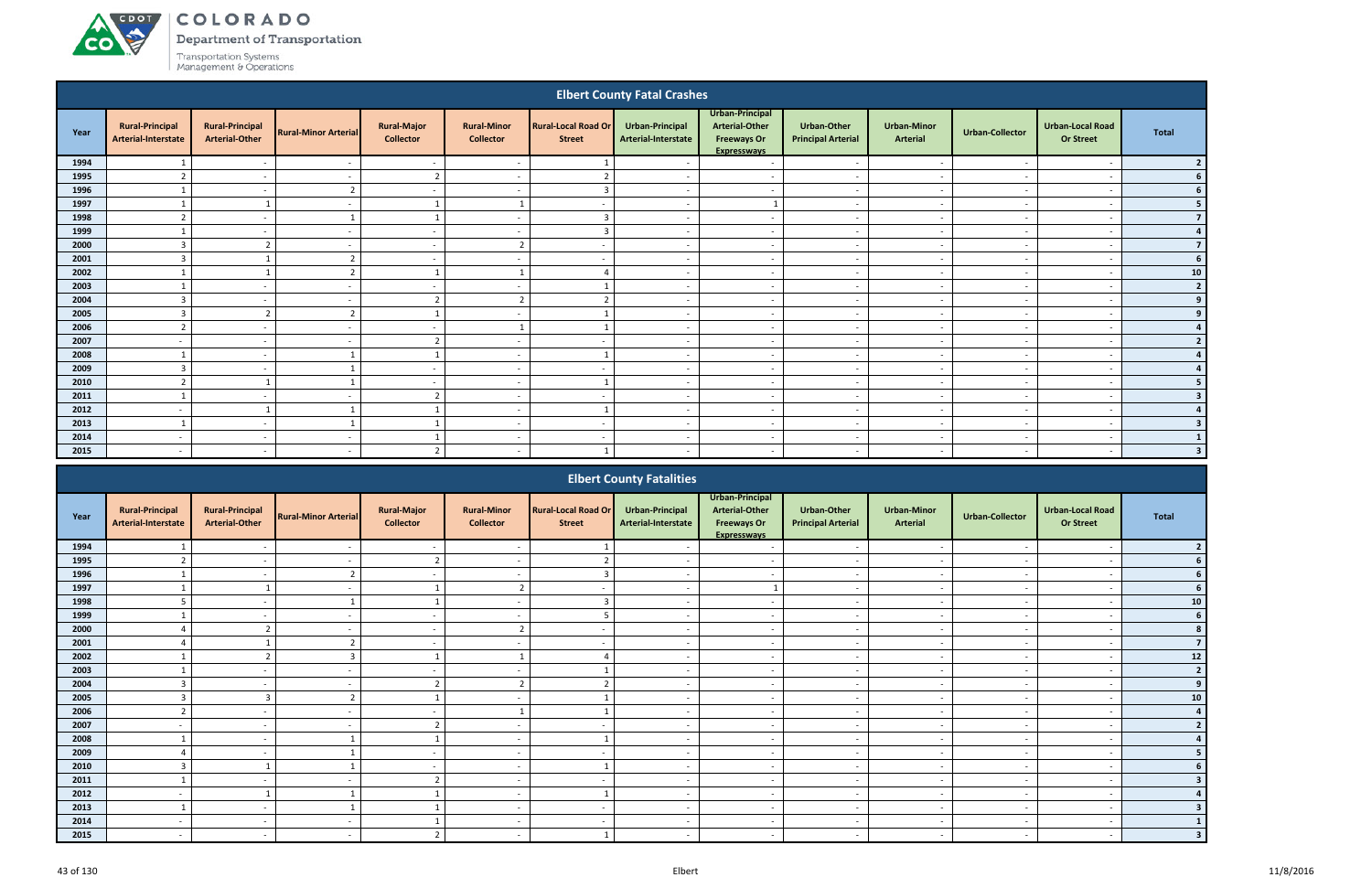## Elbert County Fatal Crashes

| Year | Rural-Principal Arterial-Interstate | Rural-Principal Arterial-Other | Rural-Minor Arterial | Rural-Major Collector | Rural-Minor Collector | Rural-Local Road Or Street | Urban-Principal Arterial-Interstate | Urban-Principal Arterial-Other Freeways Or Expressways | Urban-Other Principal Arterial | Urban-Minor Arterial | Urban-Collector | Urban-Local Road Or Street | Total |
|---|---|---|---|---|---|---|---|---|---|---|---|---|---|
| 1994 | 1 | - | - | - | - | 1 | - | - | - | - | - | - | 2 |
| 1995 | 2 | - | - | 2 | - | 2 | - | - | - | - | - | - | 6 |
| 1996 | 1 | - | 2 | - | - | 3 | - | - | - | - | - | - | 6 |
| 1997 | 1 | 1 | - | 1 | 1 | - | - | 1 | - | - | - | - | 5 |
| 1998 | 2 | - | 1 | 1 | - | 3 | - | - | - | - | - | - | 7 |
| 1999 | 1 | - | - | - | - | 3 | - | - | - | - | - | - | 4 |
| 2000 | 3 | 2 | - | - | 2 | - | - | - | - | - | - | - | 7 |
| 2001 | 3 | 1 | 2 | - | - | - | - | - | - | - | - | - | 6 |
| 2002 | 1 | 1 | 2 | 1 | 1 | 4 | - | - | - | - | - | - | 10 |
| 2003 | 1 | - | - | - | - | 1 | - | - | - | - | - | - | 2 |
| 2004 | 3 | - | - | 2 | 2 | 2 | - | - | - | - | - | - | 9 |
| 2005 | 3 | 2 | 2 | 1 | - | 1 | - | - | - | - | - | - | 9 |
| 2006 | 2 | - | - | - | 1 | 1 | - | - | - | - | - | - | 4 |
| 2007 | - | - | - | 2 | - | - | - | - | - | - | - | - | 2 |
| 2008 | 1 | - | 1 | 1 | - | 1 | - | - | - | - | - | - | 4 |
| 2009 | 3 | - | 1 | - | - | - | - | - | - | - | - | - | 4 |
| 2010 | 2 | 1 | 1 | - | - | 1 | - | - | - | - | - | - | 5 |
| 2011 | 1 | - | - | 2 | - | - | - | - | - | - | - | - | 3 |
| 2012 | - | 1 | 1 | 1 | - | 1 | - | - | - | - | - | - | 4 |
| 2013 | 1 | - | 1 | 1 | - | - | - | - | - | - | - | - | 3 |
| 2014 | - | - | - | 1 | - | - | - | - | - | - | - | - | 1 |
| 2015 | - | - | - | 2 | - | 1 | - | - | - | - | - | - | 3 |

## Elbert County Fatalities

| Year | Rural-Principal Arterial-Interstate | Rural-Principal Arterial-Other | Rural-Minor Arterial | Rural-Major Collector | Rural-Minor Collector | Rural-Local Road Or Street | Urban-Principal Arterial-Interstate | Urban-Principal Arterial-Other Freeways Or Expressways | Urban-Other Principal Arterial | Urban-Minor Arterial | Urban-Collector | Urban-Local Road Or Street | Total |
|---|---|---|---|---|---|---|---|---|---|---|---|---|---|
| 1994 | 1 | - | - | - | - | 1 | - | - | - | - | - | - | 2 |
| 1995 | 2 | - | - | 2 | - | 2 | - | - | - | - | - | - | 6 |
| 1996 | 1 | - | 2 | - | - | 3 | - | - | - | - | - | - | 6 |
| 1997 | 1 | 1 | - | 1 | 2 | - | - | 1 | - | - | - | - | 6 |
| 1998 | 5 | - | 1 | 1 | - | 3 | - | - | - | - | - | - | 10 |
| 1999 | 1 | - | - | - | - | 5 | - | - | - | - | - | - | 6 |
| 2000 | 4 | 2 | - | - | 2 | - | - | - | - | - | - | - | 8 |
| 2001 | 4 | 1 | 2 | - | - | - | - | - | - | - | - | - | 7 |
| 2002 | 1 | 2 | 3 | 1 | 1 | 4 | - | - | - | - | - | - | 12 |
| 2003 | 1 | - | - | - | - | 1 | - | - | - | - | - | - | 2 |
| 2004 | 3 | - | - | 2 | 2 | 2 | - | - | - | - | - | - | 9 |
| 2005 | 3 | 3 | 2 | 1 | - | 1 | - | - | - | - | - | - | 10 |
| 2006 | 2 | - | - | - | 1 | 1 | - | - | - | - | - | - | 4 |
| 2007 | - | - | - | 2 | - | - | - | - | - | - | - | - | 2 |
| 2008 | 1 | - | 1 | 1 | - | 1 | - | - | - | - | - | - | 4 |
| 2009 | 4 | - | 1 | - | - | - | - | - | - | - | - | - | 5 |
| 2010 | 3 | 1 | 1 | - | - | 1 | - | - | - | - | - | - | 6 |
| 2011 | 1 | - | - | 2 | - | - | - | - | - | - | - | - | 3 |
| 2012 | - | 1 | 1 | 1 | - | 1 | - | - | - | - | - | - | 4 |
| 2013 | 1 | - | 1 | 1 | - | - | - | - | - | - | - | - | 3 |
| 2014 | - | - | - | 1 | - | - | - | - | - | - | - | - | 1 |
| 2015 | - | - | - | 2 | - | 1 | - | - | - | - | - | - | 3 |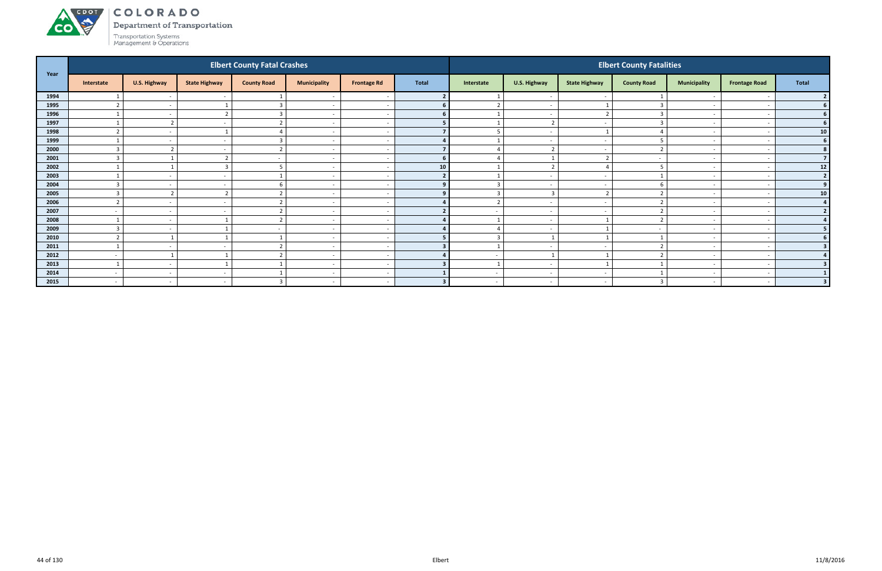# COLORADO

Department of Transportation

Transportation Systems Management & Operations

| Year | Elbert County Fatal Crashes | | | | | | | Elbert County Fatalities | | | | | | |
|---|---|---|---|---|---|---|---|---|---|---|---|---|---|---|
| | Interstate | U.S. Highway | State Highway | County Road | Municipality | Frontage Rd | Total | Interstate | U.S. Highway | State Highway | County Road | Municipality | Frontage Road | Total |
| 1994 | 1 | - | - | 1 | - | - | 2 | 1 | - | - | 1 | - | - | 2 |
| 1995 | 2 | - | 1 | 3 | - | - | 6 | 2 | - | 1 | 3 | - | - | 6 |
| 1996 | 1 | - | 2 | 3 | - | - | 6 | 1 | - | 2 | 3 | - | - | 6 |
| 1997 | 1 | 2 | - | 2 | - | - | 5 | 1 | 2 | - | 3 | - | - | 6 |
| 1998 | 2 | - | 1 | 4 | - | - | 7 | 5 | - | 1 | 4 | - | - | 10 |
| 1999 | 1 | - | - | 3 | - | - | 4 | 1 | - | - | 5 | - | - | 6 |
| 2000 | 3 | 2 | - | 2 | - | - | 7 | 4 | 2 | - | 2 | - | - | 8 |
| 2001 | 3 | 1 | 2 | - | - | - | 6 | 4 | 1 | 2 | - | - | - | 7 |
| 2002 | 1 | 1 | 3 | 5 | - | - | 10 | 1 | 2 | 4 | 5 | - | - | 12 |
| 2003 | 1 | - | - | 1 | - | - | 2 | 1 | - | - | 1 | - | - | 2 |
| 2004 | 3 | - | - | 6 | - | - | 9 | 3 | - | - | 6 | - | - | 9 |
| 2005 | 3 | 2 | 2 | 2 | - | - | 9 | 3 | 3 | 2 | 2 | - | - | 10 |
| 2006 | 2 | - | - | 2 | - | - | 4 | 2 | - | - | 2 | - | - | 4 |
| 2007 | - | - | - | 2 | - | - | 2 | - | - | - | 2 | - | - | 2 |
| 2008 | 1 | - | 1 | 2 | - | - | 4 | 1 | - | 1 | 2 | - | - | 4 |
| 2009 | 3 | - | 1 | - | - | - | 4 | 4 | - | 1 | - | - | - | 5 |
| 2010 | 2 | 1 | 1 | 1 | - | - | 5 | 3 | 1 | 1 | 1 | - | - | 6 |
| 2011 | 1 | - | - | 2 | - | - | 3 | 1 | - | - | 2 | - | - | 3 |
| 2012 | - | 1 | 1 | 2 | - | - | 4 | - | 1 | 1 | 2 | - | - | 4 |
| 2013 | 1 | - | 1 | 1 | - | - | 3 | 1 | - | 1 | 1 | - | - | 3 |
| 2014 | - | - | - | 1 | - | - | 1 | - | - | - | 1 | - | - | 1 |
| 2015 | - | - | - | 3 | - | - | 3 | - | - | - | 3 | - | - | 3 |

Elbert

11/8/2016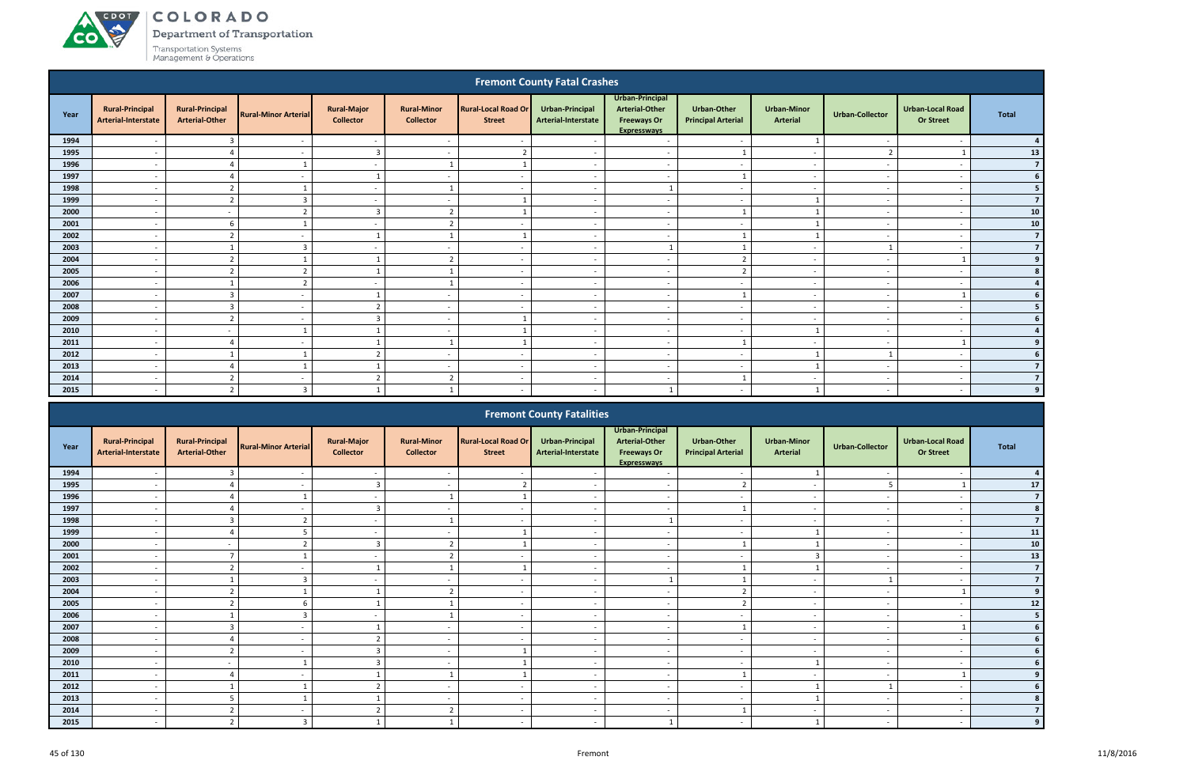## Fremont County Fatal Crashes

| Year | Rural-Principal Arterial-Interstate | Rural-Principal Arterial-Other | Rural-Minor Arterial | Rural-Major Collector | Rural-Minor Collector | Rural-Local Road Or Street | Urban-Principal Arterial-Interstate | Urban-Principal Arterial-Other Freeways Or Expressways | Urban-Other Principal Arterial | Urban-Minor Arterial | Urban-Collector | Urban-Local Road Or Street | Total |
|---|---|---|---|---|---|---|---|---|---|---|---|---|---|
| 1994 | - | 3 | - | - | - | - | - | - | - | 1 | - | - | 4 |
| 1995 | - | 4 | - | 3 | - | 2 | - | - | 1 | - | 2 | 1 | 13 |
| 1996 | - | 4 | 1 | - | 1 | 1 | - | - | - | - | - | - | 7 |
| 1997 | - | 4 | - | 1 | - | - | - | - | 1 | - | - | - | 6 |
| 1998 | - | 2 | 1 | - | 1 | - | - | 1 | - | - | - | - | 5 |
| 1999 | - | 2 | 3 | - | - | 1 | - | - | - | 1 | - | - | 7 |
| 2000 | - | - | 2 | 3 | 2 | 1 | - | - | 1 | 1 | - | - | 10 |
| 2001 | - | 6 | 1 | - | 2 | - | - | - | - | 1 | - | - | 10 |
| 2002 | - | 2 | - | 1 | 1 | 1 | - | - | 1 | 1 | - | - | 7 |
| 2003 | - | 1 | 3 | - | - | - | - | 1 | 1 | - | 1 | - | 7 |
| 2004 | - | 2 | 1 | 1 | 2 | - | - | - | 2 | - | - | 1 | 9 |
| 2005 | - | 2 | 2 | 1 | 1 | - | - | - | 2 | - | - | - | 8 |
| 2006 | - | 1 | 2 | - | 1 | - | - | - | - | - | - | - | 4 |
| 2007 | - | 3 | - | 1 | - | - | - | - | 1 | - | - | 1 | 6 |
| 2008 | - | 3 | - | 2 | - | - | - | - | - | - | - | - | 5 |
| 2009 | - | 2 | - | 3 | - | 1 | - | - | - | - | - | - | 6 |
| 2010 | - | - | 1 | 1 | - | 1 | - | - | - | 1 | - | - | 4 |
| 2011 | - | 4 | - | 1 | 1 | 1 | - | - | 1 | - | - | 1 | 9 |
| 2012 | - | 1 | 1 | 2 | - | - | - | - | - | 1 | 1 | - | 6 |
| 2013 | - | 4 | 1 | 1 | - | - | - | - | - | 1 | - | - | 7 |
| 2014 | - | 2 | - | 2 | 2 | - | - | - | 1 | - | - | - | 7 |
| 2015 | - | 2 | 3 | 1 | 1 | - | - | 1 | - | 1 | - | - | 9 |

## Fremont County Fatalities

| Year | Rural-Principal Arterial-Interstate | Rural-Principal Arterial-Other | Rural-Minor Arterial | Rural-Major Collector | Rural-Minor Collector | Rural-Local Road Or Street | Urban-Principal Arterial-Interstate | Urban-Principal Arterial-Other Freeways Or Expressways | Urban-Other Principal Arterial | Urban-Minor Arterial | Urban-Collector | Urban-Local Road Or Street | Total |
|---|---|---|---|---|---|---|---|---|---|---|---|---|---|
| 1994 | - | 3 | - | - | - | - | - | - | - | 1 | - | - | 4 |
| 1995 | - | 4 | - | 3 | - | 2 | - | - | 2 | - | 5 | 1 | 17 |
| 1996 | - | 4 | 1 | - | 1 | 1 | - | - | - | - | - | - | 7 |
| 1997 | - | 4 | - | 3 | - | - | - | - | 1 | - | - | - | 8 |
| 1998 | - | 3 | 2 | - | 1 | - | - | 1 | - | - | - | - | 7 |
| 1999 | - | 4 | 5 | - | - | 1 | - | - | - | 1 | - | - | 11 |
| 2000 | - | - | 2 | 3 | 2 | 1 | - | - | 1 | 1 | - | - | 10 |
| 2001 | - | 7 | 1 | - | 2 | - | - | - | - | 3 | - | - | 13 |
| 2002 | - | 2 | - | 1 | 1 | 1 | - | - | 1 | 1 | - | - | 7 |
| 2003 | - | 1 | 3 | - | - | - | - | 1 | 1 | - | 1 | - | 7 |
| 2004 | - | 2 | 1 | 1 | 2 | - | - | - | 2 | - | - | 1 | 9 |
| 2005 | - | 2 | 6 | 1 | 1 | - | - | - | 2 | - | - | - | 12 |
| 2006 | - | 1 | 3 | - | 1 | - | - | - | - | - | - | - | 5 |
| 2007 | - | 3 | - | 1 | - | - | - | - | 1 | - | - | 1 | 6 |
| 2008 | - | 4 | - | 2 | - | - | - | - | - | - | - | - | 6 |
| 2009 | - | 2 | - | 3 | - | 1 | - | - | - | - | - | - | 6 |
| 2010 | - | - | 1 | 3 | - | 1 | - | - | - | 1 | - | - | 6 |
| 2011 | - | 4 | - | 1 | 1 | 1 | - | - | 1 | - | - | 1 | 9 |
| 2012 | - | 1 | 1 | 2 | - | - | - | - | - | 1 | 1 | - | 6 |
| 2013 | - | 5 | 1 | 1 | - | - | - | - | - | 1 | - | - | 8 |
| 2014 | - | 2 | - | 2 | 2 | - | - | - | 1 | - | - | - | 7 |
| 2015 | - | 2 | 3 | 1 | 1 | - | - | 1 | - | 1 | - | - | 9 |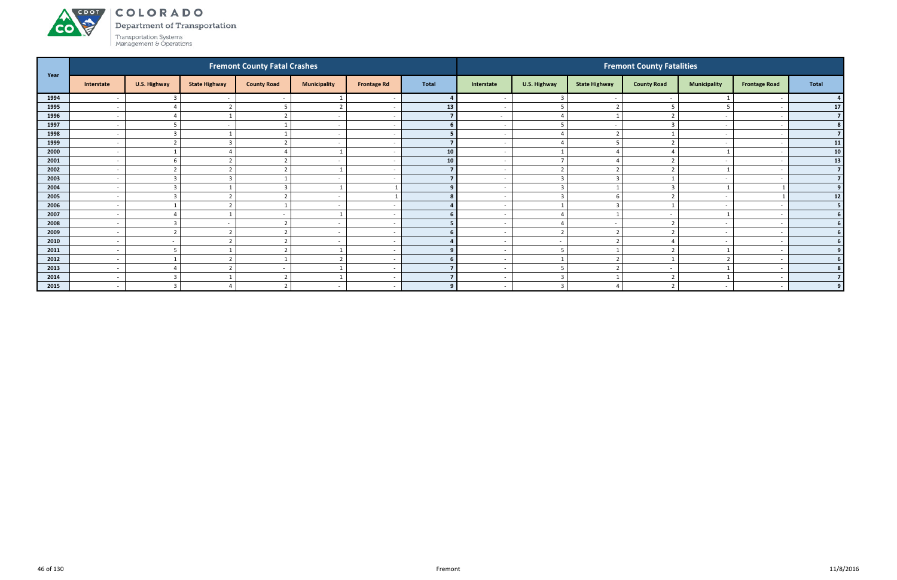# COLORADO

Department of Transportation

Transportation Systems Management & Operations

| Year | Fremont County Fatal Crashes | | | | | | | Fremont County Fatalities | | | | | | |
|---|---|---|---|---|---|---|---|---|---|---|---|---|---|---|
| | Interstate | U.S. Highway | State Highway | County Road | Municipality | Frontage Rd | Total | Interstate | U.S. Highway | State Highway | County Road | Municipality | Frontage Road | Total |
| 1994 | - | 3 | - | - | 1 | - | 4 | - | 3 | - | - | 1 | - | 4 |
| 1995 | - | 4 | 2 | 5 | 2 | - | 13 | - | 5 | 2 | 5 | 5 | - | 17 |
| 1996 | - | 4 | 1 | 2 | - | - | 7 | - | 4 | 1 | 2 | - | - | 7 |
| 1997 | - | 5 | - | 1 | - | - | 6 | - | 5 | - | 3 | - | - | 8 |
| 1998 | - | 3 | 1 | 1 | - | - | 5 | - | 4 | 2 | 1 | - | - | 7 |
| 1999 | - | 2 | 3 | 2 | - | - | 7 | - | 4 | 5 | 2 | - | - | 11 |
| 2000 | - | 1 | 4 | 4 | 1 | - | 10 | - | 1 | 4 | 4 | 1 | - | 10 |
| 2001 | - | 6 | 2 | 2 | - | - | 10 | - | 7 | 4 | 2 | - | - | 13 |
| 2002 | - | 2 | 2 | 2 | 1 | - | 7 | - | 2 | 2 | 2 | 1 | - | 7 |
| 2003 | - | 3 | 3 | 1 | - | - | 7 | - | 3 | 3 | 1 | - | - | 7 |
| 2004 | - | 3 | 1 | 3 | 1 | 1 | 9 | - | 3 | 1 | 3 | 1 | 1 | 9 |
| 2005 | - | 3 | 2 | 2 | - | 1 | 8 | - | 3 | 6 | 2 | - | 1 | 12 |
| 2006 | - | 1 | 2 | 1 | - | - | 4 | - | 1 | 3 | 1 | - | - | 5 |
| 2007 | - | 4 | 1 | - | 1 | - | 6 | - | 4 | 1 | - | 1 | - | 6 |
| 2008 | - | 3 | - | 2 | - | - | 5 | - | 4 | - | 2 | - | - | 6 |
| 2009 | - | 2 | 2 | 2 | - | - | 6 | - | 2 | 2 | 2 | - | - | 6 |
| 2010 | - | - | 2 | 2 | - | - | 4 | - | - | 2 | 4 | - | - | 6 |
| 2011 | - | 5 | 1 | 2 | 1 | - | 9 | - | 5 | 1 | 2 | 1 | - | 9 |
| 2012 | - | 1 | 2 | 1 | 2 | - | 6 | - | 1 | 2 | 1 | 2 | - | 6 |
| 2013 | - | 4 | 2 | - | 1 | - | 7 | - | 5 | 2 | - | 1 | - | 8 |
| 2014 | - | 3 | 1 | 2 | 1 | - | 7 | - | 3 | 1 | 2 | 1 | - | 7 |
| 2015 | - | 3 | 4 | 2 | - | - | 9 | - | 3 | 4 | 2 | - | - | 9 |

Fremont

11/8/2016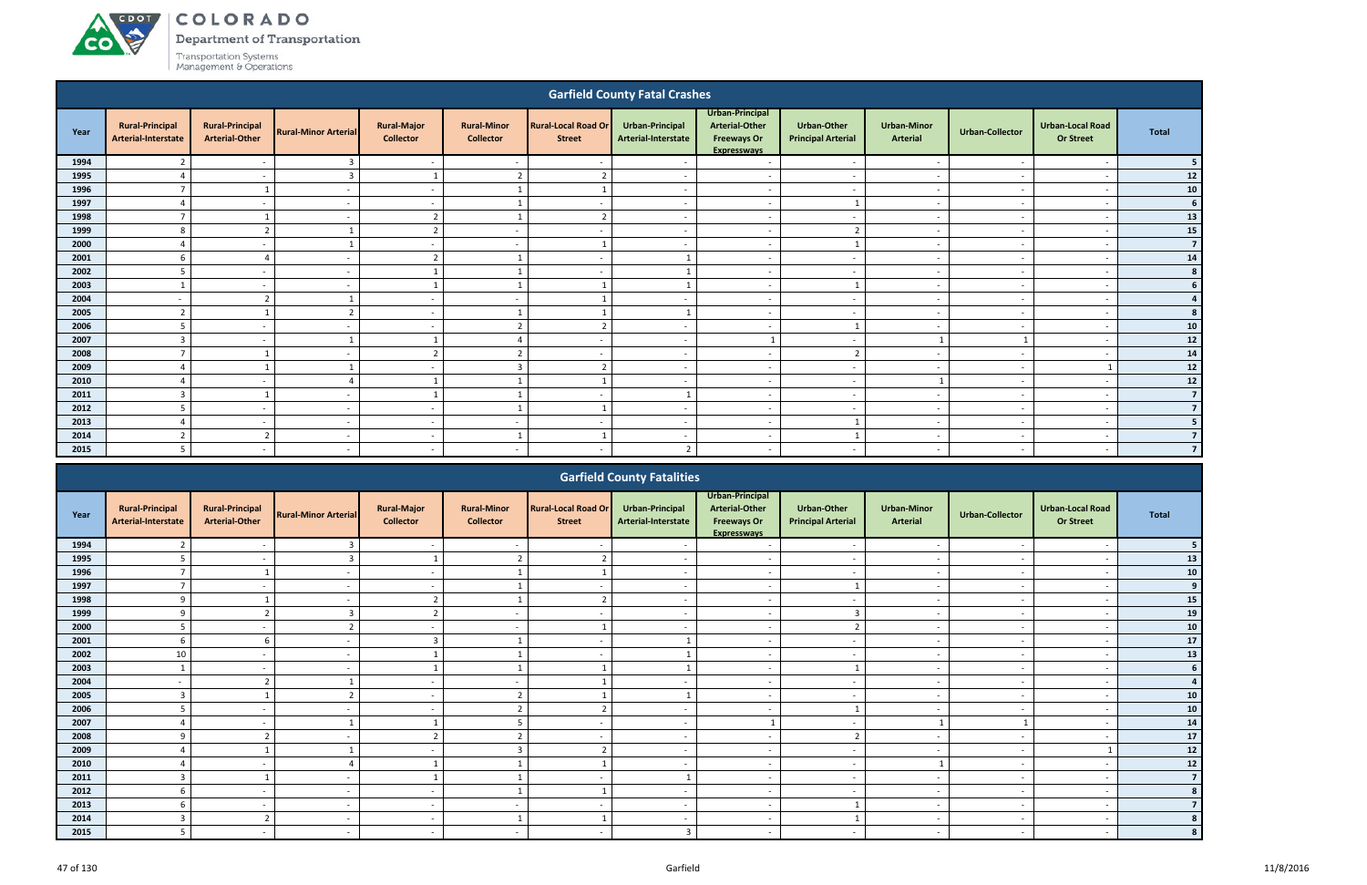## Garfield County Fatal Crashes

| Year | Rural-Principal Arterial-Interstate | Rural-Principal Arterial-Other | Rural-Minor Arterial | Rural-Major Collector | Rural-Minor Collector | Rural-Local Road Or Street | Urban-Principal Arterial-Interstate | Urban-Principal Arterial-Other Freeways Or Expressways | Urban-Other Principal Arterial | Urban-Minor Arterial | Urban-Collector | Urban-Local Road Or Street | Total |
|---|---|---|---|---|---|---|---|---|---|---|---|---|---|
| 1994 | 2 | - | 3 | - | - | - | - | - | - | - | - | - | 5 |
| 1995 | 4 | - | 3 | 1 | 2 | 2 | - | - | - | - | - | - | 12 |
| 1996 | 7 | 1 | - | - | 1 | 1 | - | - | - | - | - | - | 10 |
| 1997 | 4 | - | - | - | 1 | - | - | - | 1 | - | - | - | 6 |
| 1998 | 7 | 1 | - | 2 | 1 | 2 | - | - | - | - | - | - | 13 |
| 1999 | 8 | 2 | 1 | 2 | - | - | - | - | 2 | - | - | - | 15 |
| 2000 | 4 | - | 1 | - | - | 1 | - | - | 1 | - | - | - | 7 |
| 2001 | 6 | 4 | - | 2 | 1 | - | 1 | - | - | - | - | - | 14 |
| 2002 | 5 | - | - | 1 | 1 | - | 1 | - | - | - | - | - | 8 |
| 2003 | 1 | - | - | 1 | 1 | 1 | 1 | - | 1 | - | - | - | 6 |
| 2004 | - | 2 | 1 | - | - | 1 | - | - | - | - | - | - | 4 |
| 2005 | 2 | 1 | 2 | - | 1 | 1 | 1 | - | - | - | - | - | 8 |
| 2006 | 5 | - | - | - | 2 | 2 | - | - | 1 | - | - | - | 10 |
| 2007 | 3 | - | 1 | 1 | 4 | - | - | 1 | - | 1 | 1 | - | 12 |
| 2008 | 7 | 1 | - | 2 | 2 | - | - | - | 2 | - | - | - | 14 |
| 2009 | 4 | 1 | 1 | - | 3 | 2 | - | - | - | - | - | 1 | 12 |
| 2010 | 4 | - | 4 | 1 | 1 | 1 | - | - | - | 1 | - | - | 12 |
| 2011 | 3 | 1 | - | 1 | 1 | - | 1 | - | - | - | - | - | 7 |
| 2012 | 5 | - | - | - | 1 | 1 | - | - | - | - | - | - | 7 |
| 2013 | 4 | - | - | - | - | - | - | - | 1 | - | - | - | 5 |
| 2014 | 2 | 2 | - | - | 1 | 1 | - | - | 1 | - | - | - | 7 |
| 2015 | 5 | - | - | - | - | - | 2 | - | - | - | - | - | 7 |

## Garfield County Fatalities

| Year | Rural-Principal Arterial-Interstate | Rural-Principal Arterial-Other | Rural-Minor Arterial | Rural-Major Collector | Rural-Minor Collector | Rural-Local Road Or Street | Urban-Principal Arterial-Interstate | Urban-Principal Arterial-Other Freeways Or Expressways | Urban-Other Principal Arterial | Urban-Minor Arterial | Urban-Collector | Urban-Local Road Or Street | Total |
|---|---|---|---|---|---|---|---|---|---|---|---|---|---|
| 1994 | 2 | - | 3 | - | - | - | - | - | - | - | - | - | 5 |
| 1995 | 5 | - | 3 | 1 | 2 | 2 | - | - | - | - | - | - | 13 |
| 1996 | 7 | 1 | - | - | 1 | 1 | - | - | - | - | - | - | 10 |
| 1997 | 7 | - | - | - | 1 | - | - | - | 1 | - | - | - | 9 |
| 1998 | 9 | 1 | - | 2 | 1 | 2 | - | - | - | - | - | - | 15 |
| 1999 | 9 | 2 | 3 | 2 | - | - | - | - | 3 | - | - | - | 19 |
| 2000 | 5 | - | 2 | - | - | 1 | - | - | 2 | - | - | - | 10 |
| 2001 | 6 | 6 | - | 3 | 1 | - | 1 | - | - | - | - | - | 17 |
| 2002 | 10 | - | - | 1 | 1 | - | 1 | - | - | - | - | - | 13 |
| 2003 | 1 | - | - | 1 | 1 | 1 | 1 | - | 1 | - | - | - | 6 |
| 2004 | - | 2 | 1 | - | - | 1 | - | - | - | - | - | - | 4 |
| 2005 | 3 | 1 | 2 | - | 2 | 1 | 1 | - | - | - | - | - | 10 |
| 2006 | 5 | - | - | - | 2 | 2 | - | - | 1 | - | - | - | 10 |
| 2007 | 4 | - | 1 | 1 | 5 | - | - | 1 | - | 1 | 1 | - | 14 |
| 2008 | 9 | 2 | - | 2 | 2 | - | - | - | 2 | - | - | - | 17 |
| 2009 | 4 | 1 | 1 | - | 3 | 2 | - | - | - | - | - | 1 | 12 |
| 2010 | 4 | - | 4 | 1 | 1 | 1 | - | - | - | 1 | - | - | 12 |
| 2011 | 3 | 1 | - | 1 | 1 | - | 1 | - | - | - | - | - | 7 |
| 2012 | 6 | - | - | - | 1 | 1 | - | - | - | - | - | - | 8 |
| 2013 | 6 | - | - | - | - | - | - | - | 1 | - | - | - | 7 |
| 2014 | 3 | 2 | - | - | 1 | 1 | - | - | 1 | - | - | - | 8 |
| 2015 | 5 | - | - | - | - | - | 3 | - | - | - | - | - | 8 |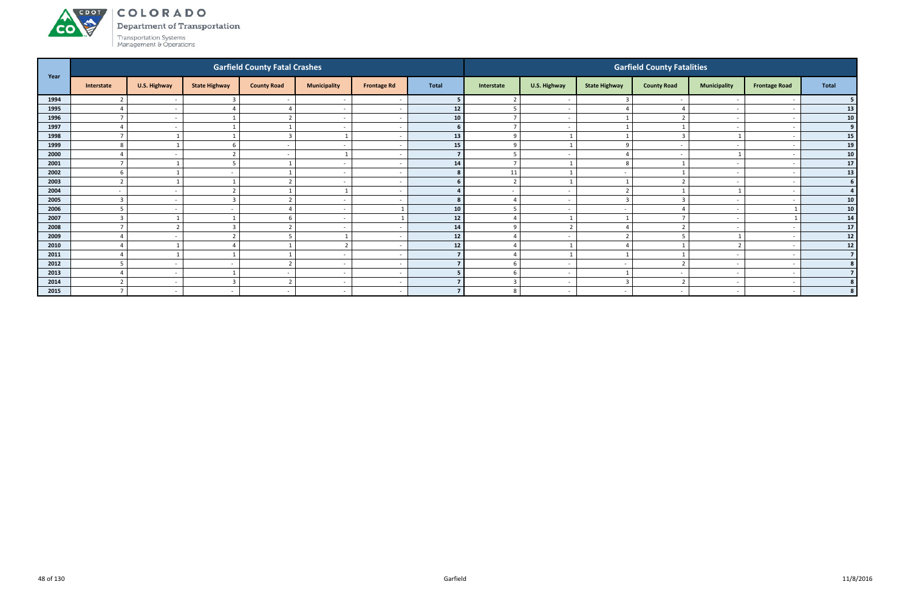# COLORADO

Department of Transportation

Transportation Systems Management & Operations

| Year | Garfield County Fatal Crashes | | | | | | | Garfield County Fatalities | | | | | | |
|---|---|---|---|---|---|---|---|---|---|---|---|---|---|---|
| | Interstate | U.S. Highway | State Highway | County Road | Municipality | Frontage Rd | Total | Interstate | U.S. Highway | State Highway | County Road | Municipality | Frontage Road | Total |
| 1994 | 2 | - | 3 | - | - | - | 5 | 2 | - | 3 | - | - | - | 5 |
| 1995 | 4 | - | 4 | 4 | - | - | 12 | 5 | - | 4 | 4 | - | - | 13 |
| 1996 | 7 | - | 1 | 2 | - | - | 10 | 7 | - | 1 | 2 | - | - | 10 |
| 1997 | 4 | - | 1 | 1 | - | - | 6 | 7 | - | 1 | 1 | - | - | 9 |
| 1998 | 7 | 1 | 1 | 3 | 1 | - | 13 | 9 | 1 | 1 | 3 | 1 | - | 15 |
| 1999 | 8 | 1 | 6 | - | - | - | 15 | 9 | 1 | 9 | - | - | - | 19 |
| 2000 | 4 | - | 2 | - | 1 | - | 7 | 5 | - | 4 | - | 1 | - | 10 |
| 2001 | 7 | 1 | 5 | 1 | - | - | 14 | 7 | 1 | 8 | 1 | - | - | 17 |
| 2002 | 6 | 1 | - | 1 | - | - | 8 | 11 | 1 | - | 1 | - | - | 13 |
| 2003 | 2 | 1 | 1 | 2 | - | - | 6 | 2 | 1 | 1 | 2 | - | - | 6 |
| 2004 | - | - | 2 | 1 | 1 | - | 4 | - | - | 2 | 1 | 1 | - | 4 |
| 2005 | 3 | - | 3 | 2 | - | - | 8 | 4 | - | 3 | 3 | - | - | 10 |
| 2006 | 5 | - | - | 4 | - | 1 | 10 | 5 | - | - | 4 | - | 1 | 10 |
| 2007 | 3 | 1 | 1 | 6 | - | 1 | 12 | 4 | 1 | 1 | 7 | - | 1 | 14 |
| 2008 | 7 | 2 | 3 | 2 | - | - | 14 | 9 | 2 | 4 | 2 | - | - | 17 |
| 2009 | 4 | - | 2 | 5 | 1 | - | 12 | 4 | - | 2 | 5 | 1 | - | 12 |
| 2010 | 4 | 1 | 4 | 1 | 2 | - | 12 | 4 | 1 | 4 | 1 | 2 | - | 12 |
| 2011 | 4 | 1 | 1 | 1 | - | - | 7 | 4 | 1 | 1 | 1 | - | - | 7 |
| 2012 | 5 | - | - | 2 | - | - | 7 | 6 | - | - | 2 | - | - | 8 |
| 2013 | 4 | - | 1 | - | - | - | 5 | 6 | - | 1 | - | - | - | 7 |
| 2014 | 2 | - | 3 | 2 | - | - | 7 | 3 | - | 3 | 2 | - | - | 8 |
| 2015 | 7 | - | - | - | - | - | 7 | 8 | - | - | - | - | - | 8 |

Garfield

11/8/2016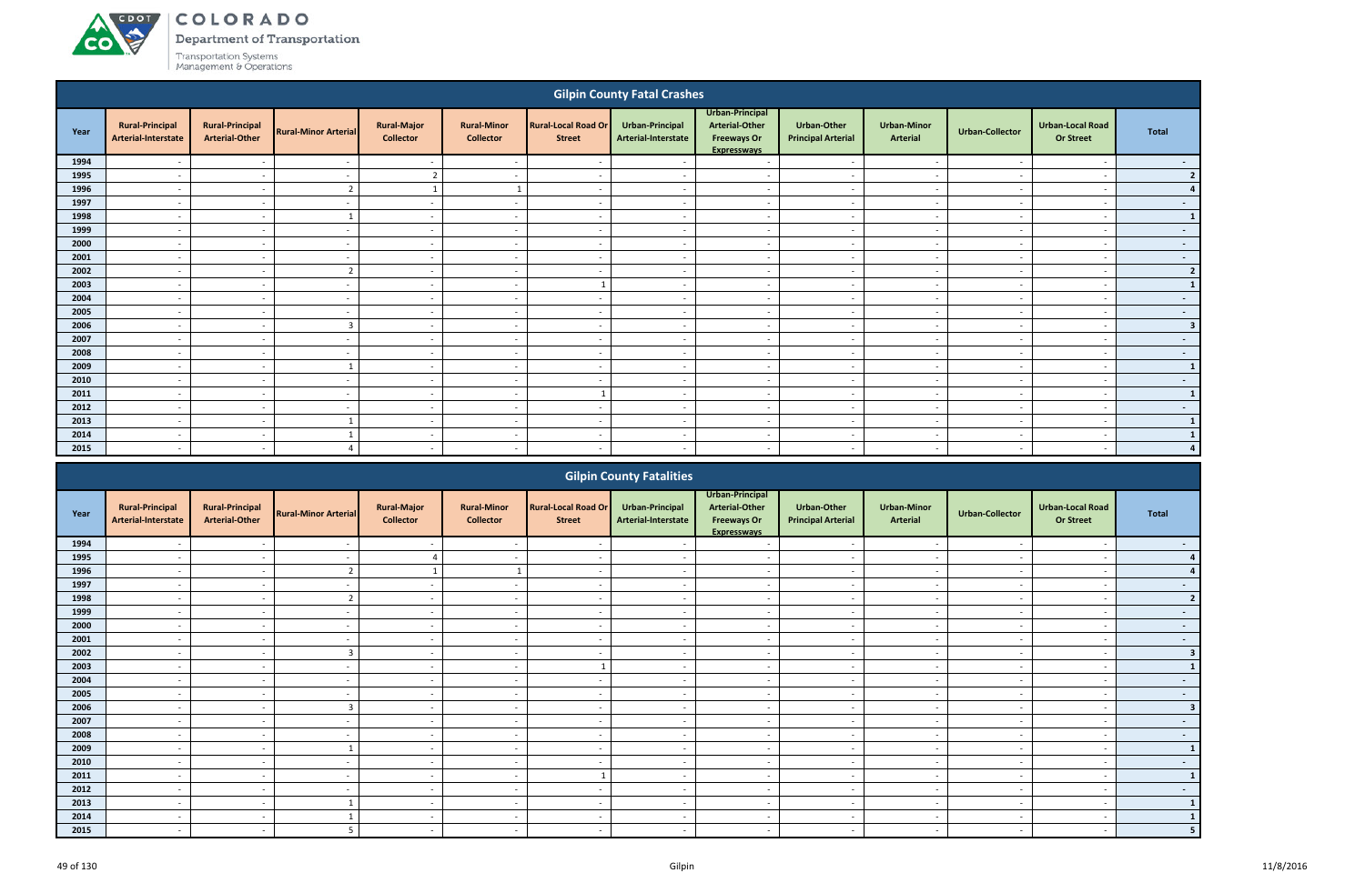# COLORADO

Department of Transportation

Transportation Systems Management & Operations

## Gilpin County Fatal Crashes

| Year | Rural-Principal Arterial-Interstate | Rural-Principal Arterial-Other | Rural-Minor Arterial | Rural-Major Collector | Rural-Minor Collector | Rural-Local Road Or Street | Urban-Principal Arterial-Interstate | Urban-Principal Arterial-Other Freeways Or Expressways | Urban-Other Principal Arterial | Urban-Minor Arterial | Urban-Collector | Urban-Local Road Or Street | Total |
|---|---|---|---|---|---|---|---|---|---|---|---|---|---|
| 1994 | - | - | - | - | - | - | - | - | - | - | - | - | - |
| 1995 | - | - | - | 2 | - | - | - | - | - | - | - | - | 2 |
| 1996 | - | - | 2 | 1 | 1 | - | - | - | - | - | - | - | 4 |
| 1997 | - | - | - | - | - | - | - | - | - | - | - | - | - |
| 1998 | - | - | 1 | - | - | - | - | - | - | - | - | - | 1 |
| 1999 | - | - | - | - | - | - | - | - | - | - | - | - | - |
| 2000 | - | - | - | - | - | - | - | - | - | - | - | - | - |
| 2001 | - | - | - | - | - | - | - | - | - | - | - | - | - |
| 2002 | - | - | 2 | - | - | - | - | - | - | - | - | - | 2 |
| 2003 | - | - | - | - | - | 1 | - | - | - | - | - | - | 1 |
| 2004 | - | - | - | - | - | - | - | - | - | - | - | - | - |
| 2005 | - | - | - | - | - | - | - | - | - | - | - | - | - |
| 2006 | - | - | 3 | - | - | - | - | - | - | - | - | - | 3 |
| 2007 | - | - | - | - | - | - | - | - | - | - | - | - | - |
| 2008 | - | - | - | - | - | - | - | - | - | - | - | - | - |
| 2009 | - | - | 1 | - | - | - | - | - | - | - | - | - | 1 |
| 2010 | - | - | - | - | - | - | - | - | - | - | - | - | - |
| 2011 | - | - | - | - | - | 1 | - | - | - | - | - | - | 1 |
| 2012 | - | - | - | - | - | - | - | - | - | - | - | - | - |
| 2013 | - | - | 1 | - | - | - | - | - | - | - | - | - | 1 |
| 2014 | - | - | 1 | - | - | - | - | - | - | - | - | - | 1 |
| 2015 | - | - | 4 | - | - | - | - | - | - | - | - | - | 4 |

## Gilpin County Fatalities

| Year | Rural-Principal Arterial-Interstate | Rural-Principal Arterial-Other | Rural-Minor Arterial | Rural-Major Collector | Rural-Minor Collector | Rural-Local Road Or Street | Urban-Principal Arterial-Interstate | Urban-Principal Arterial-Other Freeways Or Expressways | Urban-Other Principal Arterial | Urban-Minor Arterial | Urban-Collector | Urban-Local Road Or Street | Total |
|---|---|---|---|---|---|---|---|---|---|---|---|---|---|
| 1994 | - | - | - | - | - | - | - | - | - | - | - | - | - |
| 1995 | - | - | - | 4 | - | - | - | - | - | - | - | - | 4 |
| 1996 | - | - | 2 | 1 | 1 | - | - | - | - | - | - | - | 4 |
| 1997 | - | - | - | - | - | - | - | - | - | - | - | - | - |
| 1998 | - | - | 2 | - | - | - | - | - | - | - | - | - | 2 |
| 1999 | - | - | - | - | - | - | - | - | - | - | - | - | - |
| 2000 | - | - | - | - | - | - | - | - | - | - | - | - | - |
| 2001 | - | - | - | - | - | - | - | - | - | - | - | - | - |
| 2002 | - | - | 3 | - | - | - | - | - | - | - | - | - | 3 |
| 2003 | - | - | - | - | - | 1 | - | - | - | - | - | - | 1 |
| 2004 | - | - | - | - | - | - | - | - | - | - | - | - | - |
| 2005 | - | - | - | - | - | - | - | - | - | - | - | - | - |
| 2006 | - | - | 3 | - | - | - | - | - | - | - | - | - | 3 |
| 2007 | - | - | - | - | - | - | - | - | - | - | - | - | - |
| 2008 | - | - | - | - | - | - | - | - | - | - | - | - | - |
| 2009 | - | - | 1 | - | - | - | - | - | - | - | - | - | 1 |
| 2010 | - | - | - | - | - | - | - | - | - | - | - | - | - |
| 2011 | - | - | - | - | - | 1 | - | - | - | - | - | - | 1 |
| 2012 | - | - | - | - | - | - | - | - | - | - | - | - | - |
| 2013 | - | - | 1 | - | - | - | - | - | - | - | - | - | 1 |
| 2014 | - | - | 1 | - | - | - | - | - | - | - | - | - | 1 |
| 2015 | - | - | 5 | - | - | - | - | - | - | - | - | - | 5 |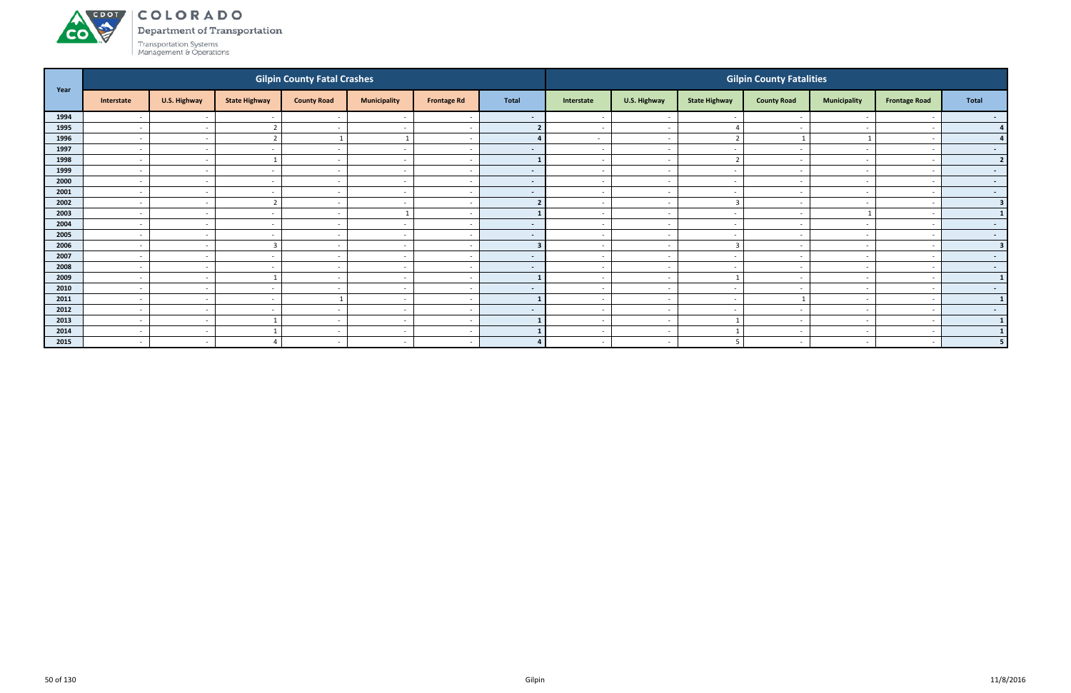| Year | Gilpin County Fatal Crashes | | | | | | | Gilpin County Fatalities | | | | | | |
|---|---|---|---|---|---|---|---|---|---|---|---|---|---|---|
| | Interstate | U.S. Highway | State Highway | County Road | Municipality | Frontage Rd | Total | Interstate | U.S. Highway | State Highway | County Road | Municipality | Frontage Road | Total |
| 1994 | - | - | - | - | - | - | - | - | - | - | - | - | - | - |
| 1995 | - | - | 2 | - | - | - | 2 | - | - | 4 | - | - | - | 4 |
| 1996 | - | - | 2 | 1 | 1 | - | 4 | - | - | 2 | 1 | 1 | - | 4 |
| 1997 | - | - | - | - | - | - | - | - | - | - | - | - | - | - |
| 1998 | - | - | 1 | - | - | - | 1 | - | - | 2 | - | - | - | 2 |
| 1999 | - | - | - | - | - | - | - | - | - | - | - | - | - | - |
| 2000 | - | - | - | - | - | - | - | - | - | - | - | - | - | - |
| 2001 | - | - | - | - | - | - | - | - | - | - | - | - | - | - |
| 2002 | - | - | 2 | - | - | - | 2 | - | - | 3 | - | - | - | 3 |
| 2003 | - | - | - | - | 1 | - | 1 | - | - | - | - | 1 | - | 1 |
| 2004 | - | - | - | - | - | - | - | - | - | - | - | - | - | - |
| 2005 | - | - | - | - | - | - | - | - | - | - | - | - | - | - |
| 2006 | - | - | 3 | - | - | - | 3 | - | - | 3 | - | - | - | 3 |
| 2007 | - | - | - | - | - | - | - | - | - | - | - | - | - | - |
| 2008 | - | - | - | - | - | - | - | - | - | - | - | - | - | - |
| 2009 | - | - | 1 | - | - | - | 1 | - | - | 1 | - | - | - | 1 |
| 2010 | - | - | - | - | - | - | - | - | - | - | - | - | - | - |
| 2011 | - | - | - | 1 | - | - | 1 | - | - | - | 1 | - | - | 1 |
| 2012 | - | - | - | - | - | - | - | - | - | - | - | - | - | - |
| 2013 | - | - | 1 | - | - | - | 1 | - | - | 1 | - | - | - | 1 |
| 2014 | - | - | 1 | - | - | - | 1 | - | - | 1 | - | - | - | 1 |
| 2015 | - | - | 4 | - | - | - | 4 | - | - | 5 | - | - | - | 5 |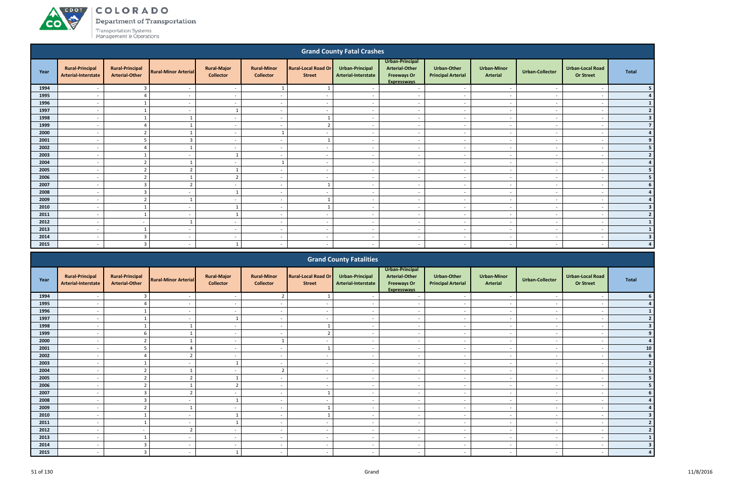## Grand County Fatal Crashes

| Year | Rural-Principal Arterial-Interstate | Rural-Principal Arterial-Other | Rural-Minor Arterial | Rural-Major Collector | Rural-Minor Collector | Rural-Local Road Or Street | Urban-Principal Arterial-Interstate | Urban-Principal Arterial-Other Freeways Or Expressways | Urban-Other Principal Arterial | Urban-Minor Arterial | Urban-Collector | Urban-Local Road Or Street | Total |
|---|---|---|---|---|---|---|---|---|---|---|---|---|---|
| 1994 | - | 3 | - | - | 1 | 1 | - | - | - | - | - | - | 5 |
| 1995 | - | 4 | - | - | - | - | - | - | - | - | - | - | 4 |
| 1996 | - | 1 | - | - | - | - | - | - | - | - | - | - | 1 |
| 1997 | - | 1 | - | 1 | - | - | - | - | - | - | - | - | 2 |
| 1998 | - | 1 | 1 | - | - | 1 | - | - | - | - | - | - | 3 |
| 1999 | - | 4 | 1 | - | - | 2 | - | - | - | - | - | - | 7 |
| 2000 | - | 2 | 1 | - | 1 | - | - | - | - | - | - | - | 4 |
| 2001 | - | 5 | 3 | - | - | 1 | - | - | - | - | - | - | 9 |
| 2002 | - | 4 | 1 | - | - | - | - | - | - | - | - | - | 5 |
| 2003 | - | 1 | - | 1 | - | - | - | - | - | - | - | - | 2 |
| 2004 | - | 2 | 1 | - | 1 | - | - | - | - | - | - | - | 4 |
| 2005 | - | 2 | 2 | 1 | - | - | - | - | - | - | - | - | 5 |
| 2006 | - | 2 | 1 | 2 | - | - | - | - | - | - | - | - | 5 |
| 2007 | - | 3 | 2 | - | - | 1 | - | - | - | - | - | - | 6 |
| 2008 | - | 3 | - | 1 | - | - | - | - | - | - | - | - | 4 |
| 2009 | - | 2 | 1 | - | - | 1 | - | - | - | - | - | - | 4 |
| 2010 | - | 1 | - | 1 | - | 1 | - | - | - | - | - | - | 3 |
| 2011 | - | 1 | - | 1 | - | - | - | - | - | - | - | - | 2 |
| 2012 | - | - | 1 | - | - | - | - | - | - | - | - | - | 1 |
| 2013 | - | 1 | - | - | - | - | - | - | - | - | - | - | 1 |
| 2014 | - | 3 | - | - | - | - | - | - | - | - | - | - | 3 |
| 2015 | - | 3 | - | 1 | - | - | - | - | - | - | - | - | 4 |

## Grand County Fatalities

| Year | Rural-Principal Arterial-Interstate | Rural-Principal Arterial-Other | Rural-Minor Arterial | Rural-Major Collector | Rural-Minor Collector | Rural-Local Road Or Street | Urban-Principal Arterial-Interstate | Urban-Principal Arterial-Other Freeways Or Expressways | Urban-Other Principal Arterial | Urban-Minor Arterial | Urban-Collector | Urban-Local Road Or Street | Total |
|---|---|---|---|---|---|---|---|---|---|---|---|---|---|
| 1994 | - | 3 | - | - | 2 | 1 | - | - | - | - | - | - | 6 |
| 1995 | - | 4 | - | - | - | - | - | - | - | - | - | - | 4 |
| 1996 | - | 1 | - | - | - | - | - | - | - | - | - | - | 1 |
| 1997 | - | 1 | - | 1 | - | - | - | - | - | - | - | - | 2 |
| 1998 | - | 1 | 1 | - | - | 1 | - | - | - | - | - | - | 3 |
| 1999 | - | 6 | 1 | - | - | 2 | - | - | - | - | - | - | 9 |
| 2000 | - | 2 | 1 | - | 1 | - | - | - | - | - | - | - | 4 |
| 2001 | - | 5 | 4 | - | - | 1 | - | - | - | - | - | - | 10 |
| 2002 | - | 4 | 2 | - | - | - | - | - | - | - | - | - | 6 |
| 2003 | - | 1 | - | 1 | - | - | - | - | - | - | - | - | 2 |
| 2004 | - | 2 | 1 | - | 2 | - | - | - | - | - | - | - | 5 |
| 2005 | - | 2 | 2 | 1 | - | - | - | - | - | - | - | - | 5 |
| 2006 | - | 2 | 1 | 2 | - | - | - | - | - | - | - | - | 5 |
| 2007 | - | 3 | 2 | - | - | 1 | - | - | - | - | - | - | 6 |
| 2008 | - | 3 | - | 1 | - | - | - | - | - | - | - | - | 4 |
| 2009 | - | 2 | 1 | - | - | 1 | - | - | - | - | - | - | 4 |
| 2010 | - | 1 | - | 1 | - | 1 | - | - | - | - | - | - | 3 |
| 2011 | - | 1 | - | 1 | - | - | - | - | - | - | - | - | 2 |
| 2012 | - | - | 2 | - | - | - | - | - | - | - | - | - | 2 |
| 2013 | - | 1 | - | - | - | - | - | - | - | - | - | - | 1 |
| 2014 | - | 3 | - | - | - | - | - | - | - | - | - | - | 3 |
| 2015 | - | 3 | - | 1 | - | - | - | - | - | - | - | - | 4 |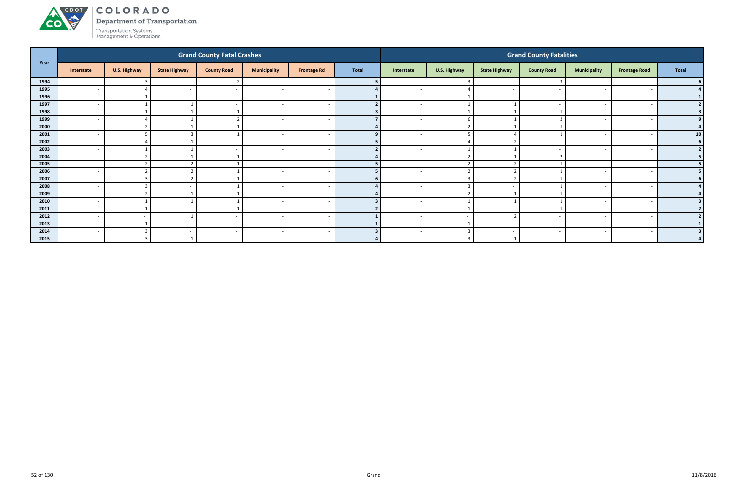# COLORADO

Department of Transportation

Transportation Systems Management & Operations

| Year | Grand County Fatal Crashes | | | | | | | Grand County Fatalities | | | | | | |
|---|---|---|---|---|---|---|---|---|---|---|---|---|---|---|
| | Interstate | U.S. Highway | State Highway | County Road | Municipality | Frontage Rd | Total | Interstate | U.S. Highway | State Highway | County Road | Municipality | Frontage Road | Total |
| 1994 | - | 3 | - | 2 | - | - | 5 | - | 3 | - | 3 | - | - | 6 |
| 1995 | - | 4 | - | - | - | - | 4 | - | 4 | - | - | - | - | 4 |
| 1996 | - | 1 | - | - | - | - | 1 | - | 1 | - | - | - | - | 1 |
| 1997 | - | 1 | 1 | - | - | - | 2 | - | 1 | 1 | - | - | - | 2 |
| 1998 | - | 1 | 1 | 1 | - | - | 3 | - | 1 | 1 | 1 | - | - | 3 |
| 1999 | - | 4 | 1 | 2 | - | - | 7 | - | 6 | 1 | 2 | - | - | 9 |
| 2000 | - | 2 | 1 | 1 | - | - | 4 | - | 2 | 1 | 1 | - | - | 4 |
| 2001 | - | 5 | 3 | 1 | - | - | 9 | - | 5 | 4 | 1 | - | - | 10 |
| 2002 | - | 4 | 1 | - | - | - | 5 | - | 4 | 2 | - | - | - | 6 |
| 2003 | - | 1 | 1 | - | - | - | 2 | - | 1 | 1 | - | - | - | 2 |
| 2004 | - | 2 | 1 | 1 | - | - | 4 | - | 2 | 1 | 2 | - | - | 5 |
| 2005 | - | 2 | 2 | 1 | - | - | 5 | - | 2 | 2 | 1 | - | - | 5 |
| 2006 | - | 2 | 2 | 1 | - | - | 5 | - | 2 | 2 | 1 | - | - | 5 |
| 2007 | - | 3 | 2 | 1 | - | - | 6 | - | 3 | 2 | 1 | - | - | 6 |
| 2008 | - | 3 | - | 1 | - | - | 4 | - | 3 | - | 1 | - | - | 4 |
| 2009 | - | 2 | 1 | 1 | - | - | 4 | - | 2 | 1 | 1 | - | - | 4 |
| 2010 | - | 1 | 1 | 1 | - | - | 3 | - | 1 | 1 | 1 | - | - | 3 |
| 2011 | - | 1 | - | 1 | - | - | 2 | - | 1 | - | 1 | - | - | 2 |
| 2012 | - | - | 1 | - | - | - | 1 | - | - | 2 | - | - | - | 2 |
| 2013 | - | 1 | - | - | - | - | 1 | - | 1 | - | - | - | - | 1 |
| 2014 | - | 3 | - | - | - | - | 3 | - | 3 | - | - | - | - | 3 |
| 2015 | - | 3 | 1 | - | - | - | 4 | - | 3 | 1 | - | - | - | 4 |

Grand

11/8/2016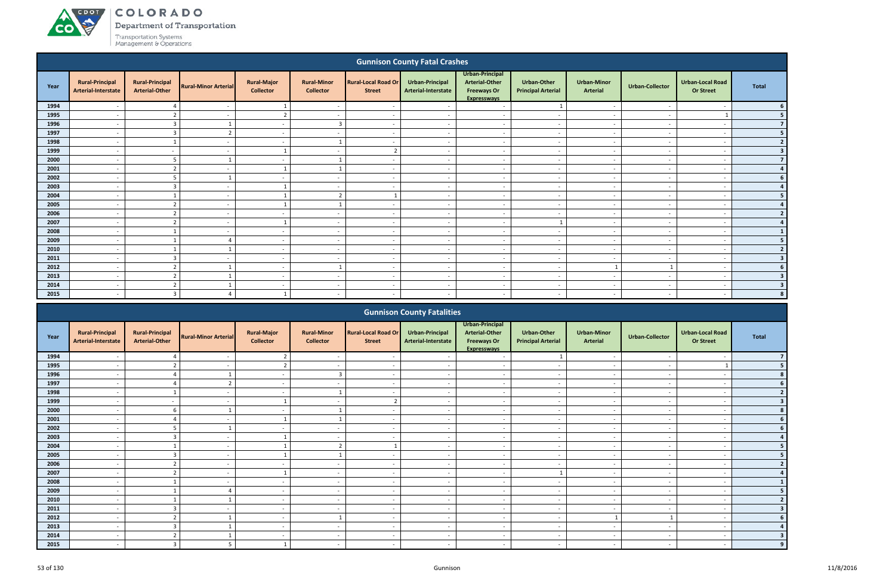# COLORADO

Department of Transportation

Transportation Systems Management & Operations

## Gunnison County Fatal Crashes

| Year | Rural-Principal Arterial-Interstate | Rural-Principal Arterial-Other | Rural-Minor Arterial | Rural-Major Collector | Rural-Minor Collector | Rural-Local Road Or Street | Urban-Principal Arterial-Interstate | Urban-Principal Arterial-Other Freeways Or Expressways | Urban-Other Principal Arterial | Urban-Minor Arterial | Urban-Collector | Urban-Local Road Or Street | Total |
|---|---|---|---|---|---|---|---|---|---|---|---|---|---|
| 1994 | - | 4 | - | 1 | - | - | - | - | 1 | - | - | - | 6 |
| 1995 | - | 2 | - | 2 | - | - | - | - | - | - | - | 1 | 5 |
| 1996 | - | 3 | 1 | - | 3 | - | - | - | - | - | - | - | 7 |
| 1997 | - | 3 | 2 | - | - | - | - | - | - | - | - | - | 5 |
| 1998 | - | 1 | - | - | 1 | - | - | - | - | - | - | - | 2 |
| 1999 | - | - | - | 1 | - | 2 | - | - | - | - | - | - | 3 |
| 2000 | - | 5 | 1 | - | 1 | - | - | - | - | - | - | - | 7 |
| 2001 | - | 2 | - | 1 | 1 | - | - | - | - | - | - | - | 4 |
| 2002 | - | 5 | 1 | - | - | - | - | - | - | - | - | - | 6 |
| 2003 | - | 3 | - | 1 | - | - | - | - | - | - | - | - | 4 |
| 2004 | - | 1 | - | 1 | 2 | 1 | - | - | - | - | - | - | 5 |
| 2005 | - | 2 | - | 1 | 1 | - | - | - | - | - | - | - | 4 |
| 2006 | - | 2 | - | - | - | - | - | - | - | - | - | - | 2 |
| 2007 | - | 2 | - | 1 | - | - | - | - | 1 | - | - | - | 4 |
| 2008 | - | 1 | - | - | - | - | - | - | - | - | - | - | 1 |
| 2009 | - | 1 | 4 | - | - | - | - | - | - | - | - | - | 5 |
| 2010 | - | 1 | 1 | - | - | - | - | - | - | - | - | - | 2 |
| 2011 | - | 3 | - | - | - | - | - | - | - | - | - | - | 3 |
| 2012 | - | 2 | 1 | - | 1 | - | - | - | - | 1 | 1 | - | 6 |
| 2013 | - | 2 | 1 | - | - | - | - | - | - | - | - | - | 3 |
| 2014 | - | 2 | 1 | - | - | - | - | - | - | - | - | - | 3 |
| 2015 | - | 3 | 4 | 1 | - | - | - | - | - | - | - | - | 8 |

## Gunnison County Fatalities

| Year | Rural-Principal Arterial-Interstate | Rural-Principal Arterial-Other | Rural-Minor Arterial | Rural-Major Collector | Rural-Minor Collector | Rural-Local Road Or Street | Urban-Principal Arterial-Interstate | Urban-Principal Arterial-Other Freeways Or Expressways | Urban-Other Principal Arterial | Urban-Minor Arterial | Urban-Collector | Urban-Local Road Or Street | Total |
|---|---|---|---|---|---|---|---|---|---|---|---|---|---|
| 1994 | - | 4 | - | 2 | - | - | - | - | 1 | - | - | - | 7 |
| 1995 | - | 2 | - | 2 | - | - | - | - | - | - | - | 1 | 5 |
| 1996 | - | 4 | 1 | - | 3 | - | - | - | - | - | - | - | 8 |
| 1997 | - | 4 | 2 | - | - | - | - | - | - | - | - | - | 6 |
| 1998 | - | 1 | - | - | 1 | - | - | - | - | - | - | - | 2 |
| 1999 | - | - | - | 1 | - | 2 | - | - | - | - | - | - | 3 |
| 2000 | - | 6 | 1 | - | 1 | - | - | - | - | - | - | - | 8 |
| 2001 | - | 4 | - | 1 | 1 | - | - | - | - | - | - | - | 6 |
| 2002 | - | 5 | 1 | - | - | - | - | - | - | - | - | - | 6 |
| 2003 | - | 3 | - | 1 | - | - | - | - | - | - | - | - | 4 |
| 2004 | - | 1 | - | 1 | 2 | 1 | - | - | - | - | - | - | 5 |
| 2005 | - | 3 | - | 1 | 1 | - | - | - | - | - | - | - | 5 |
| 2006 | - | 2 | - | - | - | - | - | - | - | - | - | - | 2 |
| 2007 | - | 2 | - | 1 | - | - | - | - | 1 | - | - | - | 4 |
| 2008 | - | 1 | - | - | - | - | - | - | - | - | - | - | 1 |
| 2009 | - | 1 | 4 | - | - | - | - | - | - | - | - | - | 5 |
| 2010 | - | 1 | 1 | - | - | - | - | - | - | - | - | - | 2 |
| 2011 | - | 3 | - | - | - | - | - | - | - | - | - | - | 3 |
| 2012 | - | 2 | 1 | - | 1 | - | - | - | - | 1 | 1 | - | 6 |
| 2013 | - | 3 | 1 | - | - | - | - | - | - | - | - | - | 4 |
| 2014 | - | 2 | 1 | - | - | - | - | - | - | - | - | - | 3 |
| 2015 | - | 3 | 5 | 1 | - | - | - | - | - | - | - | - | 9 |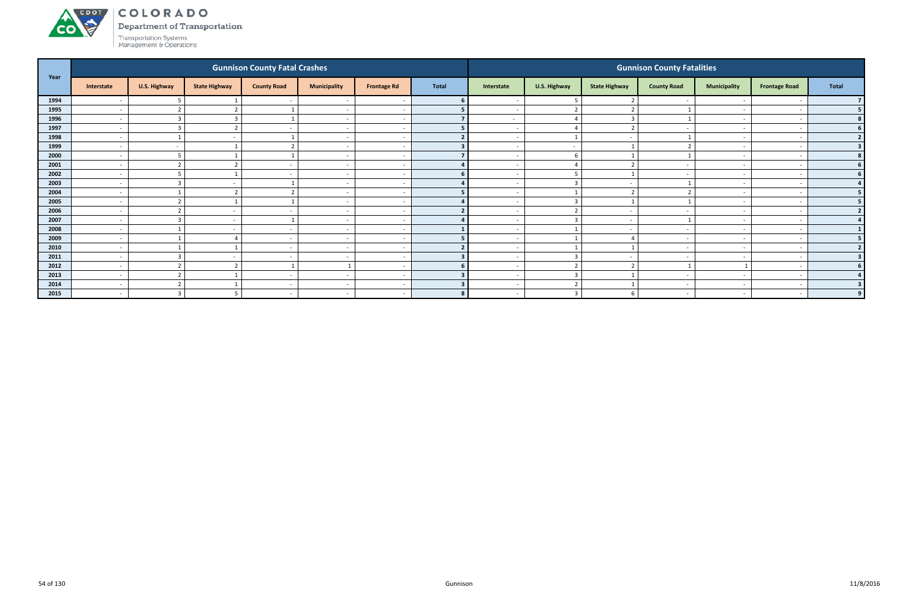# COLORADO

Department of Transportation

Transportation Systems Management & Operations

| Year | Gunnison County Fatal Crashes | | | | | | | Gunnison County Fatalities | | | | | | |
|---|---|---|---|---|---|---|---|---|---|---|---|---|---|---|
| | Interstate | U.S. Highway | State Highway | County Road | Municipality | Frontage Rd | Total | Interstate | U.S. Highway | State Highway | County Road | Municipality | Frontage Road | Total |
| 1994 | - | 5 | 1 | - | - | - | 6 | - | 5 | 2 | - | - | - | 7 |
| 1995 | - | 2 | 2 | 1 | - | - | 5 | - | 2 | 2 | 1 | - | - | 5 |
| 1996 | - | 3 | 3 | 1 | - | - | 7 | - | 4 | 3 | 1 | - | - | 8 |
| 1997 | - | 3 | 2 | - | - | - | 5 | - | 4 | 2 | - | - | - | 6 |
| 1998 | - | 1 | - | 1 | - | - | 2 | - | 1 | - | 1 | - | - | 2 |
| 1999 | - | - | 1 | 2 | - | - | 3 | - | - | 1 | 2 | - | - | 3 |
| 2000 | - | 5 | 1 | 1 | - | - | 7 | - | 6 | 1 | 1 | - | - | 8 |
| 2001 | - | 2 | 2 | - | - | - | 4 | - | 4 | 2 | - | - | - | 6 |
| 2002 | - | 5 | 1 | - | - | - | 6 | - | 5 | 1 | - | - | - | 6 |
| 2003 | - | 3 | - | 1 | - | - | 4 | - | 3 | - | 1 | - | - | 4 |
| 2004 | - | 1 | 2 | 2 | - | - | 5 | - | 1 | 2 | 2 | - | - | 5 |
| 2005 | - | 2 | 1 | 1 | - | - | 4 | - | 3 | 1 | 1 | - | - | 5 |
| 2006 | - | 2 | - | - | - | - | 2 | - | 2 | - | - | - | - | 2 |
| 2007 | - | 3 | - | 1 | - | - | 4 | - | 3 | - | 1 | - | - | 4 |
| 2008 | - | 1 | - | - | - | - | 1 | - | 1 | - | - | - | - | 1 |
| 2009 | - | 1 | 4 | - | - | - | 5 | - | 1 | 4 | - | - | - | 5 |
| 2010 | - | 1 | 1 | - | - | - | 2 | - | 1 | 1 | - | - | - | 2 |
| 2011 | - | 3 | - | - | - | - | 3 | - | 3 | - | - | - | - | 3 |
| 2012 | - | 2 | 2 | 1 | 1 | - | 6 | - | 2 | 2 | 1 | 1 | - | 6 |
| 2013 | - | 2 | 1 | - | - | - | 3 | - | 3 | 1 | - | - | - | 4 |
| 2014 | - | 2 | 1 | - | - | - | 3 | - | 2 | 1 | - | - | - | 3 |
| 2015 | - | 3 | 5 | - | - | - | 8 | - | 3 | 6 | - | - | - | 9 |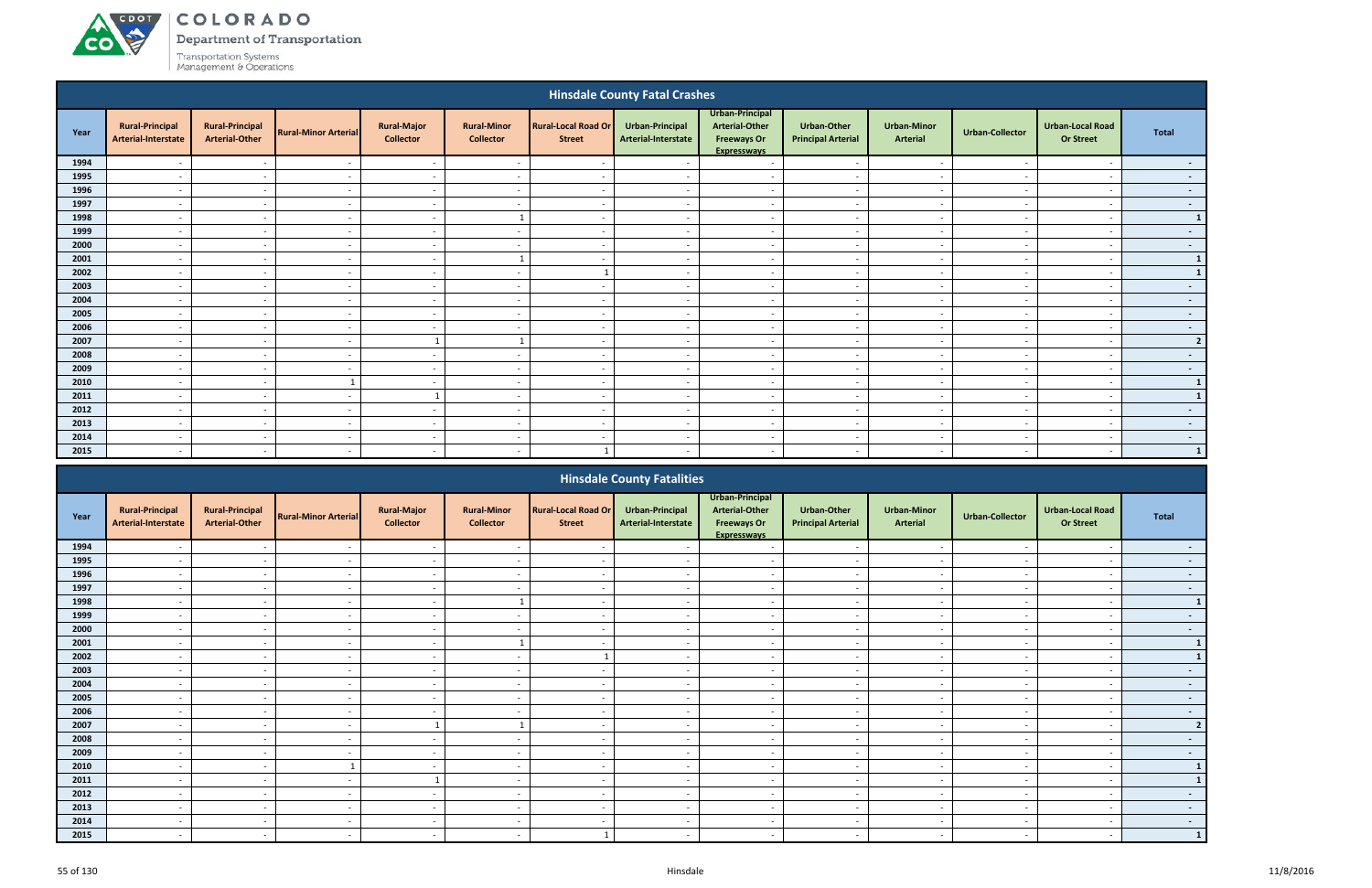## Hinsdale County Fatal Crashes

| Year | Rural-Principal Arterial-Interstate | Rural-Principal Arterial-Other | Rural-Minor Arterial | Rural-Major Collector | Rural-Minor Collector | Rural-Local Road Or Street | Urban-Principal Arterial-Interstate | Urban-Principal Arterial-Other Freeways Or Expressways | Urban-Other Principal Arterial | Urban-Minor Arterial | Urban-Collector | Urban-Local Road Or Street | Total |
|---|---|---|---|---|---|---|---|---|---|---|---|---|---|
| 1994 | - | - | - | - | - | - | - | - | - | - | - | - | - |
| 1995 | - | - | - | - | - | - | - | - | - | - | - | - | - |
| 1996 | - | - | - | - | - | - | - | - | - | - | - | - | - |
| 1997 | - | - | - | - | - | - | - | - | - | - | - | - | - |
| 1998 | - | - | - | - | 1 | - | - | - | - | - | - | - | 1 |
| 1999 | - | - | - | - | - | - | - | - | - | - | - | - | - |
| 2000 | - | - | - | - | - | - | - | - | - | - | - | - | - |
| 2001 | - | - | - | - | 1 | - | - | - | - | - | - | - | 1 |
| 2002 | - | - | - | - | - | 1 | - | - | - | - | - | - | 1 |
| 2003 | - | - | - | - | - | - | - | - | - | - | - | - | - |
| 2004 | - | - | - | - | - | - | - | - | - | - | - | - | - |
| 2005 | - | - | - | - | - | - | - | - | - | - | - | - | - |
| 2006 | - | - | - | - | - | - | - | - | - | - | - | - | - |
| 2007 | - | - | - | 1 | 1 | - | - | - | - | - | - | - | 2 |
| 2008 | - | - | - | - | - | - | - | - | - | - | - | - | - |
| 2009 | - | - | - | - | - | - | - | - | - | - | - | - | - |
| 2010 | - | - | 1 | - | - | - | - | - | - | - | - | - | 1 |
| 2011 | - | - | - | 1 | - | - | - | - | - | - | - | - | 1 |
| 2012 | - | - | - | - | - | - | - | - | - | - | - | - | - |
| 2013 | - | - | - | - | - | - | - | - | - | - | - | - | - |
| 2014 | - | - | - | - | - | - | - | - | - | - | - | - | - |
| 2015 | - | - | - | - | - | 1 | - | - | - | - | - | - | 1 |

## Hinsdale County Fatalities

| Year | Rural-Principal Arterial-Interstate | Rural-Principal Arterial-Other | Rural-Minor Arterial | Rural-Major Collector | Rural-Minor Collector | Rural-Local Road Or Street | Urban-Principal Arterial-Interstate | Urban-Principal Arterial-Other Freeways Or Expressways | Urban-Other Principal Arterial | Urban-Minor Arterial | Urban-Collector | Urban-Local Road Or Street | Total |
|---|---|---|---|---|---|---|---|---|---|---|---|---|---|
| 1994 | - | - | - | - | - | - | - | - | - | - | - | - | - |
| 1995 | - | - | - | - | - | - | - | - | - | - | - | - | - |
| 1996 | - | - | - | - | - | - | - | - | - | - | - | - | - |
| 1997 | - | - | - | - | - | - | - | - | - | - | - | - | - |
| 1998 | - | - | - | - | 1 | - | - | - | - | - | - | - | 1 |
| 1999 | - | - | - | - | - | - | - | - | - | - | - | - | - |
| 2000 | - | - | - | - | - | - | - | - | - | - | - | - | - |
| 2001 | - | - | - | - | 1 | - | - | - | - | - | - | - | 1 |
| 2002 | - | - | - | - | - | 1 | - | - | - | - | - | - | 1 |
| 2003 | - | - | - | - | - | - | - | - | - | - | - | - | - |
| 2004 | - | - | - | - | - | - | - | - | - | - | - | - | - |
| 2005 | - | - | - | - | - | - | - | - | - | - | - | - | - |
| 2006 | - | - | - | - | - | - | - | - | - | - | - | - | - |
| 2007 | - | - | - | 1 | 1 | - | - | - | - | - | - | - | 2 |
| 2008 | - | - | - | - | - | - | - | - | - | - | - | - | - |
| 2009 | - | - | - | - | - | - | - | - | - | - | - | - | - |
| 2010 | - | - | 1 | - | - | - | - | - | - | - | - | - | 1 |
| 2011 | - | - | - | 1 | - | - | - | - | - | - | - | - | 1 |
| 2012 | - | - | - | - | - | - | - | - | - | - | - | - | - |
| 2013 | - | - | - | - | - | - | - | - | - | - | - | - | - |
| 2014 | - | - | - | - | - | - | - | - | - | - | - | - | - |
| 2015 | - | - | - | - | - | 1 | - | - | - | - | - | - | 1 |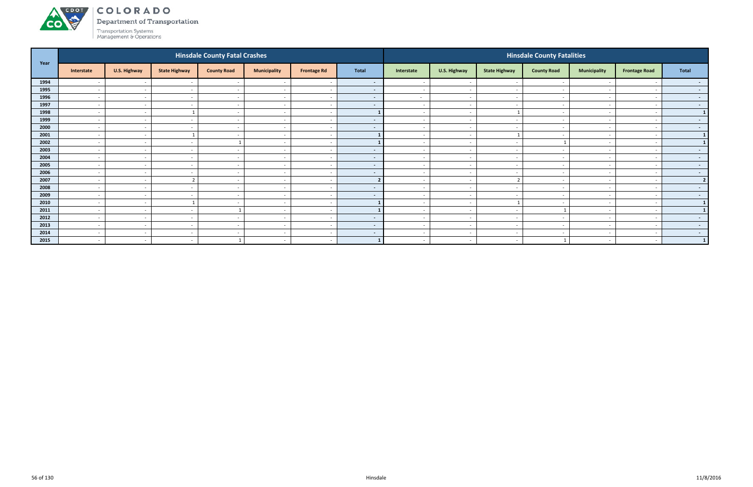# COLORADO

Department of Transportation

Transportation Systems Management & Operations

| Year | Hinsdale County Fatal Crashes | | | | | | | Hinsdale County Fatalities | | | | | | |
|---|---|---|---|---|---|---|---|---|---|---|---|---|---|---|
| | Interstate | U.S. Highway | State Highway | County Road | Municipality | Frontage Rd | Total | Interstate | U.S. Highway | State Highway | County Road | Municipality | Frontage Road | Total |
| 1994 | - | - | - | - | - | - | - | - | - | - | - | - | - | - |
| 1995 | - | - | - | - | - | - | - | - | - | - | - | - | - | - |
| 1996 | - | - | - | - | - | - | - | - | - | - | - | - | - | - |
| 1997 | - | - | - | - | - | - | - | - | - | - | - | - | - | - |
| 1998 | - | - | 1 | - | - | - | 1 | - | - | 1 | - | - | - | 1 |
| 1999 | - | - | - | - | - | - | - | - | - | - | - | - | - | - |
| 2000 | - | - | - | - | - | - | - | - | - | - | - | - | - | - |
| 2001 | - | - | 1 | - | - | - | 1 | - | - | 1 | - | - | - | 1 |
| 2002 | - | - | - | 1 | - | - | 1 | - | - | - | 1 | - | - | 1 |
| 2003 | - | - | - | - | - | - | - | - | - | - | - | - | - | - |
| 2004 | - | - | - | - | - | - | - | - | - | - | - | - | - | - |
| 2005 | - | - | - | - | - | - | - | - | - | - | - | - | - | - |
| 2006 | - | - | - | - | - | - | - | - | - | - | - | - | - | - |
| 2007 | - | - | 2 | - | - | - | 2 | - | - | 2 | - | - | - | 2 |
| 2008 | - | - | - | - | - | - | - | - | - | - | - | - | - | - |
| 2009 | - | - | - | - | - | - | - | - | - | - | - | - | - | - |
| 2010 | - | - | 1 | - | - | - | 1 | - | - | 1 | - | - | - | 1 |
| 2011 | - | - | - | 1 | - | - | 1 | - | - | - | 1 | - | - | 1 |
| 2012 | - | - | - | - | - | - | - | - | - | - | - | - | - | - |
| 2013 | - | - | - | - | - | - | - | - | - | - | - | - | - | - |
| 2014 | - | - | - | - | - | - | - | - | - | - | - | - | - | - |
| 2015 | - | - | - | 1 | - | - | 1 | - | - | - | 1 | - | - | 1 |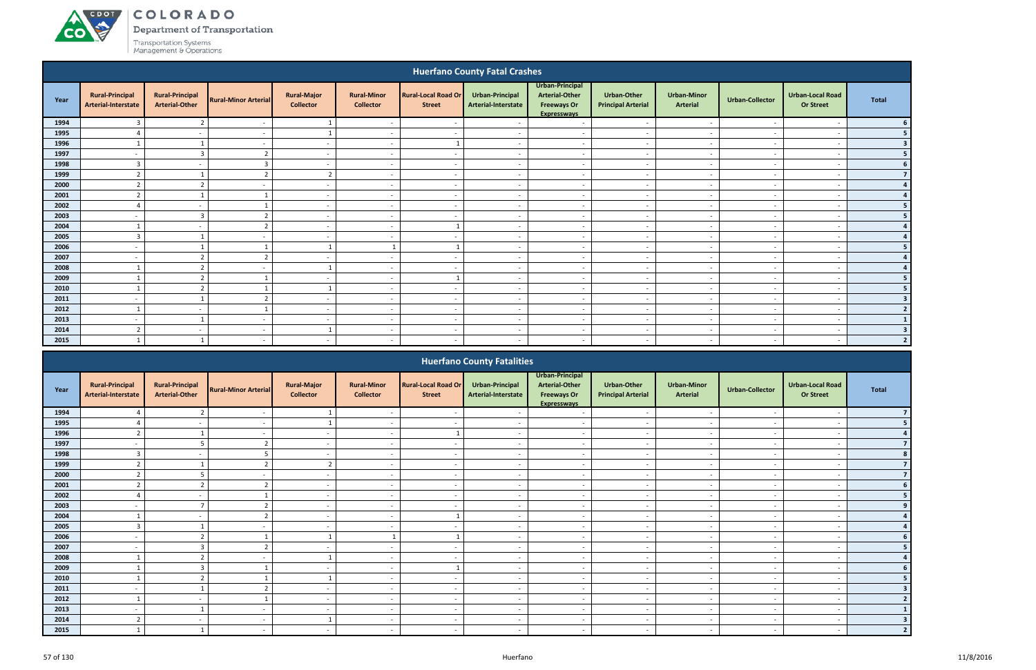## Huerfano County Fatal Crashes

| Year | Rural-Principal Arterial-Interstate | Rural-Principal Arterial-Other | Rural-Minor Arterial | Rural-Major Collector | Rural-Minor Collector | Rural-Local Road Or Street | Urban-Principal Arterial-Interstate | Urban-Principal Arterial-Other Freeways Or Expressways | Urban-Other Principal Arterial | Urban-Minor Arterial | Urban-Collector | Urban-Local Road Or Street | Total |
|---|---|---|---|---|---|---|---|---|---|---|---|---|---|
| 1994 | 3 | 2 | - | 1 | - | - | - | - | - | - | - | - | 6 |
| 1995 | 4 | - | - | 1 | - | - | - | - | - | - | - | - | 5 |
| 1996 | 1 | 1 | - | - | - | 1 | - | - | - | - | - | - | 3 |
| 1997 | - | 3 | 2 | - | - | - | - | - | - | - | - | - | 5 |
| 1998 | 3 | - | 3 | - | - | - | - | - | - | - | - | - | 6 |
| 1999 | 2 | 1 | 2 | 2 | - | - | - | - | - | - | - | - | 7 |
| 2000 | 2 | 2 | - | - | - | - | - | - | - | - | - | - | 4 |
| 2001 | 2 | 1 | 1 | - | - | - | - | - | - | - | - | - | 4 |
| 2002 | 4 | - | 1 | - | - | - | - | - | - | - | - | - | 5 |
| 2003 | - | 3 | 2 | - | - | - | - | - | - | - | - | - | 5 |
| 2004 | 1 | - | 2 | - | - | 1 | - | - | - | - | - | - | 4 |
| 2005 | 3 | 1 | - | - | - | - | - | - | - | - | - | - | 4 |
| 2006 | - | 1 | 1 | 1 | 1 | 1 | - | - | - | - | - | - | 5 |
| 2007 | - | 2 | 2 | - | - | - | - | - | - | - | - | - | 4 |
| 2008 | 1 | 2 | - | 1 | - | - | - | - | - | - | - | - | 4 |
| 2009 | 1 | 2 | 1 | - | - | 1 | - | - | - | - | - | - | 5 |
| 2010 | 1 | 2 | 1 | 1 | - | - | - | - | - | - | - | - | 5 |
| 2011 | - | 1 | 2 | - | - | - | - | - | - | - | - | - | 3 |
| 2012 | 1 | - | 1 | - | - | - | - | - | - | - | - | - | 2 |
| 2013 | - | 1 | - | - | - | - | - | - | - | - | - | - | 1 |
| 2014 | 2 | - | - | 1 | - | - | - | - | - | - | - | - | 3 |
| 2015 | 1 | 1 | - | - | - | - | - | - | - | - | - | - | 2 |

## Huerfano County Fatalities

| Year | Rural-Principal Arterial-Interstate | Rural-Principal Arterial-Other | Rural-Minor Arterial | Rural-Major Collector | Rural-Minor Collector | Rural-Local Road Or Street | Urban-Principal Arterial-Interstate | Urban-Principal Arterial-Other Freeways Or Expressways | Urban-Other Principal Arterial | Urban-Minor Arterial | Urban-Collector | Urban-Local Road Or Street | Total |
|---|---|---|---|---|---|---|---|---|---|---|---|---|---|
| 1994 | 4 | 2 | - | 1 | - | - | - | - | - | - | - | - | 7 |
| 1995 | 4 | - | - | 1 | - | - | - | - | - | - | - | - | 5 |
| 1996 | 2 | 1 | - | - | - | 1 | - | - | - | - | - | - | 4 |
| 1997 | - | 5 | 2 | - | - | - | - | - | - | - | - | - | 7 |
| 1998 | 3 | - | 5 | - | - | - | - | - | - | - | - | - | 8 |
| 1999 | 2 | 1 | 2 | 2 | - | - | - | - | - | - | - | - | 7 |
| 2000 | 2 | 5 | - | - | - | - | - | - | - | - | - | - | 7 |
| 2001 | 2 | 2 | 2 | - | - | - | - | - | - | - | - | - | 6 |
| 2002 | 4 | - | 1 | - | - | - | - | - | - | - | - | - | 5 |
| 2003 | - | 7 | 2 | - | - | - | - | - | - | - | - | - | 9 |
| 2004 | 1 | - | 2 | - | - | 1 | - | - | - | - | - | - | 4 |
| 2005 | 3 | 1 | - | - | - | - | - | - | - | - | - | - | 4 |
| 2006 | - | 2 | 1 | 1 | 1 | 1 | - | - | - | - | - | - | 6 |
| 2007 | - | 3 | 2 | - | - | - | - | - | - | - | - | - | 5 |
| 2008 | 1 | 2 | - | 1 | - | - | - | - | - | - | - | - | 4 |
| 2009 | 1 | 3 | 1 | - | - | 1 | - | - | - | - | - | - | 6 |
| 2010 | 1 | 2 | 1 | 1 | - | - | - | - | - | - | - | - | 5 |
| 2011 | - | 1 | 2 | - | - | - | - | - | - | - | - | - | 3 |
| 2012 | 1 | - | 1 | - | - | - | - | - | - | - | - | - | 2 |
| 2013 | - | 1 | - | - | - | - | - | - | - | - | - | - | 1 |
| 2014 | 2 | - | - | 1 | - | - | - | - | - | - | - | - | 3 |
| 2015 | 1 | 1 | - | - | - | - | - | - | - | - | - | - | 2 |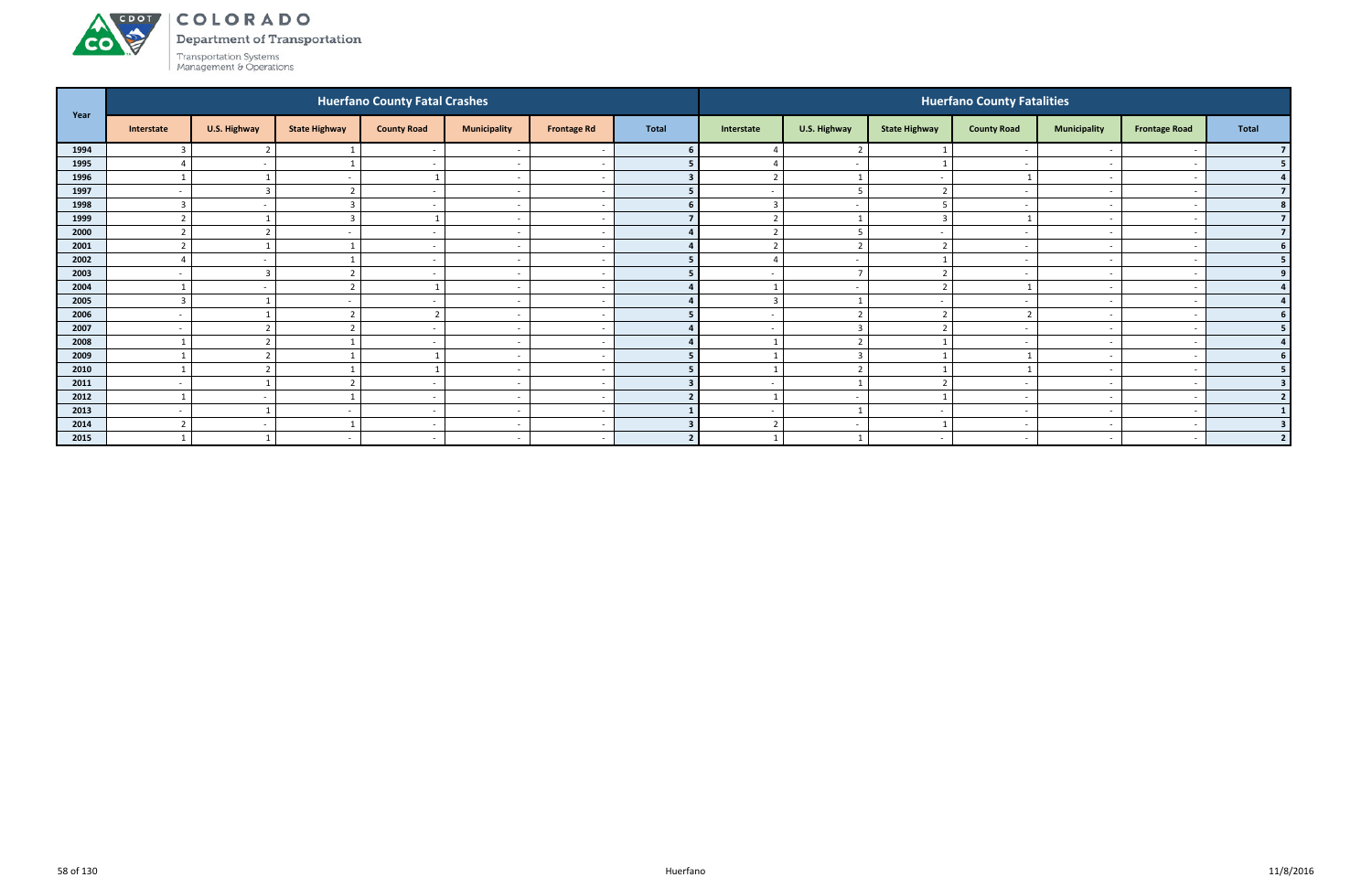# COLORADO
## Department of Transportation
Transportation Systems Management & Operations

| Year | Huerfano County Fatal Crashes | | | | | | | Huerfano County Fatalities | | | | | | |
|---|---|---|---|---|---|---|---|---|---|---|---|---|---|---|
| | Interstate | U.S. Highway | State Highway | County Road | Municipality | Frontage Rd | Total | Interstate | U.S. Highway | State Highway | County Road | Municipality | Frontage Road | Total |
| 1994 | 3 | 2 | 1 | - | - | - | 6 | 4 | 2 | 1 | - | - | - | 7 |
| 1995 | 4 | - | 1 | - | - | - | 5 | 4 | - | 1 | - | - | - | 5 |
| 1996 | 1 | 1 | - | 1 | - | - | 3 | 2 | 1 | - | 1 | - | - | 4 |
| 1997 | - | 3 | 2 | - | - | - | 5 | - | 5 | 2 | - | - | - | 7 |
| 1998 | 3 | - | 3 | - | - | - | 6 | 3 | - | 5 | - | - | - | 8 |
| 1999 | 2 | 1 | 3 | 1 | - | - | 7 | 2 | 1 | 3 | 1 | - | - | 7 |
| 2000 | 2 | 2 | - | - | - | - | 4 | 2 | 5 | - | - | - | - | 7 |
| 2001 | 2 | 1 | 1 | - | - | - | 4 | 2 | 2 | 2 | - | - | - | 6 |
| 2002 | 4 | - | 1 | - | - | - | 5 | 4 | - | 1 | - | - | - | 5 |
| 2003 | - | 3 | 2 | - | - | - | 5 | - | 7 | 2 | - | - | - | 9 |
| 2004 | 1 | - | 2 | 1 | - | - | 4 | 1 | - | 2 | 1 | - | - | 4 |
| 2005 | 3 | 1 | - | - | - | - | 4 | 3 | 1 | - | - | - | - | 4 |
| 2006 | - | 1 | 2 | 2 | - | - | 5 | - | 2 | 2 | 2 | - | - | 6 |
| 2007 | - | 2 | 2 | - | - | - | 4 | - | 3 | 2 | - | - | - | 5 |
| 2008 | 1 | 2 | 1 | - | - | - | 4 | 1 | 2 | 1 | - | - | - | 4 |
| 2009 | 1 | 2 | 1 | 1 | - | - | 5 | 1 | 3 | 1 | 1 | - | - | 6 |
| 2010 | 1 | 2 | 1 | 1 | - | - | 5 | 1 | 2 | 1 | 1 | - | - | 5 |
| 2011 | - | 1 | 2 | - | - | - | 3 | - | 1 | 2 | - | - | - | 3 |
| 2012 | 1 | - | 1 | - | - | - | 2 | 1 | - | 1 | - | - | - | 2 |
| 2013 | - | 1 | - | - | - | - | 1 | - | 1 | - | - | - | - | 1 |
| 2014 | 2 | - | 1 | - | - | - | 3 | 2 | - | 1 | - | - | - | 3 |
| 2015 | 1 | 1 | - | - | - | - | 2 | 1 | 1 | - | - | - | - | 2 |

Huerfano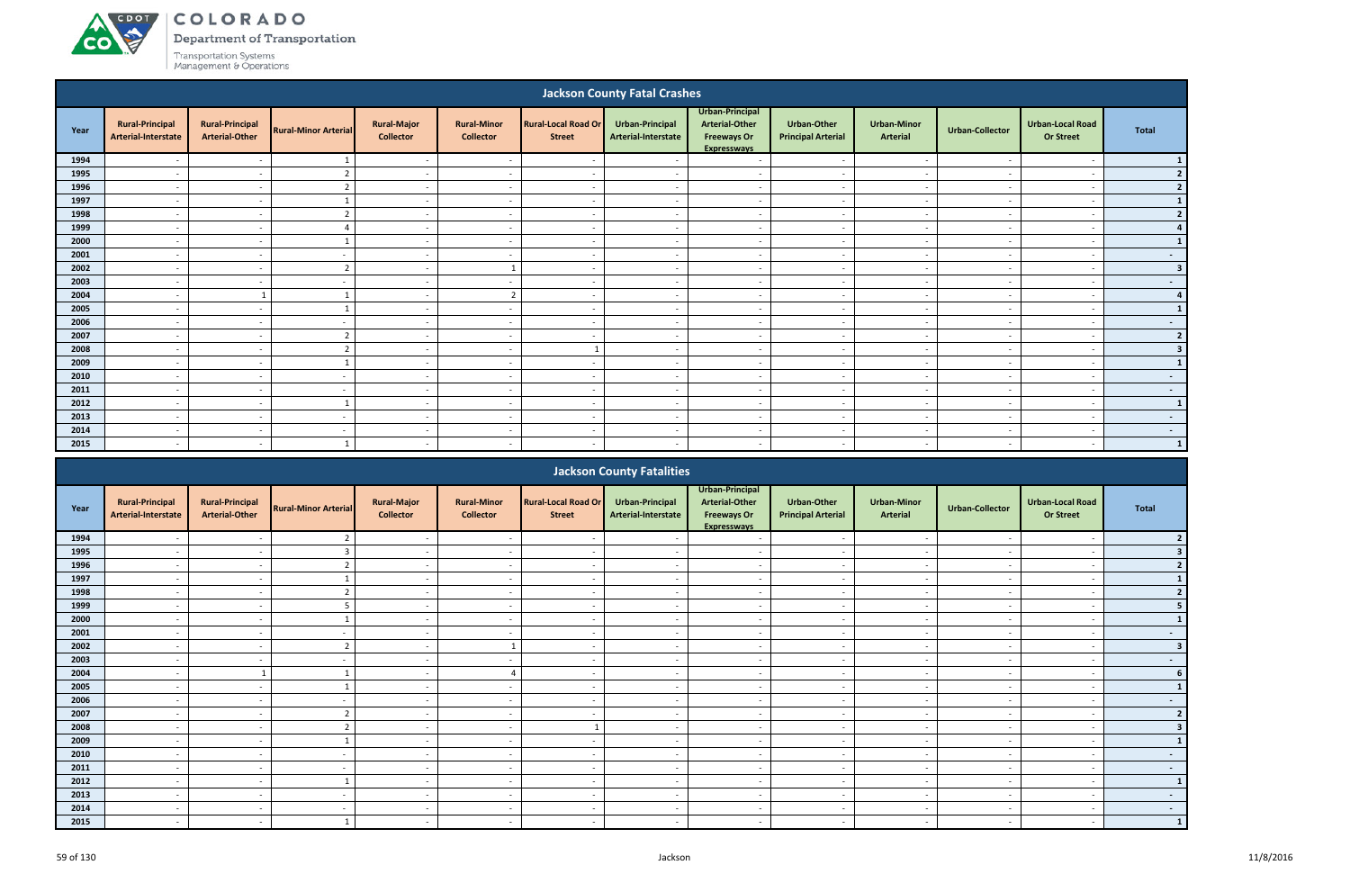## Jackson County Fatal Crashes

| Year | Rural-Principal Arterial-Interstate | Rural-Principal Arterial-Other | Rural-Minor Arterial | Rural-Major Collector | Rural-Minor Collector | Rural-Local Road Or Street | Urban-Principal Arterial-Interstate | Urban-Principal Arterial-Other Freeways Or Expressways | Urban-Other Principal Arterial | Urban-Minor Arterial | Urban-Collector | Urban-Local Road Or Street | Total |
|---|---|---|---|---|---|---|---|---|---|---|---|---|---|
| 1994 | - | - | 1 | - | - | - | - | - | - | - | - | - | 1 |
| 1995 | - | - | 2 | - | - | - | - | - | - | - | - | - | 2 |
| 1996 | - | - | 2 | - | - | - | - | - | - | - | - | - | 2 |
| 1997 | - | - | 1 | - | - | - | - | - | - | - | - | - | 1 |
| 1998 | - | - | 2 | - | - | - | - | - | - | - | - | - | 2 |
| 1999 | - | - | 4 | - | - | - | - | - | - | - | - | - | 4 |
| 2000 | - | - | 1 | - | - | - | - | - | - | - | - | - | 1 |
| 2001 | - | - | - | - | - | - | - | - | - | - | - | - | - |
| 2002 | - | - | 2 | - | 1 | - | - | - | - | - | - | - | 3 |
| 2003 | - | - | - | - | - | - | - | - | - | - | - | - | - |
| 2004 | - | 1 | 1 | - | 2 | - | - | - | - | - | - | - | 4 |
| 2005 | - | - | 1 | - | - | - | - | - | - | - | - | - | 1 |
| 2006 | - | - | - | - | - | - | - | - | - | - | - | - | - |
| 2007 | - | - | 2 | - | - | - | - | - | - | - | - | - | 2 |
| 2008 | - | - | 2 | - | - | 1 | - | - | - | - | - | - | 3 |
| 2009 | - | - | 1 | - | - | - | - | - | - | - | - | - | 1 |
| 2010 | - | - | - | - | - | - | - | - | - | - | - | - | - |
| 2011 | - | - | - | - | - | - | - | - | - | - | - | - | - |
| 2012 | - | - | 1 | - | - | - | - | - | - | - | - | - | 1 |
| 2013 | - | - | - | - | - | - | - | - | - | - | - | - | - |
| 2014 | - | - | - | - | - | - | - | - | - | - | - | - | - |
| 2015 | - | - | 1 | - | - | - | - | - | - | - | - | - | 1 |

## Jackson County Fatalities

| Year | Rural-Principal Arterial-Interstate | Rural-Principal Arterial-Other | Rural-Minor Arterial | Rural-Major Collector | Rural-Minor Collector | Rural-Local Road Or Street | Urban-Principal Arterial-Interstate | Urban-Principal Arterial-Other Freeways Or Expressways | Urban-Other Principal Arterial | Urban-Minor Arterial | Urban-Collector | Urban-Local Road Or Street | Total |
|---|---|---|---|---|---|---|---|---|---|---|---|---|---|
| 1994 | - | - | 2 | - | - | - | - | - | - | - | - | - | 2 |
| 1995 | - | - | 3 | - | - | - | - | - | - | - | - | - | 3 |
| 1996 | - | - | 2 | - | - | - | - | - | - | - | - | - | 2 |
| 1997 | - | - | 1 | - | - | - | - | - | - | - | - | - | 1 |
| 1998 | - | - | 2 | - | - | - | - | - | - | - | - | - | 2 |
| 1999 | - | - | 5 | - | - | - | - | - | - | - | - | - | 5 |
| 2000 | - | - | 1 | - | - | - | - | - | - | - | - | - | 1 |
| 2001 | - | - | - | - | - | - | - | - | - | - | - | - | - |
| 2002 | - | - | 2 | - | 1 | - | - | - | - | - | - | - | 3 |
| 2003 | - | - | - | - | - | - | - | - | - | - | - | - | - |
| 2004 | - | 1 | 1 | - | 4 | - | - | - | - | - | - | - | 6 |
| 2005 | - | - | 1 | - | - | - | - | - | - | - | - | - | 1 |
| 2006 | - | - | - | - | - | - | - | - | - | - | - | - | - |
| 2007 | - | - | 2 | - | - | - | - | - | - | - | - | - | 2 |
| 2008 | - | - | 2 | - | - | 1 | - | - | - | - | - | - | 3 |
| 2009 | - | - | 1 | - | - | - | - | - | - | - | - | - | 1 |
| 2010 | - | - | - | - | - | - | - | - | - | - | - | - | - |
| 2011 | - | - | - | - | - | - | - | - | - | - | - | - | - |
| 2012 | - | - | 1 | - | - | - | - | - | - | - | - | - | 1 |
| 2013 | - | - | - | - | - | - | - | - | - | - | - | - | - |
| 2014 | - | - | - | - | - | - | - | - | - | - | - | - | - |
| 2015 | - | - | 1 | - | - | - | - | - | - | - | - | - | 1 |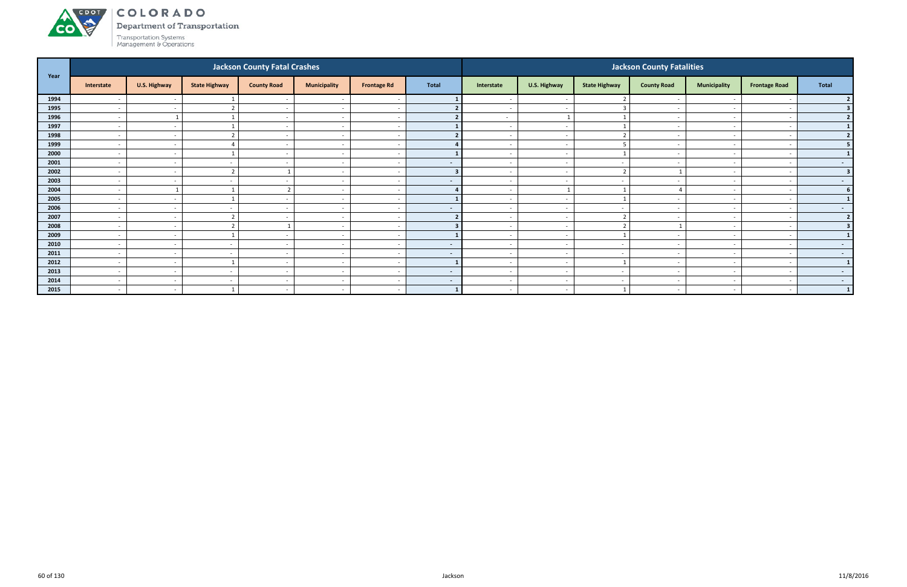# COLORADO

Department of Transportation

Transportation Systems Management & Operations

| Year | Jackson County Fatal Crashes | | | | | | | Jackson County Fatalities | | | | | | |
|---|---|---|---|---|---|---|---|---|---|---|---|---|---|---|
| | Interstate | U.S. Highway | State Highway | County Road | Municipality | Frontage Rd | Total | Interstate | U.S. Highway | State Highway | County Road | Municipality | Frontage Road | Total |
| 1994 | - | - | 1 | - | - | - | 1 | - | - | 2 | - | - | - | 2 |
| 1995 | - | - | 2 | - | - | - | 2 | - | - | 3 | - | - | - | 3 |
| 1996 | - | 1 | 1 | - | - | - | 2 | - | 1 | 1 | - | - | - | 2 |
| 1997 | - | - | 1 | - | - | - | 1 | - | - | 1 | - | - | - | 1 |
| 1998 | - | - | 2 | - | - | - | 2 | - | - | 2 | - | - | - | 2 |
| 1999 | - | - | 4 | - | - | - | 4 | - | - | 5 | - | - | - | 5 |
| 2000 | - | - | 1 | - | - | - | 1 | - | - | 1 | - | - | - | 1 |
| 2001 | - | - | - | - | - | - | - | - | - | - | - | - | - | - |
| 2002 | - | - | 2 | 1 | - | - | 3 | - | - | 2 | 1 | - | - | 3 |
| 2003 | - | - | - | - | - | - | - | - | - | - | - | - | - | - |
| 2004 | - | 1 | 1 | 2 | - | - | 4 | - | 1 | 1 | 4 | - | - | 6 |
| 2005 | - | - | 1 | - | - | - | 1 | - | - | 1 | - | - | - | 1 |
| 2006 | - | - | - | - | - | - | - | - | - | - | - | - | - | - |
| 2007 | - | - | 2 | - | - | - | 2 | - | - | 2 | - | - | - | 2 |
| 2008 | - | - | 2 | 1 | - | - | 3 | - | - | 2 | 1 | - | - | 3 |
| 2009 | - | - | 1 | - | - | - | 1 | - | - | 1 | - | - | - | 1 |
| 2010 | - | - | - | - | - | - | - | - | - | - | - | - | - | - |
| 2011 | - | - | - | - | - | - | - | - | - | - | - | - | - | - |
| 2012 | - | - | 1 | - | - | - | 1 | - | - | 1 | - | - | - | 1 |
| 2013 | - | - | - | - | - | - | - | - | - | - | - | - | - | - |
| 2014 | - | - | - | - | - | - | - | - | - | - | - | - | - | - |
| 2015 | - | - | 1 | - | - | - | 1 | - | - | 1 | - | - | - | 1 |

Jackson

11/8/2016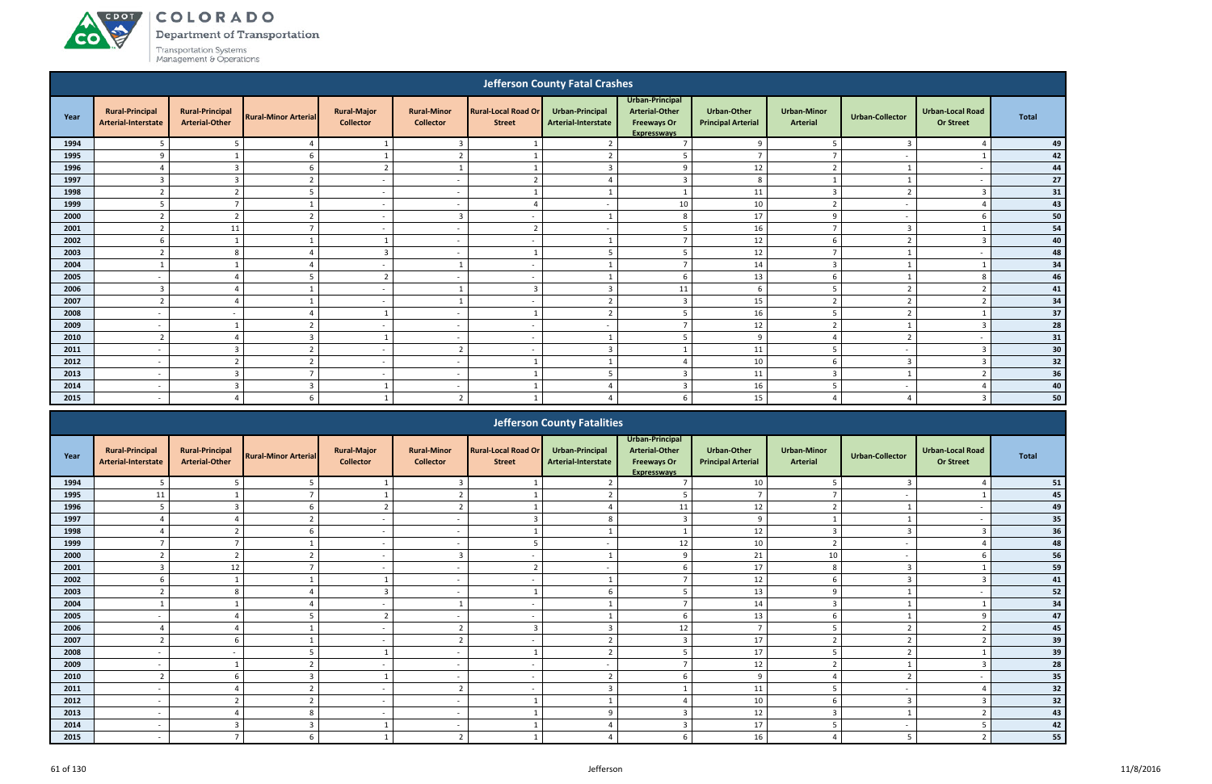## Jefferson County Fatal Crashes

| Year | Rural-Principal Arterial-Interstate | Rural-Principal Arterial-Other | Rural-Minor Arterial | Rural-Major Collector | Rural-Minor Collector | Rural-Local Road Or Street | Urban-Principal Arterial-Interstate | Urban-Principal Arterial-Other Freeways Or Expressways | Urban-Other Principal Arterial | Urban-Minor Arterial | Urban-Collector | Urban-Local Road Or Street | Total |
|---|---|---|---|---|---|---|---|---|---|---|---|---|---|
| 1994 | 5 | 5 | 4 | 1 | 3 | 1 | 2 | 7 | 9 | 5 | 3 | 4 | 49 |
| 1995 | 9 | 1 | 6 | 1 | 2 | 1 | 2 | 5 | 7 | 7 | - | 1 | 42 |
| 1996 | 4 | 3 | 6 | 2 | 1 | 1 | 3 | 9 | 12 | 2 | 1 | - | 44 |
| 1997 | 3 | 3 | 2 | - | - | 2 | 4 | 3 | 8 | 1 | 1 | - | 27 |
| 1998 | 2 | 2 | 5 | - | - | 1 | 1 | 1 | 11 | 3 | 2 | 3 | 31 |
| 1999 | 5 | 7 | 1 | - | - | 4 | - | 10 | 10 | 2 | - | 4 | 43 |
| 2000 | 2 | 2 | 2 | - | 3 | - | 1 | 8 | 17 | 9 | - | 6 | 50 |
| 2001 | 2 | 11 | 7 | - | - | 2 | - | 5 | 16 | 7 | 3 | 1 | 54 |
| 2002 | 6 | 1 | 1 | 1 | - | - | 1 | 7 | 12 | 6 | 2 | 3 | 40 |
| 2003 | 2 | 8 | 4 | 3 | - | 1 | 5 | 5 | 12 | 7 | 1 | - | 48 |
| 2004 | 1 | 1 | 4 | - | 1 | - | 1 | 7 | 14 | 3 | 1 | 1 | 34 |
| 2005 | - | 4 | 5 | 2 | - | - | 1 | 6 | 13 | 6 | 1 | 8 | 46 |
| 2006 | 3 | 4 | 1 | - | 1 | 3 | 3 | 11 | 6 | 5 | 2 | 2 | 41 |
| 2007 | 2 | 4 | 1 | - | 1 | - | 2 | 3 | 15 | 2 | 2 | 2 | 34 |
| 2008 | - | - | 4 | 1 | - | 1 | 2 | 5 | 16 | 5 | 2 | 1 | 37 |
| 2009 | - | 1 | 2 | - | - | - | - | 7 | 12 | 2 | 1 | 3 | 28 |
| 2010 | 2 | 4 | 3 | 1 | - | - | 1 | 5 | 9 | 4 | 2 | - | 31 |
| 2011 | - | 3 | 2 | - | 2 | - | 3 | 1 | 11 | 5 | - | 3 | 30 |
| 2012 | - | 2 | 2 | - | - | 1 | 1 | 4 | 10 | 6 | 3 | 3 | 32 |
| 2013 | - | 3 | 7 | - | - | 1 | 5 | 3 | 11 | 3 | 1 | 2 | 36 |
| 2014 | - | 3 | 3 | 1 | - | 1 | 4 | 3 | 16 | 5 | - | 4 | 40 |
| 2015 | - | 4 | 6 | 1 | 2 | 1 | 4 | 6 | 15 | 4 | 4 | 3 | 50 |

## Jefferson County Fatalities

| Year | Rural-Principal Arterial-Interstate | Rural-Principal Arterial-Other | Rural-Minor Arterial | Rural-Major Collector | Rural-Minor Collector | Rural-Local Road Or Street | Urban-Principal Arterial-Interstate | Urban-Principal Arterial-Other Freeways Or Expressways | Urban-Other Principal Arterial | Urban-Minor Arterial | Urban-Collector | Urban-Local Road Or Street | Total |
|---|---|---|---|---|---|---|---|---|---|---|---|---|---|
| 1994 | 5 | 5 | 5 | 1 | 3 | 1 | 2 | 7 | 10 | 5 | 3 | 4 | 51 |
| 1995 | 11 | 1 | 7 | 1 | 2 | 1 | 2 | 5 | 7 | 7 | - | 1 | 45 |
| 1996 | 5 | 3 | 6 | 2 | 2 | 1 | 4 | 11 | 12 | 2 | 1 | - | 49 |
| 1997 | 4 | 4 | 2 | - | - | 3 | 8 | 3 | 9 | 1 | 1 | - | 35 |
| 1998 | 4 | 2 | 6 | - | - | 1 | 1 | 1 | 12 | 3 | 3 | 3 | 36 |
| 1999 | 7 | 7 | 1 | - | - | 5 | - | 12 | 10 | 2 | - | 4 | 48 |
| 2000 | 2 | 2 | 2 | - | 3 | - | 1 | 9 | 21 | 10 | - | 6 | 56 |
| 2001 | 3 | 12 | 7 | - | - | 2 | - | 6 | 17 | 8 | 3 | 1 | 59 |
| 2002 | 6 | 1 | 1 | 1 | - | - | 1 | 7 | 12 | 6 | 3 | 3 | 41 |
| 2003 | 2 | 8 | 4 | 3 | - | 1 | 6 | 5 | 13 | 9 | 1 | - | 52 |
| 2004 | 1 | 1 | 4 | - | 1 | - | 1 | 7 | 14 | 3 | 1 | 1 | 34 |
| 2005 | - | 4 | 5 | 2 | - | - | 1 | 6 | 13 | 6 | 1 | 9 | 47 |
| 2006 | 4 | 4 | 1 | - | 2 | 3 | 3 | 12 | 7 | 5 | 2 | 2 | 45 |
| 2007 | 2 | 6 | 1 | - | 2 | - | 2 | 3 | 17 | 2 | 2 | 2 | 39 |
| 2008 | - | - | 5 | 1 | - | 1 | 2 | 5 | 17 | 5 | 2 | 1 | 39 |
| 2009 | - | 1 | 2 | - | - | - | - | 7 | 12 | 2 | 1 | 3 | 28 |
| 2010 | 2 | 6 | 3 | 1 | - | - | 2 | 6 | 9 | 4 | 2 | - | 35 |
| 2011 | - | 4 | 2 | - | 2 | - | 3 | 1 | 11 | 5 | - | 4 | 32 |
| 2012 | - | 2 | 2 | - | - | 1 | 1 | 4 | 10 | 6 | 3 | 3 | 32 |
| 2013 | - | 4 | 8 | - | - | 1 | 9 | 3 | 12 | 3 | 1 | 2 | 43 |
| 2014 | - | 3 | 3 | 1 | - | 1 | 4 | 3 | 17 | 5 | - | 5 | 42 |
| 2015 | - | 7 | 6 | 1 | 2 | 1 | 4 | 6 | 16 | 4 | 5 | 2 | 55 |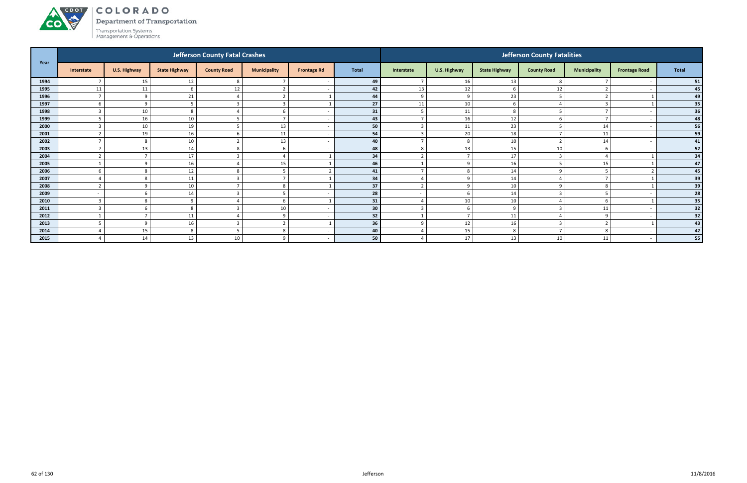# COLORADO

Department of Transportation

Transportation Systems Management & Operations

| Year | Jefferson County Fatal Crashes | | | | | | | Jefferson County Fatalities | | | | | | |
|---|---|---|---|---|---|---|---|---|---|---|---|---|---|---|
| | Interstate | U.S. Highway | State Highway | County Road | Municipality | Frontage Rd | Total | Interstate | U.S. Highway | State Highway | County Road | Municipality | Frontage Road | Total |
| **1994** | 7 | 15 | 12 | 8 | 7 | - | **49** | 7 | 16 | 13 | 8 | 7 | - | **51** |
| **1995** | 11 | 11 | 6 | 12 | 2 | - | **42** | 13 | 12 | 6 | 12 | 2 | - | **45** |
| **1996** | 7 | 9 | 21 | 4 | 2 | 1 | **44** | 9 | 9 | 23 | 5 | 2 | 1 | **49** |
| **1997** | 6 | 9 | 5 | 3 | 3 | 1 | **27** | 11 | 10 | 6 | 4 | 3 | 1 | **35** |
| **1998** | 3 | 10 | 8 | 4 | 6 | - | **31** | 5 | 11 | 8 | 5 | 7 | - | **36** |
| **1999** | 5 | 16 | 10 | 5 | 7 | - | **43** | 7 | 16 | 12 | 6 | 7 | - | **48** |
| **2000** | 3 | 10 | 19 | 5 | 13 | - | **50** | 3 | 11 | 23 | 5 | 14 | - | **56** |
| **2001** | 2 | 19 | 16 | 6 | 11 | - | **54** | 3 | 20 | 18 | 7 | 11 | - | **59** |
| **2002** | 7 | 8 | 10 | 2 | 13 | - | **40** | 7 | 8 | 10 | 2 | 14 | - | **41** |
| **2003** | 7 | 13 | 14 | 8 | 6 | - | **48** | 8 | 13 | 15 | 10 | 6 | - | **52** |
| **2004** | 2 | 7 | 17 | 3 | 4 | 1 | **34** | 2 | 7 | 17 | 3 | 4 | 1 | **34** |
| **2005** | 1 | 9 | 16 | 4 | 15 | 1 | **46** | 1 | 9 | 16 | 5 | 15 | 1 | **47** |
| **2006** | 6 | 8 | 12 | 8 | 5 | 2 | **41** | 7 | 8 | 14 | 9 | 5 | 2 | **45** |
| **2007** | 4 | 8 | 11 | 3 | 7 | 1 | **34** | 4 | 9 | 14 | 4 | 7 | 1 | **39** |
| **2008** | 2 | 9 | 10 | 7 | 8 | 1 | **37** | 2 | 9 | 10 | 9 | 8 | 1 | **39** |
| **2009** | - | 6 | 14 | 3 | 5 | - | **28** | - | 6 | 14 | 3 | 5 | - | **28** |
| **2010** | 3 | 8 | 9 | 4 | 6 | 1 | **31** | 4 | 10 | 10 | 4 | 6 | 1 | **35** |
| **2011** | 3 | 6 | 8 | 3 | 10 | - | **30** | 3 | 6 | 9 | 3 | 11 | - | **32** |
| **2012** | 1 | 7 | 11 | 4 | 9 | - | **32** | 1 | 7 | 11 | 4 | 9 | - | **32** |
| **2013** | 5 | 9 | 16 | 3 | 2 | 1 | **36** | 9 | 12 | 16 | 3 | 2 | 1 | **43** |
| **2014** | 4 | 15 | 8 | 5 | 8 | - | **40** | 4 | 15 | 8 | 7 | 8 | - | **42** |
| **2015** | 4 | 14 | 13 | 10 | 9 | - | **50** | 4 | 17 | 13 | 10 | 11 | - | **55** |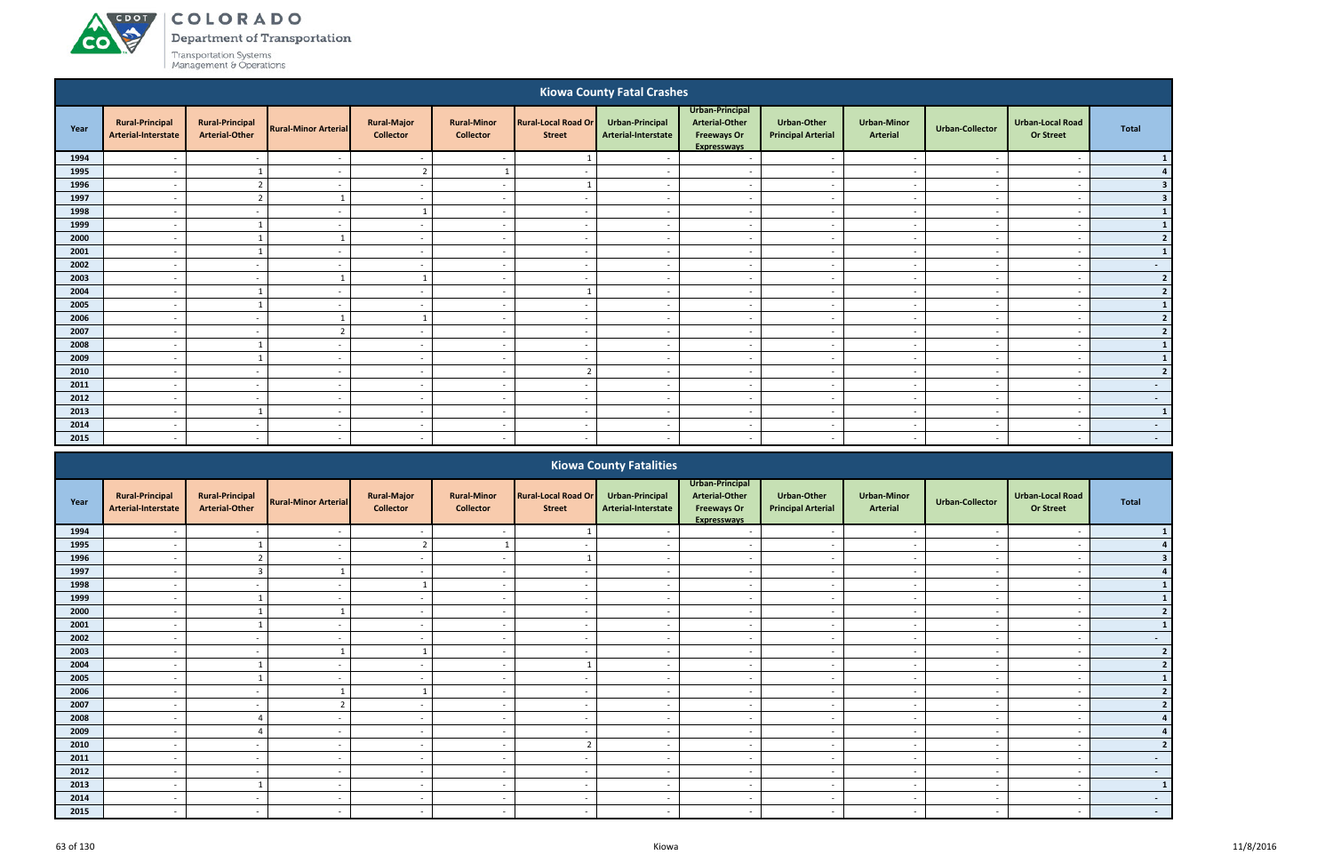## Kiowa County Fatal Crashes

| Year | Rural-Principal Arterial-Interstate | Rural-Principal Arterial-Other | Rural-Minor Arterial | Rural-Major Collector | Rural-Minor Collector | Rural-Local Road Or Street | Urban-Principal Arterial-Interstate | Urban-Principal Arterial-Other Freeways Or Expressways | Urban-Other Principal Arterial | Urban-Minor Arterial | Urban-Collector | Urban-Local Road Or Street | Total |
|---|---|---|---|---|---|---|---|---|---|---|---|---|---|
| 1994 | - | - | - | - | - | 1 | - | - | - | - | - | - | 1 |
| 1995 | - | 1 | - | 2 | 1 | - | - | - | - | - | - | - | 4 |
| 1996 | - | 2 | - | - | - | 1 | - | - | - | - | - | - | 3 |
| 1997 | - | 2 | 1 | - | - | - | - | - | - | - | - | - | 3 |
| 1998 | - | - | - | 1 | - | - | - | - | - | - | - | - | 1 |
| 1999 | - | 1 | - | - | - | - | - | - | - | - | - | - | 1 |
| 2000 | - | 1 | 1 | - | - | - | - | - | - | - | - | - | 2 |
| 2001 | - | 1 | - | - | - | - | - | - | - | - | - | - | 1 |
| 2002 | - | - | - | - | - | - | - | - | - | - | - | - | - |
| 2003 | - | - | 1 | 1 | - | - | - | - | - | - | - | - | 2 |
| 2004 | - | 1 | - | - | - | 1 | - | - | - | - | - | - | 2 |
| 2005 | - | 1 | - | - | - | - | - | - | - | - | - | - | 1 |
| 2006 | - | - | 1 | 1 | - | - | - | - | - | - | - | - | 2 |
| 2007 | - | - | 2 | - | - | - | - | - | - | - | - | - | 2 |
| 2008 | - | 1 | - | - | - | - | - | - | - | - | - | - | 1 |
| 2009 | - | 1 | - | - | - | - | - | - | - | - | - | - | 1 |
| 2010 | - | - | - | - | - | 2 | - | - | - | - | - | - | 2 |
| 2011 | - | - | - | - | - | - | - | - | - | - | - | - | - |
| 2012 | - | - | - | - | - | - | - | - | - | - | - | - | - |
| 2013 | - | 1 | - | - | - | - | - | - | - | - | - | - | 1 |
| 2014 | - | - | - | - | - | - | - | - | - | - | - | - | - |
| 2015 | - | - | - | - | - | - | - | - | - | - | - | - | - |

## Kiowa County Fatalities

| Year | Rural-Principal Arterial-Interstate | Rural-Principal Arterial-Other | Rural-Minor Arterial | Rural-Major Collector | Rural-Minor Collector | Rural-Local Road Or Street | Urban-Principal Arterial-Interstate | Urban-Principal Arterial-Other Freeways Or Expressways | Urban-Other Principal Arterial | Urban-Minor Arterial | Urban-Collector | Urban-Local Road Or Street | Total |
|---|---|---|---|---|---|---|---|---|---|---|---|---|---|
| 1994 | - | - | - | - | - | 1 | - | - | - | - | - | - | 1 |
| 1995 | - | 1 | - | 2 | 1 | - | - | - | - | - | - | - | 4 |
| 1996 | - | 2 | - | - | - | 1 | - | - | - | - | - | - | 3 |
| 1997 | - | 3 | 1 | - | - | - | - | - | - | - | - | - | 4 |
| 1998 | - | - | - | 1 | - | - | - | - | - | - | - | - | 1 |
| 1999 | - | 1 | - | - | - | - | - | - | - | - | - | - | 1 |
| 2000 | - | 1 | 1 | - | - | - | - | - | - | - | - | - | 2 |
| 2001 | - | 1 | - | - | - | - | - | - | - | - | - | - | 1 |
| 2002 | - | - | - | - | - | - | - | - | - | - | - | - | - |
| 2003 | - | - | 1 | 1 | - | - | - | - | - | - | - | - | 2 |
| 2004 | - | 1 | - | - | - | 1 | - | - | - | - | - | - | 2 |
| 2005 | - | 1 | - | - | - | - | - | - | - | - | - | - | 1 |
| 2006 | - | - | 1 | 1 | - | - | - | - | - | - | - | - | 2 |
| 2007 | - | - | 2 | - | - | - | - | - | - | - | - | - | 2 |
| 2008 | - | 4 | - | - | - | - | - | - | - | - | - | - | 4 |
| 2009 | - | 4 | - | - | - | - | - | - | - | - | - | - | 4 |
| 2010 | - | - | - | - | - | 2 | - | - | - | - | - | - | 2 |
| 2011 | - | - | - | - | - | - | - | - | - | - | - | - | - |
| 2012 | - | - | - | - | - | - | - | - | - | - | - | - | - |
| 2013 | - | 1 | - | - | - | - | - | - | - | - | - | - | 1 |
| 2014 | - | - | - | - | - | - | - | - | - | - | - | - | - |
| 2015 | - | - | - | - | - | - | - | - | - | - | - | - | - |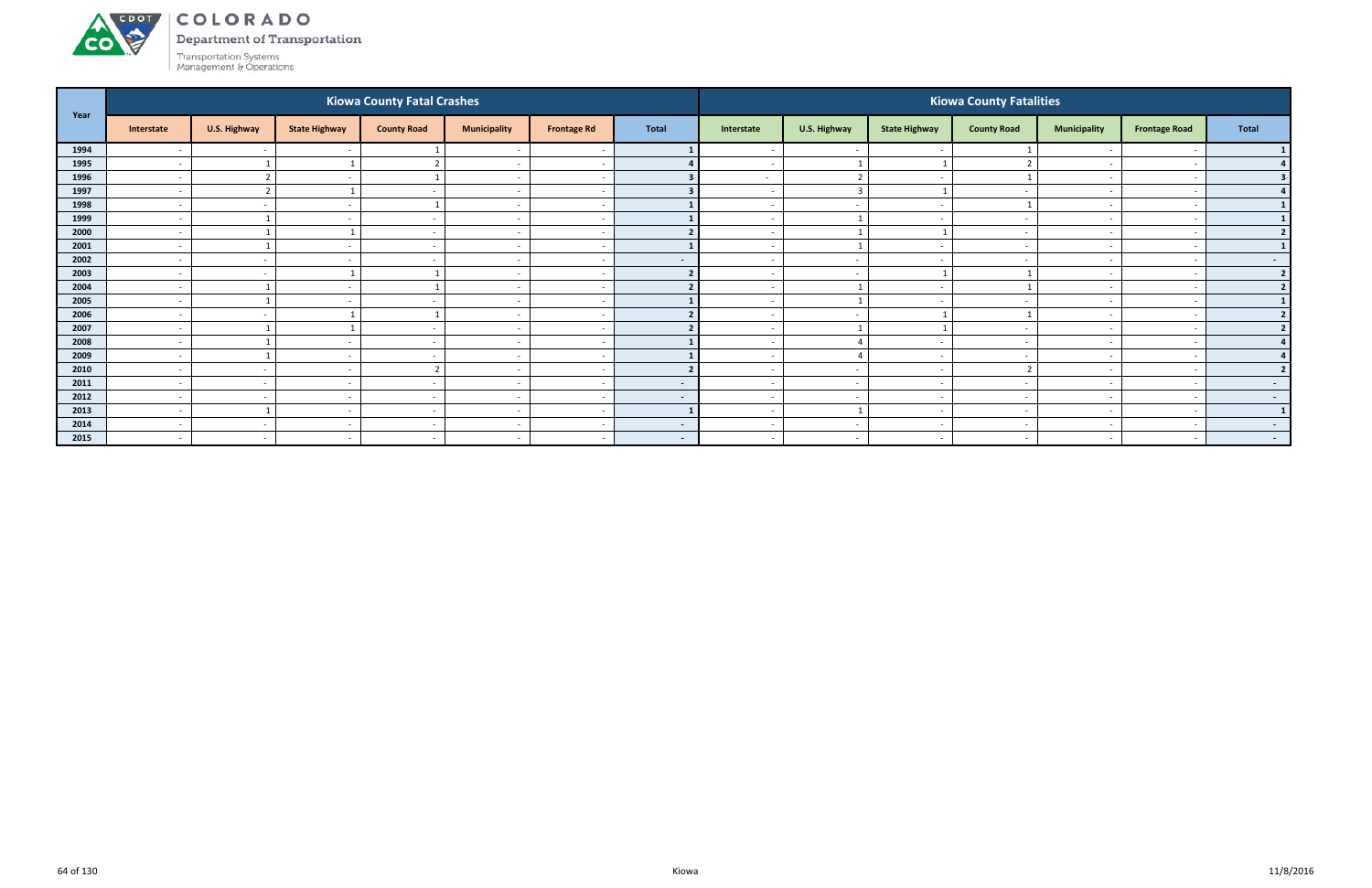# COLORADO

Department of Transportation

Transportation Systems Management & Operations

| Year | Kiowa County Fatal Crashes | | | | | | | Kiowa County Fatalities | | | | | | |
|---|---|---|---|---|---|---|---|---|---|---|---|---|---|---|
| | Interstate | U.S. Highway | State Highway | County Road | Municipality | Frontage Rd | Total | Interstate | U.S. Highway | State Highway | County Road | Municipality | Frontage Road | Total |
| 1994 | - | - | - | 1 | - | - | 1 | - | - | - | 1 | - | - | 1 |
| 1995 | - | 1 | 1 | 2 | - | - | 4 | - | 1 | 1 | 2 | - | - | 4 |
| 1996 | - | 2 | - | 1 | - | - | 3 | - | 2 | - | 1 | - | - | 3 |
| 1997 | - | 2 | 1 | - | - | - | 3 | - | 3 | 1 | - | - | - | 4 |
| 1998 | - | - | - | 1 | - | - | 1 | - | - | - | 1 | - | - | 1 |
| 1999 | - | 1 | - | - | - | - | 1 | - | 1 | - | - | - | - | 1 |
| 2000 | - | 1 | 1 | - | - | - | 2 | - | 1 | 1 | - | - | - | 2 |
| 2001 | - | 1 | - | - | - | - | 1 | - | 1 | - | - | - | - | 1 |
| 2002 | - | - | - | - | - | - | - | - | - | - | - | - | - | - |
| 2003 | - | - | 1 | 1 | - | - | 2 | - | - | 1 | 1 | - | - | 2 |
| 2004 | - | 1 | - | 1 | - | - | 2 | - | 1 | - | 1 | - | - | 2 |
| 2005 | - | 1 | - | - | - | - | 1 | - | 1 | - | - | - | - | 1 |
| 2006 | - | - | 1 | 1 | - | - | 2 | - | - | 1 | 1 | - | - | 2 |
| 2007 | - | 1 | 1 | - | - | - | 2 | - | 1 | 1 | - | - | - | 2 |
| 2008 | - | 1 | - | - | - | - | 1 | - | 4 | - | - | - | - | 4 |
| 2009 | - | 1 | - | - | - | - | 1 | - | 4 | - | - | - | - | 4 |
| 2010 | - | - | - | 2 | - | - | 2 | - | - | - | 2 | - | - | 2 |
| 2011 | - | - | - | - | - | - | - | - | - | - | - | - | - | - |
| 2012 | - | - | - | - | - | - | - | - | - | - | - | - | - | - |
| 2013 | - | 1 | - | - | - | - | 1 | - | 1 | - | - | - | - | 1 |
| 2014 | - | - | - | - | - | - | - | - | - | - | - | - | - | - |
| 2015 | - | - | - | - | - | - | - | - | - | - | - | - | - | - |

Kiowa

11/8/2016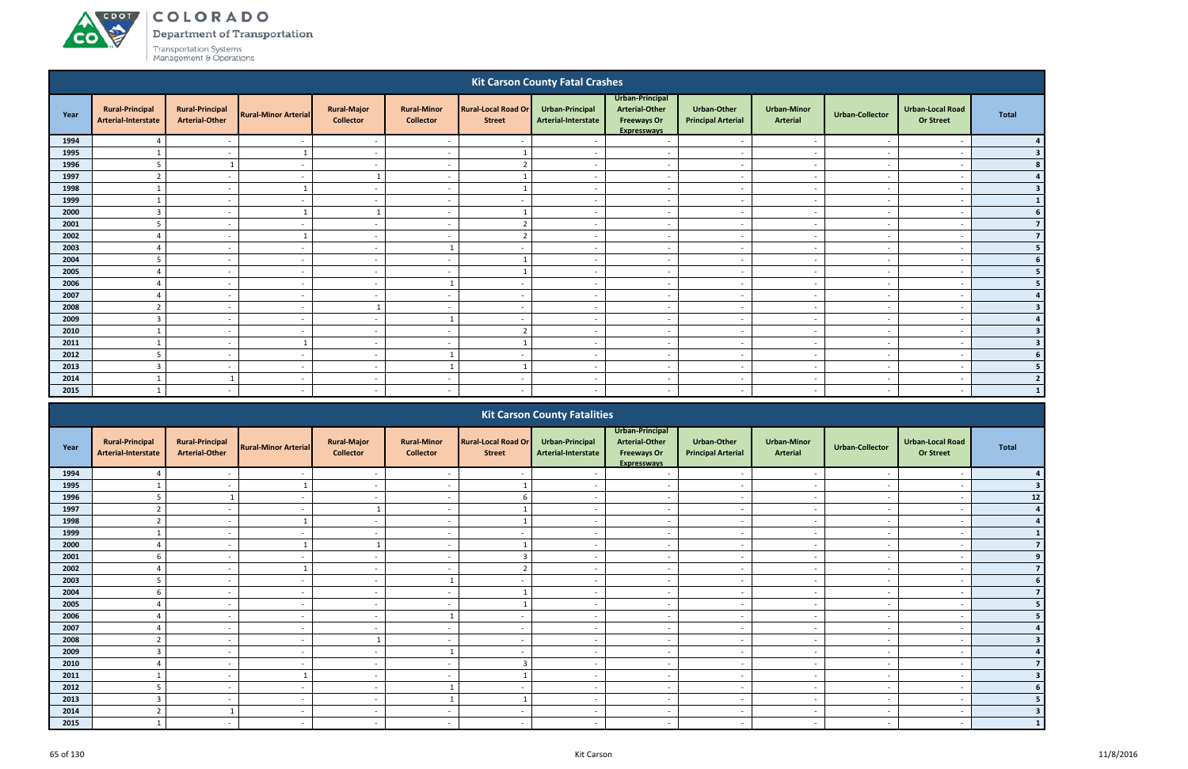# COLORADO

Department of Transportation

Transportation Systems Management & Operations

## Kit Carson County Fatal Crashes

| Year | Rural-Principal Arterial-Interstate | Rural-Principal Arterial-Other | Rural-Minor Arterial | Rural-Major Collector | Rural-Minor Collector | Rural-Local Road Or Street | Urban-Principal Arterial-Interstate | Urban-Principal Arterial-Other Freeways Or Expressways | Urban-Other Principal Arterial | Urban-Minor Arterial | Urban-Collector | Urban-Local Road Or Street | Total |
|---|---|---|---|---|---|---|---|---|---|---|---|---|---|
| 1994 | 4 | - | - | - | - | - | - | - | - | - | - | - | 4 |
| 1995 | 1 | - | 1 | - | - | 1 | - | - | - | - | - | - | 3 |
| 1996 | 5 | 1 | - | - | - | 2 | - | - | - | - | - | - | 8 |
| 1997 | 2 | - | - | 1 | - | 1 | - | - | - | - | - | - | 4 |
| 1998 | 1 | - | 1 | - | - | 1 | - | - | - | - | - | - | 3 |
| 1999 | 1 | - | - | - | - | - | - | - | - | - | - | - | 1 |
| 2000 | 3 | - | 1 | 1 | - | 1 | - | - | - | - | - | - | 6 |
| 2001 | 5 | - | - | - | - | 2 | - | - | - | - | - | - | 7 |
| 2002 | 4 | - | 1 | - | - | 2 | - | - | - | - | - | - | 7 |
| 2003 | 4 | - | - | - | 1 | - | - | - | - | - | - | - | 5 |
| 2004 | 5 | - | - | - | - | 1 | - | - | - | - | - | - | 6 |
| 2005 | 4 | - | - | - | - | 1 | - | - | - | - | - | - | 5 |
| 2006 | 4 | - | - | - | 1 | - | - | - | - | - | - | - | 5 |
| 2007 | 4 | - | - | - | - | - | - | - | - | - | - | - | 4 |
| 2008 | 2 | - | - | 1 | - | - | - | - | - | - | - | - | 3 |
| 2009 | 3 | - | - | - | 1 | - | - | - | - | - | - | - | 4 |
| 2010 | 1 | - | - | - | - | 2 | - | - | - | - | - | - | 3 |
| 2011 | 1 | - | 1 | - | - | 1 | - | - | - | - | - | - | 3 |
| 2012 | 5 | - | - | - | 1 | - | - | - | - | - | - | - | 6 |
| 2013 | 3 | - | - | - | 1 | 1 | - | - | - | - | - | - | 5 |
| 2014 | 1 | 1 | - | - | - | - | - | - | - | - | - | - | 2 |
| 2015 | 1 | - | - | - | - | - | - | - | - | - | - | - | 1 |

## Kit Carson County Fatalities

| Year | Rural-Principal Arterial-Interstate | Rural-Principal Arterial-Other | Rural-Minor Arterial | Rural-Major Collector | Rural-Minor Collector | Rural-Local Road Or Street | Urban-Principal Arterial-Interstate | Urban-Principal Arterial-Other Freeways Or Expressways | Urban-Other Principal Arterial | Urban-Minor Arterial | Urban-Collector | Urban-Local Road Or Street | Total |
|---|---|---|---|---|---|---|---|---|---|---|---|---|---|
| 1994 | 4 | - | - | - | - | - | - | - | - | - | - | - | 4 |
| 1995 | 1 | - | 1 | - | - | 1 | - | - | - | - | - | - | 3 |
| 1996 | 5 | 1 | - | - | - | 6 | - | - | - | - | - | - | 12 |
| 1997 | 2 | - | - | 1 | - | 1 | - | - | - | - | - | - | 4 |
| 1998 | 2 | - | 1 | - | - | 1 | - | - | - | - | - | - | 4 |
| 1999 | 1 | - | - | - | - | - | - | - | - | - | - | - | 1 |
| 2000 | 4 | - | 1 | 1 | - | 1 | - | - | - | - | - | - | 7 |
| 2001 | 6 | - | - | - | - | 3 | - | - | - | - | - | - | 9 |
| 2002 | 4 | - | 1 | - | - | 2 | - | - | - | - | - | - | 7 |
| 2003 | 5 | - | - | - | 1 | - | - | - | - | - | - | - | 6 |
| 2004 | 6 | - | - | - | - | 1 | - | - | - | - | - | - | 7 |
| 2005 | 4 | - | - | - | - | 1 | - | - | - | - | - | - | 5 |
| 2006 | 4 | - | - | - | 1 | - | - | - | - | - | - | - | 5 |
| 2007 | 4 | - | - | - | - | - | - | - | - | - | - | - | 4 |
| 2008 | 2 | - | - | 1 | - | - | - | - | - | - | - | - | 3 |
| 2009 | 3 | - | - | - | 1 | - | - | - | - | - | - | - | 4 |
| 2010 | 4 | - | - | - | - | 3 | - | - | - | - | - | - | 7 |
| 2011 | 1 | - | 1 | - | - | 1 | - | - | - | - | - | - | 3 |
| 2012 | 5 | - | - | - | 1 | - | - | - | - | - | - | - | 6 |
| 2013 | 3 | - | - | - | 1 | 1 | - | - | - | - | - | - | 5 |
| 2014 | 2 | 1 | - | - | - | - | - | - | - | - | - | - | 3 |
| 2015 | 1 | - | - | - | - | - | - | - | - | - | - | - | 1 |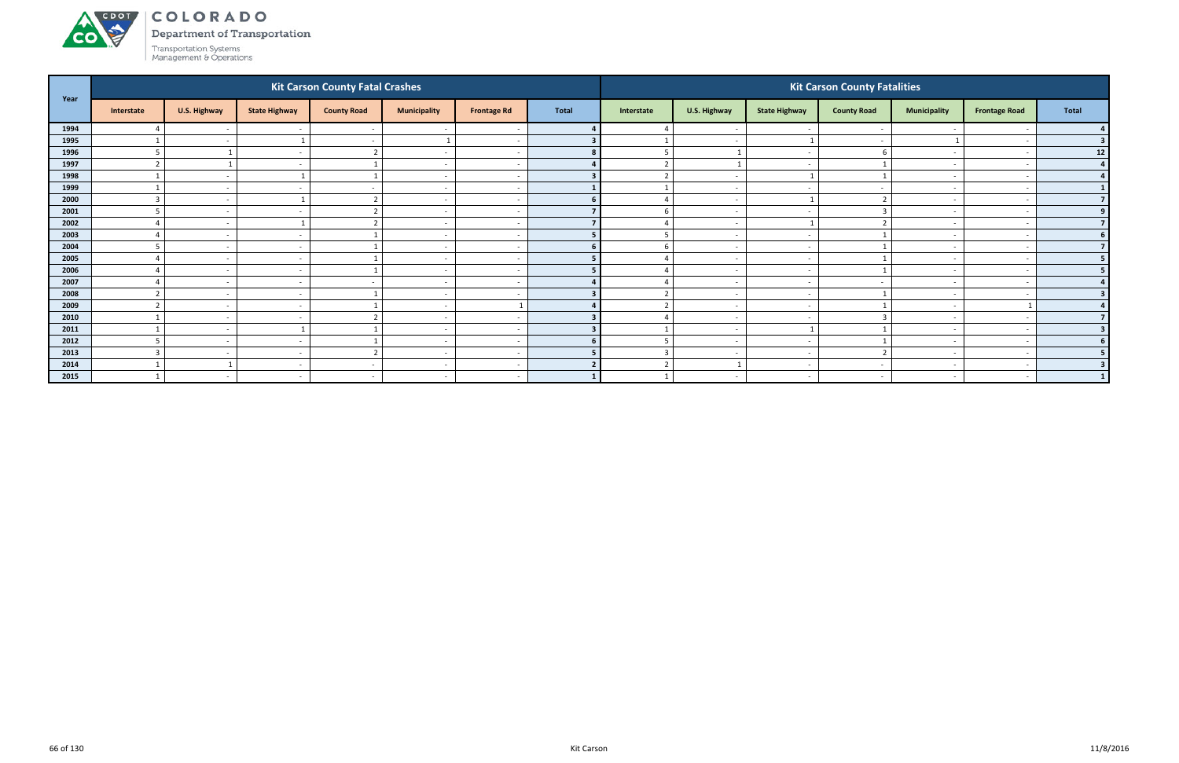# COLORADO

Department of Transportation

Transportation Systems Management & Operations

| Year | Kit Carson County Fatal Crashes | | | | | | | Kit Carson County Fatalities | | | | | | |
|---|---|---|---|---|---|---|---|---|---|---|---|---|---|---|
| | Interstate | U.S. Highway | State Highway | County Road | Municipality | Frontage Rd | Total | Interstate | U.S. Highway | State Highway | County Road | Municipality | Frontage Road | Total |
| 1994 | 4 | - | - | - | - | - | **4** | 4 | - | - | - | - | - | **4** |
| 1995 | 1 | - | 1 | - | 1 | - | **3** | 1 | - | 1 | - | 1 | - | **3** |
| 1996 | 5 | 1 | - | 2 | - | - | **8** | 5 | 1 | - | 6 | - | - | **12** |
| 1997 | 2 | 1 | - | 1 | - | - | **4** | 2 | 1 | - | 1 | - | - | **4** |
| 1998 | 1 | - | 1 | 1 | - | - | **3** | 2 | - | 1 | 1 | - | - | **4** |
| 1999 | 1 | - | - | - | - | - | **1** | 1 | - | - | - | - | - | **1** |
| 2000 | 3 | - | 1 | 2 | - | - | **6** | 4 | - | 1 | 2 | - | - | **7** |
| 2001 | 5 | - | - | 2 | - | - | **7** | 6 | - | - | 3 | - | - | **9** |
| 2002 | 4 | - | 1 | 2 | - | - | **7** | 4 | - | 1 | 2 | - | - | **7** |
| 2003 | 4 | - | - | 1 | - | - | **5** | 5 | - | - | 1 | - | - | **6** |
| 2004 | 5 | - | - | 1 | - | - | **6** | 6 | - | - | 1 | - | - | **7** |
| 2005 | 4 | - | - | 1 | - | - | **5** | 4 | - | - | 1 | - | - | **5** |
| 2006 | 4 | - | - | 1 | - | - | **5** | 4 | - | - | 1 | - | - | **5** |
| 2007 | 4 | - | - | - | - | - | **4** | 4 | - | - | - | - | - | **4** |
| 2008 | 2 | - | - | 1 | - | - | **3** | 2 | - | - | 1 | - | - | **3** |
| 2009 | 2 | - | - | 1 | - | 1 | **4** | 2 | - | - | 1 | - | 1 | **4** |
| 2010 | 1 | - | - | 2 | - | - | **3** | 4 | - | - | 3 | - | - | **7** |
| 2011 | 1 | - | 1 | 1 | - | - | **3** | 1 | - | 1 | 1 | - | - | **3** |
| 2012 | 5 | - | - | 1 | - | - | **6** | 5 | - | - | 1 | - | - | **6** |
| 2013 | 3 | - | - | 2 | - | - | **5** | 3 | - | - | 2 | - | - | **5** |
| 2014 | 1 | 1 | - | - | - | - | **2** | 2 | 1 | - | - | - | - | **3** |
| 2015 | 1 | - | - | - | - | - | **1** | 1 | - | - | - | - | - | **1** |

Kit Carson

11/8/2016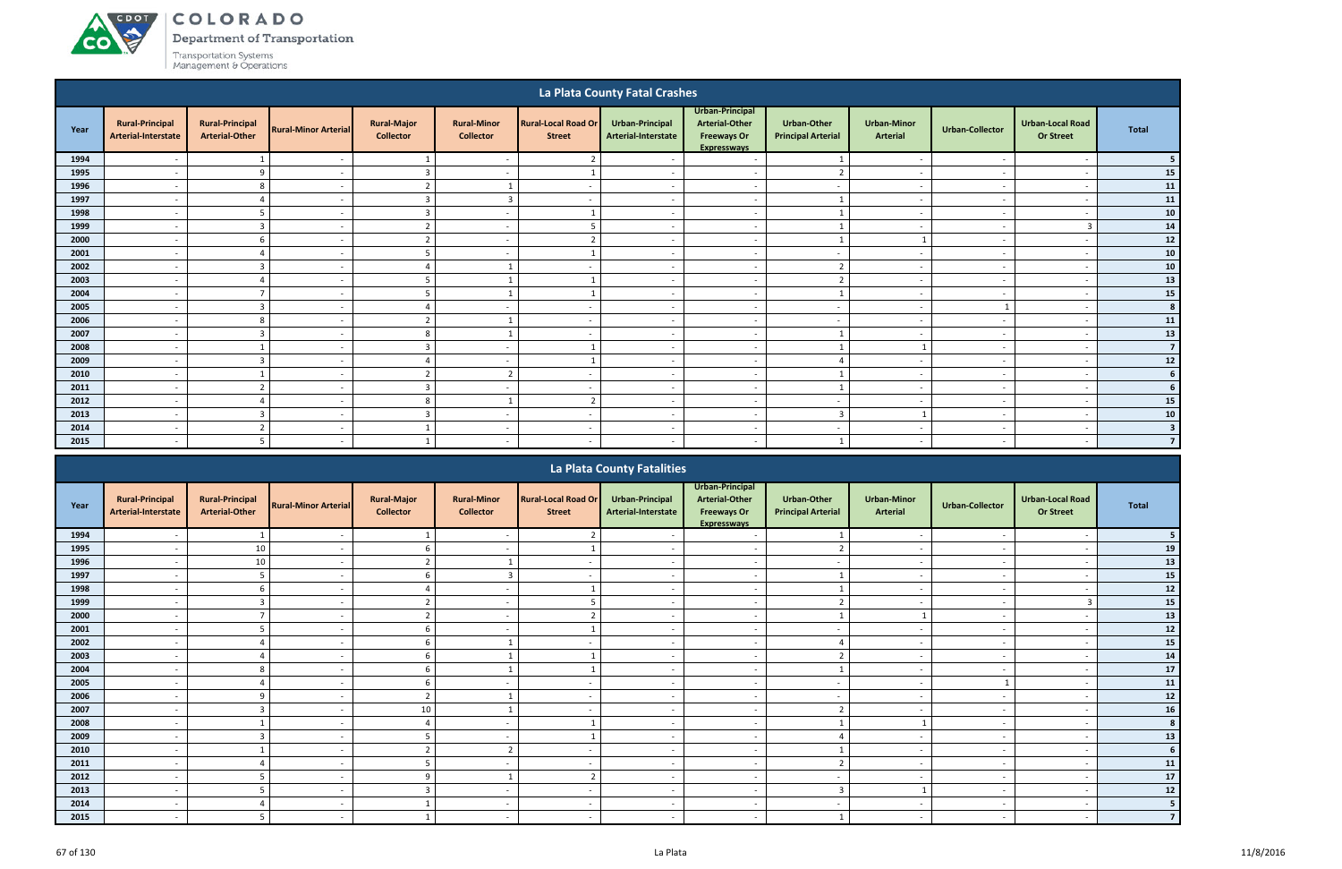# COLORADO

Department of Transportation

Transportation Systems Management & Operations

## La Plata County Fatal Crashes

| Year | Rural-Principal Arterial-Interstate | Rural-Principal Arterial-Other | Rural-Minor Arterial | Rural-Major Collector | Rural-Minor Collector | Rural-Local Road Or Street | Urban-Principal Arterial-Interstate | Urban-Principal Arterial-Other Freeways Or Expressways | Urban-Other Principal Arterial | Urban-Minor Arterial | Urban-Collector | Urban-Local Road Or Street | Total |
|---|---|---|---|---|---|---|---|---|---|---|---|---|---|
| 1994 | - | 1 | - | 1 | - | 2 | - | - | 1 | - | - | - | 5 |
| 1995 | - | 9 | - | 3 | - | 1 | - | - | 2 | - | - | - | 15 |
| 1996 | - | 8 | - | 2 | 1 | - | - | - | - | - | - | - | 11 |
| 1997 | - | 4 | - | 3 | 3 | - | - | - | 1 | - | - | - | 11 |
| 1998 | - | 5 | - | 3 | - | 1 | - | - | 1 | - | - | - | 10 |
| 1999 | - | 3 | - | 2 | - | 5 | - | - | 1 | - | - | 3 | 14 |
| 2000 | - | 6 | - | 2 | - | 2 | - | - | 1 | 1 | - | - | 12 |
| 2001 | - | 4 | - | 5 | - | 1 | - | - | - | - | - | - | 10 |
| 2002 | - | 3 | - | 4 | 1 | - | - | - | 2 | - | - | - | 10 |
| 2003 | - | 4 | - | 5 | 1 | 1 | - | - | 2 | - | - | - | 13 |
| 2004 | - | 7 | - | 5 | 1 | 1 | - | - | 1 | - | - | - | 15 |
| 2005 | - | 3 | - | 4 | - | - | - | - | - | - | 1 | - | 8 |
| 2006 | - | 8 | - | 2 | 1 | - | - | - | - | - | - | - | 11 |
| 2007 | - | 3 | - | 8 | 1 | - | - | - | 1 | - | - | - | 13 |
| 2008 | - | 1 | - | 3 | - | 1 | - | - | 1 | 1 | - | - | 7 |
| 2009 | - | 3 | - | 4 | - | 1 | - | - | 4 | - | - | - | 12 |
| 2010 | - | 1 | - | 2 | 2 | - | - | - | 1 | - | - | - | 6 |
| 2011 | - | 2 | - | 3 | - | - | - | - | 1 | - | - | - | 6 |
| 2012 | - | 4 | - | 8 | 1 | 2 | - | - | - | - | - | - | 15 |
| 2013 | - | 3 | - | 3 | - | - | - | - | 3 | 1 | - | - | 10 |
| 2014 | - | 2 | - | 1 | - | - | - | - | - | - | - | - | 3 |
| 2015 | - | 5 | - | 1 | - | - | - | - | 1 | - | - | - | 7 |

## La Plata County Fatalities

| Year | Rural-Principal Arterial-Interstate | Rural-Principal Arterial-Other | Rural-Minor Arterial | Rural-Major Collector | Rural-Minor Collector | Rural-Local Road Or Street | Urban-Principal Arterial-Interstate | Urban-Principal Arterial-Other Freeways Or Expressways | Urban-Other Principal Arterial | Urban-Minor Arterial | Urban-Collector | Urban-Local Road Or Street | Total |
|---|---|---|---|---|---|---|---|---|---|---|---|---|---|
| 1994 | - | 1 | - | 1 | - | 2 | - | - | 1 | - | - | - | 5 |
| 1995 | - | 10 | - | 6 | - | 1 | - | - | 2 | - | - | - | 19 |
| 1996 | - | 10 | - | 2 | 1 | - | - | - | - | - | - | - | 13 |
| 1997 | - | 5 | - | 6 | 3 | - | - | - | 1 | - | - | - | 15 |
| 1998 | - | 6 | - | 4 | - | 1 | - | - | 1 | - | - | - | 12 |
| 1999 | - | 3 | - | 2 | - | 5 | - | - | 2 | - | - | 3 | 15 |
| 2000 | - | 7 | - | 2 | - | 2 | - | - | 1 | 1 | - | - | 13 |
| 2001 | - | 5 | - | 6 | - | 1 | - | - | - | - | - | - | 12 |
| 2002 | - | 4 | - | 6 | 1 | - | - | - | 4 | - | - | - | 15 |
| 2003 | - | 4 | - | 6 | 1 | 1 | - | - | 2 | - | - | - | 14 |
| 2004 | - | 8 | - | 6 | 1 | 1 | - | - | 1 | - | - | - | 17 |
| 2005 | - | 4 | - | 6 | - | - | - | - | - | - | 1 | - | 11 |
| 2006 | - | 9 | - | 2 | 1 | - | - | - | - | - | - | - | 12 |
| 2007 | - | 3 | - | 10 | 1 | - | - | - | 2 | - | - | - | 16 |
| 2008 | - | 1 | - | 4 | - | 1 | - | - | 1 | 1 | - | - | 8 |
| 2009 | - | 3 | - | 5 | - | 1 | - | - | 4 | - | - | - | 13 |
| 2010 | - | 1 | - | 2 | 2 | - | - | - | 1 | - | - | - | 6 |
| 2011 | - | 4 | - | 5 | - | - | - | - | 2 | - | - | - | 11 |
| 2012 | - | 5 | - | 9 | 1 | 2 | - | - | - | - | - | - | 17 |
| 2013 | - | 5 | - | 3 | - | - | - | - | 3 | 1 | - | - | 12 |
| 2014 | - | 4 | - | 1 | - | - | - | - | - | - | - | - | 5 |
| 2015 | - | 5 | - | 1 | - | - | - | - | 1 | - | - | - | 7 |

La Plata

11/8/2016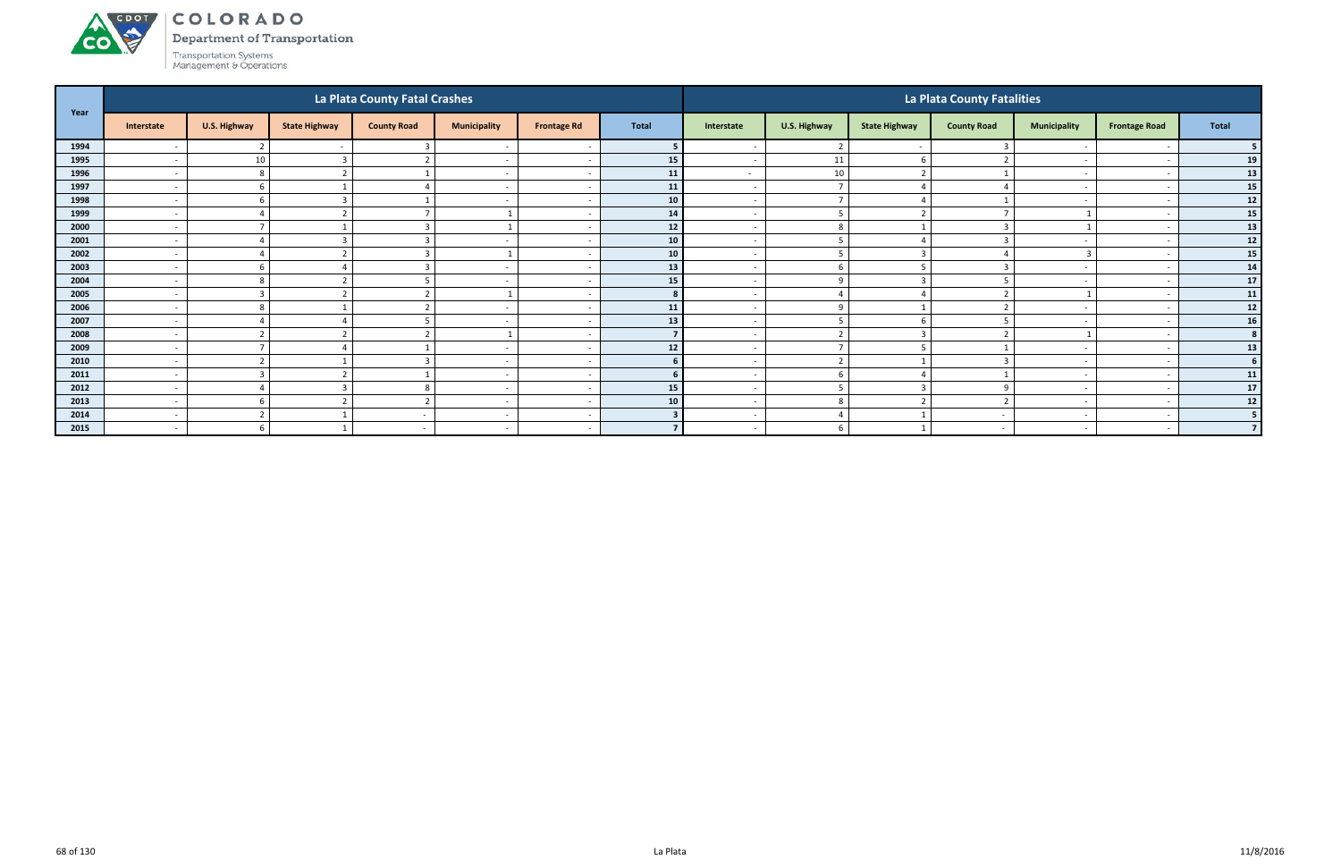# COLORADO

Department of Transportation

Transportation Systems Management & Operations

| Year | La Plata County Fatal Crashes | | | | | | | La Plata County Fatalities | | | | | | |
|---|---|---|---|---|---|---|---|---|---|---|---|---|---|---|
| | Interstate | U.S. Highway | State Highway | County Road | Municipality | Frontage Rd | Total | Interstate | U.S. Highway | State Highway | County Road | Municipality | Frontage Road | Total |
| 1994 | - | 2 | - | 3 | - | - | 5 | - | 2 | - | 3 | - | - | 5 |
| 1995 | - | 10 | 3 | 2 | - | - | 15 | - | 11 | 6 | 2 | - | - | 19 |
| 1996 | - | 8 | 2 | 1 | - | - | 11 | - | 10 | 2 | 1 | - | - | 13 |
| 1997 | - | 6 | 1 | 4 | - | - | 11 | - | 7 | 4 | 4 | - | - | 15 |
| 1998 | - | 6 | 3 | 1 | - | - | 10 | - | 7 | 4 | 1 | - | - | 12 |
| 1999 | - | 4 | 2 | 7 | 1 | - | 14 | - | 5 | 2 | 7 | 1 | - | 15 |
| 2000 | - | 7 | 1 | 3 | 1 | - | 12 | - | 8 | 1 | 3 | 1 | - | 13 |
| 2001 | - | 4 | 3 | 3 | - | - | 10 | - | 5 | 4 | 3 | - | - | 12 |
| 2002 | - | 4 | 2 | 3 | 1 | - | 10 | - | 5 | 3 | 4 | 3 | - | 15 |
| 2003 | - | 6 | 4 | 3 | - | - | 13 | - | 6 | 5 | 3 | - | - | 14 |
| 2004 | - | 8 | 2 | 5 | - | - | 15 | - | 9 | 3 | 5 | - | - | 17 |
| 2005 | - | 3 | 2 | 2 | 1 | - | 8 | - | 4 | 4 | 2 | 1 | - | 11 |
| 2006 | - | 8 | 1 | 2 | - | - | 11 | - | 9 | 1 | 2 | - | - | 12 |
| 2007 | - | 4 | 4 | 5 | - | - | 13 | - | 5 | 6 | 5 | - | - | 16 |
| 2008 | - | 2 | 2 | 2 | 1 | - | 7 | - | 2 | 3 | 2 | 1 | - | 8 |
| 2009 | - | 7 | 4 | 1 | - | - | 12 | - | 7 | 5 | 1 | - | - | 13 |
| 2010 | - | 2 | 1 | 3 | - | - | 6 | - | 2 | 1 | 3 | - | - | 6 |
| 2011 | - | 3 | 2 | 1 | - | - | 6 | - | 6 | 4 | 1 | - | - | 11 |
| 2012 | - | 4 | 3 | 8 | - | - | 15 | - | 5 | 3 | 9 | - | - | 17 |
| 2013 | - | 6 | 2 | 2 | - | - | 10 | - | 8 | 2 | 2 | - | - | 12 |
| 2014 | - | 2 | 1 | - | - | - | 3 | - | 4 | 1 | - | - | - | 5 |
| 2015 | - | 6 | 1 | - | - | - | 7 | - | 6 | 1 | - | - | - | 7 |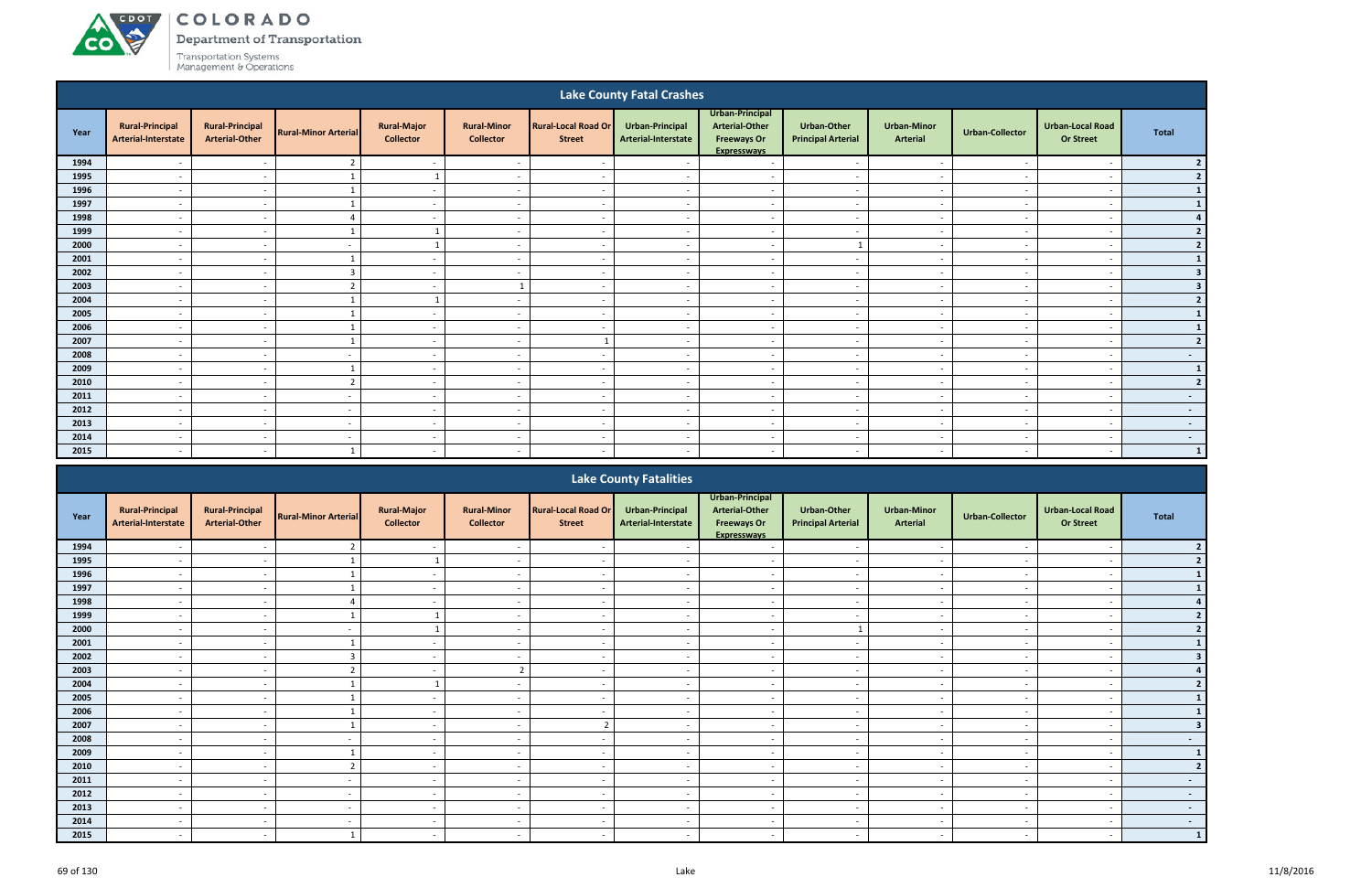# COLORADO
Department of Transportation
Transportation Systems Management & Operations

## Lake County Fatal Crashes

| Year | Rural-Principal Arterial-Interstate | Rural-Principal Arterial-Other | Rural-Minor Arterial | Rural-Major Collector | Rural-Minor Collector | Rural-Local Road Or Street | Urban-Principal Arterial-Interstate | Urban-Principal Arterial-Other Freeways Or Expressways | Urban-Other Principal Arterial | Urban-Minor Arterial | Urban-Collector | Urban-Local Road Or Street | Total |
|---|---|---|---|---|---|---|---|---|---|---|---|---|---|
| 1994 | - | - | 2 | - | - | - | - | - | - | - | - | - | 2 |
| 1995 | - | - | 1 | 1 | - | - | - | - | - | - | - | - | 2 |
| 1996 | - | - | 1 | - | - | - | - | - | - | - | - | - | 1 |
| 1997 | - | - | 1 | - | - | - | - | - | - | - | - | - | 1 |
| 1998 | - | - | 4 | - | - | - | - | - | - | - | - | - | 4 |
| 1999 | - | - | 1 | 1 | - | - | - | - | - | - | - | - | 2 |
| 2000 | - | - | - | 1 | - | - | - | - | 1 | - | - | - | 2 |
| 2001 | - | - | 1 | - | - | - | - | - | - | - | - | - | 1 |
| 2002 | - | - | 3 | - | - | - | - | - | - | - | - | - | 3 |
| 2003 | - | - | 2 | - | 1 | - | - | - | - | - | - | - | 3 |
| 2004 | - | - | 1 | 1 | - | - | - | - | - | - | - | - | 2 |
| 2005 | - | - | 1 | - | - | - | - | - | - | - | - | - | 1 |
| 2006 | - | - | 1 | - | - | - | - | - | - | - | - | - | 1 |
| 2007 | - | - | 1 | - | - | 1 | - | - | - | - | - | - | 2 |
| 2008 | - | - | - | - | - | - | - | - | - | - | - | - | - |
| 2009 | - | - | 1 | - | - | - | - | - | - | - | - | - | 1 |
| 2010 | - | - | 2 | - | - | - | - | - | - | - | - | - | 2 |
| 2011 | - | - | - | - | - | - | - | - | - | - | - | - | - |
| 2012 | - | - | - | - | - | - | - | - | - | - | - | - | - |
| 2013 | - | - | - | - | - | - | - | - | - | - | - | - | - |
| 2014 | - | - | - | - | - | - | - | - | - | - | - | - | - |
| 2015 | - | - | 1 | - | - | - | - | - | - | - | - | - | 1 |

## Lake County Fatalities

| Year | Rural-Principal Arterial-Interstate | Rural-Principal Arterial-Other | Rural-Minor Arterial | Rural-Major Collector | Rural-Minor Collector | Rural-Local Road Or Street | Urban-Principal Arterial-Interstate | Urban-Principal Arterial-Other Freeways Or Expressways | Urban-Other Principal Arterial | Urban-Minor Arterial | Urban-Collector | Urban-Local Road Or Street | Total |
|---|---|---|---|---|---|---|---|---|---|---|---|---|---|
| 1994 | - | - | 2 | - | - | - | - | - | - | - | - | - | 2 |
| 1995 | - | - | 1 | 1 | - | - | - | - | - | - | - | - | 2 |
| 1996 | - | - | 1 | - | - | - | - | - | - | - | - | - | 1 |
| 1997 | - | - | 1 | - | - | - | - | - | - | - | - | - | 1 |
| 1998 | - | - | 4 | - | - | - | - | - | - | - | - | - | 4 |
| 1999 | - | - | 1 | 1 | - | - | - | - | - | - | - | - | 2 |
| 2000 | - | - | - | 1 | - | - | - | - | 1 | - | - | - | 2 |
| 2001 | - | - | 1 | - | - | - | - | - | - | - | - | - | 1 |
| 2002 | - | - | 3 | - | - | - | - | - | - | - | - | - | 3 |
| 2003 | - | - | 2 | - | 2 | - | - | - | - | - | - | - | 4 |
| 2004 | - | - | 1 | 1 | - | - | - | - | - | - | - | - | 2 |
| 2005 | - | - | 1 | - | - | - | - | - | - | - | - | - | 1 |
| 2006 | - | - | 1 | - | - | - | - | - | - | - | - | - | 1 |
| 2007 | - | - | 1 | - | - | 2 | - | - | - | - | - | - | 3 |
| 2008 | - | - | - | - | - | - | - | - | - | - | - | - | - |
| 2009 | - | - | 1 | - | - | - | - | - | - | - | - | - | 1 |
| 2010 | - | - | 2 | - | - | - | - | - | - | - | - | - | 2 |
| 2011 | - | - | - | - | - | - | - | - | - | - | - | - | - |
| 2012 | - | - | - | - | - | - | - | - | - | - | - | - | - |
| 2013 | - | - | - | - | - | - | - | - | - | - | - | - | - |
| 2014 | - | - | - | - | - | - | - | - | - | - | - | - | - |
| 2015 | - | - | 1 | - | - | - | - | - | - | - | - | - | 1 |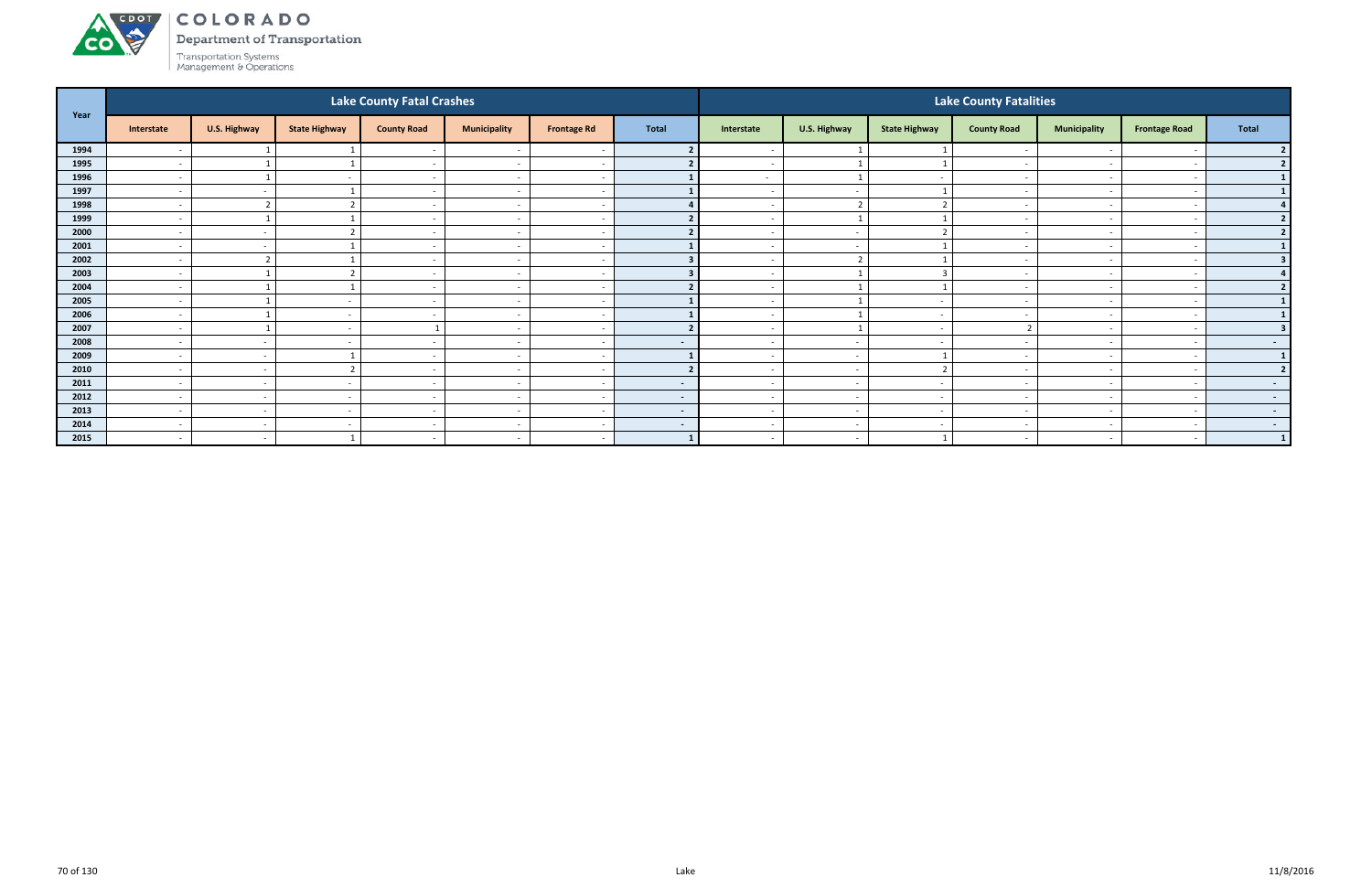# COLORADO

Department of Transportation

Transportation Systems Management & Operations

| Year | Lake County Fatal Crashes | | | | | | | Lake County Fatalities | | | | | | |
|---|---|---|---|---|---|---|---|---|---|---|---|---|---|---|
| | Interstate | U.S. Highway | State Highway | County Road | Municipality | Frontage Rd | Total | Interstate | U.S. Highway | State Highway | County Road | Municipality | Frontage Road | Total |
| 1994 | - | 1 | 1 | - | - | - | 2 | - | 1 | 1 | - | - | - | 2 |
| 1995 | - | 1 | 1 | - | - | - | 2 | - | 1 | 1 | - | - | - | 2 |
| 1996 | - | 1 | - | - | - | - | 1 | - | 1 | - | - | - | - | 1 |
| 1997 | - | - | 1 | - | - | - | 1 | - | - | 1 | - | - | - | 1 |
| 1998 | - | 2 | 2 | - | - | - | 4 | - | 2 | 2 | - | - | - | 4 |
| 1999 | - | 1 | 1 | - | - | - | 2 | - | 1 | 1 | - | - | - | 2 |
| 2000 | - | - | 2 | - | - | - | 2 | - | - | 2 | - | - | - | 2 |
| 2001 | - | - | 1 | - | - | - | 1 | - | - | 1 | - | - | - | 1 |
| 2002 | - | 2 | 1 | - | - | - | 3 | - | 2 | 1 | - | - | - | 3 |
| 2003 | - | 1 | 2 | - | - | - | 3 | - | 1 | 3 | - | - | - | 4 |
| 2004 | - | 1 | 1 | - | - | - | 2 | - | 1 | 1 | - | - | - | 2 |
| 2005 | - | 1 | - | - | - | - | 1 | - | 1 | - | - | - | - | 1 |
| 2006 | - | 1 | - | - | - | - | 1 | - | 1 | - | - | - | - | 1 |
| 2007 | - | 1 | - | 1 | - | - | 2 | - | 1 | - | 2 | - | - | 3 |
| 2008 | - | - | - | - | - | - | - | - | - | - | - | - | - | - |
| 2009 | - | - | 1 | - | - | - | 1 | - | - | 1 | - | - | - | 1 |
| 2010 | - | - | 2 | - | - | - | 2 | - | - | 2 | - | - | - | 2 |
| 2011 | - | - | - | - | - | - | - | - | - | - | - | - | - | - |
| 2012 | - | - | - | - | - | - | - | - | - | - | - | - | - | - |
| 2013 | - | - | - | - | - | - | - | - | - | - | - | - | - | - |
| 2014 | - | - | - | - | - | - | - | - | - | - | - | - | - | - |
| 2015 | - | - | 1 | - | - | - | 1 | - | - | 1 | - | - | - | 1 |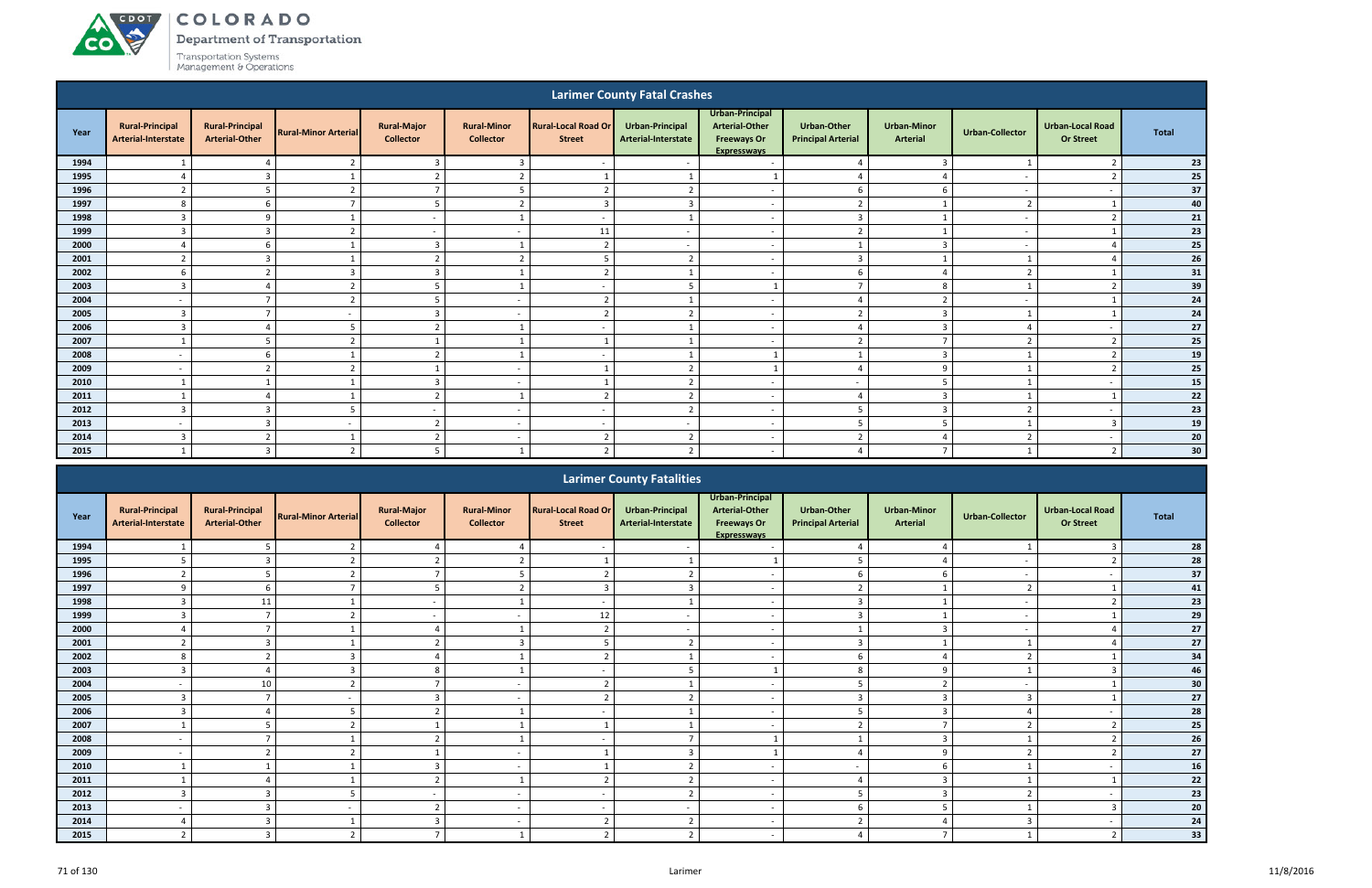## Larimer County Fatal Crashes

| Year | Rural-Principal Arterial-Interstate | Rural-Principal Arterial-Other | Rural-Minor Arterial | Rural-Major Collector | Rural-Minor Collector | Rural-Local Road Or Street | Urban-Principal Arterial-Interstate | Urban-Principal Arterial-Other Freeways Or Expressways | Urban-Other Principal Arterial | Urban-Minor Arterial | Urban-Collector | Urban-Local Road Or Street | Total |
|---|---|---|---|---|---|---|---|---|---|---|---|---|---|
| 1994 | 1 | 4 | 2 | 3 | 3 | - | - | - | 4 | 3 | 1 | 2 | 23 |
| 1995 | 4 | 3 | 1 | 2 | 2 | 1 | 1 | 1 | 4 | 4 | - | 2 | 25 |
| 1996 | 2 | 5 | 2 | 7 | 5 | 2 | 2 | - | 6 | 6 | - | - | 37 |
| 1997 | 8 | 6 | 7 | 5 | 2 | 3 | 3 | - | 2 | 1 | 2 | 1 | 40 |
| 1998 | 3 | 9 | 1 | - | 1 | - | 1 | - | 3 | 1 | - | 2 | 21 |
| 1999 | 3 | 3 | 2 | - | - | 11 | - | - | 2 | 1 | - | 1 | 23 |
| 2000 | 4 | 6 | 1 | 3 | 1 | 2 | - | - | 1 | 3 | - | 4 | 25 |
| 2001 | 2 | 3 | 1 | 2 | 2 | 5 | 2 | - | 3 | 1 | 1 | 4 | 26 |
| 2002 | 6 | 2 | 3 | 3 | 1 | 2 | 1 | - | 6 | 4 | 2 | 1 | 31 |
| 2003 | 3 | 4 | 2 | 5 | 1 | - | 5 | 1 | 7 | 8 | 1 | 2 | 39 |
| 2004 | - | 7 | 2 | 5 | - | 2 | 1 | - | 4 | 2 | - | 1 | 24 |
| 2005 | 3 | 7 | - | 3 | - | 2 | 2 | - | 2 | 3 | 1 | 1 | 24 |
| 2006 | 3 | 4 | 5 | 2 | 1 | - | 1 | - | 4 | 3 | 4 | - | 27 |
| 2007 | 1 | 5 | 2 | 1 | 1 | 1 | 1 | - | 2 | 7 | 2 | 2 | 25 |
| 2008 | - | 6 | 1 | 2 | 1 | - | 1 | 1 | 1 | 3 | 1 | 2 | 19 |
| 2009 | - | 2 | 2 | 1 | - | 1 | 2 | 1 | 4 | 9 | 1 | 2 | 25 |
| 2010 | 1 | 1 | 1 | 3 | - | 1 | 2 | - | - | 5 | 1 | - | 15 |
| 2011 | 1 | 4 | 1 | 2 | 1 | 2 | 2 | - | 4 | 3 | 1 | 1 | 22 |
| 2012 | 3 | 3 | 5 | - | - | - | 2 | - | 5 | 3 | 2 | - | 23 |
| 2013 | - | 3 | - | 2 | - | - | - | - | 5 | 5 | 1 | 3 | 19 |
| 2014 | 3 | 2 | 1 | 2 | - | 2 | 2 | - | 2 | 4 | 2 | - | 20 |
| 2015 | 1 | 3 | 2 | 5 | 1 | 2 | 2 | - | 4 | 7 | 1 | 2 | 30 |

## Larimer County Fatalities

| Year | Rural-Principal Arterial-Interstate | Rural-Principal Arterial-Other | Rural-Minor Arterial | Rural-Major Collector | Rural-Minor Collector | Rural-Local Road Or Street | Urban-Principal Arterial-Interstate | Urban-Principal Arterial-Other Freeways Or Expressways | Urban-Other Principal Arterial | Urban-Minor Arterial | Urban-Collector | Urban-Local Road Or Street | Total |
|---|---|---|---|---|---|---|---|---|---|---|---|---|---|
| 1994 | 1 | 5 | 2 | 4 | 4 | - | - | - | 4 | 4 | 1 | 3 | 28 |
| 1995 | 5 | 3 | 2 | 2 | 2 | 1 | 1 | 1 | 5 | 4 | - | 2 | 28 |
| 1996 | 2 | 5 | 2 | 7 | 5 | 2 | 2 | - | 6 | 6 | - | - | 37 |
| 1997 | 9 | 6 | 7 | 5 | 2 | 3 | 3 | - | 2 | 1 | 2 | 1 | 41 |
| 1998 | 3 | 11 | 1 | - | 1 | - | 1 | - | 3 | 1 | - | 2 | 23 |
| 1999 | 3 | 7 | 2 | - | - | 12 | - | - | 3 | 1 | - | 1 | 29 |
| 2000 | 4 | 7 | 1 | 4 | 1 | 2 | - | - | 1 | 3 | - | 4 | 27 |
| 2001 | 2 | 3 | 1 | 2 | 3 | 5 | 2 | - | 3 | 1 | 1 | 4 | 27 |
| 2002 | 8 | 2 | 3 | 4 | 1 | 2 | 1 | - | 6 | 4 | 2 | 1 | 34 |
| 2003 | 3 | 4 | 3 | 8 | 1 | - | 5 | 1 | 8 | 9 | 1 | 3 | 46 |
| 2004 | - | 10 | 2 | 7 | - | 2 | 1 | - | 5 | 2 | - | 1 | 30 |
| 2005 | 3 | 7 | - | 3 | - | 2 | 2 | - | 3 | 3 | 3 | 1 | 27 |
| 2006 | 3 | 4 | 5 | 2 | 1 | - | 1 | - | 5 | 3 | 4 | - | 28 |
| 2007 | 1 | 5 | 2 | 1 | 1 | 1 | 1 | - | 2 | 7 | 2 | 2 | 25 |
| 2008 | - | 7 | 1 | 2 | 1 | - | 7 | 1 | 1 | 3 | 1 | 2 | 26 |
| 2009 | - | 2 | 2 | 1 | - | 1 | 3 | 1 | 4 | 9 | 2 | 2 | 27 |
| 2010 | 1 | 1 | 1 | 3 | - | 1 | 2 | - | - | 6 | 1 | - | 16 |
| 2011 | 1 | 4 | 1 | 2 | 1 | 2 | 2 | - | 4 | 3 | 1 | 1 | 22 |
| 2012 | 3 | 3 | 5 | - | - | - | 2 | - | 5 | 3 | 2 | - | 23 |
| 2013 | - | 3 | - | 2 | - | - | - | - | 6 | 5 | 1 | 3 | 20 |
| 2014 | 4 | 3 | 1 | 3 | - | 2 | 2 | - | 2 | 4 | 3 | - | 24 |
| 2015 | 2 | 3 | 2 | 7 | 1 | 2 | 2 | - | 4 | 7 | 1 | 2 | 33 |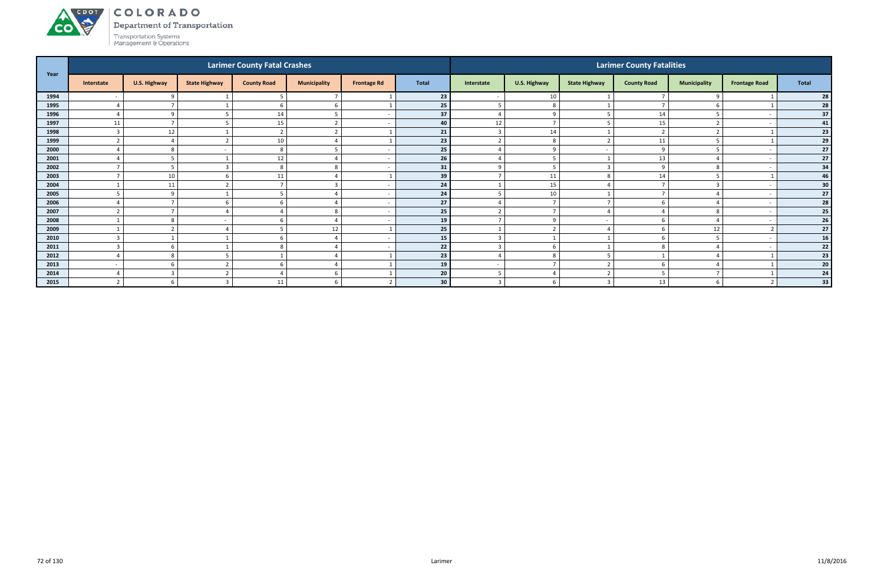# COLORADO

Department of Transportation

Transportation Systems Management & Operations

| Year | Larimer County Fatal Crashes | | | | | | | Larimer County Fatalities | | | | | | |
|---|---|---|---|---|---|---|---|---|---|---|---|---|---|---|
| | Interstate | U.S. Highway | State Highway | County Road | Municipality | Frontage Rd | Total | Interstate | U.S. Highway | State Highway | County Road | Municipality | Frontage Road | Total |
| 1994 | - | 9 | 1 | 5 | 7 | 1 | 23 | - | 10 | 1 | 7 | 9 | 1 | 28 |
| 1995 | 4 | 7 | 1 | 6 | 6 | 1 | 25 | 5 | 8 | 1 | 7 | 6 | 1 | 28 |
| 1996 | 4 | 9 | 5 | 14 | 5 | - | 37 | 4 | 9 | 5 | 14 | 5 | - | 37 |
| 1997 | 11 | 7 | 5 | 15 | 2 | - | 40 | 12 | 7 | 5 | 15 | 2 | - | 41 |
| 1998 | 3 | 12 | 1 | 2 | 2 | 1 | 21 | 3 | 14 | 1 | 2 | 2 | 1 | 23 |
| 1999 | 2 | 4 | 2 | 10 | 4 | 1 | 23 | 2 | 8 | 2 | 11 | 5 | 1 | 29 |
| 2000 | 4 | 8 | - | 8 | 5 | - | 25 | 4 | 9 | - | 9 | 5 | - | 27 |
| 2001 | 4 | 5 | 1 | 12 | 4 | - | 26 | 4 | 5 | 1 | 13 | 4 | - | 27 |
| 2002 | 7 | 5 | 3 | 8 | 8 | - | 31 | 9 | 5 | 3 | 9 | 8 | - | 34 |
| 2003 | 7 | 10 | 6 | 11 | 4 | 1 | 39 | 7 | 11 | 8 | 14 | 5 | 1 | 46 |
| 2004 | 1 | 11 | 2 | 7 | 3 | - | 24 | 1 | 15 | 4 | 7 | 3 | - | 30 |
| 2005 | 5 | 9 | 1 | 5 | 4 | - | 24 | 5 | 10 | 1 | 7 | 4 | - | 27 |
| 2006 | 4 | 7 | 6 | 6 | 4 | - | 27 | 4 | 7 | 7 | 6 | 4 | - | 28 |
| 2007 | 2 | 7 | 4 | 4 | 8 | - | 25 | 2 | 7 | 4 | 4 | 8 | - | 25 |
| 2008 | 1 | 8 | - | 6 | 4 | - | 19 | 7 | 9 | - | 6 | 4 | - | 26 |
| 2009 | 1 | 2 | 4 | 5 | 12 | 1 | 25 | 1 | 2 | 4 | 6 | 12 | 2 | 27 |
| 2010 | 3 | 1 | 1 | 6 | 4 | - | 15 | 3 | 1 | 1 | 6 | 5 | - | 16 |
| 2011 | 3 | 6 | 1 | 8 | 4 | - | 22 | 3 | 6 | 1 | 8 | 4 | - | 22 |
| 2012 | 4 | 8 | 5 | 1 | 4 | 1 | 23 | 4 | 8 | 5 | 1 | 4 | 1 | 23 |
| 2013 | - | 6 | 2 | 6 | 4 | 1 | 19 | - | 7 | 2 | 6 | 4 | 1 | 20 |
| 2014 | 4 | 3 | 2 | 4 | 6 | 1 | 20 | 5 | 4 | 2 | 5 | 7 | 1 | 24 |
| 2015 | 2 | 6 | 3 | 11 | 6 | 2 | 30 | 3 | 6 | 3 | 13 | 6 | 2 | 33 |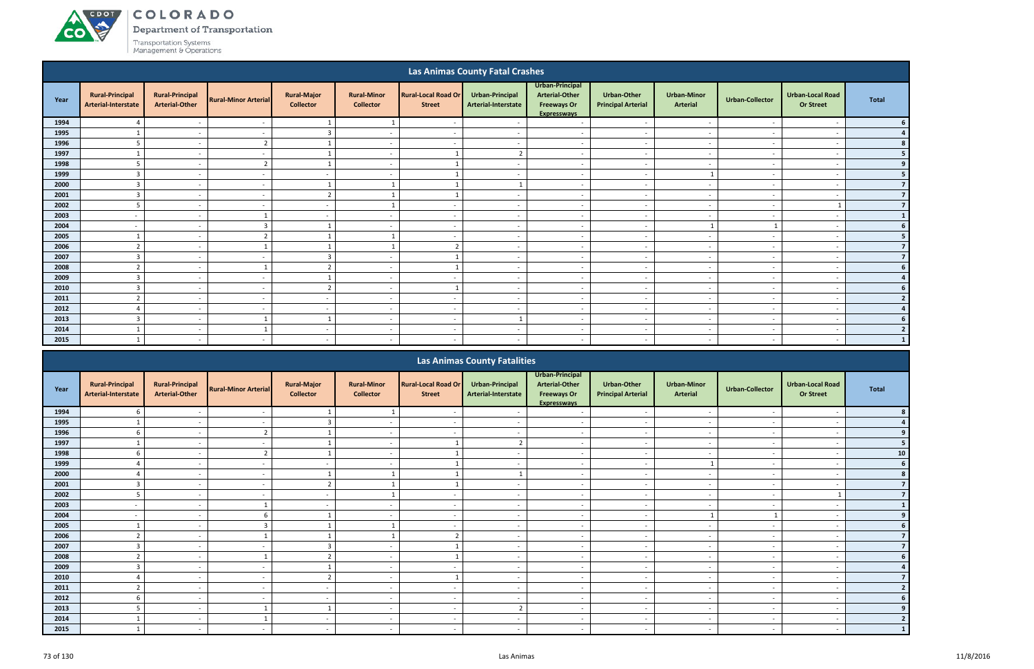# Las Animas County Fatal Crashes

| Year | Rural-Principal Arterial-Interstate | Rural-Principal Arterial-Other | Rural-Minor Arterial | Rural-Major Collector | Rural-Minor Collector | Rural-Local Road Or Street | Urban-Principal Arterial-Interstate | Urban-Principal Arterial-Other Freeways Or Expressways | Urban-Other Principal Arterial | Urban-Minor Arterial | Urban-Collector | Urban-Local Road Or Street | Total |
|---|---|---|---|---|---|---|---|---|---|---|---|---|---|
| 1994 | 4 | - | - | 1 | 1 | - | - | - | - | - | - | - | 6 |
| 1995 | 1 | - | - | 3 | - | - | - | - | - | - | - | - | 4 |
| 1996 | 5 | - | 2 | 1 | - | - | - | - | - | - | - | - | 8 |
| 1997 | 1 | - | - | 1 | - | 1 | 2 | - | - | - | - | - | 5 |
| 1998 | 5 | - | 2 | 1 | - | 1 | - | - | - | - | - | - | 9 |
| 1999 | 3 | - | - | - | - | 1 | - | - | - | 1 | - | - | 5 |
| 2000 | 3 | - | - | 1 | 1 | 1 | 1 | - | - | - | - | - | 7 |
| 2001 | 3 | - | - | 2 | 1 | 1 | - | - | - | - | - | - | 7 |
| 2002 | 5 | - | - | - | 1 | - | - | - | - | - | - | 1 | 7 |
| 2003 | - | - | 1 | - | - | - | - | - | - | - | - | - | 1 |
| 2004 | - | - | 3 | 1 | - | - | - | - | - | 1 | 1 | - | 6 |
| 2005 | 1 | - | 2 | 1 | 1 | - | - | - | - | - | - | - | 5 |
| 2006 | 2 | - | 1 | 1 | 1 | 2 | - | - | - | - | - | - | 7 |
| 2007 | 3 | - | - | 3 | - | 1 | - | - | - | - | - | - | 7 |
| 2008 | 2 | - | 1 | 2 | - | 1 | - | - | - | - | - | - | 6 |
| 2009 | 3 | - | - | 1 | - | - | - | - | - | - | - | - | 4 |
| 2010 | 3 | - | - | 2 | - | 1 | - | - | - | - | - | - | 6 |
| 2011 | 2 | - | - | - | - | - | - | - | - | - | - | - | 2 |
| 2012 | 4 | - | - | - | - | - | - | - | - | - | - | - | 4 |
| 2013 | 3 | - | 1 | 1 | - | - | 1 | - | - | - | - | - | 6 |
| 2014 | 1 | - | 1 | - | - | - | - | - | - | - | - | - | 2 |
| 2015 | 1 | - | - | - | - | - | - | - | - | - | - | - | 1 |

# Las Animas County Fatalities

| Year | Rural-Principal Arterial-Interstate | Rural-Principal Arterial-Other | Rural-Minor Arterial | Rural-Major Collector | Rural-Minor Collector | Rural-Local Road Or Street | Urban-Principal Arterial-Interstate | Urban-Principal Arterial-Other Freeways Or Expressways | Urban-Other Principal Arterial | Urban-Minor Arterial | Urban-Collector | Urban-Local Road Or Street | Total |
|---|---|---|---|---|---|---|---|---|---|---|---|---|---|
| 1994 | 6 | - | - | 1 | 1 | - | - | - | - | - | - | - | 8 |
| 1995 | 1 | - | - | 3 | - | - | - | - | - | - | - | - | 4 |
| 1996 | 6 | - | 2 | 1 | - | - | - | - | - | - | - | - | 9 |
| 1997 | 1 | - | - | 1 | - | 1 | 2 | - | - | - | - | - | 5 |
| 1998 | 6 | - | 2 | 1 | - | 1 | - | - | - | - | - | - | 10 |
| 1999 | 4 | - | - | - | - | 1 | - | - | - | 1 | - | - | 6 |
| 2000 | 4 | - | - | 1 | 1 | 1 | 1 | - | - | - | - | - | 8 |
| 2001 | 3 | - | - | 2 | 1 | 1 | - | - | - | - | - | - | 7 |
| 2002 | 5 | - | - | - | 1 | - | - | - | - | - | - | 1 | 7 |
| 2003 | - | - | 1 | - | - | - | - | - | - | - | - | - | 1 |
| 2004 | - | - | 6 | 1 | - | - | - | - | - | 1 | 1 | - | 9 |
| 2005 | 1 | - | 3 | 1 | 1 | - | - | - | - | - | - | - | 6 |
| 2006 | 2 | - | 1 | 1 | 1 | 2 | - | - | - | - | - | - | 7 |
| 2007 | 3 | - | - | 3 | - | 1 | - | - | - | - | - | - | 7 |
| 2008 | 2 | - | 1 | 2 | - | 1 | - | - | - | - | - | - | 6 |
| 2009 | 3 | - | - | 1 | - | - | - | - | - | - | - | - | 4 |
| 2010 | 4 | - | - | 2 | - | 1 | - | - | - | - | - | - | 7 |
| 2011 | 2 | - | - | - | - | - | - | - | - | - | - | - | 2 |
| 2012 | 6 | - | - | - | - | - | - | - | - | - | - | - | 6 |
| 2013 | 5 | - | 1 | 1 | - | - | 2 | - | - | - | - | - | 9 |
| 2014 | 1 | - | 1 | - | - | - | - | - | - | - | - | - | 2 |
| 2015 | 1 | - | - | - | - | - | - | - | - | - | - | - | 1 |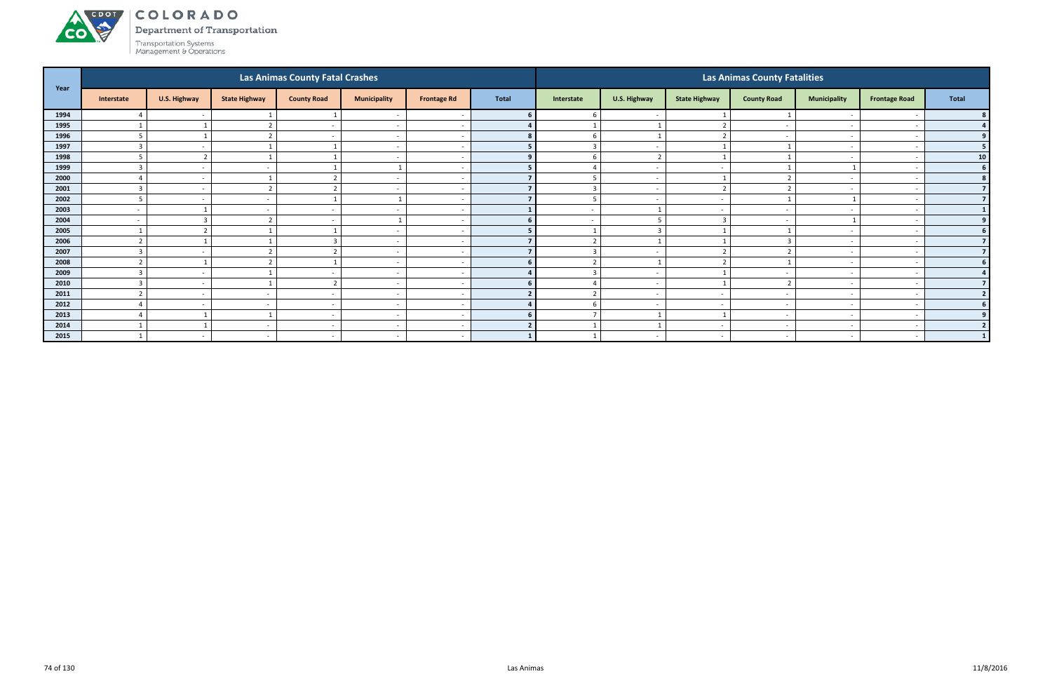# COLORADO
Department of Transportation

Transportation Systems Management & Operations

| Year | Las Animas County Fatal Crashes | | | | | | | Las Animas County Fatalities | | | | | | |
|---|---|---|---|---|---|---|---|---|---|---|---|---|---|---|
| | Interstate | U.S. Highway | State Highway | County Road | Municipality | Frontage Rd | Total | Interstate | U.S. Highway | State Highway | County Road | Municipality | Frontage Road | Total |
| 1994 | 4 | - | 1 | 1 | - | - | 6 | 6 | - | 1 | 1 | - | - | 8 |
| 1995 | 1 | 1 | 2 | - | - | - | 4 | 1 | 1 | 2 | - | - | - | 4 |
| 1996 | 5 | 1 | 2 | - | - | - | 8 | 6 | 1 | 2 | - | - | - | 9 |
| 1997 | 3 | - | 1 | 1 | - | - | 5 | 3 | - | 1 | 1 | - | - | 5 |
| 1998 | 5 | 2 | 1 | 1 | - | - | 9 | 6 | 2 | 1 | 1 | - | - | 10 |
| 1999 | 3 | - | - | 1 | 1 | - | 5 | 4 | - | - | 1 | 1 | - | 6 |
| 2000 | 4 | - | 1 | 2 | - | - | 7 | 5 | - | 1 | 2 | - | - | 8 |
| 2001 | 3 | - | 2 | 2 | - | - | 7 | 3 | - | 2 | 2 | - | - | 7 |
| 2002 | 5 | - | - | 1 | 1 | - | 7 | 5 | - | - | 1 | 1 | - | 7 |
| 2003 | - | 1 | - | - | - | - | 1 | - | 1 | - | - | - | - | 1 |
| 2004 | - | 3 | 2 | - | 1 | - | 6 | - | 5 | 3 | - | 1 | - | 9 |
| 2005 | 1 | 2 | 1 | 1 | - | - | 5 | 1 | 3 | 1 | 1 | - | - | 6 |
| 2006 | 2 | 1 | 1 | 3 | - | - | 7 | 2 | 1 | 1 | 3 | - | - | 7 |
| 2007 | 3 | - | 2 | 2 | - | - | 7 | 3 | - | 2 | 2 | - | - | 7 |
| 2008 | 2 | 1 | 2 | 1 | - | - | 6 | 2 | 1 | 2 | 1 | - | - | 6 |
| 2009 | 3 | - | 1 | - | - | - | 4 | 3 | - | 1 | - | - | - | 4 |
| 2010 | 3 | - | 1 | 2 | - | - | 6 | 4 | - | 1 | 2 | - | - | 7 |
| 2011 | 2 | - | - | - | - | - | 2 | 2 | - | - | - | - | - | 2 |
| 2012 | 4 | - | - | - | - | - | 4 | 6 | - | - | - | - | - | 6 |
| 2013 | 4 | 1 | 1 | - | - | - | 6 | 7 | 1 | 1 | - | - | - | 9 |
| 2014 | 1 | 1 | - | - | - | - | 2 | 1 | 1 | - | - | - | - | 2 |
| 2015 | 1 | - | - | - | - | - | 1 | 1 | - | - | - | - | - | 1 |

Las Animas

11/8/2016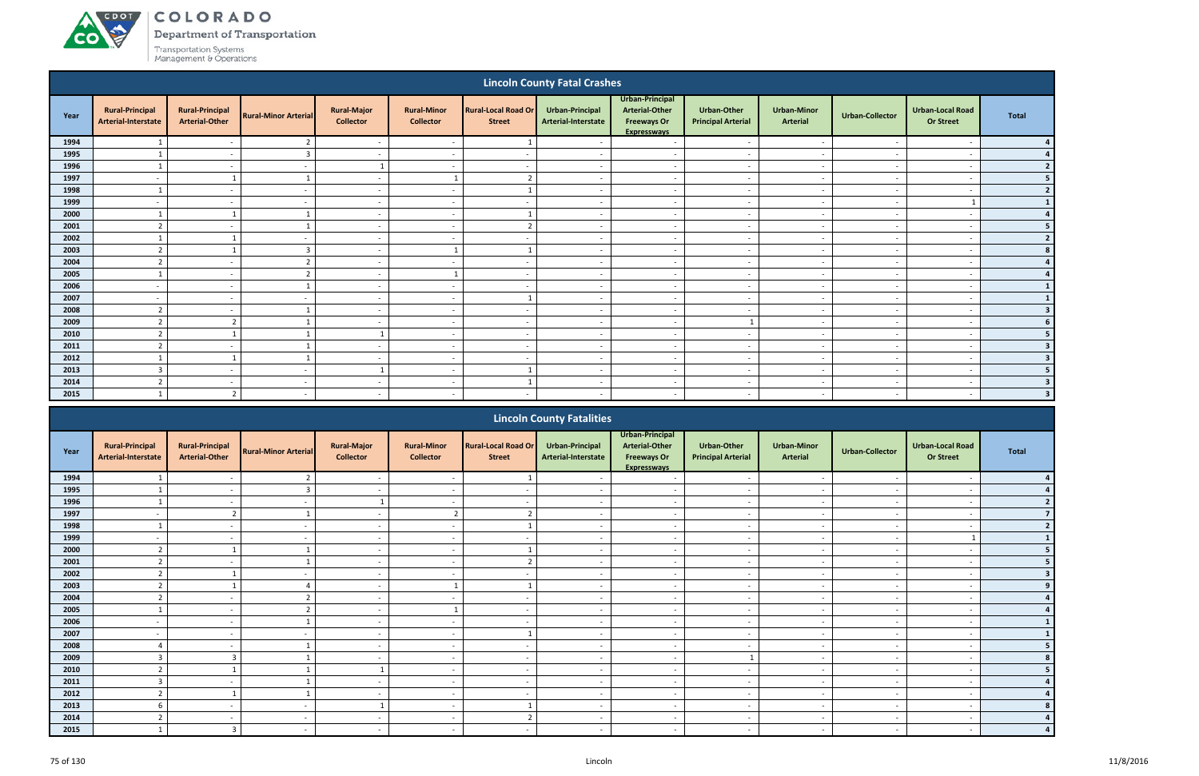COLORADO
Department of Transportation
Transportation Systems Management & Operations

## Lincoln County Fatal Crashes

| Year | Rural-Principal Arterial-Interstate | Rural-Principal Arterial-Other | Rural-Minor Arterial | Rural-Major Collector | Rural-Minor Collector | Rural-Local Road Or Street | Urban-Principal Arterial-Interstate | Urban-Principal Arterial-Other Freeways Or Expressways | Urban-Other Principal Arterial | Urban-Minor Arterial | Urban-Collector | Urban-Local Road Or Street | Total |
|---|---|---|---|---|---|---|---|---|---|---|---|---|---|
| 1994 | 1 | - | 2 | - | - | 1 | - | - | - | - | - | - | 4 |
| 1995 | 1 | - | 3 | - | - | - | - | - | - | - | - | - | 4 |
| 1996 | 1 | - | - | 1 | - | - | - | - | - | - | - | - | 2 |
| 1997 | - | 1 | 1 | - | 1 | 2 | - | - | - | - | - | - | 5 |
| 1998 | 1 | - | - | - | - | 1 | - | - | - | - | - | - | 2 |
| 1999 | - | - | - | - | - | - | - | - | - | - | - | 1 | 1 |
| 2000 | 1 | 1 | 1 | - | - | 1 | - | - | - | - | - | - | 4 |
| 2001 | 2 | - | 1 | - | - | 2 | - | - | - | - | - | - | 5 |
| 2002 | 1 | 1 | - | - | - | - | - | - | - | - | - | - | 2 |
| 2003 | 2 | 1 | 3 | - | 1 | 1 | - | - | - | - | - | - | 8 |
| 2004 | 2 | - | 2 | - | - | - | - | - | - | - | - | - | 4 |
| 2005 | 1 | - | 2 | - | 1 | - | - | - | - | - | - | - | 4 |
| 2006 | - | - | 1 | - | - | - | - | - | - | - | - | - | 1 |
| 2007 | - | - | - | - | - | 1 | - | - | - | - | - | - | 1 |
| 2008 | 2 | - | 1 | - | - | - | - | - | - | - | - | - | 3 |
| 2009 | 2 | 2 | 1 | - | - | - | - | - | 1 | - | - | - | 6 |
| 2010 | 2 | 1 | 1 | 1 | - | - | - | - | - | - | - | - | 5 |
| 2011 | 2 | - | 1 | - | - | - | - | - | - | - | - | - | 3 |
| 2012 | 1 | 1 | 1 | - | - | - | - | - | - | - | - | - | 3 |
| 2013 | 3 | - | - | 1 | - | 1 | - | - | - | - | - | - | 5 |
| 2014 | 2 | - | - | - | - | 1 | - | - | - | - | - | - | 3 |
| 2015 | 1 | 2 | - | - | - | - | - | - | - | - | - | - | 3 |

## Lincoln County Fatalities

| Year | Rural-Principal Arterial-Interstate | Rural-Principal Arterial-Other | Rural-Minor Arterial | Rural-Major Collector | Rural-Minor Collector | Rural-Local Road Or Street | Urban-Principal Arterial-Interstate | Urban-Principal Arterial-Other Freeways Or Expressways | Urban-Other Principal Arterial | Urban-Minor Arterial | Urban-Collector | Urban-Local Road Or Street | Total |
|---|---|---|---|---|---|---|---|---|---|---|---|---|---|
| 1994 | 1 | - | 2 | - | - | 1 | - | - | - | - | - | - | 4 |
| 1995 | 1 | - | 3 | - | - | - | - | - | - | - | - | - | 4 |
| 1996 | 1 | - | - | 1 | - | - | - | - | - | - | - | - | 2 |
| 1997 | - | 2 | 1 | - | 2 | 2 | - | - | - | - | - | - | 7 |
| 1998 | 1 | - | - | - | - | 1 | - | - | - | - | - | - | 2 |
| 1999 | - | - | - | - | - | - | - | - | - | - | - | 1 | 1 |
| 2000 | 2 | 1 | 1 | - | - | 1 | - | - | - | - | - | - | 5 |
| 2001 | 2 | - | 1 | - | - | 2 | - | - | - | - | - | - | 5 |
| 2002 | 2 | 1 | - | - | - | - | - | - | - | - | - | - | 3 |
| 2003 | 2 | 1 | 4 | - | 1 | 1 | - | - | - | - | - | - | 9 |
| 2004 | 2 | - | 2 | - | - | - | - | - | - | - | - | - | 4 |
| 2005 | 1 | - | 2 | - | 1 | - | - | - | - | - | - | - | 4 |
| 2006 | - | - | 1 | - | - | - | - | - | - | - | - | - | 1 |
| 2007 | - | - | - | - | - | 1 | - | - | - | - | - | - | 1 |
| 2008 | 4 | - | 1 | - | - | - | - | - | - | - | - | - | 5 |
| 2009 | 3 | 3 | 1 | - | - | - | - | - | 1 | - | - | - | 8 |
| 2010 | 2 | 1 | 1 | 1 | - | - | - | - | - | - | - | - | 5 |
| 2011 | 3 | - | 1 | - | - | - | - | - | - | - | - | - | 4 |
| 2012 | 2 | 1 | 1 | - | - | - | - | - | - | - | - | - | 4 |
| 2013 | 6 | - | - | 1 | - | 1 | - | - | - | - | - | - | 8 |
| 2014 | 2 | - | - | - | - | 2 | - | - | - | - | - | - | 4 |
| 2015 | 1 | 3 | - | - | - | - | - | - | - | - | - | - | 4 |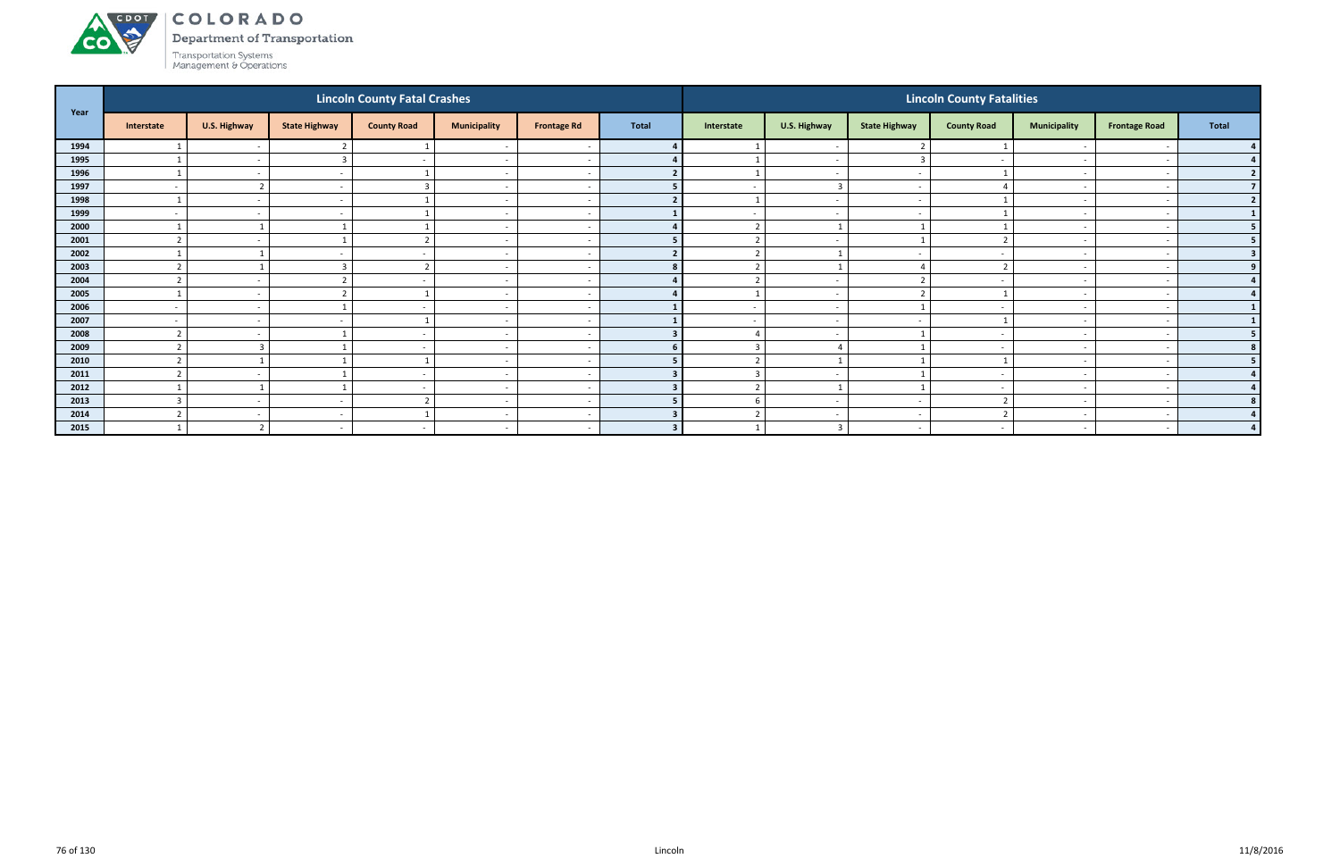COLORADO
Department of Transportation
Transportation Systems Management & Operations

| Year | Lincoln County Fatal Crashes | | | | | | | Lincoln County Fatalities | | | | | | |
|---|---|---|---|---|---|---|---|---|---|---|---|---|---|---|
| | Interstate | U.S. Highway | State Highway | County Road | Municipality | Frontage Rd | Total | Interstate | U.S. Highway | State Highway | County Road | Municipality | Frontage Road | Total |
| 1994 | 1 | - | 2 | 1 | - | - | 4 | 1 | - | 2 | 1 | - | - | 4 |
| 1995 | 1 | - | 3 | - | - | - | 4 | 1 | - | 3 | - | - | - | 4 |
| 1996 | 1 | - | - | 1 | - | - | 2 | 1 | - | - | 1 | - | - | 2 |
| 1997 | - | 2 | - | 3 | - | - | 5 | - | 3 | - | 4 | - | - | 7 |
| 1998 | 1 | - | - | 1 | - | - | 2 | 1 | - | - | 1 | - | - | 2 |
| 1999 | - | - | - | 1 | - | - | 1 | - | - | - | 1 | - | - | 1 |
| 2000 | 1 | 1 | 1 | 1 | - | - | 4 | 2 | 1 | 1 | 1 | - | - | 5 |
| 2001 | 2 | - | 1 | 2 | - | - | 5 | 2 | - | 1 | 2 | - | - | 5 |
| 2002 | 1 | 1 | - | - | - | - | 2 | 2 | 1 | - | - | - | - | 3 |
| 2003 | 2 | 1 | 3 | 2 | - | - | 8 | 2 | 1 | 4 | 2 | - | - | 9 |
| 2004 | 2 | - | 2 | - | - | - | 4 | 2 | - | 2 | - | - | - | 4 |
| 2005 | 1 | - | 2 | 1 | - | - | 4 | 1 | - | 2 | 1 | - | - | 4 |
| 2006 | - | - | 1 | - | - | - | 1 | - | - | 1 | - | - | - | 1 |
| 2007 | - | - | - | 1 | - | - | 1 | - | - | - | 1 | - | - | 1 |
| 2008 | 2 | - | 1 | - | - | - | 3 | 4 | - | 1 | - | - | - | 5 |
| 2009 | 2 | 3 | 1 | - | - | - | 6 | 3 | 4 | 1 | - | - | - | 8 |
| 2010 | 2 | 1 | 1 | 1 | - | - | 5 | 2 | 1 | 1 | 1 | - | - | 5 |
| 2011 | 2 | - | 1 | - | - | - | 3 | 3 | - | 1 | - | - | - | 4 |
| 2012 | 1 | 1 | 1 | - | - | - | 3 | 2 | 1 | 1 | - | - | - | 4 |
| 2013 | 3 | - | - | 2 | - | - | 5 | 6 | - | - | 2 | - | - | 8 |
| 2014 | 2 | - | - | 1 | - | - | 3 | 2 | - | - | 2 | - | - | 4 |
| 2015 | 1 | 2 | - | - | - | - | 3 | 1 | 3 | - | - | - | - | 4 |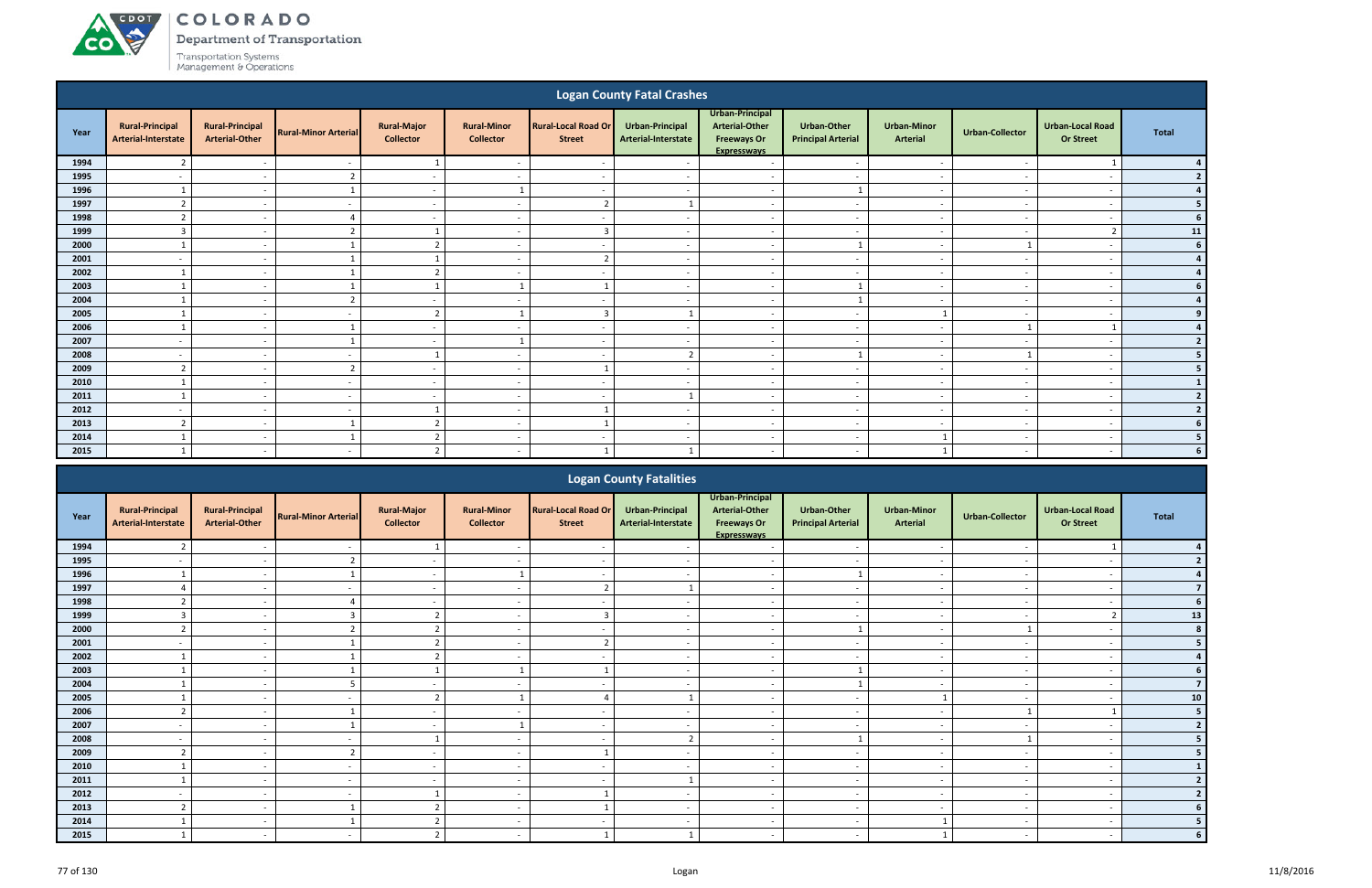## Logan County Fatal Crashes

| Year | Rural-Principal Arterial-Interstate | Rural-Principal Arterial-Other | Rural-Minor Arterial | Rural-Major Collector | Rural-Minor Collector | Rural-Local Road Or Street | Urban-Principal Arterial-Interstate | Urban-Principal Arterial-Other Freeways Or Expressways | Urban-Other Principal Arterial | Urban-Minor Arterial | Urban-Collector | Urban-Local Road Or Street | Total |
|---|---|---|---|---|---|---|---|---|---|---|---|---|---|
| 1994 | 2 | - | - | 1 | - | - | - | - | - | - | - | 1 | 4 |
| 1995 | - | - | 2 | - | - | - | - | - | - | - | - | - | 2 |
| 1996 | 1 | - | 1 | - | 1 | - | - | - | 1 | - | - | - | 4 |
| 1997 | 2 | - | - | - | - | 2 | 1 | - | - | - | - | - | 5 |
| 1998 | 2 | - | 4 | - | - | - | - | - | - | - | - | - | 6 |
| 1999 | 3 | - | 2 | 1 | - | 3 | - | - | - | - | - | 2 | 11 |
| 2000 | 1 | - | 1 | 2 | - | - | - | - | 1 | - | 1 | - | 6 |
| 2001 | - | - | 1 | 1 | - | 2 | - | - | - | - | - | - | 4 |
| 2002 | 1 | - | 1 | 2 | - | - | - | - | - | - | - | - | 4 |
| 2003 | 1 | - | 1 | 1 | 1 | 1 | - | - | 1 | - | - | - | 6 |
| 2004 | 1 | - | 2 | - | - | - | - | - | 1 | - | - | - | 4 |
| 2005 | 1 | - | - | 2 | 1 | 3 | 1 | - | - | 1 | - | - | 9 |
| 2006 | 1 | - | 1 | - | - | - | - | - | - | - | 1 | 1 | 4 |
| 2007 | - | - | 1 | - | 1 | - | - | - | - | - | - | - | 2 |
| 2008 | - | - | - | 1 | - | - | 2 | - | 1 | - | 1 | - | 5 |
| 2009 | 2 | - | 2 | - | - | 1 | - | - | - | - | - | - | 5 |
| 2010 | 1 | - | - | - | - | - | - | - | - | - | - | - | 1 |
| 2011 | 1 | - | - | - | - | - | 1 | - | - | - | - | - | 2 |
| 2012 | - | - | - | 1 | - | 1 | - | - | - | - | - | - | 2 |
| 2013 | 2 | - | 1 | 2 | - | 1 | - | - | - | - | - | - | 6 |
| 2014 | 1 | - | 1 | 2 | - | - | - | - | - | 1 | - | - | 5 |
| 2015 | 1 | - | - | 2 | - | 1 | 1 | - | - | 1 | - | - | 6 |

## Logan County Fatalities

| Year | Rural-Principal Arterial-Interstate | Rural-Principal Arterial-Other | Rural-Minor Arterial | Rural-Major Collector | Rural-Minor Collector | Rural-Local Road Or Street | Urban-Principal Arterial-Interstate | Urban-Principal Arterial-Other Freeways Or Expressways | Urban-Other Principal Arterial | Urban-Minor Arterial | Urban-Collector | Urban-Local Road Or Street | Total |
|---|---|---|---|---|---|---|---|---|---|---|---|---|---|
| 1994 | 2 | - | - | 1 | - | - | - | - | - | - | - | 1 | 4 |
| 1995 | - | - | 2 | - | - | - | - | - | - | - | - | - | 2 |
| 1996 | 1 | - | 1 | - | 1 | - | - | - | 1 | - | - | - | 4 |
| 1997 | 4 | - | - | - | - | 2 | 1 | - | - | - | - | - | 7 |
| 1998 | 2 | - | 4 | - | - | - | - | - | - | - | - | - | 6 |
| 1999 | 3 | - | 3 | 2 | - | 3 | - | - | - | - | - | 2 | 13 |
| 2000 | 2 | - | 2 | 2 | - | - | - | - | 1 | - | 1 | - | 8 |
| 2001 | - | - | 1 | 2 | - | 2 | - | - | - | - | - | - | 5 |
| 2002 | 1 | - | 1 | 2 | - | - | - | - | - | - | - | - | 4 |
| 2003 | 1 | - | 1 | 1 | 1 | 1 | - | - | 1 | - | - | - | 6 |
| 2004 | 1 | - | 5 | - | - | - | - | - | 1 | - | - | - | 7 |
| 2005 | 1 | - | - | 2 | 1 | 4 | 1 | - | - | 1 | - | - | 10 |
| 2006 | 2 | - | 1 | - | - | - | - | - | - | - | 1 | 1 | 5 |
| 2007 | - | - | 1 | - | 1 | - | - | - | - | - | - | - | 2 |
| 2008 | - | - | - | 1 | - | - | 2 | - | 1 | - | 1 | - | 5 |
| 2009 | 2 | - | 2 | - | - | 1 | - | - | - | - | - | - | 5 |
| 2010 | 1 | - | - | - | - | - | - | - | - | - | - | - | 1 |
| 2011 | 1 | - | - | - | - | - | 1 | - | - | - | - | - | 2 |
| 2012 | - | - | - | 1 | - | 1 | - | - | - | - | - | - | 2 |
| 2013 | 2 | - | 1 | 2 | - | 1 | - | - | - | - | - | - | 6 |
| 2014 | 1 | - | 1 | 2 | - | - | - | - | - | 1 | - | - | 5 |
| 2015 | 1 | - | - | 2 | - | 1 | 1 | - | - | 1 | - | - | 6 |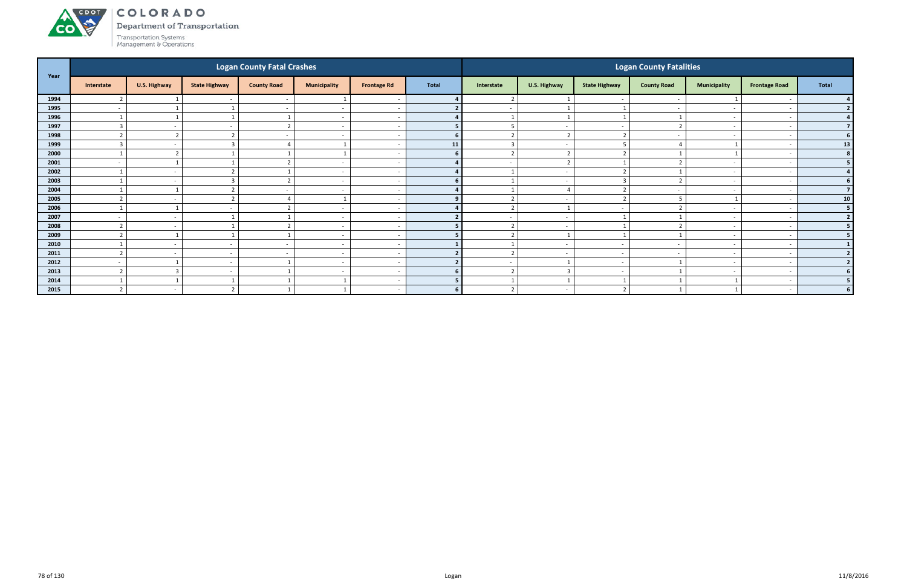# COLORADO

Department of Transportation

Transportation Systems Management & Operations

| Year | Logan County Fatal Crashes | | | | | | | Logan County Fatalities | | | | | | |
|---|---|---|---|---|---|---|---|---|---|---|---|---|---|---|
| | Interstate | U.S. Highway | State Highway | County Road | Municipality | Frontage Rd | Total | Interstate | U.S. Highway | State Highway | County Road | Municipality | Frontage Road | Total |
| 1994 | 2 | 1 | - | - | 1 | - | 4 | 2 | 1 | - | - | 1 | - | 4 |
| 1995 | - | 1 | 1 | - | - | - | 2 | - | 1 | 1 | - | - | - | 2 |
| 1996 | 1 | 1 | 1 | 1 | - | - | 4 | 1 | 1 | 1 | 1 | - | - | 4 |
| 1997 | 3 | - | - | 2 | - | - | 5 | 5 | - | - | 2 | - | - | 7 |
| 1998 | 2 | 2 | 2 | - | - | - | 6 | 2 | 2 | 2 | - | - | - | 6 |
| 1999 | 3 | - | 3 | 4 | 1 | - | 11 | 3 | - | 5 | 4 | 1 | - | 13 |
| 2000 | 1 | 2 | 1 | 1 | 1 | - | 6 | 2 | 2 | 2 | 1 | 1 | - | 8 |
| 2001 | - | 1 | 1 | 2 | - | - | 4 | - | 2 | 1 | 2 | - | - | 5 |
| 2002 | 1 | - | 2 | 1 | - | - | 4 | 1 | - | 2 | 1 | - | - | 4 |
| 2003 | 1 | - | 3 | 2 | - | - | 6 | 1 | - | 3 | 2 | - | - | 6 |
| 2004 | 1 | 1 | 2 | - | - | - | 4 | 1 | 4 | 2 | - | - | - | 7 |
| 2005 | 2 | - | 2 | 4 | 1 | - | 9 | 2 | - | 2 | 5 | 1 | - | 10 |
| 2006 | 1 | 1 | - | 2 | - | - | 4 | 2 | 1 | - | 2 | - | - | 5 |
| 2007 | - | - | 1 | 1 | - | - | 2 | - | - | 1 | 1 | - | - | 2 |
| 2008 | 2 | - | 1 | 2 | - | - | 5 | 2 | - | 1 | 2 | - | - | 5 |
| 2009 | 2 | 1 | 1 | 1 | - | - | 5 | 2 | 1 | 1 | 1 | - | - | 5 |
| 2010 | 1 | - | - | - | - | - | 1 | 1 | - | - | - | - | - | 1 |
| 2011 | 2 | - | - | - | - | - | 2 | 2 | - | - | - | - | - | 2 |
| 2012 | - | 1 | - | 1 | - | - | 2 | - | 1 | - | 1 | - | - | 2 |
| 2013 | 2 | 3 | - | 1 | - | - | 6 | 2 | 3 | - | 1 | - | - | 6 |
| 2014 | 1 | 1 | 1 | 1 | 1 | - | 5 | 1 | 1 | 1 | 1 | 1 | - | 5 |
| 2015 | 2 | - | 2 | 1 | 1 | - | 6 | 2 | - | 2 | 1 | 1 | - | 6 |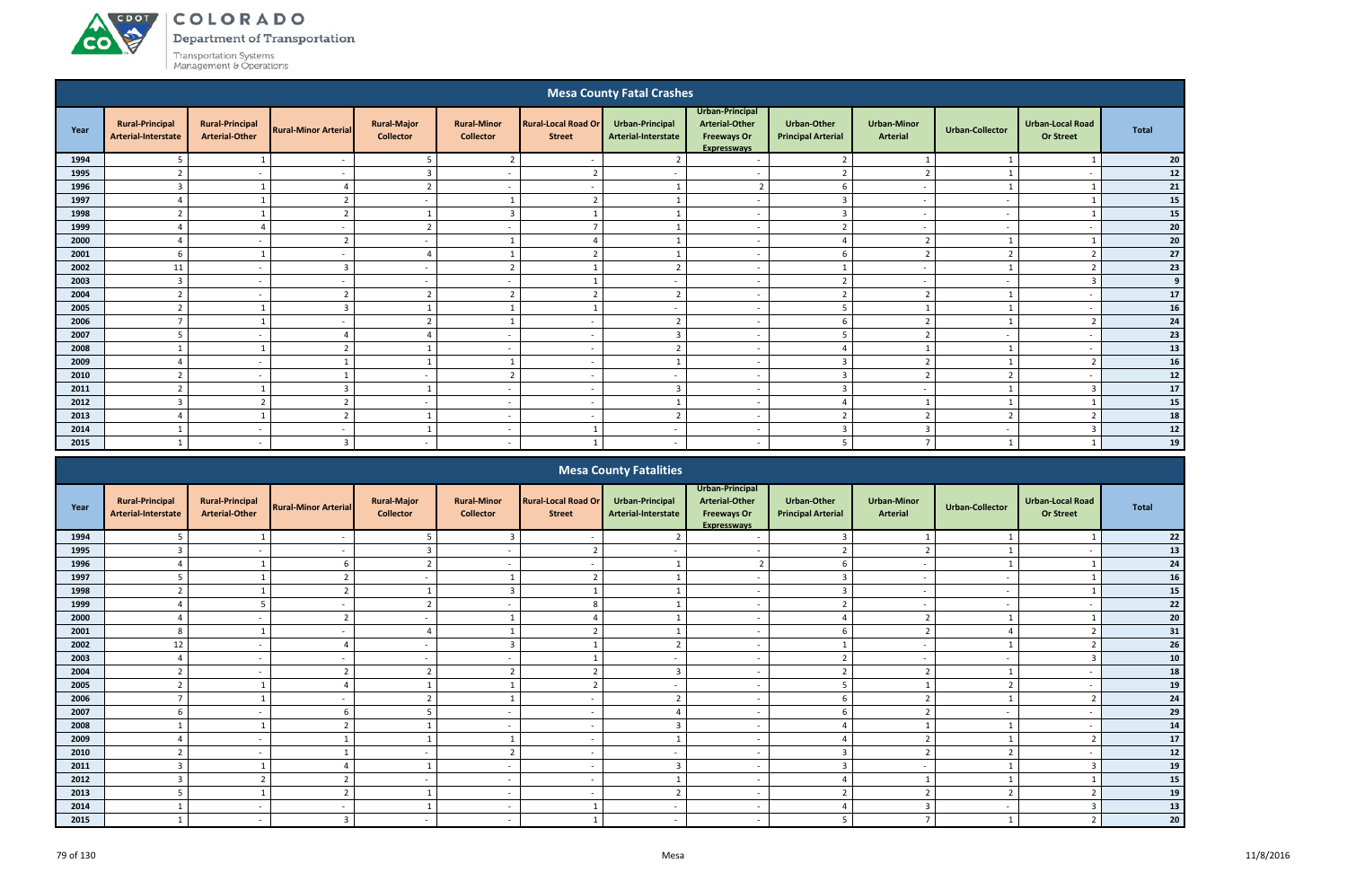## Mesa County Fatal Crashes

| Year | Rural-Principal Arterial-Interstate | Rural-Principal Arterial-Other | Rural-Minor Arterial | Rural-Major Collector | Rural-Minor Collector | Rural-Local Road Or Street | Urban-Principal Arterial-Interstate | Urban-Principal Arterial-Other Freeways Or Expressways | Urban-Other Principal Arterial | Urban-Minor Arterial | Urban-Collector | Urban-Local Road Or Street | Total |
|---|---|---|---|---|---|---|---|---|---|---|---|---|---|
| 1994 | 5 | 1 | - | 5 | 2 | - | 2 | - | 2 | 1 | 1 | 1 | 20 |
| 1995 | 2 | - | - | 3 | - | 2 | - | - | 2 | 2 | 1 | - | 12 |
| 1996 | 3 | 1 | 4 | 2 | - | - | 1 | 2 | 6 | - | 1 | 1 | 21 |
| 1997 | 4 | 1 | 2 | - | 1 | 2 | 1 | - | 3 | - | - | 1 | 15 |
| 1998 | 2 | 1 | 2 | 1 | 3 | 1 | 1 | - | 3 | - | - | 1 | 15 |
| 1999 | 4 | 4 | - | 2 | - | 7 | 1 | - | 2 | - | - | - | 20 |
| 2000 | 4 | - | 2 | - | 1 | 4 | 1 | - | 4 | 2 | 1 | 1 | 20 |
| 2001 | 6 | 1 | - | 4 | 1 | 2 | 1 | - | 6 | 2 | 2 | 2 | 27 |
| 2002 | 11 | - | 3 | - | 2 | 1 | 2 | - | 1 | - | 1 | 2 | 23 |
| 2003 | 3 | - | - | - | - | 1 | - | - | 2 | - | - | 3 | 9 |
| 2004 | 2 | - | 2 | 2 | 2 | 2 | 2 | - | 2 | 2 | 1 | - | 17 |
| 2005 | 2 | 1 | 3 | 1 | 1 | 1 | - | - | 5 | 1 | 1 | - | 16 |
| 2006 | 7 | 1 | - | 2 | 1 | - | 2 | - | 6 | 2 | 1 | 2 | 24 |
| 2007 | 5 | - | 4 | 4 | - | - | 3 | - | 5 | 2 | - | - | 23 |
| 2008 | 1 | 1 | 2 | 1 | - | - | 2 | - | 4 | 1 | 1 | - | 13 |
| 2009 | 4 | - | 1 | 1 | 1 | - | 1 | - | 3 | 2 | 1 | 2 | 16 |
| 2010 | 2 | - | 1 | - | 2 | - | - | - | 3 | 2 | 2 | - | 12 |
| 2011 | 2 | 1 | 3 | 1 | - | - | 3 | - | 3 | - | 1 | 3 | 17 |
| 2012 | 3 | 2 | 2 | - | - | - | 1 | - | 4 | 1 | 1 | 1 | 15 |
| 2013 | 4 | 1 | 2 | 1 | - | - | 2 | - | 2 | 2 | 2 | 2 | 18 |
| 2014 | 1 | - | - | 1 | - | 1 | - | - | 3 | 3 | - | 3 | 12 |
| 2015 | 1 | - | 3 | - | - | 1 | - | - | 5 | 7 | 1 | 1 | 19 |

## Mesa County Fatalities

| Year | Rural-Principal Arterial-Interstate | Rural-Principal Arterial-Other | Rural-Minor Arterial | Rural-Major Collector | Rural-Minor Collector | Rural-Local Road Or Street | Urban-Principal Arterial-Interstate | Urban-Principal Arterial-Other Freeways Or Expressways | Urban-Other Principal Arterial | Urban-Minor Arterial | Urban-Collector | Urban-Local Road Or Street | Total |
|---|---|---|---|---|---|---|---|---|---|---|---|---|---|
| 1994 | 5 | 1 | - | 5 | 3 | - | 2 | - | 3 | 1 | 1 | 1 | 22 |
| 1995 | 3 | - | - | 3 | - | 2 | - | - | 2 | 2 | 1 | - | 13 |
| 1996 | 4 | 1 | 6 | 2 | - | - | 1 | 2 | 6 | - | 1 | 1 | 24 |
| 1997 | 5 | 1 | 2 | - | 1 | 2 | 1 | - | 3 | - | - | 1 | 16 |
| 1998 | 2 | 1 | 2 | 1 | 3 | 1 | 1 | - | 3 | - | - | 1 | 15 |
| 1999 | 4 | 5 | - | 2 | - | 8 | 1 | - | 2 | - | - | - | 22 |
| 2000 | 4 | - | 2 | - | 1 | 4 | 1 | - | 4 | 2 | 1 | 1 | 20 |
| 2001 | 8 | 1 | - | 4 | 1 | 2 | 1 | - | 6 | 2 | 4 | 2 | 31 |
| 2002 | 12 | - | 4 | - | 3 | 1 | 2 | - | 1 | - | 1 | 2 | 26 |
| 2003 | 4 | - | - | - | - | 1 | - | - | 2 | - | - | 3 | 10 |
| 2004 | 2 | - | 2 | 2 | 2 | 2 | 3 | - | 2 | 2 | 1 | - | 18 |
| 2005 | 2 | 1 | 4 | 1 | 1 | 2 | - | - | 5 | 1 | 2 | - | 19 |
| 2006 | 7 | 1 | - | 2 | 1 | - | 2 | - | 6 | 2 | 1 | 2 | 24 |
| 2007 | 6 | - | 6 | 5 | - | - | 4 | - | 6 | 2 | - | - | 29 |
| 2008 | 1 | 1 | 2 | 1 | - | - | 3 | - | 4 | 1 | 1 | - | 14 |
| 2009 | 4 | - | 1 | 1 | 1 | - | 1 | - | 4 | 2 | 1 | 2 | 17 |
| 2010 | 2 | - | 1 | - | 2 | - | - | - | 3 | 2 | 2 | - | 12 |
| 2011 | 3 | 1 | 4 | 1 | - | - | 3 | - | 3 | - | 1 | 3 | 19 |
| 2012 | 3 | 2 | 2 | - | - | - | 1 | - | 4 | 1 | 1 | 1 | 15 |
| 2013 | 5 | 1 | 2 | 1 | - | - | 2 | - | 2 | 2 | 2 | 2 | 19 |
| 2014 | 1 | - | - | 1 | - | 1 | - | - | 4 | 3 | - | 3 | 13 |
| 2015 | 1 | - | 3 | - | - | 1 | - | - | 5 | 7 | 1 | 2 | 20 |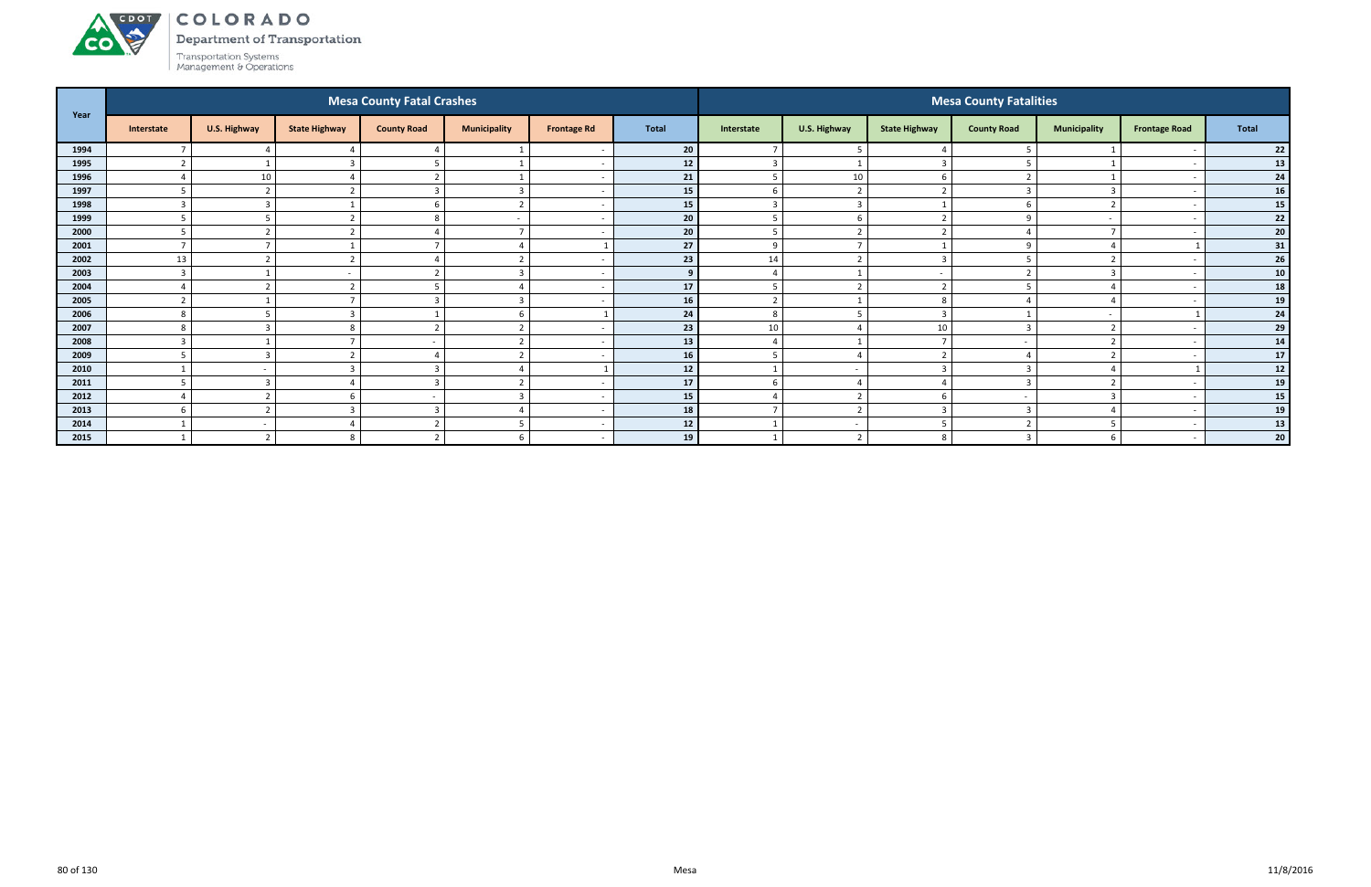# COLORADO

Department of Transportation

Transportation Systems Management & Operations

| Year | Mesa County Fatal Crashes | | | | | | | Mesa County Fatalities | | | | | | |
|---|---|---|---|---|---|---|---|---|---|---|---|---|---|---|
| | Interstate | U.S. Highway | State Highway | County Road | Municipality | Frontage Rd | Total | Interstate | U.S. Highway | State Highway | County Road | Municipality | Frontage Road | Total |
| 1994 | 7 | 4 | 4 | 4 | 1 | - | 20 | 7 | 5 | 4 | 5 | 1 | - | 22 |
| 1995 | 2 | 1 | 3 | 5 | 1 | - | 12 | 3 | 1 | 3 | 5 | 1 | - | 13 |
| 1996 | 4 | 10 | 4 | 2 | 1 | - | 21 | 5 | 10 | 6 | 2 | 1 | - | 24 |
| 1997 | 5 | 2 | 2 | 3 | 3 | - | 15 | 6 | 2 | 2 | 3 | 3 | - | 16 |
| 1998 | 3 | 3 | 1 | 6 | 2 | - | 15 | 3 | 3 | 1 | 6 | 2 | - | 15 |
| 1999 | 5 | 5 | 2 | 8 | - | - | 20 | 5 | 6 | 2 | 9 | - | - | 22 |
| 2000 | 5 | 2 | 2 | 4 | 7 | - | 20 | 5 | 2 | 2 | 4 | 7 | - | 20 |
| 2001 | 7 | 7 | 1 | 7 | 4 | 1 | 27 | 9 | 7 | 1 | 9 | 4 | 1 | 31 |
| 2002 | 13 | 2 | 2 | 4 | 2 | - | 23 | 14 | 2 | 3 | 5 | 2 | - | 26 |
| 2003 | 3 | 1 | - | 2 | 3 | - | 9 | 4 | 1 | - | 2 | 3 | - | 10 |
| 2004 | 4 | 2 | 2 | 5 | 4 | - | 17 | 5 | 2 | 2 | 5 | 4 | - | 18 |
| 2005 | 2 | 1 | 7 | 3 | 3 | - | 16 | 2 | 1 | 8 | 4 | 4 | - | 19 |
| 2006 | 8 | 5 | 3 | 1 | 6 | 1 | 24 | 8 | 5 | 3 | 1 | - | 1 | 24 |
| 2007 | 8 | 3 | 8 | 2 | 2 | - | 23 | 10 | 4 | 10 | 3 | 2 | - | 29 |
| 2008 | 3 | 1 | 7 | - | 2 | - | 13 | 4 | 1 | 7 | - | 2 | - | 14 |
| 2009 | 5 | 3 | 2 | 4 | 2 | - | 16 | 5 | 4 | 2 | 4 | 2 | - | 17 |
| 2010 | 1 | - | 3 | 3 | 4 | 1 | 12 | 1 | - | 3 | 3 | 4 | 1 | 12 |
| 2011 | 5 | 3 | 4 | 3 | 2 | - | 17 | 6 | 4 | 4 | 3 | 2 | - | 19 |
| 2012 | 4 | 2 | 6 | - | 3 | - | 15 | 4 | 2 | 6 | - | 3 | - | 15 |
| 2013 | 6 | 2 | 3 | 3 | 4 | - | 18 | 7 | 2 | 3 | 3 | 4 | - | 19 |
| 2014 | 1 | - | 4 | 2 | 5 | - | 12 | 1 | - | 5 | 2 | 5 | - | 13 |
| 2015 | 1 | 2 | 8 | 2 | 6 | - | 19 | 1 | 2 | 8 | 3 | 6 | - | 20 |

Mesa

11/8/2016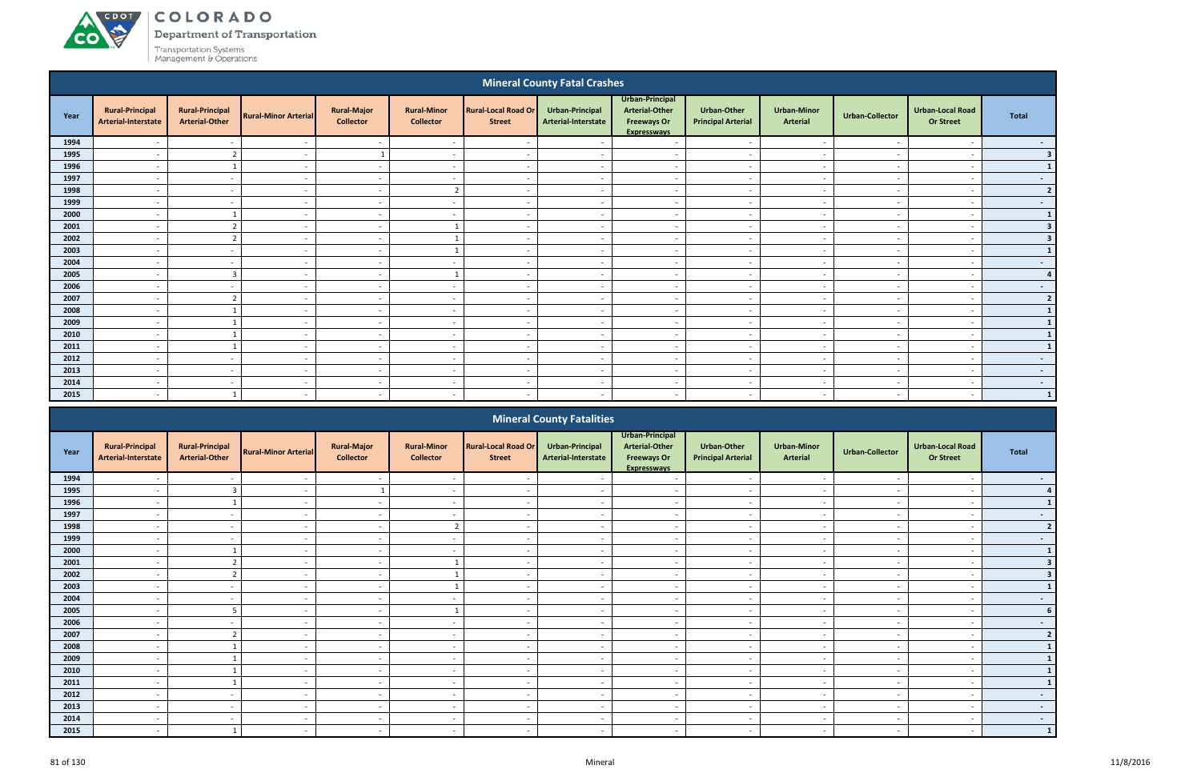## Mineral County Fatal Crashes

| Year | Rural-Principal Arterial-Interstate | Rural-Principal Arterial-Other | Rural-Minor Arterial | Rural-Major Collector | Rural-Minor Collector | Rural-Local Road Or Street | Urban-Principal Arterial-Interstate | Urban-Principal Arterial-Other Freeways Or Expressways | Urban-Other Principal Arterial | Urban-Minor Arterial | Urban-Collector | Urban-Local Road Or Street | Total |
|---|---|---|---|---|---|---|---|---|---|---|---|---|---|
| 1994 | - | - | - | - | - | - | - | - | - | - | - | - | - |
| 1995 | - | 2 | - | 1 | - | - | - | - | - | - | - | - | 3 |
| 1996 | - | 1 | - | - | - | - | - | - | - | - | - | - | 1 |
| 1997 | - | - | - | - | - | - | - | - | - | - | - | - | - |
| 1998 | - | - | - | - | 2 | - | - | - | - | - | - | - | 2 |
| 1999 | - | - | - | - | - | - | - | - | - | - | - | - | - |
| 2000 | - | 1 | - | - | - | - | - | - | - | - | - | - | 1 |
| 2001 | - | 2 | - | - | 1 | - | - | - | - | - | - | - | 3 |
| 2002 | - | 2 | - | - | 1 | - | - | - | - | - | - | - | 3 |
| 2003 | - | - | - | - | 1 | - | - | - | - | - | - | - | 1 |
| 2004 | - | - | - | - | - | - | - | - | - | - | - | - | - |
| 2005 | - | 3 | - | - | 1 | - | - | - | - | - | - | - | 4 |
| 2006 | - | - | - | - | - | - | - | - | - | - | - | - | - |
| 2007 | - | 2 | - | - | - | - | - | - | - | - | - | - | 2 |
| 2008 | - | 1 | - | - | - | - | - | - | - | - | - | - | 1 |
| 2009 | - | 1 | - | - | - | - | - | - | - | - | - | - | 1 |
| 2010 | - | 1 | - | - | - | - | - | - | - | - | - | - | 1 |
| 2011 | - | 1 | - | - | - | - | - | - | - | - | - | - | 1 |
| 2012 | - | - | - | - | - | - | - | - | - | - | - | - | - |
| 2013 | - | - | - | - | - | - | - | - | - | - | - | - | - |
| 2014 | - | - | - | - | - | - | - | - | - | - | - | - | - |
| 2015 | - | 1 | - | - | - | - | - | - | - | - | - | - | 1 |

## Mineral County Fatalities

| Year | Rural-Principal Arterial-Interstate | Rural-Principal Arterial-Other | Rural-Minor Arterial | Rural-Major Collector | Rural-Minor Collector | Rural-Local Road Or Street | Urban-Principal Arterial-Interstate | Urban-Principal Arterial-Other Freeways Or Expressways | Urban-Other Principal Arterial | Urban-Minor Arterial | Urban-Collector | Urban-Local Road Or Street | Total |
|---|---|---|---|---|---|---|---|---|---|---|---|---|---|
| 1994 | - | - | - | - | - | - | - | - | - | - | - | - | - |
| 1995 | - | 3 | - | 1 | - | - | - | - | - | - | - | - | 4 |
| 1996 | - | 1 | - | - | - | - | - | - | - | - | - | - | 1 |
| 1997 | - | - | - | - | - | - | - | - | - | - | - | - | - |
| 1998 | - | - | - | - | 2 | - | - | - | - | - | - | - | 2 |
| 1999 | - | - | - | - | - | - | - | - | - | - | - | - | - |
| 2000 | - | 1 | - | - | - | - | - | - | - | - | - | - | 1 |
| 2001 | - | 2 | - | - | 1 | - | - | - | - | - | - | - | 3 |
| 2002 | - | 2 | - | - | 1 | - | - | - | - | - | - | - | 3 |
| 2003 | - | - | - | - | 1 | - | - | - | - | - | - | - | 1 |
| 2004 | - | - | - | - | - | - | - | - | - | - | - | - | - |
| 2005 | - | 5 | - | - | 1 | - | - | - | - | - | - | - | 6 |
| 2006 | - | - | - | - | - | - | - | - | - | - | - | - | - |
| 2007 | - | 2 | - | - | - | - | - | - | - | - | - | - | 2 |
| 2008 | - | 1 | - | - | - | - | - | - | - | - | - | - | 1 |
| 2009 | - | 1 | - | - | - | - | - | - | - | - | - | - | 1 |
| 2010 | - | 1 | - | - | - | - | - | - | - | - | - | - | 1 |
| 2011 | - | 1 | - | - | - | - | - | - | - | - | - | - | 1 |
| 2012 | - | - | - | - | - | - | - | - | - | - | - | - | - |
| 2013 | - | - | - | - | - | - | - | - | - | - | - | - | - |
| 2014 | - | - | - | - | - | - | - | - | - | - | - | - | - |
| 2015 | - | 1 | - | - | - | - | - | - | - | - | - | - | 1 |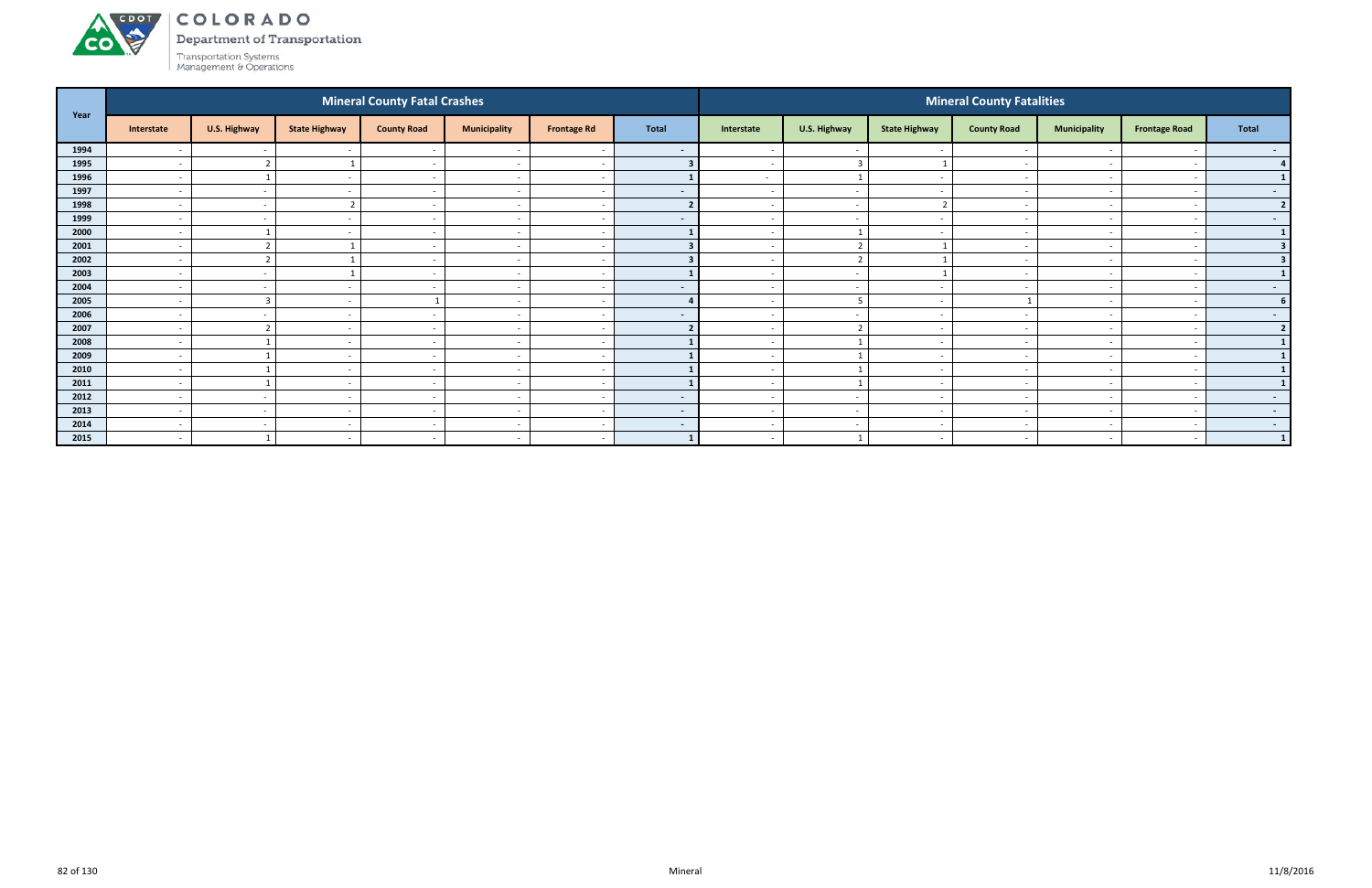# COLORADO

Department of Transportation

Transportation Systems Management & Operations

| Year | Mineral County Fatal Crashes | | | | | | | Mineral County Fatalities | | | | | | |
|---|---|---|---|---|---|---|---|---|---|---|---|---|---|---|
| | Interstate | U.S. Highway | State Highway | County Road | Municipality | Frontage Rd | Total | Interstate | U.S. Highway | State Highway | County Road | Municipality | Frontage Road | Total |
| 1994 | - | - | - | - | - | - | - | - | - | - | - | - | - | - |
| 1995 | - | 2 | 1 | - | - | - | 3 | - | 3 | 1 | - | - | - | 4 |
| 1996 | - | 1 | - | - | - | - | 1 | - | 1 | - | - | - | - | 1 |
| 1997 | - | - | - | - | - | - | - | - | - | - | - | - | - | - |
| 1998 | - | - | 2 | - | - | - | 2 | - | - | 2 | - | - | - | 2 |
| 1999 | - | - | - | - | - | - | - | - | - | - | - | - | - | - |
| 2000 | - | 1 | - | - | - | - | 1 | - | 1 | - | - | - | - | 1 |
| 2001 | - | 2 | 1 | - | - | - | 3 | - | 2 | 1 | - | - | - | 3 |
| 2002 | - | 2 | 1 | - | - | - | 3 | - | 2 | 1 | - | - | - | 3 |
| 2003 | - | - | 1 | - | - | - | 1 | - | - | 1 | - | - | - | 1 |
| 2004 | - | - | - | - | - | - | - | - | - | - | - | - | - | - |
| 2005 | - | 3 | - | 1 | - | - | 4 | - | 5 | - | 1 | - | - | 6 |
| 2006 | - | - | - | - | - | - | - | - | - | - | - | - | - | - |
| 2007 | - | 2 | - | - | - | - | 2 | - | 2 | - | - | - | - | 2 |
| 2008 | - | 1 | - | - | - | - | 1 | - | 1 | - | - | - | - | 1 |
| 2009 | - | 1 | - | - | - | - | 1 | - | 1 | - | - | - | - | 1 |
| 2010 | - | 1 | - | - | - | - | 1 | - | 1 | - | - | - | - | 1 |
| 2011 | - | 1 | - | - | - | - | 1 | - | 1 | - | - | - | - | 1 |
| 2012 | - | - | - | - | - | - | - | - | - | - | - | - | - | - |
| 2013 | - | - | - | - | - | - | - | - | - | - | - | - | - | - |
| 2014 | - | - | - | - | - | - | - | - | - | - | - | - | - | - |
| 2015 | - | 1 | - | - | - | - | 1 | - | 1 | - | - | - | - | 1 |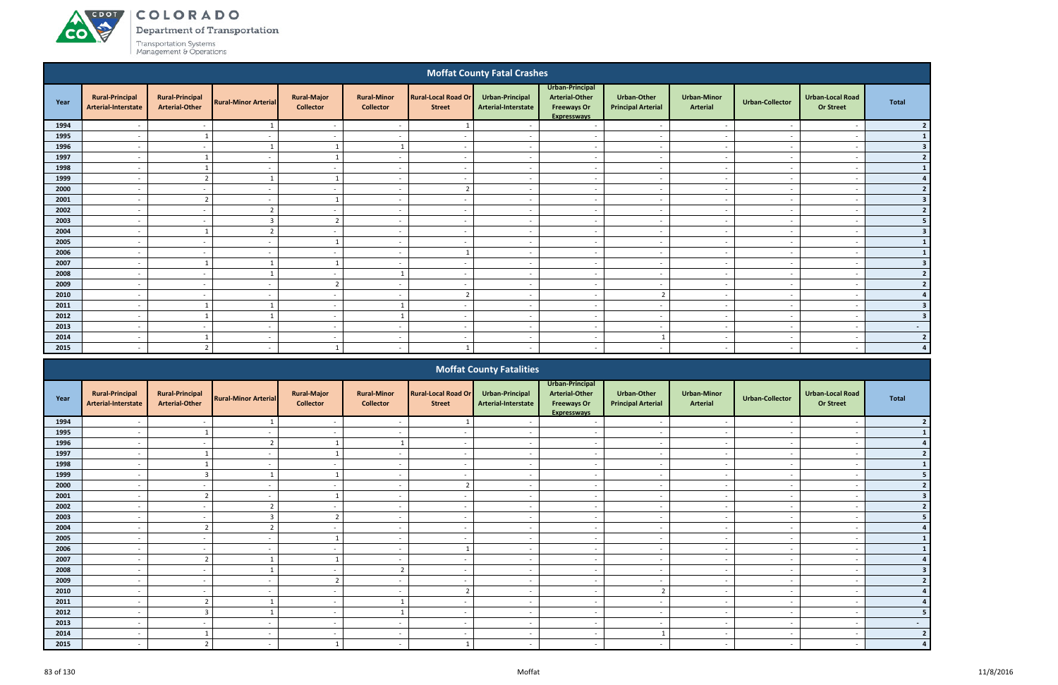## Moffat County Fatal Crashes

| Year | Rural-Principal Arterial-Interstate | Rural-Principal Arterial-Other | Rural-Minor Arterial | Rural-Major Collector | Rural-Minor Collector | Rural-Local Road Or Street | Urban-Principal Arterial-Interstate | Urban-Principal Arterial-Other Freeways Or Expressways | Urban-Other Principal Arterial | Urban-Minor Arterial | Urban-Collector | Urban-Local Road Or Street | Total |
|---|---|---|---|---|---|---|---|---|---|---|---|---|---|
| 1994 | - | - | 1 | - | - | 1 | - | - | - | - | - | - | 2 |
| 1995 | - | 1 | - | - | - | - | - | - | - | - | - | - | 1 |
| 1996 | - | - | 1 | 1 | 1 | - | - | - | - | - | - | - | 3 |
| 1997 | - | 1 | - | 1 | - | - | - | - | - | - | - | - | 2 |
| 1998 | - | 1 | - | - | - | - | - | - | - | - | - | - | 1 |
| 1999 | - | 2 | 1 | 1 | - | - | - | - | - | - | - | - | 4 |
| 2000 | - | - | - | - | - | 2 | - | - | - | - | - | - | 2 |
| 2001 | - | 2 | - | 1 | - | - | - | - | - | - | - | - | 3 |
| 2002 | - | - | 2 | - | - | - | - | - | - | - | - | - | 2 |
| 2003 | - | - | 3 | 2 | - | - | - | - | - | - | - | - | 5 |
| 2004 | - | 1 | 2 | - | - | - | - | - | - | - | - | - | 3 |
| 2005 | - | - | - | 1 | - | - | - | - | - | - | - | - | 1 |
| 2006 | - | - | - | - | - | 1 | - | - | - | - | - | - | 1 |
| 2007 | - | 1 | 1 | 1 | - | - | - | - | - | - | - | - | 3 |
| 2008 | - | - | 1 | - | 1 | - | - | - | - | - | - | - | 2 |
| 2009 | - | - | - | 2 | - | - | - | - | - | - | - | - | 2 |
| 2010 | - | - | - | - | - | 2 | - | - | 2 | - | - | - | 4 |
| 2011 | - | 1 | 1 | - | 1 | - | - | - | - | - | - | - | 3 |
| 2012 | - | 1 | 1 | - | 1 | - | - | - | - | - | - | - | 3 |
| 2013 | - | - | - | - | - | - | - | - | - | - | - | - | - |
| 2014 | - | 1 | - | - | - | - | - | - | 1 | - | - | - | 2 |
| 2015 | - | 2 | - | 1 | - | 1 | - | - | - | - | - | - | 4 |

## Moffat County Fatalities

| Year | Rural-Principal Arterial-Interstate | Rural-Principal Arterial-Other | Rural-Minor Arterial | Rural-Major Collector | Rural-Minor Collector | Rural-Local Road Or Street | Urban-Principal Arterial-Interstate | Urban-Principal Arterial-Other Freeways Or Expressways | Urban-Other Principal Arterial | Urban-Minor Arterial | Urban-Collector | Urban-Local Road Or Street | Total |
|---|---|---|---|---|---|---|---|---|---|---|---|---|---|
| 1994 | - | - | 1 | - | - | 1 | - | - | - | - | - | - | 2 |
| 1995 | - | 1 | - | - | - | - | - | - | - | - | - | - | 1 |
| 1996 | - | - | 2 | 1 | 1 | - | - | - | - | - | - | - | 4 |
| 1997 | - | 1 | - | 1 | - | - | - | - | - | - | - | - | 2 |
| 1998 | - | 1 | - | - | - | - | - | - | - | - | - | - | 1 |
| 1999 | - | 3 | 1 | 1 | - | - | - | - | - | - | - | - | 5 |
| 2000 | - | - | - | - | - | 2 | - | - | - | - | - | - | 2 |
| 2001 | - | 2 | - | 1 | - | - | - | - | - | - | - | - | 3 |
| 2002 | - | - | 2 | - | - | - | - | - | - | - | - | - | 2 |
| 2003 | - | - | 3 | 2 | - | - | - | - | - | - | - | - | 5 |
| 2004 | - | 2 | 2 | - | - | - | - | - | - | - | - | - | 4 |
| 2005 | - | - | - | 1 | - | - | - | - | - | - | - | - | 1 |
| 2006 | - | - | - | - | - | 1 | - | - | - | - | - | - | 1 |
| 2007 | - | 2 | 1 | 1 | - | - | - | - | - | - | - | - | 4 |
| 2008 | - | - | 1 | - | 2 | - | - | - | - | - | - | - | 3 |
| 2009 | - | - | - | 2 | - | - | - | - | - | - | - | - | 2 |
| 2010 | - | - | - | - | - | 2 | - | - | 2 | - | - | - | 4 |
| 2011 | - | 2 | 1 | - | 1 | - | - | - | - | - | - | - | 4 |
| 2012 | - | 3 | 1 | - | 1 | - | - | - | - | - | - | - | 5 |
| 2013 | - | - | - | - | - | - | - | - | - | - | - | - | - |
| 2014 | - | 1 | - | - | - | - | - | - | 1 | - | - | - | 2 |
| 2015 | - | 2 | - | 1 | - | 1 | - | - | - | - | - | - | 4 |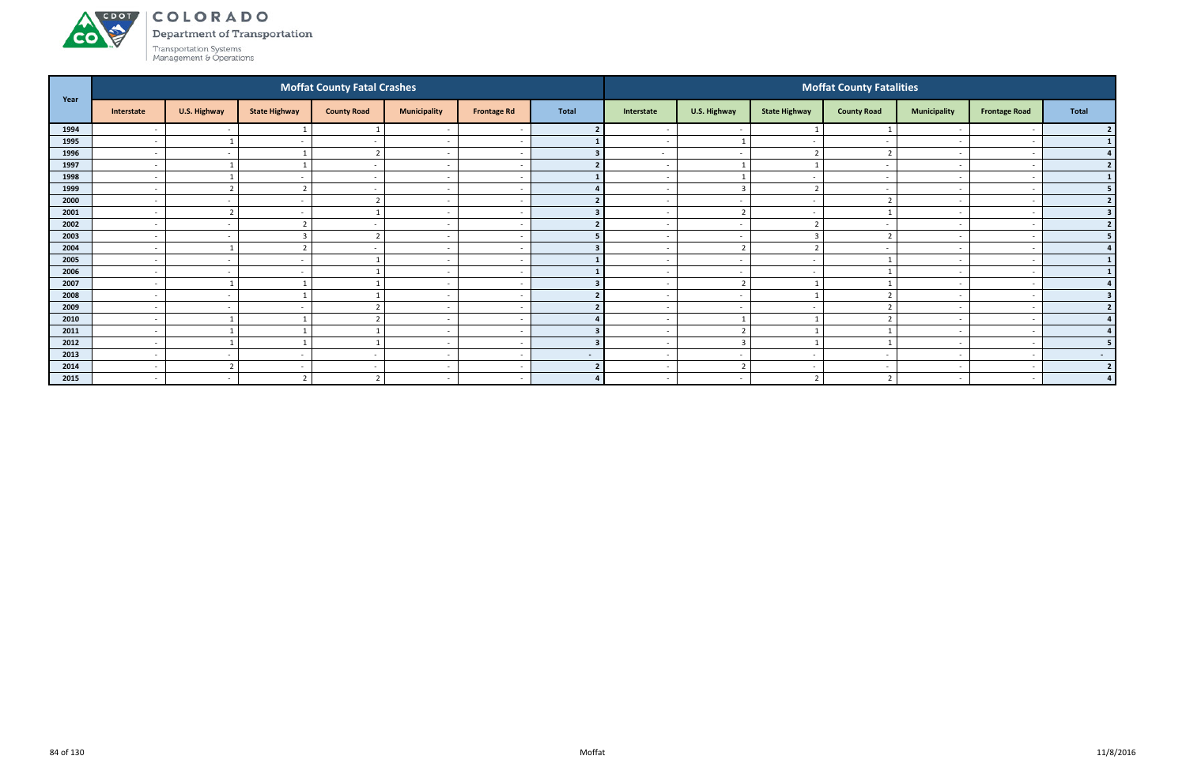# COLORADO

Department of Transportation

Transportation Systems Management & Operations

| Year | Moffat County Fatal Crashes | | | | | | | Moffat County Fatalities | | | | | | |
|---|---|---|---|---|---|---|---|---|---|---|---|---|---|---|
| | Interstate | U.S. Highway | State Highway | County Road | Municipality | Frontage Rd | Total | Interstate | U.S. Highway | State Highway | County Road | Municipality | Frontage Road | Total |
| 1994 | - | - | 1 | 1 | - | - | 2 | - | - | 1 | 1 | - | - | 2 |
| 1995 | - | 1 | - | - | - | - | 1 | - | 1 | - | - | - | - | 1 |
| 1996 | - | - | 1 | 2 | - | - | 3 | - | - | 2 | 2 | - | - | 4 |
| 1997 | - | 1 | 1 | - | - | - | 2 | - | 1 | 1 | - | - | - | 2 |
| 1998 | - | 1 | - | - | - | - | 1 | - | 1 | - | - | - | - | 1 |
| 1999 | - | 2 | 2 | - | - | - | 4 | - | 3 | 2 | - | - | - | 5 |
| 2000 | - | - | - | 2 | - | - | 2 | - | - | - | 2 | - | - | 2 |
| 2001 | - | 2 | - | 1 | - | - | 3 | - | 2 | - | 1 | - | - | 3 |
| 2002 | - | - | 2 | - | - | - | 2 | - | - | 2 | - | - | - | 2 |
| 2003 | - | - | 3 | 2 | - | - | 5 | - | - | 3 | 2 | - | - | 5 |
| 2004 | - | 1 | 2 | - | - | - | 3 | - | 2 | 2 | - | - | - | 4 |
| 2005 | - | - | - | 1 | - | - | 1 | - | - | - | 1 | - | - | 1 |
| 2006 | - | - | - | 1 | - | - | 1 | - | - | - | 1 | - | - | 1 |
| 2007 | - | 1 | 1 | 1 | - | - | 3 | - | 2 | 1 | 1 | - | - | 4 |
| 2008 | - | - | 1 | 1 | - | - | 2 | - | - | 1 | 2 | - | - | 3 |
| 2009 | - | - | - | 2 | - | - | 2 | - | - | - | 2 | - | - | 2 |
| 2010 | - | 1 | 1 | 2 | - | - | 4 | - | 1 | 1 | 2 | - | - | 4 |
| 2011 | - | 1 | 1 | 1 | - | - | 3 | - | 2 | 1 | 1 | - | - | 4 |
| 2012 | - | 1 | 1 | 1 | - | - | 3 | - | 3 | 1 | 1 | - | - | 5 |
| 2013 | - | - | - | - | - | - | - | - | - | - | - | - | - | - |
| 2014 | - | 2 | - | - | - | - | 2 | - | 2 | - | - | - | - | 2 |
| 2015 | - | - | 2 | 2 | - | - | 4 | - | - | 2 | 2 | - | - | 4 |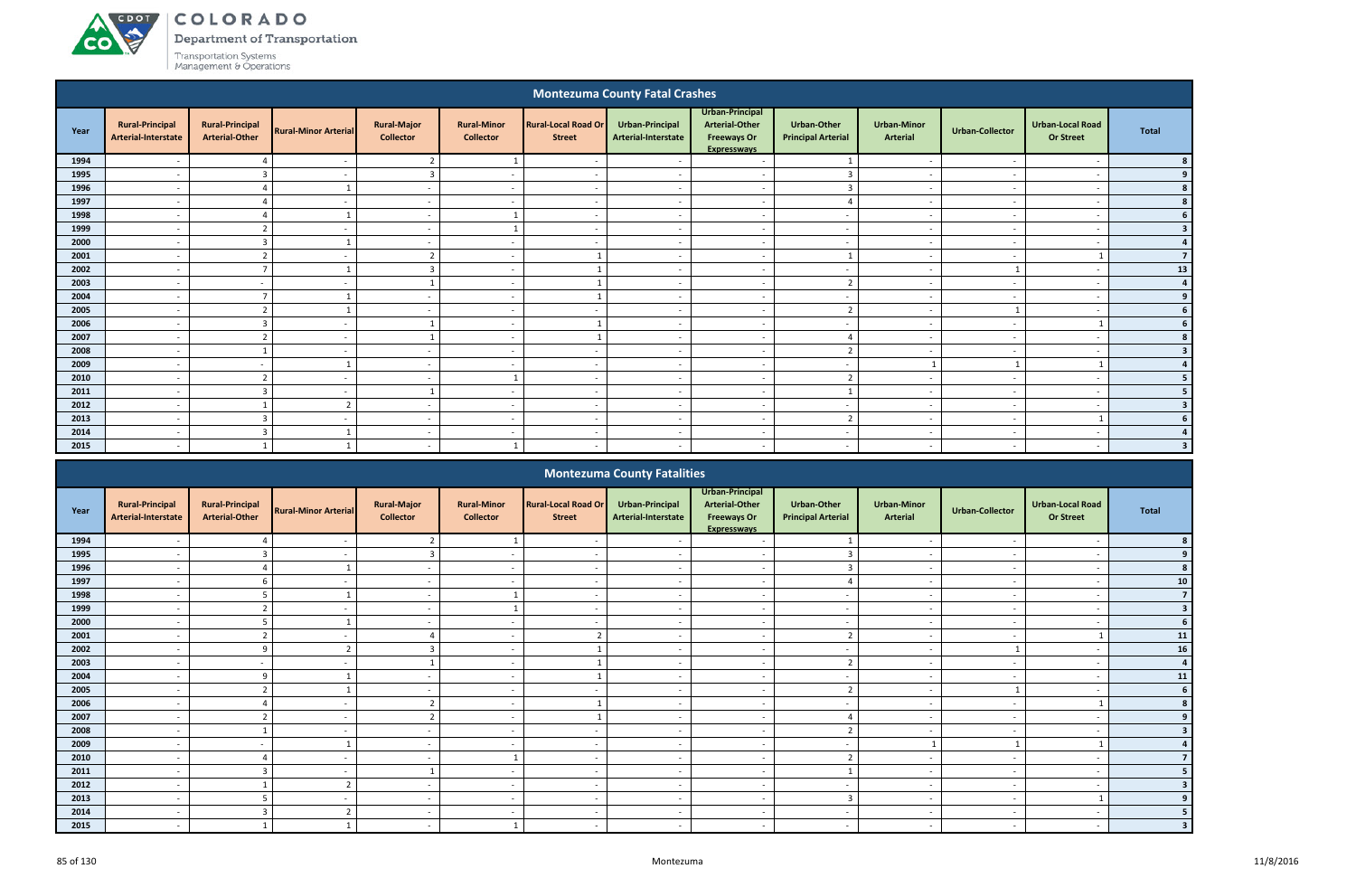## Montezuma County Fatal Crashes

| Year | Rural-Principal Arterial-Interstate | Rural-Principal Arterial-Other | Rural-Minor Arterial | Rural-Major Collector | Rural-Minor Collector | Rural-Local Road Or Street | Urban-Principal Arterial-Interstate | Urban-Principal Arterial-Other Freeways Or Expressways | Urban-Other Principal Arterial | Urban-Minor Arterial | Urban-Collector | Urban-Local Road Or Street | Total |
|---|---|---|---|---|---|---|---|---|---|---|---|---|---|
| 1994 | - | 4 | - | 2 | 1 | - | - | - | 1 | - | - | - | 8 |
| 1995 | - | 3 | - | 3 | - | - | - | - | 3 | - | - | - | 9 |
| 1996 | - | 4 | 1 | - | - | - | - | - | 3 | - | - | - | 8 |
| 1997 | - | 4 | - | - | - | - | - | - | 4 | - | - | - | 8 |
| 1998 | - | 4 | 1 | - | 1 | - | - | - | - | - | - | - | 6 |
| 1999 | - | 2 | - | - | 1 | - | - | - | - | - | - | - | 3 |
| 2000 | - | 3 | 1 | - | - | - | - | - | - | - | - | - | 4 |
| 2001 | - | 2 | - | 2 | - | 1 | - | - | 1 | - | - | 1 | 7 |
| 2002 | - | 7 | 1 | 3 | - | 1 | - | - | - | - | 1 | - | 13 |
| 2003 | - | - | - | 1 | - | 1 | - | - | 2 | - | - | - | 4 |
| 2004 | - | 7 | 1 | - | - | 1 | - | - | - | - | - | - | 9 |
| 2005 | - | 2 | 1 | - | - | - | - | - | 2 | - | 1 | - | 6 |
| 2006 | - | 3 | - | 1 | - | 1 | - | - | - | - | - | 1 | 6 |
| 2007 | - | 2 | - | 1 | - | 1 | - | - | 4 | - | - | - | 8 |
| 2008 | - | 1 | - | - | - | - | - | - | 2 | - | - | - | 3 |
| 2009 | - | - | 1 | - | - | - | - | - | - | 1 | 1 | 1 | 4 |
| 2010 | - | 2 | - | - | 1 | - | - | - | 2 | - | - | - | 5 |
| 2011 | - | 3 | - | 1 | - | - | - | - | 1 | - | - | - | 5 |
| 2012 | - | 1 | 2 | - | - | - | - | - | - | - | - | - | 3 |
| 2013 | - | 3 | - | - | - | - | - | - | 2 | - | - | 1 | 6 |
| 2014 | - | 3 | 1 | - | - | - | - | - | - | - | - | - | 4 |
| 2015 | - | 1 | 1 | - | 1 | - | - | - | - | - | - | - | 3 |

## Montezuma County Fatalities

| Year | Rural-Principal Arterial-Interstate | Rural-Principal Arterial-Other | Rural-Minor Arterial | Rural-Major Collector | Rural-Minor Collector | Rural-Local Road Or Street | Urban-Principal Arterial-Interstate | Urban-Principal Arterial-Other Freeways Or Expressways | Urban-Other Principal Arterial | Urban-Minor Arterial | Urban-Collector | Urban-Local Road Or Street | Total |
|---|---|---|---|---|---|---|---|---|---|---|---|---|---|
| 1994 | - | 4 | - | 2 | 1 | - | - | - | 1 | - | - | - | 8 |
| 1995 | - | 3 | - | 3 | - | - | - | - | 3 | - | - | - | 9 |
| 1996 | - | 4 | 1 | - | - | - | - | - | 3 | - | - | - | 8 |
| 1997 | - | 6 | - | - | - | - | - | - | 4 | - | - | - | 10 |
| 1998 | - | 5 | 1 | - | 1 | - | - | - | - | - | - | - | 7 |
| 1999 | - | 2 | - | - | 1 | - | - | - | - | - | - | - | 3 |
| 2000 | - | 5 | 1 | - | - | - | - | - | - | - | - | - | 6 |
| 2001 | - | 2 | - | 4 | - | 2 | - | - | 2 | - | - | 1 | 11 |
| 2002 | - | 9 | 2 | 3 | - | 1 | - | - | - | - | 1 | - | 16 |
| 2003 | - | - | - | 1 | - | 1 | - | - | 2 | - | - | - | 4 |
| 2004 | - | 9 | 1 | - | - | 1 | - | - | - | - | - | - | 11 |
| 2005 | - | 2 | 1 | - | - | - | - | - | 2 | - | 1 | - | 6 |
| 2006 | - | 4 | - | 2 | - | 1 | - | - | - | - | - | 1 | 8 |
| 2007 | - | 2 | - | 2 | - | 1 | - | - | 4 | - | - | - | 9 |
| 2008 | - | 1 | - | - | - | - | - | - | 2 | - | - | - | 3 |
| 2009 | - | - | 1 | - | - | - | - | - | - | 1 | 1 | 1 | 4 |
| 2010 | - | 4 | - | - | 1 | - | - | - | 2 | - | - | - | 7 |
| 2011 | - | 3 | - | 1 | - | - | - | - | 1 | - | - | - | 5 |
| 2012 | - | 1 | 2 | - | - | - | - | - | - | - | - | - | 3 |
| 2013 | - | 5 | - | - | - | - | - | - | 3 | - | - | 1 | 9 |
| 2014 | - | 3 | 2 | - | - | - | - | - | - | - | - | - | 5 |
| 2015 | - | 1 | 1 | - | 1 | - | - | - | - | - | - | - | 3 |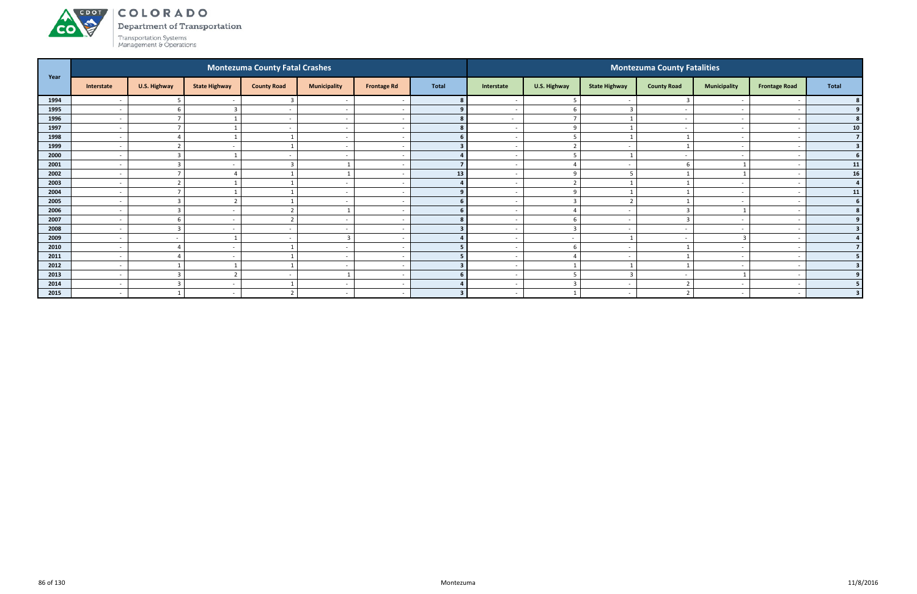# COLORADO

Department of Transportation

Transportation Systems Management & Operations

| Year | Montezuma County Fatal Crashes | | | | | | | Montezuma County Fatalities | | | | | | |
|---|---|---|---|---|---|---|---|---|---|---|---|---|---|---|
| | Interstate | U.S. Highway | State Highway | County Road | Municipality | Frontage Rd | Total | Interstate | U.S. Highway | State Highway | County Road | Municipality | Frontage Road | Total |
| 1994 | - | 5 | - | 3 | - | - | 8 | - | 5 | - | 3 | - | - | 8 |
| 1995 | - | 6 | 3 | - | - | - | 9 | - | 6 | 3 | - | - | - | 9 |
| 1996 | - | 7 | 1 | - | - | - | 8 | - | 7 | 1 | - | - | - | 8 |
| 1997 | - | 7 | 1 | - | - | - | 8 | - | 9 | 1 | - | - | - | 10 |
| 1998 | - | 4 | 1 | 1 | - | - | 6 | - | 5 | 1 | 1 | - | - | 7 |
| 1999 | - | 2 | - | 1 | - | - | 3 | - | 2 | - | 1 | - | - | 3 |
| 2000 | - | 3 | 1 | - | - | - | 4 | - | 5 | 1 | - | - | - | 6 |
| 2001 | - | 3 | - | 3 | 1 | - | 7 | - | 4 | - | 6 | 1 | - | 11 |
| 2002 | - | 7 | 4 | 1 | 1 | - | 13 | - | 9 | 5 | 1 | 1 | - | 16 |
| 2003 | - | 2 | 1 | 1 | - | - | 4 | - | 2 | 1 | 1 | - | - | 4 |
| 2004 | - | 7 | 1 | 1 | - | - | 9 | - | 9 | 1 | 1 | - | - | 11 |
| 2005 | - | 3 | 2 | 1 | - | - | 6 | - | 3 | 2 | 1 | - | - | 6 |
| 2006 | - | 3 | - | 2 | 1 | - | 6 | - | 4 | - | 3 | 1 | - | 8 |
| 2007 | - | 6 | - | 2 | - | - | 8 | - | 6 | - | 3 | - | - | 9 |
| 2008 | - | 3 | - | - | - | - | 3 | - | 3 | - | - | - | - | 3 |
| 2009 | - | - | 1 | - | 3 | - | 4 | - | - | 1 | - | 3 | - | 4 |
| 2010 | - | 4 | - | 1 | - | - | 5 | - | 6 | - | 1 | - | - | 7 |
| 2011 | - | 4 | - | 1 | - | - | 5 | - | 4 | - | 1 | - | - | 5 |
| 2012 | - | 1 | 1 | 1 | - | - | 3 | - | 1 | 1 | 1 | - | - | 3 |
| 2013 | - | 3 | 2 | - | 1 | - | 6 | - | 5 | 3 | - | 1 | - | 9 |
| 2014 | - | 3 | - | 1 | - | - | 4 | - | 3 | - | 2 | - | - | 5 |
| 2015 | - | 1 | - | 2 | - | - | 3 | - | 1 | - | 2 | - | - | 3 |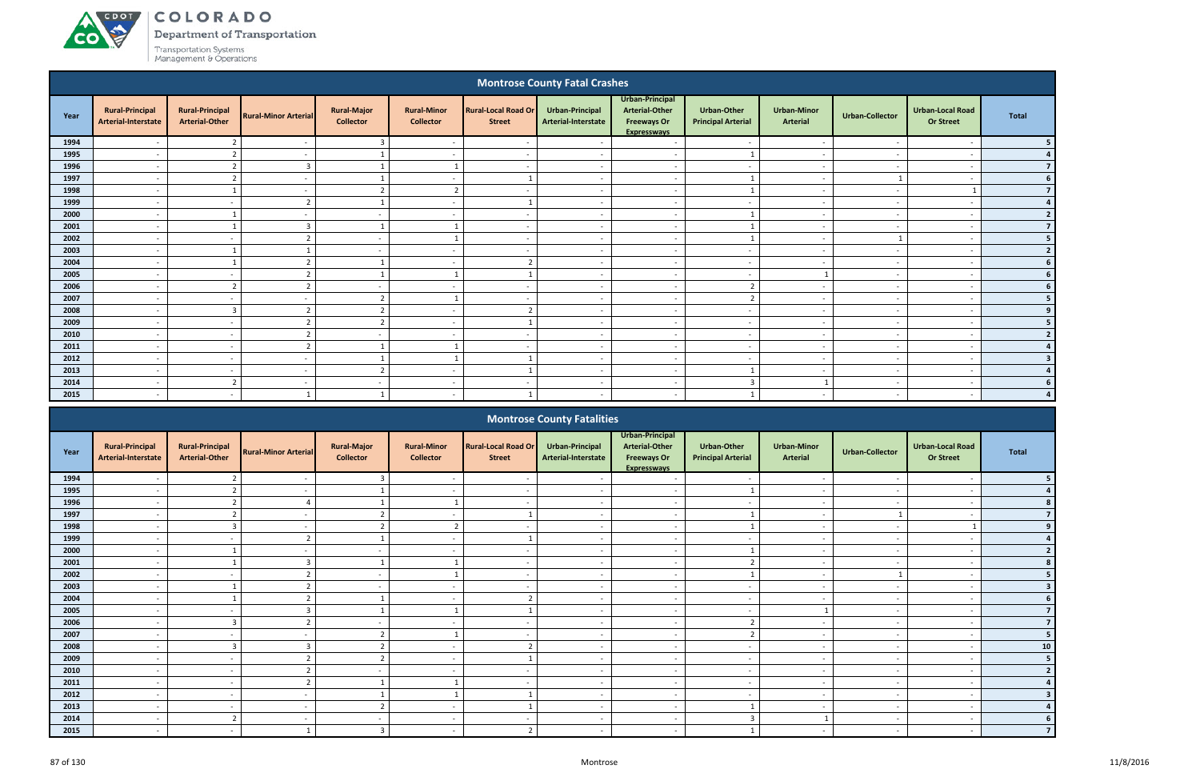## Montrose County Fatal Crashes

| Year | Rural-Principal Arterial-Interstate | Rural-Principal Arterial-Other | Rural-Minor Arterial | Rural-Major Collector | Rural-Minor Collector | Rural-Local Road Or Street | Urban-Principal Arterial-Interstate | Urban-Principal Arterial-Other Freeways Or Expressways | Urban-Other Principal Arterial | Urban-Minor Arterial | Urban-Collector | Urban-Local Road Or Street | Total |
|---|---|---|---|---|---|---|---|---|---|---|---|---|---|
| 1994 | - | 2 | - | 3 | - | - | - | - | - | - | - | - | 5 |
| 1995 | - | 2 | - | 1 | - | - | - | - | 1 | - | - | - | 4 |
| 1996 | - | 2 | 3 | 1 | 1 | - | - | - | - | - | - | - | 7 |
| 1997 | - | 2 | - | 1 | - | 1 | - | - | 1 | - | 1 | - | 6 |
| 1998 | - | 1 | - | 2 | 2 | - | - | - | 1 | - | - | 1 | 7 |
| 1999 | - | - | 2 | 1 | - | 1 | - | - | - | - | - | - | 4 |
| 2000 | - | 1 | - | - | - | - | - | - | 1 | - | - | - | 2 |
| 2001 | - | 1 | 3 | 1 | 1 | - | - | - | 1 | - | - | - | 7 |
| 2002 | - | - | 2 | - | 1 | - | - | - | 1 | - | 1 | - | 5 |
| 2003 | - | 1 | 1 | - | - | - | - | - | - | - | - | - | 2 |
| 2004 | - | 1 | 2 | 1 | - | 2 | - | - | - | - | - | - | 6 |
| 2005 | - | - | 2 | 1 | 1 | 1 | - | - | - | 1 | - | - | 6 |
| 2006 | - | 2 | 2 | - | - | - | - | - | 2 | - | - | - | 6 |
| 2007 | - | - | - | 2 | 1 | - | - | - | 2 | - | - | - | 5 |
| 2008 | - | 3 | 2 | 2 | - | 2 | - | - | - | - | - | - | 9 |
| 2009 | - | - | 2 | 2 | - | 1 | - | - | - | - | - | - | 5 |
| 2010 | - | - | 2 | - | - | - | - | - | - | - | - | - | 2 |
| 2011 | - | - | 2 | 1 | 1 | - | - | - | - | - | - | - | 4 |
| 2012 | - | - | - | 1 | 1 | 1 | - | - | - | - | - | - | 3 |
| 2013 | - | - | - | 2 | - | 1 | - | - | 1 | - | - | - | 4 |
| 2014 | - | 2 | - | - | - | - | - | - | 3 | 1 | - | - | 6 |
| 2015 | - | - | 1 | 1 | - | 1 | - | - | 1 | - | - | - | 4 |

## Montrose County Fatalities

| Year | Rural-Principal Arterial-Interstate | Rural-Principal Arterial-Other | Rural-Minor Arterial | Rural-Major Collector | Rural-Minor Collector | Rural-Local Road Or Street | Urban-Principal Arterial-Interstate | Urban-Principal Arterial-Other Freeways Or Expressways | Urban-Other Principal Arterial | Urban-Minor Arterial | Urban-Collector | Urban-Local Road Or Street | Total |
|---|---|---|---|---|---|---|---|---|---|---|---|---|---|
| 1994 | - | 2 | - | 3 | - | - | - | - | - | - | - | - | 5 |
| 1995 | - | 2 | - | 1 | - | - | - | - | 1 | - | - | - | 4 |
| 1996 | - | 2 | 4 | 1 | 1 | - | - | - | - | - | - | - | 8 |
| 1997 | - | 2 | - | 2 | - | 1 | - | - | 1 | - | 1 | - | 7 |
| 1998 | - | 3 | - | 2 | 2 | - | - | - | 1 | - | - | 1 | 9 |
| 1999 | - | - | 2 | 1 | - | 1 | - | - | - | - | - | - | 4 |
| 2000 | - | 1 | - | - | - | - | - | - | 1 | - | - | - | 2 |
| 2001 | - | 1 | 3 | 1 | 1 | - | - | - | 2 | - | - | - | 8 |
| 2002 | - | - | 2 | - | 1 | - | - | - | 1 | - | 1 | - | 5 |
| 2003 | - | 1 | 2 | - | - | - | - | - | - | - | - | - | 3 |
| 2004 | - | 1 | 2 | 1 | - | 2 | - | - | - | - | - | - | 6 |
| 2005 | - | - | 3 | 1 | 1 | 1 | - | - | - | 1 | - | - | 7 |
| 2006 | - | 3 | 2 | - | - | - | - | - | 2 | - | - | - | 7 |
| 2007 | - | - | - | 2 | 1 | - | - | - | 2 | - | - | - | 5 |
| 2008 | - | 3 | 3 | 2 | - | 2 | - | - | - | - | - | - | 10 |
| 2009 | - | - | 2 | 2 | - | 1 | - | - | - | - | - | - | 5 |
| 2010 | - | - | 2 | - | - | - | - | - | - | - | - | - | 2 |
| 2011 | - | - | 2 | 1 | 1 | - | - | - | - | - | - | - | 4 |
| 2012 | - | - | - | 1 | 1 | 1 | - | - | - | - | - | - | 3 |
| 2013 | - | - | - | 2 | - | 1 | - | - | 1 | - | - | - | 4 |
| 2014 | - | 2 | - | - | - | - | - | - | 3 | 1 | - | - | 6 |
| 2015 | - | - | 1 | 3 | - | 2 | - | - | 1 | - | - | - | 7 |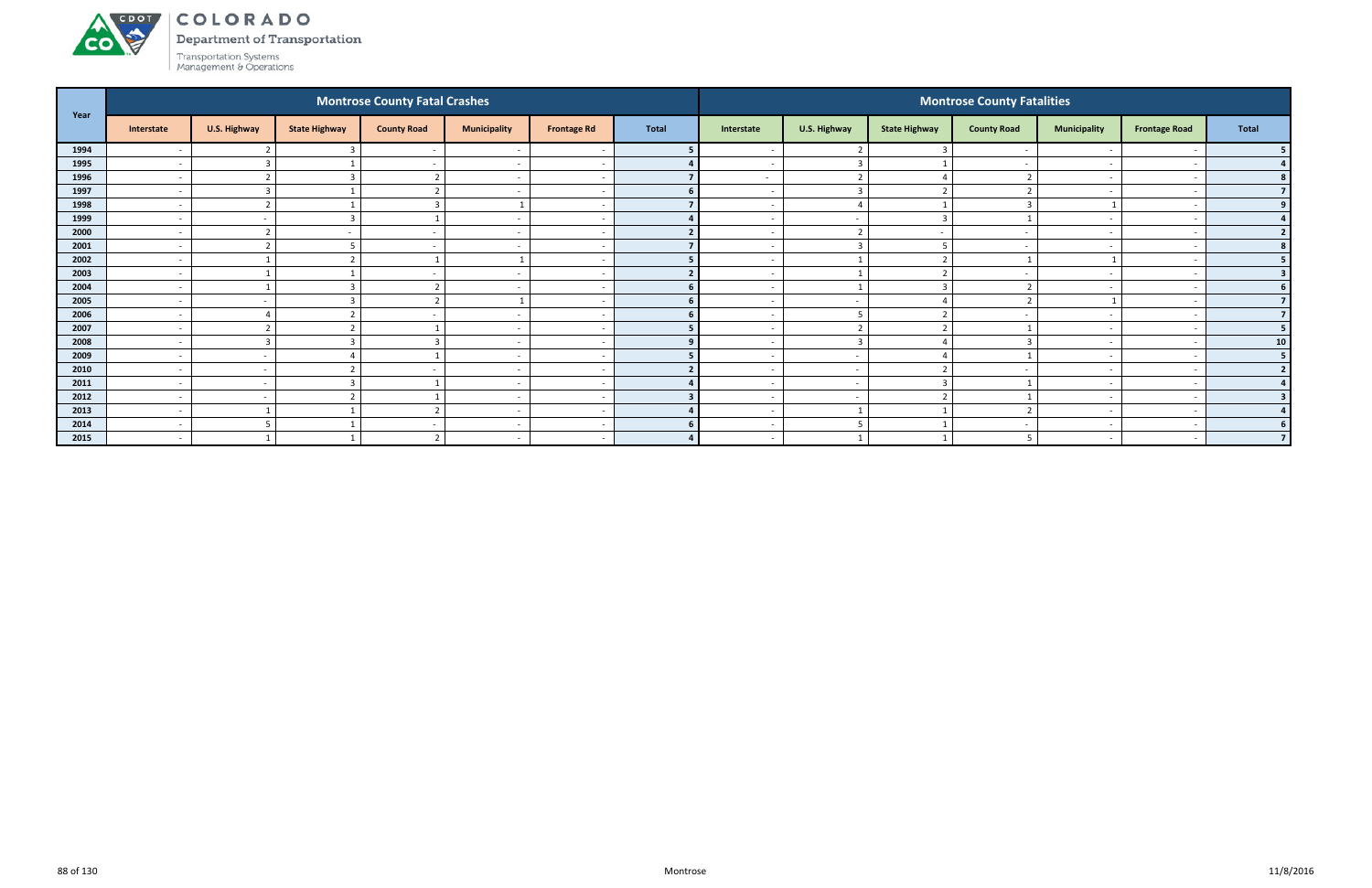# COLORADO
Department of Transportation
Transportation Systems Management & Operations

| Year | Montrose County Fatal Crashes | | | | | | | Montrose County Fatalities | | | | | | |
|---|---|---|---|---|---|---|---|---|---|---|---|---|---|---|
| | Interstate | U.S. Highway | State Highway | County Road | Municipality | Frontage Rd | Total | Interstate | U.S. Highway | State Highway | County Road | Municipality | Frontage Road | Total |
| 1994 | - | 2 | 3 | - | - | - | 5 | - | 2 | 3 | - | - | - | 5 |
| 1995 | - | 3 | 1 | - | - | - | 4 | - | 3 | 1 | - | - | - | 4 |
| 1996 | - | 2 | 3 | 2 | - | - | 7 | - | 2 | 4 | 2 | - | - | 8 |
| 1997 | - | 3 | 1 | 2 | - | - | 6 | - | 3 | 2 | 2 | - | - | 7 |
| 1998 | - | 2 | 1 | 3 | 1 | - | 7 | - | 4 | 1 | 3 | 1 | - | 9 |
| 1999 | - | - | 3 | 1 | - | - | 4 | - | - | 3 | 1 | - | - | 4 |
| 2000 | - | 2 | - | - | - | - | 2 | - | 2 | - | - | - | - | 2 |
| 2001 | - | 2 | 5 | - | - | - | 7 | - | 3 | 5 | - | - | - | 8 |
| 2002 | - | 1 | 2 | 1 | 1 | - | 5 | - | 1 | 2 | 1 | 1 | - | 5 |
| 2003 | - | 1 | 1 | - | - | - | 2 | - | 1 | 2 | - | - | - | 3 |
| 2004 | - | 1 | 3 | 2 | - | - | 6 | - | 1 | 3 | 2 | - | - | 6 |
| 2005 | - | - | 3 | 2 | 1 | - | 6 | - | - | 4 | 2 | 1 | - | 7 |
| 2006 | - | 4 | 2 | - | - | - | 6 | - | 5 | 2 | - | - | - | 7 |
| 2007 | - | 2 | 2 | 1 | - | - | 5 | - | 2 | 2 | 1 | - | - | 5 |
| 2008 | - | 3 | 3 | 3 | - | - | 9 | - | 3 | 4 | 3 | - | - | 10 |
| 2009 | - | - | 4 | 1 | - | - | 5 | - | - | 4 | 1 | - | - | 5 |
| 2010 | - | - | 2 | - | - | - | 2 | - | - | 2 | - | - | - | 2 |
| 2011 | - | - | 3 | 1 | - | - | 4 | - | - | 3 | 1 | - | - | 4 |
| 2012 | - | - | 2 | 1 | - | - | 3 | - | - | 2 | 1 | - | - | 3 |
| 2013 | - | 1 | 1 | 2 | - | - | 4 | - | 1 | 1 | 2 | - | - | 4 |
| 2014 | - | 5 | 1 | - | - | - | 6 | - | 5 | 1 | - | - | - | 6 |
| 2015 | - | 1 | 1 | 2 | - | - | 4 | - | 1 | 1 | 5 | - | - | 7 |

Montrose

11/8/2016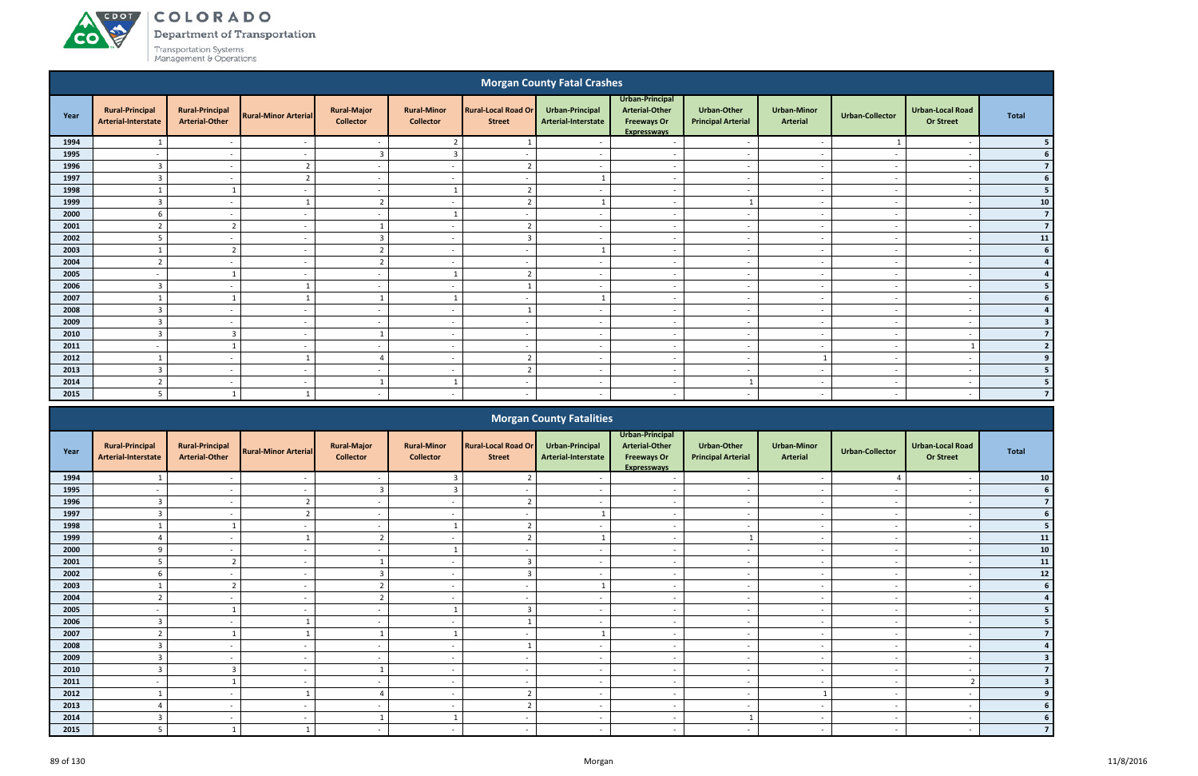COLORADO

Department of Transportation

Transportation Systems Management & Operations

## Morgan County Fatal Crashes

| Year | Rural-Principal Arterial-Interstate | Rural-Principal Arterial-Other | Rural-Minor Arterial | Rural-Major Collector | Rural-Minor Collector | Rural-Local Road Or Street | Urban-Principal Arterial-Interstate | Urban-Principal Arterial-Other Freeways Or Expressways | Urban-Other Principal Arterial | Urban-Minor Arterial | Urban-Collector | Urban-Local Road Or Street | Total |
|---|---|---|---|---|---|---|---|---|---|---|---|---|---|
| 1994 | 1 | - | - | - | 2 | 1 | - | - | - | - | 1 | - | 5 |
| 1995 | - | - | - | 3 | 3 | - | - | - | - | - | - | - | 6 |
| 1996 | 3 | - | 2 | - | - | 2 | - | - | - | - | - | - | 7 |
| 1997 | 3 | - | 2 | - | - | - | 1 | - | - | - | - | - | 6 |
| 1998 | 1 | 1 | - | - | 1 | 2 | - | - | - | - | - | - | 5 |
| 1999 | 3 | - | 1 | 2 | - | 2 | 1 | - | 1 | - | - | - | 10 |
| 2000 | 6 | - | - | - | 1 | - | - | - | - | - | - | - | 7 |
| 2001 | 2 | 2 | - | 1 | - | 2 | - | - | - | - | - | - | 7 |
| 2002 | 5 | - | - | 3 | - | 3 | - | - | - | - | - | - | 11 |
| 2003 | 1 | 2 | - | 2 | - | - | 1 | - | - | - | - | - | 6 |
| 2004 | 2 | - | - | 2 | - | - | - | - | - | - | - | - | 4 |
| 2005 | - | 1 | - | - | 1 | 2 | - | - | - | - | - | - | 4 |
| 2006 | 3 | - | 1 | - | - | 1 | - | - | - | - | - | - | 5 |
| 2007 | 1 | 1 | 1 | 1 | 1 | - | 1 | - | - | - | - | - | 6 |
| 2008 | 3 | - | - | - | - | 1 | - | - | - | - | - | - | 4 |
| 2009 | 3 | - | - | - | - | - | - | - | - | - | - | - | 3 |
| 2010 | 3 | 3 | - | 1 | - | - | - | - | - | - | - | - | 7 |
| 2011 | - | 1 | - | - | - | - | - | - | - | - | - | 1 | 2 |
| 2012 | 1 | - | 1 | 4 | - | 2 | - | - | - | 1 | - | - | 9 |
| 2013 | 3 | - | - | - | - | 2 | - | - | - | - | - | - | 5 |
| 2014 | 2 | - | - | 1 | 1 | - | - | - | 1 | - | - | - | 5 |
| 2015 | 5 | 1 | 1 | - | - | - | - | - | - | - | - | - | 7 |

## Morgan County Fatalities

| Year | Rural-Principal Arterial-Interstate | Rural-Principal Arterial-Other | Rural-Minor Arterial | Rural-Major Collector | Rural-Minor Collector | Rural-Local Road Or Street | Urban-Principal Arterial-Interstate | Urban-Principal Arterial-Other Freeways Or Expressways | Urban-Other Principal Arterial | Urban-Minor Arterial | Urban-Collector | Urban-Local Road Or Street | Total |
|---|---|---|---|---|---|---|---|---|---|---|---|---|---|
| 1994 | 1 | - | - | - | 3 | 2 | - | - | - | - | 4 | - | 10 |
| 1995 | - | - | - | 3 | 3 | - | - | - | - | - | - | - | 6 |
| 1996 | 3 | - | 2 | - | - | 2 | - | - | - | - | - | - | 7 |
| 1997 | 3 | - | 2 | - | - | - | 1 | - | - | - | - | - | 6 |
| 1998 | 1 | 1 | - | - | 1 | 2 | - | - | - | - | - | - | 5 |
| 1999 | 4 | - | 1 | 2 | - | 2 | 1 | - | 1 | - | - | - | 11 |
| 2000 | 9 | - | - | - | 1 | - | - | - | - | - | - | - | 10 |
| 2001 | 5 | 2 | - | 1 | - | 3 | - | - | - | - | - | - | 11 |
| 2002 | 6 | - | - | 3 | - | 3 | - | - | - | - | - | - | 12 |
| 2003 | 1 | 2 | - | 2 | - | - | 1 | - | - | - | - | - | 6 |
| 2004 | 2 | - | - | 2 | - | - | - | - | - | - | - | - | 4 |
| 2005 | - | 1 | - | - | 1 | 3 | - | - | - | - | - | - | 5 |
| 2006 | 3 | - | 1 | - | - | 1 | - | - | - | - | - | - | 5 |
| 2007 | 2 | 1 | 1 | 1 | 1 | - | 1 | - | - | - | - | - | 7 |
| 2008 | 3 | - | - | - | - | 1 | - | - | - | - | - | - | 4 |
| 2009 | 3 | - | - | - | - | - | - | - | - | - | - | - | 3 |
| 2010 | 3 | 3 | - | 1 | - | - | - | - | - | - | - | - | 7 |
| 2011 | - | 1 | - | - | - | - | - | - | - | - | - | 2 | 3 |
| 2012 | 1 | - | 1 | 4 | - | 2 | - | - | - | 1 | - | - | 9 |
| 2013 | 4 | - | - | - | - | 2 | - | - | - | - | - | - | 6 |
| 2014 | 3 | - | - | 1 | 1 | - | - | - | 1 | - | - | - | 6 |
| 2015 | 5 | 1 | 1 | - | - | - | - | - | - | - | - | - | 7 |

Morgan

11/8/2016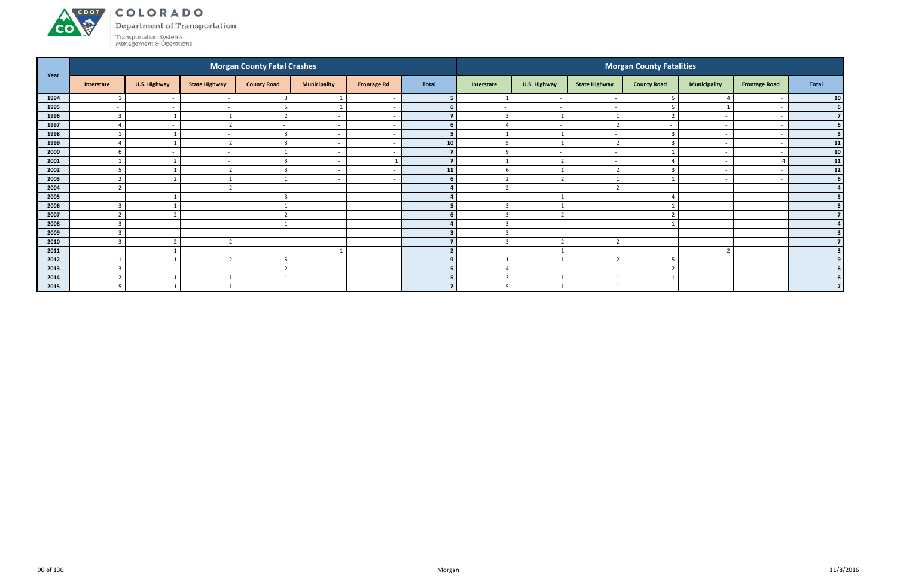# COLORADO

Department of Transportation

Transportation Systems Management & Operations

| Year | Morgan County Fatal Crashes | | | | | | | Morgan County Fatalities | | | | | | |
|---|---|---|---|---|---|---|---|---|---|---|---|---|---|---|
| | Interstate | U.S. Highway | State Highway | County Road | Municipality | Frontage Rd | Total | Interstate | U.S. Highway | State Highway | County Road | Municipality | Frontage Road | Total |
| 1994 | 1 | - | - | 3 | 1 | - | 5 | 1 | - | - | 5 | 4 | - | 10 |
| 1995 | - | - | - | 5 | 1 | - | 6 | - | - | - | 5 | 1 | - | 6 |
| 1996 | 3 | 1 | 1 | 2 | - | - | 7 | 3 | 1 | 1 | 2 | - | - | 7 |
| 1997 | 4 | - | 2 | - | - | - | 6 | 4 | - | 2 | - | - | - | 6 |
| 1998 | 1 | 1 | - | 3 | - | - | 5 | 1 | 1 | - | 3 | - | - | 5 |
| 1999 | 4 | 1 | 2 | 3 | - | - | 10 | 5 | 1 | 2 | 3 | - | - | 11 |
| 2000 | 6 | - | - | 1 | - | - | 7 | 9 | - | - | 1 | - | - | 10 |
| 2001 | 1 | 2 | - | 3 | - | 1 | 7 | 1 | 2 | - | 4 | - | 4 | 11 |
| 2002 | 5 | 1 | 2 | 3 | - | - | 11 | 6 | 1 | 2 | 3 | - | - | 12 |
| 2003 | 2 | 2 | 1 | 1 | - | - | 6 | 2 | 2 | 1 | 1 | - | - | 6 |
| 2004 | 2 | - | 2 | - | - | - | 4 | 2 | - | 2 | - | - | - | 4 |
| 2005 | - | 1 | - | 3 | - | - | 4 | - | 1 | - | 4 | - | - | 5 |
| 2006 | 3 | 1 | - | 1 | - | - | 5 | 3 | 1 | - | 1 | - | - | 5 |
| 2007 | 2 | 2 | - | 2 | - | - | 6 | 3 | 2 | - | 2 | - | - | 7 |
| 2008 | 3 | - | - | 1 | - | - | 4 | 3 | - | - | 1 | - | - | 4 |
| 2009 | 3 | - | - | - | - | - | 3 | 3 | - | - | - | - | - | 3 |
| 2010 | 3 | 2 | 2 | - | - | - | 7 | 3 | 2 | 2 | - | - | - | 7 |
| 2011 | - | 1 | - | - | 1 | - | 2 | - | 1 | - | - | 2 | - | 3 |
| 2012 | 1 | 1 | 2 | 5 | - | - | 9 | 1 | 1 | 2 | 5 | - | - | 9 |
| 2013 | 3 | - | - | 2 | - | - | 5 | 4 | - | - | 2 | - | - | 6 |
| 2014 | 2 | 1 | 1 | 1 | - | - | 5 | 3 | 1 | 1 | 1 | - | - | 6 |
| 2015 | 5 | 1 | 1 | - | - | - | 7 | 5 | 1 | 1 | - | - | - | 7 |

Morgan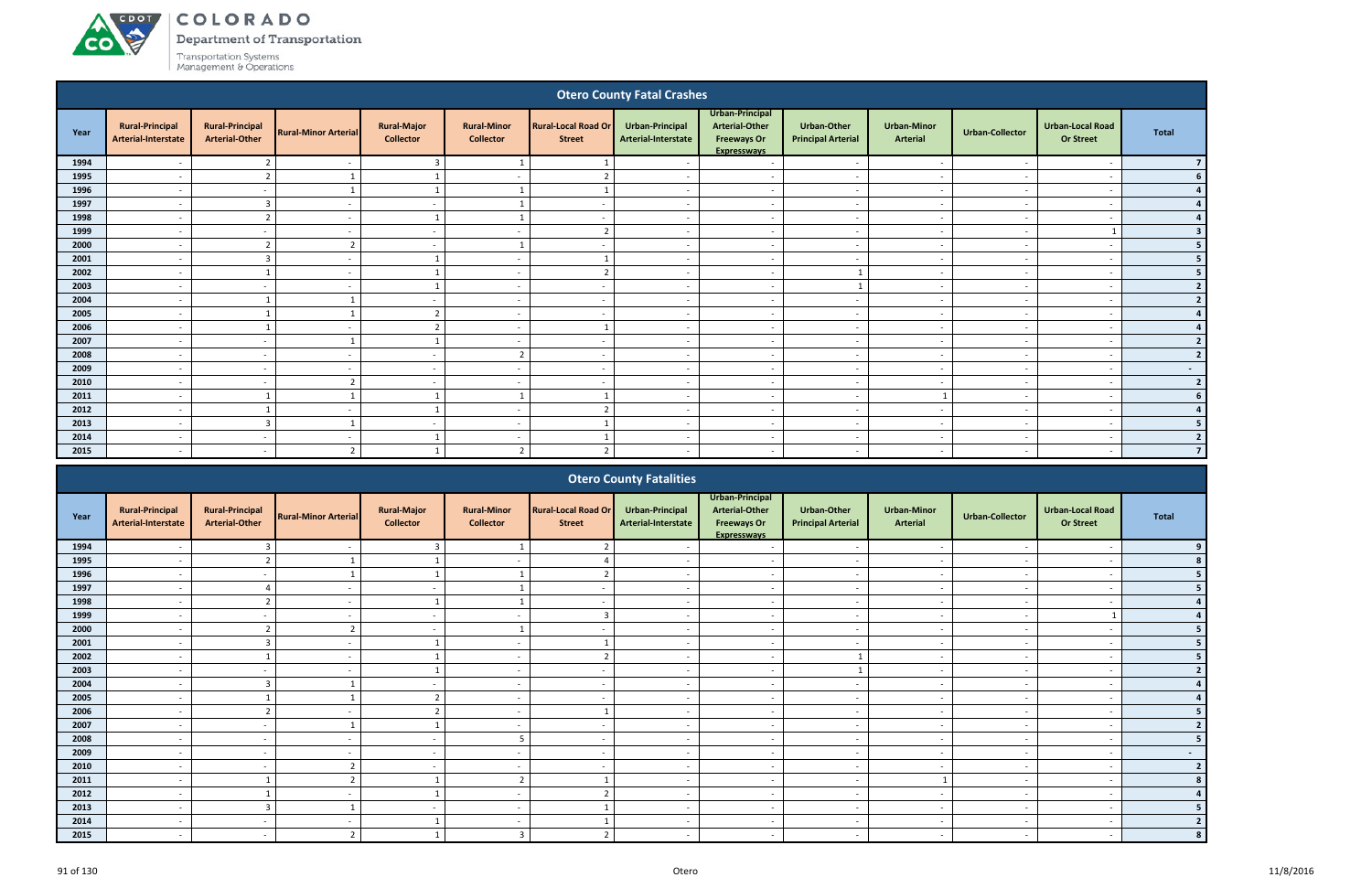## Otero County Fatal Crashes

| Year | Rural-Principal Arterial-Interstate | Rural-Principal Arterial-Other | Rural-Minor Arterial | Rural-Major Collector | Rural-Minor Collector | Rural-Local Road Or Street | Urban-Principal Arterial-Interstate | Urban-Principal Arterial-Other Freeways Or Expressways | Urban-Other Principal Arterial | Urban-Minor Arterial | Urban-Collector | Urban-Local Road Or Street | Total |
|---|---|---|---|---|---|---|---|---|---|---|---|---|---|
| 1994 | - | 2 | - | 3 | 1 | 1 | - | - | - | - | - | - | 7 |
| 1995 | - | 2 | 1 | 1 | - | 2 | - | - | - | - | - | - | 6 |
| 1996 | - | - | 1 | 1 | 1 | 1 | - | - | - | - | - | - | 4 |
| 1997 | - | 3 | - | - | 1 | - | - | - | - | - | - | - | 4 |
| 1998 | - | 2 | - | 1 | 1 | - | - | - | - | - | - | - | 4 |
| 1999 | - | - | - | - | - | 2 | - | - | - | - | - | 1 | 3 |
| 2000 | - | 2 | 2 | - | 1 | - | - | - | - | - | - | - | 5 |
| 2001 | - | 3 | - | 1 | - | 1 | - | - | - | - | - | - | 5 |
| 2002 | - | 1 | - | 1 | - | 2 | - | - | 1 | - | - | - | 5 |
| 2003 | - | - | - | 1 | - | - | - | - | 1 | - | - | - | 2 |
| 2004 | - | 1 | 1 | - | - | - | - | - | - | - | - | - | 2 |
| 2005 | - | 1 | 1 | 2 | - | - | - | - | - | - | - | - | 4 |
| 2006 | - | 1 | - | 2 | - | 1 | - | - | - | - | - | - | 4 |
| 2007 | - | - | 1 | 1 | - | - | - | - | - | - | - | - | 2 |
| 2008 | - | - | - | - | 2 | - | - | - | - | - | - | - | 2 |
| 2009 | - | - | - | - | - | - | - | - | - | - | - | - | - |
| 2010 | - | - | 2 | - | - | - | - | - | - | - | - | - | 2 |
| 2011 | - | 1 | 1 | 1 | 1 | 1 | - | - | - | 1 | - | - | 6 |
| 2012 | - | 1 | - | 1 | - | 2 | - | - | - | - | - | - | 4 |
| 2013 | - | 3 | 1 | - | - | 1 | - | - | - | - | - | - | 5 |
| 2014 | - | - | - | 1 | - | 1 | - | - | - | - | - | - | 2 |
| 2015 | - | - | 2 | 1 | 2 | 2 | - | - | - | - | - | - | 7 |

## Otero County Fatalities

| Year | Rural-Principal Arterial-Interstate | Rural-Principal Arterial-Other | Rural-Minor Arterial | Rural-Major Collector | Rural-Minor Collector | Rural-Local Road Or Street | Urban-Principal Arterial-Interstate | Urban-Principal Arterial-Other Freeways Or Expressways | Urban-Other Principal Arterial | Urban-Minor Arterial | Urban-Collector | Urban-Local Road Or Street | Total |
|---|---|---|---|---|---|---|---|---|---|---|---|---|---|
| 1994 | - | 3 | - | 3 | 1 | 2 | - | - | - | - | - | - | 9 |
| 1995 | - | 2 | 1 | 1 | - | 4 | - | - | - | - | - | - | 8 |
| 1996 | - | - | 1 | 1 | 1 | 2 | - | - | - | - | - | - | 5 |
| 1997 | - | 4 | - | - | 1 | - | - | - | - | - | - | - | 5 |
| 1998 | - | 2 | - | 1 | 1 | - | - | - | - | - | - | - | 4 |
| 1999 | - | - | - | - | - | 3 | - | - | - | - | - | 1 | 4 |
| 2000 | - | 2 | 2 | - | 1 | - | - | - | - | - | - | - | 5 |
| 2001 | - | 3 | - | 1 | - | 1 | - | - | - | - | - | - | 5 |
| 2002 | - | 1 | - | 1 | - | 2 | - | - | 1 | - | - | - | 5 |
| 2003 | - | - | - | 1 | - | - | - | - | 1 | - | - | - | 2 |
| 2004 | - | 3 | 1 | - | - | - | - | - | - | - | - | - | 4 |
| 2005 | - | 1 | 1 | 2 | - | - | - | - | - | - | - | - | 4 |
| 2006 | - | 2 | - | 2 | - | 1 | - | - | - | - | - | - | 5 |
| 2007 | - | - | 1 | 1 | - | - | - | - | - | - | - | - | 2 |
| 2008 | - | - | - | - | 5 | - | - | - | - | - | - | - | 5 |
| 2009 | - | - | - | - | - | - | - | - | - | - | - | - | - |
| 2010 | - | - | 2 | - | - | - | - | - | - | - | - | - | 2 |
| 2011 | - | 1 | 2 | 1 | 2 | 1 | - | - | - | 1 | - | - | 8 |
| 2012 | - | 1 | - | 1 | - | 2 | - | - | - | - | - | - | 4 |
| 2013 | - | 3 | 1 | - | - | 1 | - | - | - | - | - | - | 5 |
| 2014 | - | - | - | 1 | - | 1 | - | - | - | - | - | - | 2 |
| 2015 | - | - | 2 | 1 | 3 | 2 | - | - | - | - | - | - | 8 |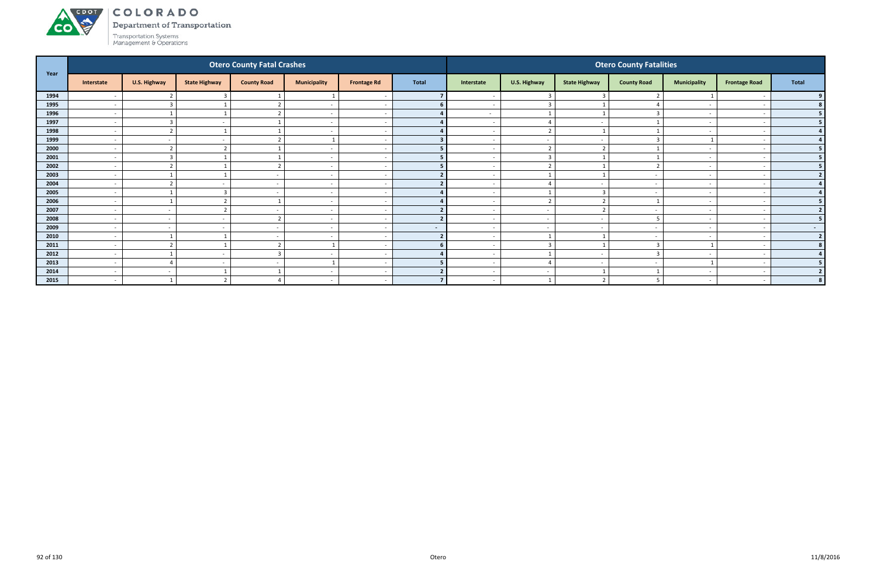# COLORADO
Department of Transportation
Transportation Systems Management & Operations

| Year | Otero County Fatal Crashes | | | | | | | Otero County Fatalities | | | | | | |
|---|---|---|---|---|---|---|---|---|---|---|---|---|---|---|
| | Interstate | U.S. Highway | State Highway | County Road | Municipality | Frontage Rd | Total | Interstate | U.S. Highway | State Highway | County Road | Municipality | Frontage Road | Total |
| 1994 | - | 2 | 3 | 1 | 1 | - | 7 | - | 3 | 3 | 2 | 1 | - | 9 |
| 1995 | - | 3 | 1 | 2 | - | - | 6 | - | 3 | 1 | 4 | - | - | 8 |
| 1996 | - | 1 | 1 | 2 | - | - | 4 | - | 1 | 1 | 3 | - | - | 5 |
| 1997 | - | 3 | - | 1 | - | - | 4 | - | 4 | - | 1 | - | - | 5 |
| 1998 | - | 2 | 1 | 1 | - | - | 4 | - | 2 | 1 | 1 | - | - | 4 |
| 1999 | - | - | - | 2 | 1 | - | 3 | - | - | - | 3 | 1 | - | 4 |
| 2000 | - | 2 | 2 | 1 | - | - | 5 | - | 2 | 2 | 1 | - | - | 5 |
| 2001 | - | 3 | 1 | 1 | - | - | 5 | - | 3 | 1 | 1 | - | - | 5 |
| 2002 | - | 2 | 1 | 2 | - | - | 5 | - | 2 | 1 | 2 | - | - | 5 |
| 2003 | - | 1 | 1 | - | - | - | 2 | - | 1 | 1 | - | - | - | 2 |
| 2004 | - | 2 | - | - | - | - | 2 | - | 4 | - | - | - | - | 4 |
| 2005 | - | 1 | 3 | - | - | - | 4 | - | 1 | 3 | - | - | - | 4 |
| 2006 | - | 1 | 2 | 1 | - | - | 4 | - | 2 | 2 | 1 | - | - | 5 |
| 2007 | - | - | 2 | - | - | - | 2 | - | - | 2 | - | - | - | 2 |
| 2008 | - | - | - | 2 | - | - | 2 | - | - | - | 5 | - | - | 5 |
| 2009 | - | - | - | - | - | - | - | - | - | - | - | - | - | - |
| 2010 | - | 1 | 1 | - | - | - | 2 | - | 1 | 1 | - | - | - | 2 |
| 2011 | - | 2 | 1 | 2 | 1 | - | 6 | - | 3 | 1 | 3 | 1 | - | 8 |
| 2012 | - | 1 | - | 3 | - | - | 4 | - | 1 | - | 3 | - | - | 4 |
| 2013 | - | 4 | - | - | 1 | - | 5 | - | 4 | - | - | 1 | - | 5 |
| 2014 | - | - | 1 | 1 | - | - | 2 | - | - | 1 | 1 | - | - | 2 |
| 2015 | - | 1 | 2 | 4 | - | - | 7 | - | 1 | 2 | 5 | - | - | 8 |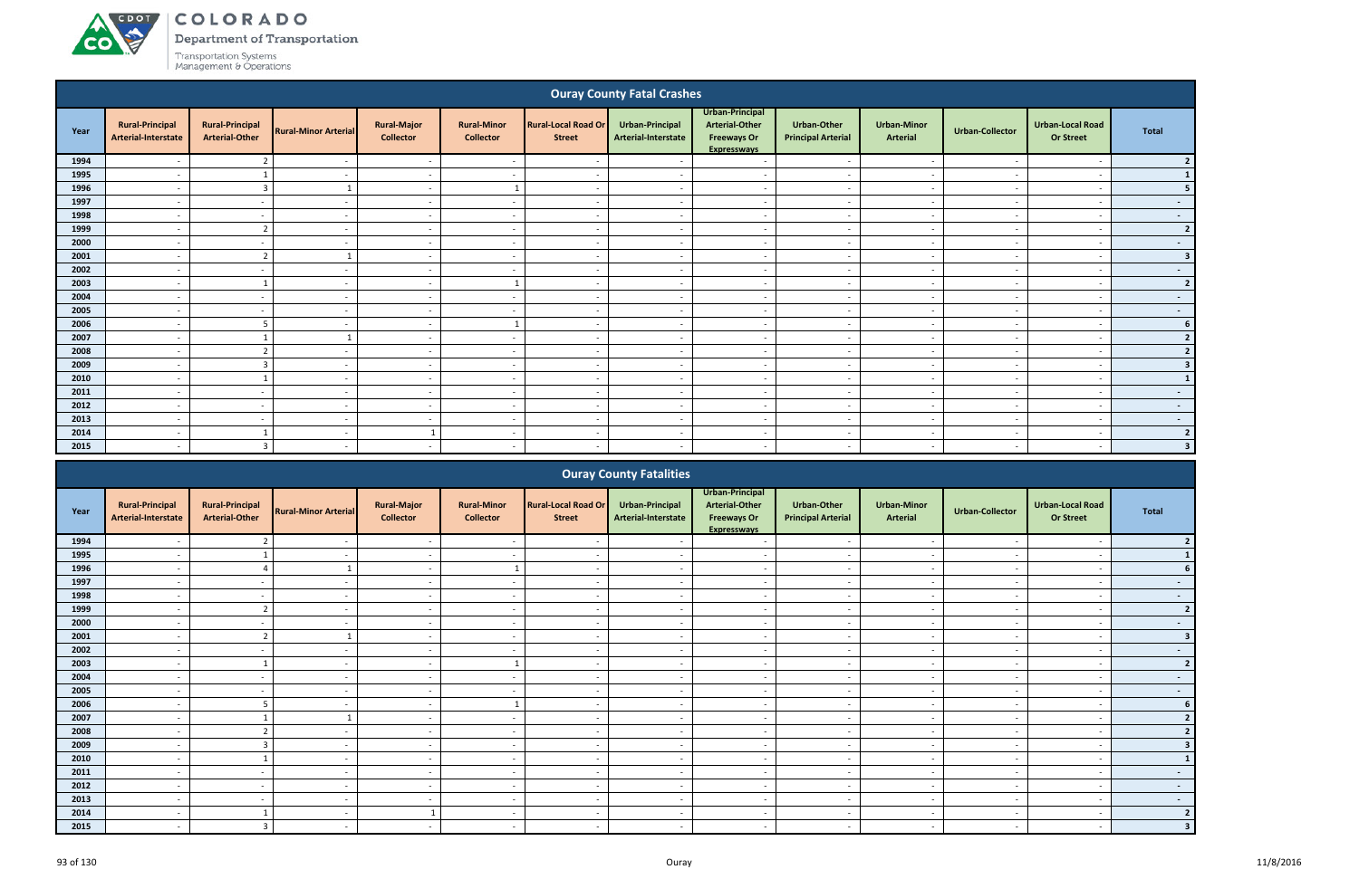## Ouray County Fatal Crashes

| Year | Rural-Principal Arterial-Interstate | Rural-Principal Arterial-Other | Rural-Minor Arterial | Rural-Major Collector | Rural-Minor Collector | Rural-Local Road Or Street | Urban-Principal Arterial-Interstate | Urban-Principal Arterial-Other Freeways Or Expressways | Urban-Other Principal Arterial | Urban-Minor Arterial | Urban-Collector | Urban-Local Road Or Street | Total |
|---|---|---|---|---|---|---|---|---|---|---|---|---|---|
| 1994 | - | 2 | - | - | - | - | - | - | - | - | - | - | 2 |
| 1995 | - | 1 | - | - | - | - | - | - | - | - | - | - | 1 |
| 1996 | - | 3 | 1 | - | 1 | - | - | - | - | - | - | - | 5 |
| 1997 | - | - | - | - | - | - | - | - | - | - | - | - | - |
| 1998 | - | - | - | - | - | - | - | - | - | - | - | - | - |
| 1999 | - | 2 | - | - | - | - | - | - | - | - | - | - | 2 |
| 2000 | - | - | - | - | - | - | - | - | - | - | - | - | - |
| 2001 | - | 2 | 1 | - | - | - | - | - | - | - | - | - | 3 |
| 2002 | - | - | - | - | - | - | - | - | - | - | - | - | - |
| 2003 | - | 1 | - | - | 1 | - | - | - | - | - | - | - | 2 |
| 2004 | - | - | - | - | - | - | - | - | - | - | - | - | - |
| 2005 | - | - | - | - | - | - | - | - | - | - | - | - | - |
| 2006 | - | 5 | - | - | 1 | - | - | - | - | - | - | - | 6 |
| 2007 | - | 1 | 1 | - | - | - | - | - | - | - | - | - | 2 |
| 2008 | - | 2 | - | - | - | - | - | - | - | - | - | - | 2 |
| 2009 | - | 3 | - | - | - | - | - | - | - | - | - | - | 3 |
| 2010 | - | 1 | - | - | - | - | - | - | - | - | - | - | 1 |
| 2011 | - | - | - | - | - | - | - | - | - | - | - | - | - |
| 2012 | - | - | - | - | - | - | - | - | - | - | - | - | - |
| 2013 | - | - | - | - | - | - | - | - | - | - | - | - | - |
| 2014 | - | 1 | - | 1 | - | - | - | - | - | - | - | - | 2 |
| 2015 | - | 3 | - | - | - | - | - | - | - | - | - | - | 3 |

## Ouray County Fatalities

| Year | Rural-Principal Arterial-Interstate | Rural-Principal Arterial-Other | Rural-Minor Arterial | Rural-Major Collector | Rural-Minor Collector | Rural-Local Road Or Street | Urban-Principal Arterial-Interstate | Urban-Principal Arterial-Other Freeways Or Expressways | Urban-Other Principal Arterial | Urban-Minor Arterial | Urban-Collector | Urban-Local Road Or Street | Total |
|---|---|---|---|---|---|---|---|---|---|---|---|---|---|
| 1994 | - | 2 | - | - | - | - | - | - | - | - | - | - | 2 |
| 1995 | - | 1 | - | - | - | - | - | - | - | - | - | - | 1 |
| 1996 | - | 4 | 1 | - | 1 | - | - | - | - | - | - | - | 6 |
| 1997 | - | - | - | - | - | - | - | - | - | - | - | - | - |
| 1998 | - | - | - | - | - | - | - | - | - | - | - | - | - |
| 1999 | - | 2 | - | - | - | - | - | - | - | - | - | - | 2 |
| 2000 | - | - | - | - | - | - | - | - | - | - | - | - | - |
| 2001 | - | 2 | 1 | - | - | - | - | - | - | - | - | - | 3 |
| 2002 | - | - | - | - | - | - | - | - | - | - | - | - | - |
| 2003 | - | 1 | - | - | 1 | - | - | - | - | - | - | - | 2 |
| 2004 | - | - | - | - | - | - | - | - | - | - | - | - | - |
| 2005 | - | - | - | - | - | - | - | - | - | - | - | - | - |
| 2006 | - | 5 | - | - | 1 | - | - | - | - | - | - | - | 6 |
| 2007 | - | 1 | 1 | - | - | - | - | - | - | - | - | - | 2 |
| 2008 | - | 2 | - | - | - | - | - | - | - | - | - | - | 2 |
| 2009 | - | 3 | - | - | - | - | - | - | - | - | - | - | 3 |
| 2010 | - | 1 | - | - | - | - | - | - | - | - | - | - | 1 |
| 2011 | - | - | - | - | - | - | - | - | - | - | - | - | - |
| 2012 | - | - | - | - | - | - | - | - | - | - | - | - | - |
| 2013 | - | - | - | - | - | - | - | - | - | - | - | - | - |
| 2014 | - | 1 | - | 1 | - | - | - | - | - | - | - | - | 2 |
| 2015 | - | 3 | - | - | - | - | - | - | - | - | - | - | 3 |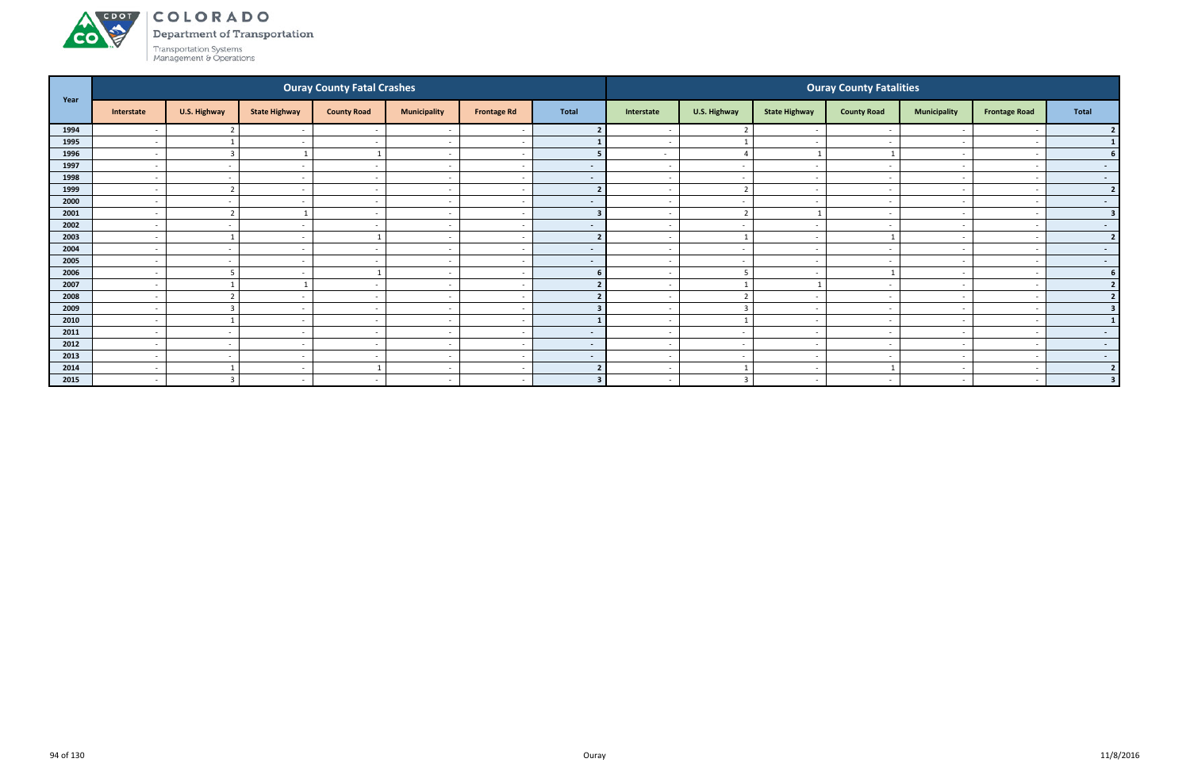# COLORADO Department of Transportation

Transportation Systems Management & Operations

| Year | Ouray County Fatal Crashes | | | | | | | Ouray County Fatalities | | | | | | |
|---|---|---|---|---|---|---|---|---|---|---|---|---|---|---|
| | Interstate | U.S. Highway | State Highway | County Road | Municipality | Frontage Rd | Total | Interstate | U.S. Highway | State Highway | County Road | Municipality | Frontage Road | Total |
| 1994 | - | 2 | - | - | - | - | 2 | - | 2 | - | - | - | - | 2 |
| 1995 | - | 1 | - | - | - | - | 1 | - | 1 | - | - | - | - | 1 |
| 1996 | - | 3 | 1 | 1 | - | - | 5 | - | 4 | 1 | 1 | - | - | 6 |
| 1997 | - | - | - | - | - | - | - | - | - | - | - | - | - | - |
| 1998 | - | - | - | - | - | - | - | - | - | - | - | - | - | - |
| 1999 | - | 2 | - | - | - | - | 2 | - | 2 | - | - | - | - | 2 |
| 2000 | - | - | - | - | - | - | - | - | - | - | - | - | - | - |
| 2001 | - | 2 | 1 | - | - | - | 3 | - | 2 | 1 | - | - | - | 3 |
| 2002 | - | - | - | - | - | - | - | - | - | - | - | - | - | - |
| 2003 | - | 1 | - | 1 | - | - | 2 | - | 1 | - | 1 | - | - | 2 |
| 2004 | - | - | - | - | - | - | - | - | - | - | - | - | - | - |
| 2005 | - | - | - | - | - | - | - | - | - | - | - | - | - | - |
| 2006 | - | 5 | - | 1 | - | - | 6 | - | 5 | - | 1 | - | - | 6 |
| 2007 | - | 1 | 1 | - | - | - | 2 | - | 1 | 1 | - | - | - | 2 |
| 2008 | - | 2 | - | - | - | - | 2 | - | 2 | - | - | - | - | 2 |
| 2009 | - | 3 | - | - | - | - | 3 | - | 3 | - | - | - | - | 3 |
| 2010 | - | 1 | - | - | - | - | 1 | - | 1 | - | - | - | - | 1 |
| 2011 | - | - | - | - | - | - | - | - | - | - | - | - | - | - |
| 2012 | - | - | - | - | - | - | - | - | - | - | - | - | - | - |
| 2013 | - | - | - | - | - | - | - | - | - | - | - | - | - | - |
| 2014 | - | 1 | - | 1 | - | - | 2 | - | 1 | - | 1 | - | - | 2 |
| 2015 | - | 3 | - | - | - | - | 3 | - | 3 | - | - | - | - | 3 |

Ouray

11/8/2016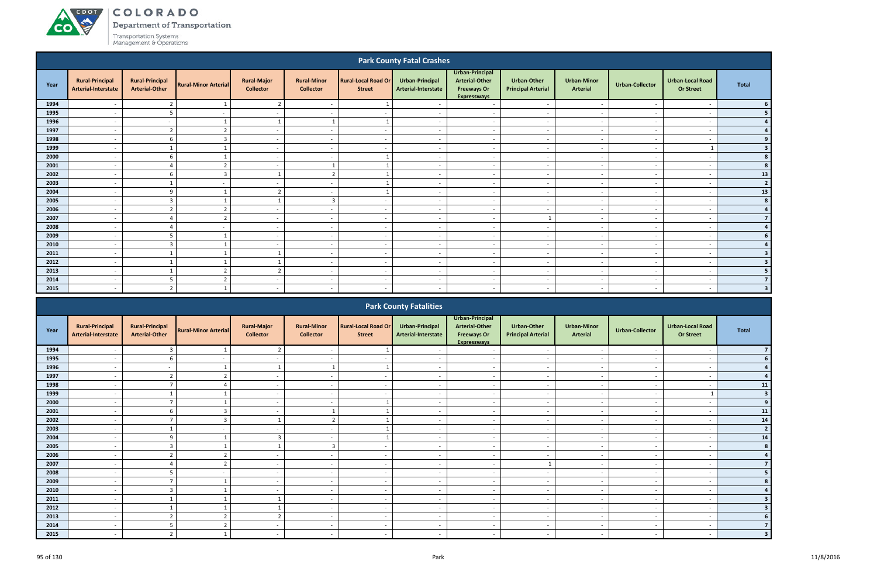## Park County Fatal Crashes

| Year | Rural-Principal Arterial-Interstate | Rural-Principal Arterial-Other | Rural-Minor Arterial | Rural-Major Collector | Rural-Minor Collector | Rural-Local Road Or Street | Urban-Principal Arterial-Interstate | Urban-Principal Arterial-Other Freeways Or Expressways | Urban-Other Principal Arterial | Urban-Minor Arterial | Urban-Collector | Urban-Local Road Or Street | Total |
|---|---|---|---|---|---|---|---|---|---|---|---|---|---|
| 1994 | - | 2 | 1 | 2 | - | 1 | - | - | - | - | - | - | 6 |
| 1995 | - | 5 | - | - | - | - | - | - | - | - | - | - | 5 |
| 1996 | - | - | 1 | 1 | 1 | 1 | - | - | - | - | - | - | 4 |
| 1997 | - | 2 | 2 | - | - | - | - | - | - | - | - | - | 4 |
| 1998 | - | 6 | 3 | - | - | - | - | - | - | - | - | - | 9 |
| 1999 | - | 1 | 1 | - | - | - | - | - | - | - | - | 1 | 3 |
| 2000 | - | 6 | 1 | - | - | 1 | - | - | - | - | - | - | 8 |
| 2001 | - | 4 | 2 | - | 1 | 1 | - | - | - | - | - | - | 8 |
| 2002 | - | 6 | 3 | 1 | 2 | 1 | - | - | - | - | - | - | 13 |
| 2003 | - | 1 | - | - | - | 1 | - | - | - | - | - | - | 2 |
| 2004 | - | 9 | 1 | 2 | - | 1 | - | - | - | - | - | - | 13 |
| 2005 | - | 3 | 1 | 1 | 3 | - | - | - | - | - | - | - | 8 |
| 2006 | - | 2 | 2 | - | - | - | - | - | - | - | - | - | 4 |
| 2007 | - | 4 | 2 | - | - | - | - | - | 1 | - | - | - | 7 |
| 2008 | - | 4 | - | - | - | - | - | - | - | - | - | - | 4 |
| 2009 | - | 5 | 1 | - | - | - | - | - | - | - | - | - | 6 |
| 2010 | - | 3 | 1 | - | - | - | - | - | - | - | - | - | 4 |
| 2011 | - | 1 | 1 | 1 | - | - | - | - | - | - | - | - | 3 |
| 2012 | - | 1 | 1 | 1 | - | - | - | - | - | - | - | - | 3 |
| 2013 | - | 1 | 2 | 2 | - | - | - | - | - | - | - | - | 5 |
| 2014 | - | 5 | 2 | - | - | - | - | - | - | - | - | - | 7 |
| 2015 | - | 2 | 1 | - | - | - | - | - | - | - | - | - | 3 |

## Park County Fatalities

| Year | Rural-Principal Arterial-Interstate | Rural-Principal Arterial-Other | Rural-Minor Arterial | Rural-Major Collector | Rural-Minor Collector | Rural-Local Road Or Street | Urban-Principal Arterial-Interstate | Urban-Principal Arterial-Other Freeways Or Expressways | Urban-Other Principal Arterial | Urban-Minor Arterial | Urban-Collector | Urban-Local Road Or Street | Total |
|---|---|---|---|---|---|---|---|---|---|---|---|---|---|
| 1994 | - | 3 | 1 | 2 | - | 1 | - | - | - | - | - | - | 7 |
| 1995 | - | 6 | - | - | - | - | - | - | - | - | - | - | 6 |
| 1996 | - | - | 1 | 1 | 1 | 1 | - | - | - | - | - | - | 4 |
| 1997 | - | 2 | 2 | - | - | - | - | - | - | - | - | - | 4 |
| 1998 | - | 7 | 4 | - | - | - | - | - | - | - | - | - | 11 |
| 1999 | - | 1 | 1 | - | - | - | - | - | - | - | - | 1 | 3 |
| 2000 | - | 7 | 1 | - | - | 1 | - | - | - | - | - | - | 9 |
| 2001 | - | 6 | 3 | - | 1 | 1 | - | - | - | - | - | - | 11 |
| 2002 | - | 7 | 3 | 1 | 2 | 1 | - | - | - | - | - | - | 14 |
| 2003 | - | 1 | - | - | - | 1 | - | - | - | - | - | - | 2 |
| 2004 | - | 9 | 1 | 3 | - | 1 | - | - | - | - | - | - | 14 |
| 2005 | - | 3 | 1 | 1 | 3 | - | - | - | - | - | - | - | 8 |
| 2006 | - | 2 | 2 | - | - | - | - | - | - | - | - | - | 4 |
| 2007 | - | 4 | 2 | - | - | - | - | - | 1 | - | - | - | 7 |
| 2008 | - | 5 | - | - | - | - | - | - | - | - | - | - | 5 |
| 2009 | - | 7 | 1 | - | - | - | - | - | - | - | - | - | 8 |
| 2010 | - | 3 | 1 | - | - | - | - | - | - | - | - | - | 4 |
| 2011 | - | 1 | 1 | 1 | - | - | - | - | - | - | - | - | 3 |
| 2012 | - | 1 | 1 | 1 | - | - | - | - | - | - | - | - | 3 |
| 2013 | - | 2 | 2 | 2 | - | - | - | - | - | - | - | - | 6 |
| 2014 | - | 5 | 2 | - | - | - | - | - | - | - | - | - | 7 |
| 2015 | - | 2 | 1 | - | - | - | - | - | - | - | - | - | 3 |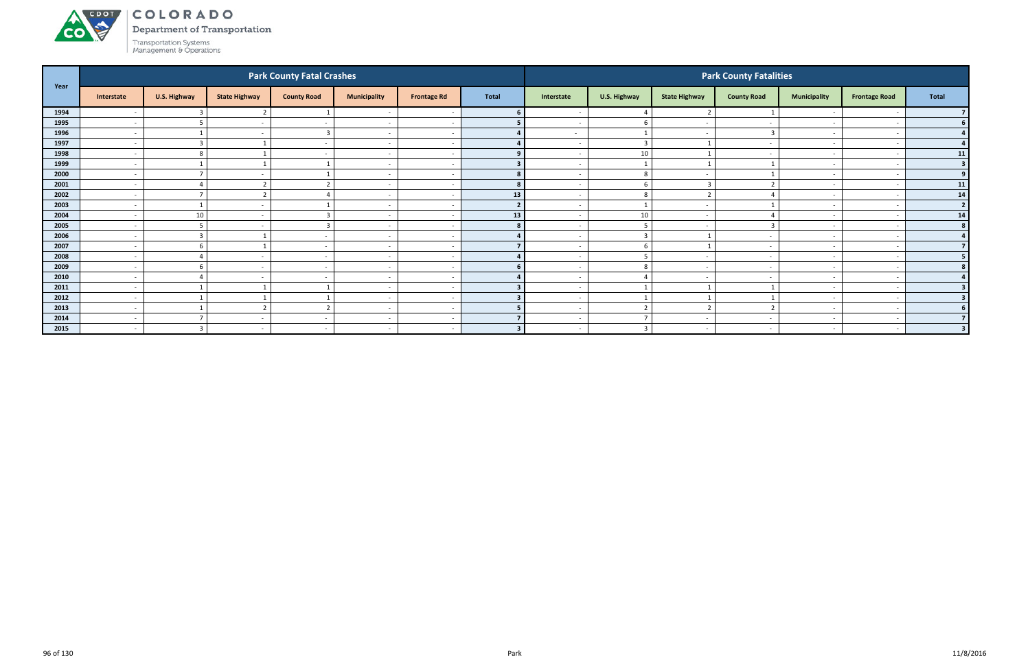# COLORADO

Department of Transportation

Transportation Systems Management & Operations

| Year | Park County Fatal Crashes | | | | | | | Park County Fatalities | | | | | | |
|---|---|---|---|---|---|---|---|---|---|---|---|---|---|---|
| | Interstate | U.S. Highway | State Highway | County Road | Municipality | Frontage Rd | Total | Interstate | U.S. Highway | State Highway | County Road | Municipality | Frontage Road | Total |
| 1994 | - | 3 | 2 | 1 | - | - | 6 | - | 4 | 2 | 1 | - | - | 7 |
| 1995 | - | 5 | - | - | - | - | 5 | - | 6 | - | - | - | - | 6 |
| 1996 | - | 1 | - | 3 | - | - | 4 | - | 1 | - | 3 | - | - | 4 |
| 1997 | - | 3 | 1 | - | - | - | 4 | - | 3 | 1 | - | - | - | 4 |
| 1998 | - | 8 | 1 | - | - | - | 9 | - | 10 | 1 | - | - | - | 11 |
| 1999 | - | 1 | 1 | 1 | - | - | 3 | - | 1 | 1 | 1 | - | - | 3 |
| 2000 | - | 7 | - | 1 | - | - | 8 | - | 8 | - | 1 | - | - | 9 |
| 2001 | - | 4 | 2 | 2 | - | - | 8 | - | 6 | 3 | 2 | - | - | 11 |
| 2002 | - | 7 | 2 | 4 | - | - | 13 | - | 8 | 2 | 4 | - | - | 14 |
| 2003 | - | 1 | - | 1 | - | - | 2 | - | 1 | - | 1 | - | - | 2 |
| 2004 | - | 10 | - | 3 | - | - | 13 | - | 10 | - | 4 | - | - | 14 |
| 2005 | - | 5 | - | 3 | - | - | 8 | - | 5 | - | 3 | - | - | 8 |
| 2006 | - | 3 | 1 | - | - | - | 4 | - | 3 | 1 | - | - | - | 4 |
| 2007 | - | 6 | 1 | - | - | - | 7 | - | 6 | 1 | - | - | - | 7 |
| 2008 | - | 4 | - | - | - | - | 4 | - | 5 | - | - | - | - | 5 |
| 2009 | - | 6 | - | - | - | - | 6 | - | 8 | - | - | - | - | 8 |
| 2010 | - | 4 | - | - | - | - | 4 | - | 4 | - | - | - | - | 4 |
| 2011 | - | 1 | 1 | 1 | - | - | 3 | - | 1 | 1 | 1 | - | - | 3 |
| 2012 | - | 1 | 1 | 1 | - | - | 3 | - | 1 | 1 | 1 | - | - | 3 |
| 2013 | - | 1 | 2 | 2 | - | - | 5 | - | 2 | 2 | 2 | - | - | 6 |
| 2014 | - | 7 | - | - | - | - | 7 | - | 7 | - | - | - | - | 7 |
| 2015 | - | 3 | - | - | - | - | 3 | - | 3 | - | - | - | - | 3 |

Park

11/8/2016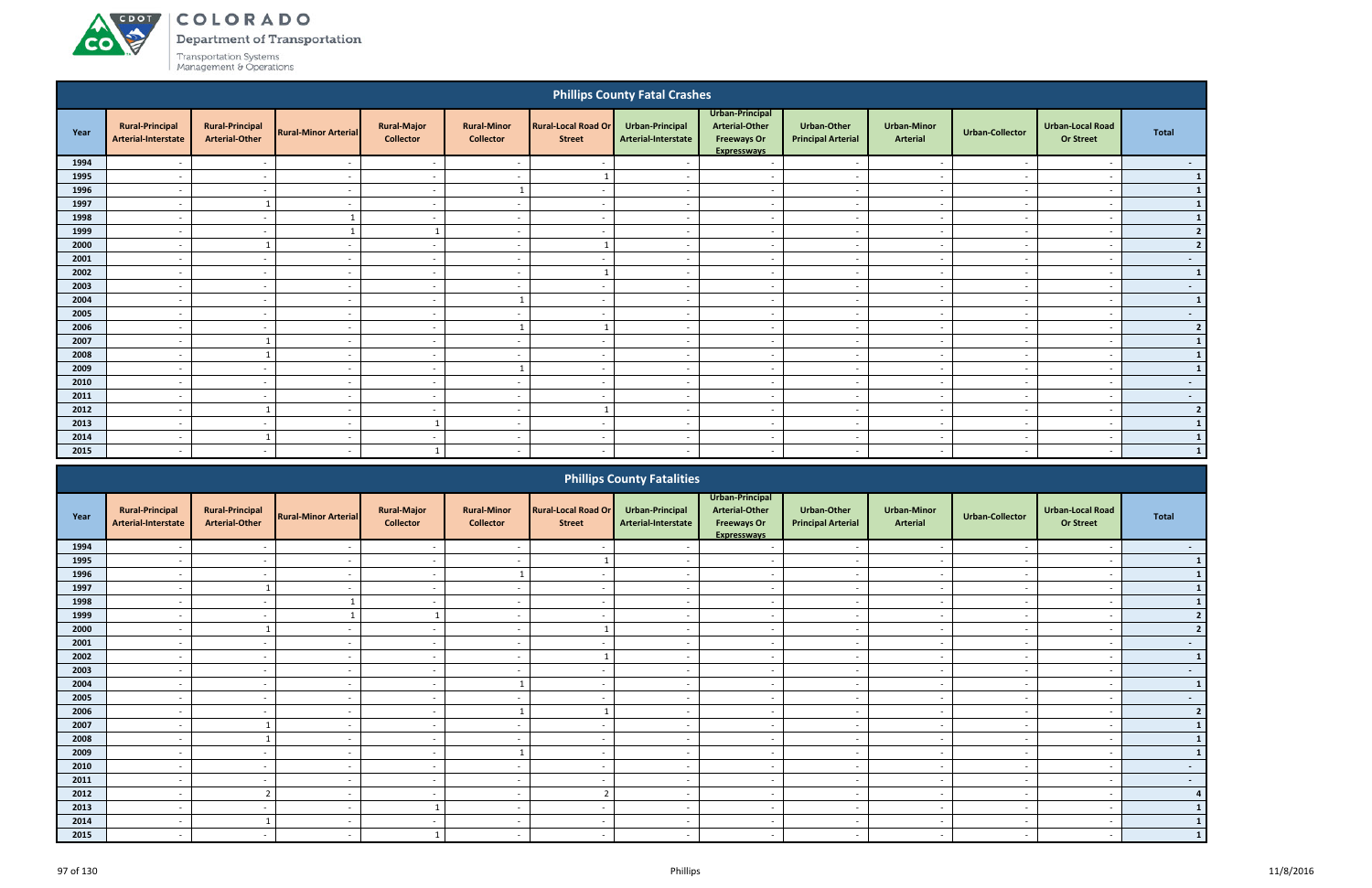## Phillips County Fatal Crashes

| Year | Rural-Principal Arterial-Interstate | Rural-Principal Arterial-Other | Rural-Minor Arterial | Rural-Major Collector | Rural-Minor Collector | Rural-Local Road Or Street | Urban-Principal Arterial-Interstate | Urban-Principal Arterial-Other Freeways Or Expressways | Urban-Other Principal Arterial | Urban-Minor Arterial | Urban-Collector | Urban-Local Road Or Street | Total |
|---|---|---|---|---|---|---|---|---|---|---|---|---|---|
| 1994 | - | - | - | - | - | - | - | - | - | - | - | - | - |
| 1995 | - | - | - | - | - | 1 | - | - | - | - | - | - | 1 |
| 1996 | - | - | - | - | 1 | - | - | - | - | - | - | - | 1 |
| 1997 | - | 1 | - | - | - | - | - | - | - | - | - | - | 1 |
| 1998 | - | - | 1 | - | - | - | - | - | - | - | - | - | 1 |
| 1999 | - | - | 1 | 1 | - | - | - | - | - | - | - | - | 2 |
| 2000 | - | 1 | - | - | - | 1 | - | - | - | - | - | - | 2 |
| 2001 | - | - | - | - | - | - | - | - | - | - | - | - | - |
| 2002 | - | - | - | - | - | 1 | - | - | - | - | - | - | 1 |
| 2003 | - | - | - | - | - | - | - | - | - | - | - | - | - |
| 2004 | - | - | - | - | 1 | - | - | - | - | - | - | - | 1 |
| 2005 | - | - | - | - | - | - | - | - | - | - | - | - | - |
| 2006 | - | - | - | - | 1 | 1 | - | - | - | - | - | - | 2 |
| 2007 | - | 1 | - | - | - | - | - | - | - | - | - | - | 1 |
| 2008 | - | 1 | - | - | - | - | - | - | - | - | - | - | 1 |
| 2009 | - | - | - | - | 1 | - | - | - | - | - | - | - | 1 |
| 2010 | - | - | - | - | - | - | - | - | - | - | - | - | - |
| 2011 | - | - | - | - | - | - | - | - | - | - | - | - | - |
| 2012 | - | 1 | - | - | - | 1 | - | - | - | - | - | - | 2 |
| 2013 | - | - | - | 1 | - | - | - | - | - | - | - | - | 1 |
| 2014 | - | 1 | - | - | - | - | - | - | - | - | - | - | 1 |
| 2015 | - | - | - | 1 | - | - | - | - | - | - | - | - | 1 |

## Phillips County Fatalities

| Year | Rural-Principal Arterial-Interstate | Rural-Principal Arterial-Other | Rural-Minor Arterial | Rural-Major Collector | Rural-Minor Collector | Rural-Local Road Or Street | Urban-Principal Arterial-Interstate | Urban-Principal Arterial-Other Freeways Or Expressways | Urban-Other Principal Arterial | Urban-Minor Arterial | Urban-Collector | Urban-Local Road Or Street | Total |
|---|---|---|---|---|---|---|---|---|---|---|---|---|---|
| 1994 | - | - | - | - | - | - | - | - | - | - | - | - | - |
| 1995 | - | - | - | - | - | 1 | - | - | - | - | - | - | 1 |
| 1996 | - | - | - | - | 1 | - | - | - | - | - | - | - | 1 |
| 1997 | - | 1 | - | - | - | - | - | - | - | - | - | - | 1 |
| 1998 | - | - | 1 | - | - | - | - | - | - | - | - | - | 1 |
| 1999 | - | - | 1 | 1 | - | - | - | - | - | - | - | - | 2 |
| 2000 | - | 1 | - | - | - | 1 | - | - | - | - | - | - | 2 |
| 2001 | - | - | - | - | - | - | - | - | - | - | - | - | - |
| 2002 | - | - | - | - | - | 1 | - | - | - | - | - | - | 1 |
| 2003 | - | - | - | - | - | - | - | - | - | - | - | - | - |
| 2004 | - | - | - | - | 1 | - | - | - | - | - | - | - | 1 |
| 2005 | - | - | - | - | - | - | - | - | - | - | - | - | - |
| 2006 | - | - | - | - | 1 | 1 | - | - | - | - | - | - | 2 |
| 2007 | - | 1 | - | - | - | - | - | - | - | - | - | - | 1 |
| 2008 | - | 1 | - | - | - | - | - | - | - | - | - | - | 1 |
| 2009 | - | - | - | - | 1 | - | - | - | - | - | - | - | 1 |
| 2010 | - | - | - | - | - | - | - | - | - | - | - | - | - |
| 2011 | - | - | - | - | - | - | - | - | - | - | - | - | - |
| 2012 | - | 2 | - | - | - | 2 | - | - | - | - | - | - | 4 |
| 2013 | - | - | - | 1 | - | - | - | - | - | - | - | - | 1 |
| 2014 | - | 1 | - | - | - | - | - | - | - | - | - | - | 1 |
| 2015 | - | - | - | 1 | - | - | - | - | - | - | - | - | 1 |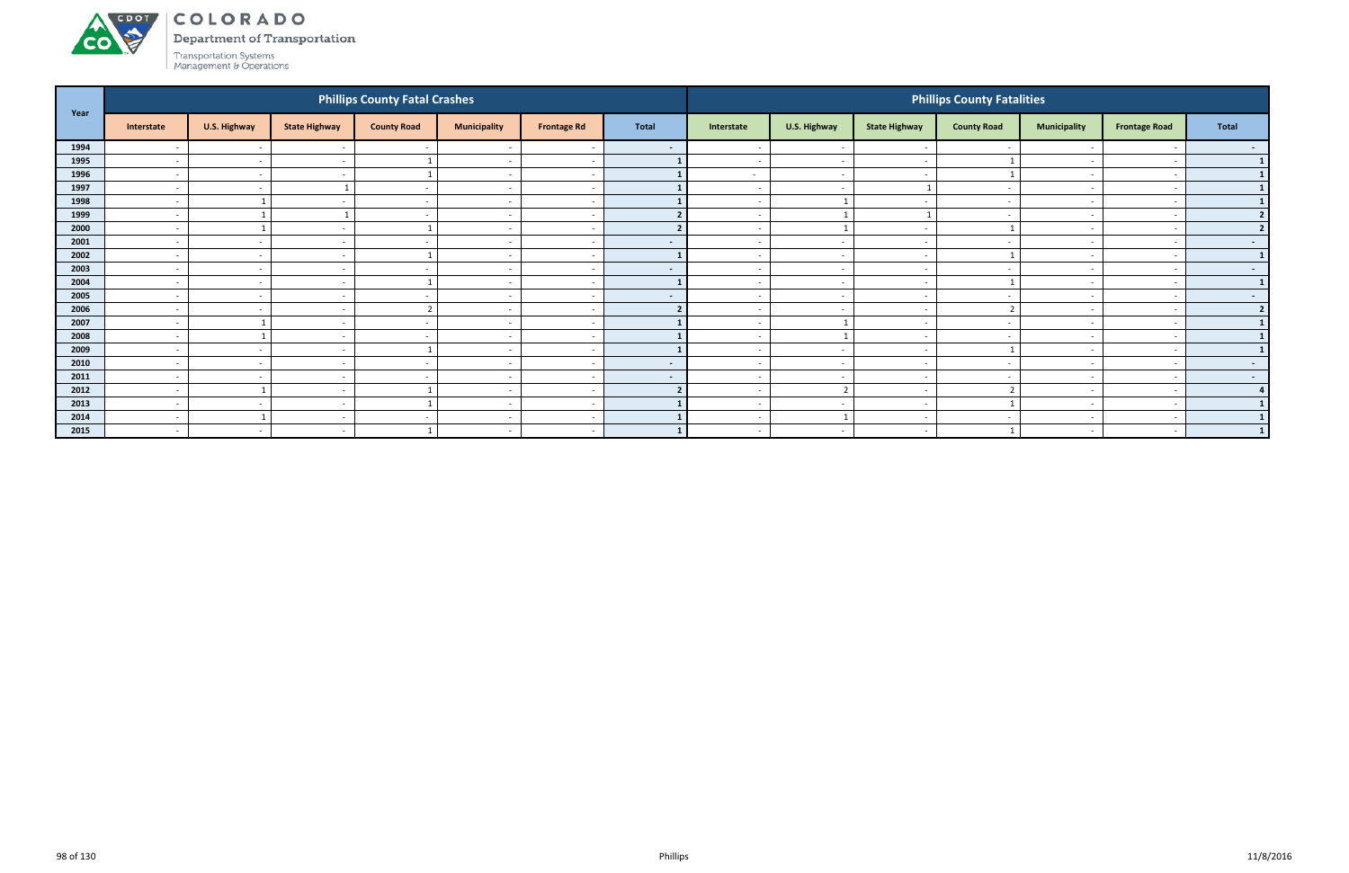# COLORADO Department of Transportation

Transportation Systems Management & Operations

| Year | Phillips County Fatal Crashes | | | | | | | Phillips County Fatalities | | | | | | |
|---|---|---|---|---|---|---|---|---|---|---|---|---|---|---|
| | Interstate | U.S. Highway | State Highway | County Road | Municipality | Frontage Rd | Total | Interstate | U.S. Highway | State Highway | County Road | Municipality | Frontage Road | Total |
| 1994 | - | - | - | - | - | - | - | - | - | - | - | - | - | - |
| 1995 | - | - | - | 1 | - | - | 1 | - | - | - | 1 | - | - | 1 |
| 1996 | - | - | - | 1 | - | - | 1 | - | - | - | 1 | - | - | 1 |
| 1997 | - | - | 1 | - | - | - | 1 | - | - | 1 | - | - | - | 1 |
| 1998 | - | 1 | - | - | - | - | 1 | - | 1 | - | - | - | - | 1 |
| 1999 | - | 1 | 1 | - | - | - | 2 | - | 1 | 1 | - | - | - | 2 |
| 2000 | - | 1 | - | 1 | - | - | 2 | - | 1 | - | 1 | - | - | 2 |
| 2001 | - | - | - | - | - | - | - | - | - | - | - | - | - | - |
| 2002 | - | - | - | 1 | - | - | 1 | - | - | - | 1 | - | - | 1 |
| 2003 | - | - | - | - | - | - | - | - | - | - | - | - | - | - |
| 2004 | - | - | - | 1 | - | - | 1 | - | - | - | 1 | - | - | 1 |
| 2005 | - | - | - | - | - | - | - | - | - | - | - | - | - | - |
| 2006 | - | - | - | 2 | - | - | 2 | - | - | - | 2 | - | - | 2 |
| 2007 | - | 1 | - | - | - | - | 1 | - | 1 | - | - | - | - | 1 |
| 2008 | - | 1 | - | - | - | - | 1 | - | 1 | - | - | - | - | 1 |
| 2009 | - | - | - | 1 | - | - | 1 | - | - | - | 1 | - | - | 1 |
| 2010 | - | - | - | - | - | - | - | - | - | - | - | - | - | - |
| 2011 | - | - | - | - | - | - | - | - | - | - | - | - | - | - |
| 2012 | - | 1 | - | 1 | - | - | 2 | - | 2 | - | 2 | - | - | 4 |
| 2013 | - | - | - | 1 | - | - | 1 | - | - | - | 1 | - | - | 1 |
| 2014 | - | 1 | - | - | - | - | 1 | - | 1 | - | - | - | - | 1 |
| 2015 | - | - | - | 1 | - | - | 1 | - | - | - | 1 | - | - | 1 |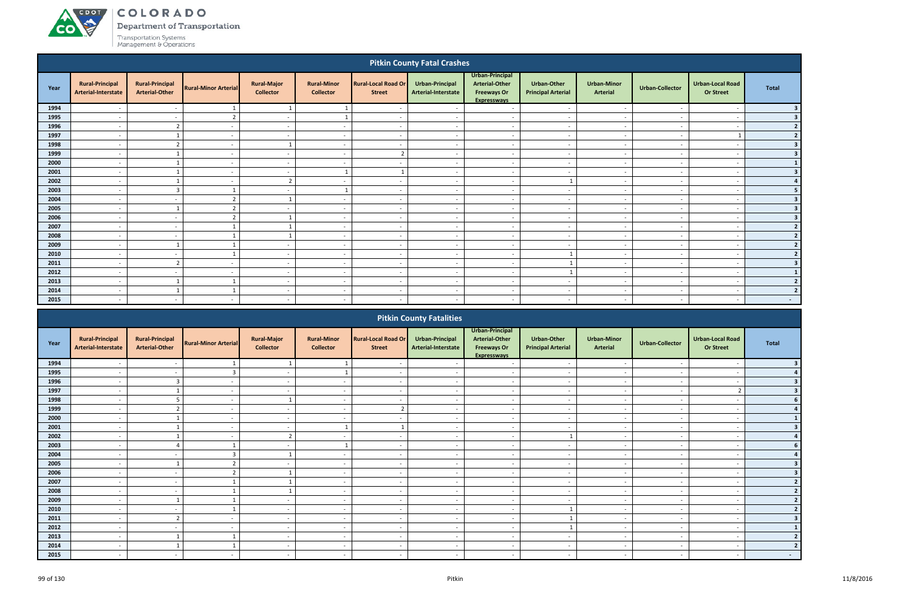# COLORADO
Department of Transportation
Transportation Systems Management & Operations

## Pitkin County Fatal Crashes

| Year | Rural-Principal Arterial-Interstate | Rural-Principal Arterial-Other | Rural-Minor Arterial | Rural-Major Collector | Rural-Minor Collector | Rural-Local Road Or Street | Urban-Principal Arterial-Interstate | Urban-Principal Arterial-Other Freeways Or Expressways | Urban-Other Principal Arterial | Urban-Minor Arterial | Urban-Collector | Urban-Local Road Or Street | Total |
|---|---|---|---|---|---|---|---|---|---|---|---|---|---|
| 1994 | - | - | 1 | 1 | 1 | - | - | - | - | - | - | - | 3 |
| 1995 | - | - | 2 | - | 1 | - | - | - | - | - | - | - | 3 |
| 1996 | - | 2 | - | - | - | - | - | - | - | - | - | - | 2 |
| 1997 | - | 1 | - | - | - | - | - | - | - | - | - | 1 | 2 |
| 1998 | - | 2 | - | 1 | - | - | - | - | - | - | - | - | 3 |
| 1999 | - | 1 | - | - | - | 2 | - | - | - | - | - | - | 3 |
| 2000 | - | 1 | - | - | - | - | - | - | - | - | - | - | 1 |
| 2001 | - | 1 | - | - | 1 | 1 | - | - | - | - | - | - | 3 |
| 2002 | - | 1 | - | 2 | - | - | - | - | 1 | - | - | - | 4 |
| 2003 | - | 3 | 1 | - | 1 | - | - | - | - | - | - | - | 5 |
| 2004 | - | - | 2 | 1 | - | - | - | - | - | - | - | - | 3 |
| 2005 | - | 1 | 2 | - | - | - | - | - | - | - | - | - | 3 |
| 2006 | - | - | 2 | 1 | - | - | - | - | - | - | - | - | 3 |
| 2007 | - | - | 1 | 1 | - | - | - | - | - | - | - | - | 2 |
| 2008 | - | - | 1 | 1 | - | - | - | - | - | - | - | - | 2 |
| 2009 | - | 1 | 1 | - | - | - | - | - | - | - | - | - | 2 |
| 2010 | - | - | 1 | - | - | - | - | - | 1 | - | - | - | 2 |
| 2011 | - | 2 | - | - | - | - | - | - | 1 | - | - | - | 3 |
| 2012 | - | - | - | - | - | - | - | - | 1 | - | - | - | 1 |
| 2013 | - | 1 | 1 | - | - | - | - | - | - | - | - | - | 2 |
| 2014 | - | 1 | 1 | - | - | - | - | - | - | - | - | - | 2 |
| 2015 | - | - | - | - | - | - | - | - | - | - | - | - | - |

## Pitkin County Fatalities

| Year | Rural-Principal Arterial-Interstate | Rural-Principal Arterial-Other | Rural-Minor Arterial | Rural-Major Collector | Rural-Minor Collector | Rural-Local Road Or Street | Urban-Principal Arterial-Interstate | Urban-Principal Arterial-Other Freeways Or Expressways | Urban-Other Principal Arterial | Urban-Minor Arterial | Urban-Collector | Urban-Local Road Or Street | Total |
|---|---|---|---|---|---|---|---|---|---|---|---|---|---|
| 1994 | - | - | 1 | 1 | 1 | - | - | - | - | - | - | - | 3 |
| 1995 | - | - | 3 | - | 1 | - | - | - | - | - | - | - | 4 |
| 1996 | - | 3 | - | - | - | - | - | - | - | - | - | - | 3 |
| 1997 | - | 1 | - | - | - | - | - | - | - | - | - | 2 | 3 |
| 1998 | - | 5 | - | 1 | - | - | - | - | - | - | - | - | 6 |
| 1999 | - | 2 | - | - | - | 2 | - | - | - | - | - | - | 4 |
| 2000 | - | 1 | - | - | - | - | - | - | - | - | - | - | 1 |
| 2001 | - | 1 | - | - | 1 | 1 | - | - | - | - | - | - | 3 |
| 2002 | - | 1 | - | 2 | - | - | - | - | 1 | - | - | - | 4 |
| 2003 | - | 4 | 1 | - | 1 | - | - | - | - | - | - | - | 6 |
| 2004 | - | - | 3 | 1 | - | - | - | - | - | - | - | - | 4 |
| 2005 | - | 1 | 2 | - | - | - | - | - | - | - | - | - | 3 |
| 2006 | - | - | 2 | 1 | - | - | - | - | - | - | - | - | 3 |
| 2007 | - | - | 1 | 1 | - | - | - | - | - | - | - | - | 2 |
| 2008 | - | - | 1 | 1 | - | - | - | - | - | - | - | - | 2 |
| 2009 | - | 1 | 1 | - | - | - | - | - | - | - | - | - | 2 |
| 2010 | - | - | 1 | - | - | - | - | - | 1 | - | - | - | 2 |
| 2011 | - | 2 | - | - | - | - | - | - | 1 | - | - | - | 3 |
| 2012 | - | - | - | - | - | - | - | - | 1 | - | - | - | 1 |
| 2013 | - | 1 | 1 | - | - | - | - | - | - | - | - | - | 2 |
| 2014 | - | 1 | 1 | - | - | - | - | - | - | - | - | - | 2 |
| 2015 | - | - | - | - | - | - | - | - | - | - | - | - | - |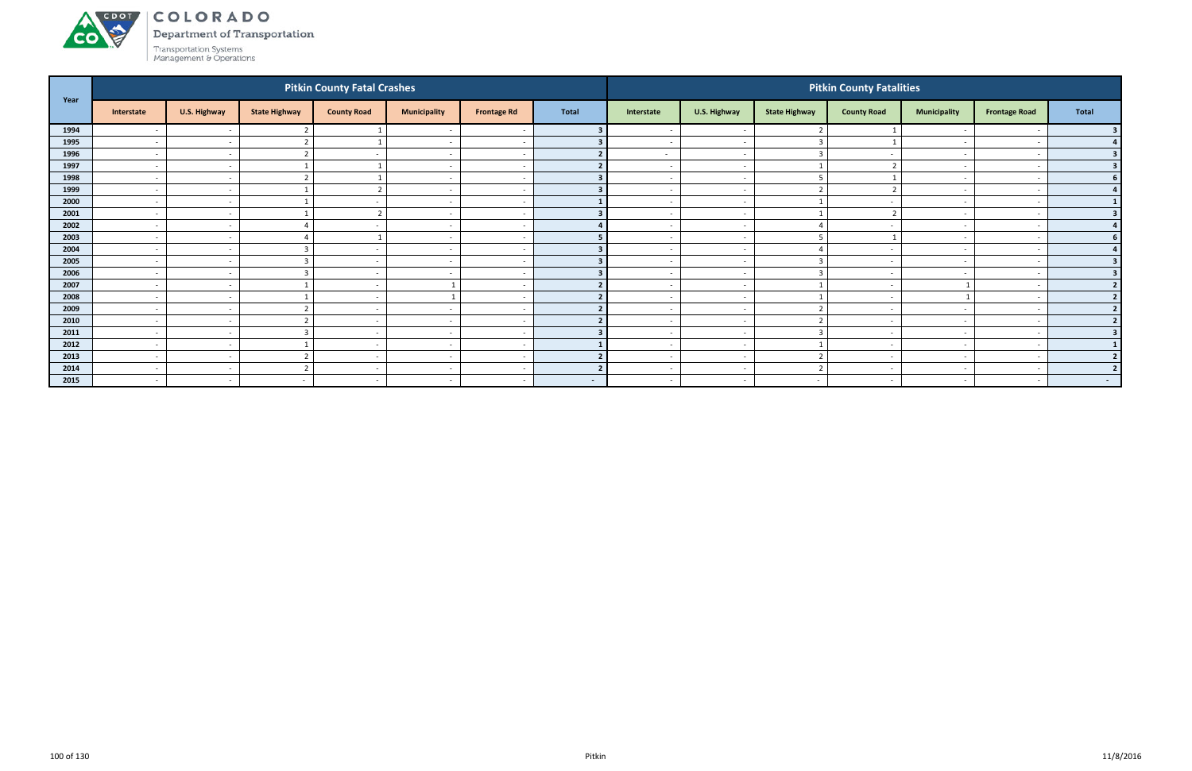# COLORADO

Department of Transportation

Transportation Systems Management & Operations

| Year | Pitkin County Fatal Crashes | | | | | | | Pitkin County Fatalities | | | | | | |
|---|---|---|---|---|---|---|---|---|---|---|---|---|---|---|
| | Interstate | U.S. Highway | State Highway | County Road | Municipality | Frontage Rd | Total | Interstate | U.S. Highway | State Highway | County Road | Municipality | Frontage Road | Total |
| 1994 | - | - | 2 | 1 | - | - | 3 | - | - | 2 | 1 | - | - | 3 |
| 1995 | - | - | 2 | 1 | - | - | 3 | - | - | 3 | 1 | - | - | 4 |
| 1996 | - | - | 2 | - | - | - | 2 | - | - | 3 | - | - | - | 3 |
| 1997 | - | - | 1 | 1 | - | - | 2 | - | - | 1 | 2 | - | - | 3 |
| 1998 | - | - | 2 | 1 | - | - | 3 | - | - | 5 | 1 | - | - | 6 |
| 1999 | - | - | 1 | 2 | - | - | 3 | - | - | 2 | 2 | - | - | 4 |
| 2000 | - | - | 1 | - | - | - | 1 | - | - | 1 | - | - | - | 1 |
| 2001 | - | - | 1 | 2 | - | - | 3 | - | - | 1 | 2 | - | - | 3 |
| 2002 | - | - | 4 | - | - | - | 4 | - | - | 4 | - | - | - | 4 |
| 2003 | - | - | 4 | 1 | - | - | 5 | - | - | 5 | 1 | - | - | 6 |
| 2004 | - | - | 3 | - | - | - | 3 | - | - | 4 | - | - | - | 4 |
| 2005 | - | - | 3 | - | - | - | 3 | - | - | 3 | - | - | - | 3 |
| 2006 | - | - | 3 | - | - | - | 3 | - | - | 3 | - | - | - | 3 |
| 2007 | - | - | 1 | - | 1 | - | 2 | - | - | 1 | - | 1 | - | 2 |
| 2008 | - | - | 1 | - | 1 | - | 2 | - | - | 1 | - | 1 | - | 2 |
| 2009 | - | - | 2 | - | - | - | 2 | - | - | 2 | - | - | - | 2 |
| 2010 | - | - | 2 | - | - | - | 2 | - | - | 2 | - | - | - | 2 |
| 2011 | - | - | 3 | - | - | - | 3 | - | - | 3 | - | - | - | 3 |
| 2012 | - | - | 1 | - | - | - | 1 | - | - | 1 | - | - | - | 1 |
| 2013 | - | - | 2 | - | - | - | 2 | - | - | 2 | - | - | - | 2 |
| 2014 | - | - | 2 | - | - | - | 2 | - | - | 2 | - | - | - | 2 |
| 2015 | - | - | - | - | - | - | - | - | - | - | - | - | - | - |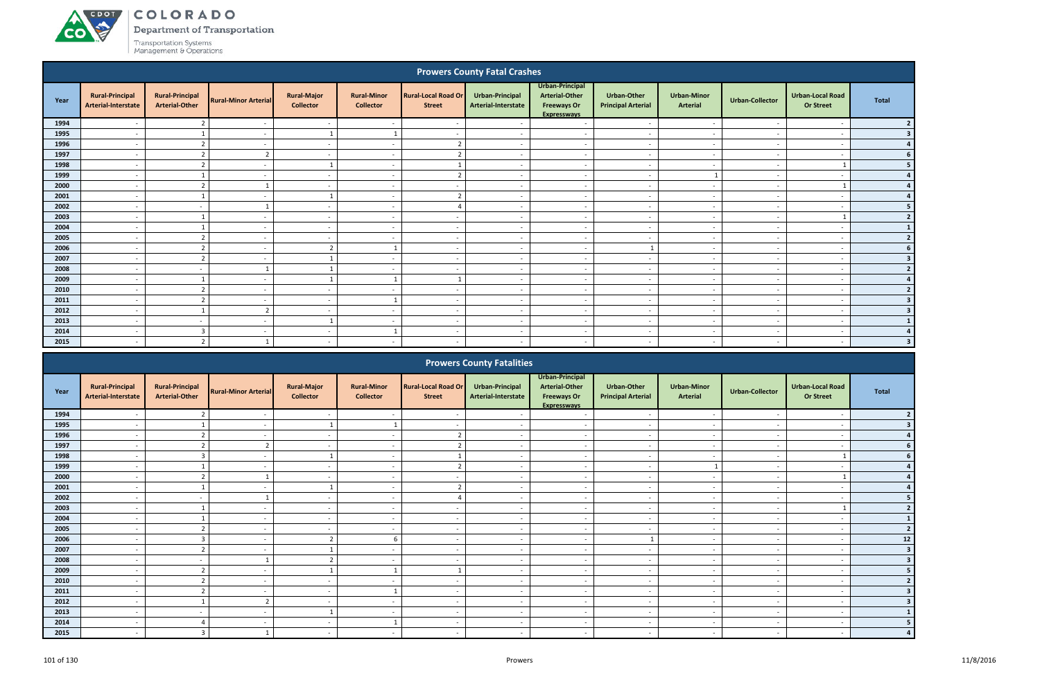## Prowers County Fatal Crashes

| Year | Rural-Principal Arterial-Interstate | Rural-Principal Arterial-Other | Rural-Minor Arterial | Rural-Major Collector | Rural-Minor Collector | Rural-Local Road Or Street | Urban-Principal Arterial-Interstate | Urban-Principal Arterial-Other Freeways Or Expressways | Urban-Other Principal Arterial | Urban-Minor Arterial | Urban-Collector | Urban-Local Road Or Street | Total |
|---|---|---|---|---|---|---|---|---|---|---|---|---|---|
| 1994 | - | 2 | - | - | - | - | - | - | - | - | - | - | 2 |
| 1995 | - | 1 | - | 1 | 1 | - | - | - | - | - | - | - | 3 |
| 1996 | - | 2 | - | - | - | 2 | - | - | - | - | - | - | 4 |
| 1997 | - | 2 | 2 | - | - | 2 | - | - | - | - | - | - | 6 |
| 1998 | - | 2 | - | 1 | - | 1 | - | - | - | - | - | 1 | 5 |
| 1999 | - | 1 | - | - | - | 2 | - | - | - | 1 | - | - | 4 |
| 2000 | - | 2 | 1 | - | - | - | - | - | - | - | - | 1 | 4 |
| 2001 | - | 1 | - | 1 | - | 2 | - | - | - | - | - | - | 4 |
| 2002 | - | - | 1 | - | - | 4 | - | - | - | - | - | - | 5 |
| 2003 | - | 1 | - | - | - | - | - | - | - | - | - | 1 | 2 |
| 2004 | - | 1 | - | - | - | - | - | - | - | - | - | - | 1 |
| 2005 | - | 2 | - | - | - | - | - | - | - | - | - | - | 2 |
| 2006 | - | 2 | - | 2 | 1 | - | - | - | 1 | - | - | - | 6 |
| 2007 | - | 2 | - | 1 | - | - | - | - | - | - | - | - | 3 |
| 2008 | - | - | 1 | 1 | - | - | - | - | - | - | - | - | 2 |
| 2009 | - | 1 | - | 1 | 1 | 1 | - | - | - | - | - | - | 4 |
| 2010 | - | 2 | - | - | - | - | - | - | - | - | - | - | 2 |
| 2011 | - | 2 | - | - | 1 | - | - | - | - | - | - | - | 3 |
| 2012 | - | 1 | 2 | - | - | - | - | - | - | - | - | - | 3 |
| 2013 | - | - | - | 1 | - | - | - | - | - | - | - | - | 1 |
| 2014 | - | 3 | - | - | 1 | - | - | - | - | - | - | - | 4 |
| 2015 | - | 2 | 1 | - | - | - | - | - | - | - | - | - | 3 |

## Prowers County Fatalities

| Year | Rural-Principal Arterial-Interstate | Rural-Principal Arterial-Other | Rural-Minor Arterial | Rural-Major Collector | Rural-Minor Collector | Rural-Local Road Or Street | Urban-Principal Arterial-Interstate | Urban-Principal Arterial-Other Freeways Or Expressways | Urban-Other Principal Arterial | Urban-Minor Arterial | Urban-Collector | Urban-Local Road Or Street | Total |
|---|---|---|---|---|---|---|---|---|---|---|---|---|---|
| 1994 | - | 2 | - | - | - | - | - | - | - | - | - | - | 2 |
| 1995 | - | 1 | - | 1 | 1 | - | - | - | - | - | - | - | 3 |
| 1996 | - | 2 | - | - | - | 2 | - | - | - | - | - | - | 4 |
| 1997 | - | 2 | 2 | - | - | 2 | - | - | - | - | - | - | 6 |
| 1998 | - | 3 | - | 1 | - | 1 | - | - | - | - | - | 1 | 6 |
| 1999 | - | 1 | - | - | - | 2 | - | - | - | 1 | - | - | 4 |
| 2000 | - | 2 | 1 | - | - | - | - | - | - | - | - | 1 | 4 |
| 2001 | - | 1 | - | 1 | - | 2 | - | - | - | - | - | - | 4 |
| 2002 | - | - | 1 | - | - | 4 | - | - | - | - | - | - | 5 |
| 2003 | - | 1 | - | - | - | - | - | - | - | - | - | 1 | 2 |
| 2004 | - | 1 | - | - | - | - | - | - | - | - | - | - | 1 |
| 2005 | - | 2 | - | - | - | - | - | - | - | - | - | - | 2 |
| 2006 | - | 3 | - | 2 | 6 | - | - | - | 1 | - | - | - | 12 |
| 2007 | - | 2 | - | 1 | - | - | - | - | - | - | - | - | 3 |
| 2008 | - | - | 1 | 2 | - | - | - | - | - | - | - | - | 3 |
| 2009 | - | 2 | - | 1 | 1 | 1 | - | - | - | - | - | - | 5 |
| 2010 | - | 2 | - | - | - | - | - | - | - | - | - | - | 2 |
| 2011 | - | 2 | - | - | 1 | - | - | - | - | - | - | - | 3 |
| 2012 | - | 1 | 2 | - | - | - | - | - | - | - | - | - | 3 |
| 2013 | - | - | - | 1 | - | - | - | - | - | - | - | - | 1 |
| 2014 | - | 4 | - | - | 1 | - | - | - | - | - | - | - | 5 |
| 2015 | - | 3 | 1 | - | - | - | - | - | - | - | - | - | 4 |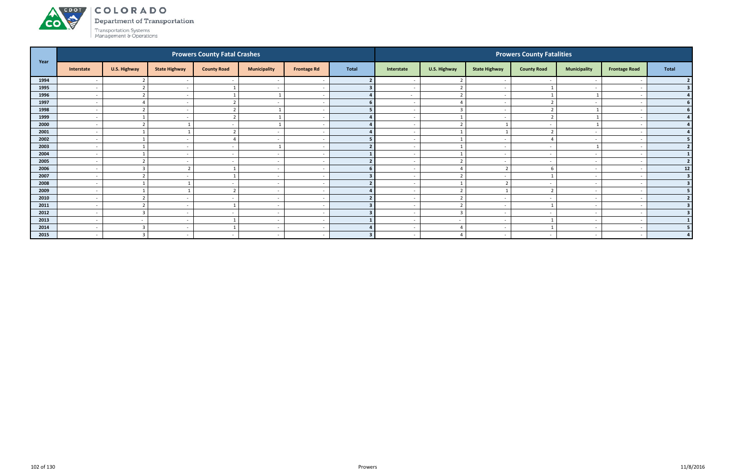# COLORADO
Department of Transportation
Transportation Systems Management & Operations

| Year | Prowers County Fatal Crashes | | | | | | | Prowers County Fatalities | | | | | | |
|---|---|---|---|---|---|---|---|---|---|---|---|---|---|---|
| | Interstate | U.S. Highway | State Highway | County Road | Municipality | Frontage Rd | Total | Interstate | U.S. Highway | State Highway | County Road | Municipality | Frontage Road | Total |
| 1994 | - | 2 | - | - | - | - | 2 | - | 2 | - | - | - | - | 2 |
| 1995 | - | 2 | - | 1 | - | - | 3 | - | 2 | - | 1 | - | - | 3 |
| 1996 | - | 2 | - | 1 | 1 | - | 4 | - | 2 | - | 1 | 1 | - | 4 |
| 1997 | - | 4 | - | 2 | - | - | 6 | - | 4 | - | 2 | - | - | 6 |
| 1998 | - | 2 | - | 2 | 1 | - | 5 | - | 3 | - | 2 | 1 | - | 6 |
| 1999 | - | 1 | - | 2 | 1 | - | 4 | - | 1 | - | 2 | 1 | - | 4 |
| 2000 | - | 2 | 1 | - | 1 | - | 4 | - | 2 | 1 | - | 1 | - | 4 |
| 2001 | - | 1 | 1 | 2 | - | - | 4 | - | 1 | 1 | 2 | - | - | 4 |
| 2002 | - | 1 | - | 4 | - | - | 5 | - | 1 | - | 4 | - | - | 5 |
| 2003 | - | 1 | - | - | 1 | - | 2 | - | 1 | - | - | 1 | - | 2 |
| 2004 | - | 1 | - | - | - | - | 1 | - | 1 | - | - | - | - | 1 |
| 2005 | - | 2 | - | - | - | - | 2 | - | 2 | - | - | - | - | 2 |
| 2006 | - | 3 | 2 | 1 | - | - | 6 | - | 4 | 2 | 6 | - | - | 12 |
| 2007 | - | 2 | - | 1 | - | - | 3 | - | 2 | - | 1 | - | - | 3 |
| 2008 | - | 1 | 1 | - | - | - | 2 | - | 1 | 2 | - | - | - | 3 |
| 2009 | - | 1 | 1 | 2 | - | - | 4 | - | 2 | 1 | 2 | - | - | 5 |
| 2010 | - | 2 | - | - | - | - | 2 | - | 2 | - | - | - | - | 2 |
| 2011 | - | 2 | - | 1 | - | - | 3 | - | 2 | - | 1 | - | - | 3 |
| 2012 | - | 3 | - | - | - | - | 3 | - | 3 | - | - | - | - | 3 |
| 2013 | - | - | - | 1 | - | - | 1 | - | - | - | 1 | - | - | 1 |
| 2014 | - | 3 | - | 1 | - | - | 4 | - | 4 | - | 1 | - | - | 5 |
| 2015 | - | 3 | - | - | - | - | 3 | - | 4 | - | - | - | - | 4 |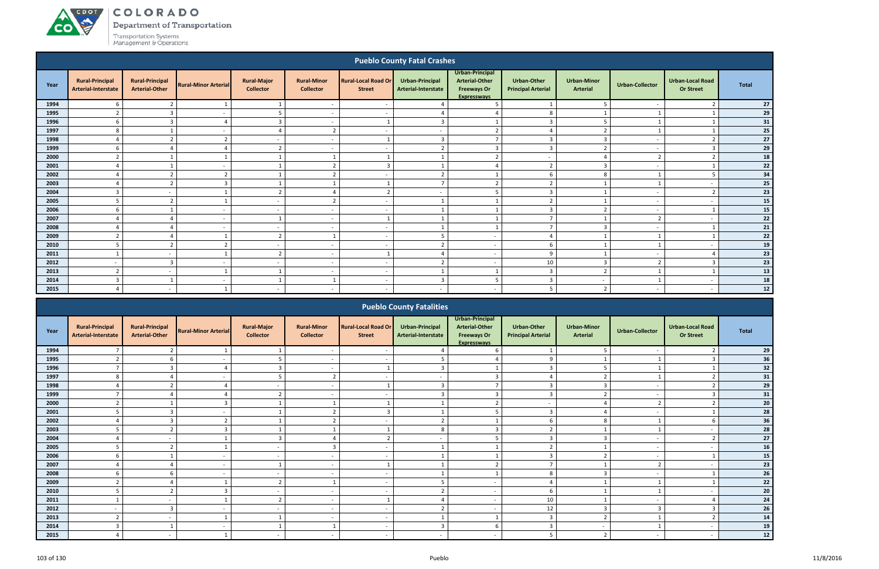## Pueblo County Fatal Crashes

| Year | Rural-Principal Arterial-Interstate | Rural-Principal Arterial-Other | Rural-Minor Arterial | Rural-Major Collector | Rural-Minor Collector | Rural-Local Road Or Street | Urban-Principal Arterial-Interstate | Urban-Principal Arterial-Other Freeways Or Expressways | Urban-Other Principal Arterial | Urban-Minor Arterial | Urban-Collector | Urban-Local Road Or Street | Total |
|---|---|---|---|---|---|---|---|---|---|---|---|---|---|
| 1994 | 6 | 2 | 1 | 1 | - | - | 4 | 5 | 1 | 5 | - | 2 | 27 |
| 1995 | 2 | 3 | - | 5 | - | - | 4 | 4 | 8 | 1 | 1 | 1 | 29 |
| 1996 | 6 | 3 | 4 | 3 | - | 1 | 3 | 1 | 3 | 5 | 1 | 1 | 31 |
| 1997 | 8 | 1 | - | 4 | 2 | - | - | 2 | 4 | 2 | 1 | 1 | 25 |
| 1998 | 4 | 2 | 2 | - | - | 1 | 3 | 7 | 3 | 3 | - | 2 | 27 |
| 1999 | 6 | 4 | 4 | 2 | - | - | 2 | 3 | 3 | 2 | - | 3 | 29 |
| 2000 | 2 | 1 | 1 | 1 | 1 | 1 | 1 | 2 | - | 4 | 2 | 2 | 18 |
| 2001 | 4 | 1 | - | 1 | 2 | 3 | 1 | 4 | 2 | 3 | - | 1 | 22 |
| 2002 | 4 | 2 | 2 | 1 | 2 | - | 2 | 1 | 6 | 8 | 1 | 5 | 34 |
| 2003 | 4 | 2 | 3 | 1 | 1 | 1 | 7 | 2 | 2 | 1 | 1 | - | 25 |
| 2004 | 3 | - | 1 | 2 | 4 | 2 | - | 5 | 3 | 1 | - | 2 | 23 |
| 2005 | 5 | 2 | 1 | - | 2 | - | 1 | 1 | 2 | 1 | - | - | 15 |
| 2006 | 6 | 1 | - | - | - | - | 1 | 1 | 3 | 2 | - | 1 | 15 |
| 2007 | 4 | 4 | - | 1 | - | 1 | 1 | 1 | 7 | 1 | 2 | - | 22 |
| 2008 | 4 | 4 | - | - | - | - | 1 | 1 | 7 | 3 | - | 1 | 21 |
| 2009 | 2 | 4 | 1 | 2 | 1 | - | 5 | - | 4 | 1 | 1 | 1 | 22 |
| 2010 | 5 | 2 | 2 | - | - | - | 2 | - | 6 | 1 | 1 | - | 19 |
| 2011 | 1 | - | 1 | 2 | - | 1 | 4 | - | 9 | 1 | - | 4 | 23 |
| 2012 | - | 3 | - | - | - | - | 2 | - | 10 | 3 | 2 | 3 | 23 |
| 2013 | 2 | - | 1 | 1 | - | - | 1 | 1 | 3 | 2 | 1 | 1 | 13 |
| 2014 | 3 | 1 | - | 1 | 1 | - | 3 | 5 | 3 | - | 1 | - | 18 |
| 2015 | 4 | - | 1 | - | - | - | - | - | 5 | 2 | - | - | 12 |

## Pueblo County Fatalities

| Year | Rural-Principal Arterial-Interstate | Rural-Principal Arterial-Other | Rural-Minor Arterial | Rural-Major Collector | Rural-Minor Collector | Rural-Local Road Or Street | Urban-Principal Arterial-Interstate | Urban-Principal Arterial-Other Freeways Or Expressways | Urban-Other Principal Arterial | Urban-Minor Arterial | Urban-Collector | Urban-Local Road Or Street | Total |
|---|---|---|---|---|---|---|---|---|---|---|---|---|---|
| 1994 | 7 | 2 | 1 | 1 | - | - | 4 | 6 | 1 | 5 | - | 2 | 29 |
| 1995 | 2 | 6 | - | 5 | - | - | 5 | 4 | 9 | 1 | 1 | 3 | 36 |
| 1996 | 7 | 3 | 4 | 3 | - | 1 | 3 | 1 | 3 | 5 | 1 | 1 | 32 |
| 1997 | 8 | 4 | - | 5 | 2 | - | - | 3 | 4 | 2 | 1 | 2 | 31 |
| 1998 | 4 | 2 | 4 | - | - | 1 | 3 | 7 | 3 | 3 | - | 2 | 29 |
| 1999 | 7 | 4 | 4 | 2 | - | - | 3 | 3 | 3 | 2 | - | 3 | 31 |
| 2000 | 2 | 1 | 3 | 1 | 1 | 1 | 1 | 2 | - | 4 | 2 | 2 | 20 |
| 2001 | 5 | 3 | - | 1 | 2 | 3 | 1 | 5 | 3 | 4 | - | 1 | 28 |
| 2002 | 4 | 3 | 2 | 1 | 2 | - | 2 | 1 | 6 | 8 | 1 | 6 | 36 |
| 2003 | 5 | 2 | 3 | 1 | 1 | 1 | 8 | 3 | 2 | 1 | 1 | - | 28 |
| 2004 | 4 | - | 1 | 3 | 4 | 2 | - | 5 | 3 | 3 | - | 2 | 27 |
| 2005 | 5 | 2 | 1 | - | 3 | - | 1 | 1 | 2 | 1 | - | - | 16 |
| 2006 | 6 | 1 | - | - | - | - | 1 | 1 | 3 | 2 | - | 1 | 15 |
| 2007 | 4 | 4 | - | 1 | - | 1 | 1 | 2 | 7 | 1 | 2 | - | 23 |
| 2008 | 6 | 6 | - | - | - | - | 1 | 1 | 8 | 3 | - | 1 | 26 |
| 2009 | 2 | 4 | 1 | 2 | 1 | - | 5 | - | 4 | 1 | 1 | 1 | 22 |
| 2010 | 5 | 2 | 3 | - | - | - | 2 | - | 6 | 1 | 1 | - | 20 |
| 2011 | 1 | - | 1 | 2 | - | 1 | 4 | - | 10 | 1 | - | 4 | 24 |
| 2012 | - | 3 | - | - | - | - | 2 | - | 12 | 3 | 3 | 3 | 26 |
| 2013 | 2 | - | 1 | 1 | - | - | 1 | 1 | 3 | 2 | 1 | 2 | 14 |
| 2014 | 3 | 1 | - | 1 | 1 | - | 3 | 6 | 3 | - | 1 | - | 19 |
| 2015 | 4 | - | 1 | - | - | - | - | - | 5 | 2 | - | - | 12 |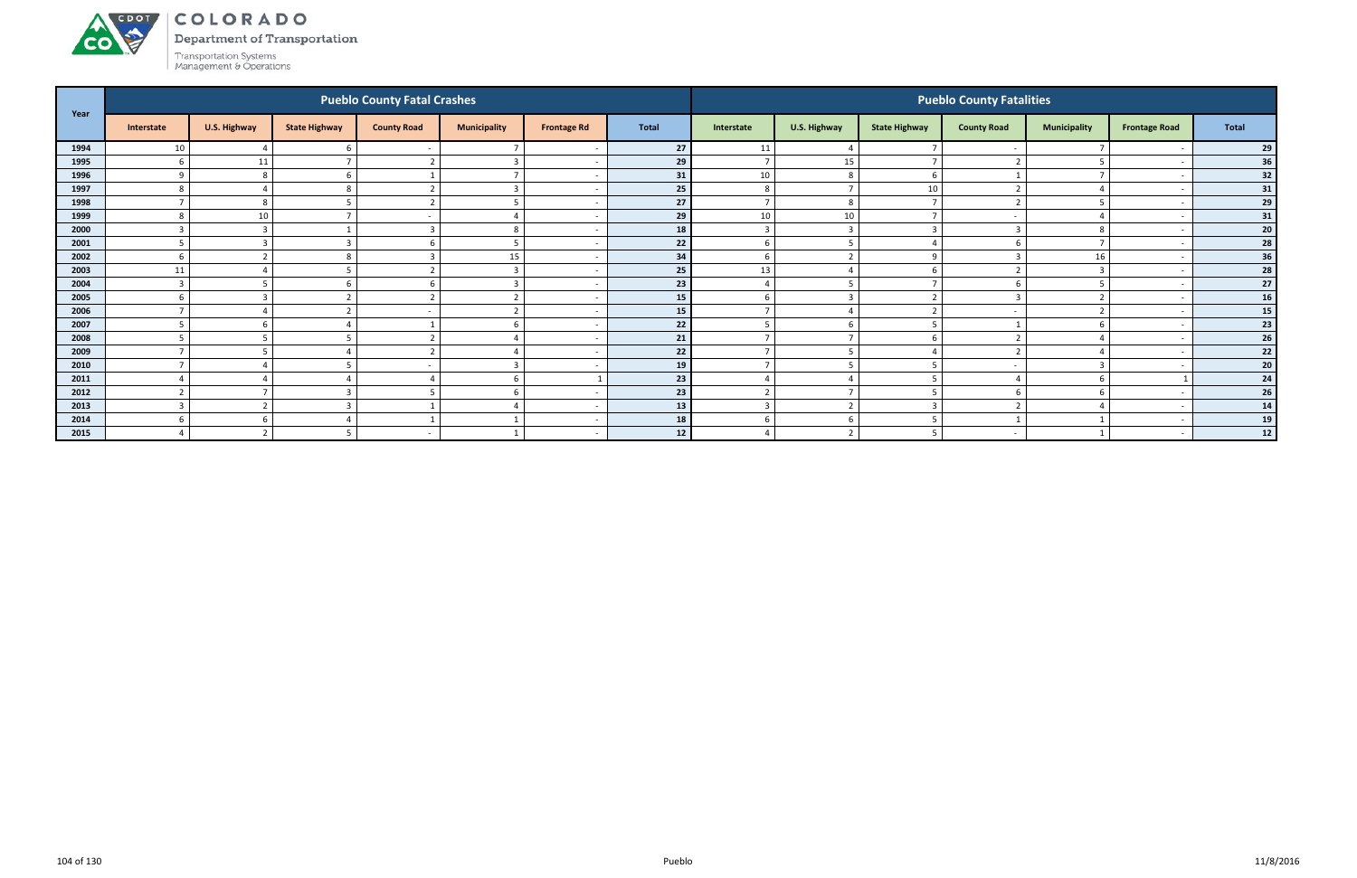| Year | Pueblo County Fatal Crashes | | | | | | | Pueblo County Fatalities | | | | | | |
|---|---|---|---|---|---|---|---|---|---|---|---|---|---|---|
| | Interstate | U.S. Highway | State Highway | County Road | Municipality | Frontage Rd | Total | Interstate | U.S. Highway | State Highway | County Road | Municipality | Frontage Road | Total |
| 1994 | 10 | 4 | 6 | - | 7 | - | 27 | 11 | 4 | 7 | - | 7 | - | 29 |
| 1995 | 6 | 11 | 7 | 2 | 3 | - | 29 | 7 | 15 | 7 | 2 | 5 | - | 36 |
| 1996 | 9 | 8 | 6 | 1 | 7 | - | 31 | 10 | 8 | 6 | 1 | 7 | - | 32 |
| 1997 | 8 | 4 | 8 | 2 | 3 | - | 25 | 8 | 7 | 10 | 2 | 4 | - | 31 |
| 1998 | 7 | 8 | 5 | 2 | 5 | - | 27 | 7 | 8 | 7 | 2 | 5 | - | 29 |
| 1999 | 8 | 10 | 7 | - | 4 | - | 29 | 10 | 10 | 7 | - | 4 | - | 31 |
| 2000 | 3 | 3 | 1 | 3 | 8 | - | 18 | 3 | 3 | 3 | 3 | 8 | - | 20 |
| 2001 | 5 | 3 | 3 | 6 | 5 | - | 22 | 6 | 5 | 4 | 6 | 7 | - | 28 |
| 2002 | 6 | 2 | 8 | 3 | 15 | - | 34 | 6 | 2 | 9 | 3 | 16 | - | 36 |
| 2003 | 11 | 4 | 5 | 2 | 3 | - | 25 | 13 | 4 | 6 | 2 | 3 | - | 28 |
| 2004 | 3 | 5 | 6 | 6 | 3 | - | 23 | 4 | 5 | 7 | 6 | 5 | - | 27 |
| 2005 | 6 | 3 | 2 | 2 | 2 | - | 15 | 6 | 3 | 2 | 3 | 2 | - | 16 |
| 2006 | 7 | 4 | 2 | - | 2 | - | 15 | 7 | 4 | 2 | - | 2 | - | 15 |
| 2007 | 5 | 6 | 4 | 1 | 6 | - | 22 | 5 | 6 | 5 | 1 | 6 | - | 23 |
| 2008 | 5 | 5 | 5 | 2 | 4 | - | 21 | 7 | 7 | 6 | 2 | 4 | - | 26 |
| 2009 | 7 | 5 | 4 | 2 | 4 | - | 22 | 7 | 5 | 4 | 2 | 4 | - | 22 |
| 2010 | 7 | 4 | 5 | - | 3 | - | 19 | 7 | 5 | 5 | - | 3 | - | 20 |
| 2011 | 4 | 4 | 4 | 4 | 6 | 1 | 23 | 4 | 4 | 5 | 4 | 6 | 1 | 24 |
| 2012 | 2 | 7 | 3 | 5 | 6 | - | 23 | 2 | 7 | 5 | 6 | 6 | - | 26 |
| 2013 | 3 | 2 | 3 | 1 | 4 | - | 13 | 3 | 2 | 3 | 2 | 4 | - | 14 |
| 2014 | 6 | 6 | 4 | 1 | 1 | - | 18 | 6 | 6 | 5 | 1 | 1 | - | 19 |
| 2015 | 4 | 2 | 5 | - | 1 | - | 12 | 4 | 2 | 5 | - | 1 | - | 12 |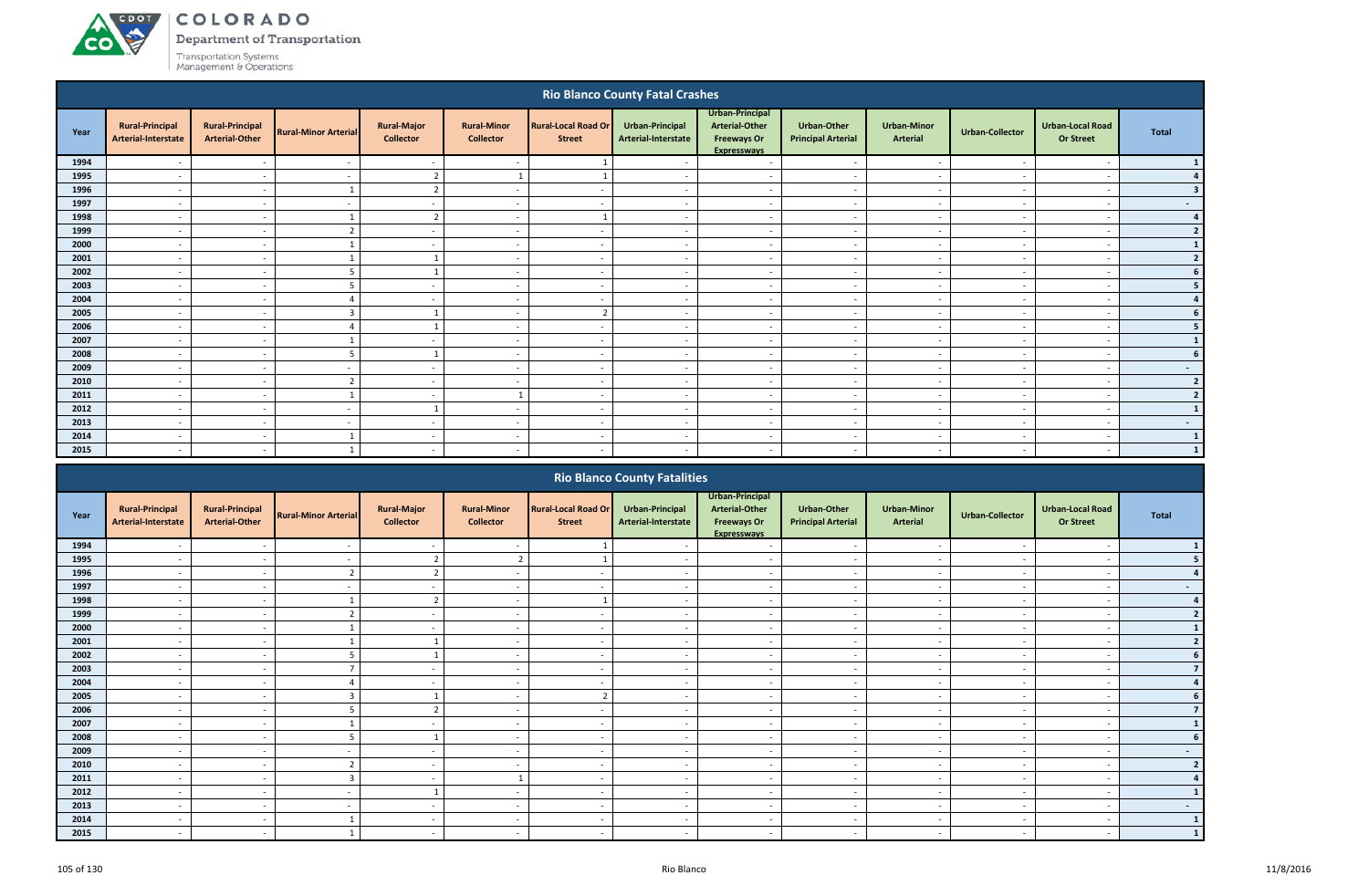# COLORADO
Department of Transportation
Transportation Systems Management & Operations

## Rio Blanco County Fatal Crashes

| Year | Rural-Principal Arterial-Interstate | Rural-Principal Arterial-Other | Rural-Minor Arterial | Rural-Major Collector | Rural-Minor Collector | Rural-Local Road Or Street | Urban-Principal Arterial-Interstate | Urban-Principal Arterial-Other Freeways Or Expressways | Urban-Other Principal Arterial | Urban-Minor Arterial | Urban-Collector | Urban-Local Road Or Street | Total |
|---|---|---|---|---|---|---|---|---|---|---|---|---|---|
| 1994 | - | - | - | - | - | 1 | - | - | - | - | - | - | 1 |
| 1995 | - | - | - | 2 | 1 | 1 | - | - | - | - | - | - | 4 |
| 1996 | - | - | 1 | 2 | - | - | - | - | - | - | - | - | 3 |
| 1997 | - | - | - | - | - | - | - | - | - | - | - | - | - |
| 1998 | - | - | 1 | 2 | - | 1 | - | - | - | - | - | - | 4 |
| 1999 | - | - | 2 | - | - | - | - | - | - | - | - | - | 2 |
| 2000 | - | - | 1 | - | - | - | - | - | - | - | - | - | 1 |
| 2001 | - | - | 1 | 1 | - | - | - | - | - | - | - | - | 2 |
| 2002 | - | - | 5 | 1 | - | - | - | - | - | - | - | - | 6 |
| 2003 | - | - | 5 | - | - | - | - | - | - | - | - | - | 5 |
| 2004 | - | - | 4 | - | - | - | - | - | - | - | - | - | 4 |
| 2005 | - | - | 3 | 1 | - | 2 | - | - | - | - | - | - | 6 |
| 2006 | - | - | 4 | 1 | - | - | - | - | - | - | - | - | 5 |
| 2007 | - | - | 1 | - | - | - | - | - | - | - | - | - | 1 |
| 2008 | - | - | 5 | 1 | - | - | - | - | - | - | - | - | 6 |
| 2009 | - | - | - | - | - | - | - | - | - | - | - | - | - |
| 2010 | - | - | 2 | - | - | - | - | - | - | - | - | - | 2 |
| 2011 | - | - | 1 | - | 1 | - | - | - | - | - | - | - | 2 |
| 2012 | - | - | - | 1 | - | - | - | - | - | - | - | - | 1 |
| 2013 | - | - | - | - | - | - | - | - | - | - | - | - | - |
| 2014 | - | - | 1 | - | - | - | - | - | - | - | - | - | 1 |
| 2015 | - | - | 1 | - | - | - | - | - | - | - | - | - | 1 |

## Rio Blanco County Fatalities

| Year | Rural-Principal Arterial-Interstate | Rural-Principal Arterial-Other | Rural-Minor Arterial | Rural-Major Collector | Rural-Minor Collector | Rural-Local Road Or Street | Urban-Principal Arterial-Interstate | Urban-Principal Arterial-Other Freeways Or Expressways | Urban-Other Principal Arterial | Urban-Minor Arterial | Urban-Collector | Urban-Local Road Or Street | Total |
|---|---|---|---|---|---|---|---|---|---|---|---|---|---|
| 1994 | - | - | - | - | - | 1 | - | - | - | - | - | - | 1 |
| 1995 | - | - | - | 2 | 2 | 1 | - | - | - | - | - | - | 5 |
| 1996 | - | - | 2 | 2 | - | - | - | - | - | - | - | - | 4 |
| 1997 | - | - | - | - | - | - | - | - | - | - | - | - | - |
| 1998 | - | - | 1 | 2 | - | 1 | - | - | - | - | - | - | 4 |
| 1999 | - | - | 2 | - | - | - | - | - | - | - | - | - | 2 |
| 2000 | - | - | 1 | - | - | - | - | - | - | - | - | - | 1 |
| 2001 | - | - | 1 | 1 | - | - | - | - | - | - | - | - | 2 |
| 2002 | - | - | 5 | 1 | - | - | - | - | - | - | - | - | 6 |
| 2003 | - | - | 7 | - | - | - | - | - | - | - | - | - | 7 |
| 2004 | - | - | 4 | - | - | - | - | - | - | - | - | - | 4 |
| 2005 | - | - | 3 | 1 | - | 2 | - | - | - | - | - | - | 6 |
| 2006 | - | - | 5 | 2 | - | - | - | - | - | - | - | - | 7 |
| 2007 | - | - | 1 | - | - | - | - | - | - | - | - | - | 1 |
| 2008 | - | - | 5 | 1 | - | - | - | - | - | - | - | - | 6 |
| 2009 | - | - | - | - | - | - | - | - | - | - | - | - | - |
| 2010 | - | - | 2 | - | - | - | - | - | - | - | - | - | 2 |
| 2011 | - | - | 3 | - | 1 | - | - | - | - | - | - | - | 4 |
| 2012 | - | - | - | 1 | - | - | - | - | - | - | - | - | 1 |
| 2013 | - | - | - | - | - | - | - | - | - | - | - | - | - |
| 2014 | - | - | 1 | - | - | - | - | - | - | - | - | - | 1 |
| 2015 | - | - | 1 | - | - | - | - | - | - | - | - | - | 1 |

Rio Blanco

11/8/2016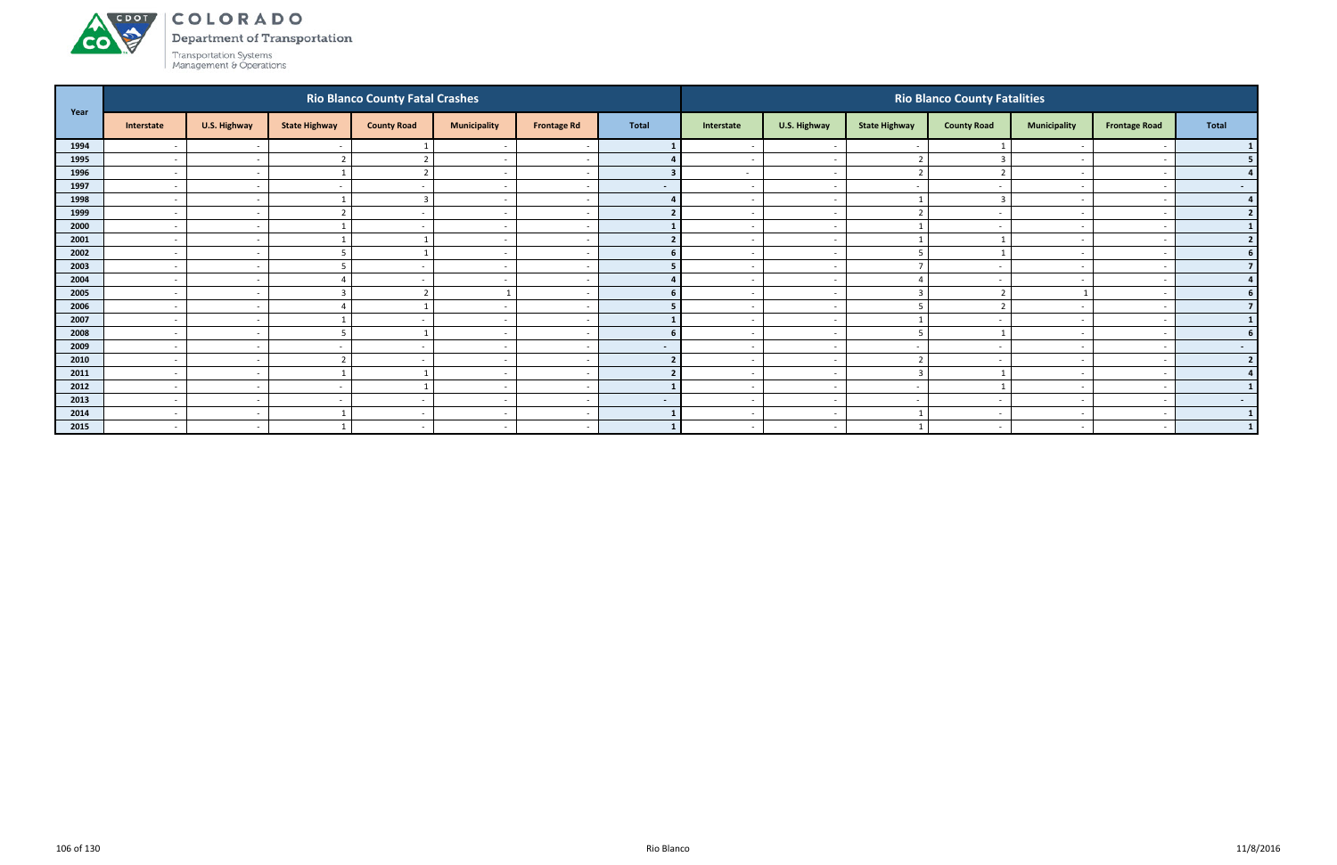# COLORADO

Department of Transportation

Transportation Systems Management & Operations

| Year | Rio Blanco County Fatal Crashes | | | | | | | Rio Blanco County Fatalities | | | | | | |
|---|---|---|---|---|---|---|---|---|---|---|---|---|---|---|
| | Interstate | U.S. Highway | State Highway | County Road | Municipality | Frontage Rd | Total | Interstate | U.S. Highway | State Highway | County Road | Municipality | Frontage Road | Total |
| 1994 | - | - | - | 1 | - | - | 1 | - | - | - | 1 | - | - | 1 |
| 1995 | - | - | 2 | 2 | - | - | 4 | - | - | 2 | 3 | - | - | 5 |
| 1996 | - | - | 1 | 2 | - | - | 3 | - | - | 2 | 2 | - | - | 4 |
| 1997 | - | - | - | - | - | - | - | - | - | - | - | - | - | - |
| 1998 | - | - | 1 | 3 | - | - | 4 | - | - | 1 | 3 | - | - | 4 |
| 1999 | - | - | 2 | - | - | - | 2 | - | - | 2 | - | - | - | 2 |
| 2000 | - | - | 1 | - | - | - | 1 | - | - | 1 | - | - | - | 1 |
| 2001 | - | - | 1 | 1 | - | - | 2 | - | - | 1 | 1 | - | - | 2 |
| 2002 | - | - | 5 | 1 | - | - | 6 | - | - | 5 | 1 | - | - | 6 |
| 2003 | - | - | 5 | - | - | - | 5 | - | - | 7 | - | - | - | 7 |
| 2004 | - | - | 4 | - | - | - | 4 | - | - | 4 | - | - | - | 4 |
| 2005 | - | - | 3 | 2 | 1 | - | 6 | - | - | 3 | 2 | 1 | - | 6 |
| 2006 | - | - | 4 | 1 | - | - | 5 | - | - | 5 | 2 | - | - | 7 |
| 2007 | - | - | 1 | - | - | - | 1 | - | - | 1 | - | - | - | 1 |
| 2008 | - | - | 5 | 1 | - | - | 6 | - | - | 5 | 1 | - | - | 6 |
| 2009 | - | - | - | - | - | - | - | - | - | - | - | - | - | - |
| 2010 | - | - | 2 | - | - | - | 2 | - | - | 2 | - | - | - | 2 |
| 2011 | - | - | 1 | 1 | - | - | 2 | - | - | 3 | 1 | - | - | 4 |
| 2012 | - | - | - | 1 | - | - | 1 | - | - | - | 1 | - | - | 1 |
| 2013 | - | - | - | - | - | - | - | - | - | - | - | - | - | - |
| 2014 | - | - | 1 | - | - | - | 1 | - | - | 1 | - | - | - | 1 |
| 2015 | - | - | 1 | - | - | - | 1 | - | - | 1 | - | - | - | 1 |

Rio Blanco

11/8/2016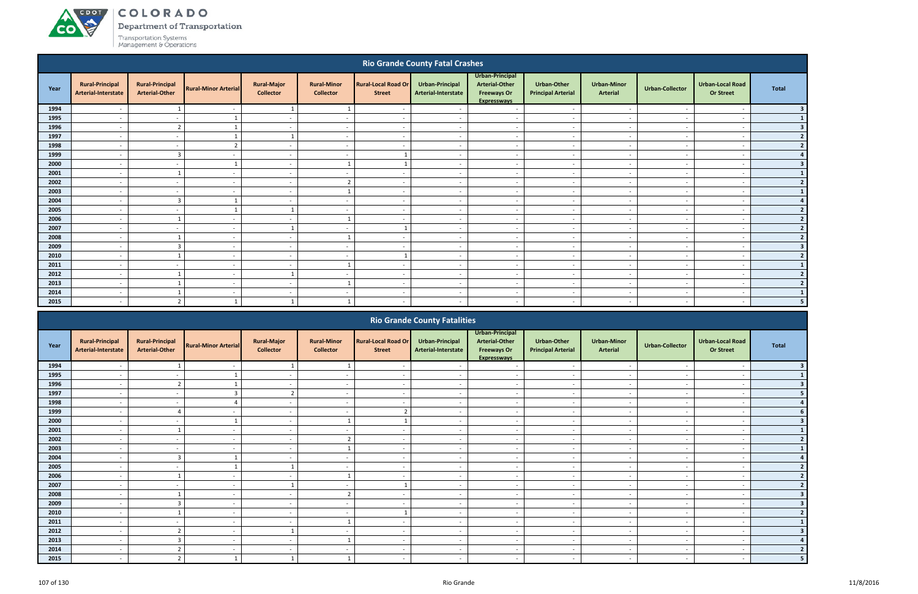## Rio Grande County Fatal Crashes

| Year | Rural-Principal Arterial-Interstate | Rural-Principal Arterial-Other | Rural-Minor Arterial | Rural-Major Collector | Rural-Minor Collector | Rural-Local Road Or Street | Urban-Principal Arterial-Interstate | Urban-Principal Arterial-Other Freeways Or Expressways | Urban-Other Principal Arterial | Urban-Minor Arterial | Urban-Collector | Urban-Local Road Or Street | Total |
|---|---|---|---|---|---|---|---|---|---|---|---|---|---|
| 1994 | - | 1 | - | 1 | 1 | - | - | - | - | - | - | - | 3 |
| 1995 | - | - | 1 | - | - | - | - | - | - | - | - | - | 1 |
| 1996 | - | 2 | 1 | - | - | - | - | - | - | - | - | - | 3 |
| 1997 | - | - | 1 | 1 | - | - | - | - | - | - | - | - | 2 |
| 1998 | - | - | 2 | - | - | - | - | - | - | - | - | - | 2 |
| 1999 | - | 3 | - | - | - | 1 | - | - | - | - | - | - | 4 |
| 2000 | - | - | 1 | - | 1 | 1 | - | - | - | - | - | - | 3 |
| 2001 | - | 1 | - | - | - | - | - | - | - | - | - | - | 1 |
| 2002 | - | - | - | - | 2 | - | - | - | - | - | - | - | 2 |
| 2003 | - | - | - | - | 1 | - | - | - | - | - | - | - | 1 |
| 2004 | - | 3 | 1 | - | - | - | - | - | - | - | - | - | 4 |
| 2005 | - | - | 1 | 1 | - | - | - | - | - | - | - | - | 2 |
| 2006 | - | 1 | - | - | 1 | - | - | - | - | - | - | - | 2 |
| 2007 | - | - | - | 1 | - | 1 | - | - | - | - | - | - | 2 |
| 2008 | - | 1 | - | - | 1 | - | - | - | - | - | - | - | 2 |
| 2009 | - | 3 | - | - | - | - | - | - | - | - | - | - | 3 |
| 2010 | - | 1 | - | - | - | 1 | - | - | - | - | - | - | 2 |
| 2011 | - | - | - | - | 1 | - | - | - | - | - | - | - | 1 |
| 2012 | - | 1 | - | 1 | - | - | - | - | - | - | - | - | 2 |
| 2013 | - | 1 | - | - | 1 | - | - | - | - | - | - | - | 2 |
| 2014 | - | 1 | - | - | - | - | - | - | - | - | - | - | 1 |
| 2015 | - | 2 | 1 | 1 | 1 | - | - | - | - | - | - | - | 5 |

## Rio Grande County Fatalities

| Year | Rural-Principal Arterial-Interstate | Rural-Principal Arterial-Other | Rural-Minor Arterial | Rural-Major Collector | Rural-Minor Collector | Rural-Local Road Or Street | Urban-Principal Arterial-Interstate | Urban-Principal Arterial-Other Freeways Or Expressways | Urban-Other Principal Arterial | Urban-Minor Arterial | Urban-Collector | Urban-Local Road Or Street | Total |
|---|---|---|---|---|---|---|---|---|---|---|---|---|---|
| 1994 | - | 1 | - | 1 | 1 | - | - | - | - | - | - | - | 3 |
| 1995 | - | - | 1 | - | - | - | - | - | - | - | - | - | 1 |
| 1996 | - | 2 | 1 | - | - | - | - | - | - | - | - | - | 3 |
| 1997 | - | - | 3 | 2 | - | - | - | - | - | - | - | - | 5 |
| 1998 | - | - | 4 | - | - | - | - | - | - | - | - | - | 4 |
| 1999 | - | 4 | - | - | - | 2 | - | - | - | - | - | - | 6 |
| 2000 | - | - | 1 | - | 1 | 1 | - | - | - | - | - | - | 3 |
| 2001 | - | 1 | - | - | - | - | - | - | - | - | - | - | 1 |
| 2002 | - | - | - | - | 2 | - | - | - | - | - | - | - | 2 |
| 2003 | - | - | - | - | 1 | - | - | - | - | - | - | - | 1 |
| 2004 | - | 3 | 1 | - | - | - | - | - | - | - | - | - | 4 |
| 2005 | - | - | 1 | 1 | - | - | - | - | - | - | - | - | 2 |
| 2006 | - | 1 | - | - | 1 | - | - | - | - | - | - | - | 2 |
| 2007 | - | - | - | 1 | - | 1 | - | - | - | - | - | - | 2 |
| 2008 | - | 1 | - | - | 2 | - | - | - | - | - | - | - | 3 |
| 2009 | - | 3 | - | - | - | - | - | - | - | - | - | - | 3 |
| 2010 | - | 1 | - | - | - | 1 | - | - | - | - | - | - | 2 |
| 2011 | - | - | - | - | 1 | - | - | - | - | - | - | - | 1 |
| 2012 | - | 2 | - | 1 | - | - | - | - | - | - | - | - | 3 |
| 2013 | - | 3 | - | - | 1 | - | - | - | - | - | - | - | 4 |
| 2014 | - | 2 | - | - | - | - | - | - | - | - | - | - | 2 |
| 2015 | - | 2 | 1 | 1 | 1 | - | - | - | - | - | - | - | 5 |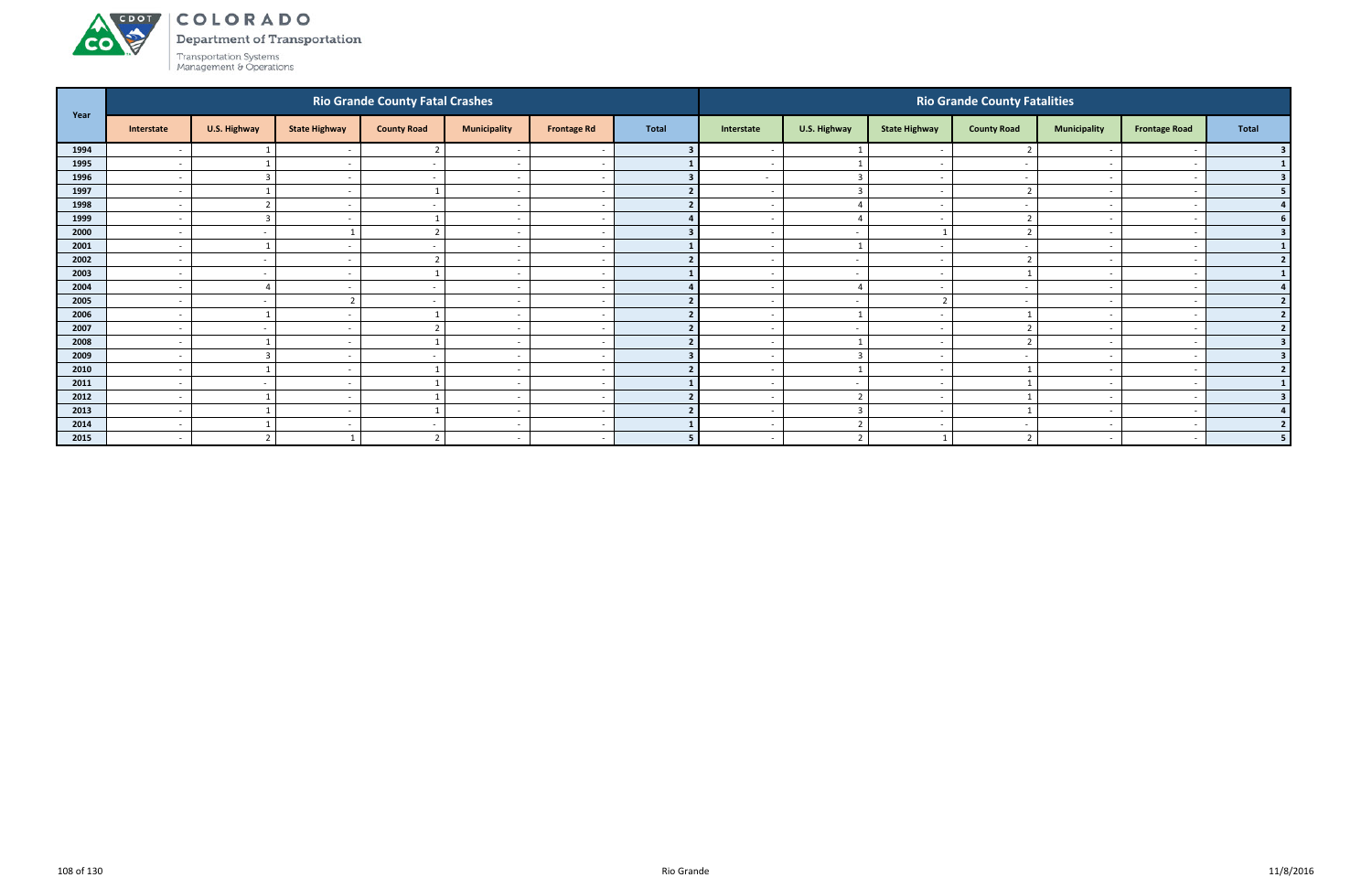# COLORADO

Department of Transportation

Transportation Systems Management & Operations

| Year | Rio Grande County Fatal Crashes | | | | | | | Rio Grande County Fatalities | | | | | | |
|---|---|---|---|---|---|---|---|---|---|---|---|---|---|---|
| | Interstate | U.S. Highway | State Highway | County Road | Municipality | Frontage Rd | Total | Interstate | U.S. Highway | State Highway | County Road | Municipality | Frontage Road | Total |
| 1994 | - | 1 | - | 2 | - | - | 3 | - | 1 | - | 2 | - | - | 3 |
| 1995 | - | 1 | - | - | - | - | 1 | - | 1 | - | - | - | - | 1 |
| 1996 | - | 3 | - | - | - | - | 3 | - | 3 | - | - | - | - | 3 |
| 1997 | - | 1 | - | 1 | - | - | 2 | - | 3 | - | 2 | - | - | 5 |
| 1998 | - | 2 | - | - | - | - | 2 | - | 4 | - | - | - | - | 4 |
| 1999 | - | 3 | - | 1 | - | - | 4 | - | 4 | - | 2 | - | - | 6 |
| 2000 | - | - | 1 | 2 | - | - | 3 | - | - | 1 | 2 | - | - | 3 |
| 2001 | - | 1 | - | - | - | - | 1 | - | 1 | - | - | - | - | 1 |
| 2002 | - | - | - | 2 | - | - | 2 | - | - | - | 2 | - | - | 2 |
| 2003 | - | - | - | 1 | - | - | 1 | - | - | - | 1 | - | - | 1 |
| 2004 | - | 4 | - | - | - | - | 4 | - | 4 | - | - | - | - | 4 |
| 2005 | - | - | 2 | - | - | - | 2 | - | - | 2 | - | - | - | 2 |
| 2006 | - | 1 | - | 1 | - | - | 2 | - | 1 | - | 1 | - | - | 2 |
| 2007 | - | - | - | 2 | - | - | 2 | - | - | - | 2 | - | - | 2 |
| 2008 | - | 1 | - | 1 | - | - | 2 | - | 1 | - | 2 | - | - | 3 |
| 2009 | - | 3 | - | - | - | - | 3 | - | 3 | - | - | - | - | 3 |
| 2010 | - | 1 | - | 1 | - | - | 2 | - | 1 | - | 1 | - | - | 2 |
| 2011 | - | - | - | 1 | - | - | 1 | - | - | - | 1 | - | - | 1 |
| 2012 | - | 1 | - | 1 | - | - | 2 | - | 2 | - | 1 | - | - | 3 |
| 2013 | - | 1 | - | 1 | - | - | 2 | - | 3 | - | 1 | - | - | 4 |
| 2014 | - | 1 | - | - | - | - | 1 | - | 2 | - | - | - | - | 2 |
| 2015 | - | 2 | 1 | 2 | - | - | 5 | - | 2 | 1 | 2 | - | - | 5 |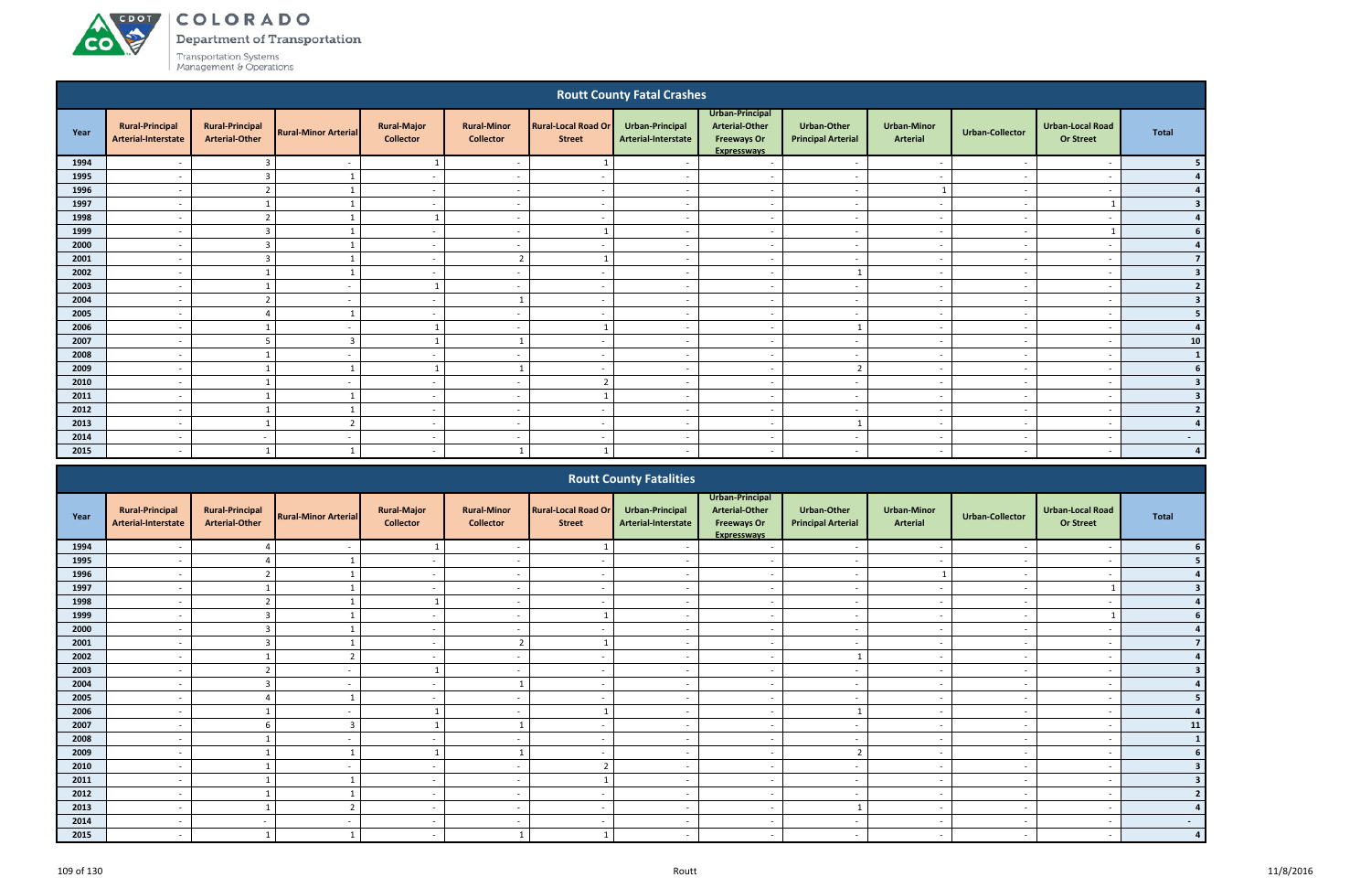## Routt County Fatal Crashes

| Year | Rural-Principal Arterial-Interstate | Rural-Principal Arterial-Other | Rural-Minor Arterial | Rural-Major Collector | Rural-Minor Collector | Rural-Local Road Or Street | Urban-Principal Arterial-Interstate | Urban-Principal Arterial-Other Freeways Or Expressways | Urban-Other Principal Arterial | Urban-Minor Arterial | Urban-Collector | Urban-Local Road Or Street | Total |
|---|---|---|---|---|---|---|---|---|---|---|---|---|---|
| 1994 | - | 3 | - | 1 | - | 1 | - | - | - | - | - | - | 5 |
| 1995 | - | 3 | 1 | - | - | - | - | - | - | - | - | - | 4 |
| 1996 | - | 2 | 1 | - | - | - | - | - | - | 1 | - | - | 4 |
| 1997 | - | 1 | 1 | - | - | - | - | - | - | - | - | 1 | 3 |
| 1998 | - | 2 | 1 | 1 | - | - | - | - | - | - | - | - | 4 |
| 1999 | - | 3 | 1 | - | - | 1 | - | - | - | - | - | 1 | 6 |
| 2000 | - | 3 | 1 | - | - | - | - | - | - | - | - | - | 4 |
| 2001 | - | 3 | 1 | - | 2 | 1 | - | - | - | - | - | - | 7 |
| 2002 | - | 1 | 1 | - | - | - | - | - | 1 | - | - | - | 3 |
| 2003 | - | 1 | - | 1 | - | - | - | - | - | - | - | - | 2 |
| 2004 | - | 2 | - | - | 1 | - | - | - | - | - | - | - | 3 |
| 2005 | - | 4 | 1 | - | - | - | - | - | - | - | - | - | 5 |
| 2006 | - | 1 | - | 1 | - | 1 | - | - | 1 | - | - | - | 4 |
| 2007 | - | 5 | 3 | 1 | 1 | - | - | - | - | - | - | - | 10 |
| 2008 | - | 1 | - | - | - | - | - | - | - | - | - | - | 1 |
| 2009 | - | 1 | 1 | 1 | 1 | - | - | - | 2 | - | - | - | 6 |
| 2010 | - | 1 | - | - | - | 2 | - | - | - | - | - | - | 3 |
| 2011 | - | 1 | 1 | - | - | 1 | - | - | - | - | - | - | 3 |
| 2012 | - | 1 | 1 | - | - | - | - | - | - | - | - | - | 2 |
| 2013 | - | 1 | 2 | - | - | - | - | - | 1 | - | - | - | 4 |
| 2014 | - | - | - | - | - | - | - | - | - | - | - | - | - |
| 2015 | - | 1 | 1 | - | 1 | 1 | - | - | - | - | - | - | 4 |

## Routt County Fatalities

| Year | Rural-Principal Arterial-Interstate | Rural-Principal Arterial-Other | Rural-Minor Arterial | Rural-Major Collector | Rural-Minor Collector | Rural-Local Road Or Street | Urban-Principal Arterial-Interstate | Urban-Principal Arterial-Other Freeways Or Expressways | Urban-Other Principal Arterial | Urban-Minor Arterial | Urban-Collector | Urban-Local Road Or Street | Total |
|---|---|---|---|---|---|---|---|---|---|---|---|---|---|
| 1994 | - | 4 | - | 1 | - | 1 | - | - | - | - | - | - | 6 |
| 1995 | - | 4 | 1 | - | - | - | - | - | - | - | - | - | 5 |
| 1996 | - | 2 | 1 | - | - | - | - | - | - | 1 | - | - | 4 |
| 1997 | - | 1 | 1 | - | - | - | - | - | - | - | - | 1 | 3 |
| 1998 | - | 2 | 1 | 1 | - | - | - | - | - | - | - | - | 4 |
| 1999 | - | 3 | 1 | - | - | 1 | - | - | - | - | - | 1 | 6 |
| 2000 | - | 3 | 1 | - | - | - | - | - | - | - | - | - | 4 |
| 2001 | - | 3 | 1 | - | 2 | 1 | - | - | - | - | - | - | 7 |
| 2002 | - | 1 | 2 | - | - | - | - | - | 1 | - | - | - | 4 |
| 2003 | - | 2 | - | 1 | - | - | - | - | - | - | - | - | 3 |
| 2004 | - | 3 | - | - | 1 | - | - | - | - | - | - | - | 4 |
| 2005 | - | 4 | 1 | - | - | - | - | - | - | - | - | - | 5 |
| 2006 | - | 1 | - | 1 | - | 1 | - | - | 1 | - | - | - | 4 |
| 2007 | - | 6 | 3 | 1 | 1 | - | - | - | - | - | - | - | 11 |
| 2008 | - | 1 | - | - | - | - | - | - | - | - | - | - | 1 |
| 2009 | - | 1 | 1 | 1 | 1 | - | - | - | 2 | - | - | - | 6 |
| 2010 | - | 1 | - | - | - | 2 | - | - | - | - | - | - | 3 |
| 2011 | - | 1 | 1 | - | - | 1 | - | - | - | - | - | - | 3 |
| 2012 | - | 1 | 1 | - | - | - | - | - | - | - | - | - | 2 |
| 2013 | - | 1 | 2 | - | - | - | - | - | 1 | - | - | - | 4 |
| 2014 | - | - | - | - | - | - | - | - | - | - | - | - | - |
| 2015 | - | 1 | 1 | - | 1 | 1 | - | - | - | - | - | - | 4 |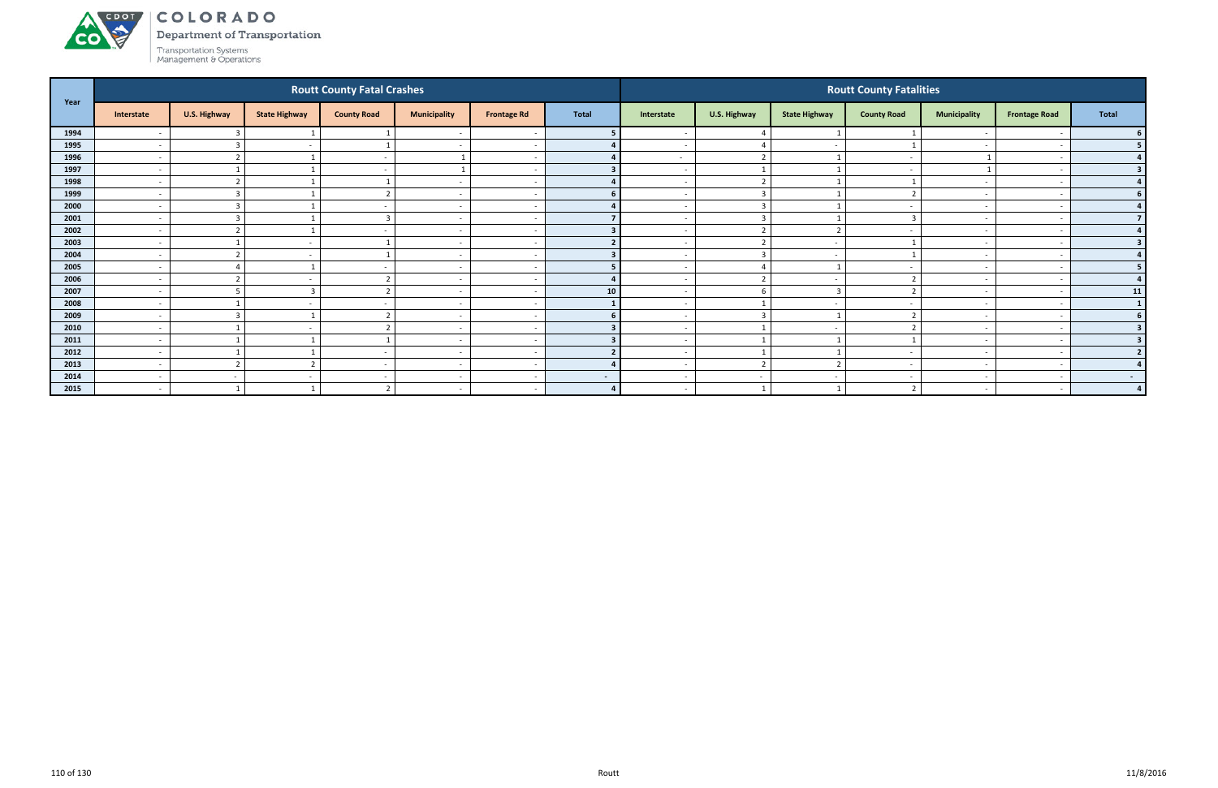# COLORADO

Department of Transportation

Transportation Systems Management & Operations

| Year | Routt County Fatal Crashes | | | | | | | Routt County Fatalities | | | | | | |
|---|---|---|---|---|---|---|---|---|---|---|---|---|---|---|
| | Interstate | U.S. Highway | State Highway | County Road | Municipality | Frontage Rd | Total | Interstate | U.S. Highway | State Highway | County Road | Municipality | Frontage Road | Total |
| 1994 | - | 3 | 1 | 1 | - | - | 5 | - | 4 | 1 | 1 | - | - | 6 |
| 1995 | - | 3 | - | 1 | - | - | 4 | - | 4 | - | 1 | - | - | 5 |
| 1996 | - | 2 | 1 | - | 1 | - | 4 | - | 2 | 1 | - | 1 | - | 4 |
| 1997 | - | 1 | 1 | - | 1 | - | 3 | - | 1 | 1 | - | 1 | - | 3 |
| 1998 | - | 2 | 1 | 1 | - | - | 4 | - | 2 | 1 | 1 | - | - | 4 |
| 1999 | - | 3 | 1 | 2 | - | - | 6 | - | 3 | 1 | 2 | - | - | 6 |
| 2000 | - | 3 | 1 | - | - | - | 4 | - | 3 | 1 | - | - | - | 4 |
| 2001 | - | 3 | 1 | 3 | - | - | 7 | - | 3 | 1 | 3 | - | - | 7 |
| 2002 | - | 2 | 1 | - | - | - | 3 | - | 2 | 2 | - | - | - | 4 |
| 2003 | - | 1 | - | 1 | - | - | 2 | - | 2 | - | 1 | - | - | 3 |
| 2004 | - | 2 | - | 1 | - | - | 3 | - | 3 | - | 1 | - | - | 4 |
| 2005 | - | 4 | 1 | - | - | - | 5 | - | 4 | 1 | - | - | - | 5 |
| 2006 | - | 2 | - | 2 | - | - | 4 | - | 2 | - | 2 | - | - | 4 |
| 2007 | - | 5 | 3 | 2 | - | - | 10 | - | 6 | 3 | 2 | - | - | 11 |
| 2008 | - | 1 | - | - | - | - | 1 | - | 1 | - | - | - | - | 1 |
| 2009 | - | 3 | 1 | 2 | - | - | 6 | - | 3 | 1 | 2 | - | - | 6 |
| 2010 | - | 1 | - | 2 | - | - | 3 | - | 1 | - | 2 | - | - | 3 |
| 2011 | - | 1 | 1 | 1 | - | - | 3 | - | 1 | 1 | 1 | - | - | 3 |
| 2012 | - | 1 | 1 | - | - | - | 2 | - | 1 | 1 | - | - | - | 2 |
| 2013 | - | 2 | 2 | - | - | - | 4 | - | 2 | 2 | - | - | - | 4 |
| 2014 | - | - | - | - | - | - | - | - | - | - | - | - | - | - |
| 2015 | - | 1 | 1 | 2 | - | - | 4 | - | 1 | 1 | 2 | - | - | 4 |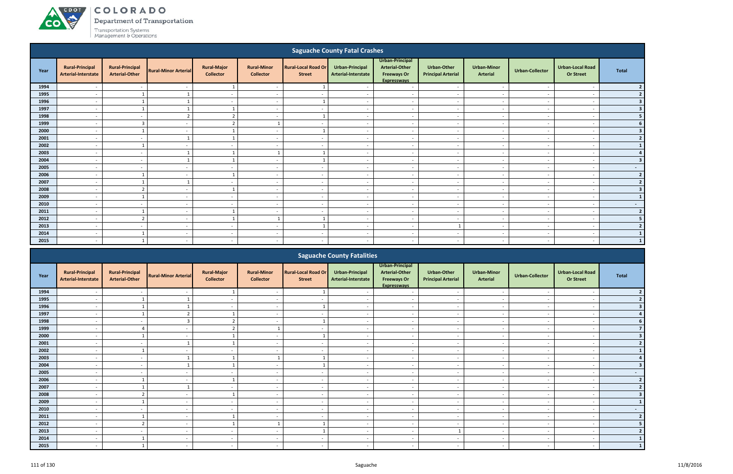## Saguache County Fatal Crashes

| Year | Rural-Principal Arterial-Interstate | Rural-Principal Arterial-Other | Rural-Minor Arterial | Rural-Major Collector | Rural-Minor Collector | Rural-Local Road Or Street | Urban-Principal Arterial-Interstate | Urban-Principal Arterial-Other Freeways Or Expressways | Urban-Other Principal Arterial | Urban-Minor Arterial | Urban-Collector | Urban-Local Road Or Street | Total |
|---|---|---|---|---|---|---|---|---|---|---|---|---|---|
| 1994 | - | - | - | 1 | - | 1 | - | - | - | - | - | - | 2 |
| 1995 | - | 1 | 1 | - | - | - | - | - | - | - | - | - | 2 |
| 1996 | - | 1 | 1 | - | - | 1 | - | - | - | - | - | - | 3 |
| 1997 | - | 1 | 1 | 1 | - | - | - | - | - | - | - | - | 3 |
| 1998 | - | - | 2 | 2 | - | 1 | - | - | - | - | - | - | 5 |
| 1999 | - | 3 | - | 2 | 1 | - | - | - | - | - | - | - | 6 |
| 2000 | - | 1 | - | 1 | - | 1 | - | - | - | - | - | - | 3 |
| 2001 | - | - | 1 | 1 | - | - | - | - | - | - | - | - | 2 |
| 2002 | - | 1 | - | - | - | - | - | - | - | - | - | - | 1 |
| 2003 | - | - | 1 | 1 | 1 | 1 | - | - | - | - | - | - | 4 |
| 2004 | - | - | 1 | 1 | - | 1 | - | - | - | - | - | - | 3 |
| 2005 | - | - | - | - | - | - | - | - | - | - | - | - | - |
| 2006 | - | 1 | - | 1 | - | - | - | - | - | - | - | - | 2 |
| 2007 | - | 1 | 1 | - | - | - | - | - | - | - | - | - | 2 |
| 2008 | - | 2 | - | 1 | - | - | - | - | - | - | - | - | 3 |
| 2009 | - | 1 | - | - | - | - | - | - | - | - | - | - | 1 |
| 2010 | - | - | - | - | - | - | - | - | - | - | - | - | - |
| 2011 | - | 1 | - | 1 | - | - | - | - | - | - | - | - | 2 |
| 2012 | - | 2 | - | 1 | 1 | 1 | - | - | - | - | - | - | 5 |
| 2013 | - | - | - | - | - | 1 | - | - | 1 | - | - | - | 2 |
| 2014 | - | 1 | - | - | - | - | - | - | - | - | - | - | 1 |
| 2015 | - | 1 | - | - | - | - | - | - | - | - | - | - | 1 |

## Saguache County Fatalities

| Year | Rural-Principal Arterial-Interstate | Rural-Principal Arterial-Other | Rural-Minor Arterial | Rural-Major Collector | Rural-Minor Collector | Rural-Local Road Or Street | Urban-Principal Arterial-Interstate | Urban-Principal Arterial-Other Freeways Or Expressways | Urban-Other Principal Arterial | Urban-Minor Arterial | Urban-Collector | Urban-Local Road Or Street | Total |
|---|---|---|---|---|---|---|---|---|---|---|---|---|---|
| 1994 | - | - | - | 1 | - | 1 | - | - | - | - | - | - | 2 |
| 1995 | - | 1 | 1 | - | - | - | - | - | - | - | - | - | 2 |
| 1996 | - | 1 | 1 | - | - | 1 | - | - | - | - | - | - | 3 |
| 1997 | - | 1 | 2 | 1 | - | - | - | - | - | - | - | - | 4 |
| 1998 | - | - | 3 | 2 | - | 1 | - | - | - | - | - | - | 6 |
| 1999 | - | 4 | - | 2 | 1 | - | - | - | - | - | - | - | 7 |
| 2000 | - | 1 | - | 1 | - | 1 | - | - | - | - | - | - | 3 |
| 2001 | - | - | 1 | 1 | - | - | - | - | - | - | - | - | 2 |
| 2002 | - | 1 | - | - | - | - | - | - | - | - | - | - | 1 |
| 2003 | - | - | 1 | 1 | 1 | 1 | - | - | - | - | - | - | 4 |
| 2004 | - | - | 1 | 1 | - | 1 | - | - | - | - | - | - | 3 |
| 2005 | - | - | - | - | - | - | - | - | - | - | - | - | - |
| 2006 | - | 1 | - | 1 | - | - | - | - | - | - | - | - | 2 |
| 2007 | - | 1 | 1 | - | - | - | - | - | - | - | - | - | 2 |
| 2008 | - | 2 | - | 1 | - | - | - | - | - | - | - | - | 3 |
| 2009 | - | 1 | - | - | - | - | - | - | - | - | - | - | 1 |
| 2010 | - | - | - | - | - | - | - | - | - | - | - | - | - |
| 2011 | - | 1 | - | 1 | - | - | - | - | - | - | - | - | 2 |
| 2012 | - | 2 | - | 1 | 1 | 1 | - | - | - | - | - | - | 5 |
| 2013 | - | - | - | - | - | 1 | - | - | 1 | - | - | - | 2 |
| 2014 | - | 1 | - | - | - | - | - | - | - | - | - | - | 1 |
| 2015 | - | 1 | - | - | - | - | - | - | - | - | - | - | 1 |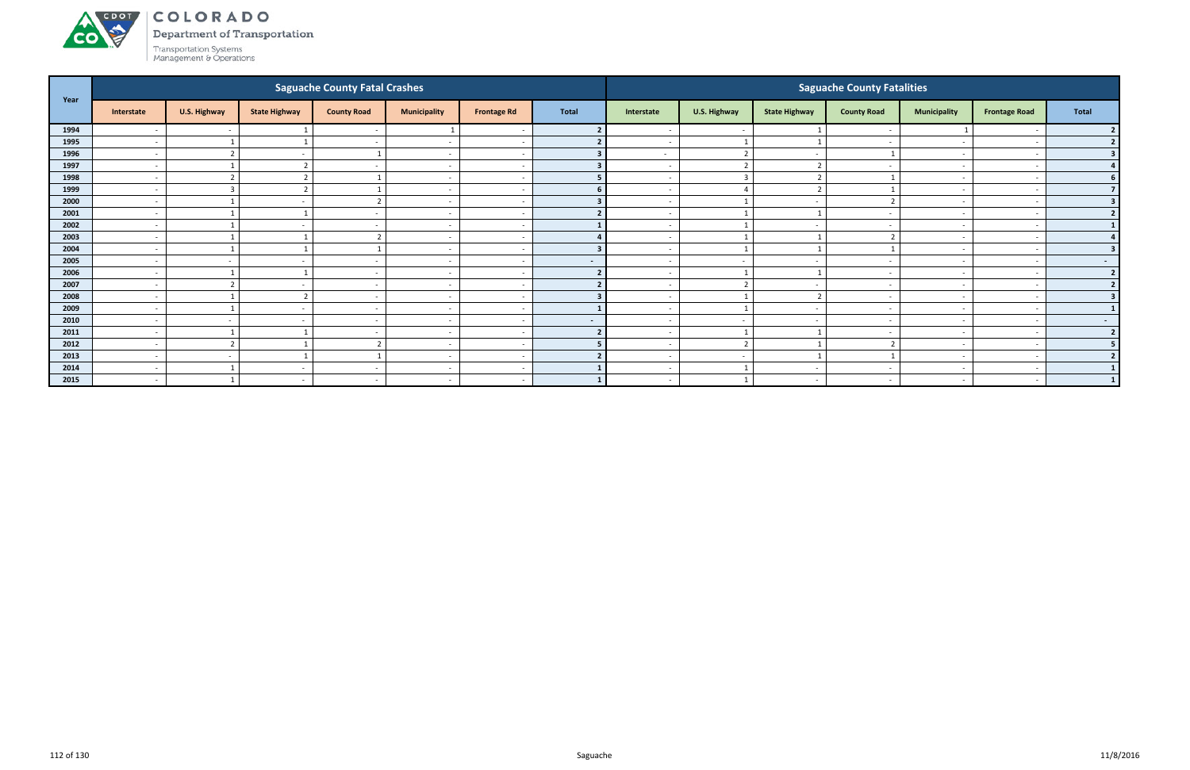COLORADO

Department of Transportation

Transportation Systems Management & Operations

| Year | Saguache County Fatal Crashes | | | | | | | Saguache County Fatalities | | | | | | |
|---|---|---|---|---|---|---|---|---|---|---|---|---|---|---|
| | Interstate | U.S. Highway | State Highway | County Road | Municipality | Frontage Rd | Total | Interstate | U.S. Highway | State Highway | County Road | Municipality | Frontage Road | Total |
| 1994 | - | - | 1 | - | 1 | - | 2 | - | - | 1 | - | 1 | - | 2 |
| 1995 | - | 1 | 1 | - | - | - | 2 | - | 1 | 1 | - | - | - | 2 |
| 1996 | - | 2 | - | 1 | - | - | 3 | - | 2 | - | 1 | - | - | 3 |
| 1997 | - | 1 | 2 | - | - | - | 3 | - | 2 | 2 | - | - | - | 4 |
| 1998 | - | 2 | 2 | 1 | - | - | 5 | - | 3 | 2 | 1 | - | - | 6 |
| 1999 | - | 3 | 2 | 1 | - | - | 6 | - | 4 | 2 | 1 | - | - | 7 |
| 2000 | - | 1 | - | 2 | - | - | 3 | - | 1 | - | 2 | - | - | 3 |
| 2001 | - | 1 | 1 | - | - | - | 2 | - | 1 | 1 | - | - | - | 2 |
| 2002 | - | 1 | - | - | - | - | 1 | - | 1 | - | - | - | - | 1 |
| 2003 | - | 1 | 1 | 2 | - | - | 4 | - | 1 | 1 | 2 | - | - | 4 |
| 2004 | - | 1 | 1 | 1 | - | - | 3 | - | 1 | 1 | 1 | - | - | 3 |
| 2005 | - | - | - | - | - | - | - | - | - | - | - | - | - | - |
| 2006 | - | 1 | 1 | - | - | - | 2 | - | 1 | 1 | - | - | - | 2 |
| 2007 | - | 2 | - | - | - | - | 2 | - | 2 | - | - | - | - | 2 |
| 2008 | - | 1 | 2 | - | - | - | 3 | - | 1 | 2 | - | - | - | 3 |
| 2009 | - | 1 | - | - | - | - | 1 | - | 1 | - | - | - | - | 1 |
| 2010 | - | - | - | - | - | - | - | - | - | - | - | - | - | - |
| 2011 | - | 1 | 1 | - | - | - | 2 | - | 1 | 1 | - | - | - | 2 |
| 2012 | - | 2 | 1 | 2 | - | - | 5 | - | 2 | 1 | 2 | - | - | 5 |
| 2013 | - | - | 1 | 1 | - | - | 2 | - | - | 1 | 1 | - | - | 2 |
| 2014 | - | 1 | - | - | - | - | 1 | - | 1 | - | - | - | - | 1 |
| 2015 | - | 1 | - | - | - | - | 1 | - | 1 | - | - | - | - | 1 |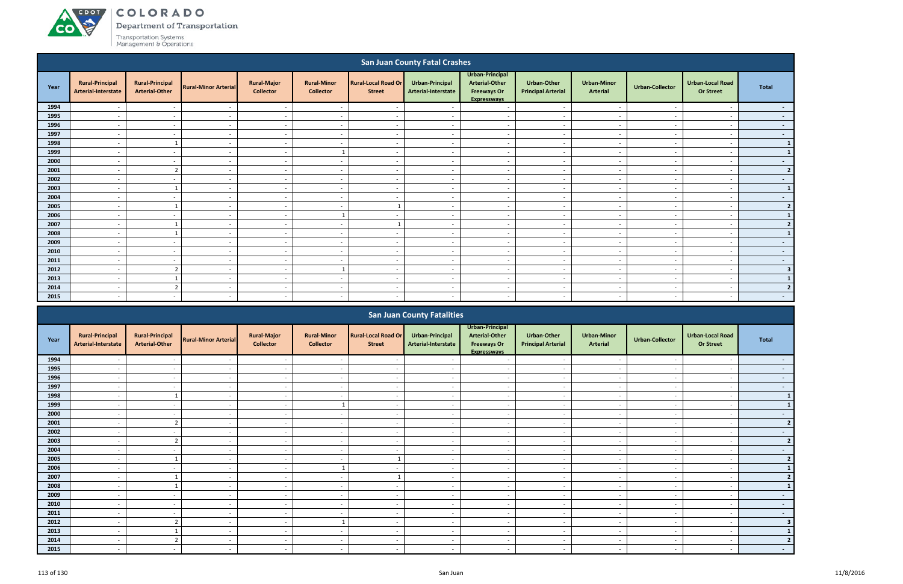## San Juan County Fatal Crashes

| Year | Rural-Principal Arterial-Interstate | Rural-Principal Arterial-Other | Rural-Minor Arterial | Rural-Major Collector | Rural-Minor Collector | Rural-Local Road Or Street | Urban-Principal Arterial-Interstate | Urban-Principal Arterial-Other Freeways Or Expressways | Urban-Other Principal Arterial | Urban-Minor Arterial | Urban-Collector | Urban-Local Road Or Street | Total |
|---|---|---|---|---|---|---|---|---|---|---|---|---|---|
| 1994 | - | - | - | - | - | - | - | - | - | - | - | - | - |
| 1995 | - | - | - | - | - | - | - | - | - | - | - | - | - |
| 1996 | - | - | - | - | - | - | - | - | - | - | - | - | - |
| 1997 | - | - | - | - | - | - | - | - | - | - | - | - | - |
| 1998 | - | 1 | - | - | - | - | - | - | - | - | - | - | 1 |
| 1999 | - | - | - | - | 1 | - | - | - | - | - | - | - | 1 |
| 2000 | - | - | - | - | - | - | - | - | - | - | - | - | - |
| 2001 | - | 2 | - | - | - | - | - | - | - | - | - | - | 2 |
| 2002 | - | - | - | - | - | - | - | - | - | - | - | - | - |
| 2003 | - | 1 | - | - | - | - | - | - | - | - | - | - | 1 |
| 2004 | - | - | - | - | - | - | - | - | - | - | - | - | - |
| 2005 | - | 1 | - | - | - | 1 | - | - | - | - | - | - | 2 |
| 2006 | - | - | - | - | 1 | - | - | - | - | - | - | - | 1 |
| 2007 | - | 1 | - | - | - | 1 | - | - | - | - | - | - | 2 |
| 2008 | - | 1 | - | - | - | - | - | - | - | - | - | - | 1 |
| 2009 | - | - | - | - | - | - | - | - | - | - | - | - | - |
| 2010 | - | - | - | - | - | - | - | - | - | - | - | - | - |
| 2011 | - | - | - | - | - | - | - | - | - | - | - | - | - |
| 2012 | - | 2 | - | - | 1 | - | - | - | - | - | - | - | 3 |
| 2013 | - | 1 | - | - | - | - | - | - | - | - | - | - | 1 |
| 2014 | - | 2 | - | - | - | - | - | - | - | - | - | - | 2 |
| 2015 | - | - | - | - | - | - | - | - | - | - | - | - | - |

## San Juan County Fatalities

| Year | Rural-Principal Arterial-Interstate | Rural-Principal Arterial-Other | Rural-Minor Arterial | Rural-Major Collector | Rural-Minor Collector | Rural-Local Road Or Street | Urban-Principal Arterial-Interstate | Urban-Principal Arterial-Other Freeways Or Expressways | Urban-Other Principal Arterial | Urban-Minor Arterial | Urban-Collector | Urban-Local Road Or Street | Total |
|---|---|---|---|---|---|---|---|---|---|---|---|---|---|
| 1994 | - | - | - | - | - | - | - | - | - | - | - | - | - |
| 1995 | - | - | - | - | - | - | - | - | - | - | - | - | - |
| 1996 | - | - | - | - | - | - | - | - | - | - | - | - | - |
| 1997 | - | - | - | - | - | - | - | - | - | - | - | - | - |
| 1998 | - | 1 | - | - | - | - | - | - | - | - | - | - | 1 |
| 1999 | - | - | - | - | 1 | - | - | - | - | - | - | - | 1 |
| 2000 | - | - | - | - | - | - | - | - | - | - | - | - | - |
| 2001 | - | 2 | - | - | - | - | - | - | - | - | - | - | 2 |
| 2002 | - | - | - | - | - | - | - | - | - | - | - | - | - |
| 2003 | - | 2 | - | - | - | - | - | - | - | - | - | - | 2 |
| 2004 | - | - | - | - | - | - | - | - | - | - | - | - | - |
| 2005 | - | 1 | - | - | - | 1 | - | - | - | - | - | - | 2 |
| 2006 | - | - | - | - | 1 | - | - | - | - | - | - | - | 1 |
| 2007 | - | 1 | - | - | - | 1 | - | - | - | - | - | - | 2 |
| 2008 | - | 1 | - | - | - | - | - | - | - | - | - | - | 1 |
| 2009 | - | - | - | - | - | - | - | - | - | - | - | - | - |
| 2010 | - | - | - | - | - | - | - | - | - | - | - | - | - |
| 2011 | - | - | - | - | - | - | - | - | - | - | - | - | - |
| 2012 | - | 2 | - | - | 1 | - | - | - | - | - | - | - | 3 |
| 2013 | - | 1 | - | - | - | - | - | - | - | - | - | - | 1 |
| 2014 | - | 2 | - | - | - | - | - | - | - | - | - | - | 2 |
| 2015 | - | - | - | - | - | - | - | - | - | - | - | - | - |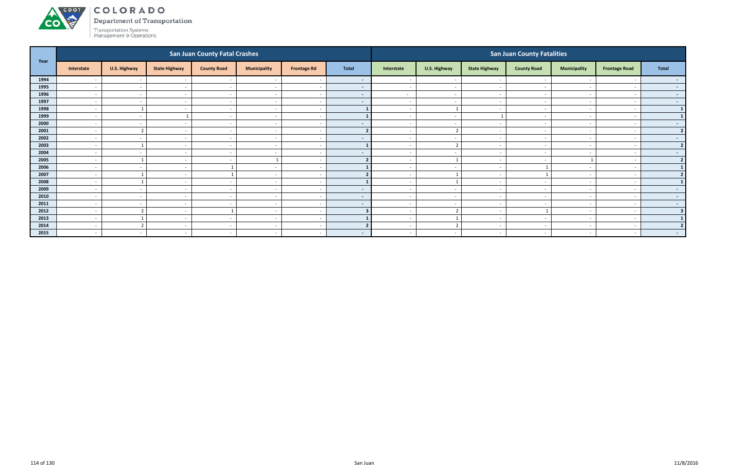# COLORADO

Department of Transportation

Transportation Systems Management & Operations

| Year | San Juan County Fatal Crashes | | | | | | | San Juan County Fatalities | | | | | | |
|---|---|---|---|---|---|---|---|---|---|---|---|---|---|---|
| | Interstate | U.S. Highway | State Highway | County Road | Municipality | Frontage Rd | Total | Interstate | U.S. Highway | State Highway | County Road | Municipality | Frontage Road | Total |
| 1994 | - | - | - | - | - | - | - | - | - | - | - | - | - | - |
| 1995 | - | - | - | - | - | - | - | - | - | - | - | - | - | - |
| 1996 | - | - | - | - | - | - | - | - | - | - | - | - | - | - |
| 1997 | - | - | - | - | - | - | - | - | - | - | - | - | - | - |
| 1998 | - | 1 | - | - | - | - | 1 | - | 1 | - | - | - | - | 1 |
| 1999 | - | - | 1 | - | - | - | 1 | - | - | 1 | - | - | - | 1 |
| 2000 | - | - | - | - | - | - | - | - | - | - | - | - | - | - |
| 2001 | - | 2 | - | - | - | - | 2 | - | 2 | - | - | - | - | 2 |
| 2002 | - | - | - | - | - | - | - | - | - | - | - | - | - | - |
| 2003 | - | 1 | - | - | - | - | 1 | - | 2 | - | - | - | - | 2 |
| 2004 | - | - | - | - | - | - | - | - | - | - | - | - | - | - |
| 2005 | - | 1 | - | - | 1 | - | 2 | - | 1 | - | - | 1 | - | 2 |
| 2006 | - | - | - | 1 | - | - | 1 | - | - | - | 1 | - | - | 1 |
| 2007 | - | 1 | - | 1 | - | - | 2 | - | 1 | - | 1 | - | - | 2 |
| 2008 | - | 1 | - | - | - | - | 1 | - | 1 | - | - | - | - | 1 |
| 2009 | - | - | - | - | - | - | - | - | - | - | - | - | - | - |
| 2010 | - | - | - | - | - | - | - | - | - | - | - | - | - | - |
| 2011 | - | - | - | - | - | - | - | - | - | - | - | - | - | - |
| 2012 | - | 2 | - | 1 | - | - | 3 | - | 2 | - | 1 | - | - | 3 |
| 2013 | - | 1 | - | - | - | - | 1 | - | 1 | - | - | - | - | 1 |
| 2014 | - | 2 | - | - | - | - | 2 | - | 2 | - | - | - | - | 2 |
| 2015 | - | - | - | - | - | - | - | - | - | - | - | - | - | - |

San Juan

11/8/2016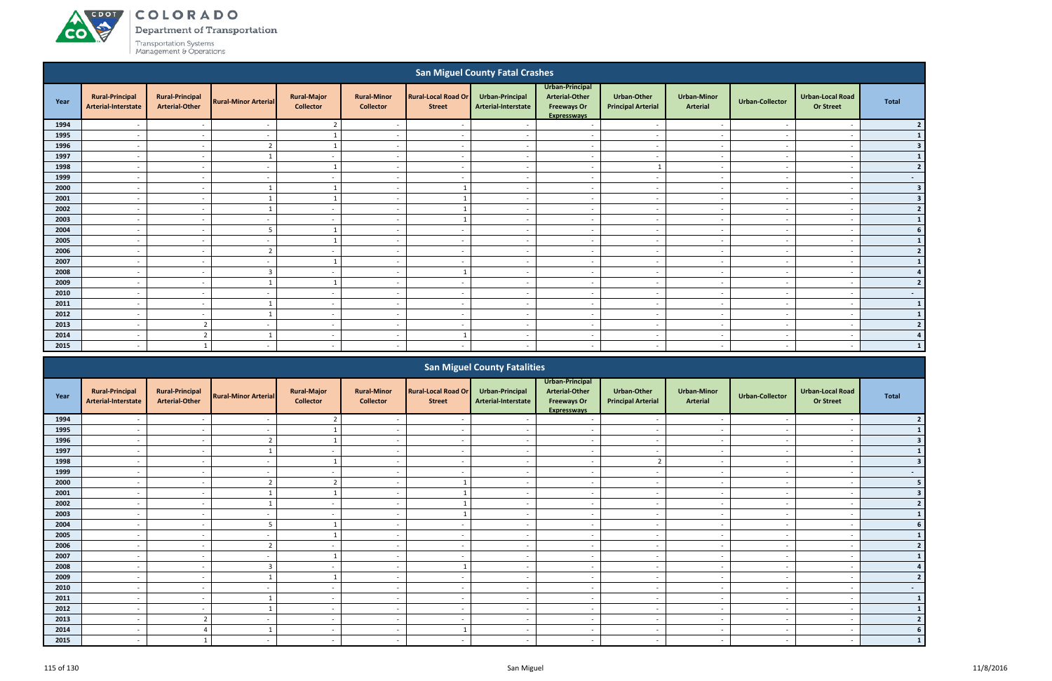## San Miguel County Fatal Crashes

| Year | Rural-Principal Arterial-Interstate | Rural-Principal Arterial-Other | Rural-Minor Arterial | Rural-Major Collector | Rural-Minor Collector | Rural-Local Road Or Street | Urban-Principal Arterial-Interstate | Urban-Principal Arterial-Other Freeways Or Expressways | Urban-Other Principal Arterial | Urban-Minor Arterial | Urban-Collector | Urban-Local Road Or Street | Total |
|---|---|---|---|---|---|---|---|---|---|---|---|---|---|
| 1994 | - | - | - | 2 | - | - | - | - | - | - | - | - | 2 |
| 1995 | - | - | - | 1 | - | - | - | - | - | - | - | - | 1 |
| 1996 | - | - | 2 | 1 | - | - | - | - | - | - | - | - | 3 |
| 1997 | - | - | 1 | - | - | - | - | - | - | - | - | - | 1 |
| 1998 | - | - | - | 1 | - | - | - | - | 1 | - | - | - | 2 |
| 1999 | - | - | - | - | - | - | - | - | - | - | - | - | - |
| 2000 | - | - | 1 | 1 | - | 1 | - | - | - | - | - | - | 3 |
| 2001 | - | - | 1 | 1 | - | 1 | - | - | - | - | - | - | 3 |
| 2002 | - | - | 1 | - | - | 1 | - | - | - | - | - | - | 2 |
| 2003 | - | - | - | - | - | 1 | - | - | - | - | - | - | 1 |
| 2004 | - | - | 5 | 1 | - | - | - | - | - | - | - | - | 6 |
| 2005 | - | - | - | 1 | - | - | - | - | - | - | - | - | 1 |
| 2006 | - | - | 2 | - | - | - | - | - | - | - | - | - | 2 |
| 2007 | - | - | - | 1 | - | - | - | - | - | - | - | - | 1 |
| 2008 | - | - | 3 | - | - | 1 | - | - | - | - | - | - | 4 |
| 2009 | - | - | 1 | 1 | - | - | - | - | - | - | - | - | 2 |
| 2010 | - | - | - | - | - | - | - | - | - | - | - | - | - |
| 2011 | - | - | 1 | - | - | - | - | - | - | - | - | - | 1 |
| 2012 | - | - | 1 | - | - | - | - | - | - | - | - | - | 1 |
| 2013 | - | 2 | - | - | - | - | - | - | - | - | - | - | 2 |
| 2014 | - | 2 | 1 | - | - | 1 | - | - | - | - | - | - | 4 |
| 2015 | - | 1 | - | - | - | - | - | - | - | - | - | - | 1 |

## San Miguel County Fatalities

| Year | Rural-Principal Arterial-Interstate | Rural-Principal Arterial-Other | Rural-Minor Arterial | Rural-Major Collector | Rural-Minor Collector | Rural-Local Road Or Street | Urban-Principal Arterial-Interstate | Urban-Principal Arterial-Other Freeways Or Expressways | Urban-Other Principal Arterial | Urban-Minor Arterial | Urban-Collector | Urban-Local Road Or Street | Total |
|---|---|---|---|---|---|---|---|---|---|---|---|---|---|
| 1994 | - | - | - | 2 | - | - | - | - | - | - | - | - | 2 |
| 1995 | - | - | - | 1 | - | - | - | - | - | - | - | - | 1 |
| 1996 | - | - | 2 | 1 | - | - | - | - | - | - | - | - | 3 |
| 1997 | - | - | 1 | - | - | - | - | - | - | - | - | - | 1 |
| 1998 | - | - | - | 1 | - | - | - | - | 2 | - | - | - | 3 |
| 1999 | - | - | - | - | - | - | - | - | - | - | - | - | - |
| 2000 | - | - | 2 | 2 | - | 1 | - | - | - | - | - | - | 5 |
| 2001 | - | - | 1 | 1 | - | 1 | - | - | - | - | - | - | 3 |
| 2002 | - | - | 1 | - | - | 1 | - | - | - | - | - | - | 2 |
| 2003 | - | - | - | - | - | 1 | - | - | - | - | - | - | 1 |
| 2004 | - | - | 5 | 1 | - | - | - | - | - | - | - | - | 6 |
| 2005 | - | - | - | 1 | - | - | - | - | - | - | - | - | 1 |
| 2006 | - | - | 2 | - | - | - | - | - | - | - | - | - | 2 |
| 2007 | - | - | - | 1 | - | - | - | - | - | - | - | - | 1 |
| 2008 | - | - | 3 | - | - | 1 | - | - | - | - | - | - | 4 |
| 2009 | - | - | 1 | 1 | - | - | - | - | - | - | - | - | 2 |
| 2010 | - | - | - | - | - | - | - | - | - | - | - | - | - |
| 2011 | - | - | 1 | - | - | - | - | - | - | - | - | - | 1 |
| 2012 | - | - | 1 | - | - | - | - | - | - | - | - | - | 1 |
| 2013 | - | 2 | - | - | - | - | - | - | - | - | - | - | 2 |
| 2014 | - | 4 | 1 | - | - | 1 | - | - | - | - | - | - | 6 |
| 2015 | - | 1 | - | - | - | - | - | - | - | - | - | - | 1 |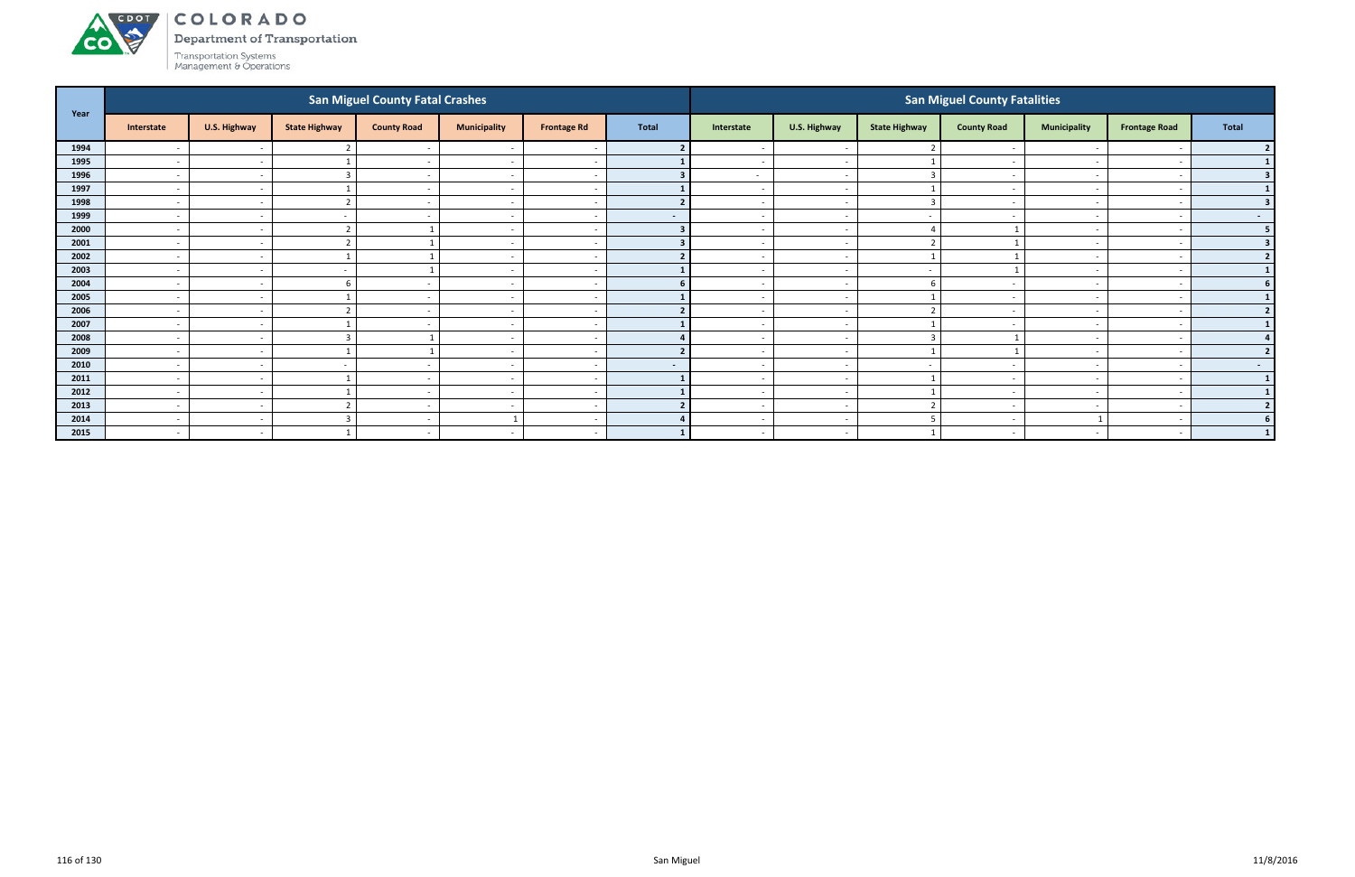# COLORADO

Department of Transportation

Transportation Systems Management & Operations

| Year | San Miguel County Fatal Crashes | | | | | | | San Miguel County Fatalities | | | | | | |
|---|---|---|---|---|---|---|---|---|---|---|---|---|---|---|
| | Interstate | U.S. Highway | State Highway | County Road | Municipality | Frontage Rd | Total | Interstate | U.S. Highway | State Highway | County Road | Municipality | Frontage Road | Total |
| 1994 | - | - | 2 | - | - | - | 2 | - | - | 2 | - | - | - | 2 |
| 1995 | - | - | 1 | - | - | - | 1 | - | - | 1 | - | - | - | 1 |
| 1996 | - | - | 3 | - | - | - | 3 | - | - | 3 | - | - | - | 3 |
| 1997 | - | - | 1 | - | - | - | 1 | - | - | 1 | - | - | - | 1 |
| 1998 | - | - | 2 | - | - | - | 2 | - | - | 3 | - | - | - | 3 |
| 1999 | - | - | - | - | - | - | - | - | - | - | - | - | - | - |
| 2000 | - | - | 2 | 1 | - | - | 3 | - | - | 4 | 1 | - | - | 5 |
| 2001 | - | - | 2 | 1 | - | - | 3 | - | - | 2 | 1 | - | - | 3 |
| 2002 | - | - | 1 | 1 | - | - | 2 | - | - | 1 | 1 | - | - | 2 |
| 2003 | - | - | - | 1 | - | - | 1 | - | - | - | 1 | - | - | 1 |
| 2004 | - | - | 6 | - | - | - | 6 | - | - | 6 | - | - | - | 6 |
| 2005 | - | - | 1 | - | - | - | 1 | - | - | 1 | - | - | - | 1 |
| 2006 | - | - | 2 | - | - | - | 2 | - | - | 2 | - | - | - | 2 |
| 2007 | - | - | 1 | - | - | - | 1 | - | - | 1 | - | - | - | 1 |
| 2008 | - | - | 3 | 1 | - | - | 4 | - | - | 3 | 1 | - | - | 4 |
| 2009 | - | - | 1 | 1 | - | - | 2 | - | - | 1 | 1 | - | - | 2 |
| 2010 | - | - | - | - | - | - | - | - | - | - | - | - | - | - |
| 2011 | - | - | 1 | - | - | - | 1 | - | - | 1 | - | - | - | 1 |
| 2012 | - | - | 1 | - | - | - | 1 | - | - | 1 | - | - | - | 1 |
| 2013 | - | - | 2 | - | - | - | 2 | - | - | 2 | - | - | - | 2 |
| 2014 | - | - | 3 | - | 1 | - | 4 | - | - | 5 | - | 1 | - | 6 |
| 2015 | - | - | 1 | - | - | - | 1 | - | - | 1 | - | - | - | 1 |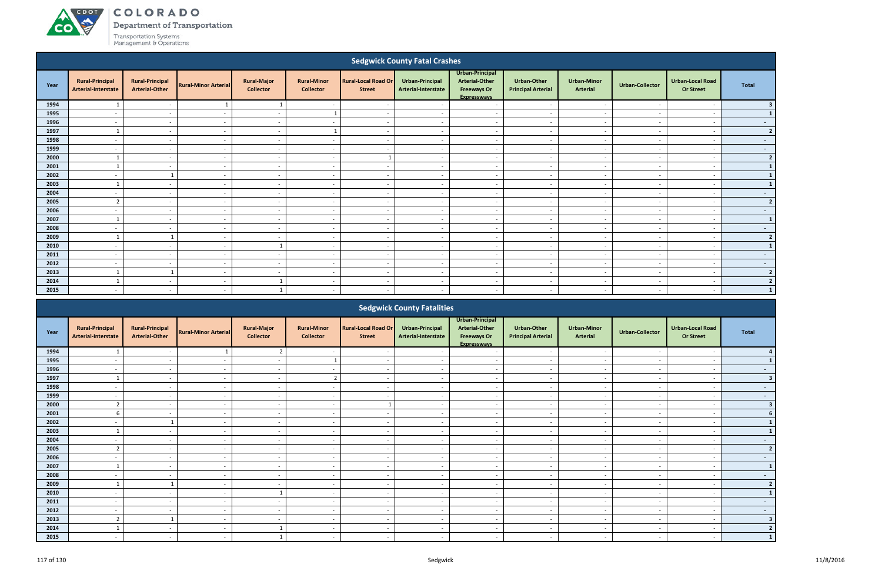## Sedgwick County Fatal Crashes

| Year | Rural-Principal Arterial-Interstate | Rural-Principal Arterial-Other | Rural-Minor Arterial | Rural-Major Collector | Rural-Minor Collector | Rural-Local Road Or Street | Urban-Principal Arterial-Interstate | Urban-Principal Arterial-Other Freeways Or Expressways | Urban-Other Principal Arterial | Urban-Minor Arterial | Urban-Collector | Urban-Local Road Or Street | Total |
|---|---|---|---|---|---|---|---|---|---|---|---|---|---|
| 1994 | 1 | - | 1 | 1 | - | - | - | - | - | - | - | - | 3 |
| 1995 | - | - | - | - | 1 | - | - | - | - | - | - | - | 1 |
| 1996 | - | - | - | - | - | - | - | - | - | - | - | - | - |
| 1997 | 1 | - | - | - | 1 | - | - | - | - | - | - | - | 2 |
| 1998 | - | - | - | - | - | - | - | - | - | - | - | - | - |
| 1999 | - | - | - | - | - | - | - | - | - | - | - | - | - |
| 2000 | 1 | - | - | - | - | 1 | - | - | - | - | - | - | 2 |
| 2001 | 1 | - | - | - | - | - | - | - | - | - | - | - | 1 |
| 2002 | - | 1 | - | - | - | - | - | - | - | - | - | - | 1 |
| 2003 | 1 | - | - | - | - | - | - | - | - | - | - | - | 1 |
| 2004 | - | - | - | - | - | - | - | - | - | - | - | - | - |
| 2005 | 2 | - | - | - | - | - | - | - | - | - | - | - | 2 |
| 2006 | - | - | - | - | - | - | - | - | - | - | - | - | - |
| 2007 | 1 | - | - | - | - | - | - | - | - | - | - | - | 1 |
| 2008 | - | - | - | - | - | - | - | - | - | - | - | - | - |
| 2009 | 1 | 1 | - | - | - | - | - | - | - | - | - | - | 2 |
| 2010 | - | - | - | 1 | - | - | - | - | - | - | - | - | 1 |
| 2011 | - | - | - | - | - | - | - | - | - | - | - | - | - |
| 2012 | - | - | - | - | - | - | - | - | - | - | - | - | - |
| 2013 | 1 | 1 | - | - | - | - | - | - | - | - | - | - | 2 |
| 2014 | 1 | - | - | 1 | - | - | - | - | - | - | - | - | 2 |
| 2015 | - | - | - | 1 | - | - | - | - | - | - | - | - | 1 |

## Sedgwick County Fatalities

| Year | Rural-Principal Arterial-Interstate | Rural-Principal Arterial-Other | Rural-Minor Arterial | Rural-Major Collector | Rural-Minor Collector | Rural-Local Road Or Street | Urban-Principal Arterial-Interstate | Urban-Principal Arterial-Other Freeways Or Expressways | Urban-Other Principal Arterial | Urban-Minor Arterial | Urban-Collector | Urban-Local Road Or Street | Total |
|---|---|---|---|---|---|---|---|---|---|---|---|---|---|
| 1994 | 1 | - | 1 | 2 | - | - | - | - | - | - | - | - | 4 |
| 1995 | - | - | - | - | 1 | - | - | - | - | - | - | - | 1 |
| 1996 | - | - | - | - | - | - | - | - | - | - | - | - | - |
| 1997 | 1 | - | - | - | 2 | - | - | - | - | - | - | - | 3 |
| 1998 | - | - | - | - | - | - | - | - | - | - | - | - | - |
| 1999 | - | - | - | - | - | - | - | - | - | - | - | - | - |
| 2000 | 2 | - | - | - | - | 1 | - | - | - | - | - | - | 3 |
| 2001 | 6 | - | - | - | - | - | - | - | - | - | - | - | 6 |
| 2002 | - | 1 | - | - | - | - | - | - | - | - | - | - | 1 |
| 2003 | 1 | - | - | - | - | - | - | - | - | - | - | - | 1 |
| 2004 | - | - | - | - | - | - | - | - | - | - | - | - | - |
| 2005 | 2 | - | - | - | - | - | - | - | - | - | - | - | 2 |
| 2006 | - | - | - | - | - | - | - | - | - | - | - | - | - |
| 2007 | 1 | - | - | - | - | - | - | - | - | - | - | - | 1 |
| 2008 | - | - | - | - | - | - | - | - | - | - | - | - | - |
| 2009 | 1 | 1 | - | - | - | - | - | - | - | - | - | - | 2 |
| 2010 | - | - | - | 1 | - | - | - | - | - | - | - | - | 1 |
| 2011 | - | - | - | - | - | - | - | - | - | - | - | - | - |
| 2012 | - | - | - | - | - | - | - | - | - | - | - | - | - |
| 2013 | 2 | 1 | - | - | - | - | - | - | - | - | - | - | 3 |
| 2014 | 1 | - | - | 1 | - | - | - | - | - | - | - | - | 2 |
| 2015 | - | - | - | 1 | - | - | - | - | - | - | - | - | 1 |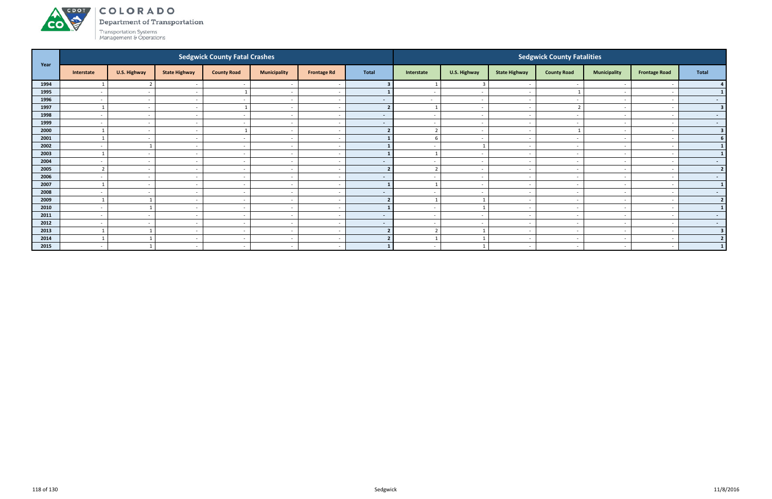# COLORADO
Department of Transportation

Transportation Systems Management & Operations

| Year | Sedgwick County Fatal Crashes | | | | | | | Sedgwick County Fatalities | | | | | | |
|---|---|---|---|---|---|---|---|---|---|---|---|---|---|---|
| | Interstate | U.S. Highway | State Highway | County Road | Municipality | Frontage Rd | Total | Interstate | U.S. Highway | State Highway | County Road | Municipality | Frontage Road | Total |
| 1994 | 1 | 2 | - | - | - | - | 3 | 1 | 3 | - | - | - | - | 4 |
| 1995 | - | - | - | 1 | - | - | 1 | - | - | - | 1 | - | - | 1 |
| 1996 | - | - | - | - | - | - | - | - | - | - | - | - | - | - |
| 1997 | 1 | - | - | 1 | - | - | 2 | 1 | - | - | 2 | - | - | 3 |
| 1998 | - | - | - | - | - | - | - | - | - | - | - | - | - | - |
| 1999 | - | - | - | - | - | - | - | - | - | - | - | - | - | - |
| 2000 | 1 | - | - | 1 | - | - | 2 | 2 | - | - | 1 | - | - | 3 |
| 2001 | 1 | - | - | - | - | - | 1 | 6 | - | - | - | - | - | 6 |
| 2002 | - | 1 | - | - | - | - | 1 | - | 1 | - | - | - | - | 1 |
| 2003 | 1 | - | - | - | - | - | 1 | 1 | - | - | - | - | - | 1 |
| 2004 | - | - | - | - | - | - | - | - | - | - | - | - | - | - |
| 2005 | 2 | - | - | - | - | - | 2 | 2 | - | - | - | - | - | 2 |
| 2006 | - | - | - | - | - | - | - | - | - | - | - | - | - | - |
| 2007 | 1 | - | - | - | - | - | 1 | 1 | - | - | - | - | - | 1 |
| 2008 | - | - | - | - | - | - | - | - | - | - | - | - | - | - |
| 2009 | 1 | 1 | - | - | - | - | 2 | 1 | 1 | - | - | - | - | 2 |
| 2010 | - | 1 | - | - | - | - | 1 | - | 1 | - | - | - | - | 1 |
| 2011 | - | - | - | - | - | - | - | - | - | - | - | - | - | - |
| 2012 | - | - | - | - | - | - | - | - | - | - | - | - | - | - |
| 2013 | 1 | 1 | - | - | - | - | 2 | 2 | 1 | - | - | - | - | 3 |
| 2014 | 1 | 1 | - | - | - | - | 2 | 1 | 1 | - | - | - | - | 2 |
| 2015 | - | 1 | - | - | - | - | 1 | - | 1 | - | - | - | - | 1 |

Sedgwick

11/8/2016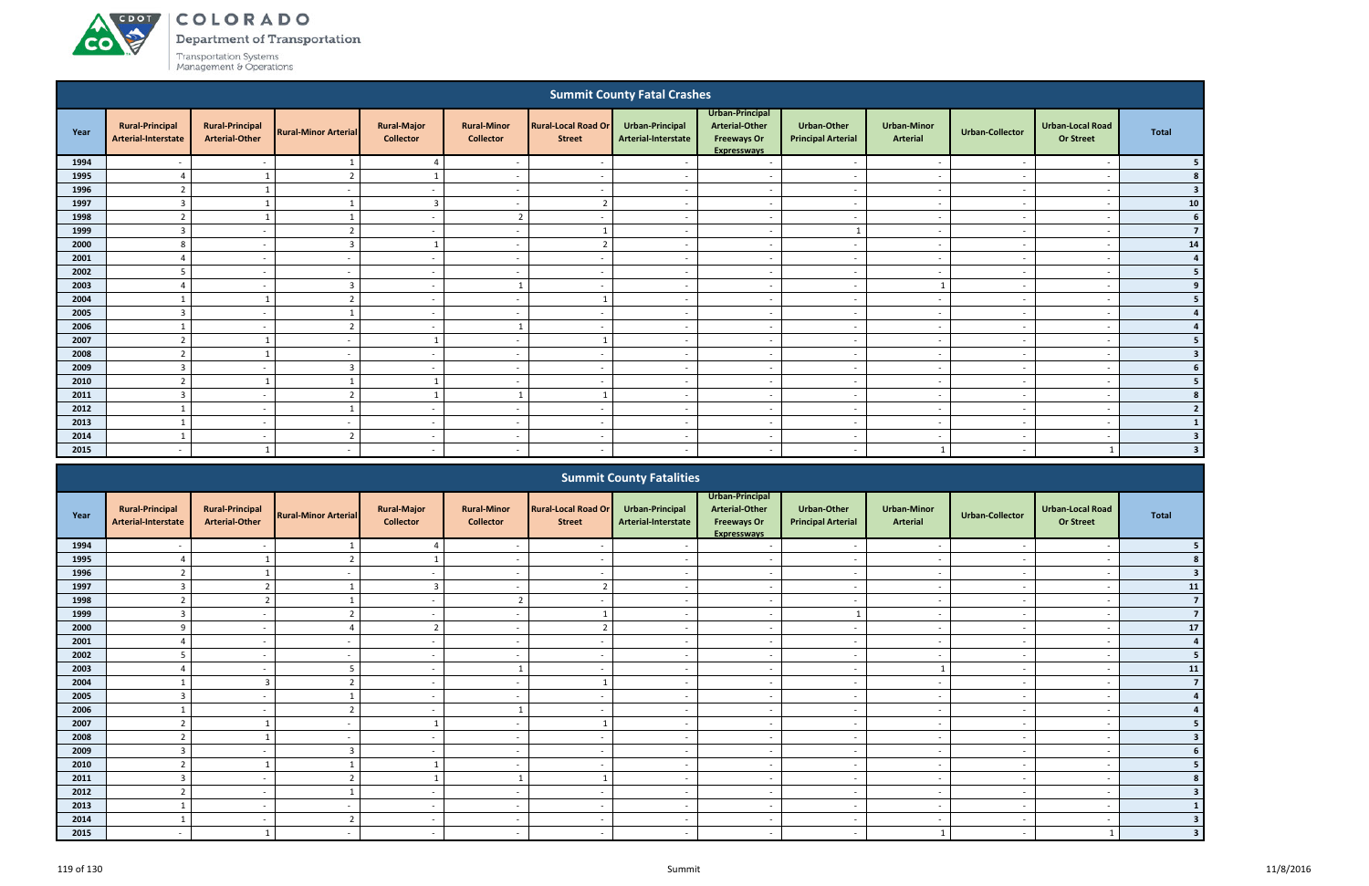## Summit County Fatal Crashes

| Year | Rural-Principal Arterial-Interstate | Rural-Principal Arterial-Other | Rural-Minor Arterial | Rural-Major Collector | Rural-Minor Collector | Rural-Local Road Or Street | Urban-Principal Arterial-Interstate | Urban-Principal Arterial-Other Freeways Or Expressways | Urban-Other Principal Arterial | Urban-Minor Arterial | Urban-Collector | Urban-Local Road Or Street | Total |
|---|---|---|---|---|---|---|---|---|---|---|---|---|---|
| 1994 | - | - | 1 | 4 | - | - | - | - | - | - | - | - | 5 |
| 1995 | 4 | 1 | 2 | 1 | - | - | - | - | - | - | - | - | 8 |
| 1996 | 2 | 1 | - | - | - | - | - | - | - | - | - | - | 3 |
| 1997 | 3 | 1 | 1 | 3 | - | 2 | - | - | - | - | - | - | 10 |
| 1998 | 2 | 1 | 1 | - | 2 | - | - | - | - | - | - | - | 6 |
| 1999 | 3 | - | 2 | - | - | 1 | - | - | 1 | - | - | - | 7 |
| 2000 | 8 | - | 3 | 1 | - | 2 | - | - | - | - | - | - | 14 |
| 2001 | 4 | - | - | - | - | - | - | - | - | - | - | - | 4 |
| 2002 | 5 | - | - | - | - | - | - | - | - | - | - | - | 5 |
| 2003 | 4 | - | 3 | - | 1 | - | - | - | - | 1 | - | - | 9 |
| 2004 | 1 | 1 | 2 | - | - | 1 | - | - | - | - | - | - | 5 |
| 2005 | 3 | - | 1 | - | - | - | - | - | - | - | - | - | 4 |
| 2006 | 1 | - | 2 | - | 1 | - | - | - | - | - | - | - | 4 |
| 2007 | 2 | 1 | - | 1 | - | 1 | - | - | - | - | - | - | 5 |
| 2008 | 2 | 1 | - | - | - | - | - | - | - | - | - | - | 3 |
| 2009 | 3 | - | 3 | - | - | - | - | - | - | - | - | - | 6 |
| 2010 | 2 | 1 | 1 | 1 | - | - | - | - | - | - | - | - | 5 |
| 2011 | 3 | - | 2 | 1 | 1 | 1 | - | - | - | - | - | - | 8 |
| 2012 | 1 | - | 1 | - | - | - | - | - | - | - | - | - | 2 |
| 2013 | 1 | - | - | - | - | - | - | - | - | - | - | - | 1 |
| 2014 | 1 | - | 2 | - | - | - | - | - | - | - | - | - | 3 |
| 2015 | - | 1 | - | - | - | - | - | - | - | 1 | - | 1 | 3 |

## Summit County Fatalities

| Year | Rural-Principal Arterial-Interstate | Rural-Principal Arterial-Other | Rural-Minor Arterial | Rural-Major Collector | Rural-Minor Collector | Rural-Local Road Or Street | Urban-Principal Arterial-Interstate | Urban-Principal Arterial-Other Freeways Or Expressways | Urban-Other Principal Arterial | Urban-Minor Arterial | Urban-Collector | Urban-Local Road Or Street | Total |
|---|---|---|---|---|---|---|---|---|---|---|---|---|---|
| 1994 | - | - | 1 | 4 | - | - | - | - | - | - | - | - | 5 |
| 1995 | 4 | 1 | 2 | 1 | - | - | - | - | - | - | - | - | 8 |
| 1996 | 2 | 1 | - | - | - | - | - | - | - | - | - | - | 3 |
| 1997 | 3 | 2 | 1 | 3 | - | 2 | - | - | - | - | - | - | 11 |
| 1998 | 2 | 2 | 1 | - | 2 | - | - | - | - | - | - | - | 7 |
| 1999 | 3 | - | 2 | - | - | 1 | - | - | 1 | - | - | - | 7 |
| 2000 | 9 | - | 4 | 2 | - | 2 | - | - | - | - | - | - | 17 |
| 2001 | 4 | - | - | - | - | - | - | - | - | - | - | - | 4 |
| 2002 | 5 | - | - | - | - | - | - | - | - | - | - | - | 5 |
| 2003 | 4 | - | 5 | - | 1 | - | - | - | - | 1 | - | - | 11 |
| 2004 | 1 | 3 | 2 | - | - | 1 | - | - | - | - | - | - | 7 |
| 2005 | 3 | - | 1 | - | - | - | - | - | - | - | - | - | 4 |
| 2006 | 1 | - | 2 | - | 1 | - | - | - | - | - | - | - | 4 |
| 2007 | 2 | 1 | - | 1 | - | 1 | - | - | - | - | - | - | 5 |
| 2008 | 2 | 1 | - | - | - | - | - | - | - | - | - | - | 3 |
| 2009 | 3 | - | 3 | - | - | - | - | - | - | - | - | - | 6 |
| 2010 | 2 | 1 | 1 | 1 | - | - | - | - | - | - | - | - | 5 |
| 2011 | 3 | - | 2 | 1 | 1 | 1 | - | - | - | - | - | - | 8 |
| 2012 | 2 | - | 1 | - | - | - | - | - | - | - | - | - | 3 |
| 2013 | 1 | - | - | - | - | - | - | - | - | - | - | - | 1 |
| 2014 | 1 | - | 2 | - | - | - | - | - | - | - | - | - | 3 |
| 2015 | - | 1 | - | - | - | - | - | - | - | 1 | - | 1 | 3 |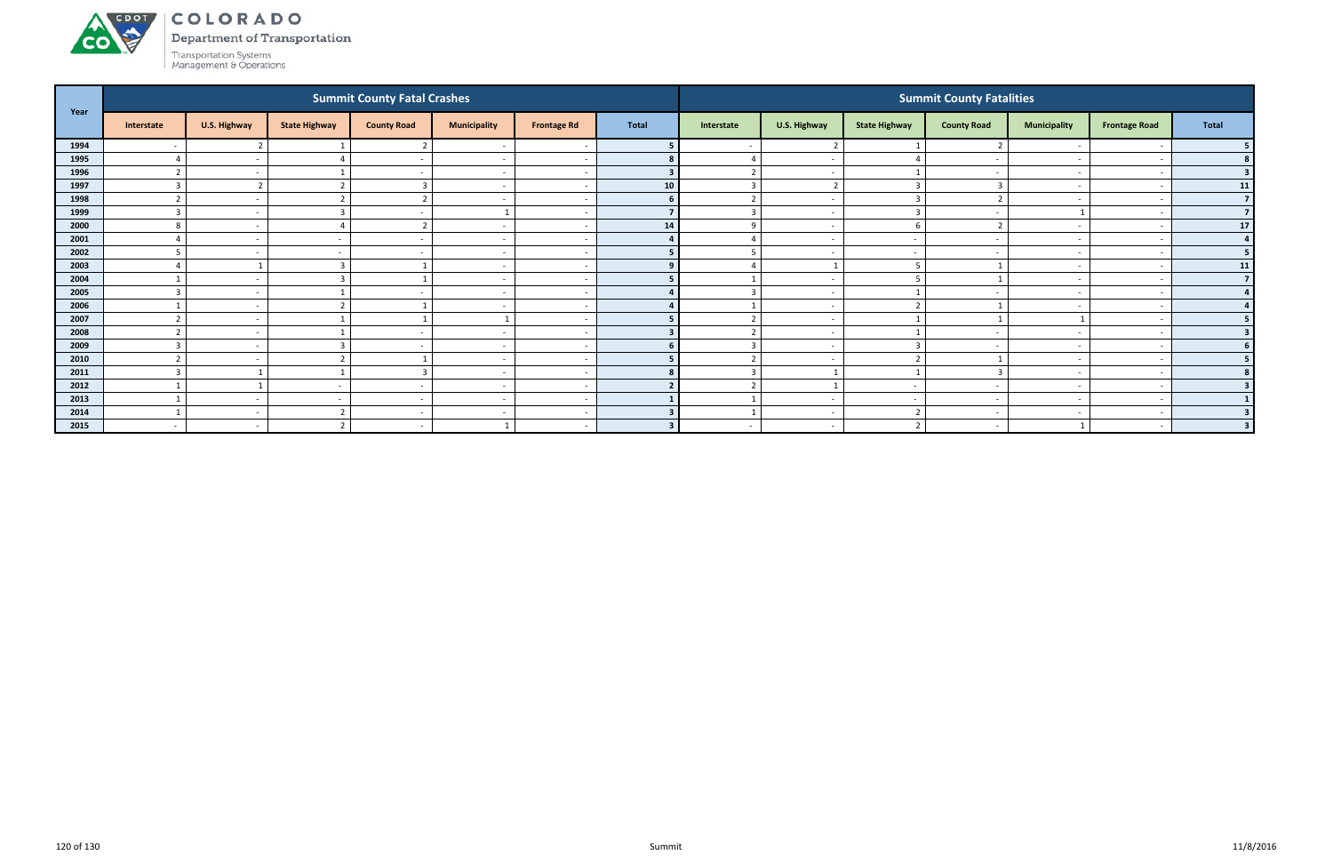COLORADO

Department of Transportation

Transportation Systems Management & Operations

| Year | Summit County Fatal Crashes | | | | | | | Summit County Fatalities | | | | | | |
|---|---|---|---|---|---|---|---|---|---|---|---|---|---|---|
| | Interstate | U.S. Highway | State Highway | County Road | Municipality | Frontage Rd | Total | Interstate | U.S. Highway | State Highway | County Road | Municipality | Frontage Road | Total |
| 1994 | - | 2 | 1 | 2 | - | - | 5 | - | 2 | 1 | 2 | - | - | 5 |
| 1995 | 4 | - | 4 | - | - | - | 8 | 4 | - | 4 | - | - | - | 8 |
| 1996 | 2 | - | 1 | - | - | - | 3 | 2 | - | 1 | - | - | - | 3 |
| 1997 | 3 | 2 | 2 | 3 | - | - | 10 | 3 | 2 | 3 | 3 | - | - | 11 |
| 1998 | 2 | - | 2 | 2 | - | - | 6 | 2 | - | 3 | 2 | - | - | 7 |
| 1999 | 3 | - | 3 | - | 1 | - | 7 | 3 | - | 3 | - | 1 | - | 7 |
| 2000 | 8 | - | 4 | 2 | - | - | 14 | 9 | - | 6 | 2 | - | - | 17 |
| 2001 | 4 | - | - | - | - | - | 4 | 4 | - | - | - | - | - | 4 |
| 2002 | 5 | - | - | - | - | - | 5 | 5 | - | - | - | - | - | 5 |
| 2003 | 4 | 1 | 3 | 1 | - | - | 9 | 4 | 1 | 5 | 1 | - | - | 11 |
| 2004 | 1 | - | 3 | 1 | - | - | 5 | 1 | - | 5 | 1 | - | - | 7 |
| 2005 | 3 | - | 1 | - | - | - | 4 | 3 | - | 1 | - | - | - | 4 |
| 2006 | 1 | - | 2 | 1 | - | - | 4 | 1 | - | 2 | 1 | - | - | 4 |
| 2007 | 2 | - | 1 | 1 | 1 | - | 5 | 2 | - | 1 | 1 | 1 | - | 5 |
| 2008 | 2 | - | 1 | - | - | - | 3 | 2 | - | 1 | - | - | - | 3 |
| 2009 | 3 | - | 3 | - | - | - | 6 | 3 | - | 3 | - | - | - | 6 |
| 2010 | 2 | - | 2 | 1 | - | - | 5 | 2 | - | 2 | 1 | - | - | 5 |
| 2011 | 3 | 1 | 1 | 3 | - | - | 8 | 3 | 1 | 1 | 3 | - | - | 8 |
| 2012 | 1 | 1 | - | - | - | - | 2 | 2 | 1 | - | - | - | - | 3 |
| 2013 | 1 | - | - | - | - | - | 1 | 1 | - | - | - | - | - | 1 |
| 2014 | 1 | - | 2 | - | - | - | 3 | 1 | - | 2 | - | - | - | 3 |
| 2015 | - | - | 2 | - | 1 | - | 3 | - | - | 2 | - | 1 | - | 3 |

Summit

11/8/2016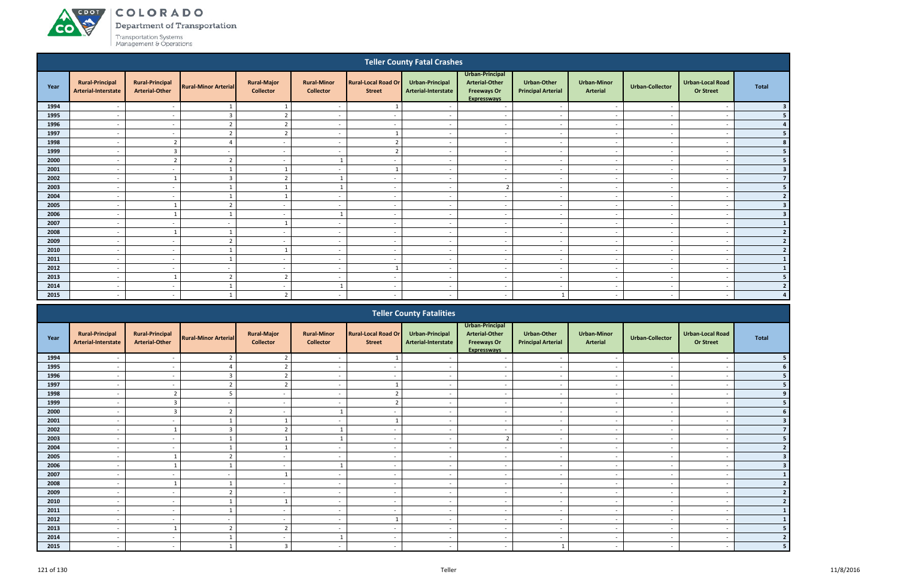## Teller County Fatal Crashes

| Year | Rural-Principal Arterial-Interstate | Rural-Principal Arterial-Other | Rural-Minor Arterial | Rural-Major Collector | Rural-Minor Collector | Rural-Local Road Or Street | Urban-Principal Arterial-Interstate | Urban-Principal Arterial-Other Freeways Or Expressways | Urban-Other Principal Arterial | Urban-Minor Arterial | Urban-Collector | Urban-Local Road Or Street | Total |
|---|---|---|---|---|---|---|---|---|---|---|---|---|---|
| 1994 | - | - | 1 | 1 | - | 1 | - | - | - | - | - | - | 3 |
| 1995 | - | - | 3 | 2 | - | - | - | - | - | - | - | - | 5 |
| 1996 | - | - | 2 | 2 | - | - | - | - | - | - | - | - | 4 |
| 1997 | - | - | 2 | 2 | - | 1 | - | - | - | - | - | - | 5 |
| 1998 | - | 2 | 4 | - | - | 2 | - | - | - | - | - | - | 8 |
| 1999 | - | 3 | - | - | - | 2 | - | - | - | - | - | - | 5 |
| 2000 | - | 2 | 2 | - | 1 | - | - | - | - | - | - | - | 5 |
| 2001 | - | - | 1 | 1 | - | 1 | - | - | - | - | - | - | 3 |
| 2002 | - | 1 | 3 | 2 | 1 | - | - | - | - | - | - | - | 7 |
| 2003 | - | - | 1 | 1 | 1 | - | - | 2 | - | - | - | - | 5 |
| 2004 | - | - | 1 | 1 | - | - | - | - | - | - | - | - | 2 |
| 2005 | - | 1 | 2 | - | - | - | - | - | - | - | - | - | 3 |
| 2006 | - | 1 | 1 | - | 1 | - | - | - | - | - | - | - | 3 |
| 2007 | - | - | - | 1 | - | - | - | - | - | - | - | - | 1 |
| 2008 | - | 1 | 1 | - | - | - | - | - | - | - | - | - | 2 |
| 2009 | - | - | 2 | - | - | - | - | - | - | - | - | - | 2 |
| 2010 | - | - | 1 | 1 | - | - | - | - | - | - | - | - | 2 |
| 2011 | - | - | 1 | - | - | - | - | - | - | - | - | - | 1 |
| 2012 | - | - | - | - | - | 1 | - | - | - | - | - | - | 1 |
| 2013 | - | 1 | 2 | 2 | - | - | - | - | - | - | - | - | 5 |
| 2014 | - | - | 1 | - | 1 | - | - | - | - | - | - | - | 2 |
| 2015 | - | - | 1 | 2 | - | - | - | - | 1 | - | - | - | 4 |

## Teller County Fatalities

| Year | Rural-Principal Arterial-Interstate | Rural-Principal Arterial-Other | Rural-Minor Arterial | Rural-Major Collector | Rural-Minor Collector | Rural-Local Road Or Street | Urban-Principal Arterial-Interstate | Urban-Principal Arterial-Other Freeways Or Expressways | Urban-Other Principal Arterial | Urban-Minor Arterial | Urban-Collector | Urban-Local Road Or Street | Total |
|---|---|---|---|---|---|---|---|---|---|---|---|---|---|
| 1994 | - | - | 2 | 2 | - | 1 | - | - | - | - | - | - | 5 |
| 1995 | - | - | 4 | 2 | - | - | - | - | - | - | - | - | 6 |
| 1996 | - | - | 3 | 2 | - | - | - | - | - | - | - | - | 5 |
| 1997 | - | - | 2 | 2 | - | 1 | - | - | - | - | - | - | 5 |
| 1998 | - | 2 | 5 | - | - | 2 | - | - | - | - | - | - | 9 |
| 1999 | - | 3 | - | - | - | 2 | - | - | - | - | - | - | 5 |
| 2000 | - | 3 | 2 | - | 1 | - | - | - | - | - | - | - | 6 |
| 2001 | - | - | 1 | 1 | - | 1 | - | - | - | - | - | - | 3 |
| 2002 | - | 1 | 3 | 2 | 1 | - | - | - | - | - | - | - | 7 |
| 2003 | - | - | 1 | 1 | 1 | - | - | 2 | - | - | - | - | 5 |
| 2004 | - | - | 1 | 1 | - | - | - | - | - | - | - | - | 2 |
| 2005 | - | 1 | 2 | - | - | - | - | - | - | - | - | - | 3 |
| 2006 | - | 1 | 1 | - | 1 | - | - | - | - | - | - | - | 3 |
| 2007 | - | - | - | 1 | - | - | - | - | - | - | - | - | 1 |
| 2008 | - | 1 | 1 | - | - | - | - | - | - | - | - | - | 2 |
| 2009 | - | - | 2 | - | - | - | - | - | - | - | - | - | 2 |
| 2010 | - | - | 1 | 1 | - | - | - | - | - | - | - | - | 2 |
| 2011 | - | - | 1 | - | - | - | - | - | - | - | - | - | 1 |
| 2012 | - | - | - | - | - | 1 | - | - | - | - | - | - | 1 |
| 2013 | - | 1 | 2 | 2 | - | - | - | - | - | - | - | - | 5 |
| 2014 | - | - | 1 | - | 1 | - | - | - | - | - | - | - | 2 |
| 2015 | - | - | 1 | 3 | - | - | - | - | 1 | - | - | - | 5 |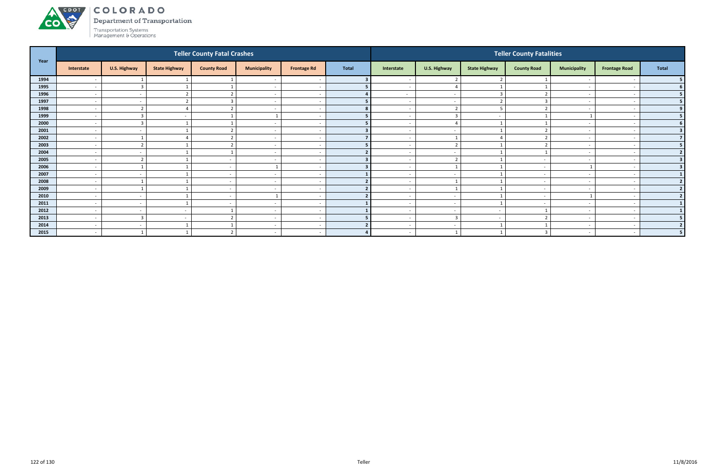# COLORADO

Department of Transportation

Transportation Systems Management & Operations

| Year | Teller County Fatal Crashes | | | | | | | Teller County Fatalities | | | | | | |
|---|---|---|---|---|---|---|---|---|---|---|---|---|---|---|
| | Interstate | U.S. Highway | State Highway | County Road | Municipality | Frontage Rd | Total | Interstate | U.S. Highway | State Highway | County Road | Municipality | Frontage Road | Total |
| 1994 | - | 1 | 1 | 1 | - | - | 3 | - | 2 | 2 | 1 | - | - | 5 |
| 1995 | - | 3 | 1 | 1 | - | - | 5 | - | 4 | 1 | 1 | - | - | 6 |
| 1996 | - | - | 2 | 2 | - | - | 4 | - | - | 3 | 2 | - | - | 5 |
| 1997 | - | - | 2 | 3 | - | - | 5 | - | - | 2 | 3 | - | - | 5 |
| 1998 | - | 2 | 4 | 2 | - | - | 8 | - | 2 | 5 | 2 | - | - | 9 |
| 1999 | - | 3 | - | 1 | 1 | - | 5 | - | 3 | - | 1 | 1 | - | 5 |
| 2000 | - | 3 | 1 | 1 | - | - | 5 | - | 4 | 1 | 1 | - | - | 6 |
| 2001 | - | - | 1 | 2 | - | - | 3 | - | - | 1 | 2 | - | - | 3 |
| 2002 | - | 1 | 4 | 2 | - | - | 7 | - | 1 | 4 | 2 | - | - | 7 |
| 2003 | - | 2 | 1 | 2 | - | - | 5 | - | 2 | 1 | 2 | - | - | 5 |
| 2004 | - | - | 1 | 1 | - | - | 2 | - | - | 1 | 1 | - | - | 2 |
| 2005 | - | 2 | 1 | - | - | - | 3 | - | 2 | 1 | - | - | - | 3 |
| 2006 | - | 1 | 1 | - | 1 | - | 3 | - | 1 | 1 | - | 1 | - | 3 |
| 2007 | - | - | 1 | - | - | - | 1 | - | - | 1 | - | - | - | 1 |
| 2008 | - | 1 | 1 | - | - | - | 2 | - | 1 | 1 | - | - | - | 2 |
| 2009 | - | 1 | 1 | - | - | - | 2 | - | 1 | 1 | - | - | - | 2 |
| 2010 | - | - | 1 | - | 1 | - | 2 | - | - | 1 | - | 1 | - | 2 |
| 2011 | - | - | 1 | - | - | - | 1 | - | - | 1 | - | - | - | 1 |
| 2012 | - | - | - | 1 | - | - | 1 | - | - | - | 1 | - | - | 1 |
| 2013 | - | 3 | - | 2 | - | - | 5 | - | 3 | - | 2 | - | - | 5 |
| 2014 | - | - | 1 | 1 | - | - | 2 | - | - | 1 | 1 | - | - | 2 |
| 2015 | - | 1 | 1 | 2 | - | - | 4 | - | 1 | 1 | 3 | - | - | 5 |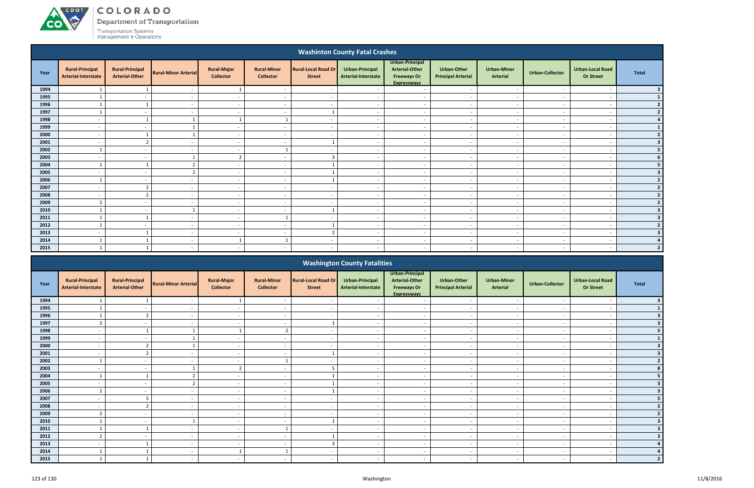## Washinton County Fatal Crashes

| Year | Rural-Principal Arterial-Interstate | Rural-Principal Arterial-Other | Rural-Minor Arterial | Rural-Major Collector | Rural-Minor Collector | Rural-Local Road Or Street | Urban-Principal Arterial-Interstate | Urban-Principal Arterial-Other Freeways Or Expressways | Urban-Other Principal Arterial | Urban-Minor Arterial | Urban-Collector | Urban-Local Road Or Street | Total |
|---|---|---|---|---|---|---|---|---|---|---|---|---|---|
| 1994 | 1 | 1 | - | 1 | - | - | - | - | - | - | - | - | 3 |
| 1995 | 1 | - | - | - | - | - | - | - | - | - | - | - | 1 |
| 1996 | 1 | 1 | - | - | - | - | - | - | - | - | - | - | 2 |
| 1997 | 1 | - | - | - | - | 1 | - | - | - | - | - | - | 2 |
| 1998 | - | 1 | 1 | 1 | 1 | - | - | - | - | - | - | - | 4 |
| 1999 | - | - | 1 | - | - | - | - | - | - | - | - | - | 1 |
| 2000 | - | 1 | 1 | - | - | - | - | - | - | - | - | - | 2 |
| 2001 | - | 2 | - | - | - | 1 | - | - | - | - | - | - | 3 |
| 2002 | 1 | - | - | - | 1 | - | - | - | - | - | - | - | 2 |
| 2003 | - | - | 1 | 2 | - | 3 | - | - | - | - | - | - | 6 |
| 2004 | 1 | 1 | 2 | - | - | 1 | - | - | - | - | - | - | 5 |
| 2005 | - | - | 2 | - | - | 1 | - | - | - | - | - | - | 3 |
| 2006 | 1 | - | - | - | - | 1 | - | - | - | - | - | - | 2 |
| 2007 | - | 2 | - | - | - | - | - | - | - | - | - | - | 2 |
| 2008 | - | 2 | - | - | - | - | - | - | - | - | - | - | 2 |
| 2009 | 2 | - | - | - | - | - | - | - | - | - | - | - | 2 |
| 2010 | 1 | - | 1 | - | - | 1 | - | - | - | - | - | - | 3 |
| 2011 | 1 | 1 | - | - | 1 | - | - | - | - | - | - | - | 3 |
| 2012 | 1 | - | - | - | - | 1 | - | - | - | - | - | - | 2 |
| 2013 | - | 1 | - | - | - | 2 | - | - | - | - | - | - | 3 |
| 2014 | 1 | 1 | - | 1 | 1 | - | - | - | - | - | - | - | 4 |
| 2015 | 1 | 1 | - | - | - | - | - | - | - | - | - | - | 2 |

## Washington County Fatalities

| Year | Rural-Principal Arterial-Interstate | Rural-Principal Arterial-Other | Rural-Minor Arterial | Rural-Major Collector | Rural-Minor Collector | Rural-Local Road Or Street | Urban-Principal Arterial-Interstate | Urban-Principal Arterial-Other Freeways Or Expressways | Urban-Other Principal Arterial | Urban-Minor Arterial | Urban-Collector | Urban-Local Road Or Street | Total |
|---|---|---|---|---|---|---|---|---|---|---|---|---|---|
| 1994 | 1 | 1 | - | 1 | - | - | - | - | - | - | - | - | 3 |
| 1995 | 1 | - | - | - | - | - | - | - | - | - | - | - | 1 |
| 1996 | 1 | 2 | - | - | - | - | - | - | - | - | - | - | 3 |
| 1997 | 2 | - | - | - | - | 1 | - | - | - | - | - | - | 3 |
| 1998 | - | 1 | 1 | 1 | 2 | - | - | - | - | - | - | - | 5 |
| 1999 | - | - | 1 | - | - | - | - | - | - | - | - | - | 1 |
| 2000 | - | 2 | 1 | - | - | - | - | - | - | - | - | - | 3 |
| 2001 | - | 2 | - | - | - | 1 | - | - | - | - | - | - | 3 |
| 2002 | 1 | - | - | - | 1 | - | - | - | - | - | - | - | 2 |
| 2003 | - | - | 1 | 2 | - | 5 | - | - | - | - | - | - | 8 |
| 2004 | 1 | 1 | 2 | - | - | 1 | - | - | - | - | - | - | 5 |
| 2005 | - | - | 2 | - | - | 1 | - | - | - | - | - | - | 3 |
| 2006 | 2 | - | - | - | - | 1 | - | - | - | - | - | - | 3 |
| 2007 | - | 5 | - | - | - | - | - | - | - | - | - | - | 5 |
| 2008 | - | 2 | - | - | - | - | - | - | - | - | - | - | 2 |
| 2009 | 2 | - | - | - | - | - | - | - | - | - | - | - | 2 |
| 2010 | 1 | - | 1 | - | - | 1 | - | - | - | - | - | - | 3 |
| 2011 | 1 | 1 | - | - | 1 | - | - | - | - | - | - | - | 3 |
| 2012 | 2 | - | - | - | - | 1 | - | - | - | - | - | - | 3 |
| 2013 | - | 1 | - | - | - | 3 | - | - | - | - | - | - | 4 |
| 2014 | 1 | 1 | - | 1 | 1 | - | - | - | - | - | - | - | 4 |
| 2015 | 1 | 1 | - | - | - | - | - | - | - | - | - | - | 2 |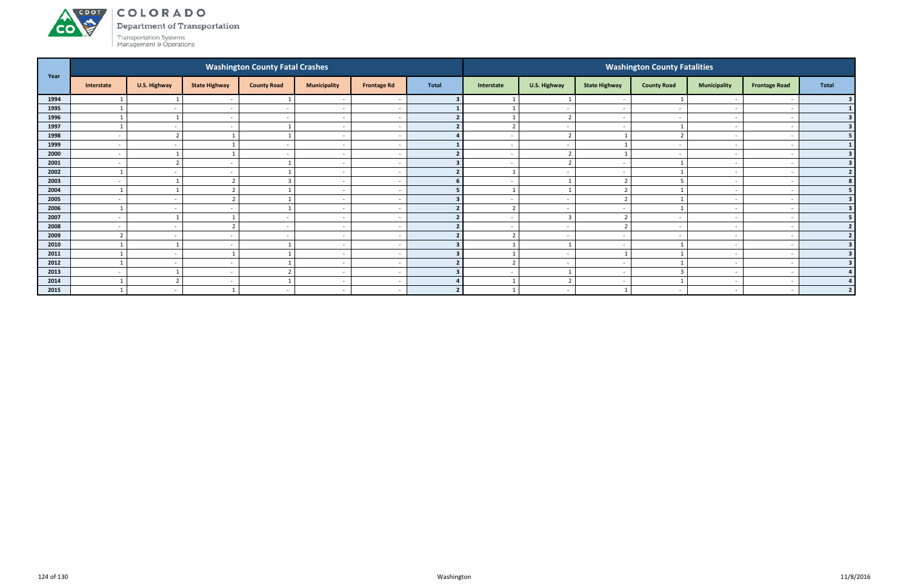# COLORADO

Department of Transportation

Transportation Systems Management & Operations

| Year | Washington County Fatal Crashes | | | | | | | Washington County Fatalities | | | | | | |
|---|---|---|---|---|---|---|---|---|---|---|---|---|---|---|
| | Interstate | U.S. Highway | State Highway | County Road | Municipality | Frontage Rd | Total | Interstate | U.S. Highway | State Highway | County Road | Municipality | Frontage Road | Total |
| 1994 | 1 | 1 | - | 1 | - | - | 3 | 1 | 1 | - | 1 | - | - | 3 |
| 1995 | 1 | - | - | - | - | - | 1 | 1 | - | - | - | - | - | 1 |
| 1996 | 1 | 1 | - | - | - | - | 2 | 1 | 2 | - | - | - | - | 3 |
| 1997 | 1 | - | - | 1 | - | - | 2 | 2 | - | - | 1 | - | - | 3 |
| 1998 | - | 2 | 1 | 1 | - | - | 4 | - | 2 | 1 | 2 | - | - | 5 |
| 1999 | - | - | 1 | - | - | - | 1 | - | - | 1 | - | - | - | 1 |
| 2000 | - | 1 | 1 | - | - | - | 2 | - | 2 | 1 | - | - | - | 3 |
| 2001 | - | 2 | - | 1 | - | - | 3 | - | 2 | - | 1 | - | - | 3 |
| 2002 | 1 | - | - | 1 | - | - | 2 | 1 | - | - | 1 | - | - | 2 |
| 2003 | - | 1 | 2 | 3 | - | - | 6 | - | 1 | 2 | 5 | - | - | 8 |
| 2004 | 1 | 1 | 2 | 1 | - | - | 5 | 1 | 1 | 2 | 1 | - | - | 5 |
| 2005 | - | - | 2 | 1 | - | - | 3 | - | - | 2 | 1 | - | - | 3 |
| 2006 | 1 | - | - | 1 | - | - | 2 | 2 | - | - | 1 | - | - | 3 |
| 2007 | - | 1 | 1 | - | - | - | 2 | - | 3 | 2 | - | - | - | 5 |
| 2008 | - | - | 2 | - | - | - | 2 | - | - | 2 | - | - | - | 2 |
| 2009 | 2 | - | - | - | - | - | 2 | 2 | - | - | - | - | - | 2 |
| 2010 | 1 | 1 | - | 1 | - | - | 3 | 1 | 1 | - | 1 | - | - | 3 |
| 2011 | 1 | - | 1 | 1 | - | - | 3 | 1 | - | 1 | 1 | - | - | 3 |
| 2012 | 1 | - | - | 1 | - | - | 2 | 2 | - | - | 1 | - | - | 3 |
| 2013 | - | 1 | - | 2 | - | - | 3 | - | 1 | - | 3 | - | - | 4 |
| 2014 | 1 | 2 | - | 1 | - | - | 4 | 1 | 2 | - | 1 | - | - | 4 |
| 2015 | 1 | - | 1 | - | - | - | 2 | 1 | - | 1 | - | - | - | 2 |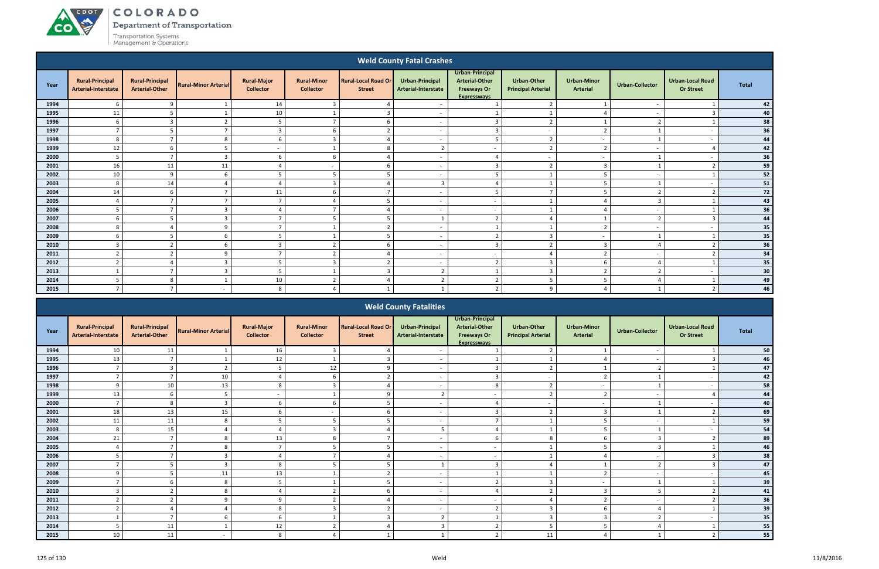## Weld County Fatal Crashes

| Year | Rural-Principal Arterial-Interstate | Rural-Principal Arterial-Other | Rural-Minor Arterial | Rural-Major Collector | Rural-Minor Collector | Rural-Local Road Or Street | Urban-Principal Arterial-Interstate | Urban-Principal Arterial-Other Freeways Or Expressways | Urban-Other Principal Arterial | Urban-Minor Arterial | Urban-Collector | Urban-Local Road Or Street | Total |
|---|---|---|---|---|---|---|---|---|---|---|---|---|---|
| 1994 | 6 | 9 | 1 | 14 | 3 | 4 | - | 1 | 2 | 1 | - | 1 | 42 |
| 1995 | 11 | 5 | 1 | 10 | 1 | 3 | - | 1 | 1 | 4 | - | 3 | 40 |
| 1996 | 6 | 3 | 2 | 5 | 7 | 6 | - | 3 | 2 | 1 | 2 | 1 | 38 |
| 1997 | 7 | 5 | 7 | 3 | 6 | 2 | - | 3 | - | 2 | 1 | - | 36 |
| 1998 | 8 | 7 | 8 | 6 | 3 | 4 | - | 5 | 2 | - | 1 | - | 44 |
| 1999 | 12 | 6 | 5 | - | 1 | 8 | 2 | - | 2 | 2 | - | 4 | 42 |
| 2000 | 5 | 7 | 3 | 6 | 6 | 4 | - | 4 | - | - | 1 | - | 36 |
| 2001 | 16 | 11 | 11 | 4 | - | 6 | - | 3 | 2 | 3 | 1 | 2 | 59 |
| 2002 | 10 | 9 | 6 | 5 | 5 | 5 | - | 5 | 1 | 5 | - | 1 | 52 |
| 2003 | 8 | 14 | 4 | 4 | 3 | 4 | 3 | 4 | 1 | 5 | 1 | - | 51 |
| 2004 | 14 | 6 | 7 | 11 | 6 | 7 | - | 5 | 7 | 5 | 2 | 2 | 72 |
| 2005 | 4 | 7 | 7 | 7 | 4 | 5 | - | - | 1 | 4 | 3 | 1 | 43 |
| 2006 | 5 | 7 | 3 | 4 | 7 | 4 | - | - | 1 | 4 | - | 1 | 36 |
| 2007 | 6 | 5 | 3 | 7 | 5 | 5 | 1 | 2 | 4 | 1 | 2 | 3 | 44 |
| 2008 | 8 | 4 | 9 | 7 | 1 | 2 | - | 1 | 1 | 2 | - | - | 35 |
| 2009 | 6 | 5 | 6 | 5 | 1 | 5 | - | 2 | 3 | - | 1 | 1 | 35 |
| 2010 | 3 | 2 | 6 | 3 | 2 | 6 | - | 3 | 2 | 3 | 4 | 2 | 36 |
| 2011 | 2 | 2 | 9 | 7 | 2 | 4 | - | - | 4 | 2 | - | 2 | 34 |
| 2012 | 2 | 4 | 3 | 5 | 3 | 2 | - | 2 | 3 | 6 | 4 | 1 | 35 |
| 2013 | 1 | 7 | 3 | 5 | 1 | 3 | 2 | 1 | 3 | 2 | 2 | - | 30 |
| 2014 | 5 | 8 | 1 | 10 | 2 | 4 | 2 | 2 | 5 | 5 | 4 | 1 | 49 |
| 2015 | 7 | 7 | - | 8 | 4 | 1 | 1 | 2 | 9 | 4 | 1 | 2 | 46 |

## Weld County Fatalities

| Year | Rural-Principal Arterial-Interstate | Rural-Principal Arterial-Other | Rural-Minor Arterial | Rural-Major Collector | Rural-Minor Collector | Rural-Local Road Or Street | Urban-Principal Arterial-Interstate | Urban-Principal Arterial-Other Freeways Or Expressways | Urban-Other Principal Arterial | Urban-Minor Arterial | Urban-Collector | Urban-Local Road Or Street | Total |
|---|---|---|---|---|---|---|---|---|---|---|---|---|---|
| 1994 | 10 | 11 | 1 | 16 | 3 | 4 | - | 1 | 2 | 1 | - | 1 | 50 |
| 1995 | 13 | 7 | 1 | 12 | 1 | 3 | - | 1 | 1 | 4 | - | 3 | 46 |
| 1996 | 7 | 3 | 2 | 5 | 12 | 9 | - | 3 | 2 | 1 | 2 | 1 | 47 |
| 1997 | 7 | 7 | 10 | 4 | 6 | 2 | - | 3 | - | 2 | 1 | - | 42 |
| 1998 | 9 | 10 | 13 | 8 | 3 | 4 | - | 8 | 2 | - | 1 | - | 58 |
| 1999 | 13 | 6 | 5 | - | 1 | 9 | 2 | - | 2 | 2 | - | 4 | 44 |
| 2000 | 7 | 8 | 3 | 6 | 6 | 5 | - | 4 | - | - | 1 | - | 40 |
| 2001 | 18 | 13 | 15 | 6 | - | 6 | - | 3 | 2 | 3 | 1 | 2 | 69 |
| 2002 | 11 | 11 | 8 | 5 | 5 | 5 | - | 7 | 1 | 5 | - | 1 | 59 |
| 2003 | 8 | 15 | 4 | 4 | 3 | 4 | 5 | 4 | 1 | 5 | 1 | - | 54 |
| 2004 | 21 | 7 | 8 | 13 | 8 | 7 | - | 6 | 8 | 6 | 3 | 2 | 89 |
| 2005 | 4 | 7 | 8 | 7 | 5 | 5 | - | - | 1 | 5 | 3 | 1 | 46 |
| 2006 | 5 | 7 | 3 | 4 | 7 | 4 | - | - | 1 | 4 | - | 3 | 38 |
| 2007 | 7 | 5 | 3 | 8 | 5 | 5 | 1 | 3 | 4 | 1 | 2 | 3 | 47 |
| 2008 | 9 | 5 | 11 | 13 | 1 | 2 | - | 1 | 1 | 2 | - | - | 45 |
| 2009 | 7 | 6 | 8 | 5 | 1 | 5 | - | 2 | 3 | - | 1 | 1 | 39 |
| 2010 | 3 | 2 | 8 | 4 | 2 | 6 | - | 4 | 2 | 3 | 5 | 2 | 41 |
| 2011 | 2 | 2 | 9 | 9 | 2 | 4 | - | - | 4 | 2 | - | 2 | 36 |
| 2012 | 2 | 4 | 4 | 8 | 3 | 2 | - | 2 | 3 | 6 | 4 | 1 | 39 |
| 2013 | 1 | 7 | 6 | 6 | 1 | 3 | 2 | 1 | 3 | 3 | 2 | - | 35 |
| 2014 | 5 | 11 | 1 | 12 | 2 | 4 | 3 | 2 | 5 | 5 | 4 | 1 | 55 |
| 2015 | 10 | 11 | - | 8 | 4 | 1 | 1 | 2 | 11 | 4 | 1 | 2 | 55 |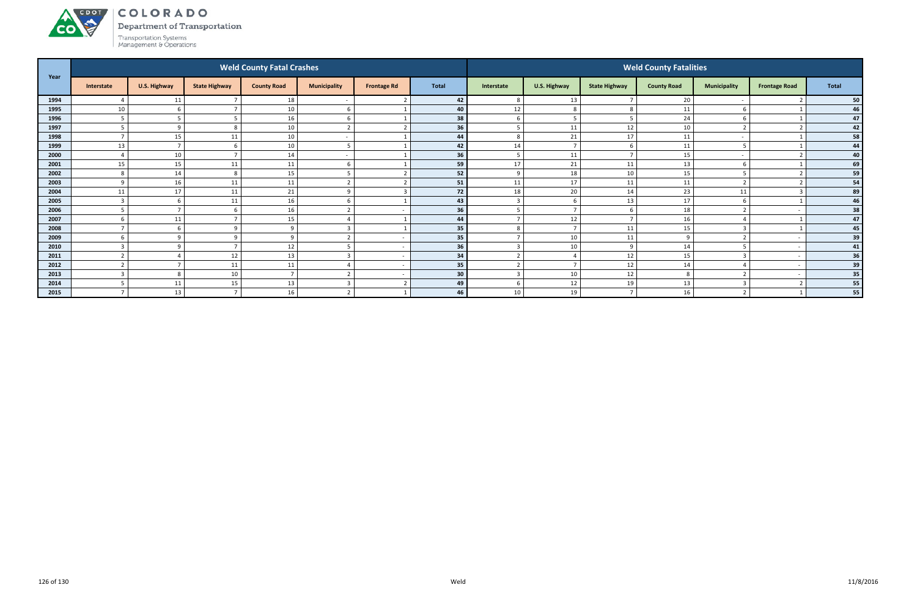# COLORADO

Department of Transportation

Transportation Systems Management & Operations

| Year | Weld County Fatal Crashes | | | | | | | Weld County Fatalities | | | | | | |
|---|---|---|---|---|---|---|---|---|---|---|---|---|---|---|
| | Interstate | U.S. Highway | State Highway | County Road | Municipality | Frontage Rd | Total | Interstate | U.S. Highway | State Highway | County Road | Municipality | Frontage Road | Total |
| 1994 | 4 | 11 | 7 | 18 | - | 2 | 42 | 8 | 13 | 7 | 20 | - | 2 | 50 |
| 1995 | 10 | 6 | 7 | 10 | 6 | 1 | 40 | 12 | 8 | 8 | 11 | 6 | 1 | 46 |
| 1996 | 5 | 5 | 5 | 16 | 6 | 1 | 38 | 6 | 5 | 5 | 24 | 6 | 1 | 47 |
| 1997 | 5 | 9 | 8 | 10 | 2 | 2 | 36 | 5 | 11 | 12 | 10 | 2 | 2 | 42 |
| 1998 | 7 | 15 | 11 | 10 | - | 1 | 44 | 8 | 21 | 17 | 11 | - | 1 | 58 |
| 1999 | 13 | 7 | 6 | 10 | 5 | 1 | 42 | 14 | 7 | 6 | 11 | 5 | 1 | 44 |
| 2000 | 4 | 10 | 7 | 14 | - | 1 | 36 | 5 | 11 | 7 | 15 | - | 2 | 40 |
| 2001 | 15 | 15 | 11 | 11 | 6 | 1 | 59 | 17 | 21 | 11 | 13 | 6 | 1 | 69 |
| 2002 | 8 | 14 | 8 | 15 | 5 | 2 | 52 | 9 | 18 | 10 | 15 | 5 | 2 | 59 |
| 2003 | 9 | 16 | 11 | 11 | 2 | 2 | 51 | 11 | 17 | 11 | 11 | 2 | 2 | 54 |
| 2004 | 11 | 17 | 11 | 21 | 9 | 3 | 72 | 18 | 20 | 14 | 23 | 11 | 3 | 89 |
| 2005 | 3 | 6 | 11 | 16 | 6 | 1 | 43 | 3 | 6 | 13 | 17 | 6 | 1 | 46 |
| 2006 | 5 | 7 | 6 | 16 | 2 | - | 36 | 5 | 7 | 6 | 18 | 2 | - | 38 |
| 2007 | 6 | 11 | 7 | 15 | 4 | 1 | 44 | 7 | 12 | 7 | 16 | 4 | 1 | 47 |
| 2008 | 7 | 6 | 9 | 9 | 3 | 1 | 35 | 8 | 7 | 11 | 15 | 3 | 1 | 45 |
| 2009 | 6 | 9 | 9 | 9 | 2 | - | 35 | 7 | 10 | 11 | 9 | 2 | - | 39 |
| 2010 | 3 | 9 | 7 | 12 | 5 | - | 36 | 3 | 10 | 9 | 14 | 5 | - | 41 |
| 2011 | 2 | 4 | 12 | 13 | 3 | - | 34 | 2 | 4 | 12 | 15 | 3 | - | 36 |
| 2012 | 2 | 7 | 11 | 11 | 4 | - | 35 | 2 | 7 | 12 | 14 | 4 | - | 39 |
| 2013 | 3 | 8 | 10 | 7 | 2 | - | 30 | 3 | 10 | 12 | 8 | 2 | - | 35 |
| 2014 | 5 | 11 | 15 | 13 | 3 | 2 | 49 | 6 | 12 | 19 | 13 | 3 | 2 | 55 |
| 2015 | 7 | 13 | 7 | 16 | 2 | 1 | 46 | 10 | 19 | 7 | 16 | 2 | 1 | 55 |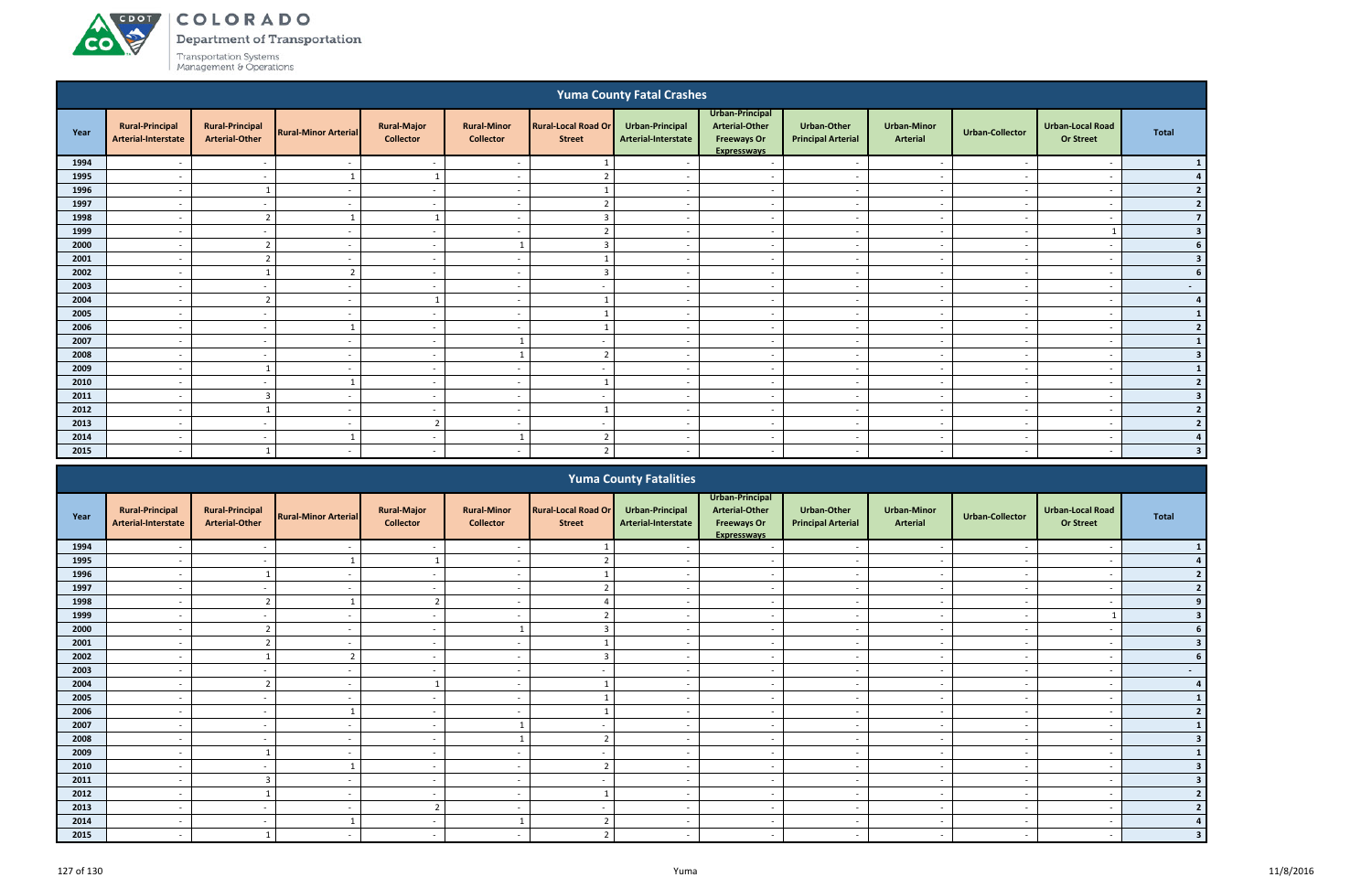## Yuma County Fatal Crashes

| Year | Rural-Principal Arterial-Interstate | Rural-Principal Arterial-Other | Rural-Minor Arterial | Rural-Major Collector | Rural-Minor Collector | Rural-Local Road Or Street | Urban-Principal Arterial-Interstate | Urban-Principal Arterial-Other Freeways Or Expressways | Urban-Other Principal Arterial | Urban-Minor Arterial | Urban-Collector | Urban-Local Road Or Street | Total |
|---|---|---|---|---|---|---|---|---|---|---|---|---|---|
| 1994 | - | - | - | - | - | 1 | - | - | - | - | - | - | 1 |
| 1995 | - | - | 1 | 1 | - | 2 | - | - | - | - | - | - | 4 |
| 1996 | - | 1 | - | - | - | 1 | - | - | - | - | - | - | 2 |
| 1997 | - | - | - | - | - | 2 | - | - | - | - | - | - | 2 |
| 1998 | - | 2 | 1 | 1 | - | 3 | - | - | - | - | - | - | 7 |
| 1999 | - | - | - | - | - | 2 | - | - | - | - | - | 1 | 3 |
| 2000 | - | 2 | - | - | 1 | 3 | - | - | - | - | - | - | 6 |
| 2001 | - | 2 | - | - | - | 1 | - | - | - | - | - | - | 3 |
| 2002 | - | 1 | 2 | - | - | 3 | - | - | - | - | - | - | 6 |
| 2003 | - | - | - | - | - | - | - | - | - | - | - | - | - |
| 2004 | - | 2 | - | 1 | - | 1 | - | - | - | - | - | - | 4 |
| 2005 | - | - | - | - | - | 1 | - | - | - | - | - | - | 1 |
| 2006 | - | - | 1 | - | - | 1 | - | - | - | - | - | - | 2 |
| 2007 | - | - | - | - | 1 | - | - | - | - | - | - | - | 1 |
| 2008 | - | - | - | - | 1 | 2 | - | - | - | - | - | - | 3 |
| 2009 | - | 1 | - | - | - | - | - | - | - | - | - | - | 1 |
| 2010 | - | - | 1 | - | - | 1 | - | - | - | - | - | - | 2 |
| 2011 | - | 3 | - | - | - | - | - | - | - | - | - | - | 3 |
| 2012 | - | 1 | - | - | - | 1 | - | - | - | - | - | - | 2 |
| 2013 | - | - | - | 2 | - | - | - | - | - | - | - | - | 2 |
| 2014 | - | - | 1 | - | 1 | 2 | - | - | - | - | - | - | 4 |
| 2015 | - | 1 | - | - | - | 2 | - | - | - | - | - | - | 3 |

## Yuma County Fatalities

| Year | Rural-Principal Arterial-Interstate | Rural-Principal Arterial-Other | Rural-Minor Arterial | Rural-Major Collector | Rural-Minor Collector | Rural-Local Road Or Street | Urban-Principal Arterial-Interstate | Urban-Principal Arterial-Other Freeways Or Expressways | Urban-Other Principal Arterial | Urban-Minor Arterial | Urban-Collector | Urban-Local Road Or Street | Total |
|---|---|---|---|---|---|---|---|---|---|---|---|---|---|
| 1994 | - | - | - | - | - | 1 | - | - | - | - | - | - | 1 |
| 1995 | - | - | 1 | 1 | - | 2 | - | - | - | - | - | - | 4 |
| 1996 | - | 1 | - | - | - | 1 | - | - | - | - | - | - | 2 |
| 1997 | - | - | - | - | - | 2 | - | - | - | - | - | - | 2 |
| 1998 | - | 2 | 1 | 2 | - | 4 | - | - | - | - | - | - | 9 |
| 1999 | - | - | - | - | - | 2 | - | - | - | - | - | 1 | 3 |
| 2000 | - | 2 | - | - | 1 | 3 | - | - | - | - | - | - | 6 |
| 2001 | - | 2 | - | - | - | 1 | - | - | - | - | - | - | 3 |
| 2002 | - | 1 | 2 | - | - | 3 | - | - | - | - | - | - | 6 |
| 2003 | - | - | - | - | - | - | - | - | - | - | - | - | - |
| 2004 | - | 2 | - | 1 | - | 1 | - | - | - | - | - | - | 4 |
| 2005 | - | - | - | - | - | 1 | - | - | - | - | - | - | 1 |
| 2006 | - | - | 1 | - | - | 1 | - | - | - | - | - | - | 2 |
| 2007 | - | - | - | - | 1 | - | - | - | - | - | - | - | 1 |
| 2008 | - | - | - | - | 1 | 2 | - | - | - | - | - | - | 3 |
| 2009 | - | 1 | - | - | - | - | - | - | - | - | - | - | 1 |
| 2010 | - | - | 1 | - | - | 2 | - | - | - | - | - | - | 3 |
| 2011 | - | 3 | - | - | - | - | - | - | - | - | - | - | 3 |
| 2012 | - | 1 | - | - | - | 1 | - | - | - | - | - | - | 2 |
| 2013 | - | - | - | 2 | - | - | - | - | - | - | - | - | 2 |
| 2014 | - | - | 1 | - | 1 | 2 | - | - | - | - | - | - | 4 |
| 2015 | - | 1 | - | - | - | 2 | - | - | - | - | - | - | 3 |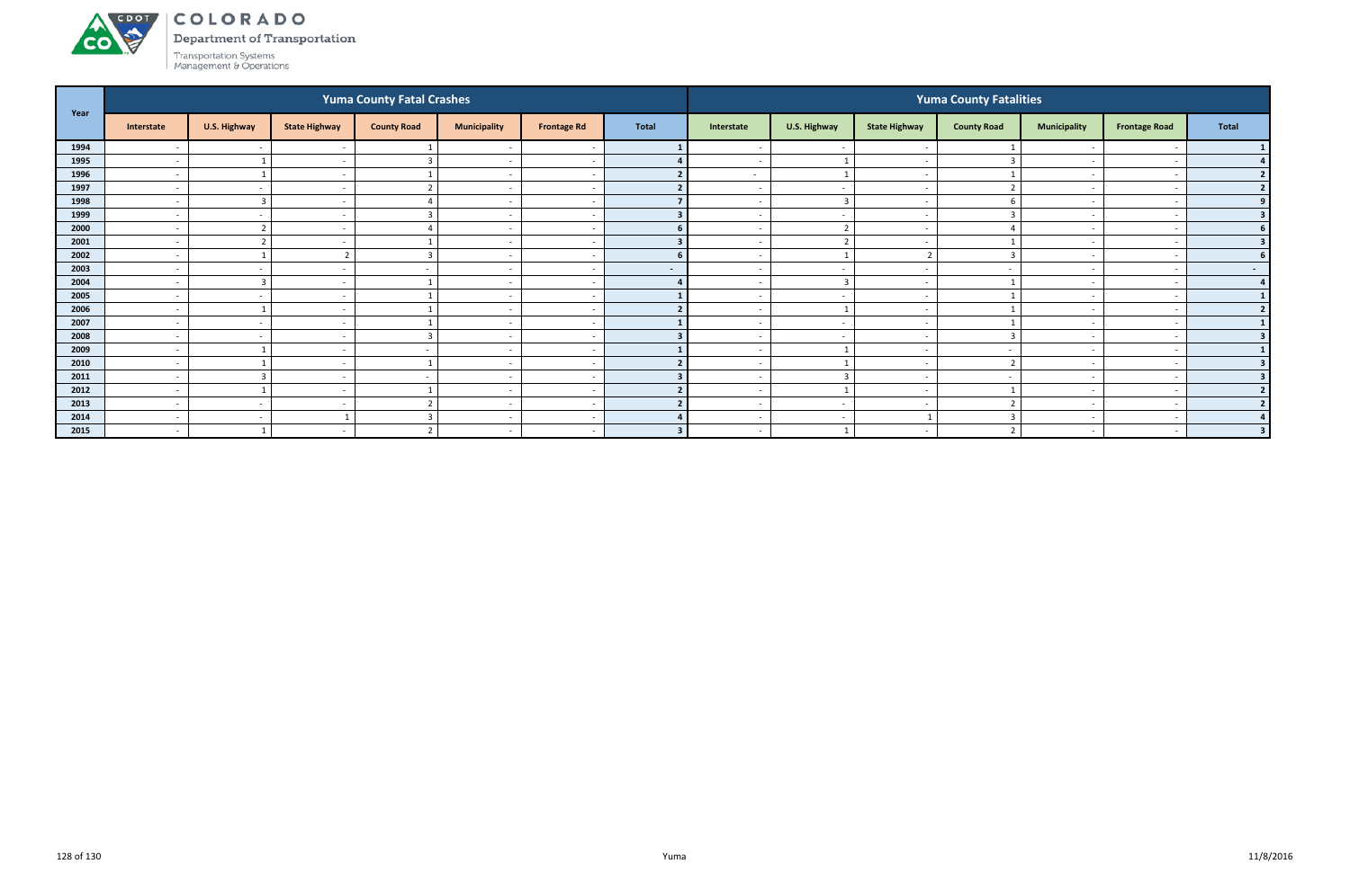# COLORADO

Department of Transportation

Transportation Systems Management & Operations

| Year | Yuma County Fatal Crashes | | | | | | | Yuma County Fatalities | | | | | | |
|---|---|---|---|---|---|---|---|---|---|---|---|---|---|---|
| | Interstate | U.S. Highway | State Highway | County Road | Municipality | Frontage Rd | Total | Interstate | U.S. Highway | State Highway | County Road | Municipality | Frontage Road | Total |
| 1994 | - | - | - | 1 | - | - | 1 | - | - | - | 1 | - | - | 1 |
| 1995 | - | 1 | - | 3 | - | - | 4 | - | 1 | - | 3 | - | - | 4 |
| 1996 | - | 1 | - | 1 | - | - | 2 | - | 1 | - | 1 | - | - | 2 |
| 1997 | - | - | - | 2 | - | - | 2 | - | - | - | 2 | - | - | 2 |
| 1998 | - | 3 | - | 4 | - | - | 7 | - | 3 | - | 6 | - | - | 9 |
| 1999 | - | - | - | 3 | - | - | 3 | - | - | - | 3 | - | - | 3 |
| 2000 | - | 2 | - | 4 | - | - | 6 | - | 2 | - | 4 | - | - | 6 |
| 2001 | - | 2 | - | 1 | - | - | 3 | - | 2 | - | 1 | - | - | 3 |
| 2002 | - | 1 | 2 | 3 | - | - | 6 | - | 1 | 2 | 3 | - | - | 6 |
| 2003 | - | - | - | - | - | - | - | - | - | - | - | - | - | - |
| 2004 | - | 3 | - | 1 | - | - | 4 | - | 3 | - | 1 | - | - | 4 |
| 2005 | - | - | - | 1 | - | - | 1 | - | - | - | 1 | - | - | 1 |
| 2006 | - | 1 | - | 1 | - | - | 2 | - | 1 | - | 1 | - | - | 2 |
| 2007 | - | - | - | 1 | - | - | 1 | - | - | - | 1 | - | - | 1 |
| 2008 | - | - | - | 3 | - | - | 3 | - | - | - | 3 | - | - | 3 |
| 2009 | - | 1 | - | - | - | - | 1 | - | 1 | - | - | - | - | 1 |
| 2010 | - | 1 | - | 1 | - | - | 2 | - | 1 | - | 2 | - | - | 3 |
| 2011 | - | 3 | - | - | - | - | 3 | - | 3 | - | - | - | - | 3 |
| 2012 | - | 1 | - | 1 | - | - | 2 | - | 1 | - | 1 | - | - | 2 |
| 2013 | - | - | - | 2 | - | - | 2 | - | - | - | 2 | - | - | 2 |
| 2014 | - | - | 1 | 3 | - | - | 4 | - | - | 1 | 3 | - | - | 4 |
| 2015 | - | 1 | - | 2 | - | - | 3 | - | 1 | - | 2 | - | - | 3 |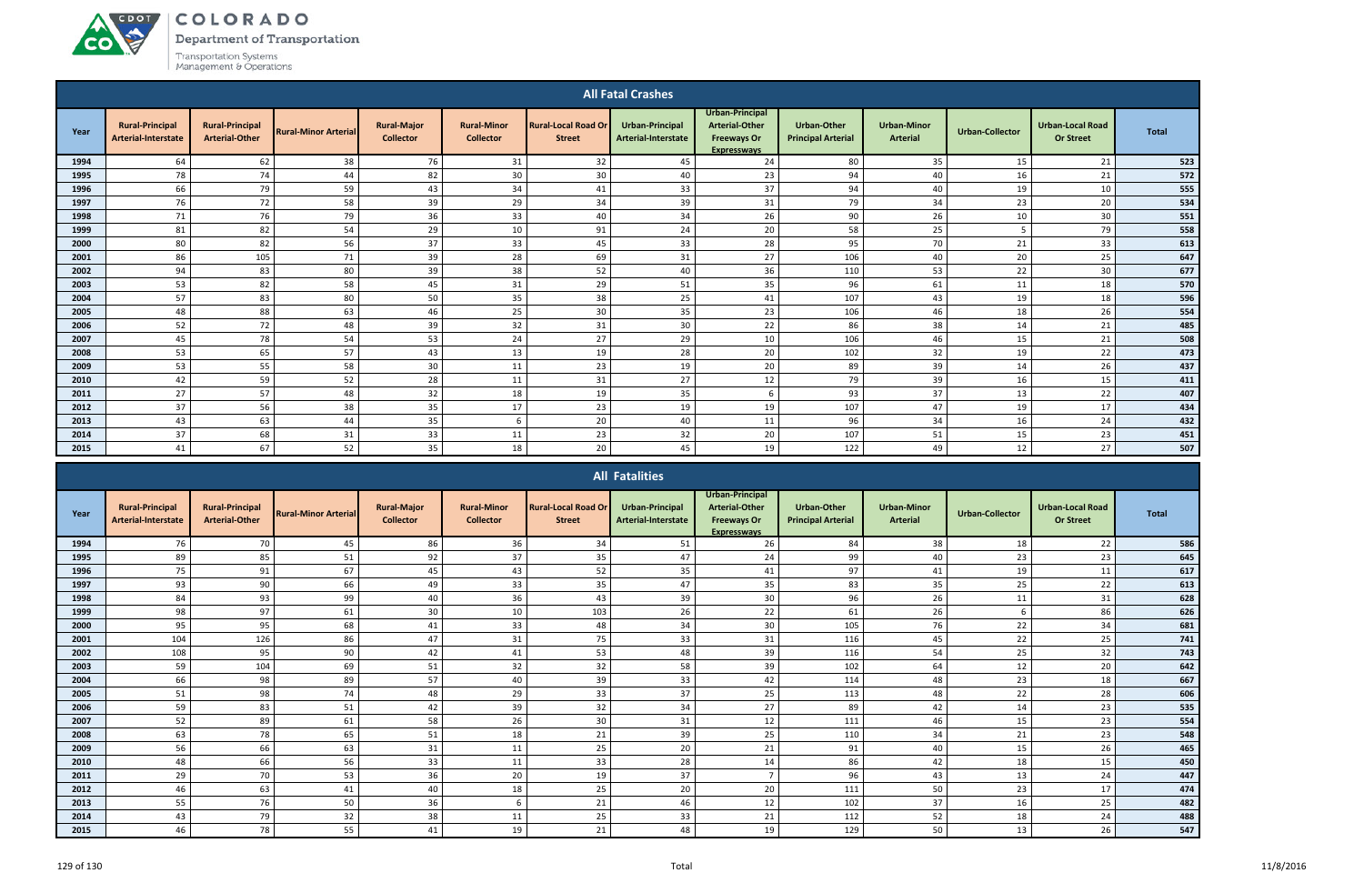## All Fatal Crashes

| Year | Rural-Principal Arterial-Interstate | Rural-Principal Arterial-Other | Rural-Minor Arterial | Rural-Major Collector | Rural-Minor Collector | Rural-Local Road Or Street | Urban-Principal Arterial-Interstate | Urban-Principal Arterial-Other Freeways Or Expressways | Urban-Other Principal Arterial | Urban-Minor Arterial | Urban-Collector | Urban-Local Road Or Street | Total |
|---|---|---|---|---|---|---|---|---|---|---|---|---|---|
| **1994** | 64 | 62 | 38 | 76 | 31 | 32 | 45 | 24 | 80 | 35 | 15 | 21 | **523** |
| **1995** | 78 | 74 | 44 | 82 | 30 | 30 | 40 | 23 | 94 | 40 | 16 | 21 | **572** |
| **1996** | 66 | 79 | 59 | 43 | 34 | 41 | 33 | 37 | 94 | 40 | 19 | 10 | **555** |
| **1997** | 76 | 72 | 58 | 39 | 29 | 34 | 39 | 31 | 79 | 34 | 23 | 20 | **534** |
| **1998** | 71 | 76 | 79 | 36 | 33 | 40 | 34 | 26 | 90 | 26 | 10 | 30 | **551** |
| **1999** | 81 | 82 | 54 | 29 | 10 | 91 | 24 | 20 | 58 | 25 | 5 | 79 | **558** |
| **2000** | 80 | 82 | 56 | 37 | 33 | 45 | 33 | 28 | 95 | 70 | 21 | 33 | **613** |
| **2001** | 86 | 105 | 71 | 39 | 28 | 69 | 31 | 27 | 106 | 40 | 20 | 25 | **647** |
| **2002** | 94 | 83 | 80 | 39 | 38 | 52 | 40 | 36 | 110 | 53 | 22 | 30 | **677** |
| **2003** | 53 | 82 | 58 | 45 | 31 | 29 | 51 | 35 | 96 | 61 | 11 | 18 | **570** |
| **2004** | 57 | 83 | 80 | 50 | 35 | 38 | 25 | 41 | 107 | 43 | 19 | 18 | **596** |
| **2005** | 48 | 88 | 63 | 46 | 25 | 30 | 35 | 23 | 106 | 46 | 18 | 26 | **554** |
| **2006** | 52 | 72 | 48 | 39 | 32 | 31 | 30 | 22 | 86 | 38 | 14 | 21 | **485** |
| **2007** | 45 | 78 | 54 | 53 | 24 | 27 | 29 | 10 | 106 | 46 | 15 | 21 | **508** |
| **2008** | 53 | 65 | 57 | 43 | 13 | 19 | 28 | 20 | 102 | 32 | 19 | 22 | **473** |
| **2009** | 53 | 55 | 58 | 30 | 11 | 23 | 19 | 20 | 89 | 39 | 14 | 26 | **437** |
| **2010** | 42 | 59 | 52 | 28 | 11 | 31 | 27 | 12 | 79 | 39 | 16 | 15 | **411** |
| **2011** | 27 | 57 | 48 | 32 | 18 | 19 | 35 | 6 | 93 | 37 | 13 | 22 | **407** |
| **2012** | 37 | 56 | 38 | 35 | 17 | 23 | 19 | 19 | 107 | 47 | 19 | 17 | **434** |
| **2013** | 43 | 63 | 44 | 35 | 6 | 20 | 40 | 11 | 96 | 34 | 16 | 24 | **432** |
| **2014** | 37 | 68 | 31 | 33 | 11 | 23 | 32 | 20 | 107 | 51 | 15 | 23 | **451** |
| **2015** | 41 | 67 | 52 | 35 | 18 | 20 | 45 | 19 | 122 | 49 | 12 | 27 | **507** |

## All Fatalities

| Year | Rural-Principal Arterial-Interstate | Rural-Principal Arterial-Other | Rural-Minor Arterial | Rural-Major Collector | Rural-Minor Collector | Rural-Local Road Or Street | Urban-Principal Arterial-Interstate | Urban-Principal Arterial-Other Freeways Or Expressways | Urban-Other Principal Arterial | Urban-Minor Arterial | Urban-Collector | Urban-Local Road Or Street | Total |
|---|---|---|---|---|---|---|---|---|---|---|---|---|---|
| **1994** | 76 | 70 | 45 | 86 | 36 | 34 | 51 | 26 | 84 | 38 | 18 | 22 | **586** |
| **1995** | 89 | 85 | 51 | 92 | 37 | 35 | 47 | 24 | 99 | 40 | 23 | 23 | **645** |
| **1996** | 75 | 91 | 67 | 45 | 43 | 52 | 35 | 41 | 97 | 41 | 19 | 11 | **617** |
| **1997** | 93 | 90 | 66 | 49 | 33 | 35 | 47 | 35 | 83 | 35 | 25 | 22 | **613** |
| **1998** | 84 | 93 | 99 | 40 | 36 | 43 | 39 | 30 | 96 | 26 | 11 | 31 | **628** |
| **1999** | 98 | 97 | 61 | 30 | 10 | 103 | 26 | 22 | 61 | 26 | 6 | 86 | **626** |
| **2000** | 95 | 95 | 68 | 41 | 33 | 48 | 34 | 30 | 105 | 76 | 22 | 34 | **681** |
| **2001** | 104 | 126 | 86 | 47 | 31 | 75 | 33 | 31 | 116 | 45 | 22 | 25 | **741** |
| **2002** | 108 | 95 | 90 | 42 | 41 | 53 | 48 | 39 | 116 | 54 | 25 | 32 | **743** |
| **2003** | 59 | 104 | 69 | 51 | 32 | 32 | 58 | 39 | 102 | 64 | 12 | 20 | **642** |
| **2004** | 66 | 98 | 89 | 57 | 40 | 39 | 33 | 42 | 114 | 48 | 23 | 18 | **667** |
| **2005** | 51 | 98 | 74 | 48 | 29 | 33 | 37 | 25 | 113 | 48 | 22 | 28 | **606** |
| **2006** | 59 | 83 | 51 | 42 | 39 | 32 | 34 | 27 | 89 | 42 | 14 | 23 | **535** |
| **2007** | 52 | 89 | 61 | 58 | 26 | 30 | 31 | 12 | 111 | 46 | 15 | 23 | **554** |
| **2008** | 63 | 78 | 65 | 51 | 18 | 21 | 39 | 25 | 110 | 34 | 21 | 23 | **548** |
| **2009** | 56 | 66 | 63 | 31 | 11 | 25 | 20 | 21 | 91 | 40 | 15 | 26 | **465** |
| **2010** | 48 | 66 | 56 | 33 | 11 | 33 | 28 | 14 | 86 | 42 | 18 | 15 | **450** |
| **2011** | 29 | 70 | 53 | 36 | 20 | 19 | 37 | 7 | 96 | 43 | 13 | 24 | **447** |
| **2012** | 46 | 63 | 41 | 40 | 18 | 25 | 20 | 20 | 111 | 50 | 23 | 17 | **474** |
| **2013** | 55 | 76 | 50 | 36 | 6 | 21 | 46 | 12 | 102 | 37 | 16 | 25 | **482** |
| **2014** | 43 | 79 | 32 | 38 | 11 | 25 | 33 | 21 | 112 | 52 | 18 | 24 | **488** |
| **2015** | 46 | 78 | 55 | 41 | 19 | 21 | 48 | 19 | 129 | 50 | 13 | 26 | **547** |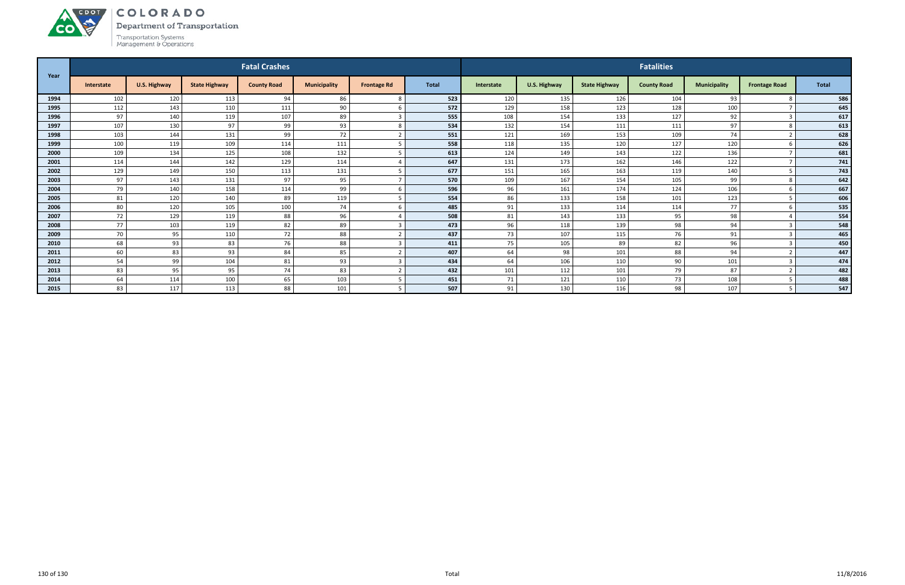# COLORADO

Department of Transportation

Transportation Systems Management & Operations

| Year | Fatal Crashes | | | | | | | Fatalities | | | | | | |
|---|---|---|---|---|---|---|---|---|---|---|---|---|---|---|
| | Interstate | U.S. Highway | State Highway | County Road | Municipality | Frontage Rd | Total | Interstate | U.S. Highway | State Highway | County Road | Municipality | Frontage Road | Total |
| 1994 | 102 | 120 | 113 | 94 | 86 | 8 | 523 | 120 | 135 | 126 | 104 | 93 | 8 | 586 |
| 1995 | 112 | 143 | 110 | 111 | 90 | 6 | 572 | 129 | 158 | 123 | 128 | 100 | 7 | 645 |
| 1996 | 97 | 140 | 119 | 107 | 89 | 3 | 555 | 108 | 154 | 133 | 127 | 92 | 3 | 617 |
| 1997 | 107 | 130 | 97 | 99 | 93 | 8 | 534 | 132 | 154 | 111 | 111 | 97 | 8 | 613 |
| 1998 | 103 | 144 | 131 | 99 | 72 | 2 | 551 | 121 | 169 | 153 | 109 | 74 | 2 | 628 |
| 1999 | 100 | 119 | 109 | 114 | 111 | 5 | 558 | 118 | 135 | 120 | 127 | 120 | 6 | 626 |
| 2000 | 109 | 134 | 125 | 108 | 132 | 5 | 613 | 124 | 149 | 143 | 122 | 136 | 7 | 681 |
| 2001 | 114 | 144 | 142 | 129 | 114 | 4 | 647 | 131 | 173 | 162 | 146 | 122 | 7 | 741 |
| 2002 | 129 | 149 | 150 | 113 | 131 | 5 | 677 | 151 | 165 | 163 | 119 | 140 | 5 | 743 |
| 2003 | 97 | 143 | 131 | 97 | 95 | 7 | 570 | 109 | 167 | 154 | 105 | 99 | 8 | 642 |
| 2004 | 79 | 140 | 158 | 114 | 99 | 6 | 596 | 96 | 161 | 174 | 124 | 106 | 6 | 667 |
| 2005 | 81 | 120 | 140 | 89 | 119 | 5 | 554 | 86 | 133 | 158 | 101 | 123 | 5 | 606 |
| 2006 | 80 | 120 | 105 | 100 | 74 | 6 | 485 | 91 | 133 | 114 | 114 | 77 | 6 | 535 |
| 2007 | 72 | 129 | 119 | 88 | 96 | 4 | 508 | 81 | 143 | 133 | 95 | 98 | 4 | 554 |
| 2008 | 77 | 103 | 119 | 82 | 89 | 3 | 473 | 96 | 118 | 139 | 98 | 94 | 3 | 548 |
| 2009 | 70 | 95 | 110 | 72 | 88 | 2 | 437 | 73 | 107 | 115 | 76 | 91 | 3 | 465 |
| 2010 | 68 | 93 | 83 | 76 | 88 | 3 | 411 | 75 | 105 | 89 | 82 | 96 | 3 | 450 |
| 2011 | 60 | 83 | 93 | 84 | 85 | 2 | 407 | 64 | 98 | 101 | 88 | 94 | 2 | 447 |
| 2012 | 54 | 99 | 104 | 81 | 93 | 3 | 434 | 64 | 106 | 110 | 90 | 101 | 3 | 474 |
| 2013 | 83 | 95 | 95 | 74 | 83 | 2 | 432 | 101 | 112 | 101 | 79 | 87 | 2 | 482 |
| 2014 | 64 | 114 | 100 | 65 | 103 | 5 | 451 | 71 | 121 | 110 | 73 | 108 | 5 | 488 |
| 2015 | 83 | 117 | 113 | 88 | 101 | 5 | 507 | 91 | 130 | 116 | 98 | 107 | 5 | 547 |

Total